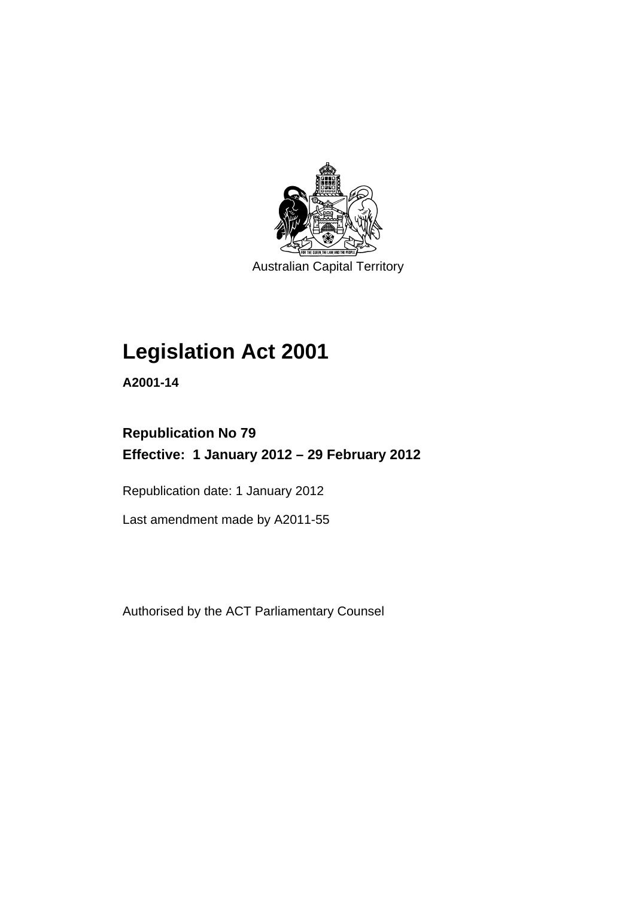Australian Capital Territory

# Legislation Act 2001

**A2001-14**

**Republication No 79**
**Effective: 1 January 2012 – 29 February 2012**

Republication date: 1 January 2012

Last amendment made by A2011-55

Authorised by the ACT Parliamentary Counsel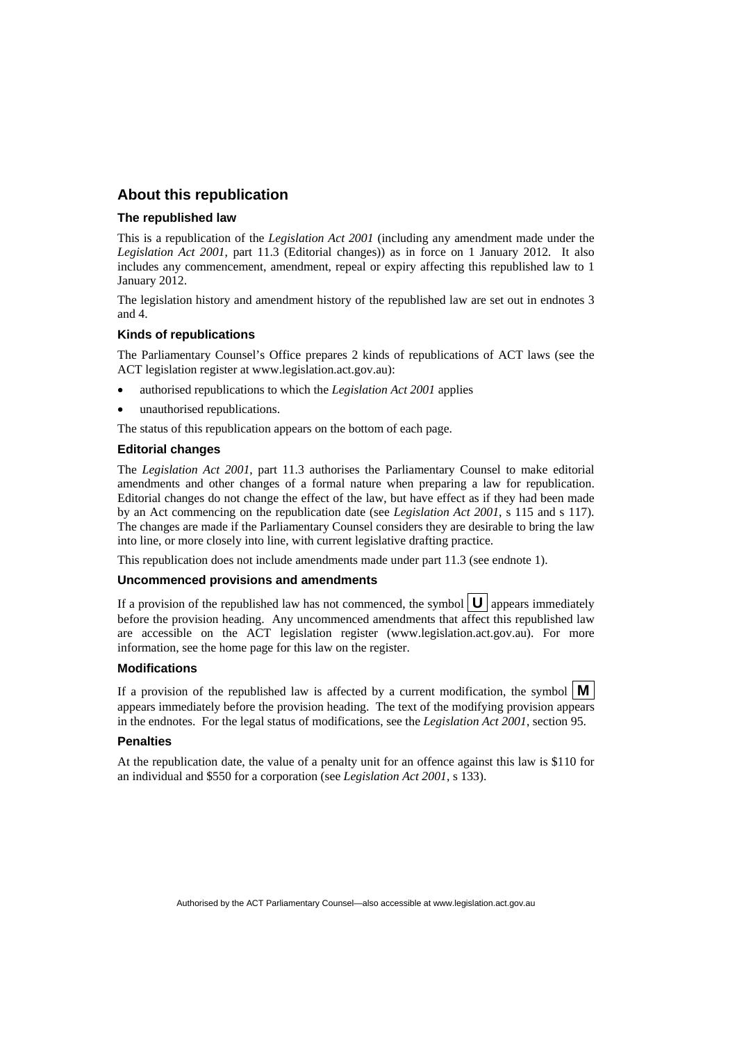## About this republication

### The republished law

This is a republication of the *Legislation Act 2001* (including any amendment made under the *Legislation Act 2001*, part 11.3 (Editorial changes)) as in force on 1 January 2012*.* It also includes any commencement, amendment, repeal or expiry affecting this republished law to 1 January 2012.

The legislation history and amendment history of the republished law are set out in endnotes 3 and 4.

### Kinds of republications

The Parliamentary Counsel's Office prepares 2 kinds of republications of ACT laws (see the ACT legislation register at www.legislation.act.gov.au):

- authorised republications to which the *Legislation Act 2001* applies
- unauthorised republications.

The status of this republication appears on the bottom of each page.

### Editorial changes

The *Legislation Act 2001*, part 11.3 authorises the Parliamentary Counsel to make editorial amendments and other changes of a formal nature when preparing a law for republication. Editorial changes do not change the effect of the law, but have effect as if they had been made by an Act commencing on the republication date (see *Legislation Act 2001*, s 115 and s 117). The changes are made if the Parliamentary Counsel considers they are desirable to bring the law into line, or more closely into line, with current legislative drafting practice.

This republication does not include amendments made under part 11.3 (see endnote 1).

### Uncommenced provisions and amendments

If a provision of the republished law has not commenced, the symbol **U** appears immediately before the provision heading. Any uncommenced amendments that affect this republished law are accessible on the ACT legislation register (www.legislation.act.gov.au). For more information, see the home page for this law on the register.

### Modifications

If a provision of the republished law is affected by a current modification, the symbol **M** appears immediately before the provision heading. The text of the modifying provision appears in the endnotes. For the legal status of modifications, see the *Legislation Act 2001*, section 95.

### Penalties

At the republication date, the value of a penalty unit for an offence against this law is $110 for an individual and $550 for a corporation (see *Legislation Act 2001*, s 133).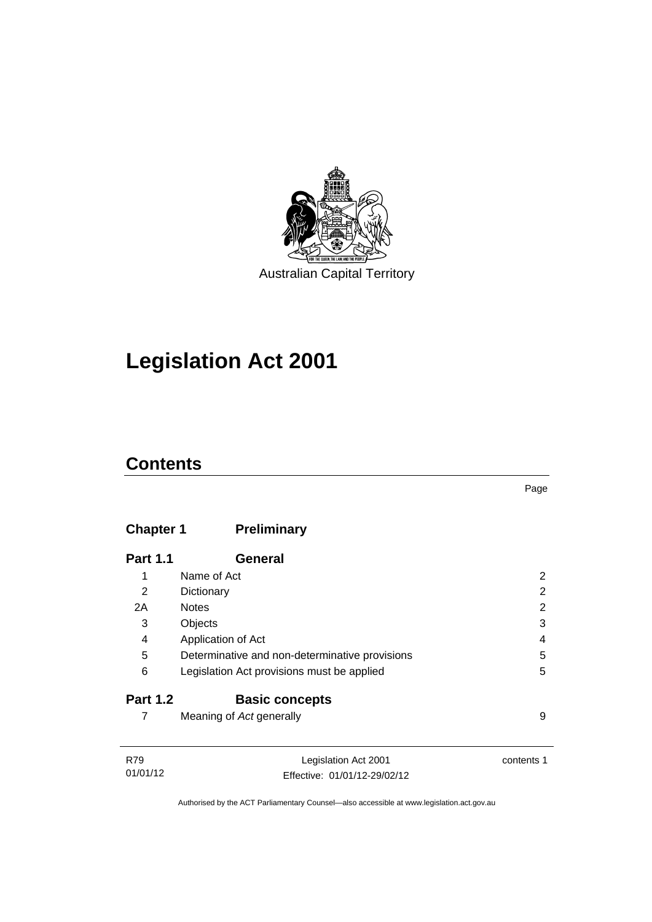Australian Capital Territory

# Legislation Act 2001

## Contents

| | | Page |
|---|---|---|
| **Chapter 1** | **Preliminary** | |
| **Part 1.1** | **General** | |
| 1 | Name of Act | 2 |
| 2 | Dictionary | 2 |
| 2A | Notes | 2 |
| 3 | Objects | 3 |
| 4 | Application of Act | 4 |
| 5 | Determinative and non-determinative provisions | 5 |
| 6 | Legislation Act provisions must be applied | 5 |
| **Part 1.2** | **Basic concepts** | |
| 7 | Meaning of *Act* generally | 9 |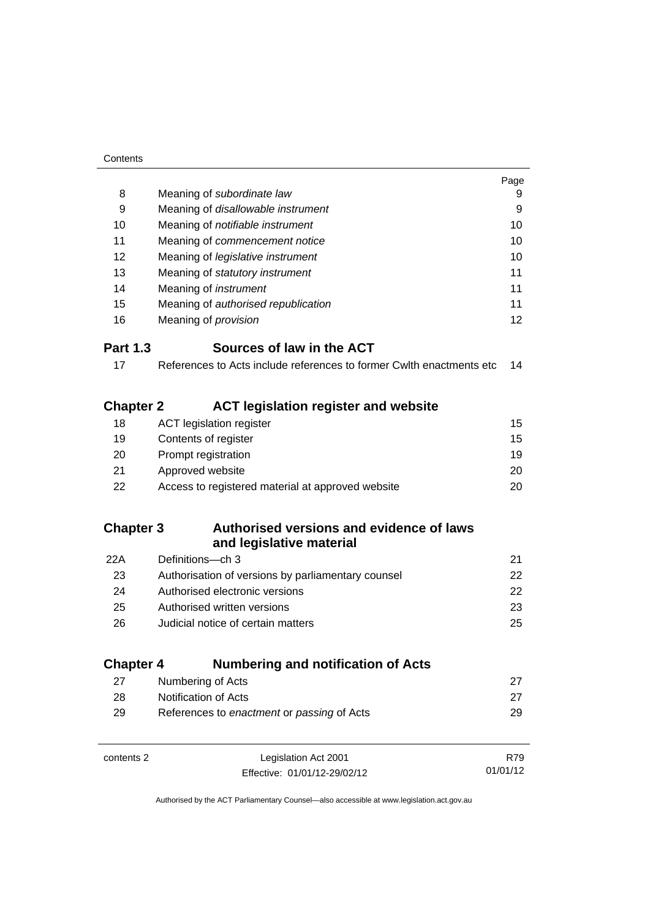| | | Page |
|---|---|---|
| 8 | Meaning of *subordinate law* | 9 |
| 9 | Meaning of *disallowable instrument* | 9 |
| 10 | Meaning of *notifiable instrument* | 10 |
| 11 | Meaning of *commencement notice* | 10 |
| 12 | Meaning of *legislative instrument* | 10 |
| 13 | Meaning of *statutory instrument* | 11 |
| 14 | Meaning of *instrument* | 11 |
| 15 | Meaning of *authorised republication* | 11 |
| 16 | Meaning of *provision* | 12 |

**Part 1.3 Sources of law in the ACT**

| | | |
|---|---|---|
| 17 | References to Acts include references to former Cwlth enactments etc | 14 |

**Chapter 2 ACT legislation register and website**

| | | |
|---|---|---|
| 18 | ACT legislation register | 15 |
| 19 | Contents of register | 15 |
| 20 | Prompt registration | 19 |
| 21 | Approved website | 20 |
| 22 | Access to registered material at approved website | 20 |

**Chapter 3 Authorised versions and evidence of laws and legislative material**

| | | |
|---|---|---|
| 22A | Definitions—ch 3 | 21 |
| 23 | Authorisation of versions by parliamentary counsel | 22 |
| 24 | Authorised electronic versions | 22 |
| 25 | Authorised written versions | 23 |
| 26 | Judicial notice of certain matters | 25 |

**Chapter 4 Numbering and notification of Acts**

| | | |
|---|---|---|
| 27 | Numbering of Acts | 27 |
| 28 | Notification of Acts | 27 |
| 29 | References to *enactment* or *passing* of Acts | 29 |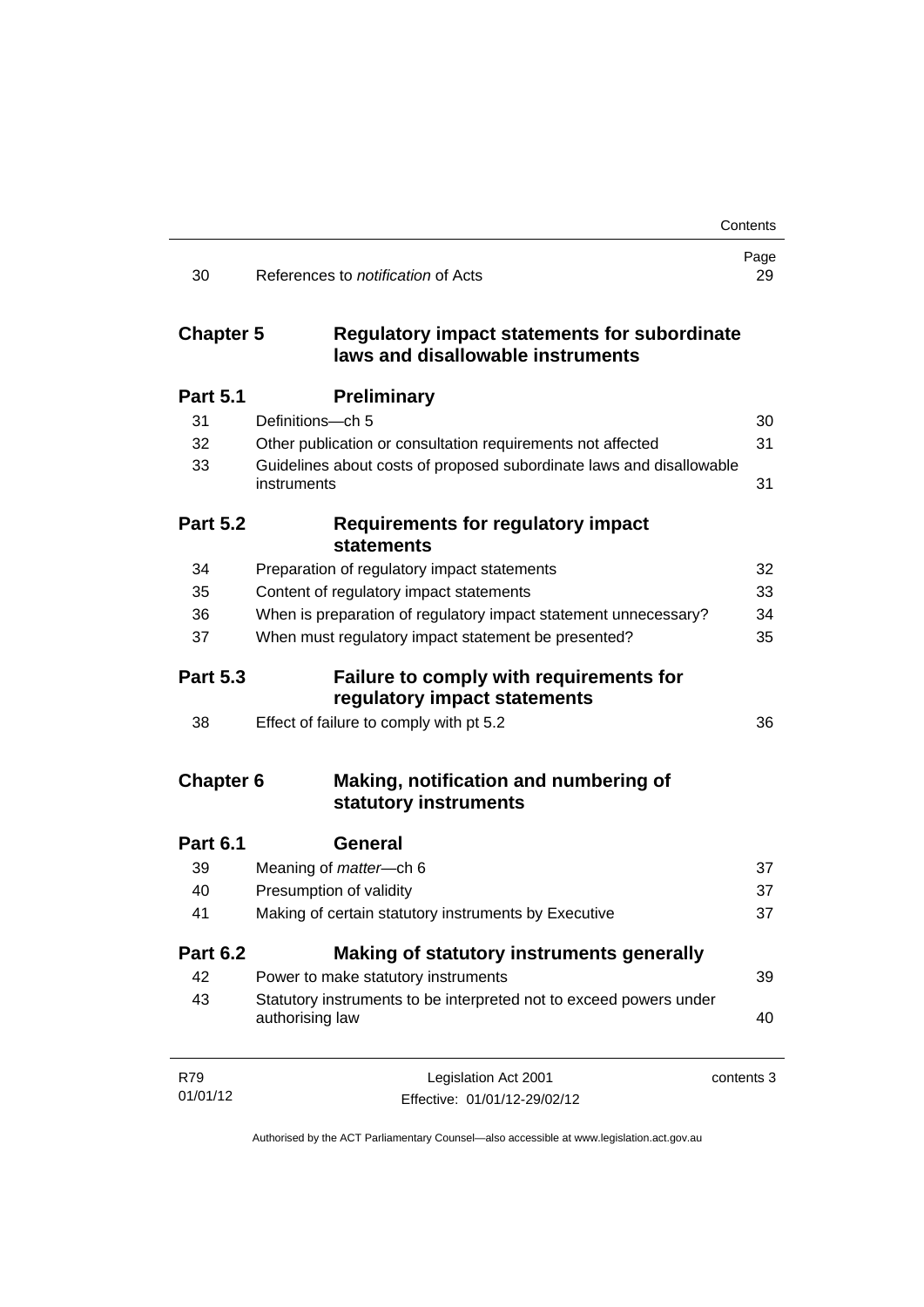| | | Page |
|---|---|---|
| 30 | References to *notification* of Acts | 29 |
| **Chapter 5** | **Regulatory impact statements for subordinate laws and disallowable instruments** | |
| **Part 5.1** | **Preliminary** | |
| 31 | Definitions—ch 5 | 30 |
| 32 | Other publication or consultation requirements not affected | 31 |
| 33 | Guidelines about costs of proposed subordinate laws and disallowable instruments | 31 |
| **Part 5.2** | **Requirements for regulatory impact statements** | |
| 34 | Preparation of regulatory impact statements | 32 |
| 35 | Content of regulatory impact statements | 33 |
| 36 | When is preparation of regulatory impact statement unnecessary? | 34 |
| 37 | When must regulatory impact statement be presented? | 35 |
| **Part 5.3** | **Failure to comply with requirements for regulatory impact statements** | |
| 38 | Effect of failure to comply with pt 5.2 | 36 |
| **Chapter 6** | **Making, notification and numbering of statutory instruments** | |
| **Part 6.1** | **General** | |
| 39 | Meaning of *matter*—ch 6 | 37 |
| 40 | Presumption of validity | 37 |
| 41 | Making of certain statutory instruments by Executive | 37 |
| **Part 6.2** | **Making of statutory instruments generally** | |
| 42 | Power to make statutory instruments | 39 |
| 43 | Statutory instruments to be interpreted not to exceed powers under authorising law | 40 |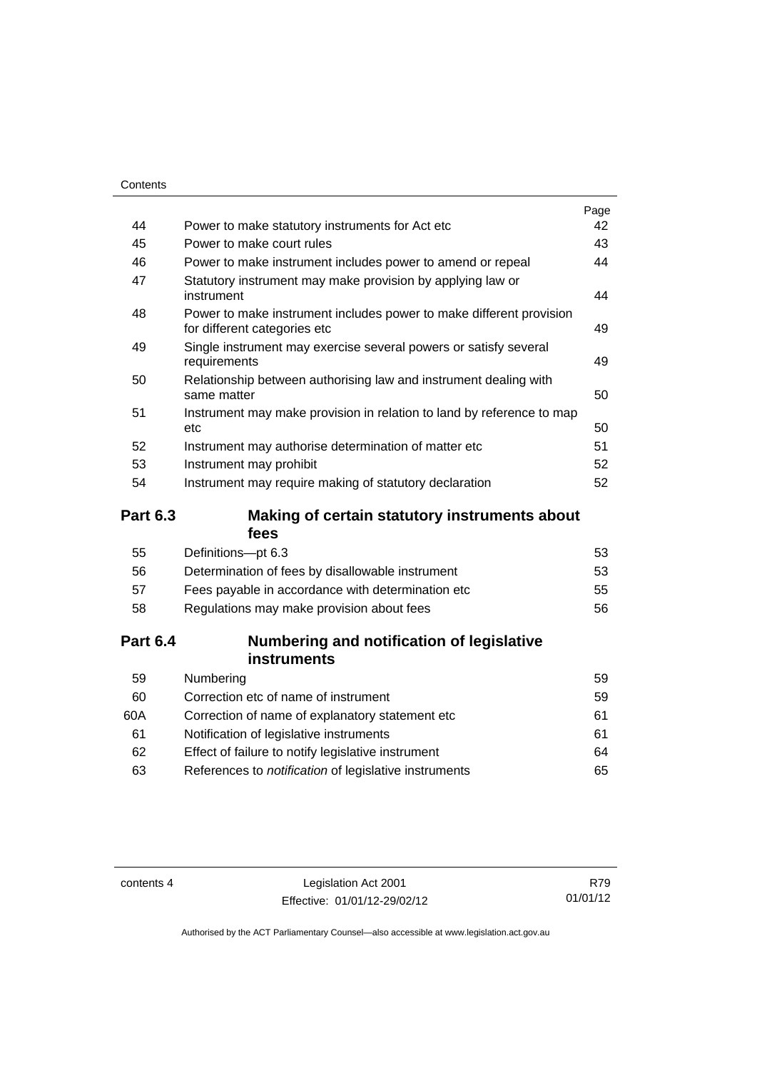| | | Page |
|---|---|---|
| 44 | Power to make statutory instruments for Act etc | 42 |
| 45 | Power to make court rules | 43 |
| 46 | Power to make instrument includes power to amend or repeal | 44 |
| 47 | Statutory instrument may make provision by applying law or instrument | 44 |
| 48 | Power to make instrument includes power to make different provision for different categories etc | 49 |
| 49 | Single instrument may exercise several powers or satisfy several requirements | 49 |
| 50 | Relationship between authorising law and instrument dealing with same matter | 50 |
| 51 | Instrument may make provision in relation to land by reference to map etc | 50 |
| 52 | Instrument may authorise determination of matter etc | 51 |
| 53 | Instrument may prohibit | 52 |
| 54 | Instrument may require making of statutory declaration | 52 |

### Part 6.3 Making of certain statutory instruments about fees

| | | |
|---|---|---|
| 55 | Definitions—pt 6.3 | 53 |
| 56 | Determination of fees by disallowable instrument | 53 |
| 57 | Fees payable in accordance with determination etc | 55 |
| 58 | Regulations may make provision about fees | 56 |

### Part 6.4 Numbering and notification of legislative instruments

| | | |
|---|---|---|
| 59 | Numbering | 59 |
| 60 | Correction etc of name of instrument | 59 |
| 60A | Correction of name of explanatory statement etc | 61 |
| 61 | Notification of legislative instruments | 61 |
| 62 | Effect of failure to notify legislative instrument | 64 |
| 63 | References to *notification* of legislative instruments | 65 |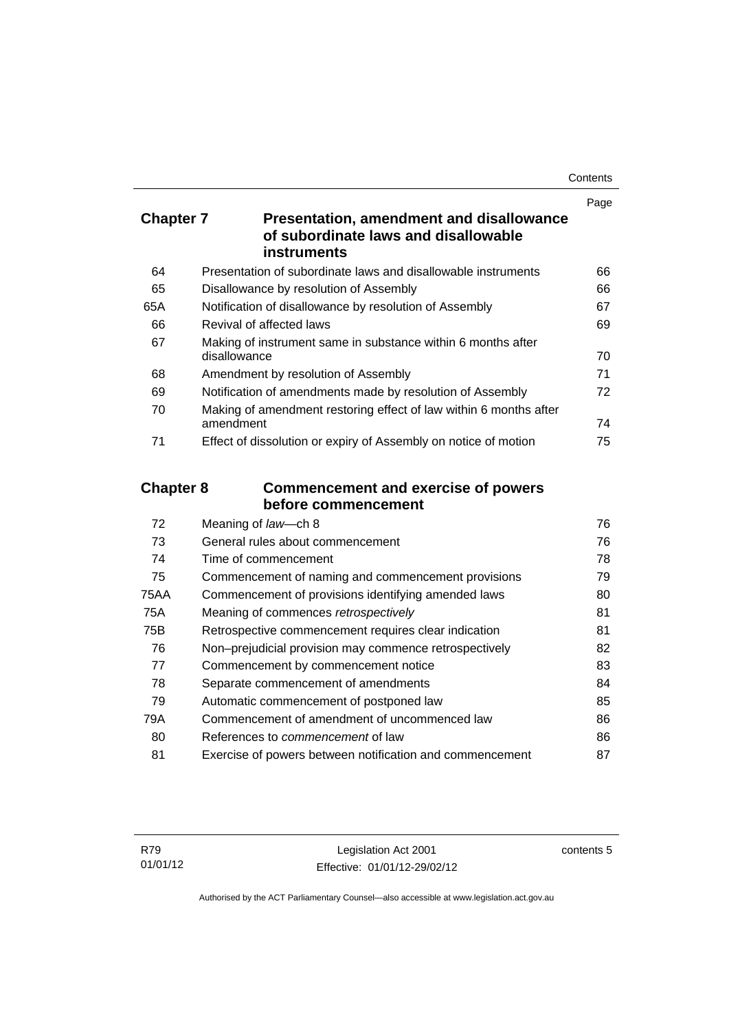| | | Page |
|---|---|---|
| **Chapter 7** | **Presentation, amendment and disallowance of subordinate laws and disallowable instruments** | |
| 64 | Presentation of subordinate laws and disallowable instruments | 66 |
| 65 | Disallowance by resolution of Assembly | 66 |
| 65A | Notification of disallowance by resolution of Assembly | 67 |
| 66 | Revival of affected laws | 69 |
| 67 | Making of instrument same in substance within 6 months after disallowance | 70 |
| 68 | Amendment by resolution of Assembly | 71 |
| 69 | Notification of amendments made by resolution of Assembly | 72 |
| 70 | Making of amendment restoring effect of law within 6 months after amendment | 74 |
| 71 | Effect of dissolution or expiry of Assembly on notice of motion | 75 |

| | | |
|---|---|---|
| **Chapter 8** | **Commencement and exercise of powers before commencement** | |
| 72 | Meaning of *law*—ch 8 | 76 |
| 73 | General rules about commencement | 76 |
| 74 | Time of commencement | 78 |
| 75 | Commencement of naming and commencement provisions | 79 |
| 75AA | Commencement of provisions identifying amended laws | 80 |
| 75A | Meaning of commences *retrospectively* | 81 |
| 75B | Retrospective commencement requires clear indication | 81 |
| 76 | Non–prejudicial provision may commence retrospectively | 82 |
| 77 | Commencement by commencement notice | 83 |
| 78 | Separate commencement of amendments | 84 |
| 79 | Automatic commencement of postponed law | 85 |
| 79A | Commencement of amendment of uncommenced law | 86 |
| 80 | References to *commencement* of law | 86 |
| 81 | Exercise of powers between notification and commencement | 87 |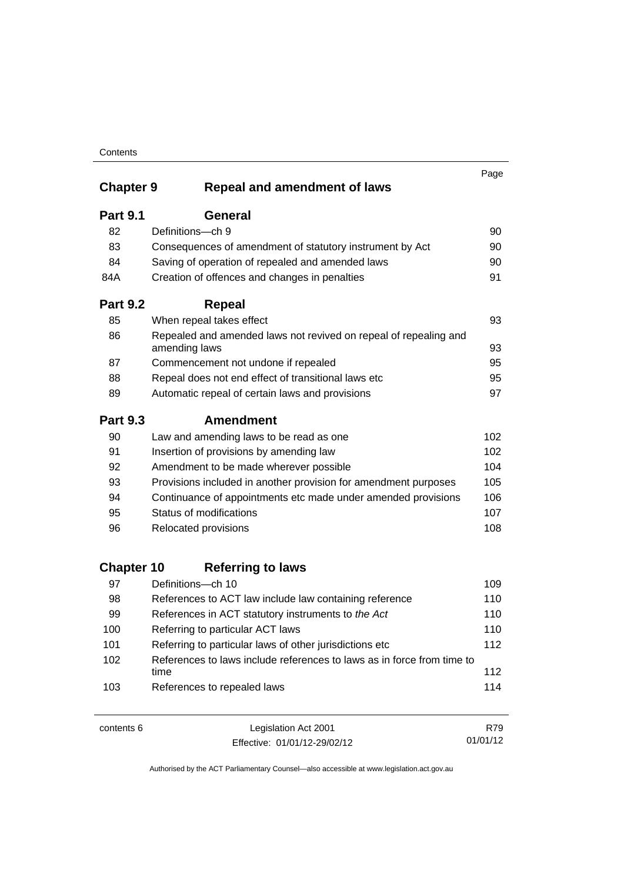| | | Page |
|---|---|---|
| **Chapter 9** | **Repeal and amendment of laws** | |
| **Part 9.1** | **General** | |
| 82 | Definitions—ch 9 | 90 |
| 83 | Consequences of amendment of statutory instrument by Act | 90 |
| 84 | Saving of operation of repealed and amended laws | 90 |
| 84A | Creation of offences and changes in penalties | 91 |
| **Part 9.2** | **Repeal** | |
| 85 | When repeal takes effect | 93 |
| 86 | Repealed and amended laws not revived on repeal of repealing and amending laws | 93 |
| 87 | Commencement not undone if repealed | 95 |
| 88 | Repeal does not end effect of transitional laws etc | 95 |
| 89 | Automatic repeal of certain laws and provisions | 97 |
| **Part 9.3** | **Amendment** | |
| 90 | Law and amending laws to be read as one | 102 |
| 91 | Insertion of provisions by amending law | 102 |
| 92 | Amendment to be made wherever possible | 104 |
| 93 | Provisions included in another provision for amendment purposes | 105 |
| 94 | Continuance of appointments etc made under amended provisions | 106 |
| 95 | Status of modifications | 107 |
| 96 | Relocated provisions | 108 |
| **Chapter 10** | **Referring to laws** | |
| 97 | Definitions—ch 10 | 109 |
| 98 | References to ACT law include law containing reference | 110 |
| 99 | References in ACT statutory instruments to *the Act* | 110 |
| 100 | Referring to particular ACT laws | 110 |
| 101 | Referring to particular laws of other jurisdictions etc | 112 |
| 102 | References to laws include references to laws as in force from time to time | 112 |
| 103 | References to repealed laws | 114 |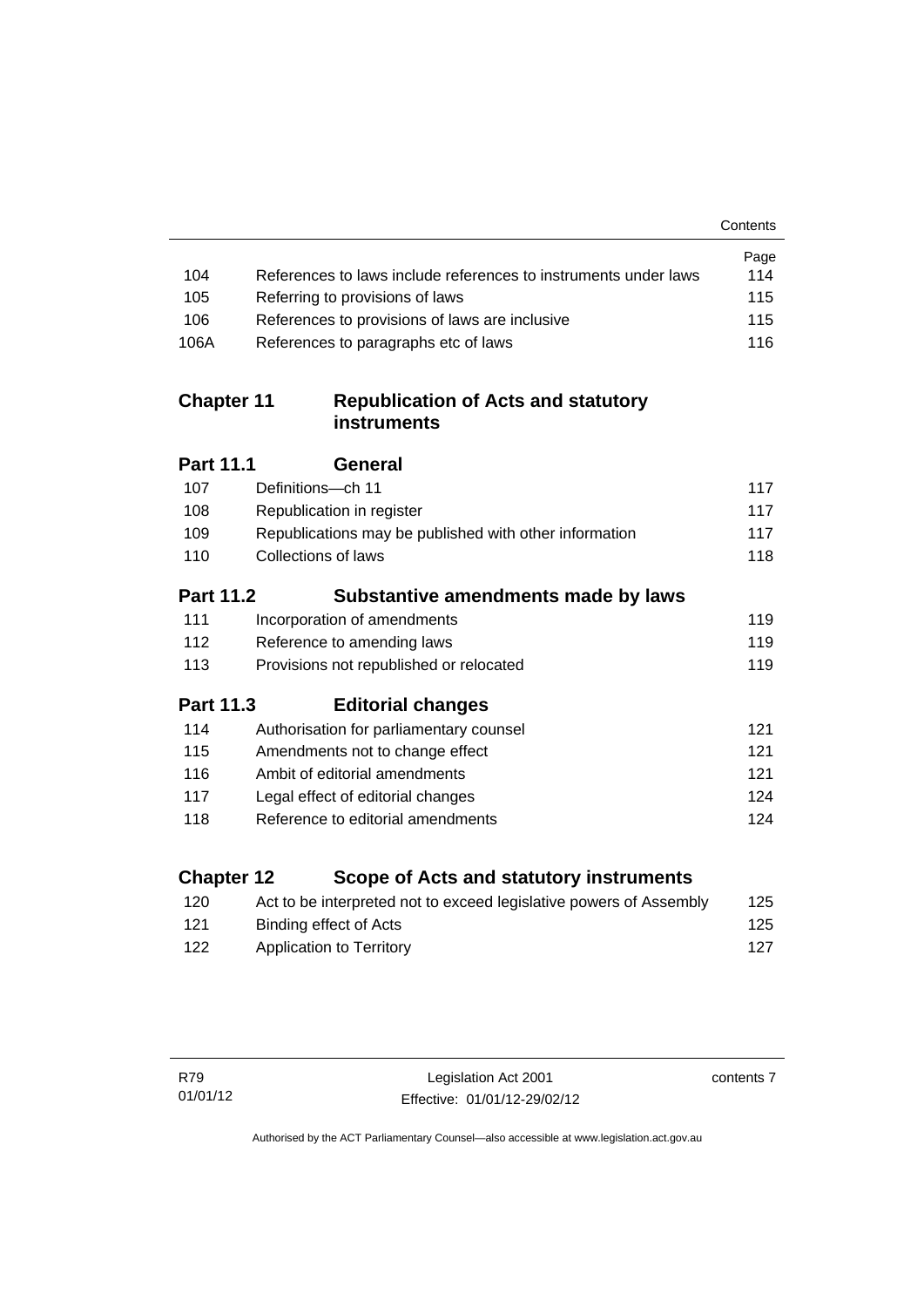| | | Page |
|---|---|---|
| 104 | References to laws include references to instruments under laws | 114 |
| 105 | Referring to provisions of laws | 115 |
| 106 | References to provisions of laws are inclusive | 115 |
| 106A | References to paragraphs etc of laws | 116 |

## Chapter 11 Republication of Acts and statutory instruments

### Part 11.1 General

| | | |
|---|---|---|
| 107 | Definitions—ch 11 | 117 |
| 108 | Republication in register | 117 |
| 109 | Republications may be published with other information | 117 |
| 110 | Collections of laws | 118 |

### Part 11.2 Substantive amendments made by laws

| | | |
|---|---|---|
| 111 | Incorporation of amendments | 119 |
| 112 | Reference to amending laws | 119 |
| 113 | Provisions not republished or relocated | 119 |

### Part 11.3 Editorial changes

| | | |
|---|---|---|
| 114 | Authorisation for parliamentary counsel | 121 |
| 115 | Amendments not to change effect | 121 |
| 116 | Ambit of editorial amendments | 121 |
| 117 | Legal effect of editorial changes | 124 |
| 118 | Reference to editorial amendments | 124 |

## Chapter 12 Scope of Acts and statutory instruments

| | | |
|---|---|---|
| 120 | Act to be interpreted not to exceed legislative powers of Assembly | 125 |
| 121 | Binding effect of Acts | 125 |
| 122 | Application to Territory | 127 |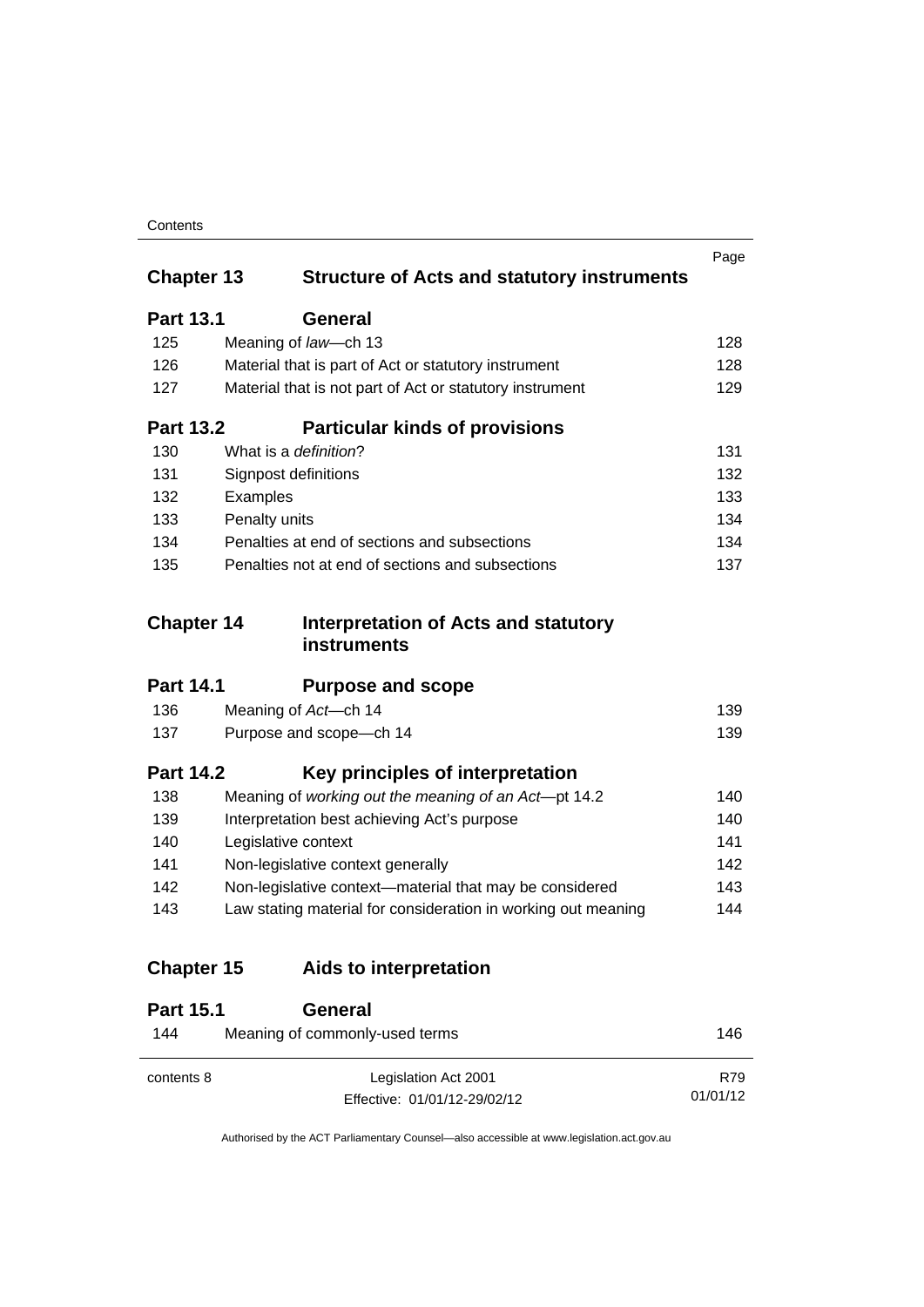| | | Page |
|---|---|---|
| **Chapter 13** | **Structure of Acts and statutory instruments** | |
| **Part 13.1** | **General** | |
| 125 | Meaning of *law*—ch 13 | 128 |
| 126 | Material that is part of Act or statutory instrument | 128 |
| 127 | Material that is not part of Act or statutory instrument | 129 |
| **Part 13.2** | **Particular kinds of provisions** | |
| 130 | What is a *definition*? | 131 |
| 131 | Signpost definitions | 132 |
| 132 | Examples | 133 |
| 133 | Penalty units | 134 |
| 134 | Penalties at end of sections and subsections | 134 |
| 135 | Penalties not at end of sections and subsections | 137 |
| **Chapter 14** | **Interpretation of Acts and statutory instruments** | |
| **Part 14.1** | **Purpose and scope** | |
| 136 | Meaning of *Act*—ch 14 | 139 |
| 137 | Purpose and scope—ch 14 | 139 |
| **Part 14.2** | **Key principles of interpretation** | |
| 138 | Meaning of *working out the meaning of an Act*—pt 14.2 | 140 |
| 139 | Interpretation best achieving Act's purpose | 140 |
| 140 | Legislative context | 141 |
| 141 | Non-legislative context generally | 142 |
| 142 | Non-legislative context—material that may be considered | 143 |
| 143 | Law stating material for consideration in working out meaning | 144 |
| **Chapter 15** | **Aids to interpretation** | |
| **Part 15.1** | **General** | |
| 144 | Meaning of commonly-used terms | 146 |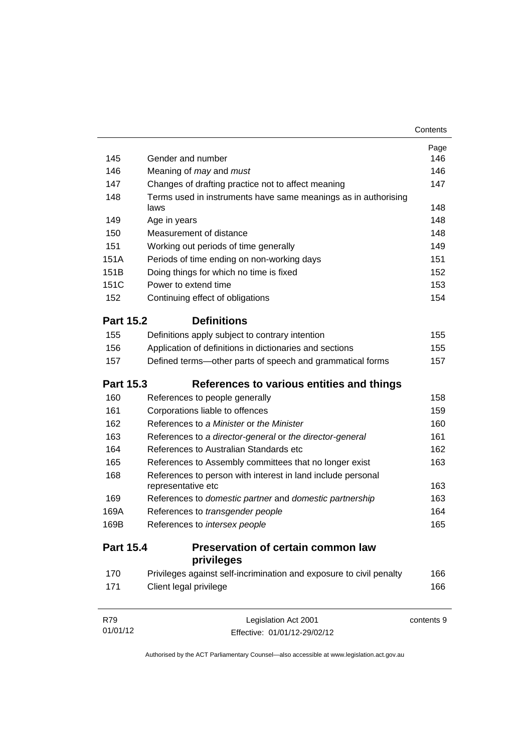| | | Page |
|---|---|---|
| 145 | Gender and number | 146 |
| 146 | Meaning of *may* and *must* | 146 |
| 147 | Changes of drafting practice not to affect meaning | 147 |
| 148 | Terms used in instruments have same meanings as in authorising laws | 148 |
| 149 | Age in years | 148 |
| 150 | Measurement of distance | 148 |
| 151 | Working out periods of time generally | 149 |
| 151A | Periods of time ending on non-working days | 151 |
| 151B | Doing things for which no time is fixed | 152 |
| 151C | Power to extend time | 153 |
| 152 | Continuing effect of obligations | 154 |

## Part 15.2 Definitions

| | | |
|---|---|---|
| 155 | Definitions apply subject to contrary intention | 155 |
| 156 | Application of definitions in dictionaries and sections | 155 |
| 157 | Defined terms—other parts of speech and grammatical forms | 157 |

## Part 15.3 References to various entities and things

| | | |
|---|---|---|
| 160 | References to people generally | 158 |
| 161 | Corporations liable to offences | 159 |
| 162 | References to *a Minister* or *the Minister* | 160 |
| 163 | References to *a director-general* or *the director-general* | 161 |
| 164 | References to Australian Standards etc | 162 |
| 165 | References to Assembly committees that no longer exist | 163 |
| 168 | References to person with interest in land include personal representative etc | 163 |
| 169 | References to *domestic partner* and *domestic partnership* | 163 |
| 169A | References to *transgender people* | 164 |
| 169B | References to *intersex people* | 165 |

## Part 15.4 Preservation of certain common law privileges

| | | |
|---|---|---|
| 170 | Privileges against self-incrimination and exposure to civil penalty | 166 |
| 171 | Client legal privilege | 166 |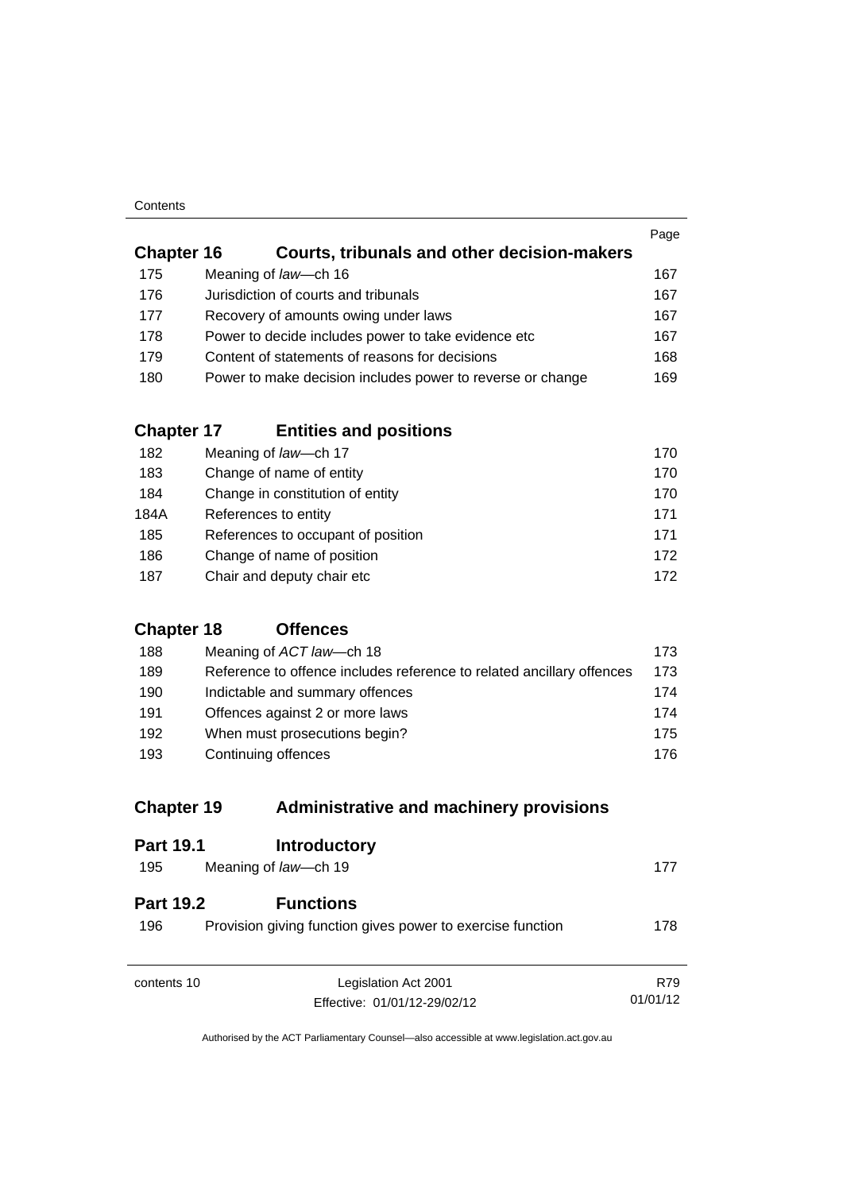| | | Page |
|---|---|---|
| **Chapter 16** | **Courts, tribunals and other decision-makers** | |
| 175 | Meaning of *law*—ch 16 | 167 |
| 176 | Jurisdiction of courts and tribunals | 167 |
| 177 | Recovery of amounts owing under laws | 167 |
| 178 | Power to decide includes power to take evidence etc | 167 |
| 179 | Content of statements of reasons for decisions | 168 |
| 180 | Power to make decision includes power to reverse or change | 169 |
| **Chapter 17** | **Entities and positions** | |
| 182 | Meaning of *law*—ch 17 | 170 |
| 183 | Change of name of entity | 170 |
| 184 | Change in constitution of entity | 170 |
| 184A | References to entity | 171 |
| 185 | References to occupant of position | 171 |
| 186 | Change of name of position | 172 |
| 187 | Chair and deputy chair etc | 172 |
| **Chapter 18** | **Offences** | |
| 188 | Meaning of *ACT law*—ch 18 | 173 |
| 189 | Reference to offence includes reference to related ancillary offences | 173 |
| 190 | Indictable and summary offences | 174 |
| 191 | Offences against 2 or more laws | 174 |
| 192 | When must prosecutions begin? | 175 |
| 193 | Continuing offences | 176 |
| **Chapter 19** | **Administrative and machinery provisions** | |
| **Part 19.1** | **Introductory** | |
| 195 | Meaning of *law*—ch 19 | 177 |
| **Part 19.2** | **Functions** | |
| 196 | Provision giving function gives power to exercise function | 178 |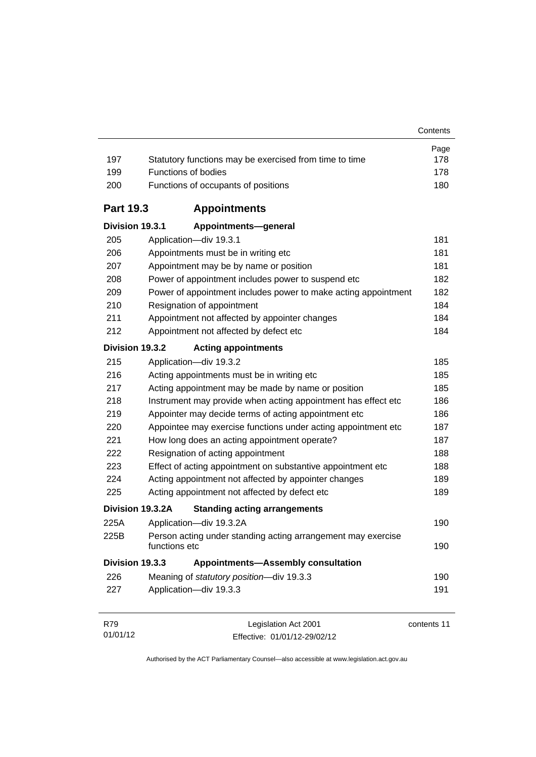| | | Page |
|---|---|---|
| 197 | Statutory functions may be exercised from time to time | 178 |
| 199 | Functions of bodies | 178 |
| 200 | Functions of occupants of positions | 180 |

## Part 19.3 Appointments

### Division 19.3.1 Appointments—general

| | | |
|---|---|---|
| 205 | Application—div 19.3.1 | 181 |
| 206 | Appointments must be in writing etc | 181 |
| 207 | Appointment may be by name or position | 181 |
| 208 | Power of appointment includes power to suspend etc | 182 |
| 209 | Power of appointment includes power to make acting appointment | 182 |
| 210 | Resignation of appointment | 184 |
| 211 | Appointment not affected by appointer changes | 184 |
| 212 | Appointment not affected by defect etc | 184 |

### Division 19.3.2 Acting appointments

| | | |
|---|---|---|
| 215 | Application—div 19.3.2 | 185 |
| 216 | Acting appointments must be in writing etc | 185 |
| 217 | Acting appointment may be made by name or position | 185 |
| 218 | Instrument may provide when acting appointment has effect etc | 186 |
| 219 | Appointer may decide terms of acting appointment etc | 186 |
| 220 | Appointee may exercise functions under acting appointment etc | 187 |
| 221 | How long does an acting appointment operate? | 187 |
| 222 | Resignation of acting appointment | 188 |
| 223 | Effect of acting appointment on substantive appointment etc | 188 |
| 224 | Acting appointment not affected by appointer changes | 189 |
| 225 | Acting appointment not affected by defect etc | 189 |

### Division 19.3.2A Standing acting arrangements

| | | |
|---|---|---|
| 225A | Application—div 19.3.2A | 190 |
| 225B | Person acting under standing acting arrangement may exercise functions etc | 190 |

### Division 19.3.3 Appointments—Assembly consultation

| | | |
|---|---|---|
| 226 | Meaning of *statutory position*—div 19.3.3 | 190 |
| 227 | Application—div 19.3.3 | 191 |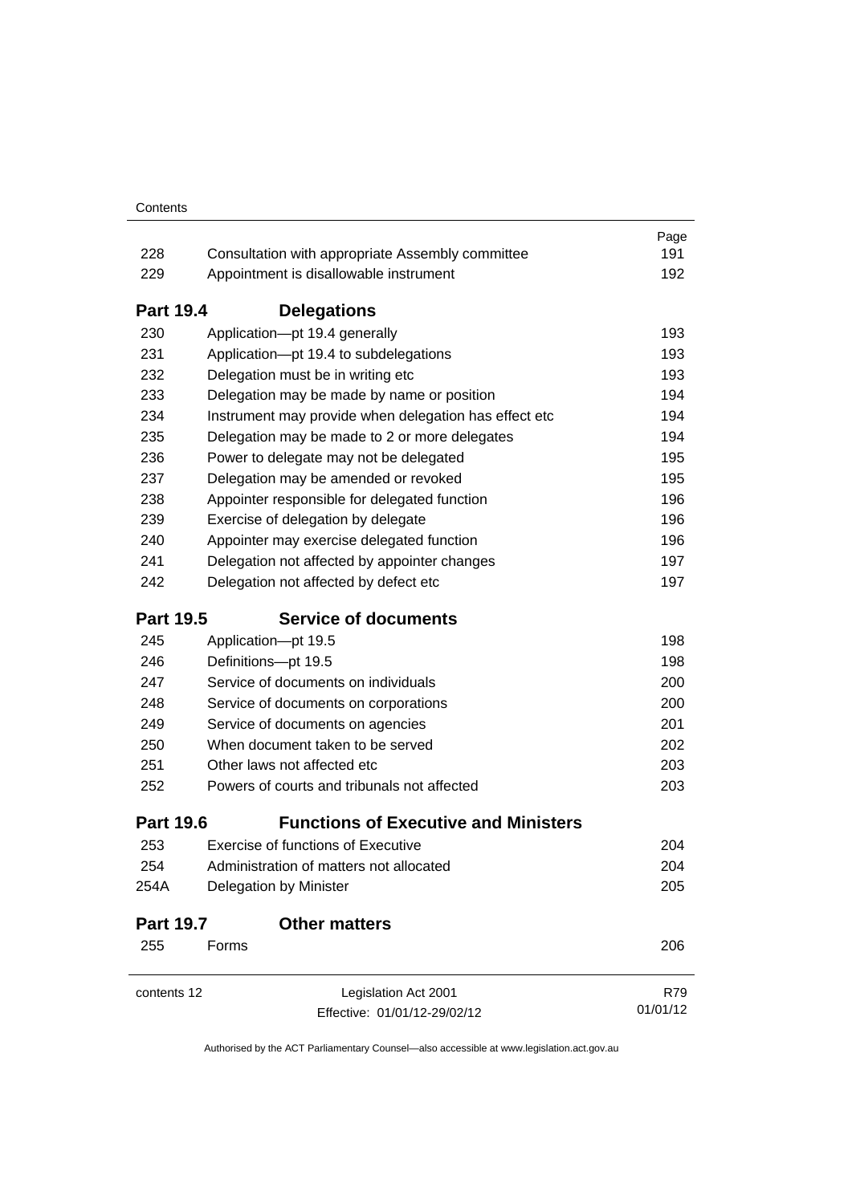| | | Page |
|---|---|---|
| 228 | Consultation with appropriate Assembly committee | 191 |
| 229 | Appointment is disallowable instrument | 192 |

## Part 19.4 Delegations

| | | |
|---|---|---|
| 230 | Application—pt 19.4 generally | 193 |
| 231 | Application—pt 19.4 to subdelegations | 193 |
| 232 | Delegation must be in writing etc | 193 |
| 233 | Delegation may be made by name or position | 194 |
| 234 | Instrument may provide when delegation has effect etc | 194 |
| 235 | Delegation may be made to 2 or more delegates | 194 |
| 236 | Power to delegate may not be delegated | 195 |
| 237 | Delegation may be amended or revoked | 195 |
| 238 | Appointer responsible for delegated function | 196 |
| 239 | Exercise of delegation by delegate | 196 |
| 240 | Appointer may exercise delegated function | 196 |
| 241 | Delegation not affected by appointer changes | 197 |
| 242 | Delegation not affected by defect etc | 197 |

## Part 19.5 Service of documents

| | | |
|---|---|---|
| 245 | Application—pt 19.5 | 198 |
| 246 | Definitions—pt 19.5 | 198 |
| 247 | Service of documents on individuals | 200 |
| 248 | Service of documents on corporations | 200 |
| 249 | Service of documents on agencies | 201 |
| 250 | When document taken to be served | 202 |
| 251 | Other laws not affected etc | 203 |
| 252 | Powers of courts and tribunals not affected | 203 |

## Part 19.6 Functions of Executive and Ministers

| | | |
|---|---|---|
| 253 | Exercise of functions of Executive | 204 |
| 254 | Administration of matters not allocated | 204 |
| 254A | Delegation by Minister | 205 |

## Part 19.7 Other matters

| | | |
|---|---|---|
| 255 | Forms | 206 |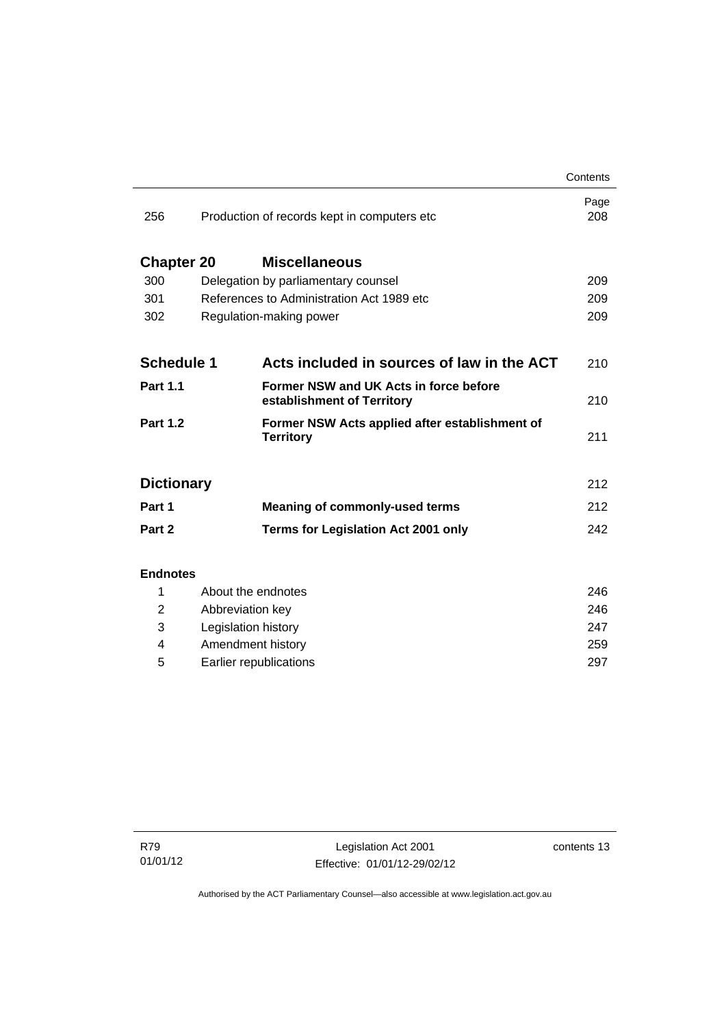| | | Page |
|---|---|---|
| 256 | Production of records kept in computers etc | 208 |
| **Chapter 20** | **Miscellaneous** | |
| 300 | Delegation by parliamentary counsel | 209 |
| 301 | References to Administration Act 1989 etc | 209 |
| 302 | Regulation-making power | 209 |
| **Schedule 1** | **Acts included in sources of law in the ACT** | 210 |
| **Part 1.1** | **Former NSW and UK Acts in force before establishment of Territory** | 210 |
| **Part 1.2** | **Former NSW Acts applied after establishment of Territory** | 211 |
| **Dictionary** | | 212 |
| **Part 1** | **Meaning of commonly-used terms** | 212 |
| **Part 2** | **Terms for Legislation Act 2001 only** | 242 |

**Endnotes**

| | | |
|---|---|---|
| 1 | About the endnotes | 246 |
| 2 | Abbreviation key | 246 |
| 3 | Legislation history | 247 |
| 4 | Amendment history | 259 |
| 5 | Earlier republications | 297 |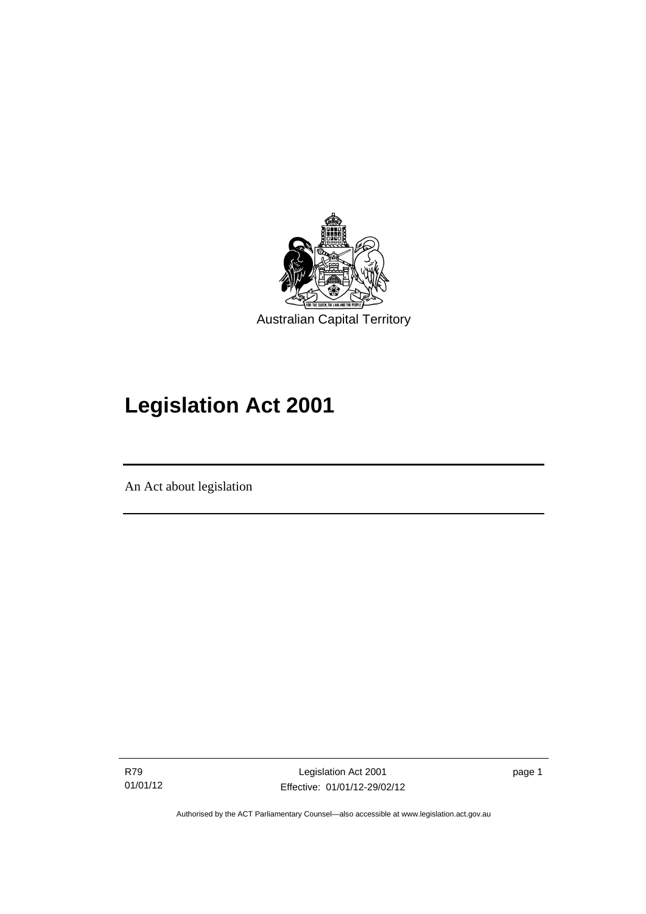Australian Capital Territory

# Legislation Act 2001

An Act about legislation

Authorised by the ACT Parliamentary Counsel—also accessible at www.legislation.act.gov.au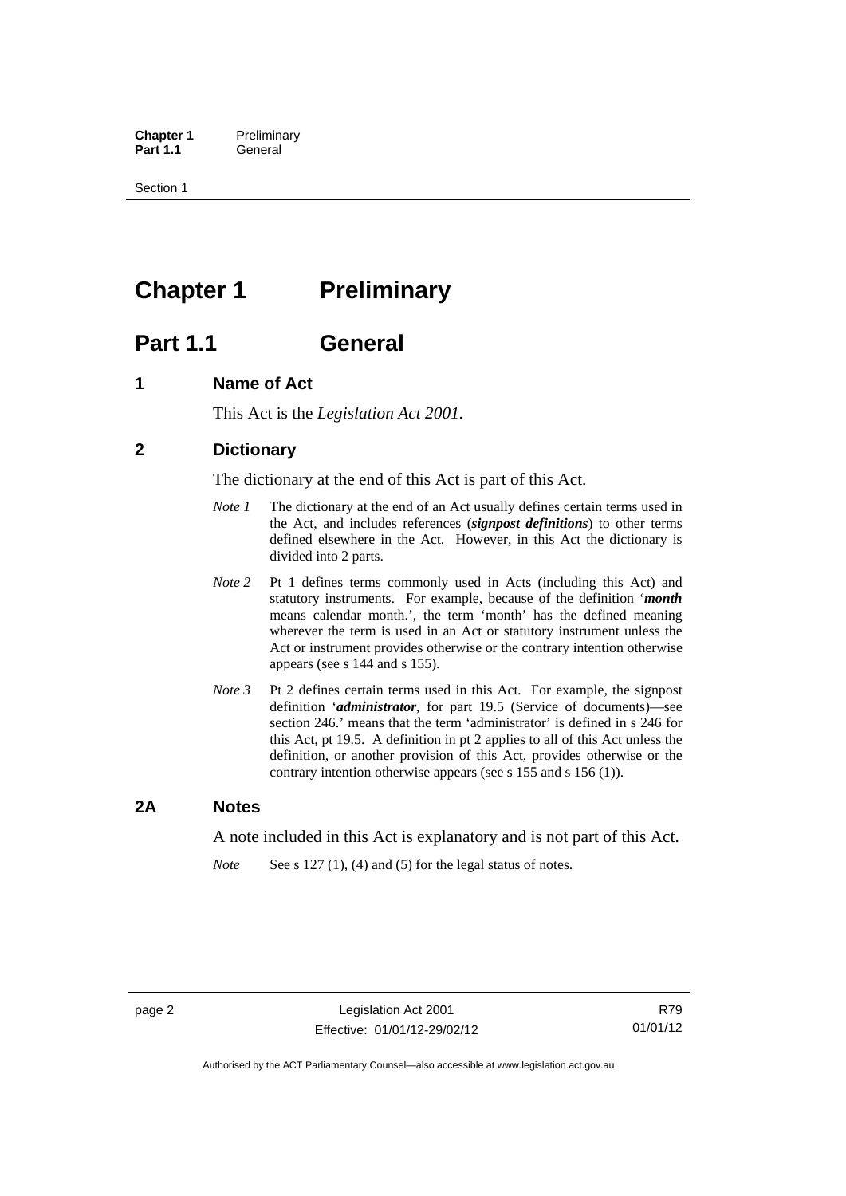# Chapter 1 Preliminary

## Part 1.1 General

### 1 Name of Act

This Act is the *Legislation Act 2001*.

### 2 Dictionary

The dictionary at the end of this Act is part of this Act.

*Note 1* The dictionary at the end of an Act usually defines certain terms used in the Act, and includes references (***signpost definitions***) to other terms defined elsewhere in the Act. However, in this Act the dictionary is divided into 2 parts.

*Note 2* Pt 1 defines terms commonly used in Acts (including this Act) and statutory instruments. For example, because of the definition '***month*** means calendar month.', the term 'month' has the defined meaning wherever the term is used in an Act or statutory instrument unless the Act or instrument provides otherwise or the contrary intention otherwise appears (see s 144 and s 155).

*Note 3* Pt 2 defines certain terms used in this Act. For example, the signpost definition '***administrator***, for part 19.5 (Service of documents)—see section 246.' means that the term 'administrator' is defined in s 246 for this Act, pt 19.5. A definition in pt 2 applies to all of this Act unless the definition, or another provision of this Act, provides otherwise or the contrary intention otherwise appears (see s 155 and s 156 (1)).

### 2A Notes

A note included in this Act is explanatory and is not part of this Act.

*Note* See s 127 (1), (4) and (5) for the legal status of notes.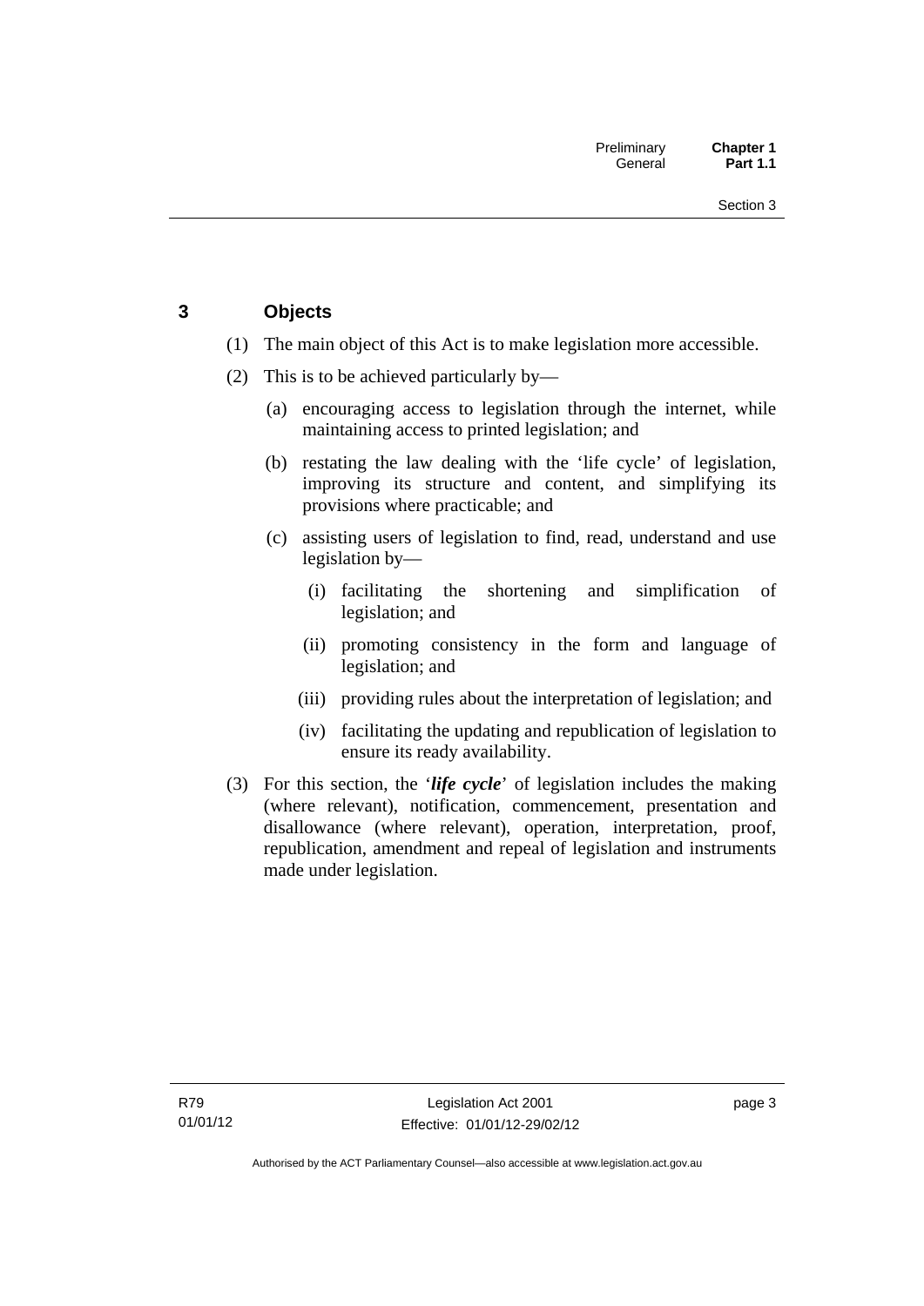## 3 Objects

(1) The main object of this Act is to make legislation more accessible.

(2) This is to be achieved particularly by—

(a) encouraging access to legislation through the internet, while maintaining access to printed legislation; and

(b) restating the law dealing with the 'life cycle' of legislation, improving its structure and content, and simplifying its provisions where practicable; and

(c) assisting users of legislation to find, read, understand and use legislation by—

(i) facilitating the shortening and simplification of legislation; and

(ii) promoting consistency in the form and language of legislation; and

(iii) providing rules about the interpretation of legislation; and

(iv) facilitating the updating and republication of legislation to ensure its ready availability.

(3) For this section, the '***life cycle***' of legislation includes the making (where relevant), notification, commencement, presentation and disallowance (where relevant), operation, interpretation, proof, republication, amendment and repeal of legislation and instruments made under legislation.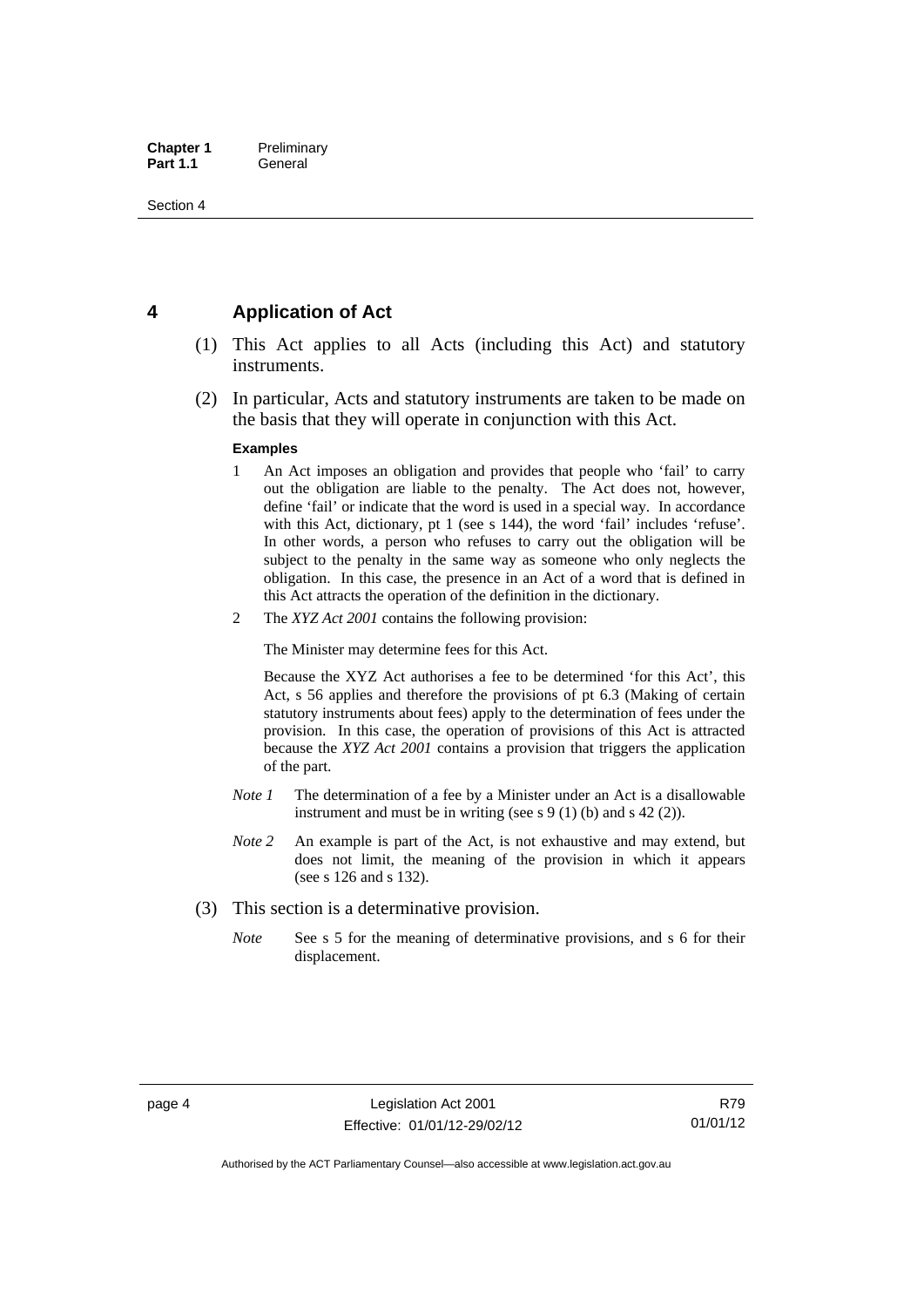## 4 Application of Act

(1) This Act applies to all Acts (including this Act) and statutory instruments.

(2) In particular, Acts and statutory instruments are taken to be made on the basis that they will operate in conjunction with this Act.

**Examples**

1 An Act imposes an obligation and provides that people who 'fail' to carry out the obligation are liable to the penalty. The Act does not, however, define 'fail' or indicate that the word is used in a special way. In accordance with this Act, dictionary, pt 1 (see s 144), the word 'fail' includes 'refuse'. In other words, a person who refuses to carry out the obligation will be subject to the penalty in the same way as someone who only neglects the obligation. In this case, the presence in an Act of a word that is defined in this Act attracts the operation of the definition in the dictionary.

2 The *XYZ Act 2001* contains the following provision:

The Minister may determine fees for this Act.

Because the XYZ Act authorises a fee to be determined 'for this Act', this Act, s 56 applies and therefore the provisions of pt 6.3 (Making of certain statutory instruments about fees) apply to the determination of fees under the provision. In this case, the operation of provisions of this Act is attracted because the *XYZ Act 2001* contains a provision that triggers the application of the part.

*Note 1* The determination of a fee by a Minister under an Act is a disallowable instrument and must be in writing (see s 9 (1) (b) and s 42 (2)).

*Note 2* An example is part of the Act, is not exhaustive and may extend, but does not limit, the meaning of the provision in which it appears (see s 126 and s 132).

(3) This section is a determinative provision.

*Note* See s 5 for the meaning of determinative provisions, and s 6 for their displacement.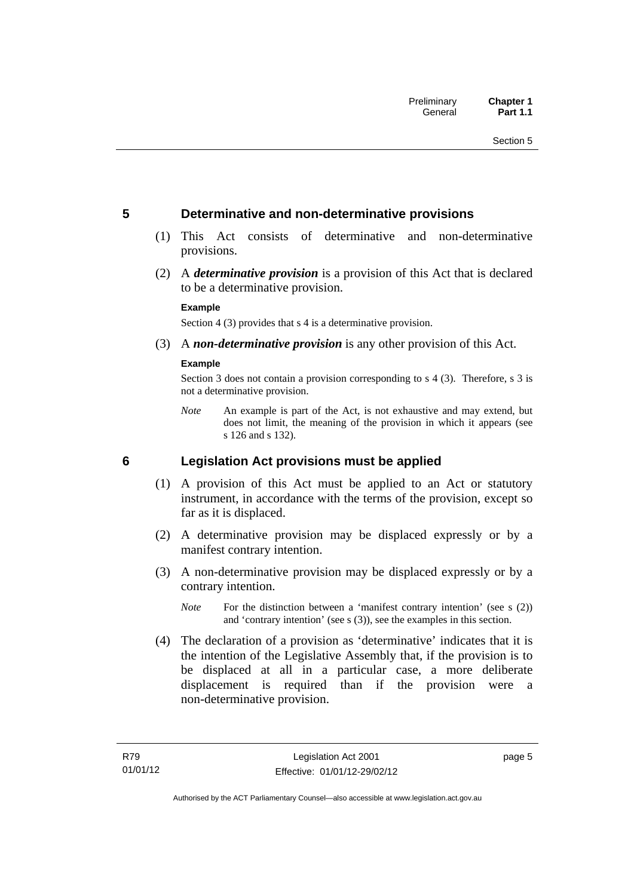## 5 Determinative and non-determinative provisions

(1) This Act consists of determinative and non-determinative provisions.

(2) A ***determinative provision*** is a provision of this Act that is declared to be a determinative provision.

**Example**

Section 4 (3) provides that s 4 is a determinative provision.

(3) A ***non-determinative provision*** is any other provision of this Act.

**Example**

Section 3 does not contain a provision corresponding to s 4 (3). Therefore, s 3 is not a determinative provision.

*Note* An example is part of the Act, is not exhaustive and may extend, but does not limit, the meaning of the provision in which it appears (see s 126 and s 132).

## 6 Legislation Act provisions must be applied

(1) A provision of this Act must be applied to an Act or statutory instrument, in accordance with the terms of the provision, except so far as it is displaced.

(2) A determinative provision may be displaced expressly or by a manifest contrary intention.

(3) A non-determinative provision may be displaced expressly or by a contrary intention.

*Note* For the distinction between a 'manifest contrary intention' (see s (2)) and 'contrary intention' (see s (3)), see the examples in this section.

(4) The declaration of a provision as 'determinative' indicates that it is the intention of the Legislative Assembly that, if the provision is to be displaced at all in a particular case, a more deliberate displacement is required than if the provision were a non-determinative provision.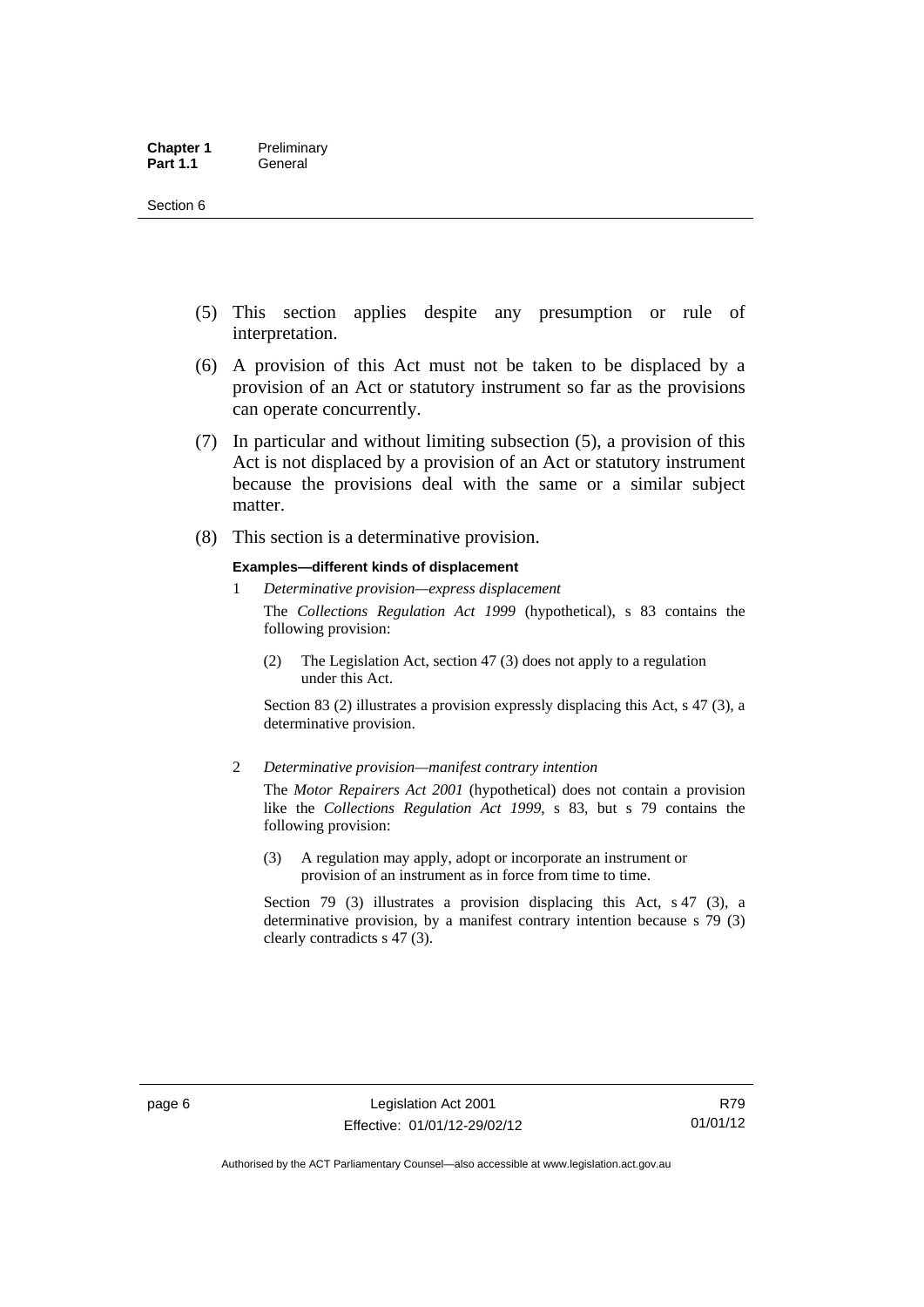(5) This section applies despite any presumption or rule of interpretation.

(6) A provision of this Act must not be taken to be displaced by a provision of an Act or statutory instrument so far as the provisions can operate concurrently.

(7) In particular and without limiting subsection (5), a provision of this Act is not displaced by a provision of an Act or statutory instrument because the provisions deal with the same or a similar subject matter.

(8) This section is a determinative provision.

**Examples—different kinds of displacement**

1 *Determinative provision—express displacement*

The *Collections Regulation Act 1999* (hypothetical), s 83 contains the following provision:

(2) The Legislation Act, section 47 (3) does not apply to a regulation under this Act.

Section 83 (2) illustrates a provision expressly displacing this Act, s 47 (3), a determinative provision.

2 *Determinative provision—manifest contrary intention*

The *Motor Repairers Act 2001* (hypothetical) does not contain a provision like the *Collections Regulation Act 1999*, s 83, but s 79 contains the following provision:

(3) A regulation may apply, adopt or incorporate an instrument or provision of an instrument as in force from time to time.

Section 79 (3) illustrates a provision displacing this Act, s 47 (3), a determinative provision, by a manifest contrary intention because s 79 (3) clearly contradicts s 47 (3).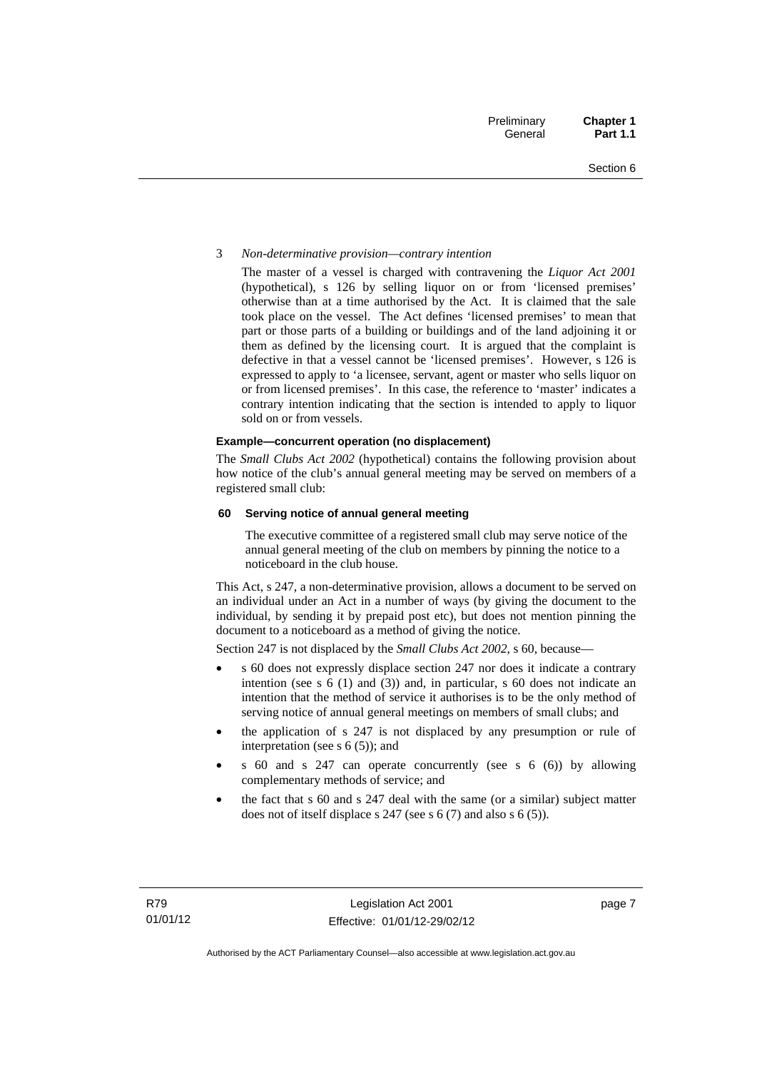3 *Non-determinative provision—contrary intention*

The master of a vessel is charged with contravening the *Liquor Act 2001* (hypothetical), s 126 by selling liquor on or from 'licensed premises' otherwise than at a time authorised by the Act. It is claimed that the sale took place on the vessel. The Act defines 'licensed premises' to mean that part or those parts of a building or buildings and of the land adjoining it or them as defined by the licensing court. It is argued that the complaint is defective in that a vessel cannot be 'licensed premises'. However, s 126 is expressed to apply to 'a licensee, servant, agent or master who sells liquor on or from licensed premises'. In this case, the reference to 'master' indicates a contrary intention indicating that the section is intended to apply to liquor sold on or from vessels.

**Example—concurrent operation (no displacement)**

The *Small Clubs Act 2002* (hypothetical) contains the following provision about how notice of the club's annual general meeting may be served on members of a registered small club:

**60 Serving notice of annual general meeting**

The executive committee of a registered small club may serve notice of the annual general meeting of the club on members by pinning the notice to a noticeboard in the club house.

This Act, s 247, a non-determinative provision, allows a document to be served on an individual under an Act in a number of ways (by giving the document to the individual, by sending it by prepaid post etc), but does not mention pinning the document to a noticeboard as a method of giving the notice.

Section 247 is not displaced by the *Small Clubs Act 2002*, s 60, because—

- s 60 does not expressly displace section 247 nor does it indicate a contrary intention (see s 6 (1) and (3)) and, in particular, s 60 does not indicate an intention that the method of service it authorises is to be the only method of serving notice of annual general meetings on members of small clubs; and
- the application of s 247 is not displaced by any presumption or rule of interpretation (see s 6 (5)); and
- s 60 and s 247 can operate concurrently (see s 6 (6)) by allowing complementary methods of service; and
- the fact that s 60 and s 247 deal with the same (or a similar) subject matter does not of itself displace s 247 (see s 6 (7) and also s 6 (5)).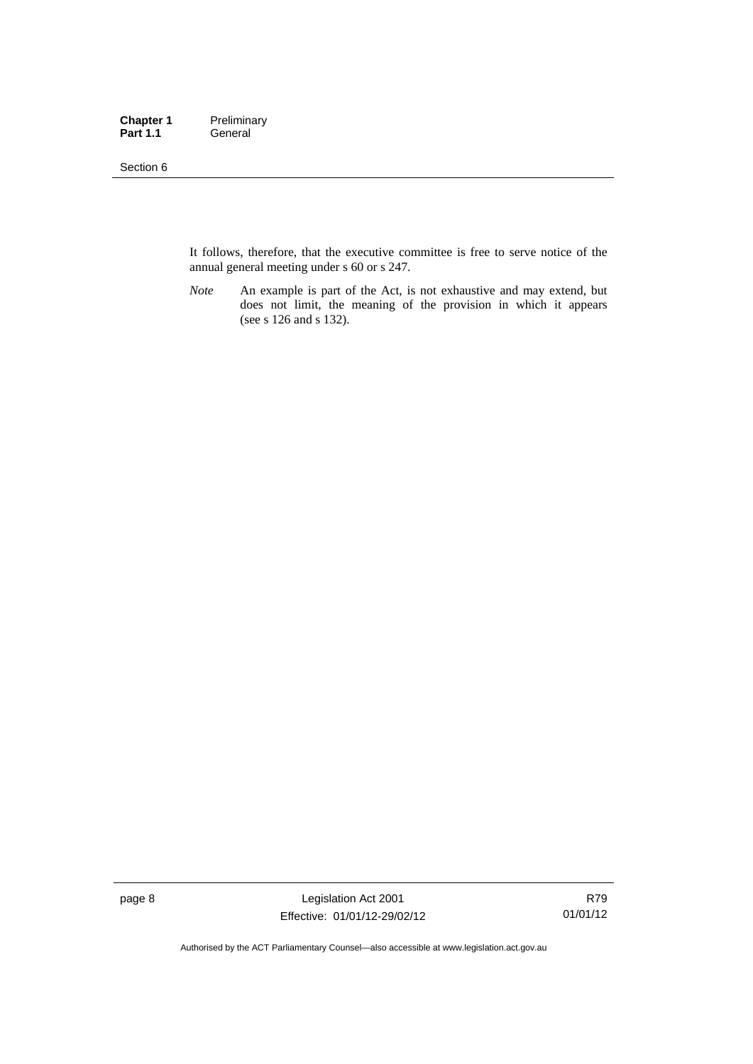It follows, therefore, that the executive committee is free to serve notice of the annual general meeting under s 60 or s 247.

*Note* An example is part of the Act, is not exhaustive and may extend, but does not limit, the meaning of the provision in which it appears (see s 126 and s 132).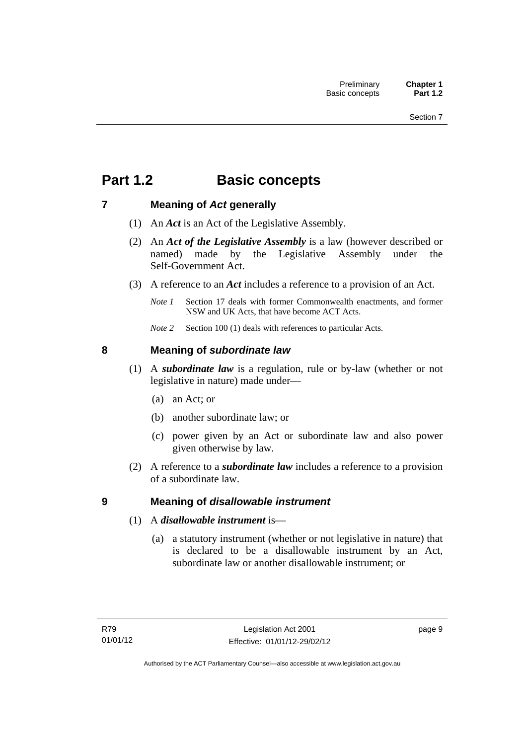# Part 1.2 Basic concepts

## 7 Meaning of *Act* generally

(1) An ***Act*** is an Act of the Legislative Assembly.

(2) An ***Act of the Legislative Assembly*** is a law (however described or named) made by the Legislative Assembly under the Self-Government Act.

(3) A reference to an ***Act*** includes a reference to a provision of an Act.

*Note 1* Section 17 deals with former Commonwealth enactments, and former NSW and UK Acts, that have become ACT Acts.

*Note 2* Section 100 (1) deals with references to particular Acts.

## 8 Meaning of *subordinate law*

(1) A ***subordinate law*** is a regulation, rule or by-law (whether or not legislative in nature) made under—

(a) an Act; or

(b) another subordinate law; or

(c) power given by an Act or subordinate law and also power given otherwise by law.

(2) A reference to a ***subordinate law*** includes a reference to a provision of a subordinate law.

## 9 Meaning of *disallowable instrument*

(1) A ***disallowable instrument*** is—

(a) a statutory instrument (whether or not legislative in nature) that is declared to be a disallowable instrument by an Act, subordinate law or another disallowable instrument; or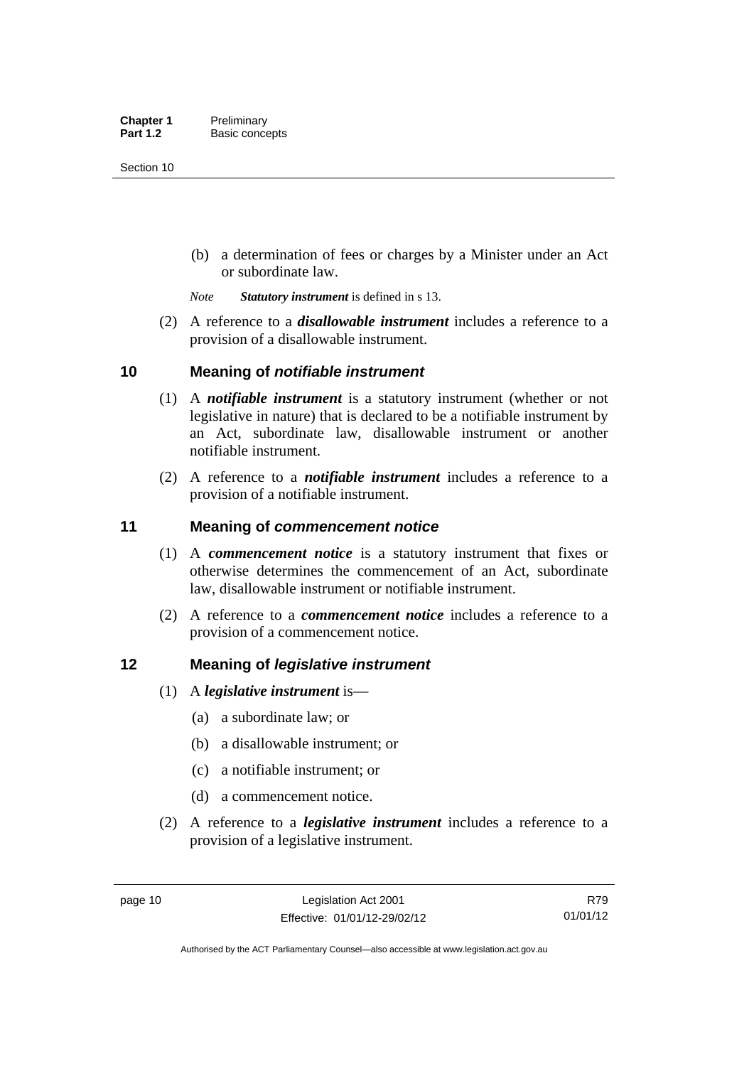(b) a determination of fees or charges by a Minister under an Act or subordinate law.

*Note* ***Statutory instrument*** is defined in s 13.

(2) A reference to a ***disallowable instrument*** includes a reference to a provision of a disallowable instrument.

## 10 Meaning of *notifiable instrument*

(1) A ***notifiable instrument*** is a statutory instrument (whether or not legislative in nature) that is declared to be a notifiable instrument by an Act, subordinate law, disallowable instrument or another notifiable instrument.

(2) A reference to a ***notifiable instrument*** includes a reference to a provision of a notifiable instrument.

## 11 Meaning of *commencement notice*

(1) A ***commencement notice*** is a statutory instrument that fixes or otherwise determines the commencement of an Act, subordinate law, disallowable instrument or notifiable instrument.

(2) A reference to a ***commencement notice*** includes a reference to a provision of a commencement notice.

## 12 Meaning of *legislative instrument*

(1) A ***legislative instrument*** is—

(a) a subordinate law; or

(b) a disallowable instrument; or

(c) a notifiable instrument; or

(d) a commencement notice.

(2) A reference to a ***legislative instrument*** includes a reference to a provision of a legislative instrument.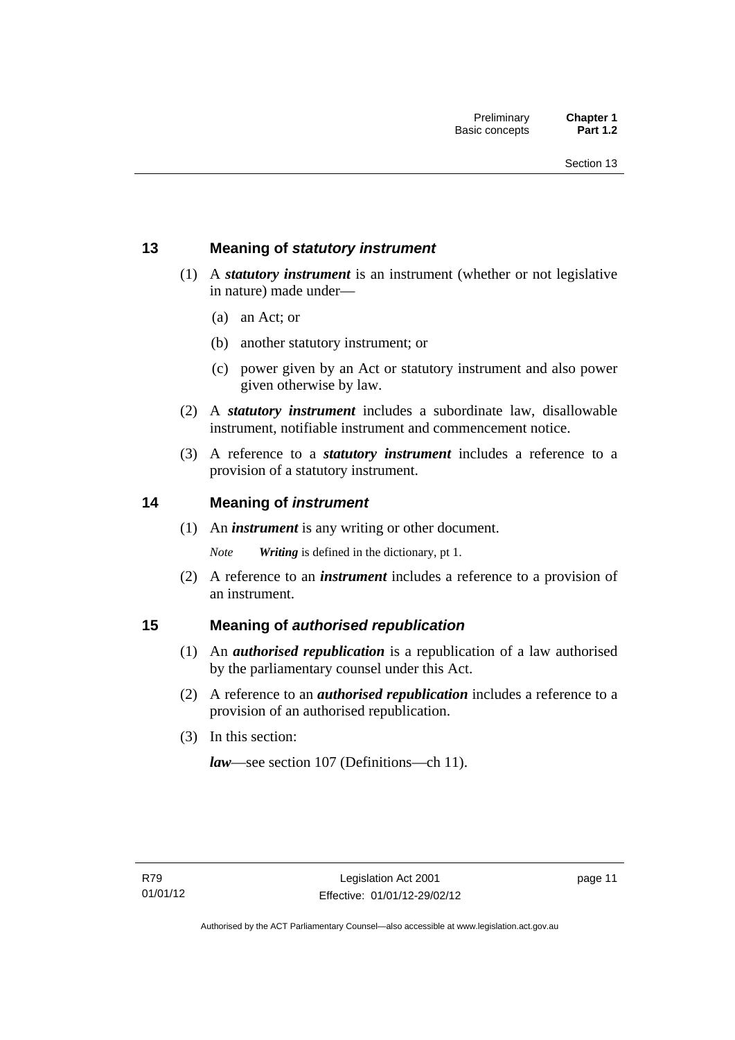## 13 Meaning of *statutory instrument*

(1) A ***statutory instrument*** is an instrument (whether or not legislative in nature) made under—

(a) an Act; or

(b) another statutory instrument; or

(c) power given by an Act or statutory instrument and also power given otherwise by law.

(2) A ***statutory instrument*** includes a subordinate law, disallowable instrument, notifiable instrument and commencement notice.

(3) A reference to a ***statutory instrument*** includes a reference to a provision of a statutory instrument.

## 14 Meaning of *instrument*

(1) An ***instrument*** is any writing or other document.

*Note* ***Writing*** is defined in the dictionary, pt 1.

(2) A reference to an ***instrument*** includes a reference to a provision of an instrument.

## 15 Meaning of *authorised republication*

(1) An ***authorised republication*** is a republication of a law authorised by the parliamentary counsel under this Act.

(2) A reference to an ***authorised republication*** includes a reference to a provision of an authorised republication.

(3) In this section:

***law***—see section 107 (Definitions—ch 11).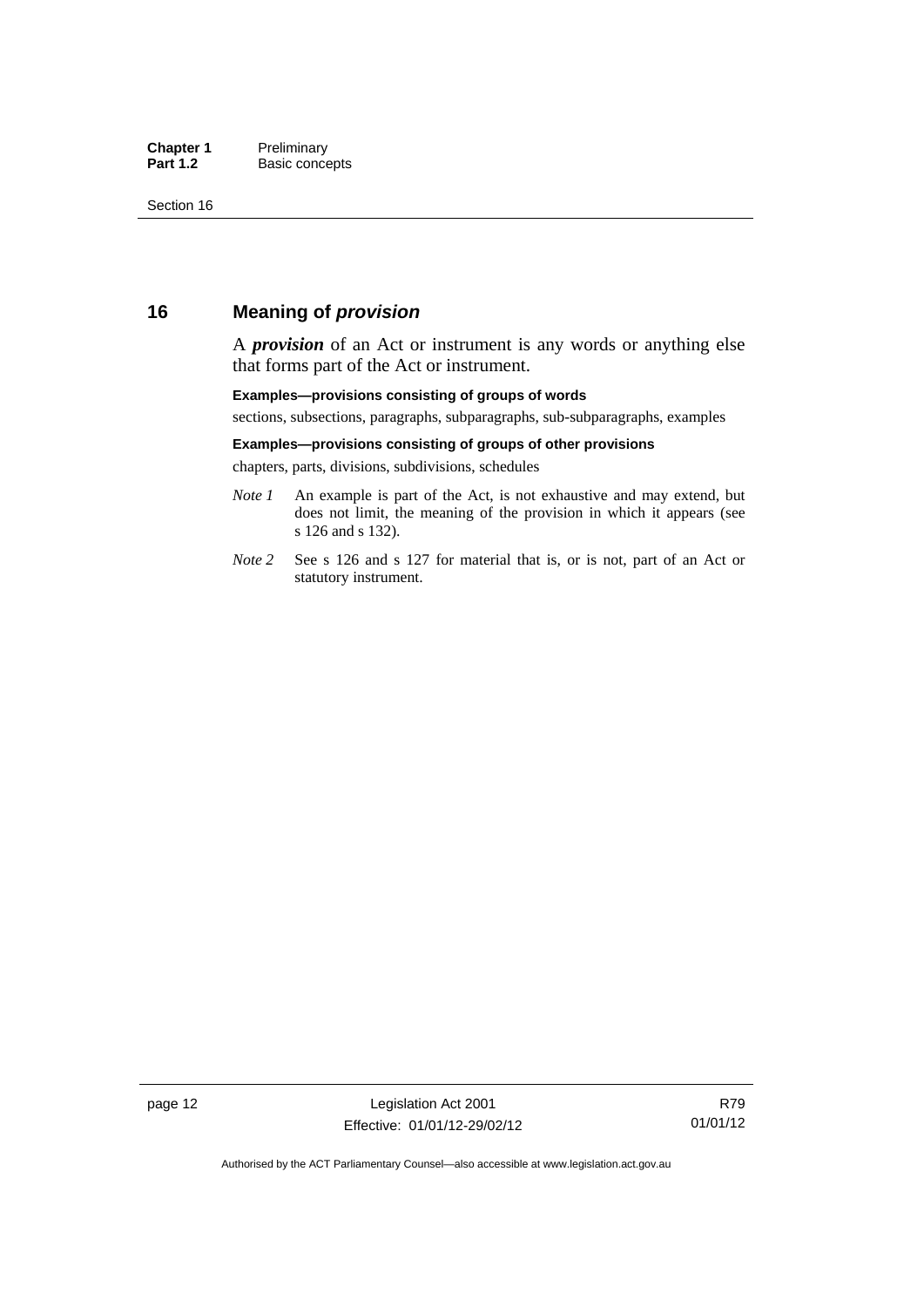## 16 Meaning of *provision*

A ***provision*** of an Act or instrument is any words or anything else that forms part of the Act or instrument.

**Examples—provisions consisting of groups of words**

sections, subsections, paragraphs, subparagraphs, sub-subparagraphs, examples

**Examples—provisions consisting of groups of other provisions**

chapters, parts, divisions, subdivisions, schedules

*Note 1* An example is part of the Act, is not exhaustive and may extend, but does not limit, the meaning of the provision in which it appears (see s 126 and s 132).

*Note 2* See s 126 and s 127 for material that is, or is not, part of an Act or statutory instrument.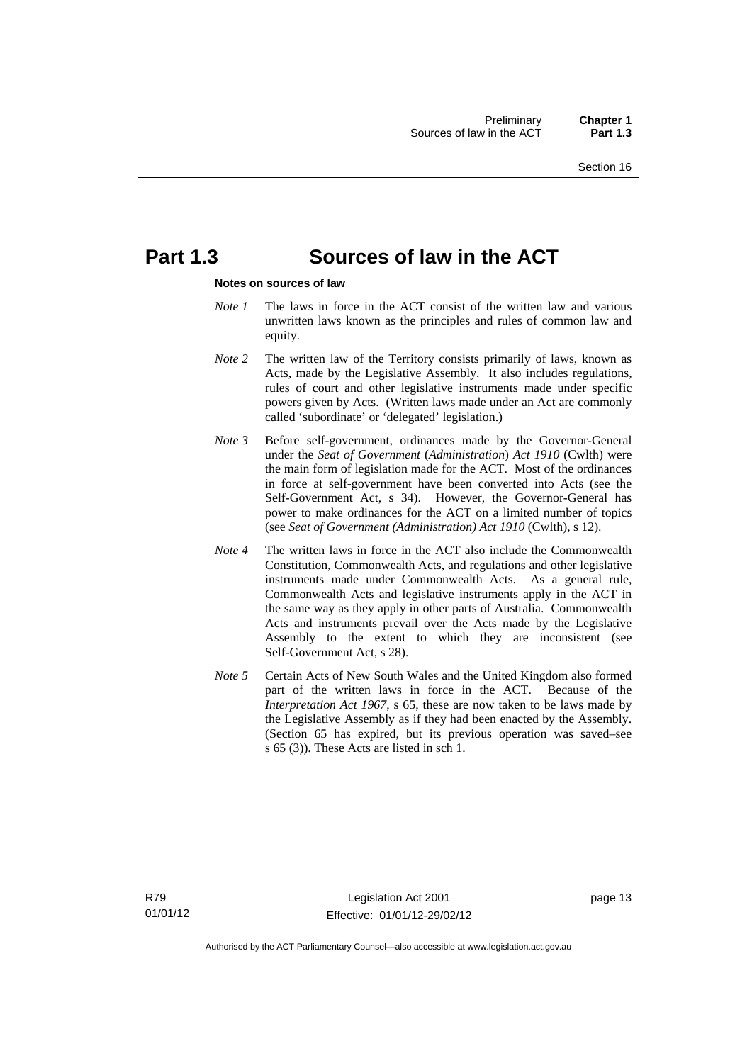# Part 1.3 Sources of law in the ACT

**Notes on sources of law**

*Note 1* The laws in force in the ACT consist of the written law and various unwritten laws known as the principles and rules of common law and equity.

*Note 2* The written law of the Territory consists primarily of laws, known as Acts, made by the Legislative Assembly. It also includes regulations, rules of court and other legislative instruments made under specific powers given by Acts. (Written laws made under an Act are commonly called 'subordinate' or 'delegated' legislation.)

*Note 3* Before self-government, ordinances made by the Governor-General under the *Seat of Government* (*Administration*) *Act 1910* (Cwlth) were the main form of legislation made for the ACT. Most of the ordinances in force at self-government have been converted into Acts (see the Self-Government Act, s 34). However, the Governor-General has power to make ordinances for the ACT on a limited number of topics (see *Seat of Government (Administration) Act 1910* (Cwlth), s 12).

*Note 4* The written laws in force in the ACT also include the Commonwealth Constitution, Commonwealth Acts, and regulations and other legislative instruments made under Commonwealth Acts. As a general rule, Commonwealth Acts and legislative instruments apply in the ACT in the same way as they apply in other parts of Australia. Commonwealth Acts and instruments prevail over the Acts made by the Legislative Assembly to the extent to which they are inconsistent (see Self-Government Act, s 28).

*Note 5* Certain Acts of New South Wales and the United Kingdom also formed part of the written laws in force in the ACT. Because of the *Interpretation Act 1967*, s 65, these are now taken to be laws made by the Legislative Assembly as if they had been enacted by the Assembly. (Section 65 has expired, but its previous operation was saved–see s 65 (3)). These Acts are listed in sch 1.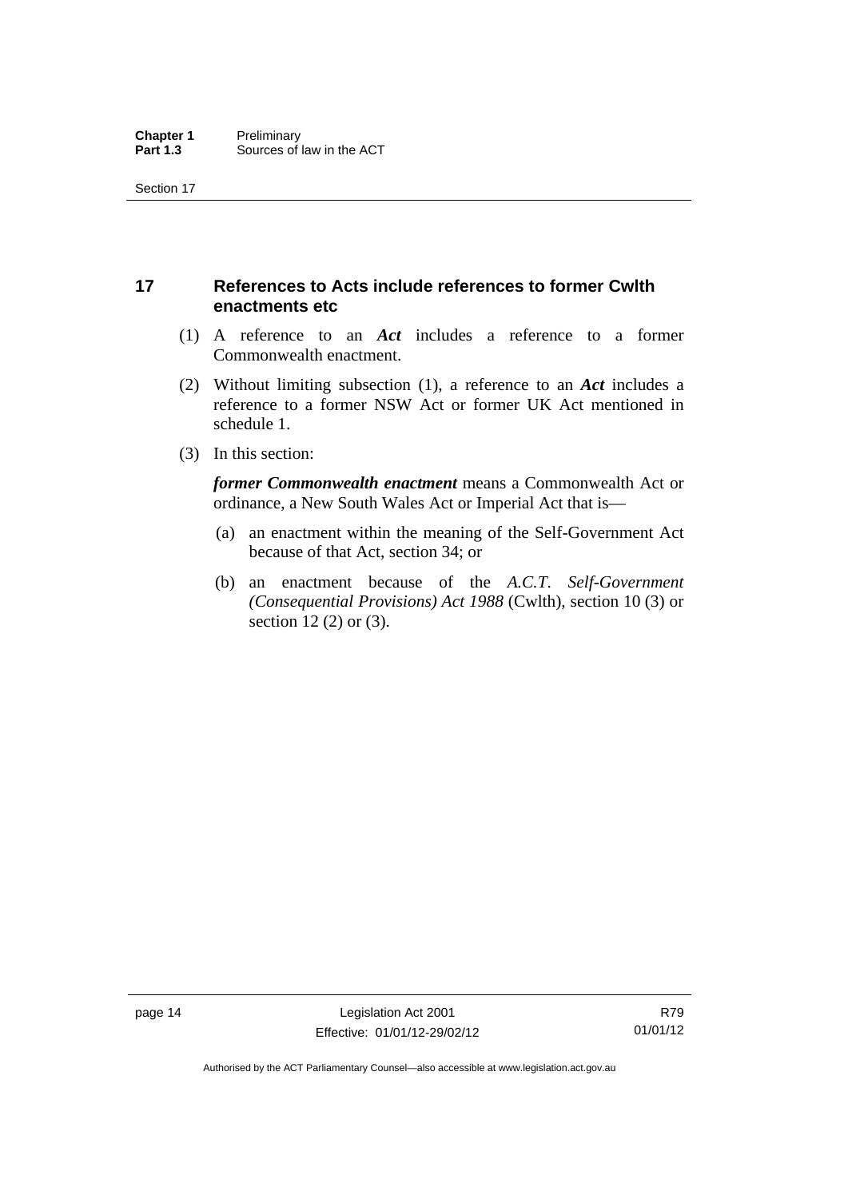## 17 References to Acts include references to former Cwlth enactments etc

(1) A reference to an ***Act*** includes a reference to a former Commonwealth enactment.

(2) Without limiting subsection (1), a reference to an ***Act*** includes a reference to a former NSW Act or former UK Act mentioned in schedule 1.

(3) In this section:

***former Commonwealth enactment*** means a Commonwealth Act or ordinance, a New South Wales Act or Imperial Act that is—

(a) an enactment within the meaning of the Self-Government Act because of that Act, section 34; or

(b) an enactment because of the *A.C.T. Self-Government (Consequential Provisions) Act 1988* (Cwlth), section 10 (3) or section 12 (2) or (3).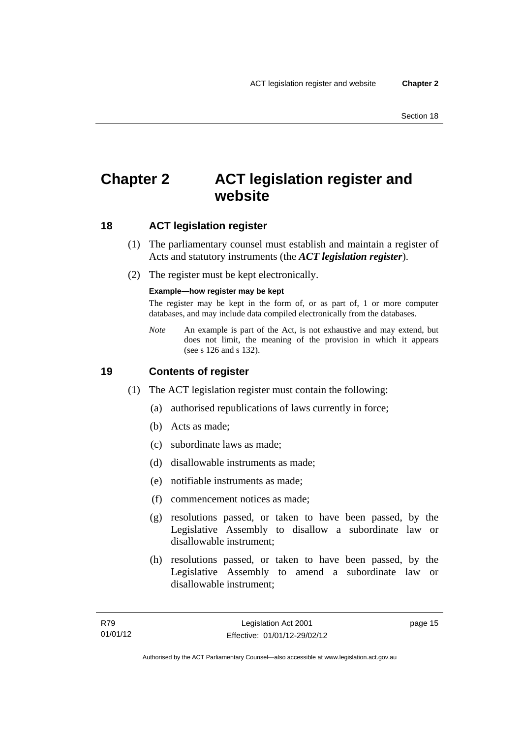# Chapter 2 ACT legislation register and website

## 18 ACT legislation register

(1) The parliamentary counsel must establish and maintain a register of Acts and statutory instruments (the ***ACT legislation register***).

(2) The register must be kept electronically.

**Example—how register may be kept**

The register may be kept in the form of, or as part of, 1 or more computer databases, and may include data compiled electronically from the databases.

*Note* An example is part of the Act, is not exhaustive and may extend, but does not limit, the meaning of the provision in which it appears (see s 126 and s 132).

## 19 Contents of register

(1) The ACT legislation register must contain the following:

(a) authorised republications of laws currently in force;

(b) Acts as made;

(c) subordinate laws as made;

(d) disallowable instruments as made;

(e) notifiable instruments as made;

(f) commencement notices as made;

(g) resolutions passed, or taken to have been passed, by the Legislative Assembly to disallow a subordinate law or disallowable instrument;

(h) resolutions passed, or taken to have been passed, by the Legislative Assembly to amend a subordinate law or disallowable instrument;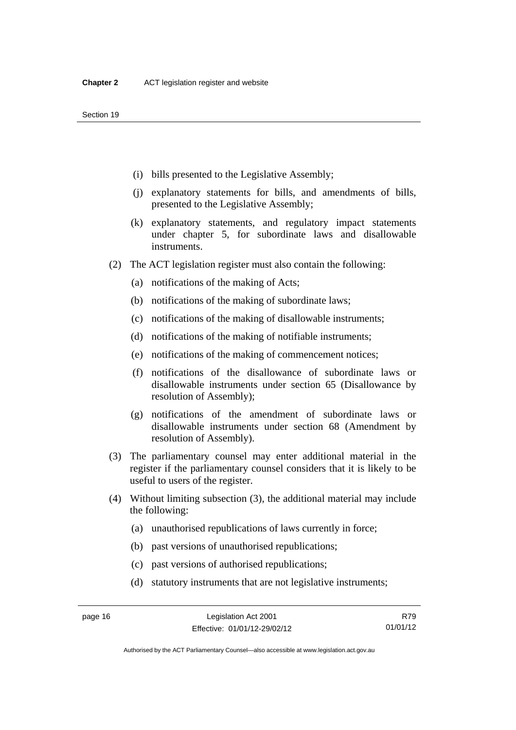(i) bills presented to the Legislative Assembly;

(j) explanatory statements for bills, and amendments of bills, presented to the Legislative Assembly;

(k) explanatory statements, and regulatory impact statements under chapter 5, for subordinate laws and disallowable instruments.

(2) The ACT legislation register must also contain the following:

(a) notifications of the making of Acts;

(b) notifications of the making of subordinate laws;

(c) notifications of the making of disallowable instruments;

(d) notifications of the making of notifiable instruments;

(e) notifications of the making of commencement notices;

(f) notifications of the disallowance of subordinate laws or disallowable instruments under section 65 (Disallowance by resolution of Assembly);

(g) notifications of the amendment of subordinate laws or disallowable instruments under section 68 (Amendment by resolution of Assembly).

(3) The parliamentary counsel may enter additional material in the register if the parliamentary counsel considers that it is likely to be useful to users of the register.

(4) Without limiting subsection (3), the additional material may include the following:

(a) unauthorised republications of laws currently in force;

(b) past versions of unauthorised republications;

(c) past versions of authorised republications;

(d) statutory instruments that are not legislative instruments;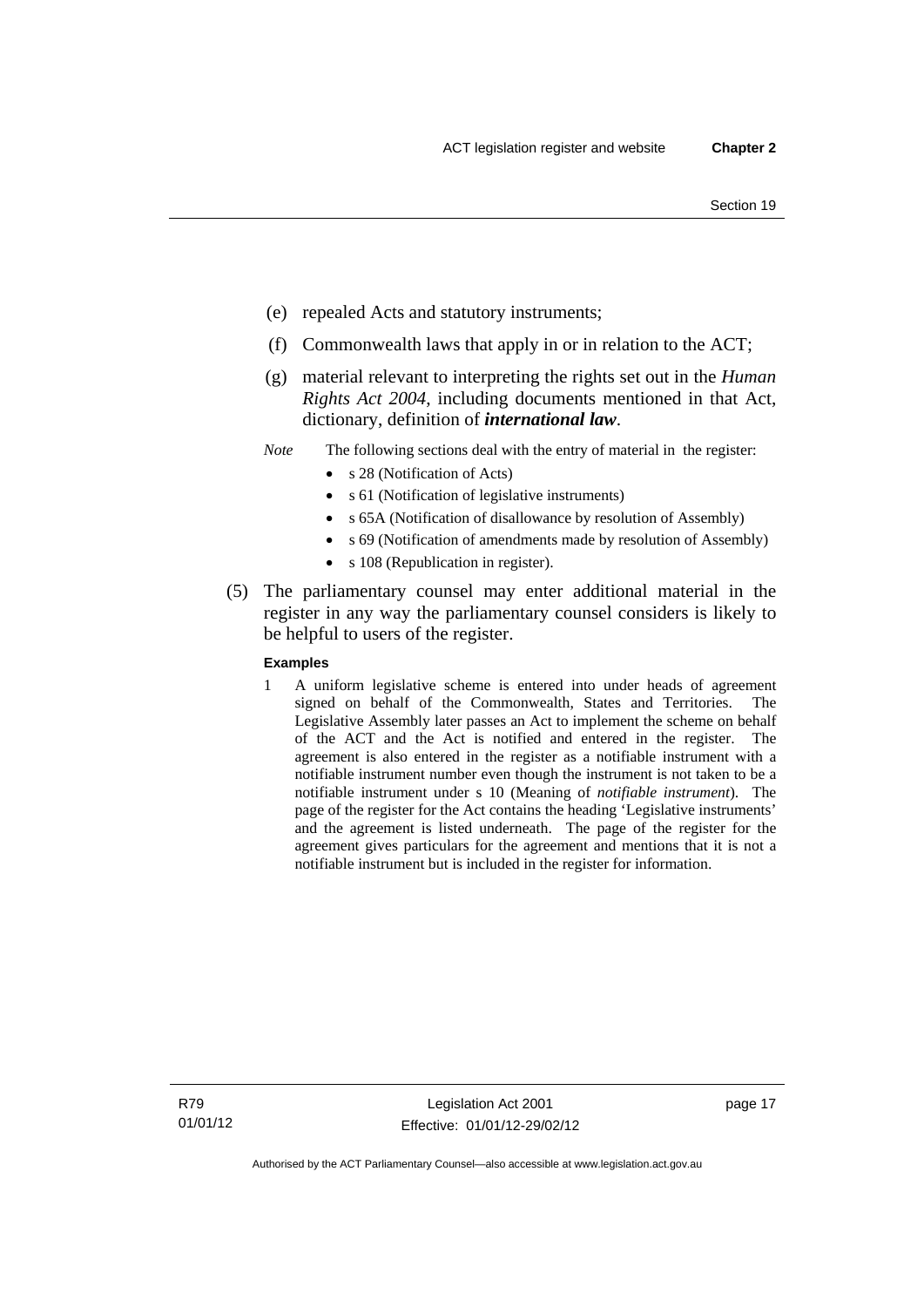(e) repealed Acts and statutory instruments;

(f) Commonwealth laws that apply in or in relation to the ACT;

(g) material relevant to interpreting the rights set out in the *Human Rights Act 2004*, including documents mentioned in that Act, dictionary, definition of ***international law***.

*Note* The following sections deal with the entry of material in the register:

- s 28 (Notification of Acts)
- s 61 (Notification of legislative instruments)
- s 65A (Notification of disallowance by resolution of Assembly)
- s 69 (Notification of amendments made by resolution of Assembly)
- s 108 (Republication in register).

(5) The parliamentary counsel may enter additional material in the register in any way the parliamentary counsel considers is likely to be helpful to users of the register.

**Examples**

1 A uniform legislative scheme is entered into under heads of agreement signed on behalf of the Commonwealth, States and Territories. The Legislative Assembly later passes an Act to implement the scheme on behalf of the ACT and the Act is notified and entered in the register. The agreement is also entered in the register as a notifiable instrument with a notifiable instrument number even though the instrument is not taken to be a notifiable instrument under s 10 (Meaning of *notifiable instrument*). The page of the register for the Act contains the heading 'Legislative instruments' and the agreement is listed underneath. The page of the register for the agreement gives particulars for the agreement and mentions that it is not a notifiable instrument but is included in the register for information.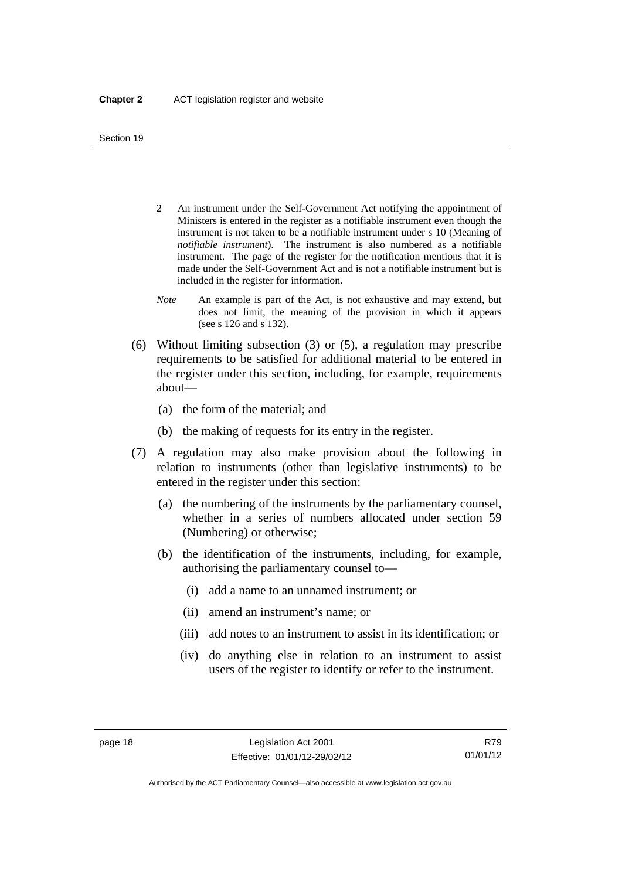2 An instrument under the Self-Government Act notifying the appointment of Ministers is entered in the register as a notifiable instrument even though the instrument is not taken to be a notifiable instrument under s 10 (Meaning of *notifiable instrument*). The instrument is also numbered as a notifiable instrument. The page of the register for the notification mentions that it is made under the Self-Government Act and is not a notifiable instrument but is included in the register for information.

*Note* An example is part of the Act, is not exhaustive and may extend, but does not limit, the meaning of the provision in which it appears (see s 126 and s 132).

(6) Without limiting subsection (3) or (5), a regulation may prescribe requirements to be satisfied for additional material to be entered in the register under this section, including, for example, requirements about—

(a) the form of the material; and

(b) the making of requests for its entry in the register.

(7) A regulation may also make provision about the following in relation to instruments (other than legislative instruments) to be entered in the register under this section:

(a) the numbering of the instruments by the parliamentary counsel, whether in a series of numbers allocated under section 59 (Numbering) or otherwise;

(b) the identification of the instruments, including, for example, authorising the parliamentary counsel to—

(i) add a name to an unnamed instrument; or

(ii) amend an instrument's name; or

(iii) add notes to an instrument to assist in its identification; or

(iv) do anything else in relation to an instrument to assist users of the register to identify or refer to the instrument.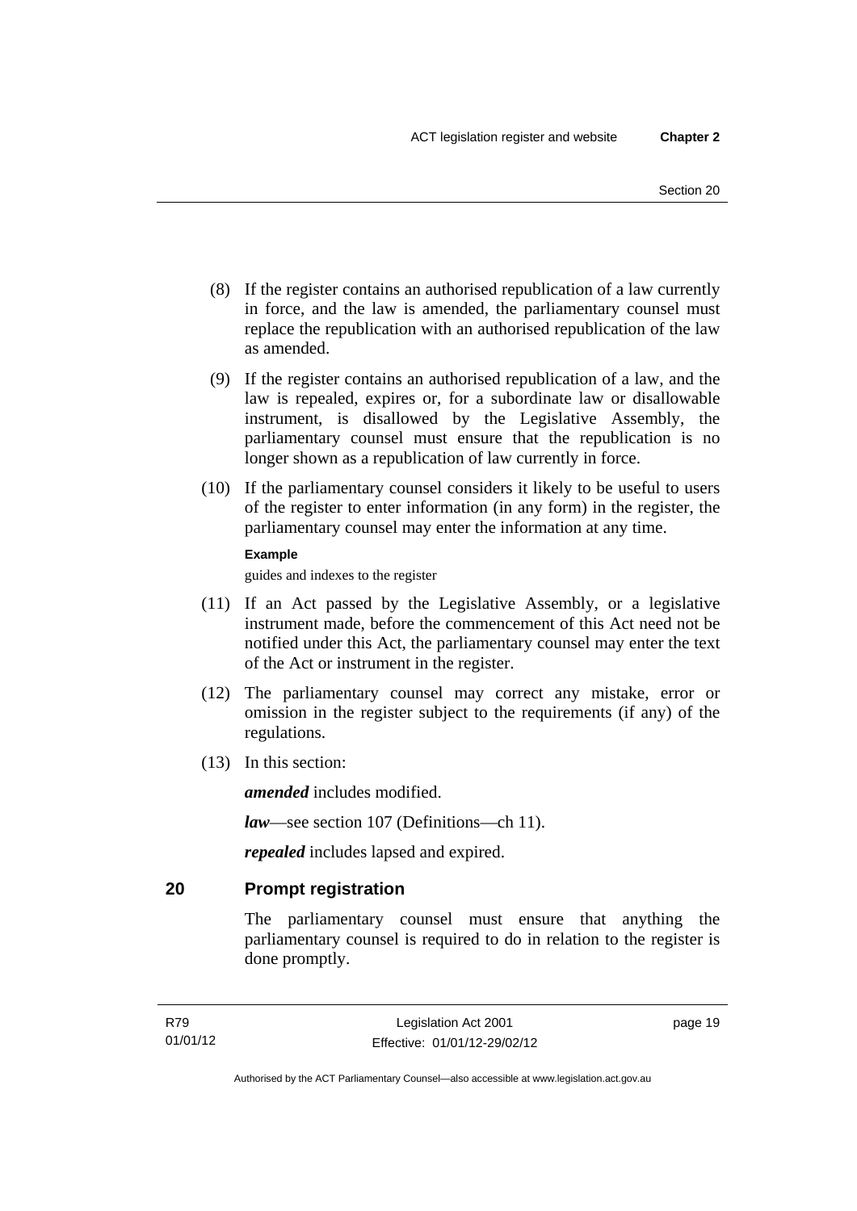(8) If the register contains an authorised republication of a law currently in force, and the law is amended, the parliamentary counsel must replace the republication with an authorised republication of the law as amended.

(9) If the register contains an authorised republication of a law, and the law is repealed, expires or, for a subordinate law or disallowable instrument, is disallowed by the Legislative Assembly, the parliamentary counsel must ensure that the republication is no longer shown as a republication of law currently in force.

(10) If the parliamentary counsel considers it likely to be useful to users of the register to enter information (in any form) in the register, the parliamentary counsel may enter the information at any time.

**Example**

guides and indexes to the register

(11) If an Act passed by the Legislative Assembly, or a legislative instrument made, before the commencement of this Act need not be notified under this Act, the parliamentary counsel may enter the text of the Act or instrument in the register.

(12) The parliamentary counsel may correct any mistake, error or omission in the register subject to the requirements (if any) of the regulations.

(13) In this section:

***amended*** includes modified.

***law***—see section 107 (Definitions—ch 11).

***repealed*** includes lapsed and expired.

## 20 Prompt registration

The parliamentary counsel must ensure that anything the parliamentary counsel is required to do in relation to the register is done promptly.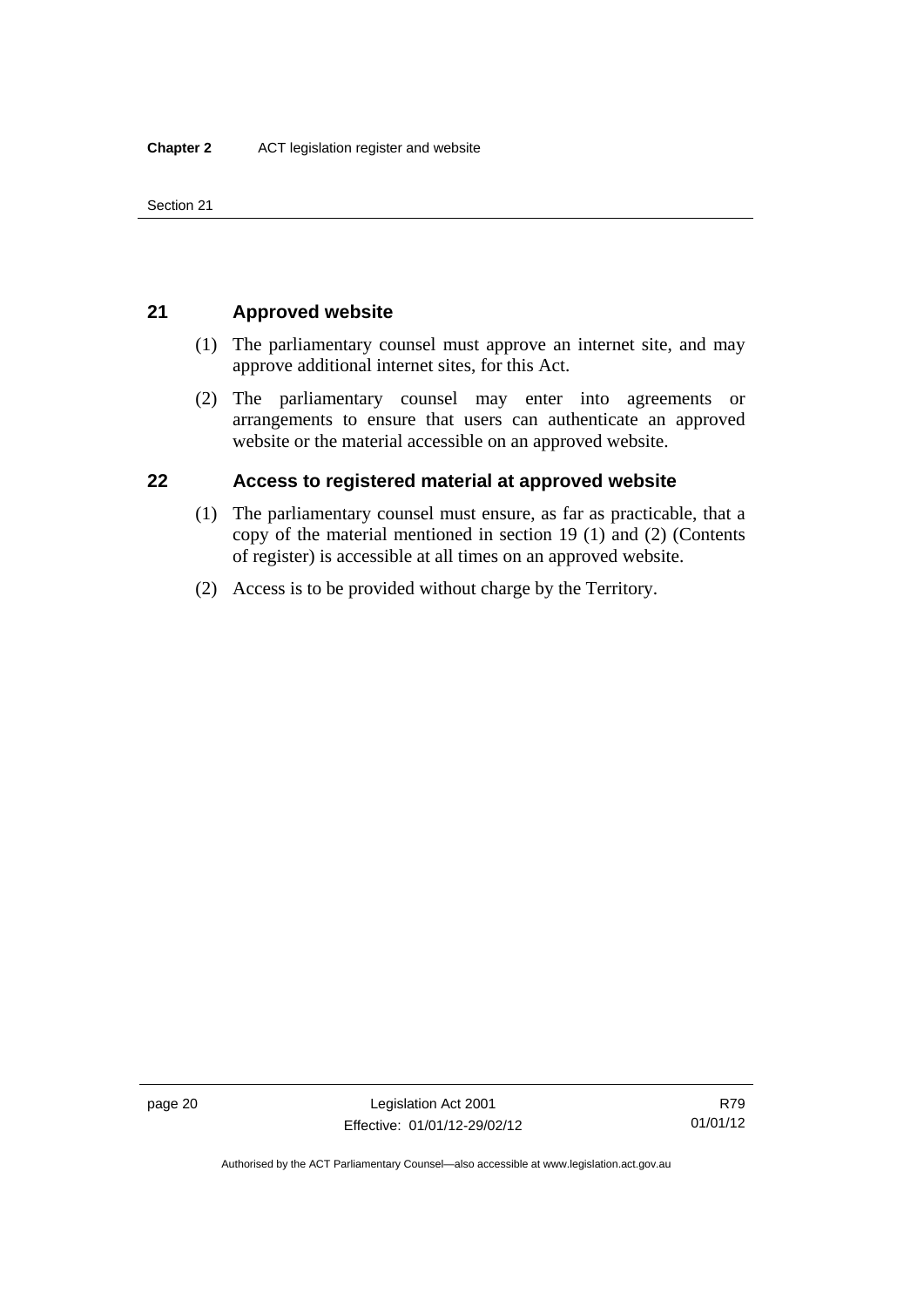## 21 Approved website

(1) The parliamentary counsel must approve an internet site, and may approve additional internet sites, for this Act.

(2) The parliamentary counsel may enter into agreements or arrangements to ensure that users can authenticate an approved website or the material accessible on an approved website.

## 22 Access to registered material at approved website

(1) The parliamentary counsel must ensure, as far as practicable, that a copy of the material mentioned in section 19 (1) and (2) (Contents of register) is accessible at all times on an approved website.

(2) Access is to be provided without charge by the Territory.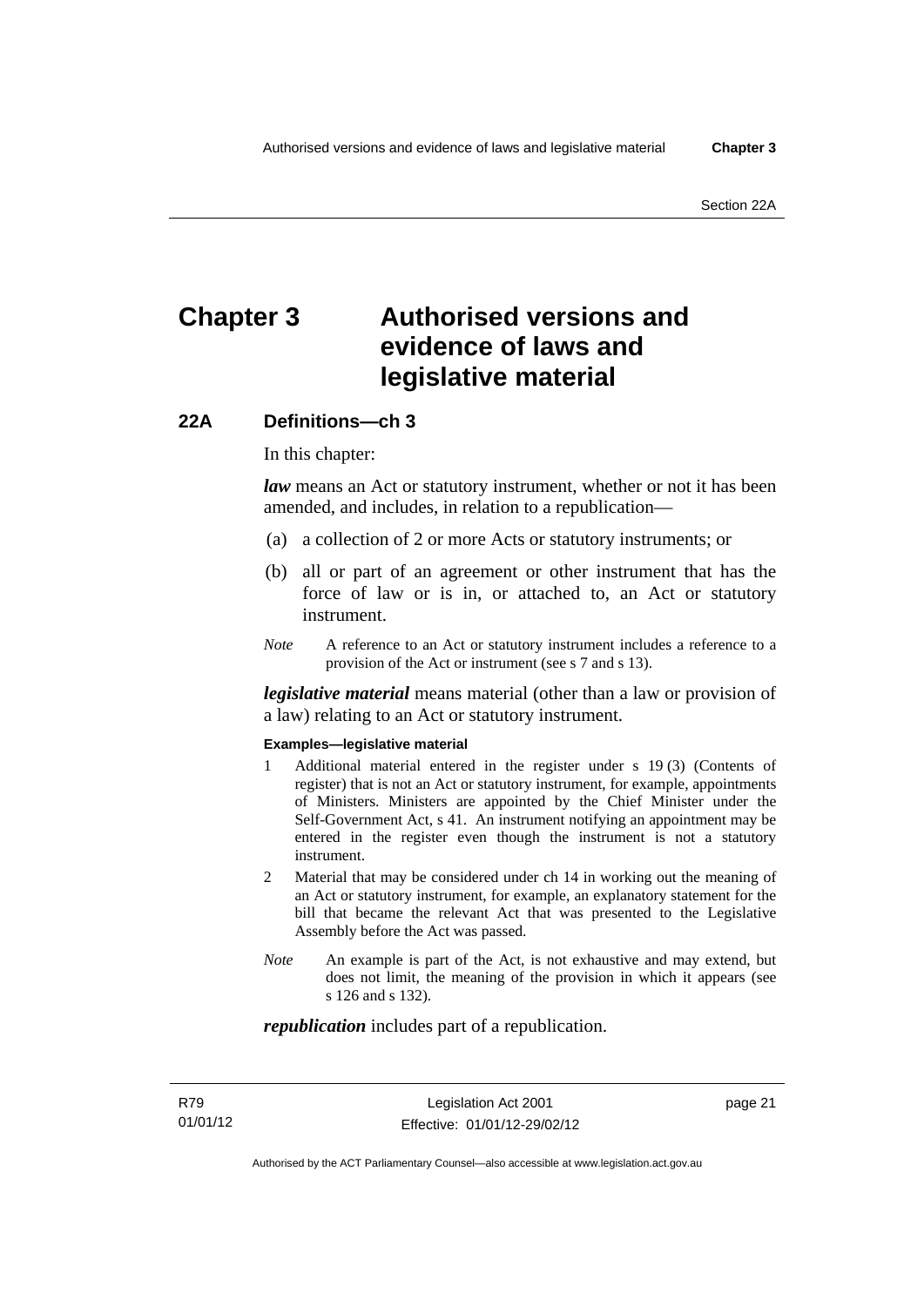# Chapter 3 Authorised versions and evidence of laws and legislative material

## 22A Definitions—ch 3

In this chapter:

***law*** means an Act or statutory instrument, whether or not it has been amended, and includes, in relation to a republication—

(a) a collection of 2 or more Acts or statutory instruments; or

(b) all or part of an agreement or other instrument that has the force of law or is in, or attached to, an Act or statutory instrument.

*Note* A reference to an Act or statutory instrument includes a reference to a provision of the Act or instrument (see s 7 and s 13).

***legislative material*** means material (other than a law or provision of a law) relating to an Act or statutory instrument.

**Examples—legislative material**

1 Additional material entered in the register under s 19 (3) (Contents of register) that is not an Act or statutory instrument, for example, appointments of Ministers. Ministers are appointed by the Chief Minister under the Self-Government Act, s 41. An instrument notifying an appointment may be entered in the register even though the instrument is not a statutory instrument.

2 Material that may be considered under ch 14 in working out the meaning of an Act or statutory instrument, for example, an explanatory statement for the bill that became the relevant Act that was presented to the Legislative Assembly before the Act was passed.

*Note* An example is part of the Act, is not exhaustive and may extend, but does not limit, the meaning of the provision in which it appears (see s 126 and s 132).

***republication*** includes part of a republication.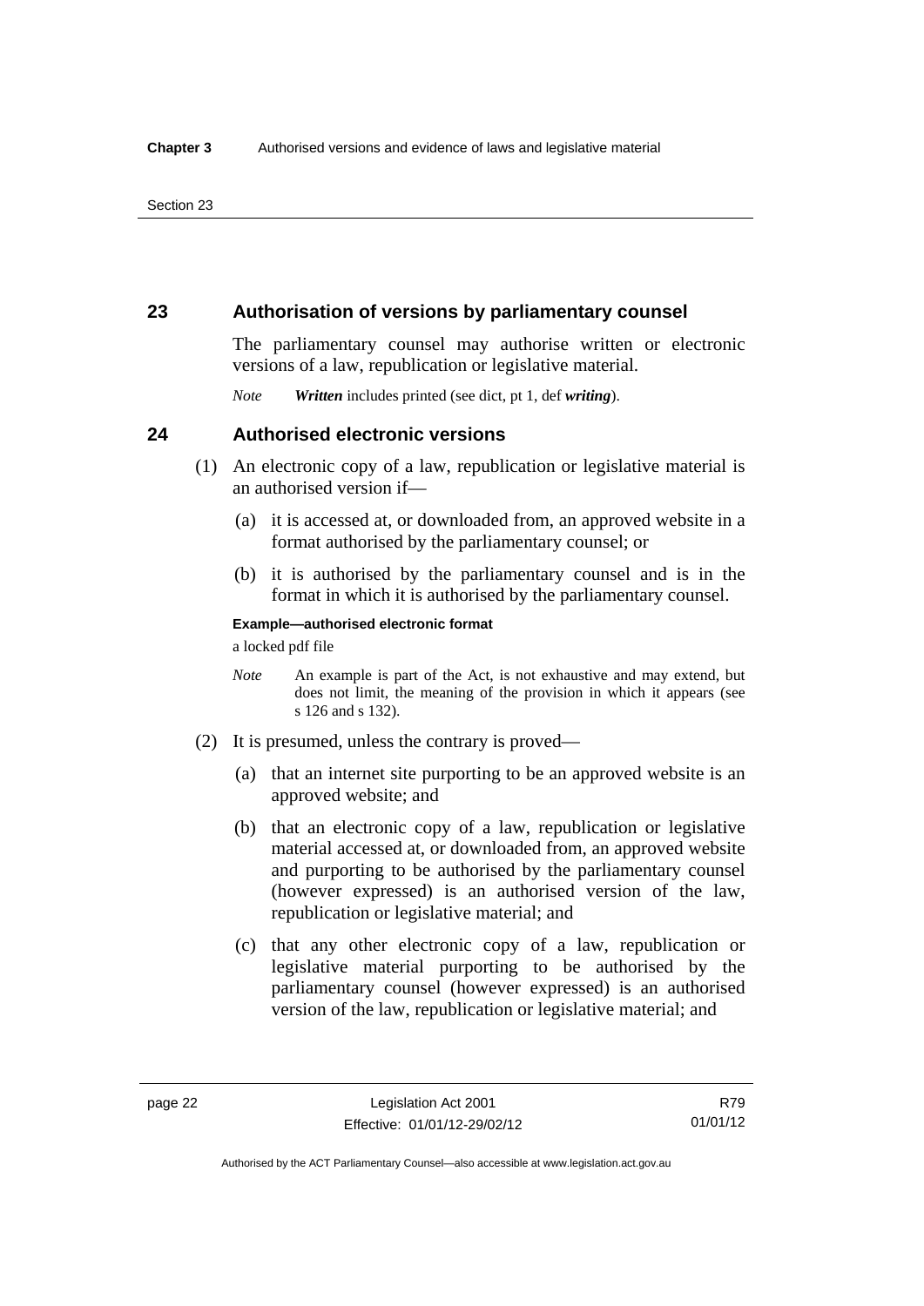## 23 Authorisation of versions by parliamentary counsel

The parliamentary counsel may authorise written or electronic versions of a law, republication or legislative material.

*Note* ***Written*** includes printed (see dict, pt 1, def ***writing***).

## 24 Authorised electronic versions

(1) An electronic copy of a law, republication or legislative material is an authorised version if—

(a) it is accessed at, or downloaded from, an approved website in a format authorised by the parliamentary counsel; or

(b) it is authorised by the parliamentary counsel and is in the format in which it is authorised by the parliamentary counsel.

**Example—authorised electronic format**

a locked pdf file

*Note* An example is part of the Act, is not exhaustive and may extend, but does not limit, the meaning of the provision in which it appears (see s 126 and s 132).

(2) It is presumed, unless the contrary is proved—

(a) that an internet site purporting to be an approved website is an approved website; and

(b) that an electronic copy of a law, republication or legislative material accessed at, or downloaded from, an approved website and purporting to be authorised by the parliamentary counsel (however expressed) is an authorised version of the law, republication or legislative material; and

(c) that any other electronic copy of a law, republication or legislative material purporting to be authorised by the parliamentary counsel (however expressed) is an authorised version of the law, republication or legislative material; and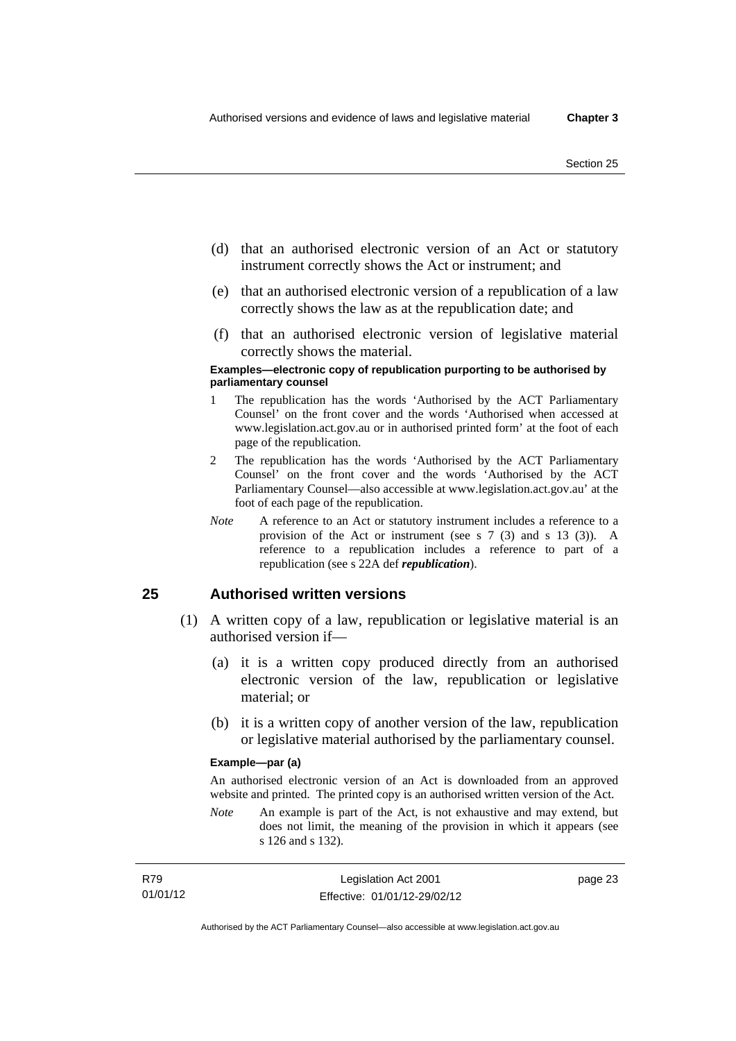(d) that an authorised electronic version of an Act or statutory instrument correctly shows the Act or instrument; and

(e) that an authorised electronic version of a republication of a law correctly shows the law as at the republication date; and

(f) that an authorised electronic version of legislative material correctly shows the material.

**Examples—electronic copy of republication purporting to be authorised by parliamentary counsel**

1 The republication has the words 'Authorised by the ACT Parliamentary Counsel' on the front cover and the words 'Authorised when accessed at www.legislation.act.gov.au or in authorised printed form' at the foot of each page of the republication.

2 The republication has the words 'Authorised by the ACT Parliamentary Counsel' on the front cover and the words 'Authorised by the ACT Parliamentary Counsel—also accessible at www.legislation.act.gov.au' at the foot of each page of the republication.

*Note* A reference to an Act or statutory instrument includes a reference to a provision of the Act or instrument (see s 7 (3) and s 13 (3)). A reference to a republication includes a reference to part of a republication (see s 22A def ***republication***).

## 25 Authorised written versions

(1) A written copy of a law, republication or legislative material is an authorised version if—

(a) it is a written copy produced directly from an authorised electronic version of the law, republication or legislative material; or

(b) it is a written copy of another version of the law, republication or legislative material authorised by the parliamentary counsel.

**Example—par (a)**

An authorised electronic version of an Act is downloaded from an approved website and printed. The printed copy is an authorised written version of the Act.

*Note* An example is part of the Act, is not exhaustive and may extend, but does not limit, the meaning of the provision in which it appears (see s 126 and s 132).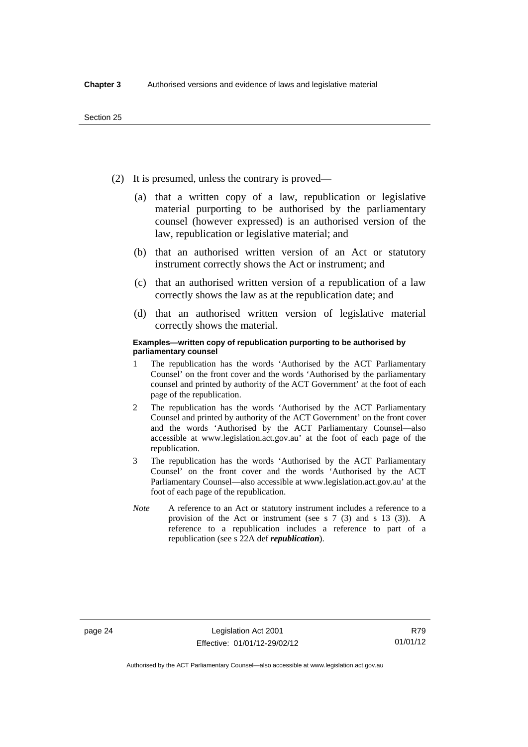(2) It is presumed, unless the contrary is proved—

(a) that a written copy of a law, republication or legislative material purporting to be authorised by the parliamentary counsel (however expressed) is an authorised version of the law, republication or legislative material; and

(b) that an authorised written version of an Act or statutory instrument correctly shows the Act or instrument; and

(c) that an authorised written version of a republication of a law correctly shows the law as at the republication date; and

(d) that an authorised written version of legislative material correctly shows the material.

**Examples—written copy of republication purporting to be authorised by parliamentary counsel**

1 The republication has the words 'Authorised by the ACT Parliamentary Counsel' on the front cover and the words 'Authorised by the parliamentary counsel and printed by authority of the ACT Government' at the foot of each page of the republication.

2 The republication has the words 'Authorised by the ACT Parliamentary Counsel and printed by authority of the ACT Government' on the front cover and the words 'Authorised by the ACT Parliamentary Counsel—also accessible at www.legislation.act.gov.au' at the foot of each page of the republication.

3 The republication has the words 'Authorised by the ACT Parliamentary Counsel' on the front cover and the words 'Authorised by the ACT Parliamentary Counsel—also accessible at www.legislation.act.gov.au' at the foot of each page of the republication.

*Note* A reference to an Act or statutory instrument includes a reference to a provision of the Act or instrument (see s 7 (3) and s 13 (3)). A reference to a republication includes a reference to part of a republication (see s 22A def ***republication***).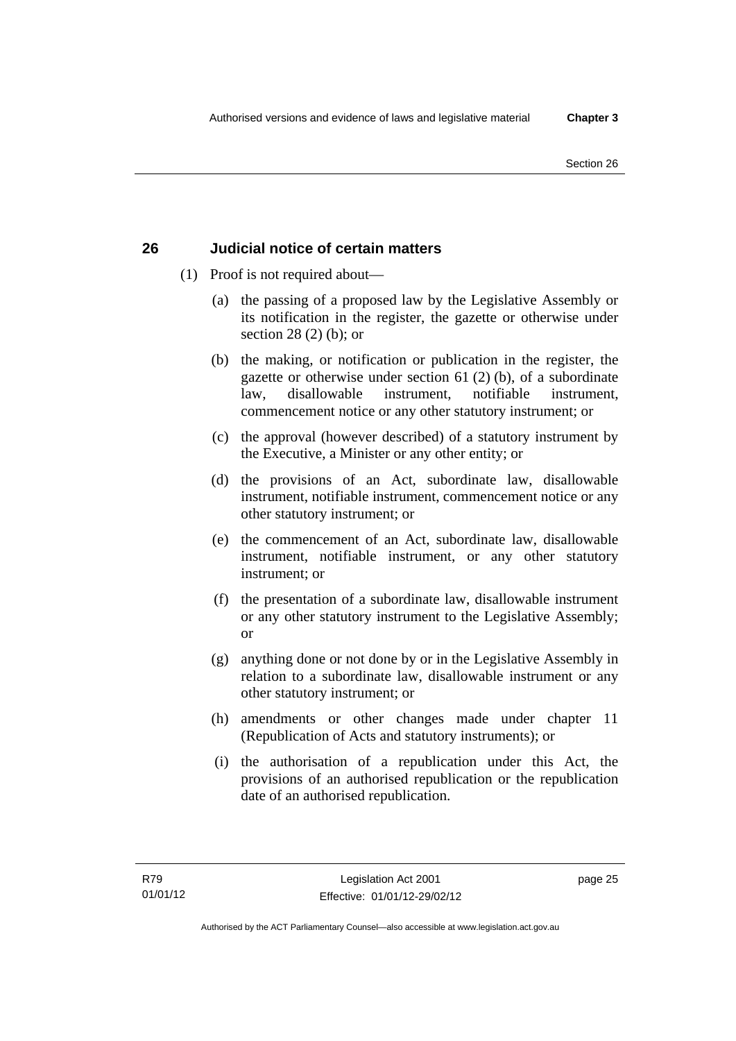## 26 Judicial notice of certain matters

(1) Proof is not required about—

(a) the passing of a proposed law by the Legislative Assembly or its notification in the register, the gazette or otherwise under section 28 (2) (b); or

(b) the making, or notification or publication in the register, the gazette or otherwise under section 61 (2) (b), of a subordinate law, disallowable instrument, notifiable instrument, commencement notice or any other statutory instrument; or

(c) the approval (however described) of a statutory instrument by the Executive, a Minister or any other entity; or

(d) the provisions of an Act, subordinate law, disallowable instrument, notifiable instrument, commencement notice or any other statutory instrument; or

(e) the commencement of an Act, subordinate law, disallowable instrument, notifiable instrument, or any other statutory instrument; or

(f) the presentation of a subordinate law, disallowable instrument or any other statutory instrument to the Legislative Assembly; or

(g) anything done or not done by or in the Legislative Assembly in relation to a subordinate law, disallowable instrument or any other statutory instrument; or

(h) amendments or other changes made under chapter 11 (Republication of Acts and statutory instruments); or

(i) the authorisation of a republication under this Act, the provisions of an authorised republication or the republication date of an authorised republication.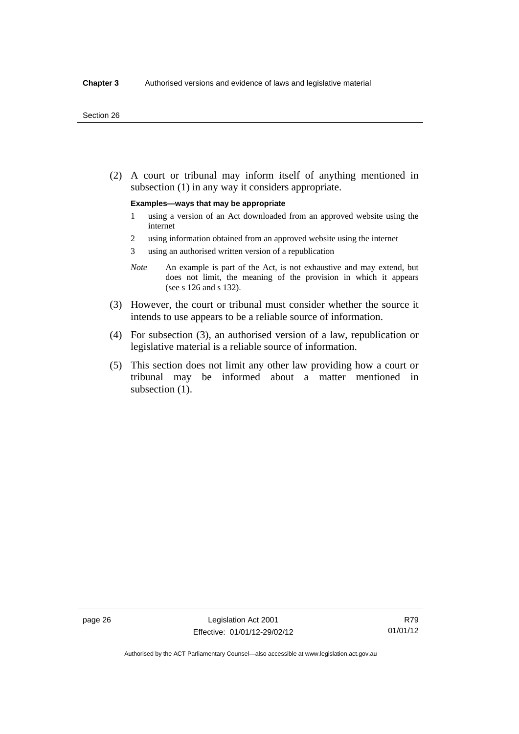(2) A court or tribunal may inform itself of anything mentioned in subsection (1) in any way it considers appropriate.

**Examples—ways that may be appropriate**

1 using a version of an Act downloaded from an approved website using the internet

2 using information obtained from an approved website using the internet

3 using an authorised written version of a republication

*Note* An example is part of the Act, is not exhaustive and may extend, but does not limit, the meaning of the provision in which it appears (see s 126 and s 132).

(3) However, the court or tribunal must consider whether the source it intends to use appears to be a reliable source of information.

(4) For subsection (3), an authorised version of a law, republication or legislative material is a reliable source of information.

(5) This section does not limit any other law providing how a court or tribunal may be informed about a matter mentioned in subsection (1).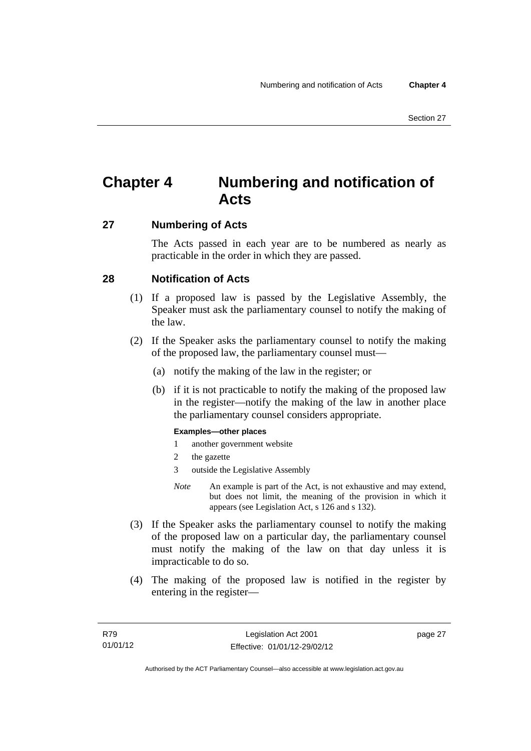# Chapter 4 Numbering and notification of Acts

## 27 Numbering of Acts

The Acts passed in each year are to be numbered as nearly as practicable in the order in which they are passed.

## 28 Notification of Acts

(1) If a proposed law is passed by the Legislative Assembly, the Speaker must ask the parliamentary counsel to notify the making of the law.

(2) If the Speaker asks the parliamentary counsel to notify the making of the proposed law, the parliamentary counsel must—

(a) notify the making of the law in the register; or

(b) if it is not practicable to notify the making of the proposed law in the register—notify the making of the law in another place the parliamentary counsel considers appropriate.

**Examples—other places**

1 another government website

2 the gazette

3 outside the Legislative Assembly

*Note* An example is part of the Act, is not exhaustive and may extend, but does not limit, the meaning of the provision in which it appears (see Legislation Act, s 126 and s 132).

(3) If the Speaker asks the parliamentary counsel to notify the making of the proposed law on a particular day, the parliamentary counsel must notify the making of the law on that day unless it is impracticable to do so.

(4) The making of the proposed law is notified in the register by entering in the register—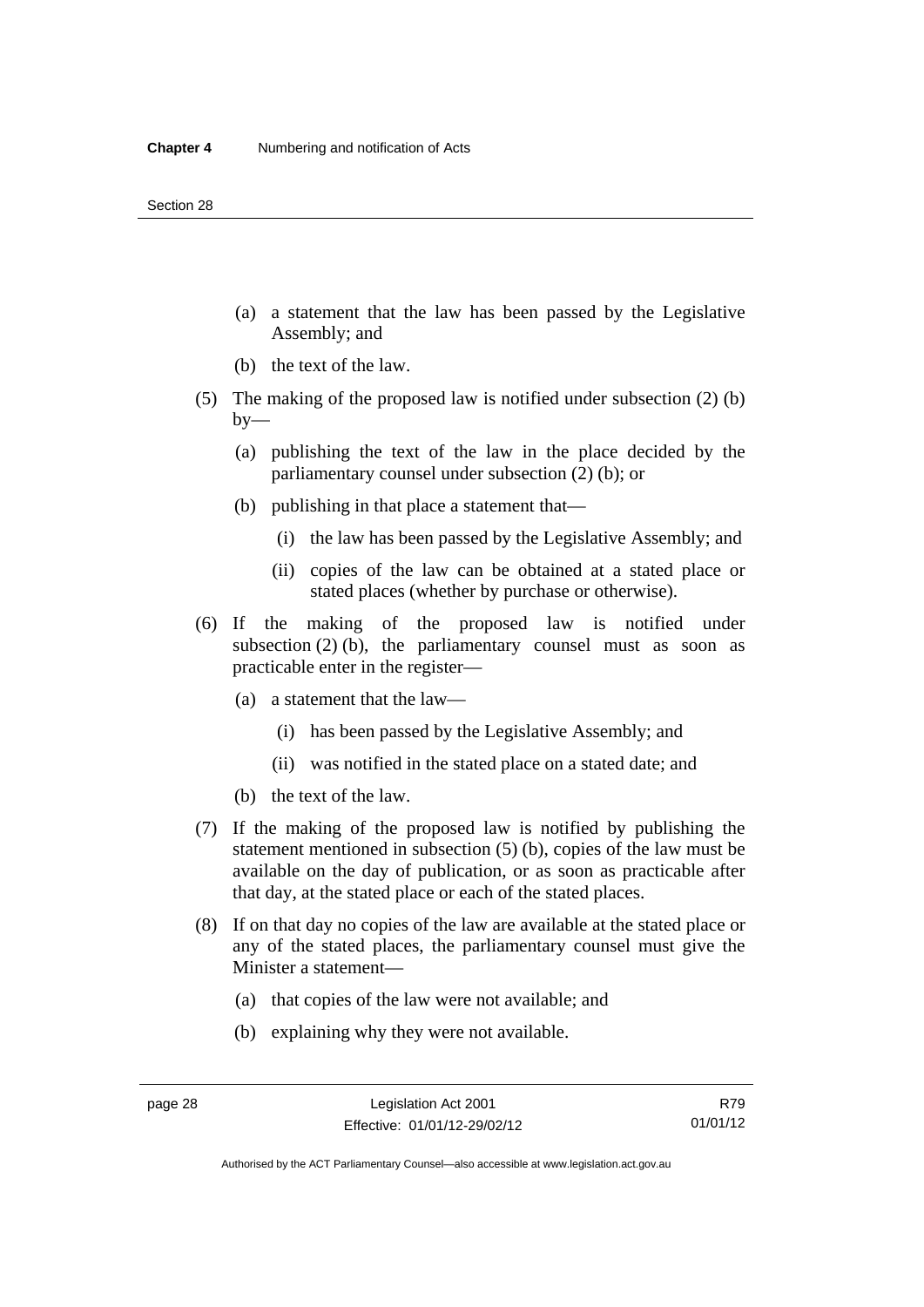(a) a statement that the law has been passed by the Legislative Assembly; and

(b) the text of the law.

(5) The making of the proposed law is notified under subsection (2) (b) by—

(a) publishing the text of the law in the place decided by the parliamentary counsel under subsection (2) (b); or

(b) publishing in that place a statement that—

(i) the law has been passed by the Legislative Assembly; and

(ii) copies of the law can be obtained at a stated place or stated places (whether by purchase or otherwise).

(6) If the making of the proposed law is notified under subsection (2) (b), the parliamentary counsel must as soon as practicable enter in the register—

(a) a statement that the law—

(i) has been passed by the Legislative Assembly; and

(ii) was notified in the stated place on a stated date; and

(b) the text of the law.

(7) If the making of the proposed law is notified by publishing the statement mentioned in subsection (5) (b), copies of the law must be available on the day of publication, or as soon as practicable after that day, at the stated place or each of the stated places.

(8) If on that day no copies of the law are available at the stated place or any of the stated places, the parliamentary counsel must give the Minister a statement—

(a) that copies of the law were not available; and

(b) explaining why they were not available.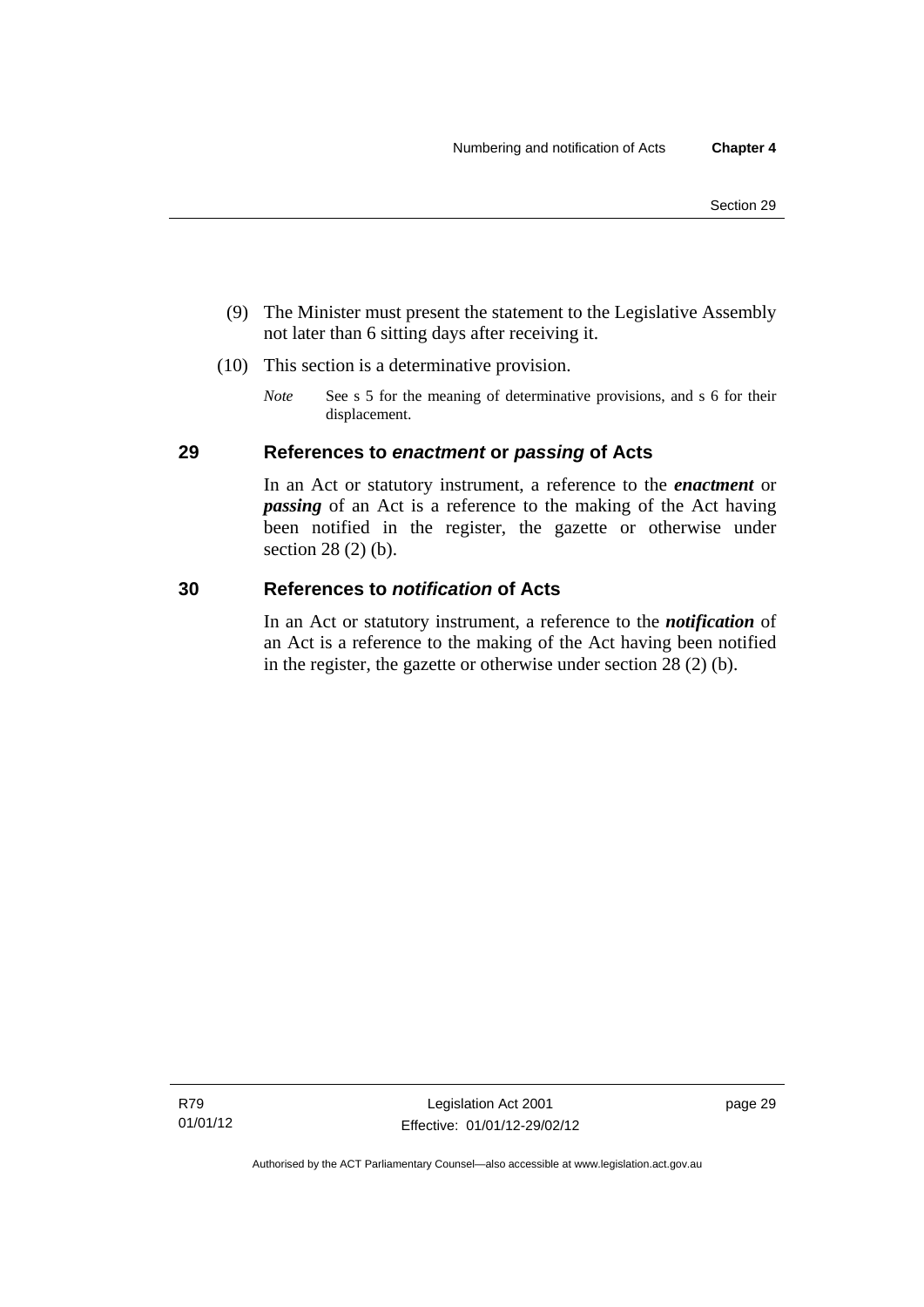(9) The Minister must present the statement to the Legislative Assembly not later than 6 sitting days after receiving it.

(10) This section is a determinative provision.

*Note* See s 5 for the meaning of determinative provisions, and s 6 for their displacement.

## 29 References to *enactment* or *passing* of Acts

In an Act or statutory instrument, a reference to the ***enactment*** or ***passing*** of an Act is a reference to the making of the Act having been notified in the register, the gazette or otherwise under section 28 (2) (b).

## 30 References to *notification* of Acts

In an Act or statutory instrument, a reference to the ***notification*** of an Act is a reference to the making of the Act having been notified in the register, the gazette or otherwise under section 28 (2) (b).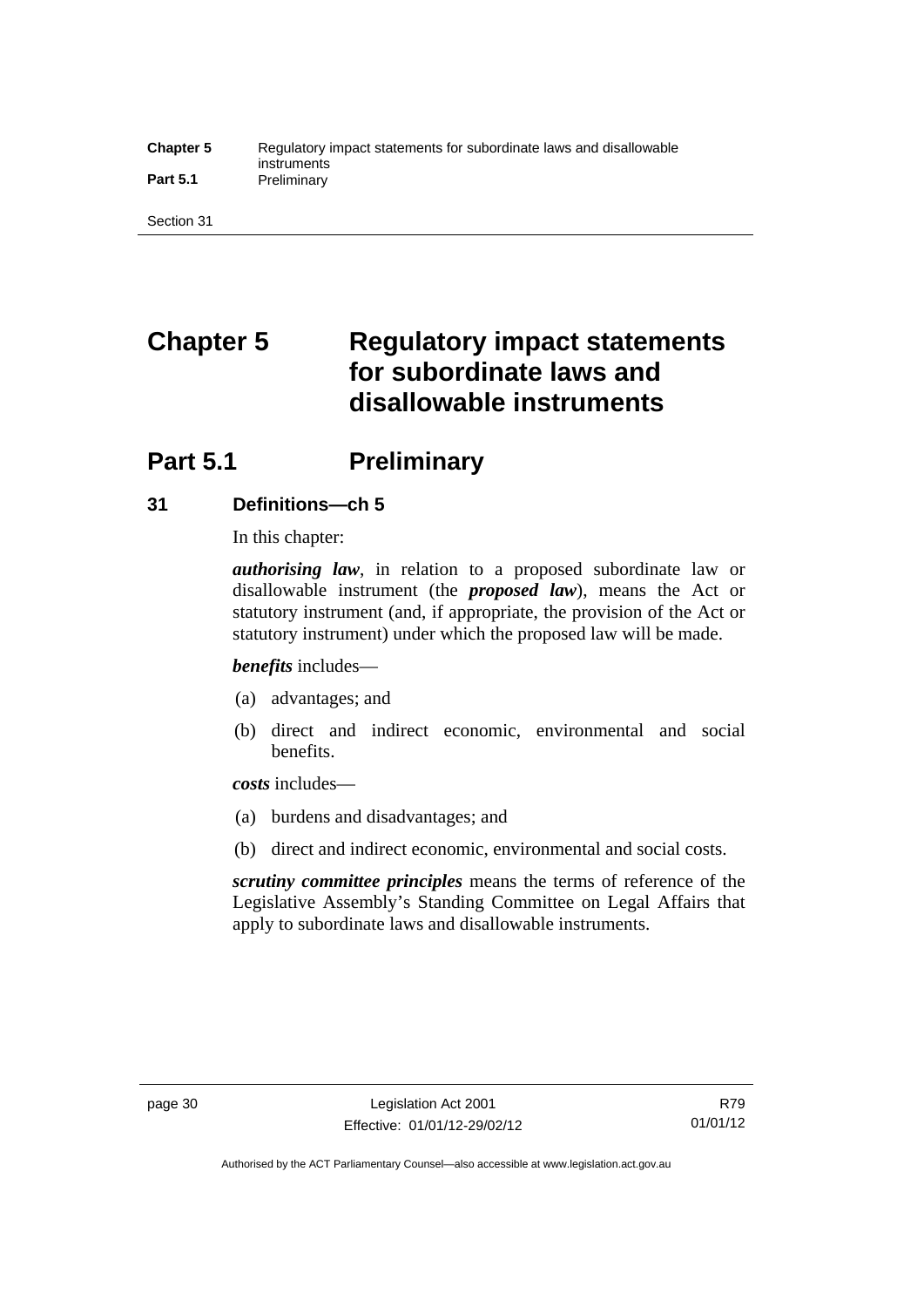# Chapter 5 Regulatory impact statements for subordinate laws and disallowable instruments

## Part 5.1 Preliminary

### 31 Definitions—ch 5

In this chapter:

***authorising law***, in relation to a proposed subordinate law or disallowable instrument (the ***proposed law***), means the Act or statutory instrument (and, if appropriate, the provision of the Act or statutory instrument) under which the proposed law will be made.

***benefits*** includes—

(a) advantages; and

(b) direct and indirect economic, environmental and social benefits.

***costs*** includes—

(a) burdens and disadvantages; and

(b) direct and indirect economic, environmental and social costs.

***scrutiny committee principles*** means the terms of reference of the Legislative Assembly's Standing Committee on Legal Affairs that apply to subordinate laws and disallowable instruments.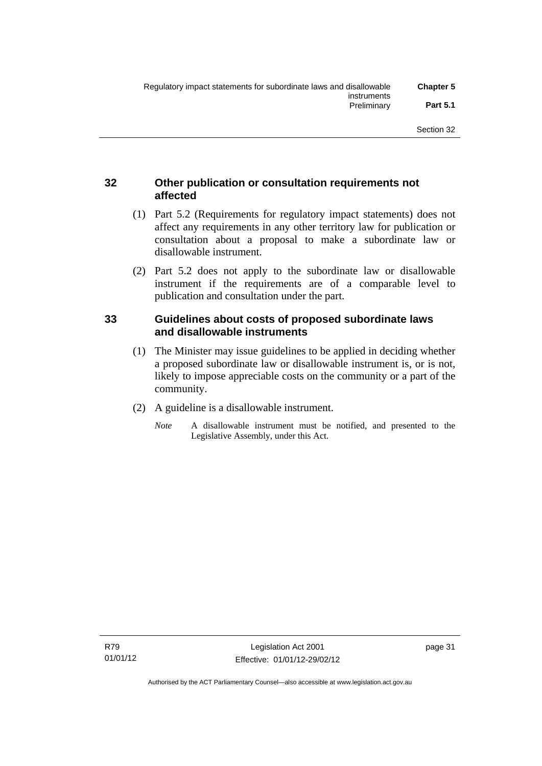## 32 Other publication or consultation requirements not affected

(1) Part 5.2 (Requirements for regulatory impact statements) does not affect any requirements in any other territory law for publication or consultation about a proposal to make a subordinate law or disallowable instrument.

(2) Part 5.2 does not apply to the subordinate law or disallowable instrument if the requirements are of a comparable level to publication and consultation under the part.

## 33 Guidelines about costs of proposed subordinate laws and disallowable instruments

(1) The Minister may issue guidelines to be applied in deciding whether a proposed subordinate law or disallowable instrument is, or is not, likely to impose appreciable costs on the community or a part of the community.

(2) A guideline is a disallowable instrument.

*Note* A disallowable instrument must be notified, and presented to the Legislative Assembly, under this Act.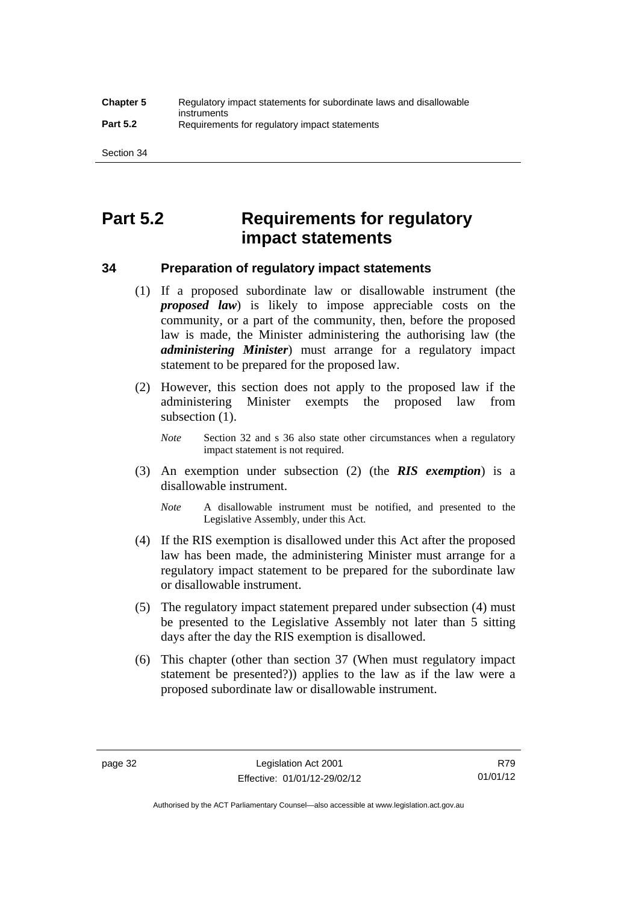# Part 5.2 Requirements for regulatory impact statements

## 34 Preparation of regulatory impact statements

(1) If a proposed subordinate law or disallowable instrument (the ***proposed law***) is likely to impose appreciable costs on the community, or a part of the community, then, before the proposed law is made, the Minister administering the authorising law (the ***administering Minister***) must arrange for a regulatory impact statement to be prepared for the proposed law.

(2) However, this section does not apply to the proposed law if the administering Minister exempts the proposed law from subsection (1).

*Note* Section 32 and s 36 also state other circumstances when a regulatory impact statement is not required.

(3) An exemption under subsection (2) (the ***RIS exemption***) is a disallowable instrument.

*Note* A disallowable instrument must be notified, and presented to the Legislative Assembly, under this Act.

(4) If the RIS exemption is disallowed under this Act after the proposed law has been made, the administering Minister must arrange for a regulatory impact statement to be prepared for the subordinate law or disallowable instrument.

(5) The regulatory impact statement prepared under subsection (4) must be presented to the Legislative Assembly not later than 5 sitting days after the day the RIS exemption is disallowed.

(6) This chapter (other than section 37 (When must regulatory impact statement be presented?)) applies to the law as if the law were a proposed subordinate law or disallowable instrument.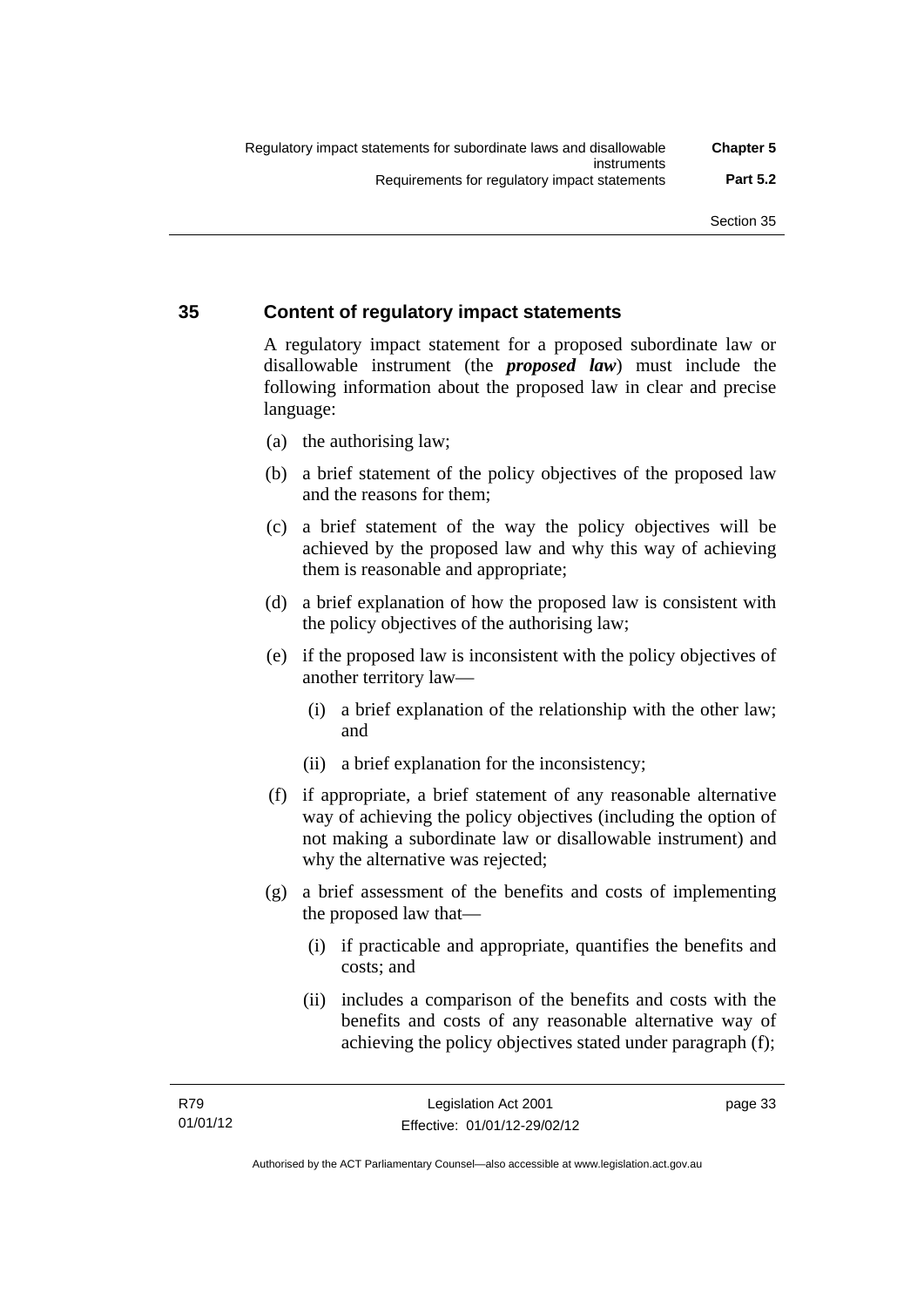## 35 Content of regulatory impact statements

A regulatory impact statement for a proposed subordinate law or disallowable instrument (the ***proposed law***) must include the following information about the proposed law in clear and precise language:

(a) the authorising law;

(b) a brief statement of the policy objectives of the proposed law and the reasons for them;

(c) a brief statement of the way the policy objectives will be achieved by the proposed law and why this way of achieving them is reasonable and appropriate;

(d) a brief explanation of how the proposed law is consistent with the policy objectives of the authorising law;

(e) if the proposed law is inconsistent with the policy objectives of another territory law—

  (i) a brief explanation of the relationship with the other law; and

  (ii) a brief explanation for the inconsistency;

(f) if appropriate, a brief statement of any reasonable alternative way of achieving the policy objectives (including the option of not making a subordinate law or disallowable instrument) and why the alternative was rejected;

(g) a brief assessment of the benefits and costs of implementing the proposed law that—

  (i) if practicable and appropriate, quantifies the benefits and costs; and

  (ii) includes a comparison of the benefits and costs with the benefits and costs of any reasonable alternative way of achieving the policy objectives stated under paragraph (f);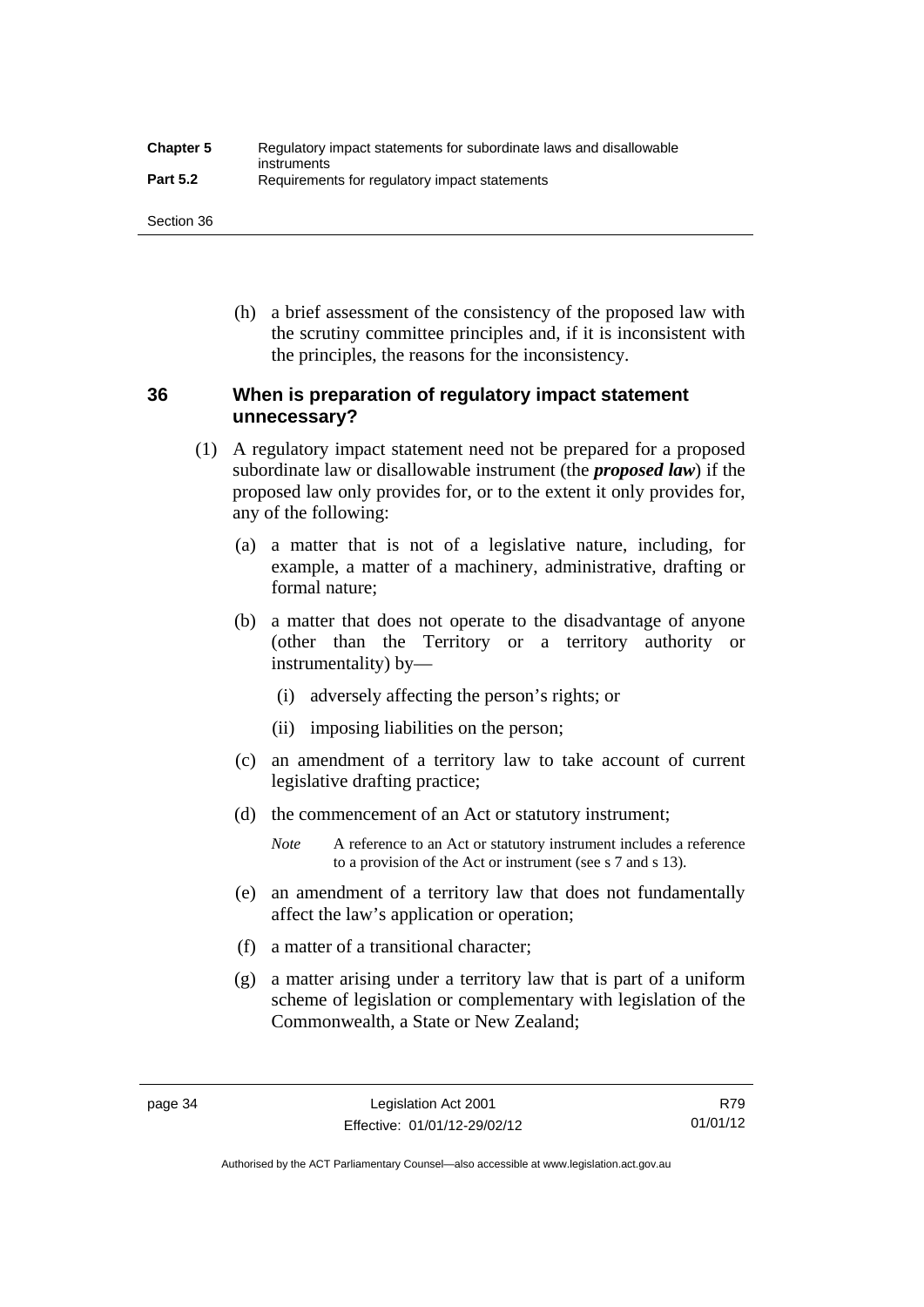(h) a brief assessment of the consistency of the proposed law with the scrutiny committee principles and, if it is inconsistent with the principles, the reasons for the inconsistency.

### 36 When is preparation of regulatory impact statement unnecessary?

(1) A regulatory impact statement need not be prepared for a proposed subordinate law or disallowable instrument (the ***proposed law***) if the proposed law only provides for, or to the extent it only provides for, any of the following:

(a) a matter that is not of a legislative nature, including, for example, a matter of a machinery, administrative, drafting or formal nature;

(b) a matter that does not operate to the disadvantage of anyone (other than the Territory or a territory authority or instrumentality) by—

(i) adversely affecting the person's rights; or

(ii) imposing liabilities on the person;

(c) an amendment of a territory law to take account of current legislative drafting practice;

(d) the commencement of an Act or statutory instrument;

*Note* A reference to an Act or statutory instrument includes a reference to a provision of the Act or instrument (see s 7 and s 13).

(e) an amendment of a territory law that does not fundamentally affect the law's application or operation;

(f) a matter of a transitional character;

(g) a matter arising under a territory law that is part of a uniform scheme of legislation or complementary with legislation of the Commonwealth, a State or New Zealand;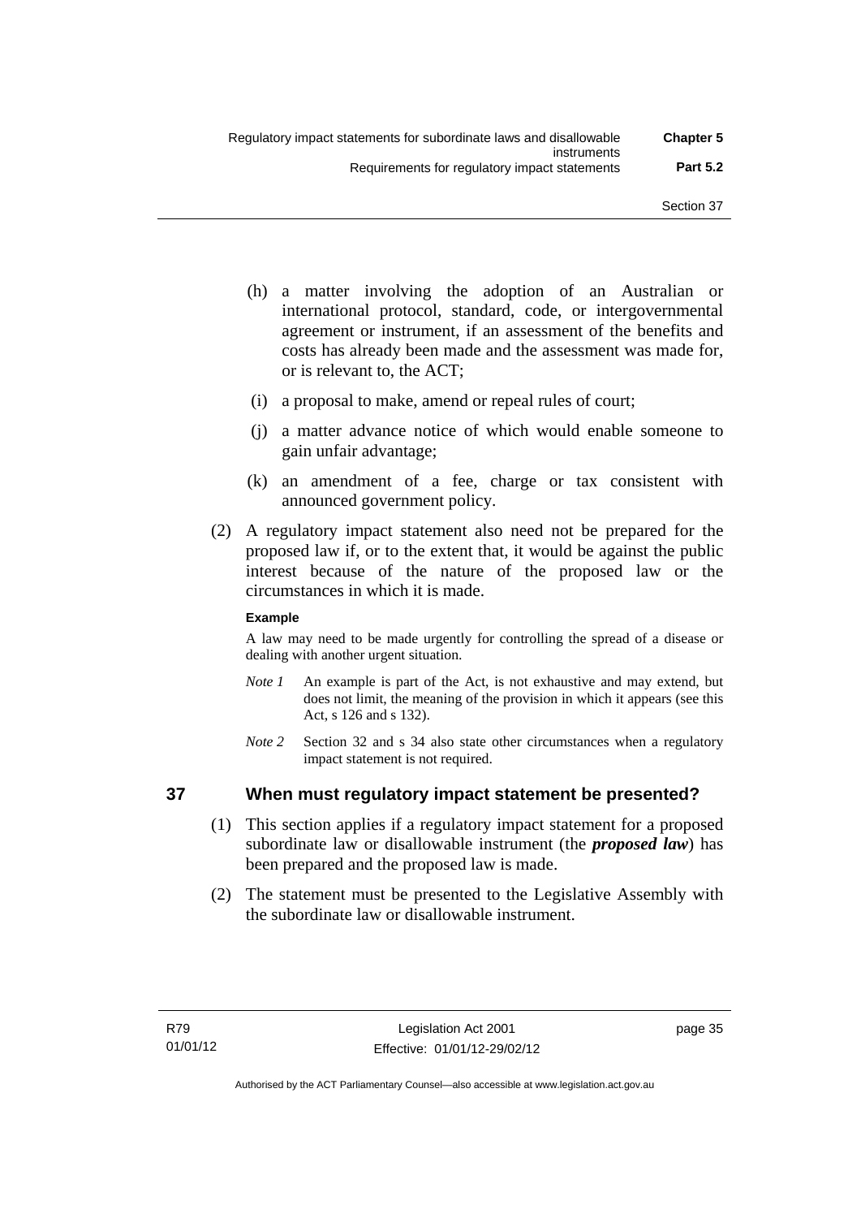(h) a matter involving the adoption of an Australian or international protocol, standard, code, or intergovernmental agreement or instrument, if an assessment of the benefits and costs has already been made and the assessment was made for, or is relevant to, the ACT;

(i) a proposal to make, amend or repeal rules of court;

(j) a matter advance notice of which would enable someone to gain unfair advantage;

(k) an amendment of a fee, charge or tax consistent with announced government policy.

(2) A regulatory impact statement also need not be prepared for the proposed law if, or to the extent that, it would be against the public interest because of the nature of the proposed law or the circumstances in which it is made.

**Example**

A law may need to be made urgently for controlling the spread of a disease or dealing with another urgent situation.

*Note 1* An example is part of the Act, is not exhaustive and may extend, but does not limit, the meaning of the provision in which it appears (see this Act, s 126 and s 132).

*Note 2* Section 32 and s 34 also state other circumstances when a regulatory impact statement is not required.

## 37 When must regulatory impact statement be presented?

(1) This section applies if a regulatory impact statement for a proposed subordinate law or disallowable instrument (the ***proposed law***) has been prepared and the proposed law is made.

(2) The statement must be presented to the Legislative Assembly with the subordinate law or disallowable instrument.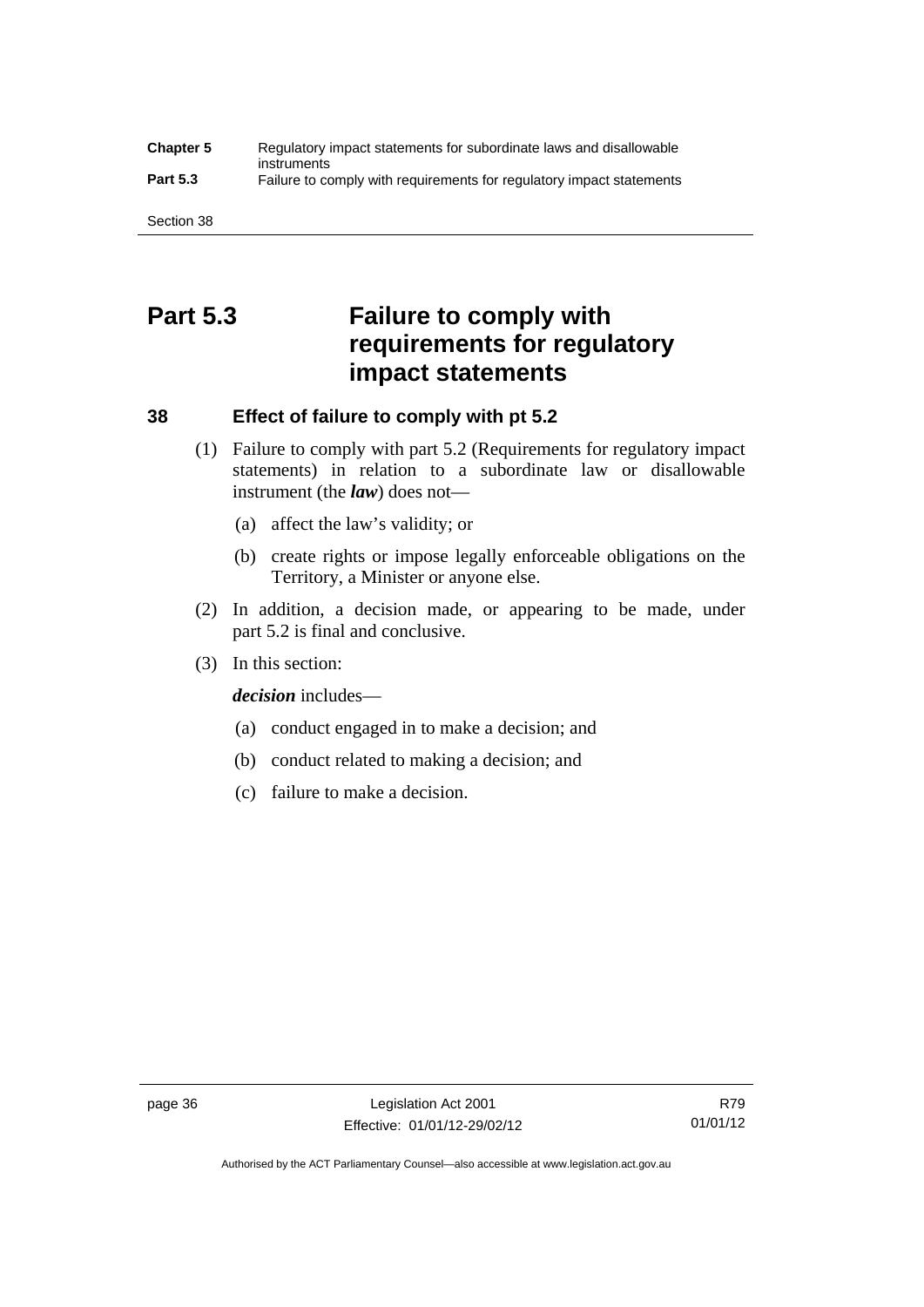## Part 5.3 Failure to comply with requirements for regulatory impact statements

### 38 Effect of failure to comply with pt 5.2

(1) Failure to comply with part 5.2 (Requirements for regulatory impact statements) in relation to a subordinate law or disallowable instrument (the ***law***) does not—

(a) affect the law's validity; or

(b) create rights or impose legally enforceable obligations on the Territory, a Minister or anyone else.

(2) In addition, a decision made, or appearing to be made, under part 5.2 is final and conclusive.

(3) In this section:

***decision*** includes—

(a) conduct engaged in to make a decision; and

(b) conduct related to making a decision; and

(c) failure to make a decision.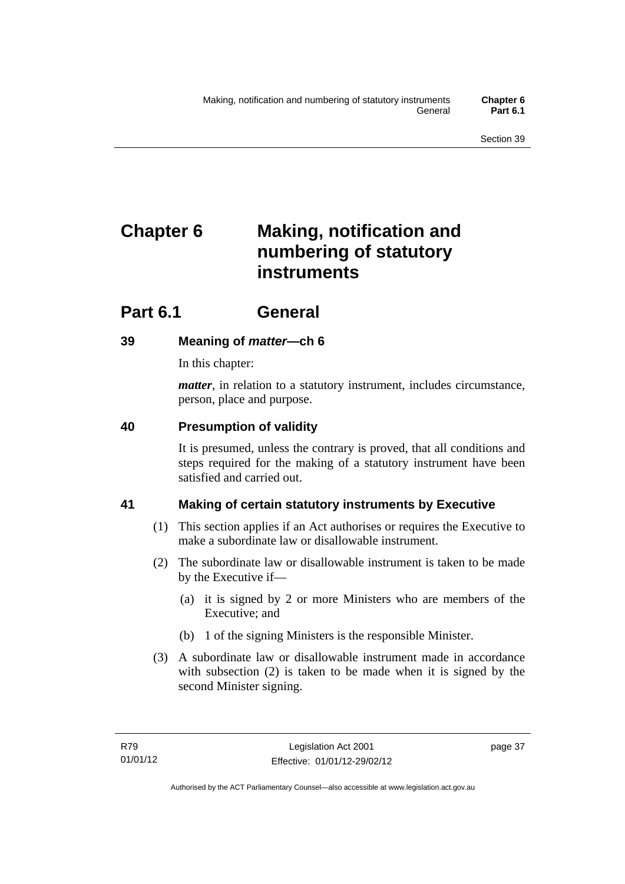# Chapter 6 Making, notification and numbering of statutory instruments

## Part 6.1 General

### 39 Meaning of *matter*—ch 6

In this chapter:

***matter***, in relation to a statutory instrument, includes circumstance, person, place and purpose.

### 40 Presumption of validity

It is presumed, unless the contrary is proved, that all conditions and steps required for the making of a statutory instrument have been satisfied and carried out.

### 41 Making of certain statutory instruments by Executive

(1) This section applies if an Act authorises or requires the Executive to make a subordinate law or disallowable instrument.

(2) The subordinate law or disallowable instrument is taken to be made by the Executive if—

(a) it is signed by 2 or more Ministers who are members of the Executive; and

(b) 1 of the signing Ministers is the responsible Minister.

(3) A subordinate law or disallowable instrument made in accordance with subsection (2) is taken to be made when it is signed by the second Minister signing.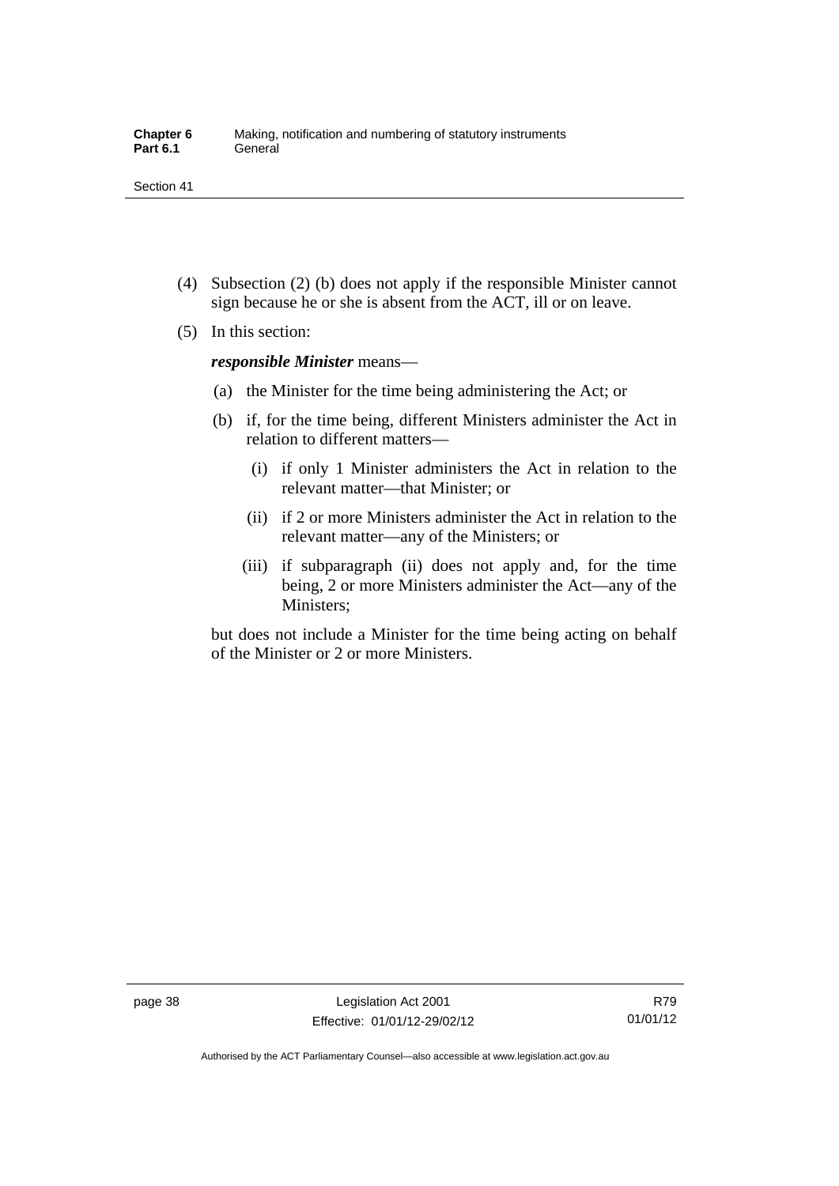(4) Subsection (2) (b) does not apply if the responsible Minister cannot sign because he or she is absent from the ACT, ill or on leave.

(5) In this section:

***responsible Minister*** means—

(a) the Minister for the time being administering the Act; or

(b) if, for the time being, different Ministers administer the Act in relation to different matters—

(i) if only 1 Minister administers the Act in relation to the relevant matter—that Minister; or

(ii) if 2 or more Ministers administer the Act in relation to the relevant matter—any of the Ministers; or

(iii) if subparagraph (ii) does not apply and, for the time being, 2 or more Ministers administer the Act—any of the Ministers;

but does not include a Minister for the time being acting on behalf of the Minister or 2 or more Ministers.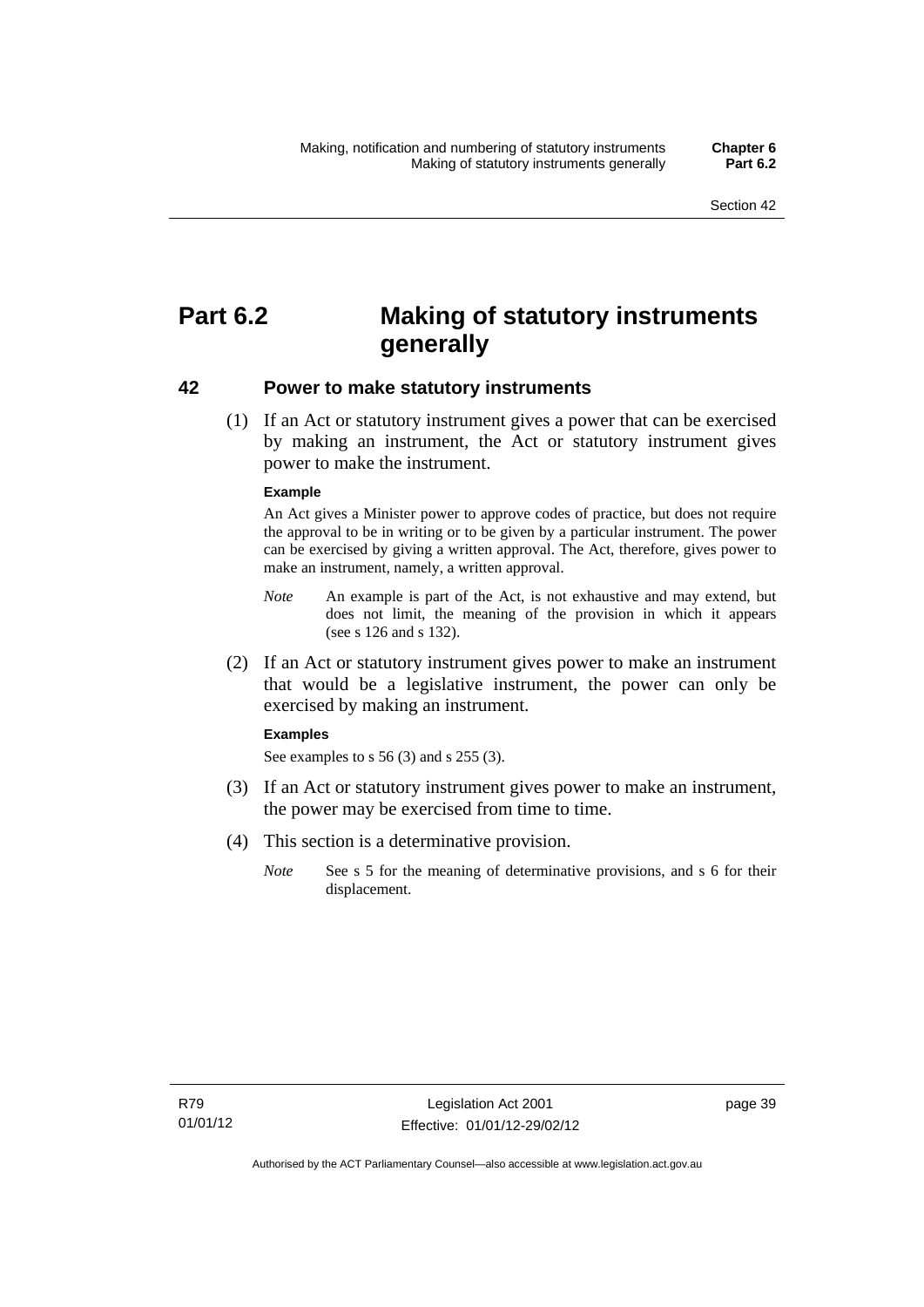# Part 6.2 Making of statutory instruments generally

## 42 Power to make statutory instruments

(1) If an Act or statutory instrument gives a power that can be exercised by making an instrument, the Act or statutory instrument gives power to make the instrument.

**Example**

An Act gives a Minister power to approve codes of practice, but does not require the approval to be in writing or to be given by a particular instrument. The power can be exercised by giving a written approval. The Act, therefore, gives power to make an instrument, namely, a written approval.

*Note* An example is part of the Act, is not exhaustive and may extend, but does not limit, the meaning of the provision in which it appears (see s 126 and s 132).

(2) If an Act or statutory instrument gives power to make an instrument that would be a legislative instrument, the power can only be exercised by making an instrument.

**Examples**

See examples to s 56 (3) and s 255 (3).

(3) If an Act or statutory instrument gives power to make an instrument, the power may be exercised from time to time.

(4) This section is a determinative provision.

*Note* See s 5 for the meaning of determinative provisions, and s 6 for their displacement.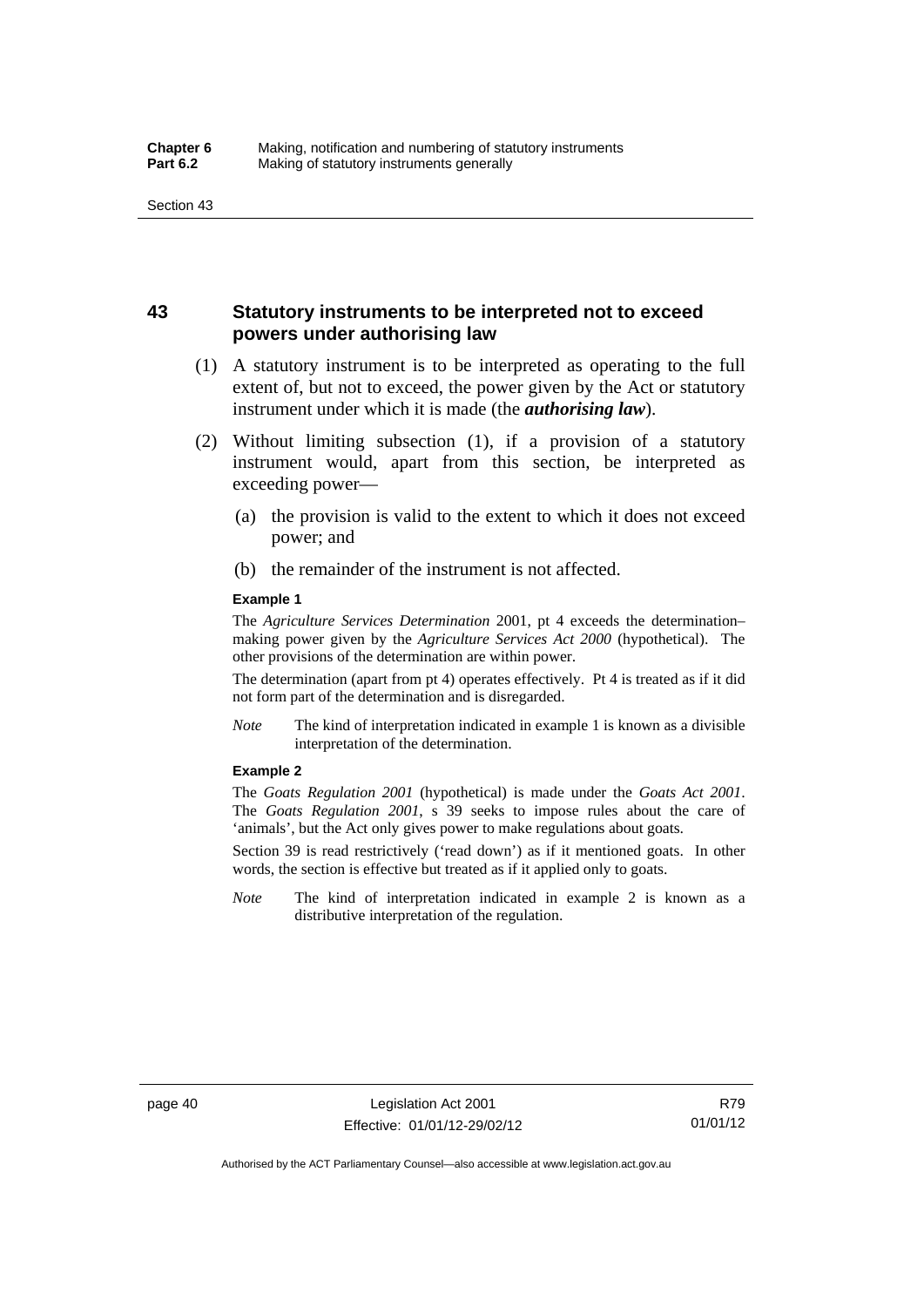## 43 Statutory instruments to be interpreted not to exceed powers under authorising law

(1) A statutory instrument is to be interpreted as operating to the full extent of, but not to exceed, the power given by the Act or statutory instrument under which it is made (the ***authorising law***).

(2) Without limiting subsection (1), if a provision of a statutory instrument would, apart from this section, be interpreted as exceeding power—

(a) the provision is valid to the extent to which it does not exceed power; and

(b) the remainder of the instrument is not affected.

**Example 1**

The *Agriculture Services Determination* 2001, pt 4 exceeds the determination–making power given by the *Agriculture Services Act 2000* (hypothetical). The other provisions of the determination are within power.

The determination (apart from pt 4) operates effectively. Pt 4 is treated as if it did not form part of the determination and is disregarded.

*Note* The kind of interpretation indicated in example 1 is known as a divisible interpretation of the determination.

**Example 2**

The *Goats Regulation 2001* (hypothetical) is made under the *Goats Act 2001*. The *Goats Regulation 2001*, s 39 seeks to impose rules about the care of 'animals', but the Act only gives power to make regulations about goats.

Section 39 is read restrictively ('read down') as if it mentioned goats. In other words, the section is effective but treated as if it applied only to goats.

*Note* The kind of interpretation indicated in example 2 is known as a distributive interpretation of the regulation.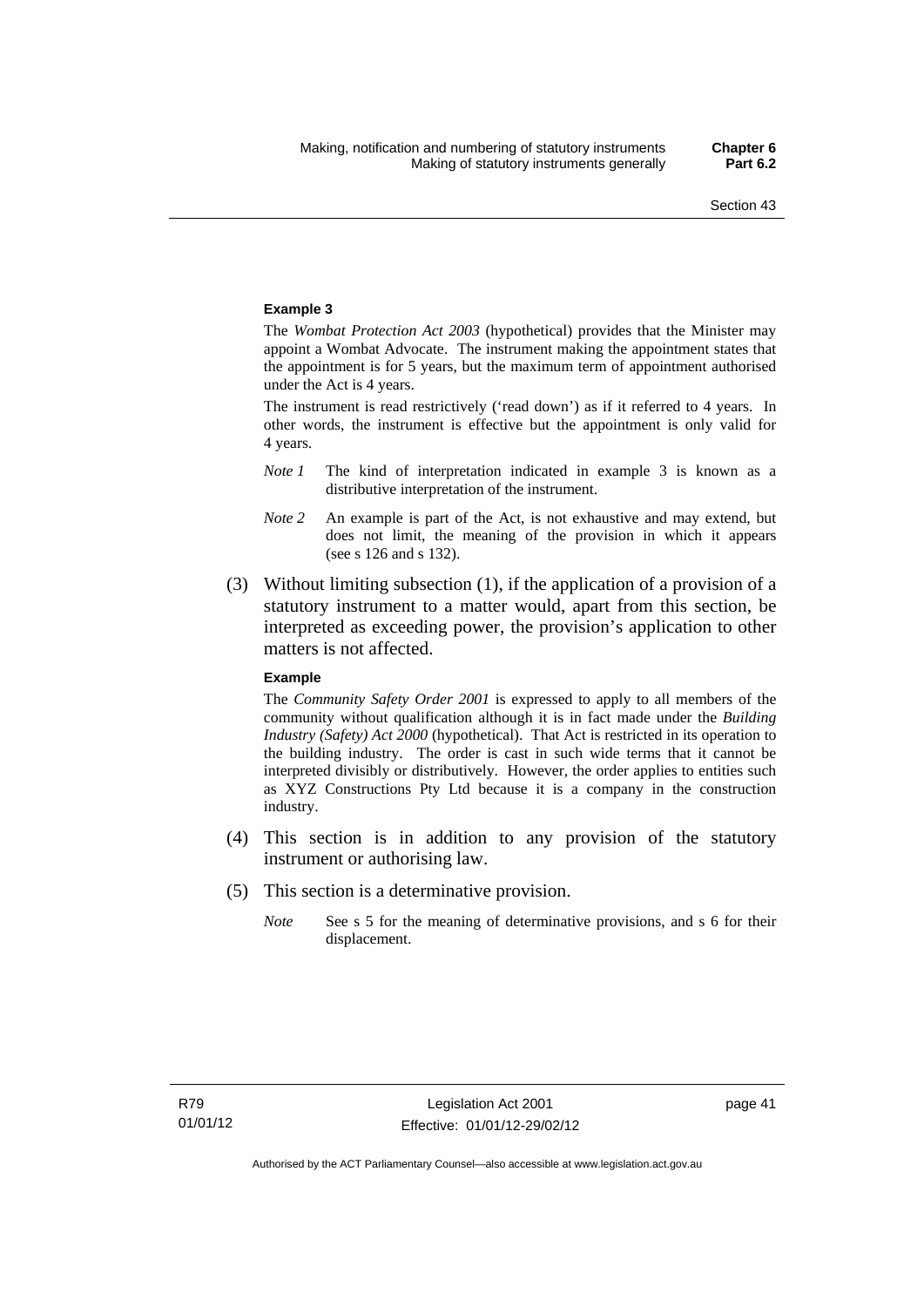**Example 3**

The *Wombat Protection Act 2003* (hypothetical) provides that the Minister may appoint a Wombat Advocate. The instrument making the appointment states that the appointment is for 5 years, but the maximum term of appointment authorised under the Act is 4 years.

The instrument is read restrictively ('read down') as if it referred to 4 years. In other words, the instrument is effective but the appointment is only valid for 4 years.

*Note 1* The kind of interpretation indicated in example 3 is known as a distributive interpretation of the instrument.

*Note 2* An example is part of the Act, is not exhaustive and may extend, but does not limit, the meaning of the provision in which it appears (see s 126 and s 132).

(3) Without limiting subsection (1), if the application of a provision of a statutory instrument to a matter would, apart from this section, be interpreted as exceeding power, the provision's application to other matters is not affected.

**Example**

The *Community Safety Order 2001* is expressed to apply to all members of the community without qualification although it is in fact made under the *Building Industry (Safety) Act 2000* (hypothetical). That Act is restricted in its operation to the building industry. The order is cast in such wide terms that it cannot be interpreted divisibly or distributively. However, the order applies to entities such as XYZ Constructions Pty Ltd because it is a company in the construction industry.

(4) This section is in addition to any provision of the statutory instrument or authorising law.

(5) This section is a determinative provision.

*Note* See s 5 for the meaning of determinative provisions, and s 6 for their displacement.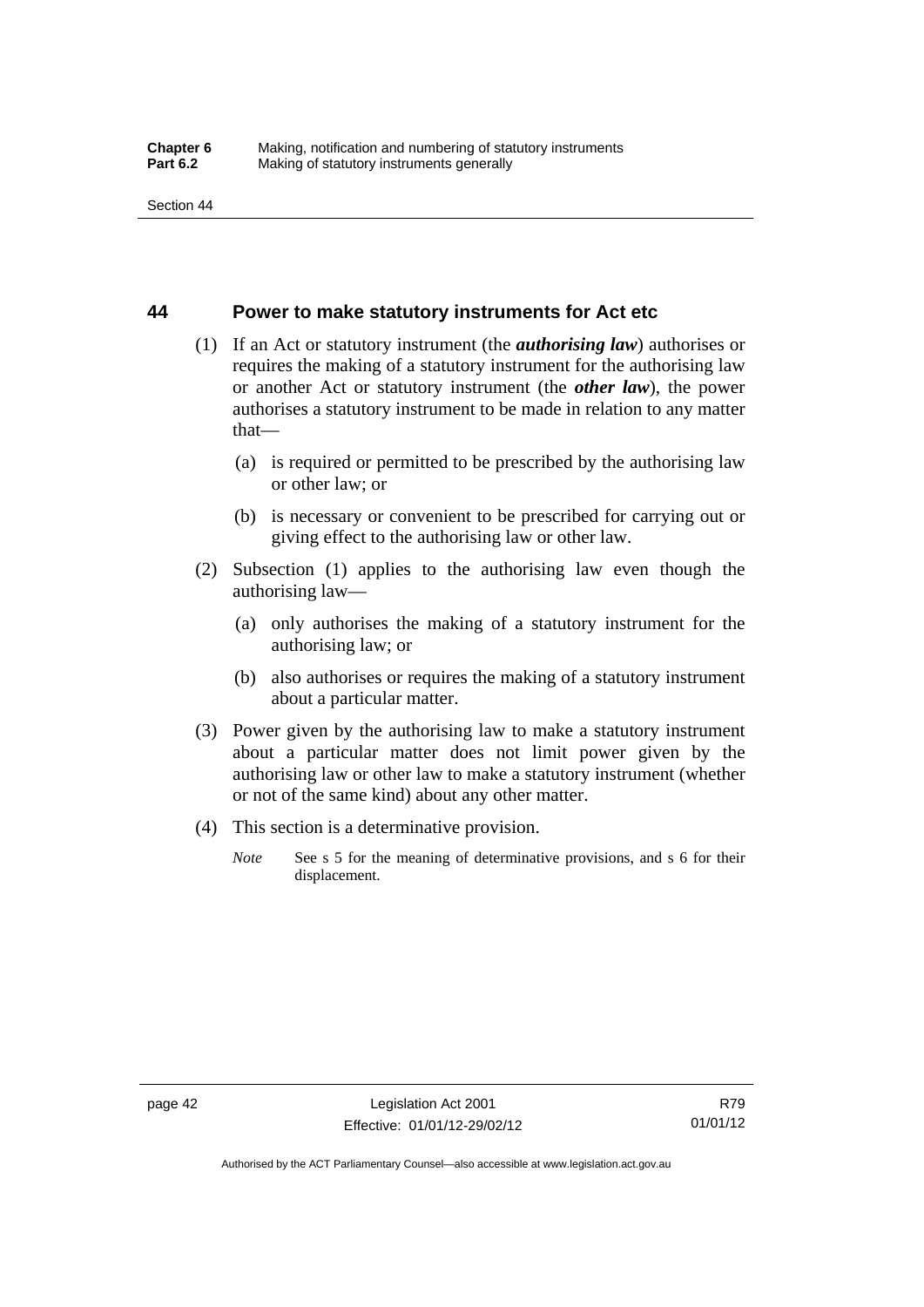## 44 Power to make statutory instruments for Act etc

(1) If an Act or statutory instrument (the ***authorising law***) authorises or requires the making of a statutory instrument for the authorising law or another Act or statutory instrument (the ***other law***), the power authorises a statutory instrument to be made in relation to any matter that—

(a) is required or permitted to be prescribed by the authorising law or other law; or

(b) is necessary or convenient to be prescribed for carrying out or giving effect to the authorising law or other law.

(2) Subsection (1) applies to the authorising law even though the authorising law—

(a) only authorises the making of a statutory instrument for the authorising law; or

(b) also authorises or requires the making of a statutory instrument about a particular matter.

(3) Power given by the authorising law to make a statutory instrument about a particular matter does not limit power given by the authorising law or other law to make a statutory instrument (whether or not of the same kind) about any other matter.

(4) This section is a determinative provision.

*Note* See s 5 for the meaning of determinative provisions, and s 6 for their displacement.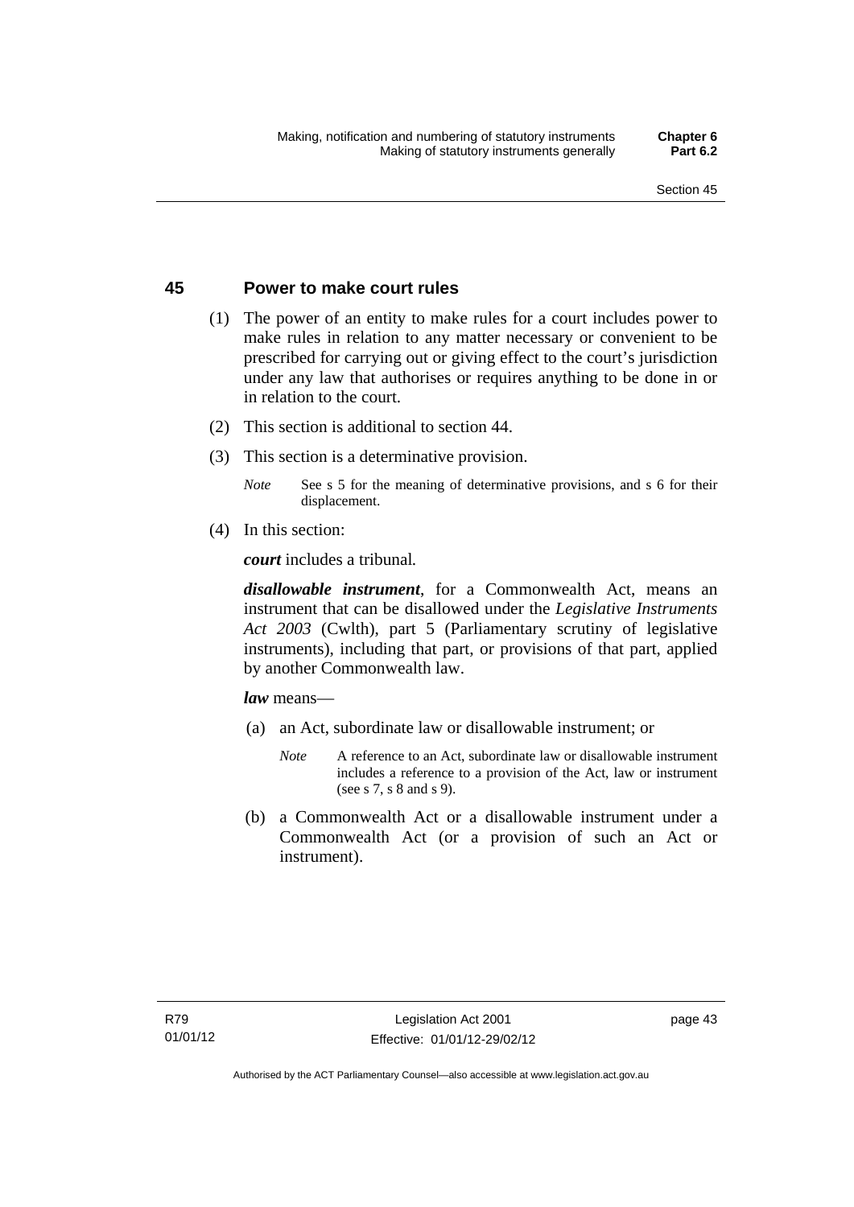## 45 Power to make court rules

(1) The power of an entity to make rules for a court includes power to make rules in relation to any matter necessary or convenient to be prescribed for carrying out or giving effect to the court's jurisdiction under any law that authorises or requires anything to be done in or in relation to the court.

(2) This section is additional to section 44.

(3) This section is a determinative provision.

*Note* See s 5 for the meaning of determinative provisions, and s 6 for their displacement.

(4) In this section:

***court*** includes a tribunal*.*

***disallowable instrument***, for a Commonwealth Act, means an instrument that can be disallowed under the *Legislative Instruments Act 2003* (Cwlth), part 5 (Parliamentary scrutiny of legislative instruments), including that part, or provisions of that part, applied by another Commonwealth law.

***law*** means—

(a) an Act, subordinate law or disallowable instrument; or

*Note* A reference to an Act, subordinate law or disallowable instrument includes a reference to a provision of the Act, law or instrument (see s 7, s 8 and s 9).

(b) a Commonwealth Act or a disallowable instrument under a Commonwealth Act (or a provision of such an Act or instrument).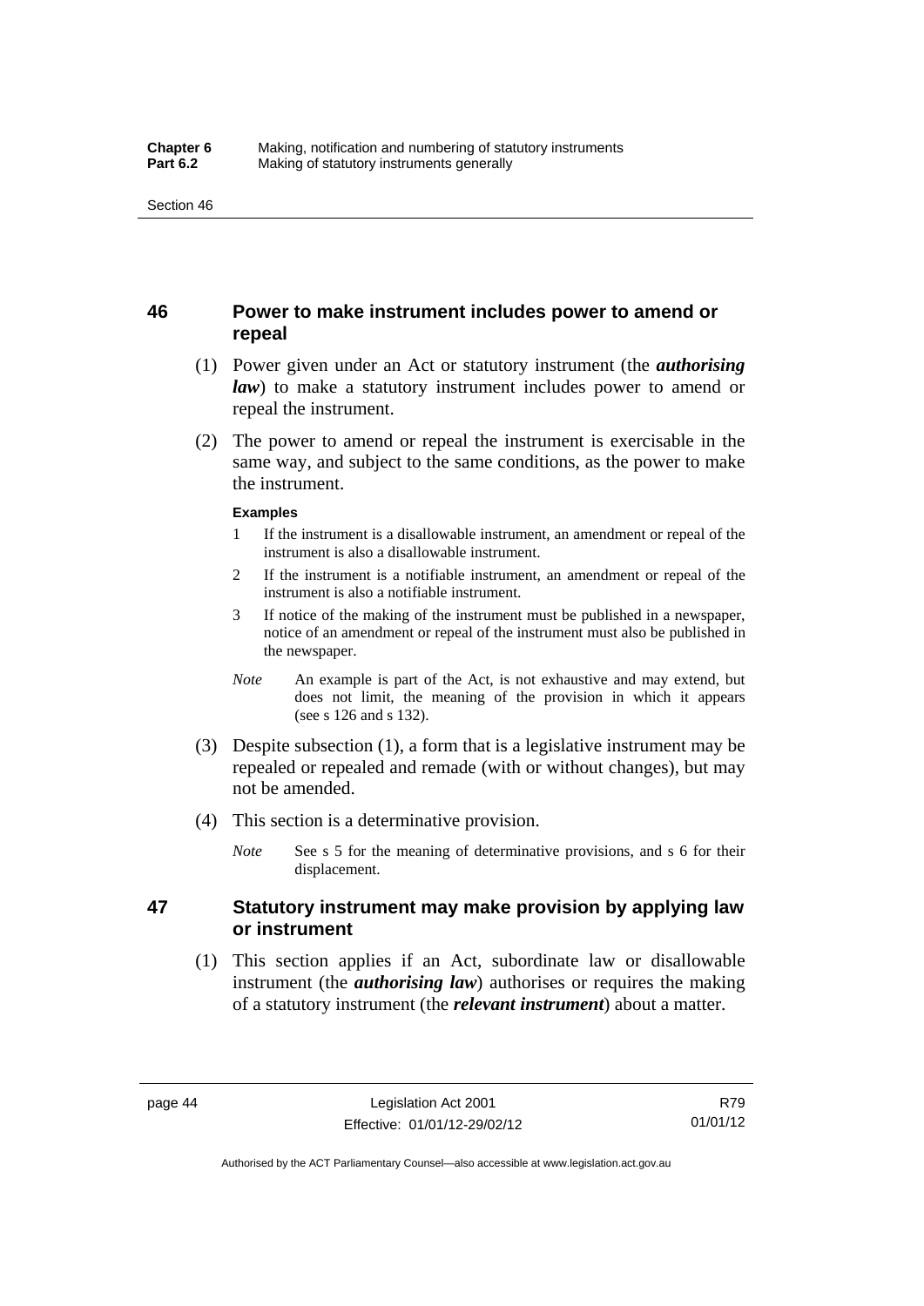## 46 Power to make instrument includes power to amend or repeal

(1) Power given under an Act or statutory instrument (the ***authorising law***) to make a statutory instrument includes power to amend or repeal the instrument.

(2) The power to amend or repeal the instrument is exercisable in the same way, and subject to the same conditions, as the power to make the instrument.

**Examples**

1 If the instrument is a disallowable instrument, an amendment or repeal of the instrument is also a disallowable instrument.

2 If the instrument is a notifiable instrument, an amendment or repeal of the instrument is also a notifiable instrument.

3 If notice of the making of the instrument must be published in a newspaper, notice of an amendment or repeal of the instrument must also be published in the newspaper.

*Note* An example is part of the Act, is not exhaustive and may extend, but does not limit, the meaning of the provision in which it appears (see s 126 and s 132).

(3) Despite subsection (1), a form that is a legislative instrument may be repealed or repealed and remade (with or without changes), but may not be amended.

(4) This section is a determinative provision.

*Note* See s 5 for the meaning of determinative provisions, and s 6 for their displacement.

## 47 Statutory instrument may make provision by applying law or instrument

(1) This section applies if an Act, subordinate law or disallowable instrument (the ***authorising law***) authorises or requires the making of a statutory instrument (the ***relevant instrument***) about a matter.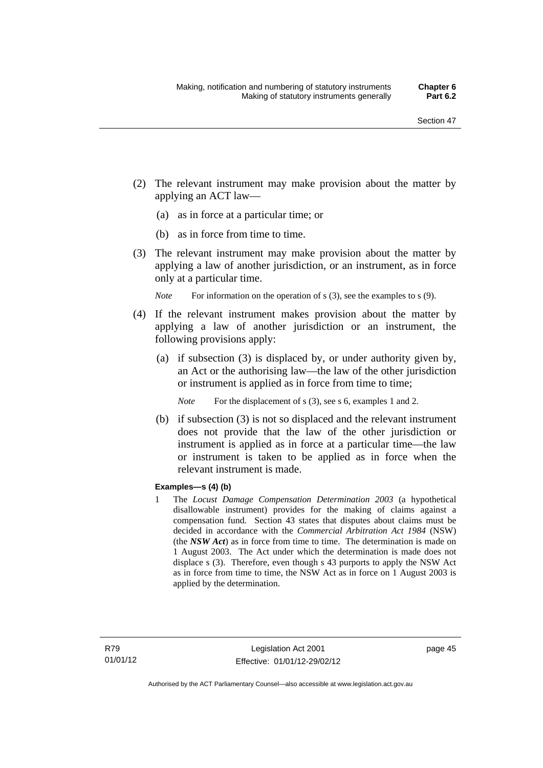(2) The relevant instrument may make provision about the matter by applying an ACT law—

(a) as in force at a particular time; or

(b) as in force from time to time.

(3) The relevant instrument may make provision about the matter by applying a law of another jurisdiction, or an instrument, as in force only at a particular time.

*Note* For information on the operation of s (3), see the examples to s (9).

(4) If the relevant instrument makes provision about the matter by applying a law of another jurisdiction or an instrument, the following provisions apply:

(a) if subsection (3) is displaced by, or under authority given by, an Act or the authorising law—the law of the other jurisdiction or instrument is applied as in force from time to time;

*Note* For the displacement of s (3), see s 6, examples 1 and 2.

(b) if subsection (3) is not so displaced and the relevant instrument does not provide that the law of the other jurisdiction or instrument is applied as in force at a particular time—the law or instrument is taken to be applied as in force when the relevant instrument is made.

**Examples—s (4) (b)**

1 The *Locust Damage Compensation Determination 2003* (a hypothetical disallowable instrument) provides for the making of claims against a compensation fund. Section 43 states that disputes about claims must be decided in accordance with the *Commercial Arbitration Act 1984* (NSW) (the ***NSW Act***) as in force from time to time. The determination is made on 1 August 2003. The Act under which the determination is made does not displace s (3). Therefore, even though s 43 purports to apply the NSW Act as in force from time to time, the NSW Act as in force on 1 August 2003 is applied by the determination.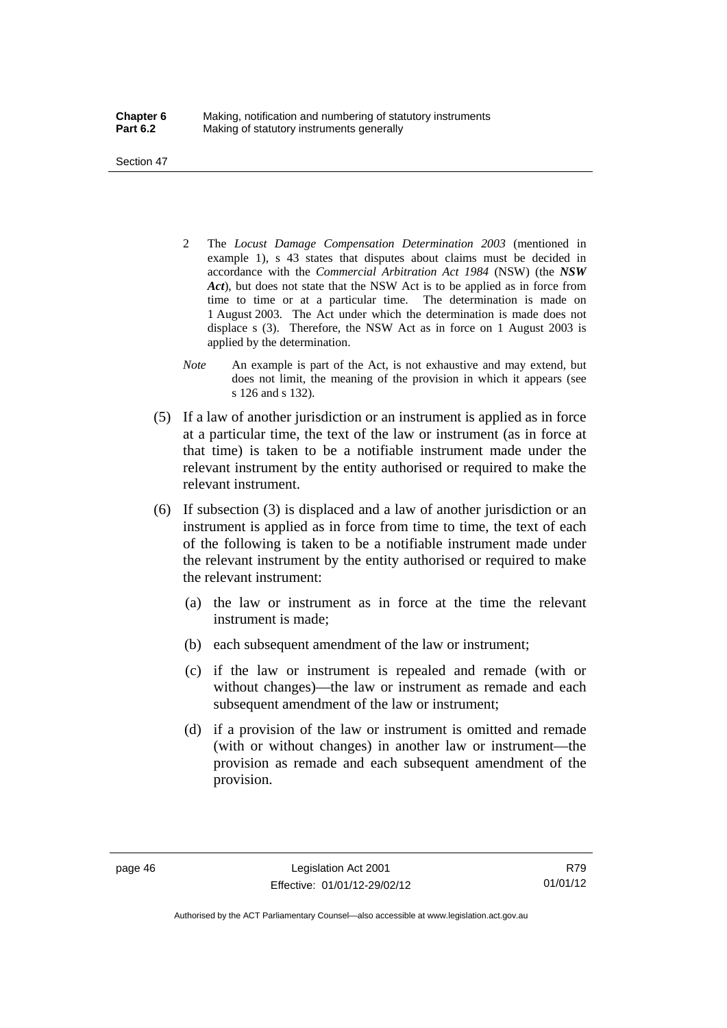2 The *Locust Damage Compensation Determination 2003* (mentioned in example 1), s 43 states that disputes about claims must be decided in accordance with the *Commercial Arbitration Act 1984* (NSW) (the ***NSW Act***), but does not state that the NSW Act is to be applied as in force from time to time or at a particular time. The determination is made on 1 August 2003. The Act under which the determination is made does not displace s (3). Therefore, the NSW Act as in force on 1 August 2003 is applied by the determination.

*Note* An example is part of the Act, is not exhaustive and may extend, but does not limit, the meaning of the provision in which it appears (see s 126 and s 132).

(5) If a law of another jurisdiction or an instrument is applied as in force at a particular time, the text of the law or instrument (as in force at that time) is taken to be a notifiable instrument made under the relevant instrument by the entity authorised or required to make the relevant instrument.

(6) If subsection (3) is displaced and a law of another jurisdiction or an instrument is applied as in force from time to time, the text of each of the following is taken to be a notifiable instrument made under the relevant instrument by the entity authorised or required to make the relevant instrument:

(a) the law or instrument as in force at the time the relevant instrument is made;

(b) each subsequent amendment of the law or instrument;

(c) if the law or instrument is repealed and remade (with or without changes)—the law or instrument as remade and each subsequent amendment of the law or instrument;

(d) if a provision of the law or instrument is omitted and remade (with or without changes) in another law or instrument—the provision as remade and each subsequent amendment of the provision.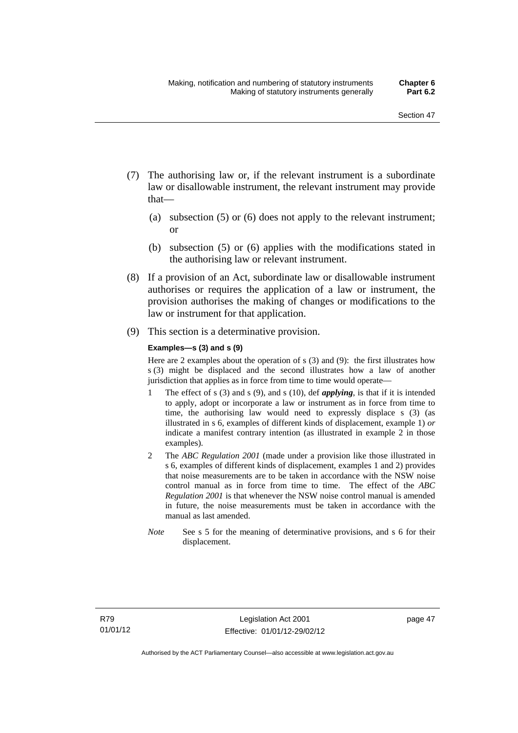(7) The authorising law or, if the relevant instrument is a subordinate law or disallowable instrument, the relevant instrument may provide that—

  (a) subsection (5) or (6) does not apply to the relevant instrument; or

  (b) subsection (5) or (6) applies with the modifications stated in the authorising law or relevant instrument.

(8) If a provision of an Act, subordinate law or disallowable instrument authorises or requires the application of a law or instrument, the provision authorises the making of changes or modifications to the law or instrument for that application.

(9) This section is a determinative provision.

**Examples—s (3) and s (9)**

Here are 2 examples about the operation of s (3) and (9): the first illustrates how s (3) might be displaced and the second illustrates how a law of another jurisdiction that applies as in force from time to time would operate—

1 The effect of s (3) and s (9), and s (10), def ***applying***, is that if it is intended to apply, adopt or incorporate a law or instrument as in force from time to time, the authorising law would need to expressly displace s (3) (as illustrated in s 6, examples of different kinds of displacement, example 1) *or* indicate a manifest contrary intention (as illustrated in example 2 in those examples).

2 The *ABC Regulation 2001* (made under a provision like those illustrated in s 6, examples of different kinds of displacement, examples 1 and 2) provides that noise measurements are to be taken in accordance with the NSW noise control manual as in force from time to time. The effect of the *ABC Regulation 2001* is that whenever the NSW noise control manual is amended in future, the noise measurements must be taken in accordance with the manual as last amended.

*Note* See s 5 for the meaning of determinative provisions, and s 6 for their displacement.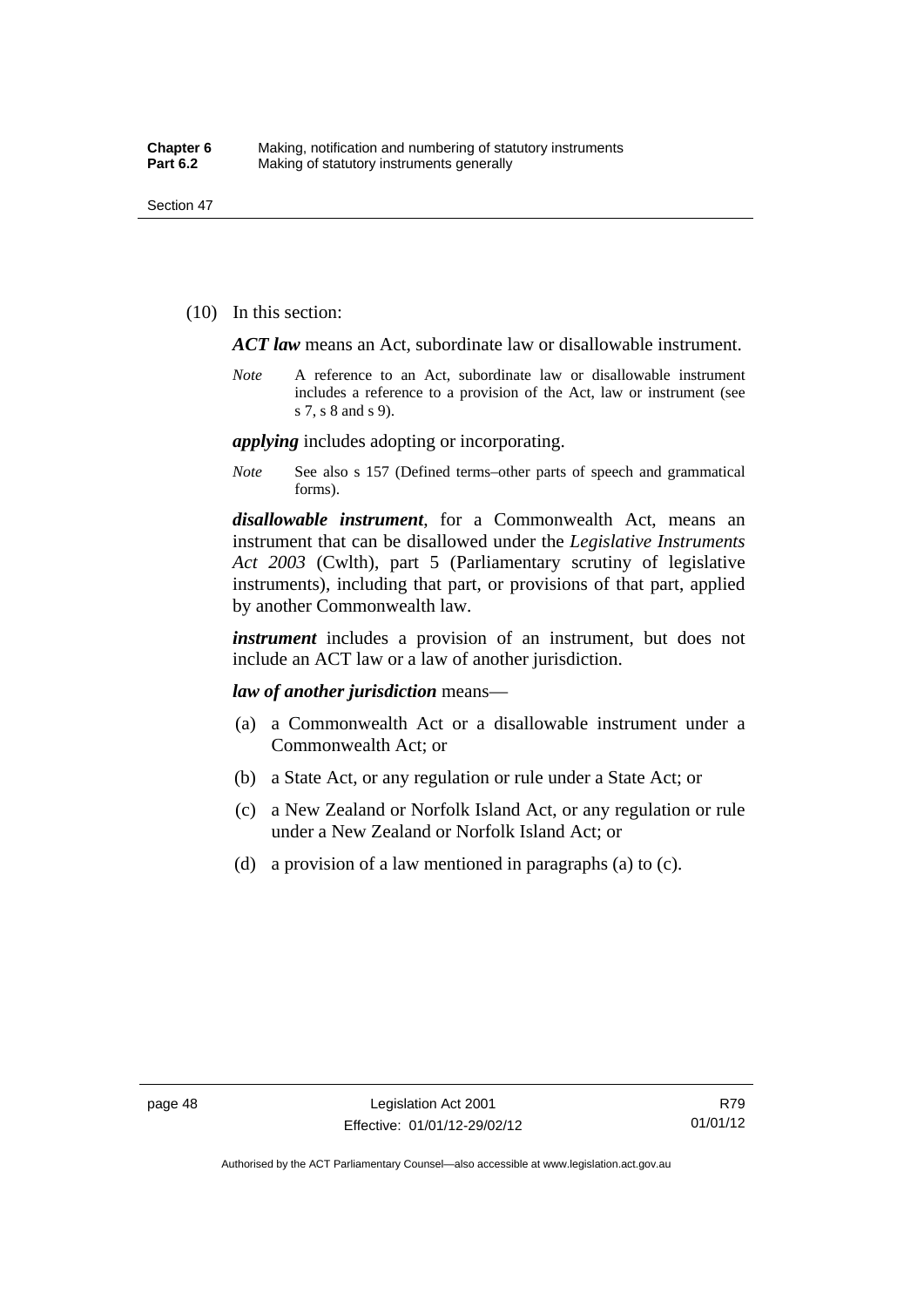(10) In this section:

***ACT law*** means an Act, subordinate law or disallowable instrument.

*Note* A reference to an Act, subordinate law or disallowable instrument includes a reference to a provision of the Act, law or instrument (see s 7, s 8 and s 9).

***applying*** includes adopting or incorporating.

*Note* See also s 157 (Defined terms–other parts of speech and grammatical forms).

***disallowable instrument***, for a Commonwealth Act, means an instrument that can be disallowed under the *Legislative Instruments Act 2003* (Cwlth), part 5 (Parliamentary scrutiny of legislative instruments), including that part, or provisions of that part, applied by another Commonwealth law.

***instrument*** includes a provision of an instrument, but does not include an ACT law or a law of another jurisdiction.

***law of another jurisdiction*** means—

(a) a Commonwealth Act or a disallowable instrument under a Commonwealth Act; or

(b) a State Act, or any regulation or rule under a State Act; or

(c) a New Zealand or Norfolk Island Act, or any regulation or rule under a New Zealand or Norfolk Island Act; or

(d) a provision of a law mentioned in paragraphs (a) to (c).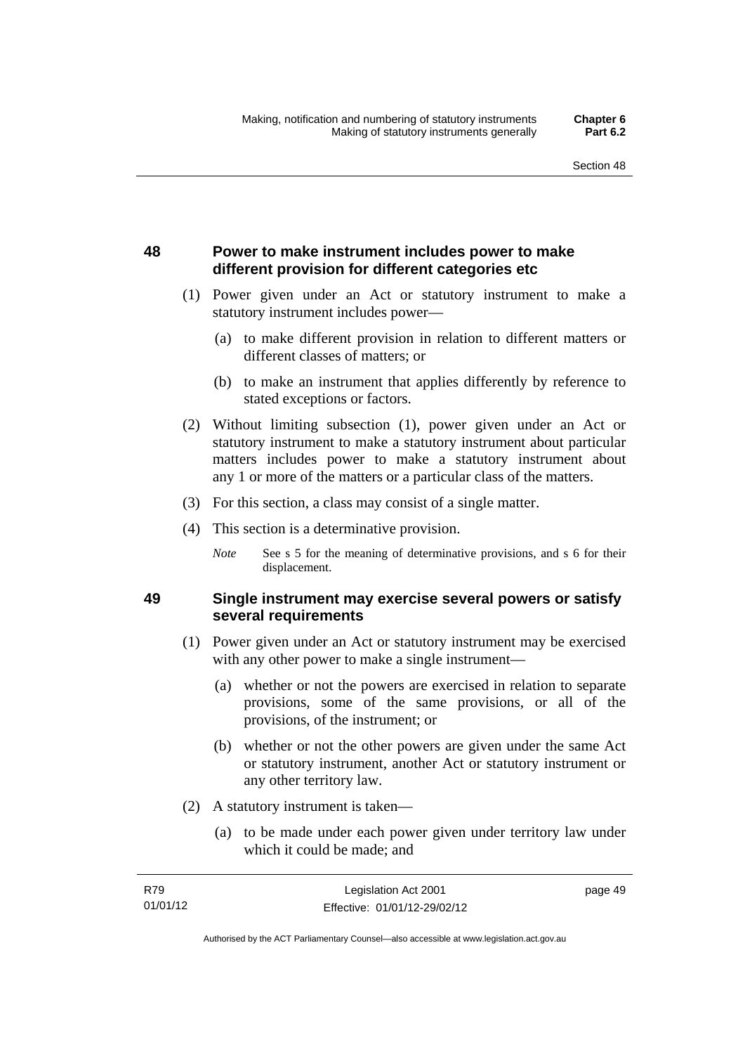## 48 Power to make instrument includes power to make different provision for different categories etc

(1) Power given under an Act or statutory instrument to make a statutory instrument includes power—

(a) to make different provision in relation to different matters or different classes of matters; or

(b) to make an instrument that applies differently by reference to stated exceptions or factors.

(2) Without limiting subsection (1), power given under an Act or statutory instrument to make a statutory instrument about particular matters includes power to make a statutory instrument about any 1 or more of the matters or a particular class of the matters.

(3) For this section, a class may consist of a single matter.

(4) This section is a determinative provision.

*Note* See s 5 for the meaning of determinative provisions, and s 6 for their displacement.

## 49 Single instrument may exercise several powers or satisfy several requirements

(1) Power given under an Act or statutory instrument may be exercised with any other power to make a single instrument—

(a) whether or not the powers are exercised in relation to separate provisions, some of the same provisions, or all of the provisions, of the instrument; or

(b) whether or not the other powers are given under the same Act or statutory instrument, another Act or statutory instrument or any other territory law.

(2) A statutory instrument is taken—

(a) to be made under each power given under territory law under which it could be made; and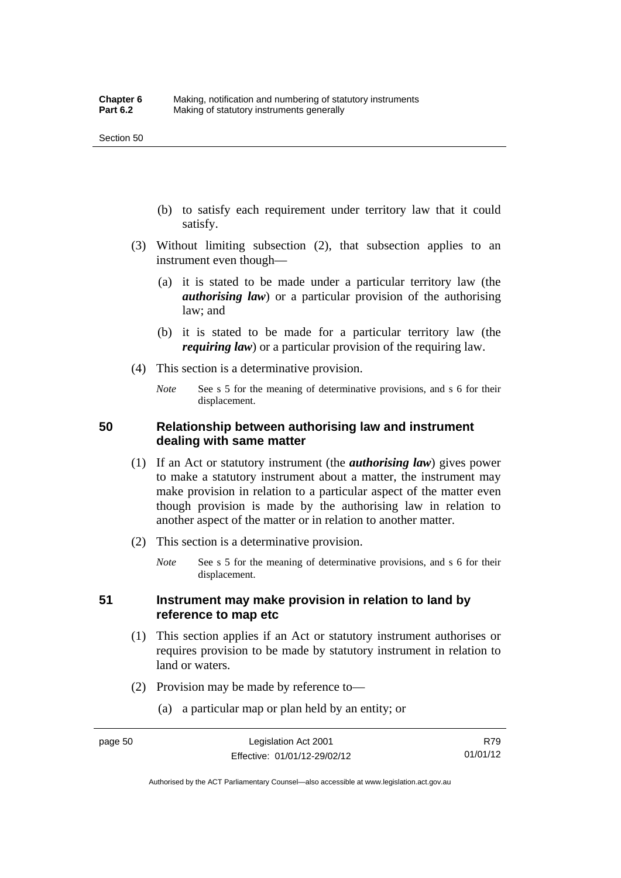(b) to satisfy each requirement under territory law that it could satisfy.

(3) Without limiting subsection (2), that subsection applies to an instrument even though—

(a) it is stated to be made under a particular territory law (the ***authorising law***) or a particular provision of the authorising law; and

(b) it is stated to be made for a particular territory law (the ***requiring law***) or a particular provision of the requiring law.

(4) This section is a determinative provision.

*Note* See s 5 for the meaning of determinative provisions, and s 6 for their displacement.

## 50 Relationship between authorising law and instrument dealing with same matter

(1) If an Act or statutory instrument (the ***authorising law***) gives power to make a statutory instrument about a matter, the instrument may make provision in relation to a particular aspect of the matter even though provision is made by the authorising law in relation to another aspect of the matter or in relation to another matter.

(2) This section is a determinative provision.

*Note* See s 5 for the meaning of determinative provisions, and s 6 for their displacement.

## 51 Instrument may make provision in relation to land by reference to map etc

(1) This section applies if an Act or statutory instrument authorises or requires provision to be made by statutory instrument in relation to land or waters.

(2) Provision may be made by reference to—

(a) a particular map or plan held by an entity; or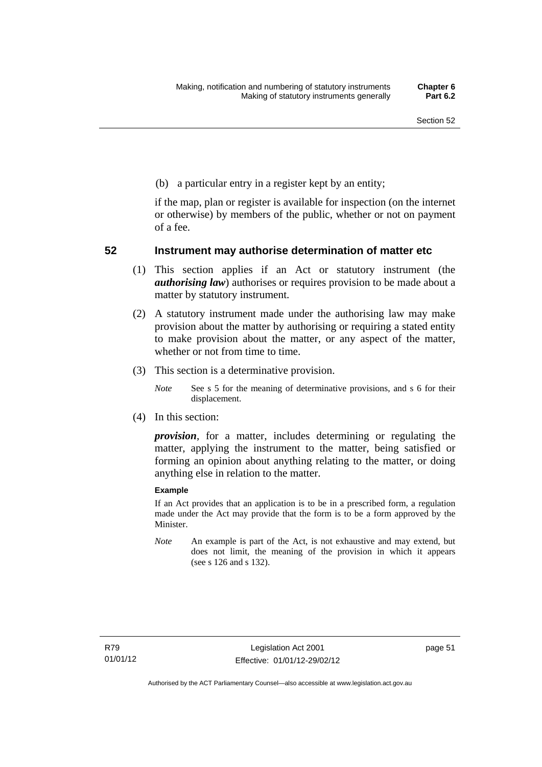(b) a particular entry in a register kept by an entity;

if the map, plan or register is available for inspection (on the internet or otherwise) by members of the public, whether or not on payment of a fee.

## 52 Instrument may authorise determination of matter etc

(1) This section applies if an Act or statutory instrument (the ***authorising law***) authorises or requires provision to be made about a matter by statutory instrument.

(2) A statutory instrument made under the authorising law may make provision about the matter by authorising or requiring a stated entity to make provision about the matter, or any aspect of the matter, whether or not from time to time.

(3) This section is a determinative provision.

*Note* See s 5 for the meaning of determinative provisions, and s 6 for their displacement.

(4) In this section:

***provision***, for a matter, includes determining or regulating the matter, applying the instrument to the matter, being satisfied or forming an opinion about anything relating to the matter, or doing anything else in relation to the matter.

**Example**

If an Act provides that an application is to be in a prescribed form, a regulation made under the Act may provide that the form is to be a form approved by the Minister.

*Note* An example is part of the Act, is not exhaustive and may extend, but does not limit, the meaning of the provision in which it appears (see s 126 and s 132).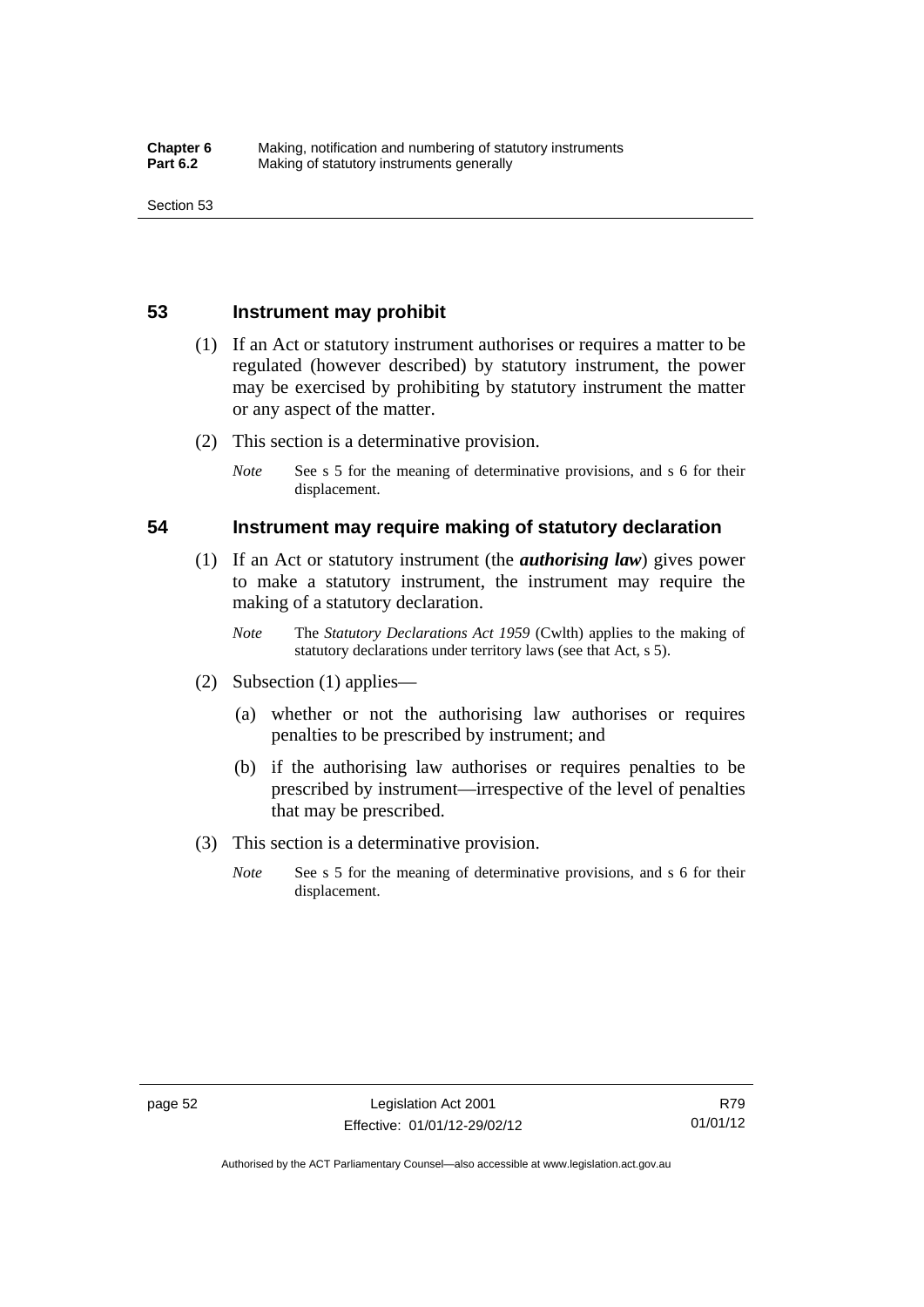## 53 Instrument may prohibit

(1) If an Act or statutory instrument authorises or requires a matter to be regulated (however described) by statutory instrument, the power may be exercised by prohibiting by statutory instrument the matter or any aspect of the matter.

(2) This section is a determinative provision.

*Note* See s 5 for the meaning of determinative provisions, and s 6 for their displacement.

## 54 Instrument may require making of statutory declaration

(1) If an Act or statutory instrument (the ***authorising law***) gives power to make a statutory instrument, the instrument may require the making of a statutory declaration.

*Note* The *Statutory Declarations Act 1959* (Cwlth) applies to the making of statutory declarations under territory laws (see that Act, s 5).

(2) Subsection (1) applies—

(a) whether or not the authorising law authorises or requires penalties to be prescribed by instrument; and

(b) if the authorising law authorises or requires penalties to be prescribed by instrument—irrespective of the level of penalties that may be prescribed.

(3) This section is a determinative provision.

*Note* See s 5 for the meaning of determinative provisions, and s 6 for their displacement.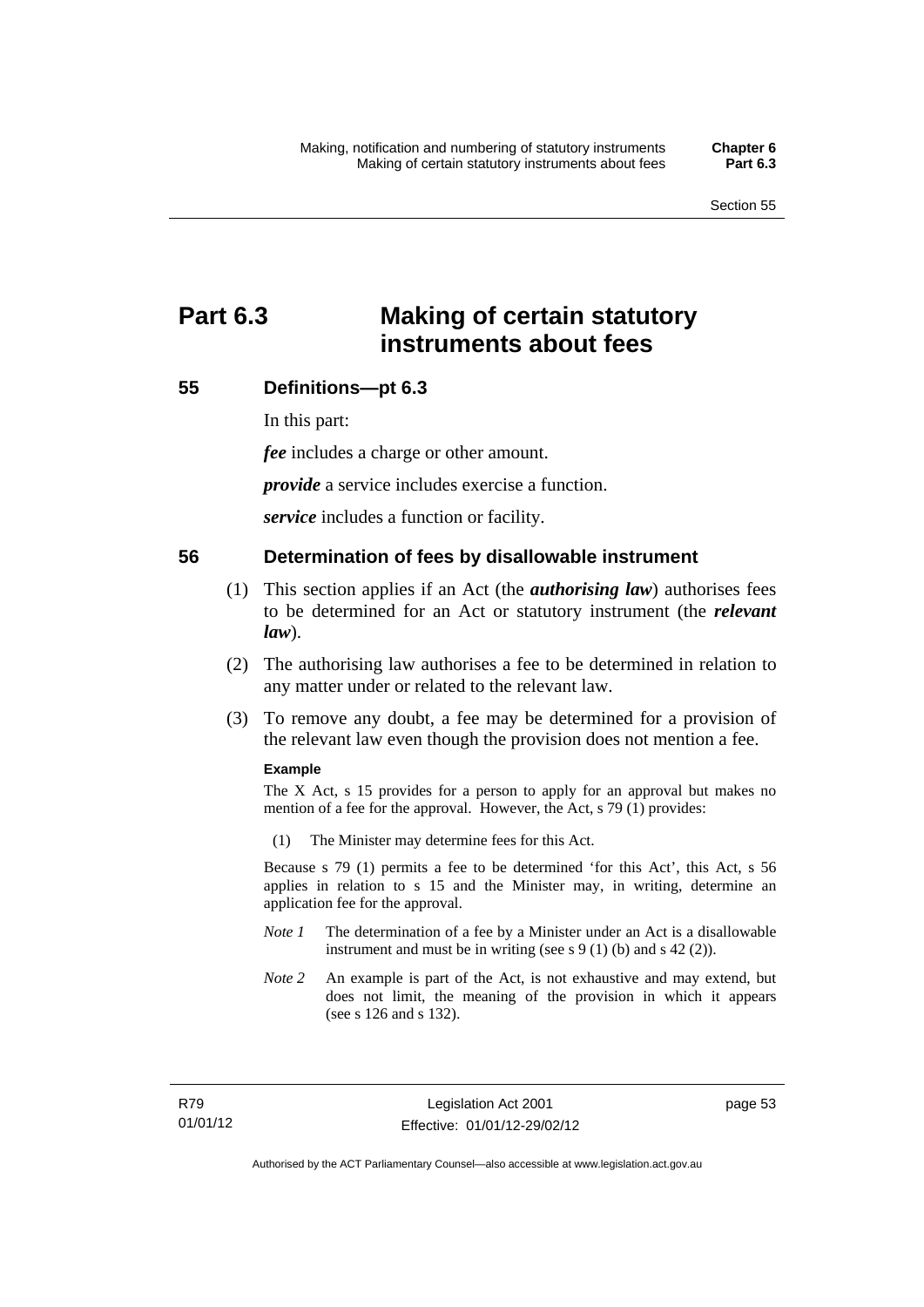# Part 6.3 Making of certain statutory instruments about fees

## 55 Definitions—pt 6.3

In this part:

***fee*** includes a charge or other amount.

***provide*** a service includes exercise a function.

***service*** includes a function or facility.

## 56 Determination of fees by disallowable instrument

(1) This section applies if an Act (the ***authorising law***) authorises fees to be determined for an Act or statutory instrument (the ***relevant law***).

(2) The authorising law authorises a fee to be determined in relation to any matter under or related to the relevant law.

(3) To remove any doubt, a fee may be determined for a provision of the relevant law even though the provision does not mention a fee.

**Example**

The X Act, s 15 provides for a person to apply for an approval but makes no mention of a fee for the approval. However, the Act, s 79 (1) provides:

(1) The Minister may determine fees for this Act.

Because s 79 (1) permits a fee to be determined 'for this Act', this Act, s 56 applies in relation to s 15 and the Minister may, in writing, determine an application fee for the approval.

*Note 1* The determination of a fee by a Minister under an Act is a disallowable instrument and must be in writing (see s 9 (1) (b) and s 42 (2)).

*Note 2* An example is part of the Act, is not exhaustive and may extend, but does not limit, the meaning of the provision in which it appears (see s 126 and s 132).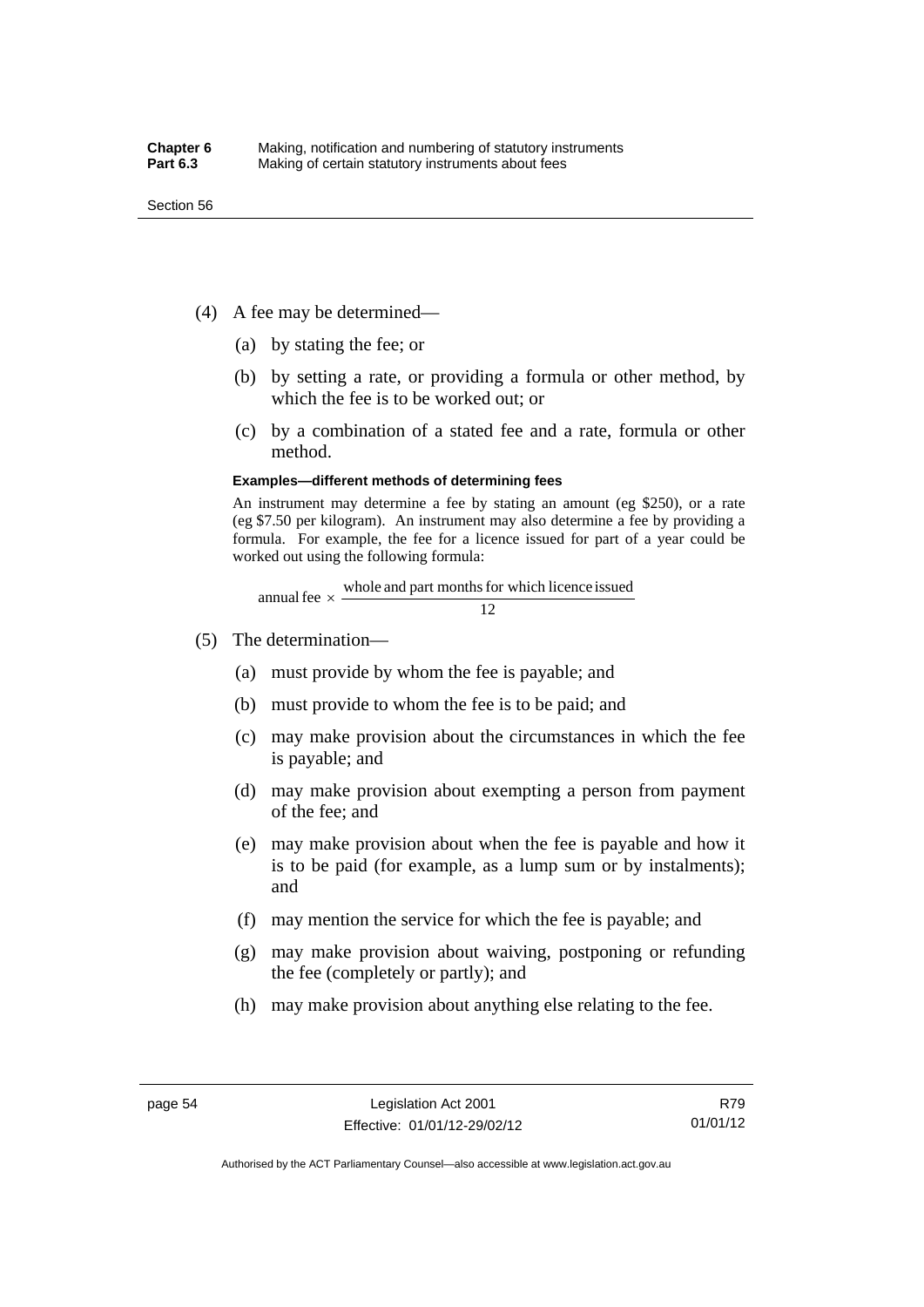(4) A fee may be determined—

(a) by stating the fee; or

(b) by setting a rate, or providing a formula or other method, by which the fee is to be worked out; or

(c) by a combination of a stated fee and a rate, formula or other method.

**Examples—different methods of determining fees**

An instrument may determine a fee by stating an amount (eg $250), or a rate (eg $7.50 per kilogram). An instrument may also determine a fee by providing a formula. For example, the fee for a licence issued for part of a year could be worked out using the following formula:

$$\text{annual fee} \times \frac{\text{whole and part months for which licence issued}}{12}$$

(5) The determination—

(a) must provide by whom the fee is payable; and

(b) must provide to whom the fee is to be paid; and

(c) may make provision about the circumstances in which the fee is payable; and

(d) may make provision about exempting a person from payment of the fee; and

(e) may make provision about when the fee is payable and how it is to be paid (for example, as a lump sum or by instalments); and

(f) may mention the service for which the fee is payable; and

(g) may make provision about waiving, postponing or refunding the fee (completely or partly); and

(h) may make provision about anything else relating to the fee.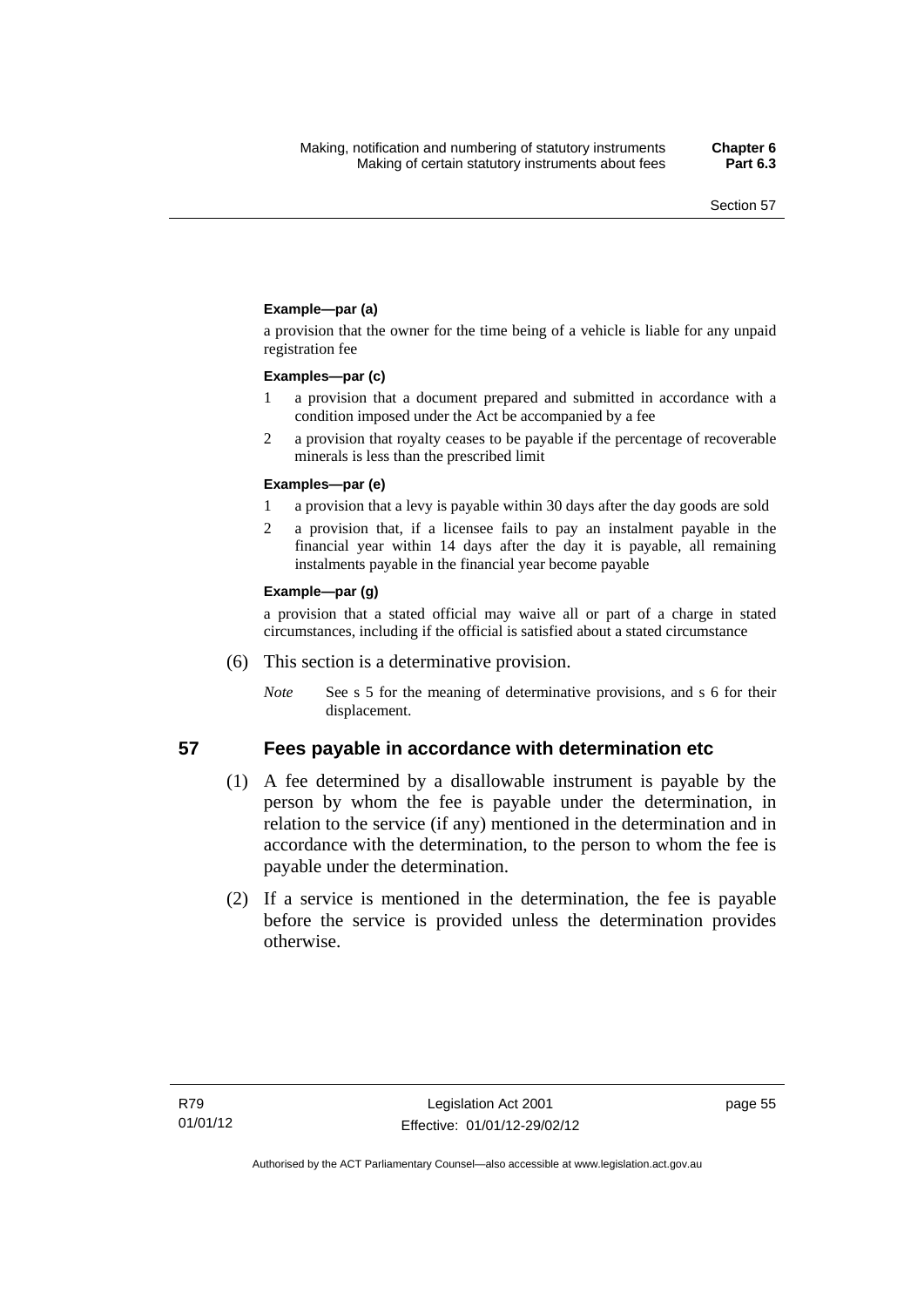**Example—par (a)**

a provision that the owner for the time being of a vehicle is liable for any unpaid registration fee

**Examples—par (c)**

1 a provision that a document prepared and submitted in accordance with a condition imposed under the Act be accompanied by a fee

2 a provision that royalty ceases to be payable if the percentage of recoverable minerals is less than the prescribed limit

**Examples—par (e)**

1 a provision that a levy is payable within 30 days after the day goods are sold

2 a provision that, if a licensee fails to pay an instalment payable in the financial year within 14 days after the day it is payable, all remaining instalments payable in the financial year become payable

**Example—par (g)**

a provision that a stated official may waive all or part of a charge in stated circumstances, including if the official is satisfied about a stated circumstance

(6) This section is a determinative provision.

*Note* See s 5 for the meaning of determinative provisions, and s 6 for their displacement.

## 57 Fees payable in accordance with determination etc

(1) A fee determined by a disallowable instrument is payable by the person by whom the fee is payable under the determination, in relation to the service (if any) mentioned in the determination and in accordance with the determination, to the person to whom the fee is payable under the determination.

(2) If a service is mentioned in the determination, the fee is payable before the service is provided unless the determination provides otherwise.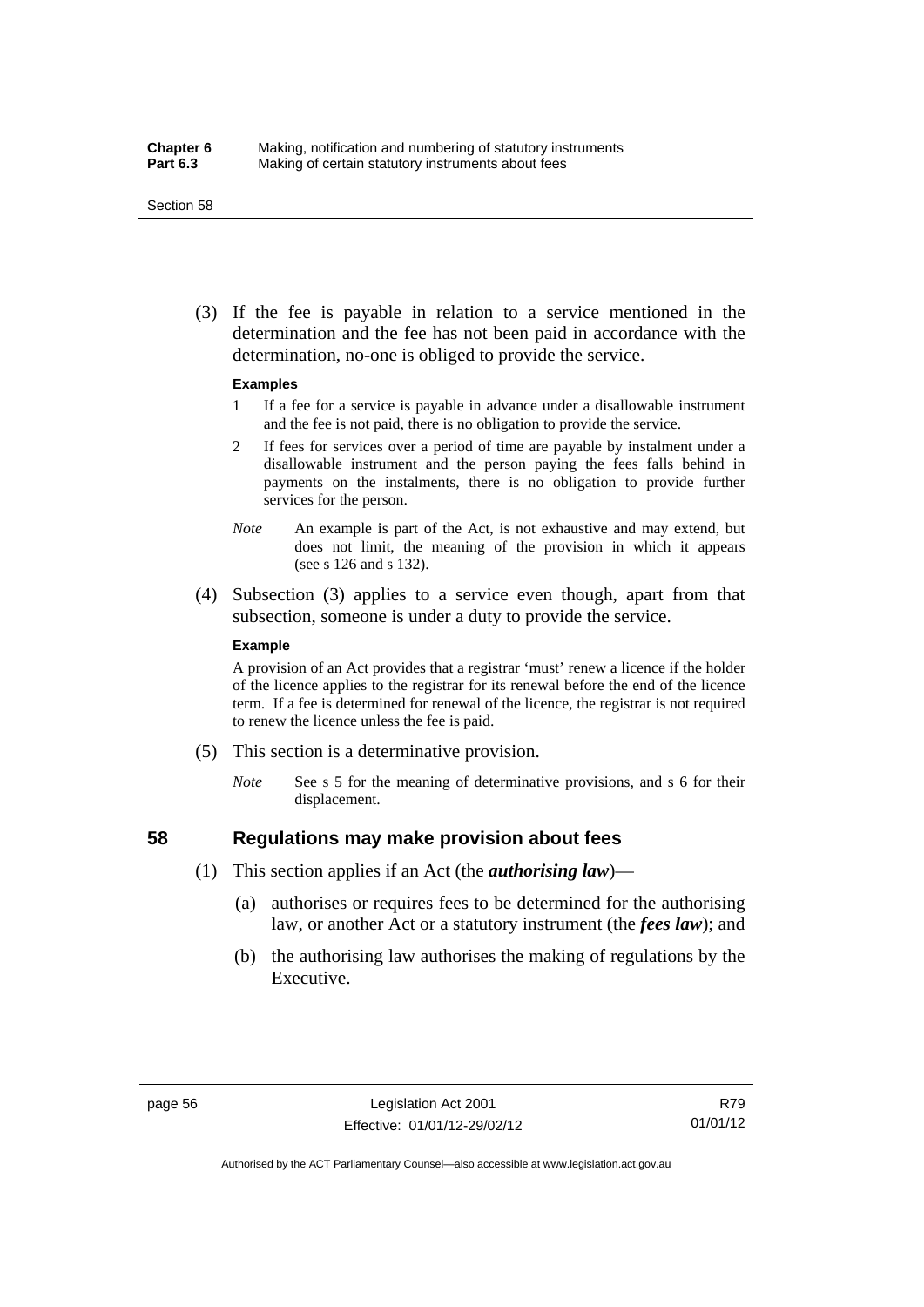(3) If the fee is payable in relation to a service mentioned in the determination and the fee has not been paid in accordance with the determination, no-one is obliged to provide the service.

**Examples**

1 If a fee for a service is payable in advance under a disallowable instrument and the fee is not paid, there is no obligation to provide the service.

2 If fees for services over a period of time are payable by instalment under a disallowable instrument and the person paying the fees falls behind in payments on the instalments, there is no obligation to provide further services for the person.

*Note* An example is part of the Act, is not exhaustive and may extend, but does not limit, the meaning of the provision in which it appears (see s 126 and s 132).

(4) Subsection (3) applies to a service even though, apart from that subsection, someone is under a duty to provide the service.

**Example**

A provision of an Act provides that a registrar 'must' renew a licence if the holder of the licence applies to the registrar for its renewal before the end of the licence term. If a fee is determined for renewal of the licence, the registrar is not required to renew the licence unless the fee is paid.

(5) This section is a determinative provision.

*Note* See s 5 for the meaning of determinative provisions, and s 6 for their displacement.

## 58 Regulations may make provision about fees

(1) This section applies if an Act (the ***authorising law***)—

(a) authorises or requires fees to be determined for the authorising law, or another Act or a statutory instrument (the ***fees law***); and

(b) the authorising law authorises the making of regulations by the Executive.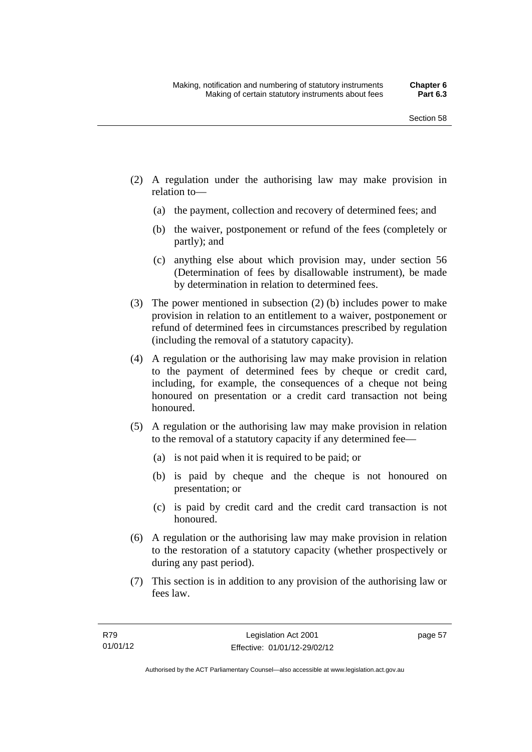(2) A regulation under the authorising law may make provision in relation to—

  (a) the payment, collection and recovery of determined fees; and

  (b) the waiver, postponement or refund of the fees (completely or partly); and

  (c) anything else about which provision may, under section 56 (Determination of fees by disallowable instrument), be made by determination in relation to determined fees.

(3) The power mentioned in subsection (2) (b) includes power to make provision in relation to an entitlement to a waiver, postponement or refund of determined fees in circumstances prescribed by regulation (including the removal of a statutory capacity).

(4) A regulation or the authorising law may make provision in relation to the payment of determined fees by cheque or credit card, including, for example, the consequences of a cheque not being honoured on presentation or a credit card transaction not being honoured.

(5) A regulation or the authorising law may make provision in relation to the removal of a statutory capacity if any determined fee—

  (a) is not paid when it is required to be paid; or

  (b) is paid by cheque and the cheque is not honoured on presentation; or

  (c) is paid by credit card and the credit card transaction is not honoured.

(6) A regulation or the authorising law may make provision in relation to the restoration of a statutory capacity (whether prospectively or during any past period).

(7) This section is in addition to any provision of the authorising law or fees law.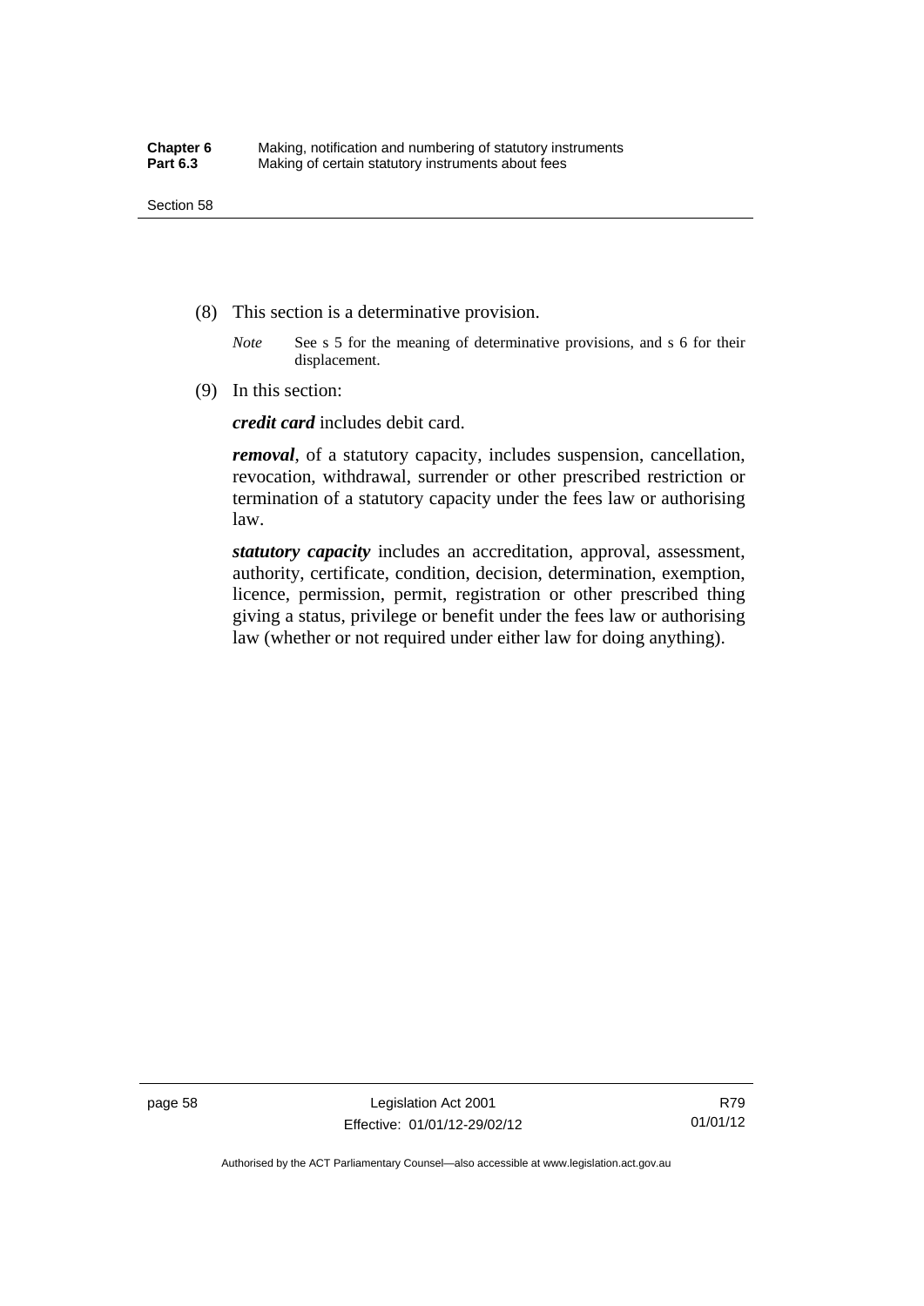(8) This section is a determinative provision.

*Note* See s 5 for the meaning of determinative provisions, and s 6 for their displacement.

(9) In this section:

***credit card*** includes debit card.

***removal***, of a statutory capacity, includes suspension, cancellation, revocation, withdrawal, surrender or other prescribed restriction or termination of a statutory capacity under the fees law or authorising law.

***statutory capacity*** includes an accreditation, approval, assessment, authority, certificate, condition, decision, determination, exemption, licence, permission, permit, registration or other prescribed thing giving a status, privilege or benefit under the fees law or authorising law (whether or not required under either law for doing anything).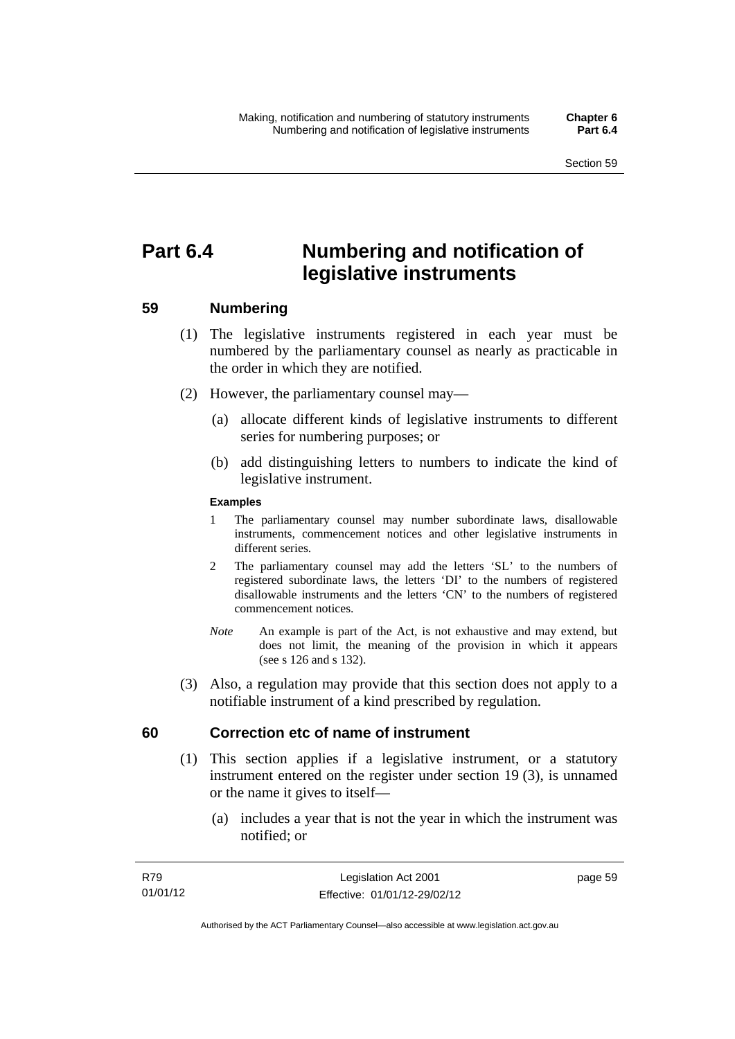# Part 6.4 Numbering and notification of legislative instruments

## 59 Numbering

(1) The legislative instruments registered in each year must be numbered by the parliamentary counsel as nearly as practicable in the order in which they are notified.

(2) However, the parliamentary counsel may—

(a) allocate different kinds of legislative instruments to different series for numbering purposes; or

(b) add distinguishing letters to numbers to indicate the kind of legislative instrument.

**Examples**

1 The parliamentary counsel may number subordinate laws, disallowable instruments, commencement notices and other legislative instruments in different series.

2 The parliamentary counsel may add the letters 'SL' to the numbers of registered subordinate laws, the letters 'DI' to the numbers of registered disallowable instruments and the letters 'CN' to the numbers of registered commencement notices.

*Note* An example is part of the Act, is not exhaustive and may extend, but does not limit, the meaning of the provision in which it appears (see s 126 and s 132).

(3) Also, a regulation may provide that this section does not apply to a notifiable instrument of a kind prescribed by regulation.

## 60 Correction etc of name of instrument

(1) This section applies if a legislative instrument, or a statutory instrument entered on the register under section 19 (3), is unnamed or the name it gives to itself—

(a) includes a year that is not the year in which the instrument was notified; or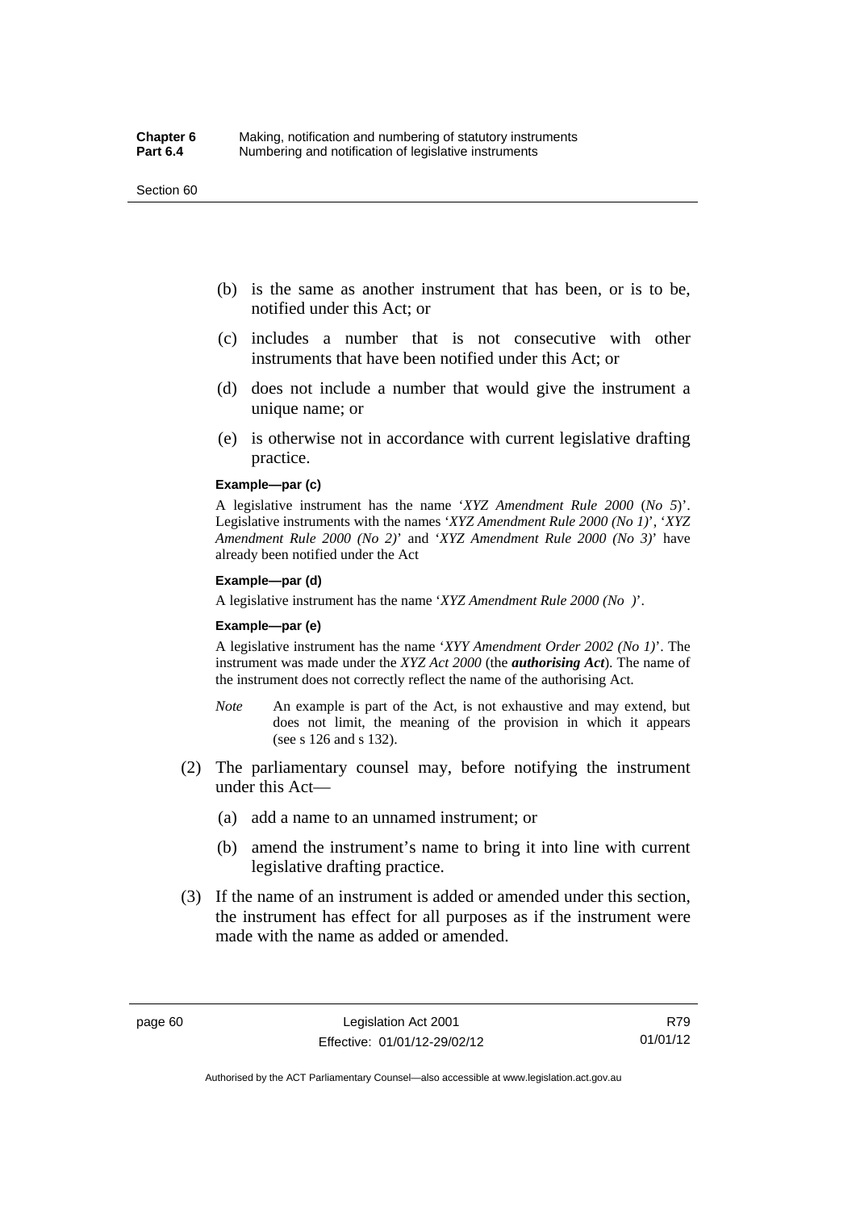(b) is the same as another instrument that has been, or is to be, notified under this Act; or

(c) includes a number that is not consecutive with other instruments that have been notified under this Act; or

(d) does not include a number that would give the instrument a unique name; or

(e) is otherwise not in accordance with current legislative drafting practice.

**Example—par (c)**

A legislative instrument has the name '*XYZ Amendment Rule 2000* (*No 5*)'. Legislative instruments with the names '*XYZ Amendment Rule 2000 (No 1)*', '*XYZ Amendment Rule 2000 (No 2)*' and '*XYZ Amendment Rule 2000 (No 3)*' have already been notified under the Act

**Example—par (d)**

A legislative instrument has the name '*XYZ Amendment Rule 2000 (No )*'.

**Example—par (e)**

A legislative instrument has the name '*XYY Amendment Order 2002 (No 1)*'. The instrument was made under the *XYZ Act 2000* (the ***authorising Act***). The name of the instrument does not correctly reflect the name of the authorising Act.

*Note* An example is part of the Act, is not exhaustive and may extend, but does not limit, the meaning of the provision in which it appears (see s 126 and s 132).

(2) The parliamentary counsel may, before notifying the instrument under this Act—

(a) add a name to an unnamed instrument; or

(b) amend the instrument's name to bring it into line with current legislative drafting practice.

(3) If the name of an instrument is added or amended under this section, the instrument has effect for all purposes as if the instrument were made with the name as added or amended.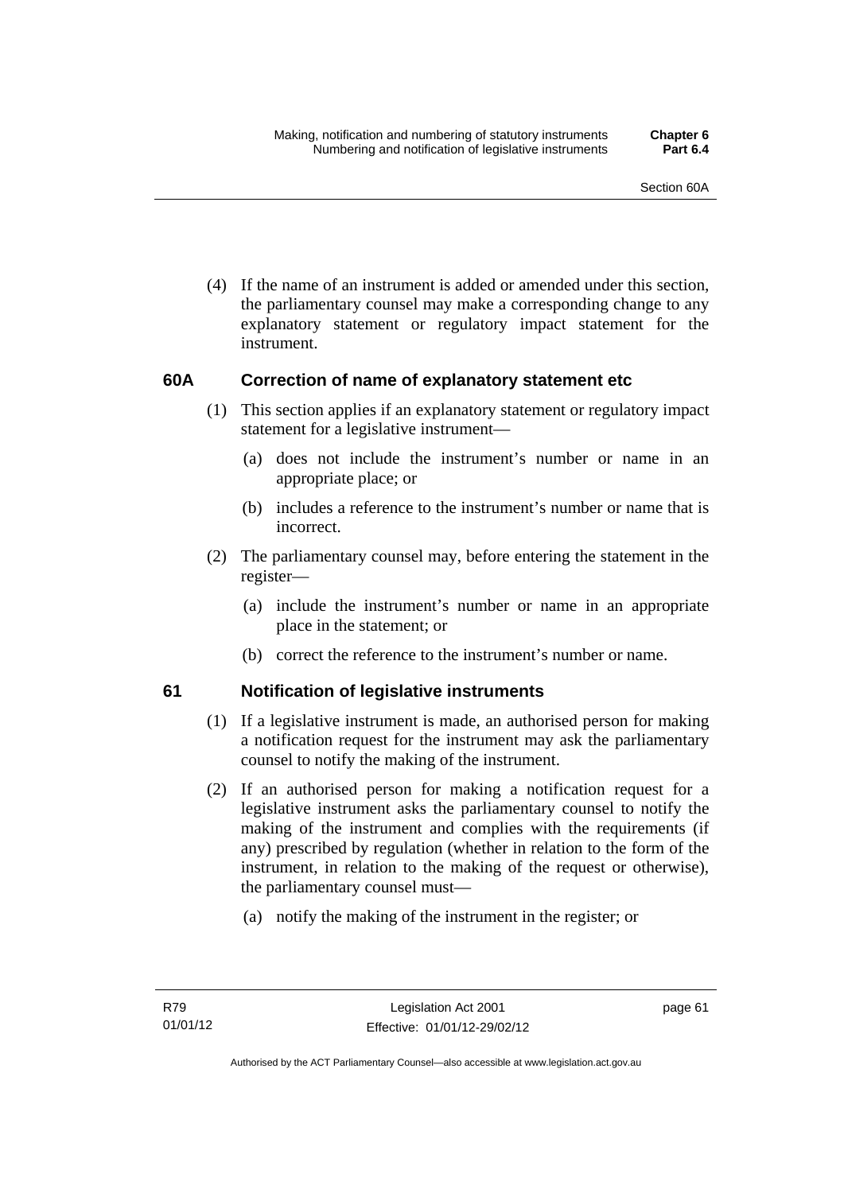(4) If the name of an instrument is added or amended under this section, the parliamentary counsel may make a corresponding change to any explanatory statement or regulatory impact statement for the instrument.

### 60A Correction of name of explanatory statement etc

(1) This section applies if an explanatory statement or regulatory impact statement for a legislative instrument—

(a) does not include the instrument's number or name in an appropriate place; or

(b) includes a reference to the instrument's number or name that is incorrect.

(2) The parliamentary counsel may, before entering the statement in the register—

(a) include the instrument's number or name in an appropriate place in the statement; or

(b) correct the reference to the instrument's number or name.

### 61 Notification of legislative instruments

(1) If a legislative instrument is made, an authorised person for making a notification request for the instrument may ask the parliamentary counsel to notify the making of the instrument.

(2) If an authorised person for making a notification request for a legislative instrument asks the parliamentary counsel to notify the making of the instrument and complies with the requirements (if any) prescribed by regulation (whether in relation to the form of the instrument, in relation to the making of the request or otherwise), the parliamentary counsel must—

(a) notify the making of the instrument in the register; or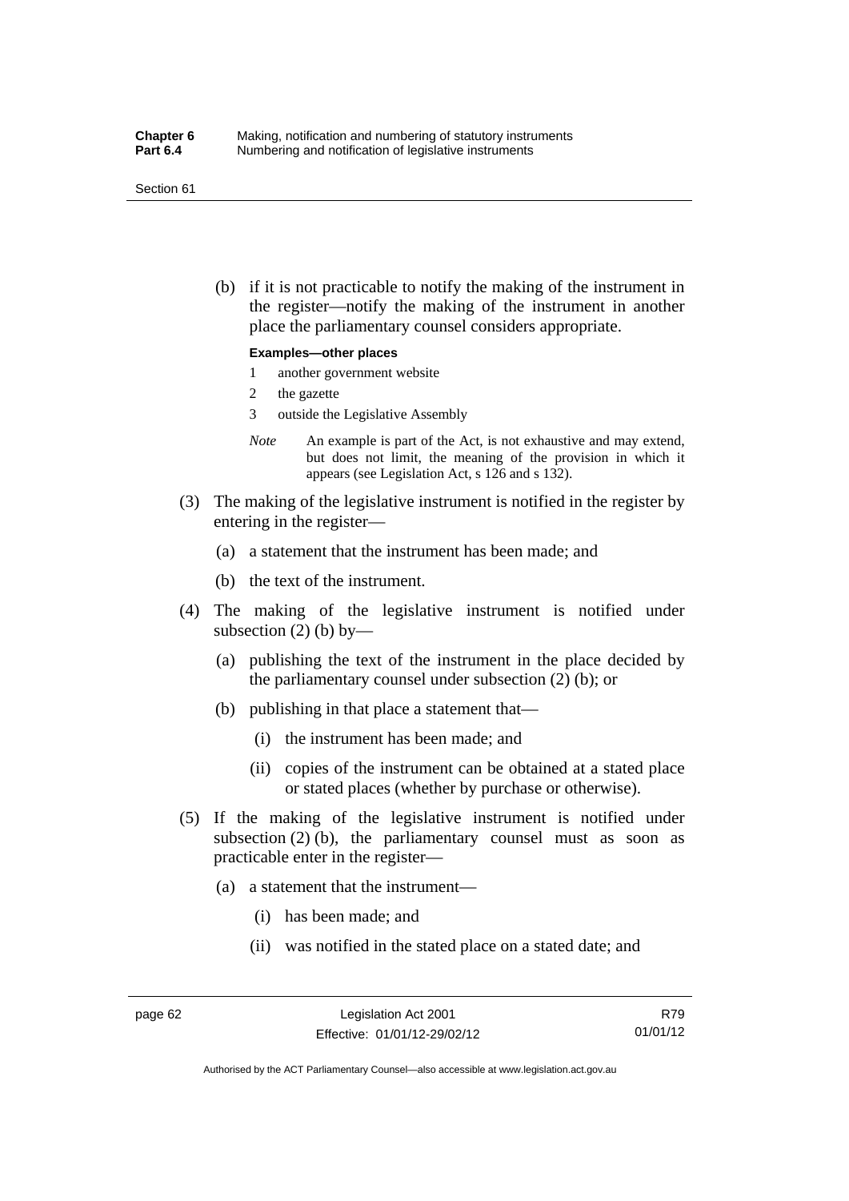(b) if it is not practicable to notify the making of the instrument in the register—notify the making of the instrument in another place the parliamentary counsel considers appropriate.

**Examples—other places**

1 another government website
2 the gazette
3 outside the Legislative Assembly

*Note* An example is part of the Act, is not exhaustive and may extend, but does not limit, the meaning of the provision in which it appears (see Legislation Act, s 126 and s 132).

(3) The making of the legislative instrument is notified in the register by entering in the register—

(a) a statement that the instrument has been made; and

(b) the text of the instrument.

(4) The making of the legislative instrument is notified under subsection (2) (b) by—

(a) publishing the text of the instrument in the place decided by the parliamentary counsel under subsection (2) (b); or

(b) publishing in that place a statement that—

(i) the instrument has been made; and

(ii) copies of the instrument can be obtained at a stated place or stated places (whether by purchase or otherwise).

(5) If the making of the legislative instrument is notified under subsection (2) (b), the parliamentary counsel must as soon as practicable enter in the register—

(a) a statement that the instrument—

(i) has been made; and

(ii) was notified in the stated place on a stated date; and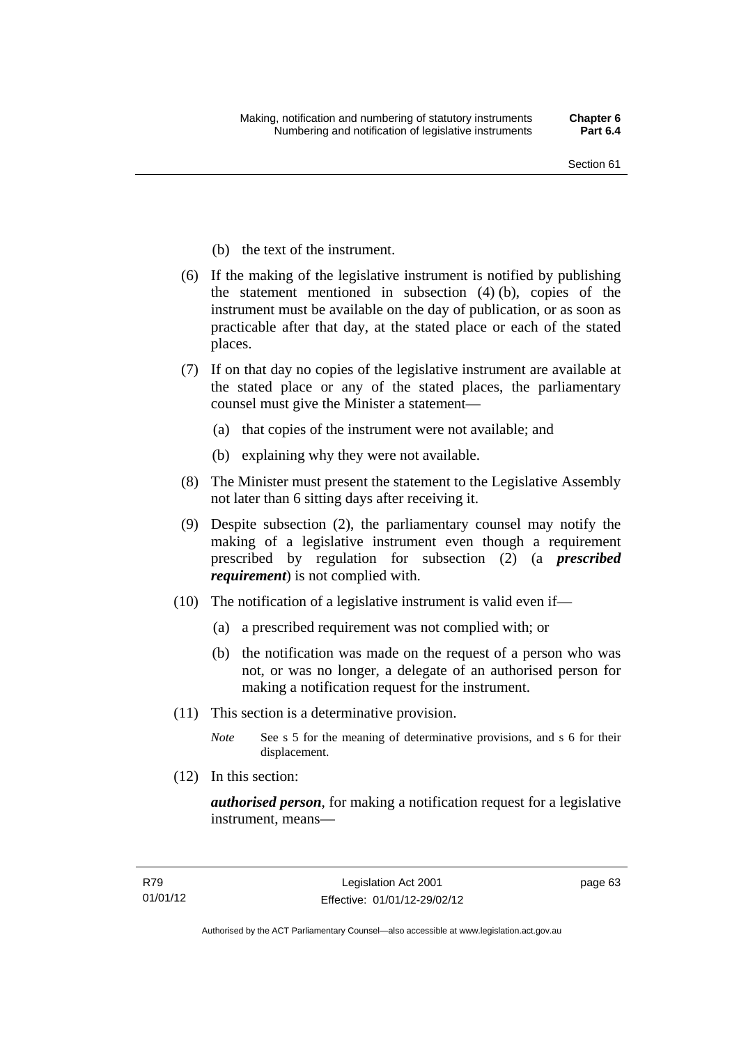(b) the text of the instrument.

(6) If the making of the legislative instrument is notified by publishing the statement mentioned in subsection (4) (b), copies of the instrument must be available on the day of publication, or as soon as practicable after that day, at the stated place or each of the stated places.

(7) If on that day no copies of the legislative instrument are available at the stated place or any of the stated places, the parliamentary counsel must give the Minister a statement—

(a) that copies of the instrument were not available; and

(b) explaining why they were not available.

(8) The Minister must present the statement to the Legislative Assembly not later than 6 sitting days after receiving it.

(9) Despite subsection (2), the parliamentary counsel may notify the making of a legislative instrument even though a requirement prescribed by regulation for subsection (2) (a ***prescribed requirement***) is not complied with.

(10) The notification of a legislative instrument is valid even if—

(a) a prescribed requirement was not complied with; or

(b) the notification was made on the request of a person who was not, or was no longer, a delegate of an authorised person for making a notification request for the instrument.

(11) This section is a determinative provision.

*Note* See s 5 for the meaning of determinative provisions, and s 6 for their displacement.

(12) In this section:

***authorised person***, for making a notification request for a legislative instrument, means—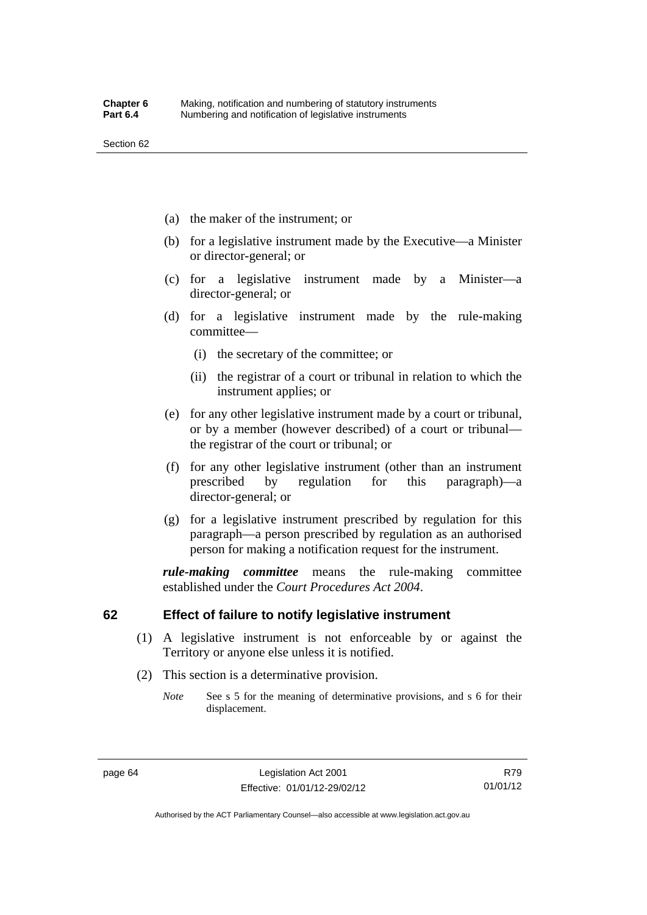(a) the maker of the instrument; or

(b) for a legislative instrument made by the Executive—a Minister or director-general; or

(c) for a legislative instrument made by a Minister—a director-general; or

(d) for a legislative instrument made by the rule-making committee—

  (i) the secretary of the committee; or

  (ii) the registrar of a court or tribunal in relation to which the instrument applies; or

(e) for any other legislative instrument made by a court or tribunal, or by a member (however described) of a court or tribunal—the registrar of the court or tribunal; or

(f) for any other legislative instrument (other than an instrument prescribed by regulation for this paragraph)—a director-general; or

(g) for a legislative instrument prescribed by regulation for this paragraph—a person prescribed by regulation as an authorised person for making a notification request for the instrument.

***rule-making committee*** means the rule-making committee established under the *Court Procedures Act 2004*.

## 62 Effect of failure to notify legislative instrument

(1) A legislative instrument is not enforceable by or against the Territory or anyone else unless it is notified.

(2) This section is a determinative provision.

*Note* See s 5 for the meaning of determinative provisions, and s 6 for their displacement.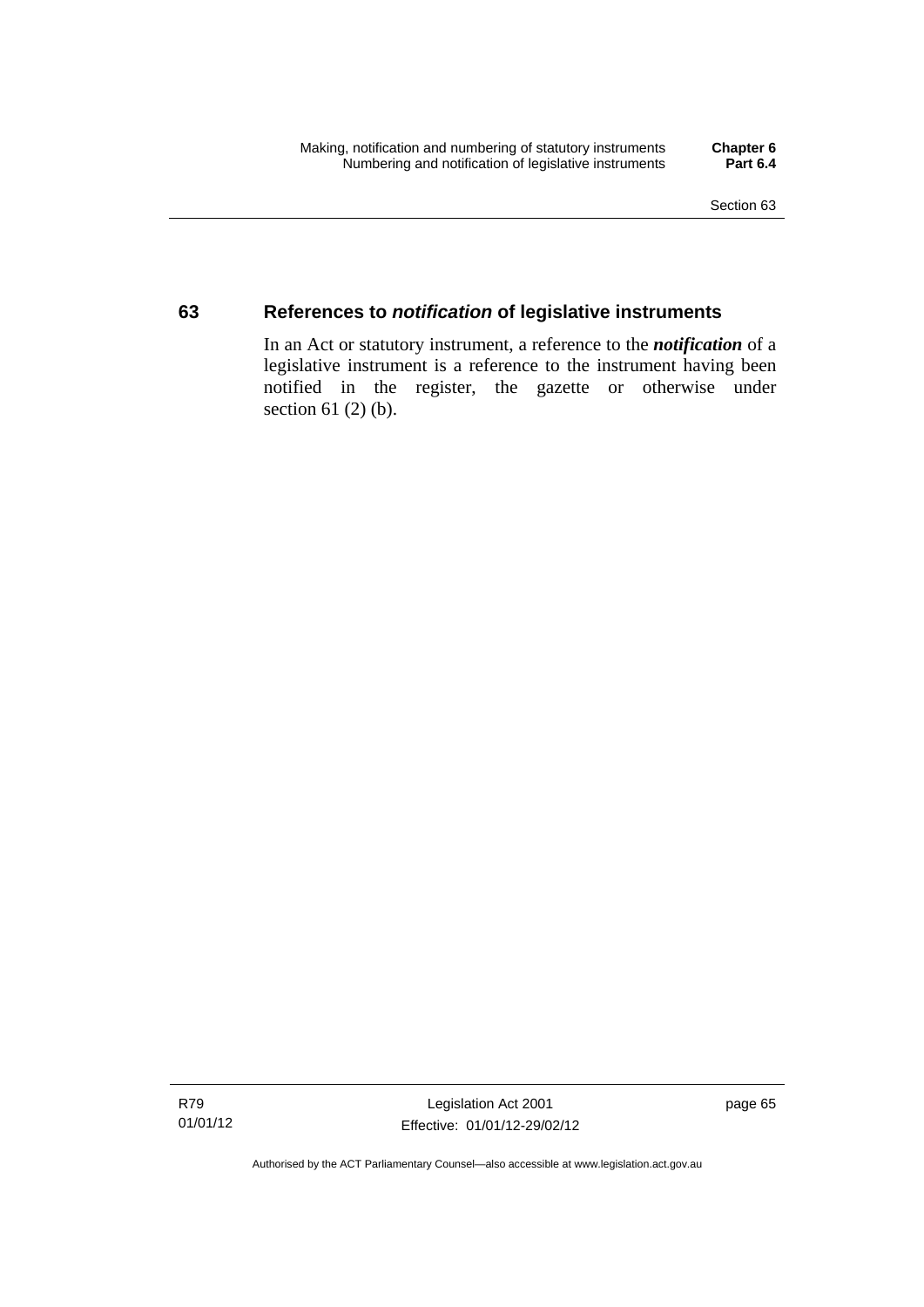## 63 References to *notification* of legislative instruments

In an Act or statutory instrument, a reference to the ***notification*** of a legislative instrument is a reference to the instrument having been notified in the register, the gazette or otherwise under section 61 (2) (b).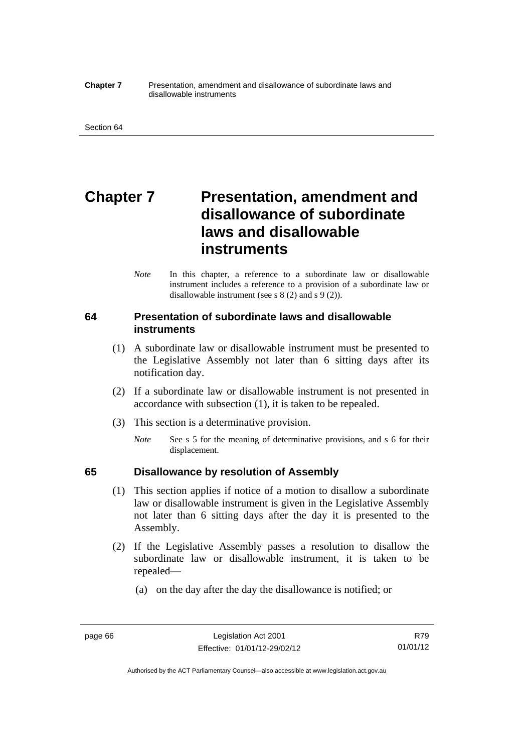# Chapter 7 Presentation, amendment and disallowance of subordinate laws and disallowable instruments

*Note* In this chapter, a reference to a subordinate law or disallowable instrument includes a reference to a provision of a subordinate law or disallowable instrument (see s 8 (2) and s 9 (2)).

## 64 Presentation of subordinate laws and disallowable instruments

(1) A subordinate law or disallowable instrument must be presented to the Legislative Assembly not later than 6 sitting days after its notification day.

(2) If a subordinate law or disallowable instrument is not presented in accordance with subsection (1), it is taken to be repealed.

(3) This section is a determinative provision.

*Note* See s 5 for the meaning of determinative provisions, and s 6 for their displacement.

## 65 Disallowance by resolution of Assembly

(1) This section applies if notice of a motion to disallow a subordinate law or disallowable instrument is given in the Legislative Assembly not later than 6 sitting days after the day it is presented to the Assembly.

(2) If the Legislative Assembly passes a resolution to disallow the subordinate law or disallowable instrument, it is taken to be repealed—

(a) on the day after the day the disallowance is notified; or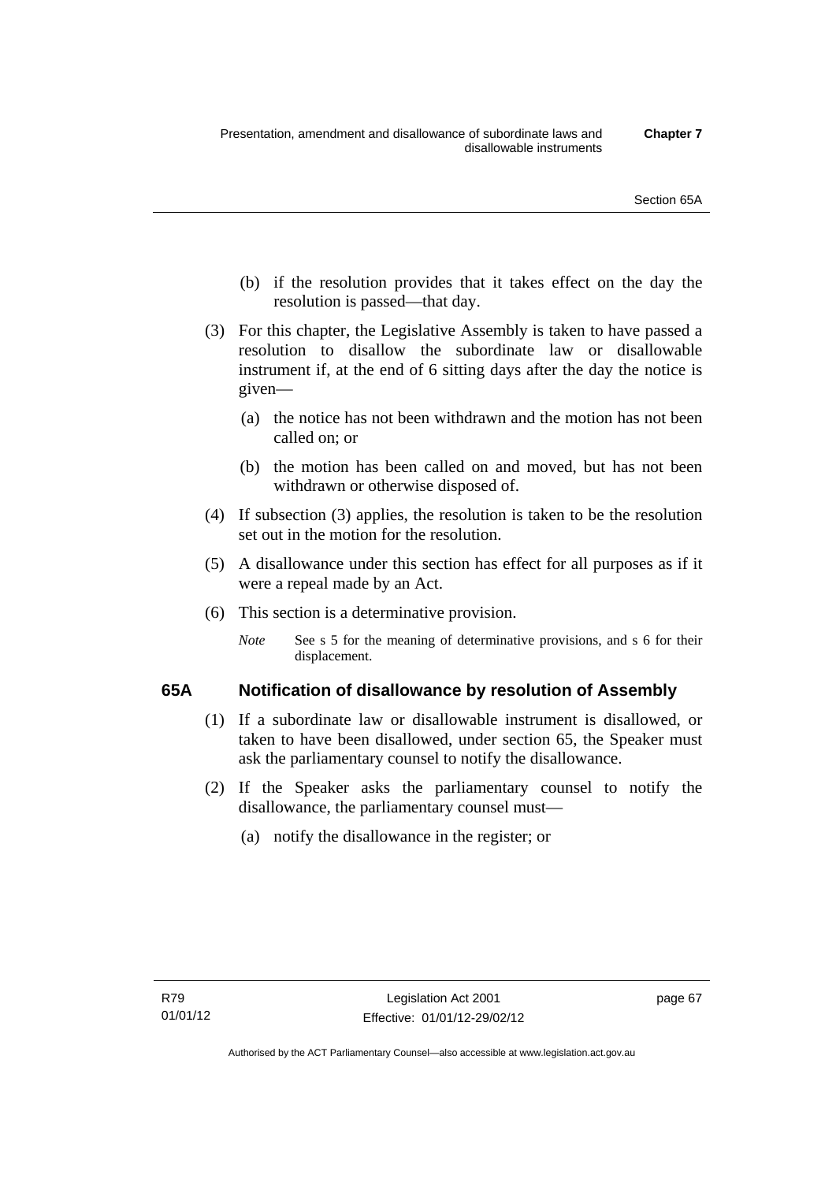(b) if the resolution provides that it takes effect on the day the resolution is passed—that day.

(3) For this chapter, the Legislative Assembly is taken to have passed a resolution to disallow the subordinate law or disallowable instrument if, at the end of 6 sitting days after the day the notice is given—

(a) the notice has not been withdrawn and the motion has not been called on; or

(b) the motion has been called on and moved, but has not been withdrawn or otherwise disposed of.

(4) If subsection (3) applies, the resolution is taken to be the resolution set out in the motion for the resolution.

(5) A disallowance under this section has effect for all purposes as if it were a repeal made by an Act.

(6) This section is a determinative provision.

*Note* See s 5 for the meaning of determinative provisions, and s 6 for their displacement.

### 65A Notification of disallowance by resolution of Assembly

(1) If a subordinate law or disallowable instrument is disallowed, or taken to have been disallowed, under section 65, the Speaker must ask the parliamentary counsel to notify the disallowance.

(2) If the Speaker asks the parliamentary counsel to notify the disallowance, the parliamentary counsel must—

(a) notify the disallowance in the register; or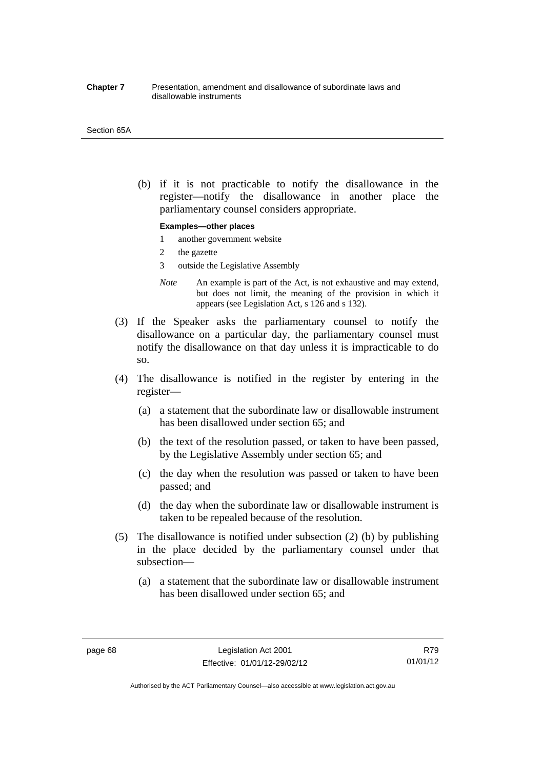(b) if it is not practicable to notify the disallowance in the register—notify the disallowance in another place the parliamentary counsel considers appropriate.

**Examples—other places**

1 another government website

2 the gazette

3 outside the Legislative Assembly

*Note* An example is part of the Act, is not exhaustive and may extend, but does not limit, the meaning of the provision in which it appears (see Legislation Act, s 126 and s 132).

(3) If the Speaker asks the parliamentary counsel to notify the disallowance on a particular day, the parliamentary counsel must notify the disallowance on that day unless it is impracticable to do so.

(4) The disallowance is notified in the register by entering in the register—

(a) a statement that the subordinate law or disallowable instrument has been disallowed under section 65; and

(b) the text of the resolution passed, or taken to have been passed, by the Legislative Assembly under section 65; and

(c) the day when the resolution was passed or taken to have been passed; and

(d) the day when the subordinate law or disallowable instrument is taken to be repealed because of the resolution.

(5) The disallowance is notified under subsection (2) (b) by publishing in the place decided by the parliamentary counsel under that subsection—

(a) a statement that the subordinate law or disallowable instrument has been disallowed under section 65; and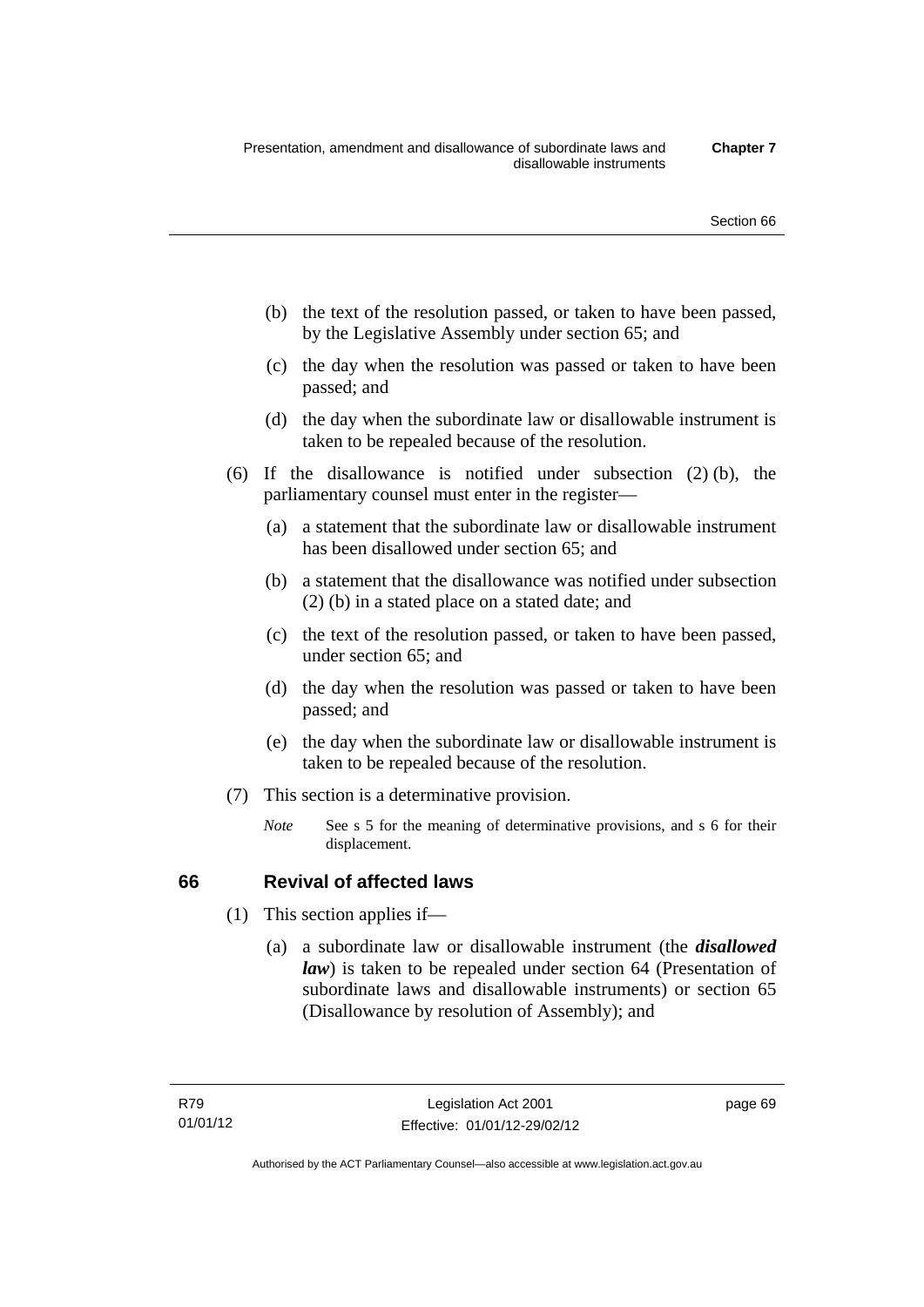(b) the text of the resolution passed, or taken to have been passed, by the Legislative Assembly under section 65; and

(c) the day when the resolution was passed or taken to have been passed; and

(d) the day when the subordinate law or disallowable instrument is taken to be repealed because of the resolution.

(6) If the disallowance is notified under subsection (2) (b), the parliamentary counsel must enter in the register—

(a) a statement that the subordinate law or disallowable instrument has been disallowed under section 65; and

(b) a statement that the disallowance was notified under subsection (2) (b) in a stated place on a stated date; and

(c) the text of the resolution passed, or taken to have been passed, under section 65; and

(d) the day when the resolution was passed or taken to have been passed; and

(e) the day when the subordinate law or disallowable instrument is taken to be repealed because of the resolution.

(7) This section is a determinative provision.

*Note* See s 5 for the meaning of determinative provisions, and s 6 for their displacement.

## 66 Revival of affected laws

(1) This section applies if—

(a) a subordinate law or disallowable instrument (the ***disallowed law***) is taken to be repealed under section 64 (Presentation of subordinate laws and disallowable instruments) or section 65 (Disallowance by resolution of Assembly); and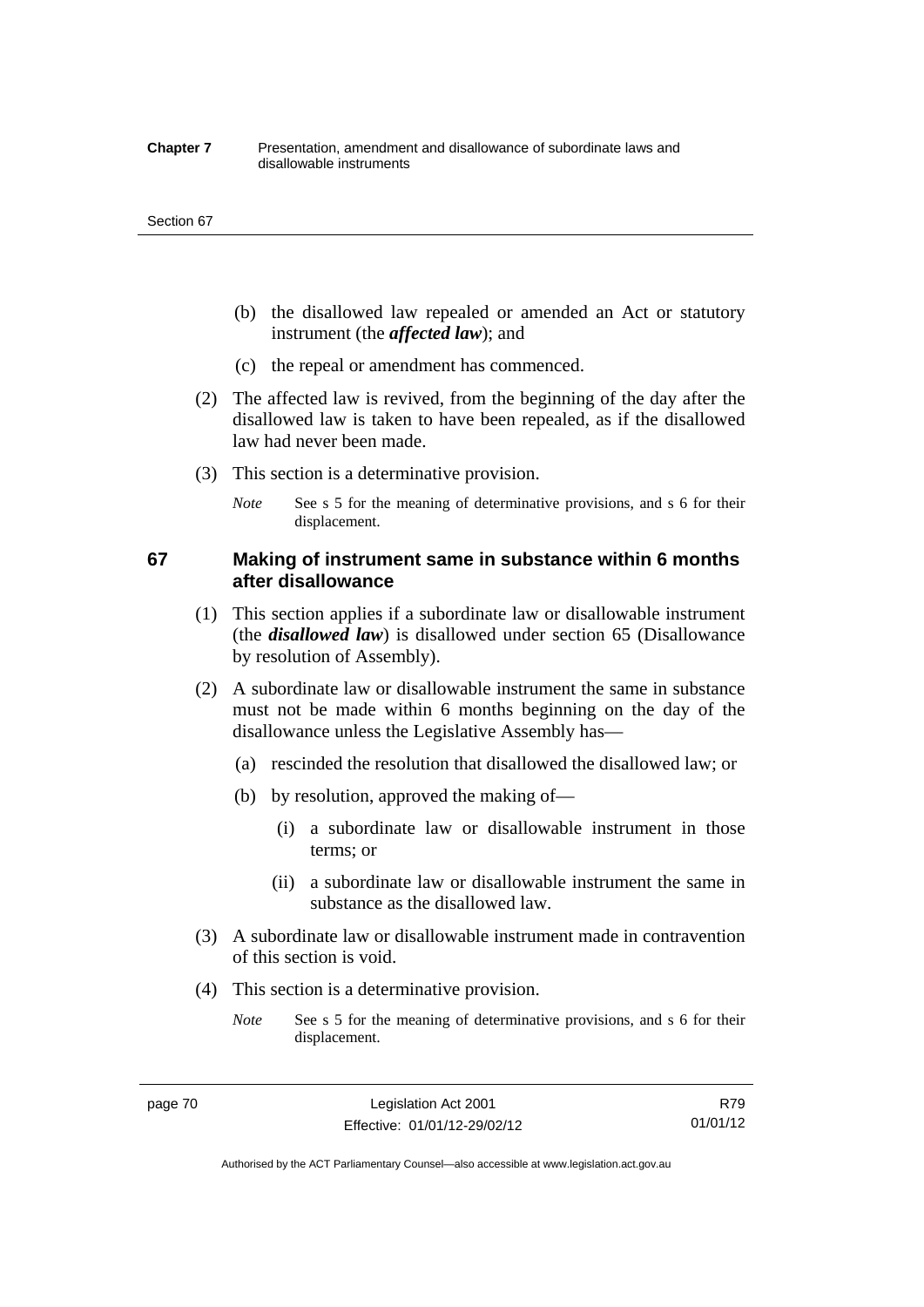(b) the disallowed law repealed or amended an Act or statutory instrument (the ***affected law***); and

(c) the repeal or amendment has commenced.

(2) The affected law is revived, from the beginning of the day after the disallowed law is taken to have been repealed, as if the disallowed law had never been made.

(3) This section is a determinative provision.

*Note* See s 5 for the meaning of determinative provisions, and s 6 for their displacement.

### 67 Making of instrument same in substance within 6 months after disallowance

(1) This section applies if a subordinate law or disallowable instrument (the ***disallowed law***) is disallowed under section 65 (Disallowance by resolution of Assembly).

(2) A subordinate law or disallowable instrument the same in substance must not be made within 6 months beginning on the day of the disallowance unless the Legislative Assembly has—

(a) rescinded the resolution that disallowed the disallowed law; or

(b) by resolution, approved the making of—

(i) a subordinate law or disallowable instrument in those terms; or

(ii) a subordinate law or disallowable instrument the same in substance as the disallowed law.

(3) A subordinate law or disallowable instrument made in contravention of this section is void.

(4) This section is a determinative provision.

*Note* See s 5 for the meaning of determinative provisions, and s 6 for their displacement.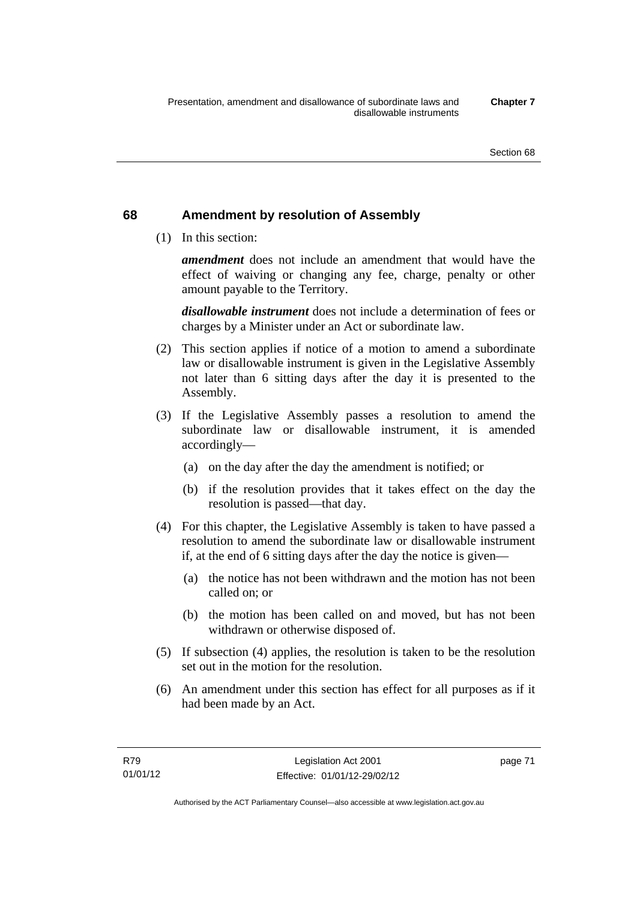## 68 Amendment by resolution of Assembly

(1) In this section:

***amendment*** does not include an amendment that would have the effect of waiving or changing any fee, charge, penalty or other amount payable to the Territory.

***disallowable instrument*** does not include a determination of fees or charges by a Minister under an Act or subordinate law.

(2) This section applies if notice of a motion to amend a subordinate law or disallowable instrument is given in the Legislative Assembly not later than 6 sitting days after the day it is presented to the Assembly.

(3) If the Legislative Assembly passes a resolution to amend the subordinate law or disallowable instrument, it is amended accordingly—

- (a) on the day after the day the amendment is notified; or
- (b) if the resolution provides that it takes effect on the day the resolution is passed—that day.

(4) For this chapter, the Legislative Assembly is taken to have passed a resolution to amend the subordinate law or disallowable instrument if, at the end of 6 sitting days after the day the notice is given—

- (a) the notice has not been withdrawn and the motion has not been called on; or
- (b) the motion has been called on and moved, but has not been withdrawn or otherwise disposed of.

(5) If subsection (4) applies, the resolution is taken to be the resolution set out in the motion for the resolution.

(6) An amendment under this section has effect for all purposes as if it had been made by an Act.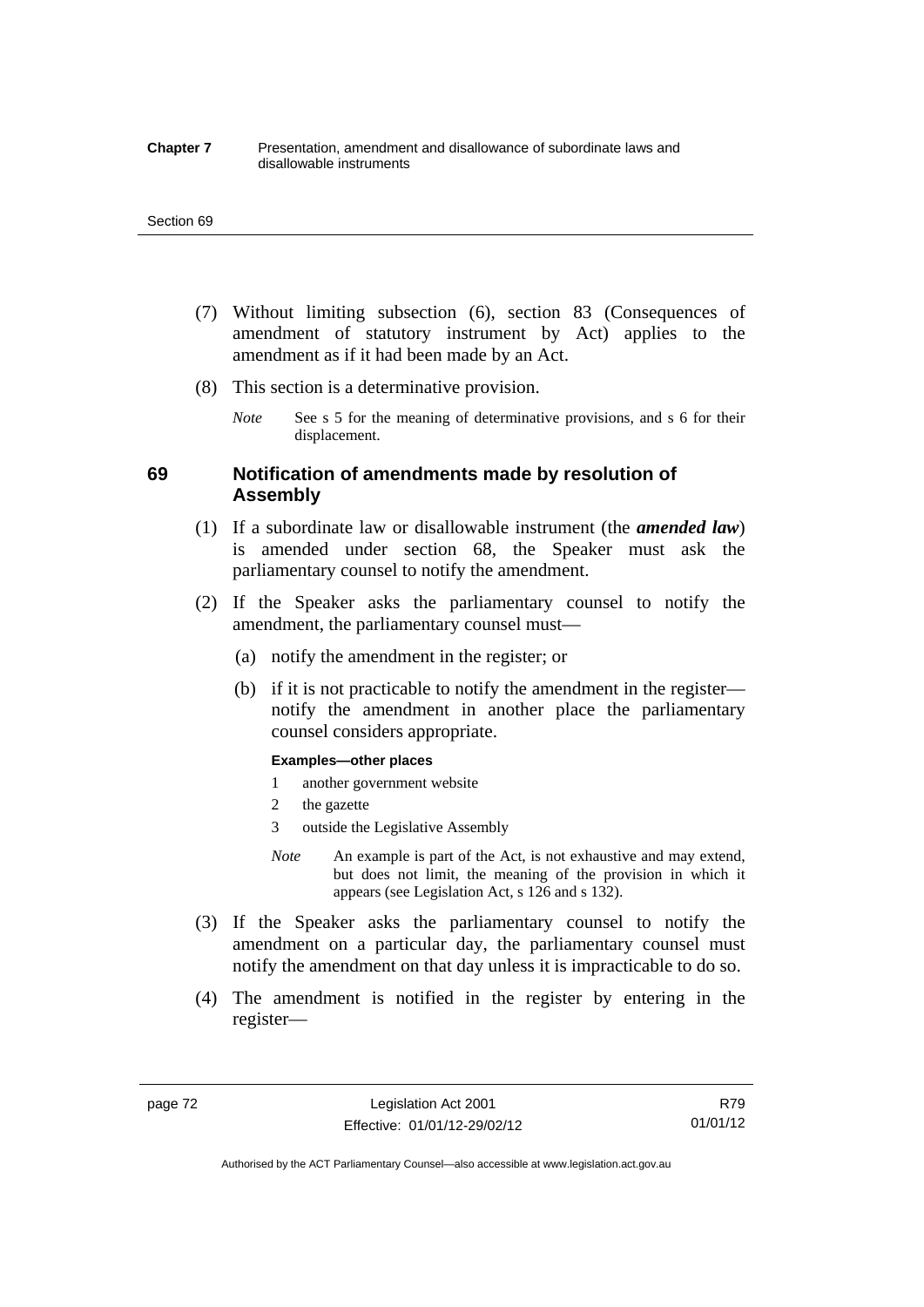(7) Without limiting subsection (6), section 83 (Consequences of amendment of statutory instrument by Act) applies to the amendment as if it had been made by an Act.

(8) This section is a determinative provision.

*Note* See s 5 for the meaning of determinative provisions, and s 6 for their displacement.

## 69 Notification of amendments made by resolution of Assembly

(1) If a subordinate law or disallowable instrument (the ***amended law***) is amended under section 68, the Speaker must ask the parliamentary counsel to notify the amendment.

(2) If the Speaker asks the parliamentary counsel to notify the amendment, the parliamentary counsel must—

(a) notify the amendment in the register; or

(b) if it is not practicable to notify the amendment in the register—notify the amendment in another place the parliamentary counsel considers appropriate.

**Examples—other places**

1 another government website

2 the gazette

3 outside the Legislative Assembly

*Note* An example is part of the Act, is not exhaustive and may extend, but does not limit, the meaning of the provision in which it appears (see Legislation Act, s 126 and s 132).

(3) If the Speaker asks the parliamentary counsel to notify the amendment on a particular day, the parliamentary counsel must notify the amendment on that day unless it is impracticable to do so.

(4) The amendment is notified in the register by entering in the register—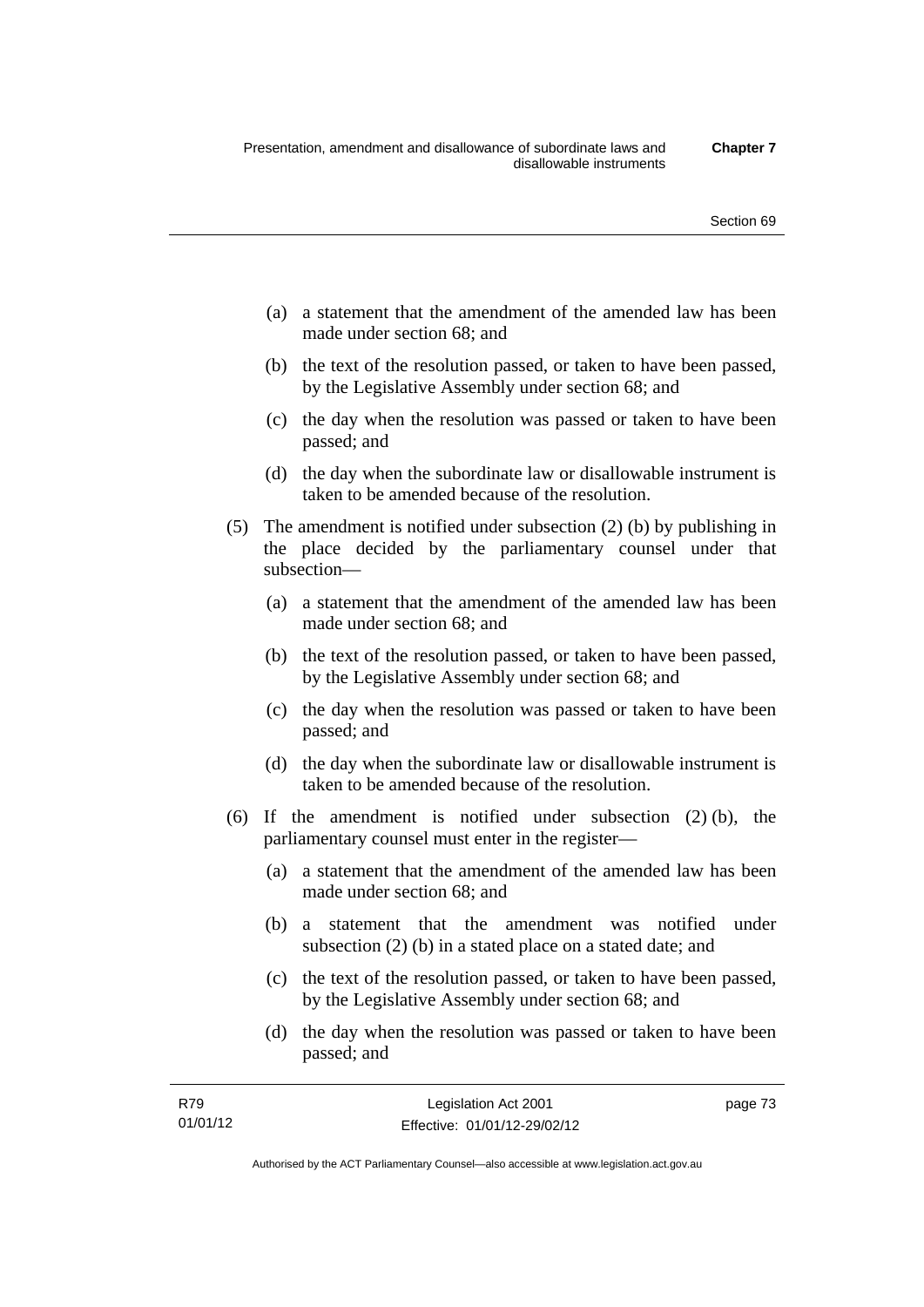(a) a statement that the amendment of the amended law has been made under section 68; and

(b) the text of the resolution passed, or taken to have been passed, by the Legislative Assembly under section 68; and

(c) the day when the resolution was passed or taken to have been passed; and

(d) the day when the subordinate law or disallowable instrument is taken to be amended because of the resolution.

(5) The amendment is notified under subsection (2) (b) by publishing in the place decided by the parliamentary counsel under that subsection—

(a) a statement that the amendment of the amended law has been made under section 68; and

(b) the text of the resolution passed, or taken to have been passed, by the Legislative Assembly under section 68; and

(c) the day when the resolution was passed or taken to have been passed; and

(d) the day when the subordinate law or disallowable instrument is taken to be amended because of the resolution.

(6) If the amendment is notified under subsection (2) (b), the parliamentary counsel must enter in the register—

(a) a statement that the amendment of the amended law has been made under section 68; and

(b) a statement that the amendment was notified under subsection (2) (b) in a stated place on a stated date; and

(c) the text of the resolution passed, or taken to have been passed, by the Legislative Assembly under section 68; and

(d) the day when the resolution was passed or taken to have been passed; and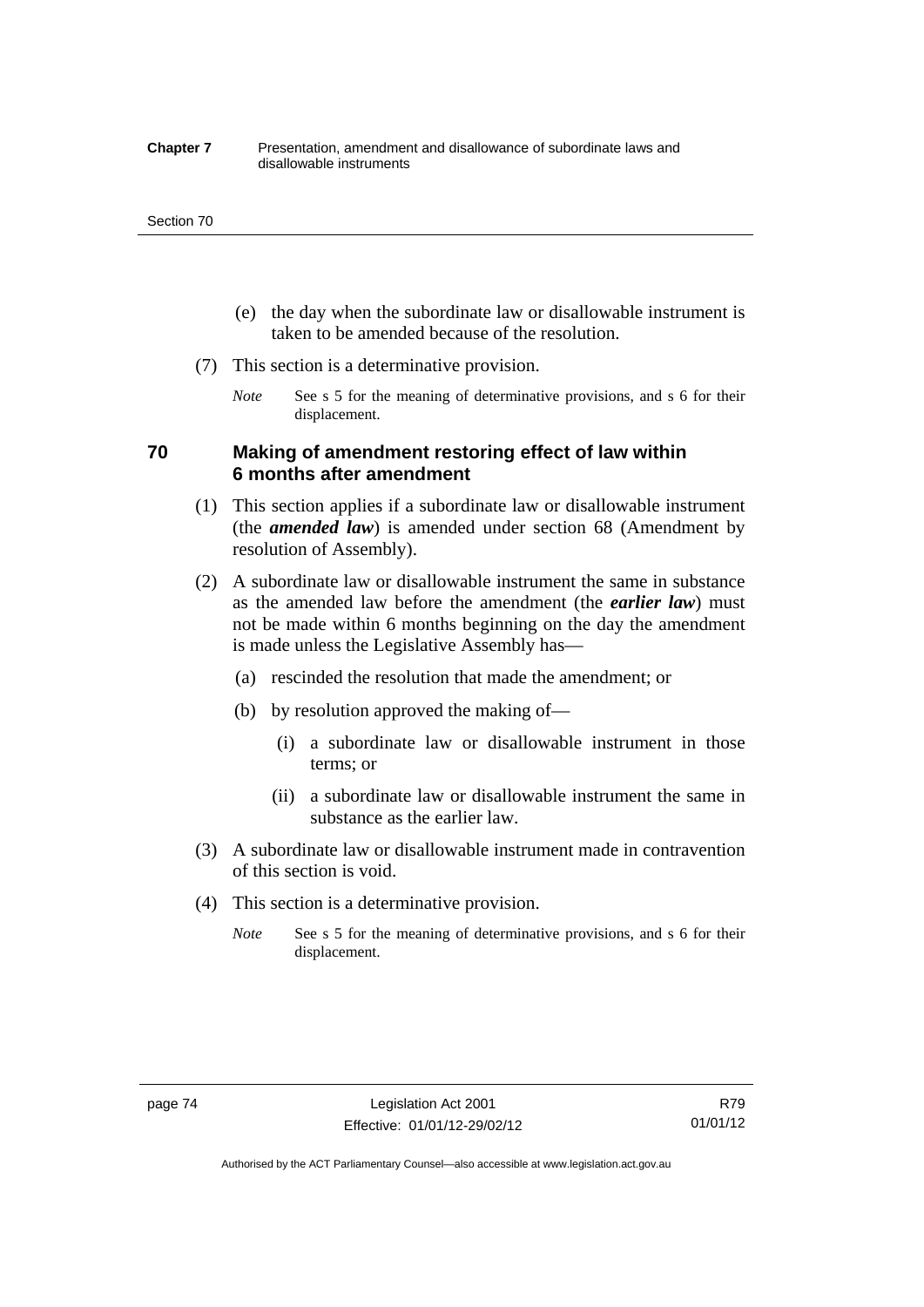(e) the day when the subordinate law or disallowable instrument is taken to be amended because of the resolution.

(7) This section is a determinative provision.

*Note* See s 5 for the meaning of determinative provisions, and s 6 for their displacement.

## 70 Making of amendment restoring effect of law within 6 months after amendment

(1) This section applies if a subordinate law or disallowable instrument (the ***amended law***) is amended under section 68 (Amendment by resolution of Assembly).

(2) A subordinate law or disallowable instrument the same in substance as the amended law before the amendment (the ***earlier law***) must not be made within 6 months beginning on the day the amendment is made unless the Legislative Assembly has—

(a) rescinded the resolution that made the amendment; or

(b) by resolution approved the making of—

(i) a subordinate law or disallowable instrument in those terms; or

(ii) a subordinate law or disallowable instrument the same in substance as the earlier law.

(3) A subordinate law or disallowable instrument made in contravention of this section is void.

(4) This section is a determinative provision.

*Note* See s 5 for the meaning of determinative provisions, and s 6 for their displacement.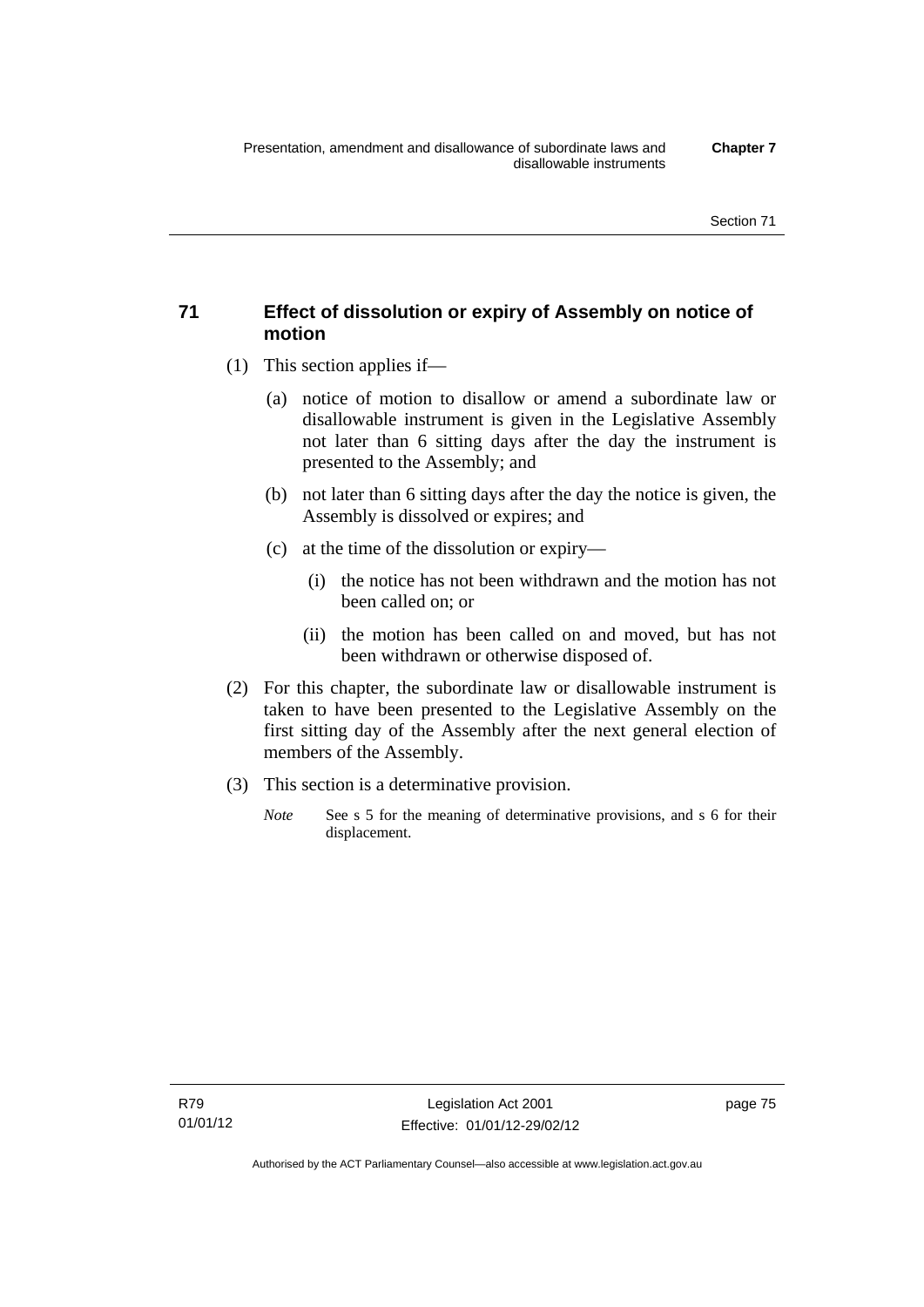## 71 Effect of dissolution or expiry of Assembly on notice of motion

(1) This section applies if—

(a) notice of motion to disallow or amend a subordinate law or disallowable instrument is given in the Legislative Assembly not later than 6 sitting days after the day the instrument is presented to the Assembly; and

(b) not later than 6 sitting days after the day the notice is given, the Assembly is dissolved or expires; and

(c) at the time of the dissolution or expiry—

(i) the notice has not been withdrawn and the motion has not been called on; or

(ii) the motion has been called on and moved, but has not been withdrawn or otherwise disposed of.

(2) For this chapter, the subordinate law or disallowable instrument is taken to have been presented to the Legislative Assembly on the first sitting day of the Assembly after the next general election of members of the Assembly.

(3) This section is a determinative provision.

*Note* See s 5 for the meaning of determinative provisions, and s 6 for their displacement.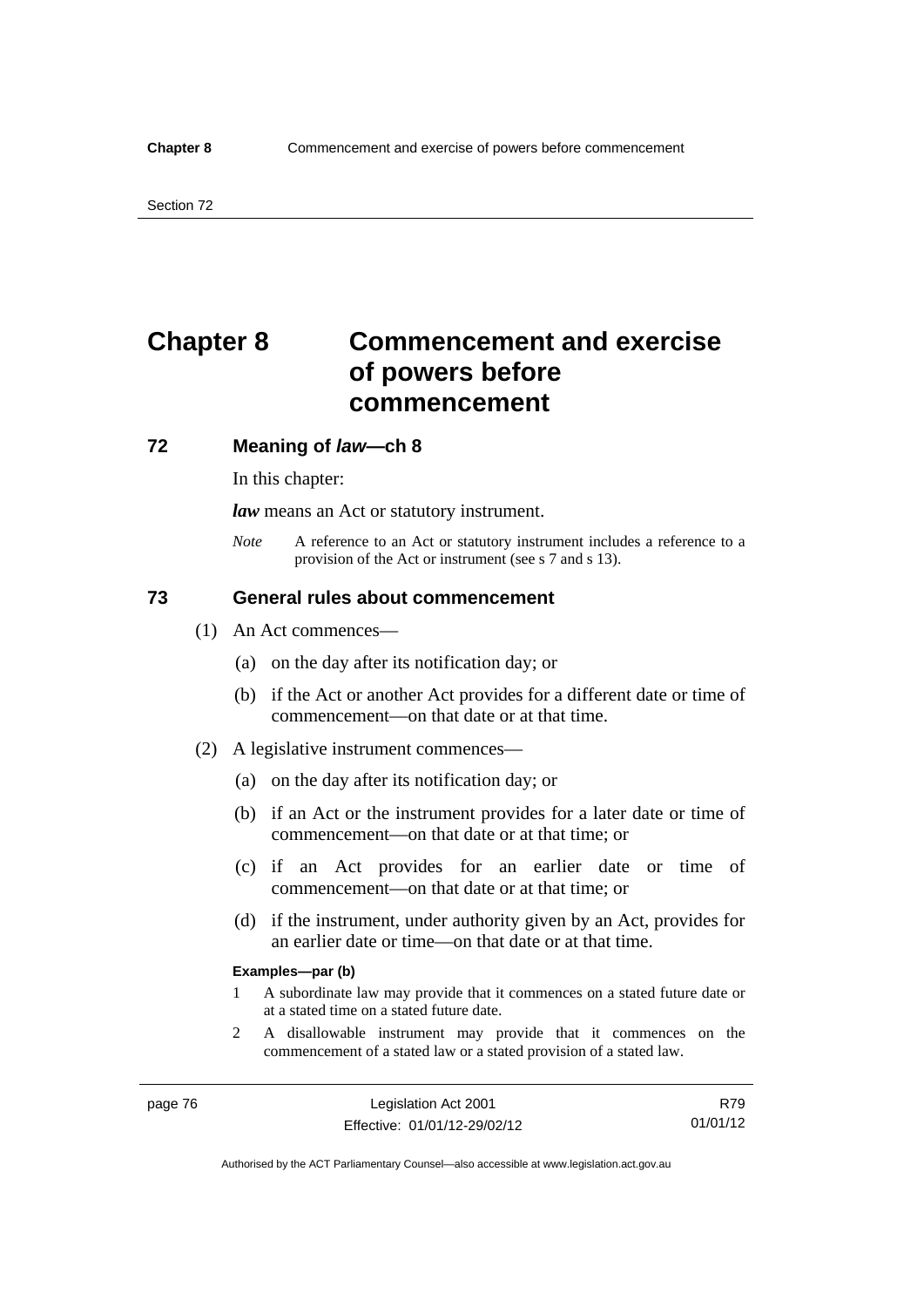# Chapter 8 Commencement and exercise of powers before commencement

## 72 Meaning of *law*—ch 8

In this chapter:

***law*** means an Act or statutory instrument.

*Note* A reference to an Act or statutory instrument includes a reference to a provision of the Act or instrument (see s 7 and s 13).

## 73 General rules about commencement

(1) An Act commences—

(a) on the day after its notification day; or

(b) if the Act or another Act provides for a different date or time of commencement—on that date or at that time.

(2) A legislative instrument commences—

(a) on the day after its notification day; or

(b) if an Act or the instrument provides for a later date or time of commencement—on that date or at that time; or

(c) if an Act provides for an earlier date or time of commencement—on that date or at that time; or

(d) if the instrument, under authority given by an Act, provides for an earlier date or time—on that date or at that time.

**Examples—par (b)**

1 A subordinate law may provide that it commences on a stated future date or at a stated time on a stated future date.

2 A disallowable instrument may provide that it commences on the commencement of a stated law or a stated provision of a stated law.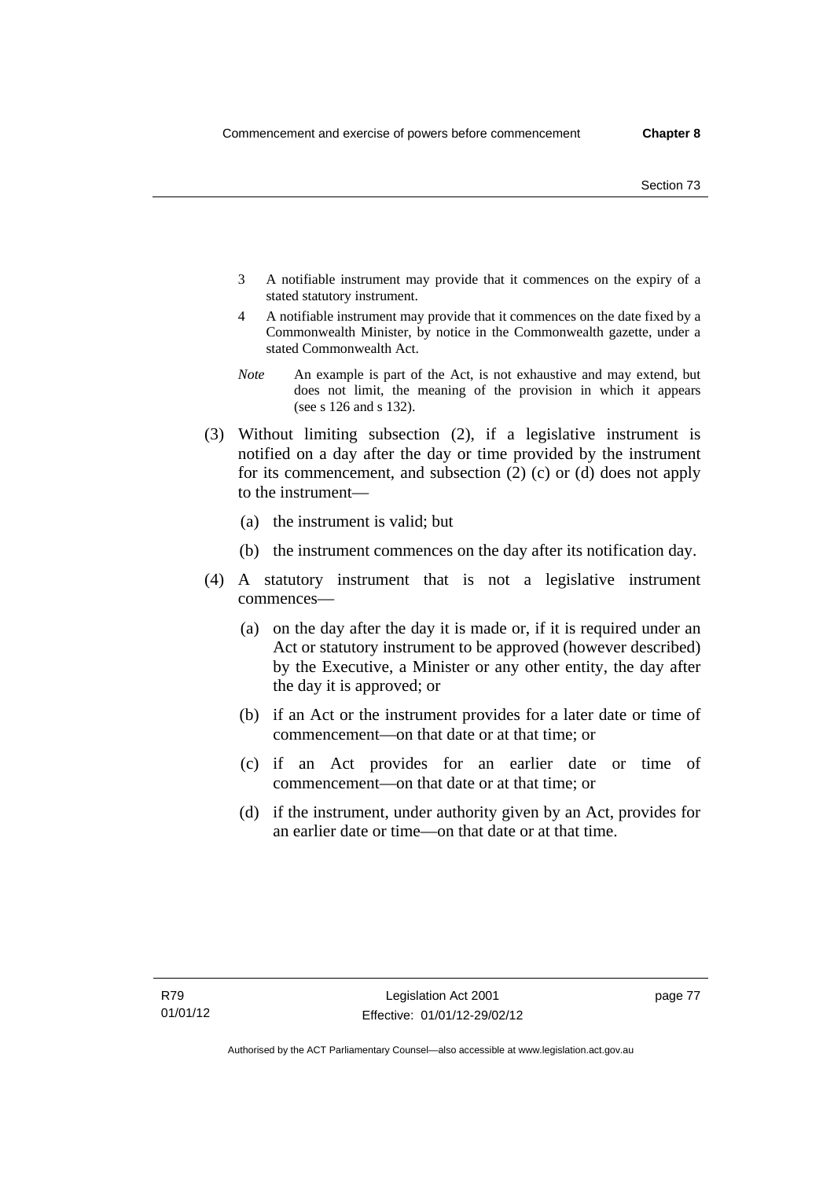3 A notifiable instrument may provide that it commences on the expiry of a stated statutory instrument.

4 A notifiable instrument may provide that it commences on the date fixed by a Commonwealth Minister, by notice in the Commonwealth gazette, under a stated Commonwealth Act.

*Note* An example is part of the Act, is not exhaustive and may extend, but does not limit, the meaning of the provision in which it appears (see s 126 and s 132).

(3) Without limiting subsection (2), if a legislative instrument is notified on a day after the day or time provided by the instrument for its commencement, and subsection (2) (c) or (d) does not apply to the instrument—

(a) the instrument is valid; but

(b) the instrument commences on the day after its notification day.

(4) A statutory instrument that is not a legislative instrument commences—

(a) on the day after the day it is made or, if it is required under an Act or statutory instrument to be approved (however described) by the Executive, a Minister or any other entity, the day after the day it is approved; or

(b) if an Act or the instrument provides for a later date or time of commencement—on that date or at that time; or

(c) if an Act provides for an earlier date or time of commencement—on that date or at that time; or

(d) if the instrument, under authority given by an Act, provides for an earlier date or time—on that date or at that time.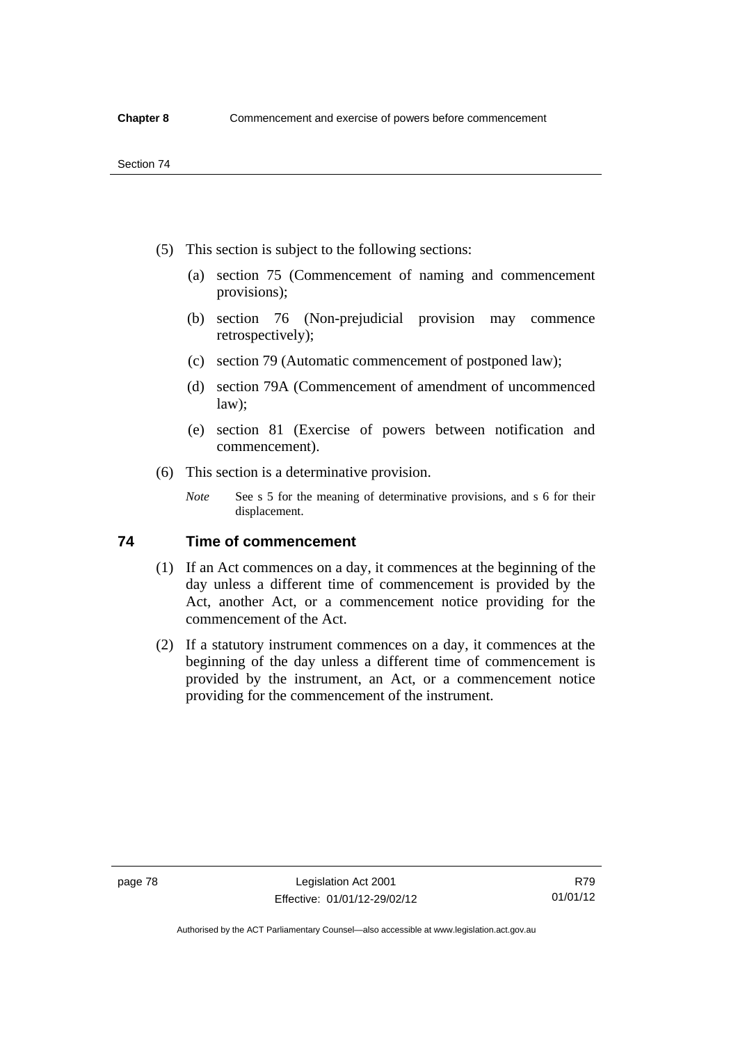(5) This section is subject to the following sections:

(a) section 75 (Commencement of naming and commencement provisions);

(b) section 76 (Non-prejudicial provision may commence retrospectively);

(c) section 79 (Automatic commencement of postponed law);

(d) section 79A (Commencement of amendment of uncommenced law);

(e) section 81 (Exercise of powers between notification and commencement).

(6) This section is a determinative provision.

*Note* See s 5 for the meaning of determinative provisions, and s 6 for their displacement.

## 74 Time of commencement

(1) If an Act commences on a day, it commences at the beginning of the day unless a different time of commencement is provided by the Act, another Act, or a commencement notice providing for the commencement of the Act.

(2) If a statutory instrument commences on a day, it commences at the beginning of the day unless a different time of commencement is provided by the instrument, an Act, or a commencement notice providing for the commencement of the instrument.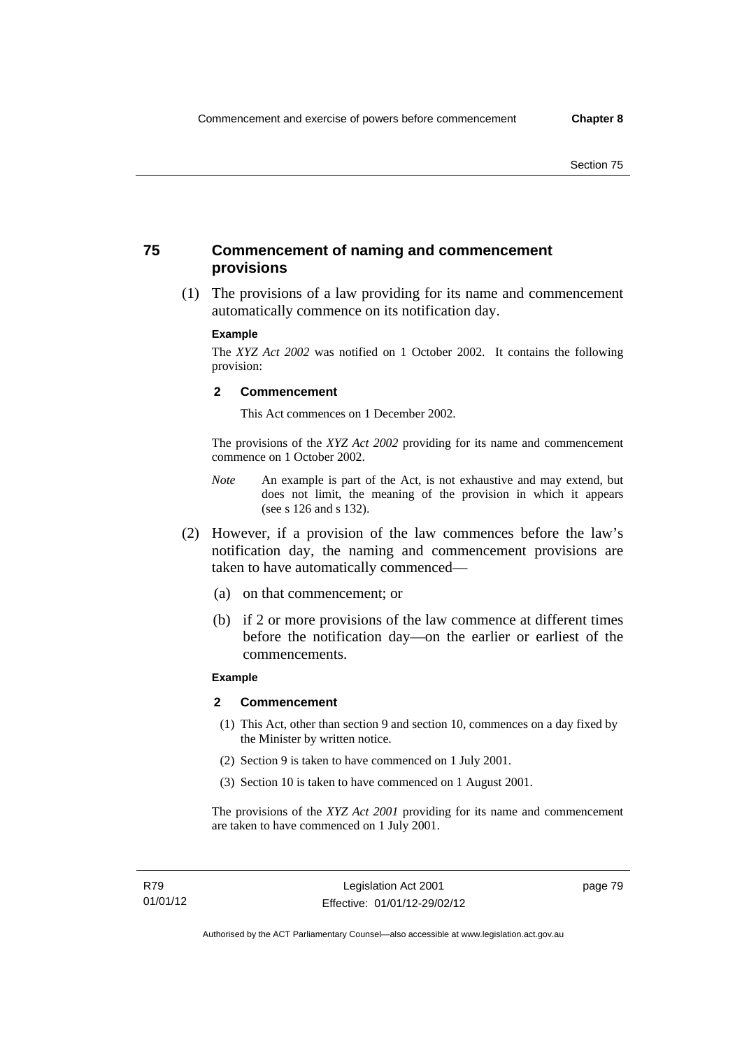## 75 Commencement of naming and commencement provisions

(1) The provisions of a law providing for its name and commencement automatically commence on its notification day.

**Example**

The *XYZ Act 2002* was notified on 1 October 2002. It contains the following provision:

**2 Commencement**

This Act commences on 1 December 2002.

The provisions of the *XYZ Act 2002* providing for its name and commencement commence on 1 October 2002.

*Note* An example is part of the Act, is not exhaustive and may extend, but does not limit, the meaning of the provision in which it appears (see s 126 and s 132).

(2) However, if a provision of the law commences before the law's notification day, the naming and commencement provisions are taken to have automatically commenced—

(a) on that commencement; or

(b) if 2 or more provisions of the law commence at different times before the notification day—on the earlier or earliest of the commencements.

**Example**

**2 Commencement**

(1) This Act, other than section 9 and section 10, commences on a day fixed by the Minister by written notice.

(2) Section 9 is taken to have commenced on 1 July 2001.

(3) Section 10 is taken to have commenced on 1 August 2001.

The provisions of the *XYZ Act 2001* providing for its name and commencement are taken to have commenced on 1 July 2001.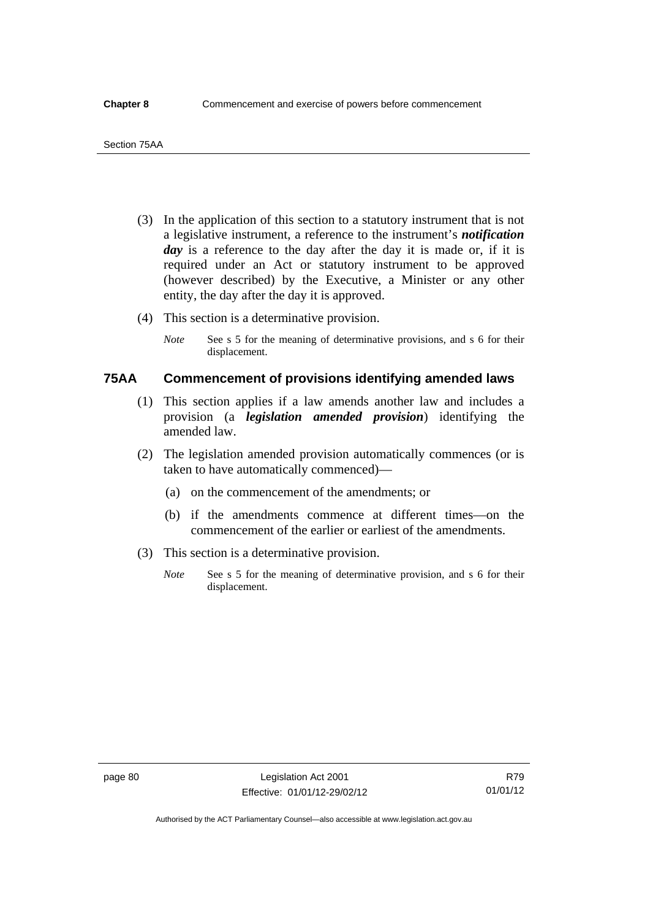(3) In the application of this section to a statutory instrument that is not a legislative instrument, a reference to the instrument's ***notification day*** is a reference to the day after the day it is made or, if it is required under an Act or statutory instrument to be approved (however described) by the Executive, a Minister or any other entity, the day after the day it is approved.

(4) This section is a determinative provision.

*Note* See s 5 for the meaning of determinative provisions, and s 6 for their displacement.

## 75AA Commencement of provisions identifying amended laws

(1) This section applies if a law amends another law and includes a provision (a ***legislation amended provision***) identifying the amended law.

(2) The legislation amended provision automatically commences (or is taken to have automatically commenced)—

(a) on the commencement of the amendments; or

(b) if the amendments commence at different times—on the commencement of the earlier or earliest of the amendments.

(3) This section is a determinative provision.

*Note* See s 5 for the meaning of determinative provision, and s 6 for their displacement.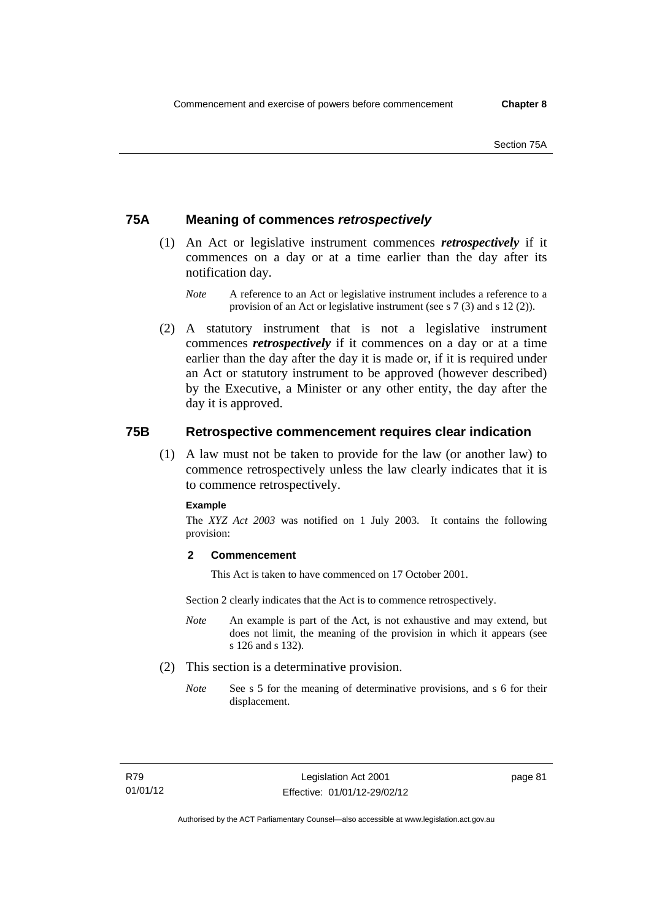## 75A Meaning of commences *retrospectively*

(1) An Act or legislative instrument commences ***retrospectively*** if it commences on a day or at a time earlier than the day after its notification day.

*Note* A reference to an Act or legislative instrument includes a reference to a provision of an Act or legislative instrument (see s 7 (3) and s 12 (2)).

(2) A statutory instrument that is not a legislative instrument commences ***retrospectively*** if it commences on a day or at a time earlier than the day after the day it is made or, if it is required under an Act or statutory instrument to be approved (however described) by the Executive, a Minister or any other entity, the day after the day it is approved.

## 75B Retrospective commencement requires clear indication

(1) A law must not be taken to provide for the law (or another law) to commence retrospectively unless the law clearly indicates that it is to commence retrospectively.

**Example**

The *XYZ Act 2003* was notified on 1 July 2003. It contains the following provision:

**2 Commencement**

This Act is taken to have commenced on 17 October 2001.

Section 2 clearly indicates that the Act is to commence retrospectively.

*Note* An example is part of the Act, is not exhaustive and may extend, but does not limit, the meaning of the provision in which it appears (see s 126 and s 132).

(2) This section is a determinative provision.

*Note* See s 5 for the meaning of determinative provisions, and s 6 for their displacement.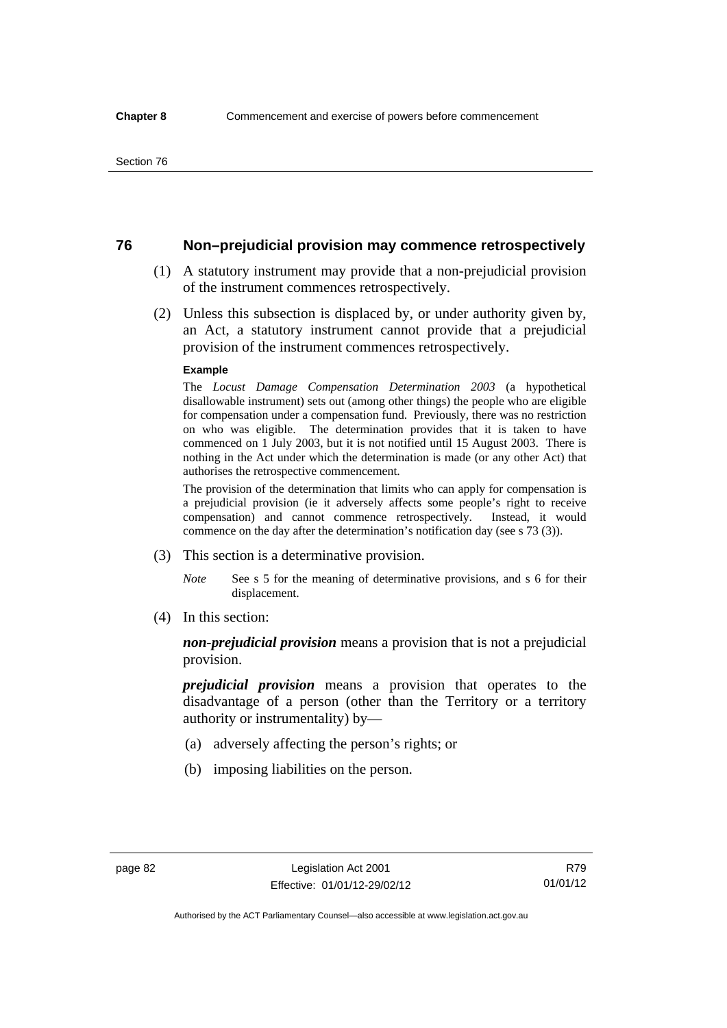## 76 Non–prejudicial provision may commence retrospectively

(1) A statutory instrument may provide that a non-prejudicial provision of the instrument commences retrospectively.

(2) Unless this subsection is displaced by, or under authority given by, an Act, a statutory instrument cannot provide that a prejudicial provision of the instrument commences retrospectively.

**Example**

The *Locust Damage Compensation Determination 2003* (a hypothetical disallowable instrument) sets out (among other things) the people who are eligible for compensation under a compensation fund. Previously, there was no restriction on who was eligible. The determination provides that it is taken to have commenced on 1 July 2003, but it is not notified until 15 August 2003. There is nothing in the Act under which the determination is made (or any other Act) that authorises the retrospective commencement.

The provision of the determination that limits who can apply for compensation is a prejudicial provision (ie it adversely affects some people's right to receive compensation) and cannot commence retrospectively. Instead, it would commence on the day after the determination's notification day (see s 73 (3)).

(3) This section is a determinative provision.

*Note* See s 5 for the meaning of determinative provisions, and s 6 for their displacement.

(4) In this section:

***non-prejudicial provision*** means a provision that is not a prejudicial provision.

***prejudicial provision*** means a provision that operates to the disadvantage of a person (other than the Territory or a territory authority or instrumentality) by—

(a) adversely affecting the person's rights; or

(b) imposing liabilities on the person.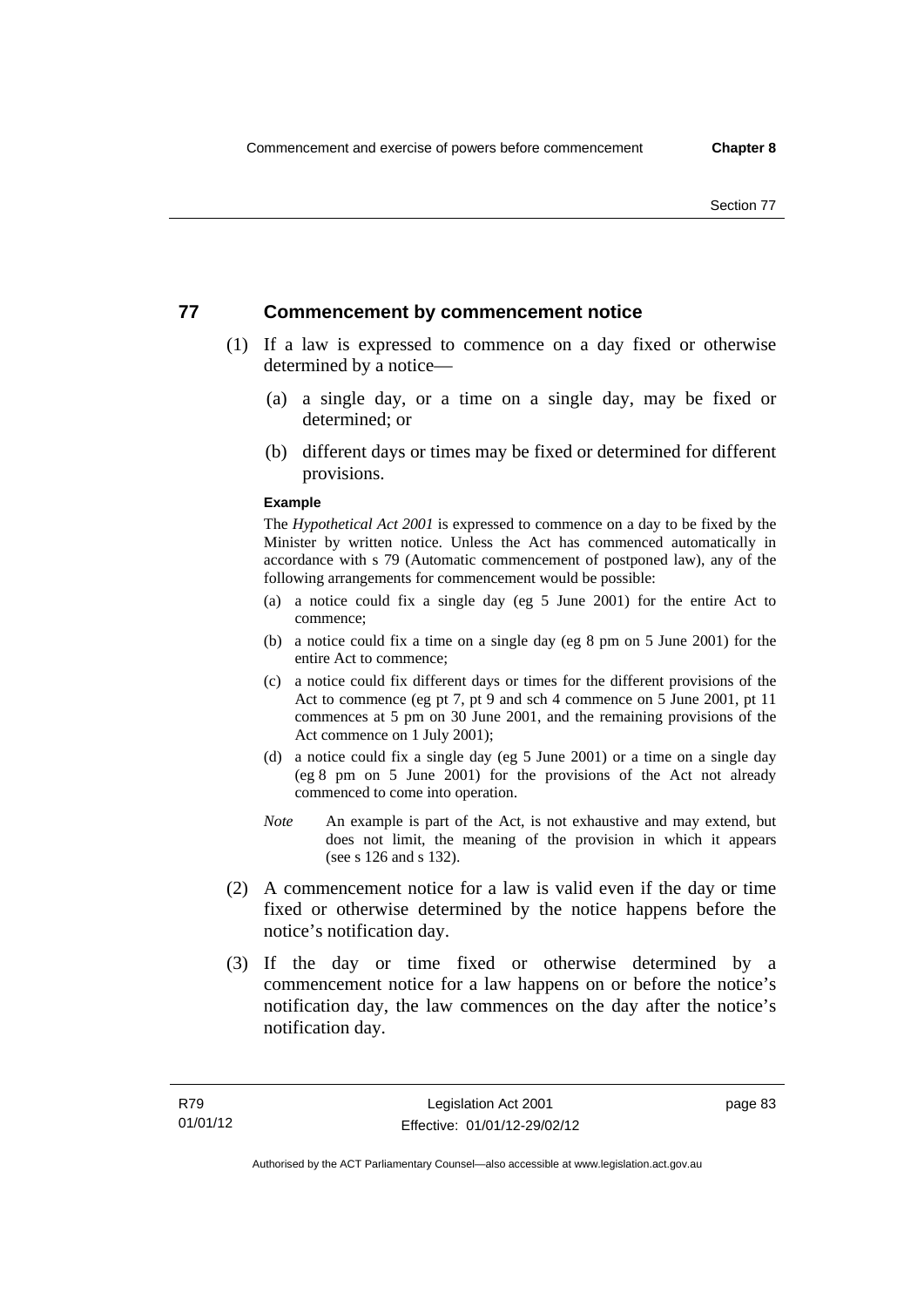## 77 Commencement by commencement notice

(1) If a law is expressed to commence on a day fixed or otherwise determined by a notice—

(a) a single day, or a time on a single day, may be fixed or determined; or

(b) different days or times may be fixed or determined for different provisions.

**Example**

The *Hypothetical Act 2001* is expressed to commence on a day to be fixed by the Minister by written notice. Unless the Act has commenced automatically in accordance with s 79 (Automatic commencement of postponed law), any of the following arrangements for commencement would be possible:

(a) a notice could fix a single day (eg 5 June 2001) for the entire Act to commence;

(b) a notice could fix a time on a single day (eg 8 pm on 5 June 2001) for the entire Act to commence;

(c) a notice could fix different days or times for the different provisions of the Act to commence (eg pt 7, pt 9 and sch 4 commence on 5 June 2001, pt 11 commences at 5 pm on 30 June 2001, and the remaining provisions of the Act commence on 1 July 2001);

(d) a notice could fix a single day (eg 5 June 2001) or a time on a single day (eg 8 pm on 5 June 2001) for the provisions of the Act not already commenced to come into operation.

*Note* An example is part of the Act, is not exhaustive and may extend, but does not limit, the meaning of the provision in which it appears (see s 126 and s 132).

(2) A commencement notice for a law is valid even if the day or time fixed or otherwise determined by the notice happens before the notice's notification day.

(3) If the day or time fixed or otherwise determined by a commencement notice for a law happens on or before the notice's notification day, the law commences on the day after the notice's notification day.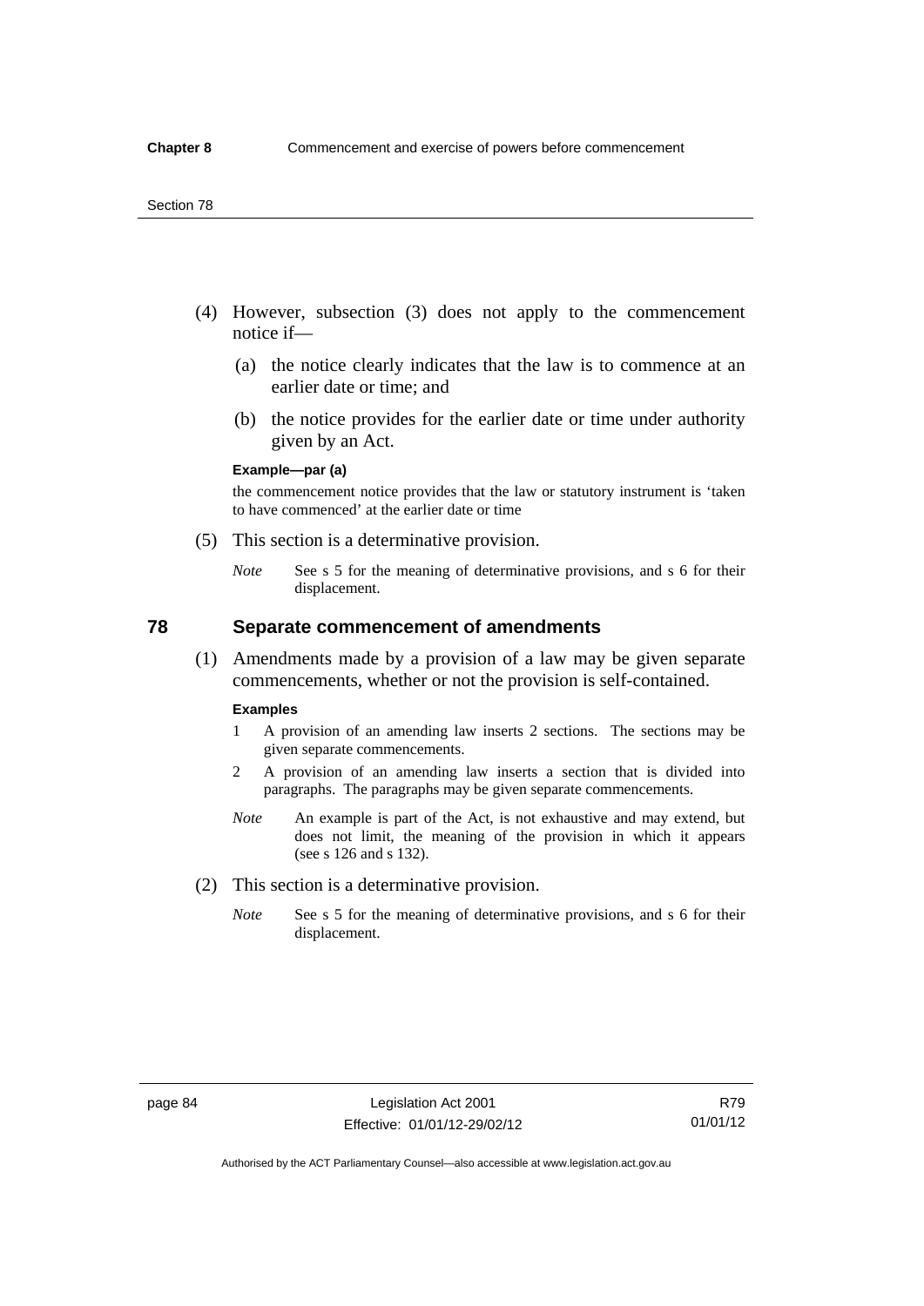(4) However, subsection (3) does not apply to the commencement notice if—

  (a) the notice clearly indicates that the law is to commence at an earlier date or time; and

  (b) the notice provides for the earlier date or time under authority given by an Act.

**Example—par (a)**

the commencement notice provides that the law or statutory instrument is 'taken to have commenced' at the earlier date or time

(5) This section is a determinative provision.

*Note* See s 5 for the meaning of determinative provisions, and s 6 for their displacement.

## 78 Separate commencement of amendments

(1) Amendments made by a provision of a law may be given separate commencements, whether or not the provision is self-contained.

**Examples**

1 A provision of an amending law inserts 2 sections. The sections may be given separate commencements.

2 A provision of an amending law inserts a section that is divided into paragraphs. The paragraphs may be given separate commencements.

*Note* An example is part of the Act, is not exhaustive and may extend, but does not limit, the meaning of the provision in which it appears (see s 126 and s 132).

(2) This section is a determinative provision.

*Note* See s 5 for the meaning of determinative provisions, and s 6 for their displacement.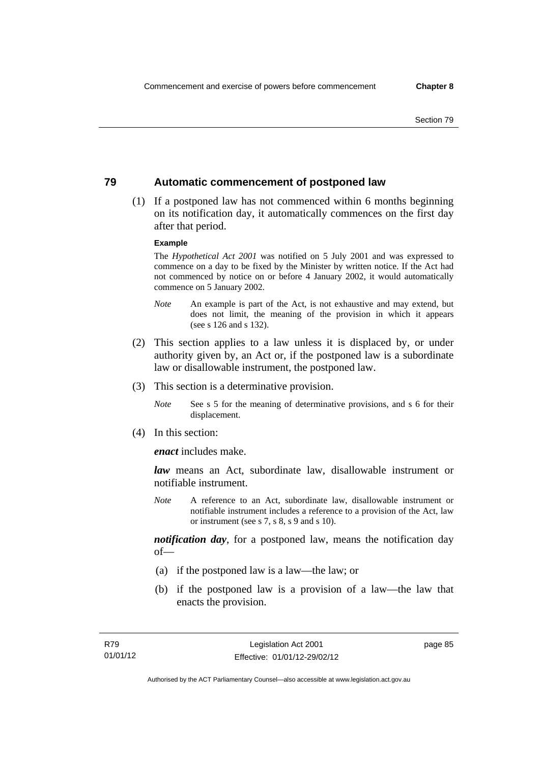## 79 Automatic commencement of postponed law

(1) If a postponed law has not commenced within 6 months beginning on its notification day, it automatically commences on the first day after that period.

**Example**

The *Hypothetical Act 2001* was notified on 5 July 2001 and was expressed to commence on a day to be fixed by the Minister by written notice. If the Act had not commenced by notice on or before 4 January 2002, it would automatically commence on 5 January 2002.

*Note* An example is part of the Act, is not exhaustive and may extend, but does not limit, the meaning of the provision in which it appears (see s 126 and s 132).

(2) This section applies to a law unless it is displaced by, or under authority given by, an Act or, if the postponed law is a subordinate law or disallowable instrument, the postponed law.

(3) This section is a determinative provision.

*Note* See s 5 for the meaning of determinative provisions, and s 6 for their displacement.

(4) In this section:

***enact*** includes make.

***law*** means an Act, subordinate law, disallowable instrument or notifiable instrument.

*Note* A reference to an Act, subordinate law, disallowable instrument or notifiable instrument includes a reference to a provision of the Act, law or instrument (see s 7, s 8, s 9 and s 10).

***notification day***, for a postponed law, means the notification day of—

(a) if the postponed law is a law—the law; or

(b) if the postponed law is a provision of a law—the law that enacts the provision.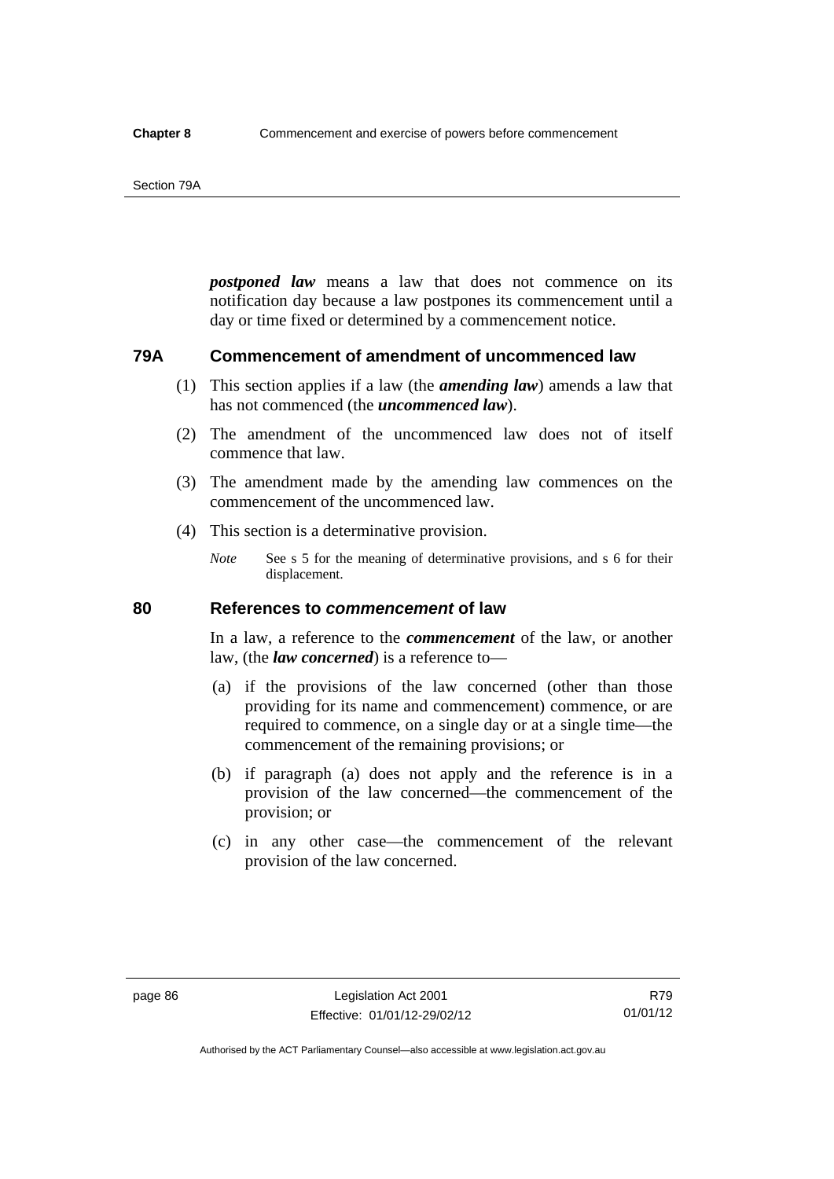***postponed law*** means a law that does not commence on its notification day because a law postpones its commencement until a day or time fixed or determined by a commencement notice.

### 79A Commencement of amendment of uncommenced law

(1) This section applies if a law (the ***amending law***) amends a law that has not commenced (the ***uncommenced law***).

(2) The amendment of the uncommenced law does not of itself commence that law.

(3) The amendment made by the amending law commences on the commencement of the uncommenced law.

(4) This section is a determinative provision.

*Note* See s 5 for the meaning of determinative provisions, and s 6 for their displacement.

### 80 References to *commencement* of law

In a law, a reference to the ***commencement*** of the law, or another law, (the ***law concerned***) is a reference to—

(a) if the provisions of the law concerned (other than those providing for its name and commencement) commence, or are required to commence, on a single day or at a single time—the commencement of the remaining provisions; or

(b) if paragraph (a) does not apply and the reference is in a provision of the law concerned—the commencement of the provision; or

(c) in any other case—the commencement of the relevant provision of the law concerned.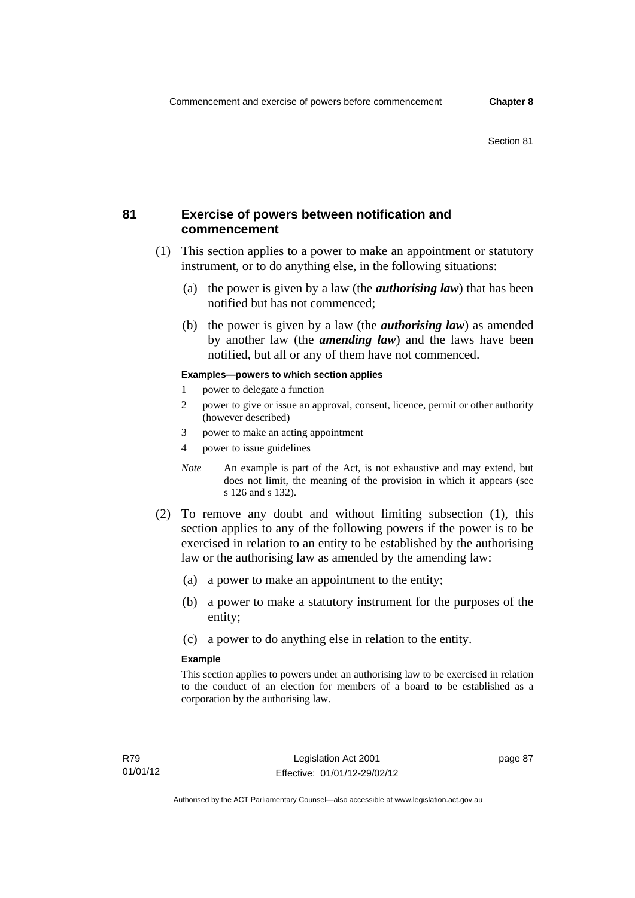## 81 Exercise of powers between notification and commencement

(1) This section applies to a power to make an appointment or statutory instrument, or to do anything else, in the following situations:

(a) the power is given by a law (the ***authorising law***) that has been notified but has not commenced;

(b) the power is given by a law (the ***authorising law***) as amended by another law (the ***amending law***) and the laws have been notified, but all or any of them have not commenced.

**Examples—powers to which section applies**

1 power to delegate a function

2 power to give or issue an approval, consent, licence, permit or other authority (however described)

3 power to make an acting appointment

4 power to issue guidelines

*Note* An example is part of the Act, is not exhaustive and may extend, but does not limit, the meaning of the provision in which it appears (see s 126 and s 132).

(2) To remove any doubt and without limiting subsection (1), this section applies to any of the following powers if the power is to be exercised in relation to an entity to be established by the authorising law or the authorising law as amended by the amending law:

(a) a power to make an appointment to the entity;

(b) a power to make a statutory instrument for the purposes of the entity;

(c) a power to do anything else in relation to the entity.

**Example**

This section applies to powers under an authorising law to be exercised in relation to the conduct of an election for members of a board to be established as a corporation by the authorising law.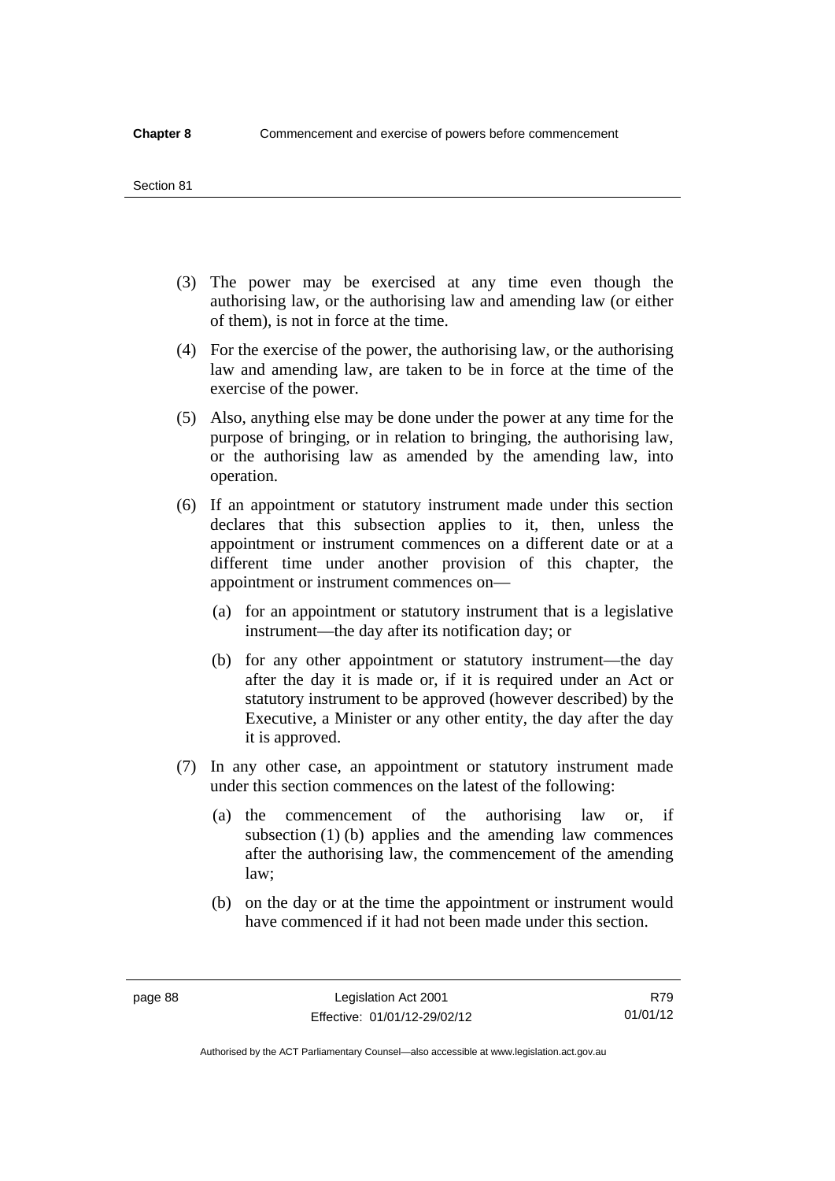(3) The power may be exercised at any time even though the authorising law, or the authorising law and amending law (or either of them), is not in force at the time.

(4) For the exercise of the power, the authorising law, or the authorising law and amending law, are taken to be in force at the time of the exercise of the power.

(5) Also, anything else may be done under the power at any time for the purpose of bringing, or in relation to bringing, the authorising law, or the authorising law as amended by the amending law, into operation.

(6) If an appointment or statutory instrument made under this section declares that this subsection applies to it, then, unless the appointment or instrument commences on a different date or at a different time under another provision of this chapter, the appointment or instrument commences on—

  (a) for an appointment or statutory instrument that is a legislative instrument—the day after its notification day; or

  (b) for any other appointment or statutory instrument—the day after the day it is made or, if it is required under an Act or statutory instrument to be approved (however described) by the Executive, a Minister or any other entity, the day after the day it is approved.

(7) In any other case, an appointment or statutory instrument made under this section commences on the latest of the following:

  (a) the commencement of the authorising law or, if subsection (1) (b) applies and the amending law commences after the authorising law, the commencement of the amending law;

  (b) on the day or at the time the appointment or instrument would have commenced if it had not been made under this section.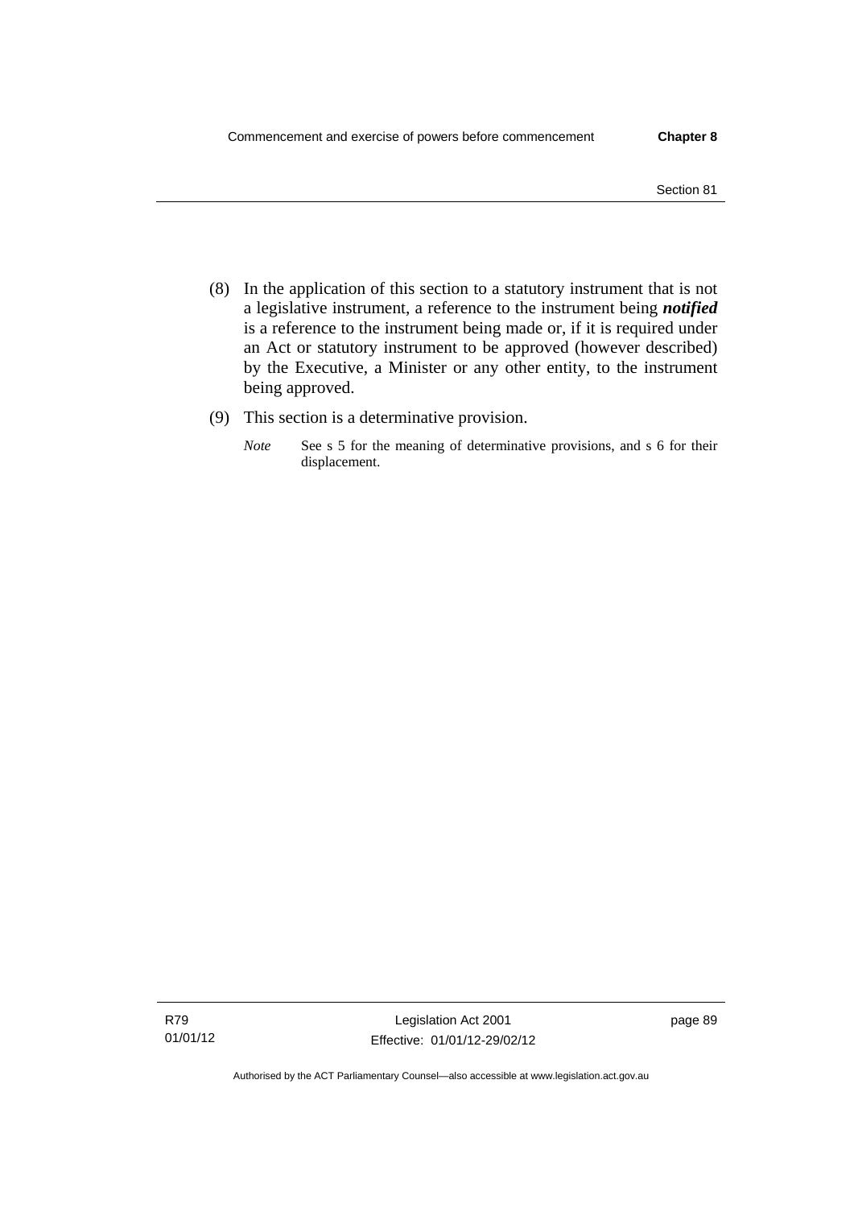(8) In the application of this section to a statutory instrument that is not a legislative instrument, a reference to the instrument being ***notified*** is a reference to the instrument being made or, if it is required under an Act or statutory instrument to be approved (however described) by the Executive, a Minister or any other entity, to the instrument being approved.

(9) This section is a determinative provision.

*Note* See s 5 for the meaning of determinative provisions, and s 6 for their displacement.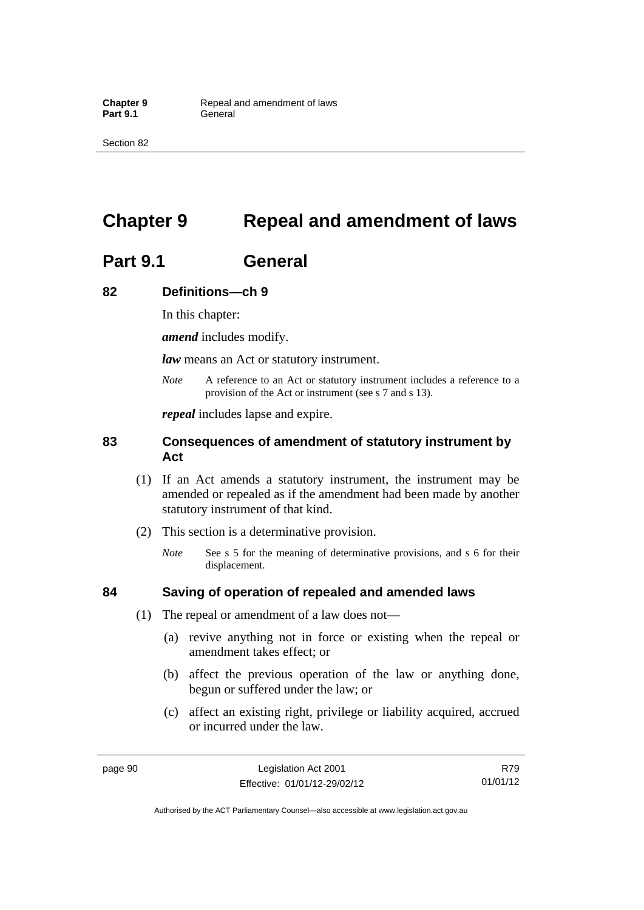# Chapter 9 Repeal and amendment of laws

## Part 9.1 General

### 82 Definitions—ch 9

In this chapter:

***amend*** includes modify.

***law*** means an Act or statutory instrument.

*Note* A reference to an Act or statutory instrument includes a reference to a provision of the Act or instrument (see s 7 and s 13).

***repeal*** includes lapse and expire.

### 83 Consequences of amendment of statutory instrument by Act

(1) If an Act amends a statutory instrument, the instrument may be amended or repealed as if the amendment had been made by another statutory instrument of that kind.

(2) This section is a determinative provision.

*Note* See s 5 for the meaning of determinative provisions, and s 6 for their displacement.

### 84 Saving of operation of repealed and amended laws

(1) The repeal or amendment of a law does not—

(a) revive anything not in force or existing when the repeal or amendment takes effect; or

(b) affect the previous operation of the law or anything done, begun or suffered under the law; or

(c) affect an existing right, privilege or liability acquired, accrued or incurred under the law.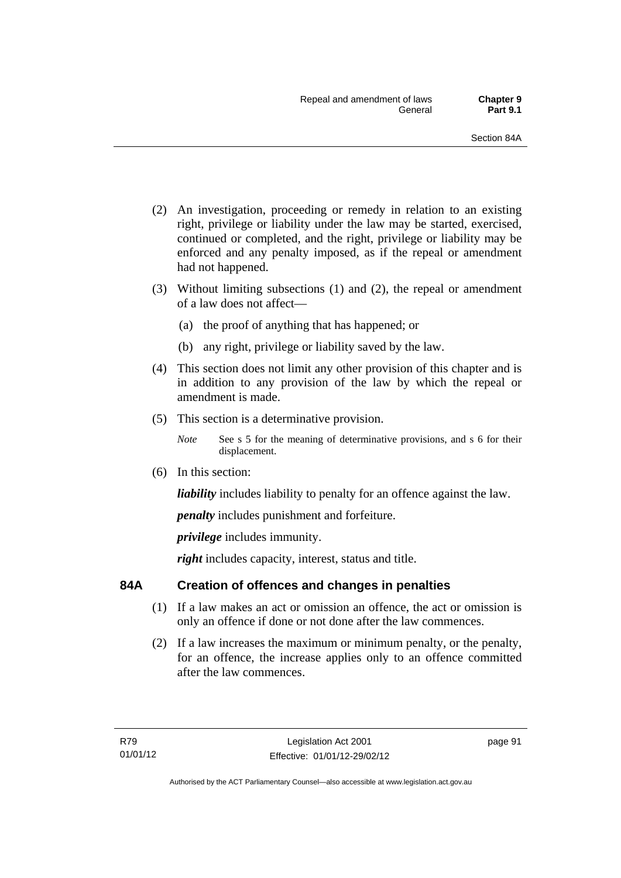(2) An investigation, proceeding or remedy in relation to an existing right, privilege or liability under the law may be started, exercised, continued or completed, and the right, privilege or liability may be enforced and any penalty imposed, as if the repeal or amendment had not happened.

(3) Without limiting subsections (1) and (2), the repeal or amendment of a law does not affect—

(a) the proof of anything that has happened; or

(b) any right, privilege or liability saved by the law.

(4) This section does not limit any other provision of this chapter and is in addition to any provision of the law by which the repeal or amendment is made.

(5) This section is a determinative provision.

*Note* See s 5 for the meaning of determinative provisions, and s 6 for their displacement.

(6) In this section:

***liability*** includes liability to penalty for an offence against the law.

***penalty*** includes punishment and forfeiture.

***privilege*** includes immunity.

***right*** includes capacity, interest, status and title.

## 84A Creation of offences and changes in penalties

(1) If a law makes an act or omission an offence, the act or omission is only an offence if done or not done after the law commences.

(2) If a law increases the maximum or minimum penalty, or the penalty, for an offence, the increase applies only to an offence committed after the law commences.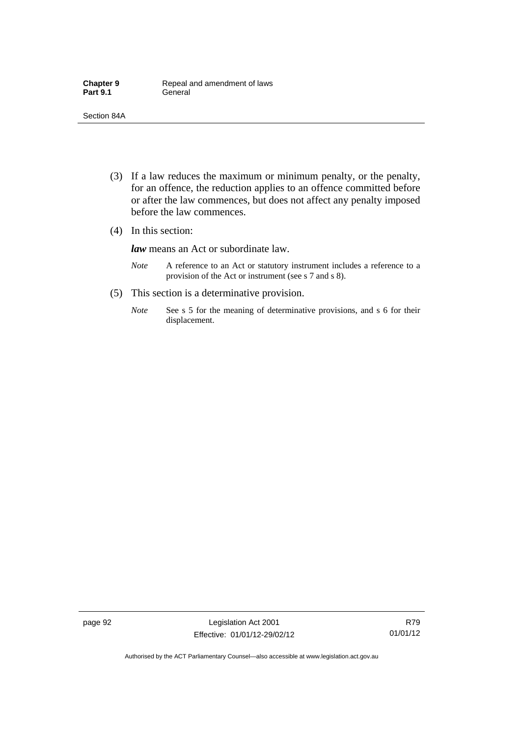(3) If a law reduces the maximum or minimum penalty, or the penalty, for an offence, the reduction applies to an offence committed before or after the law commences, but does not affect any penalty imposed before the law commences.

(4) In this section:

***law*** means an Act or subordinate law.

*Note* A reference to an Act or statutory instrument includes a reference to a provision of the Act or instrument (see s 7 and s 8).

(5) This section is a determinative provision.

*Note* See s 5 for the meaning of determinative provisions, and s 6 for their displacement.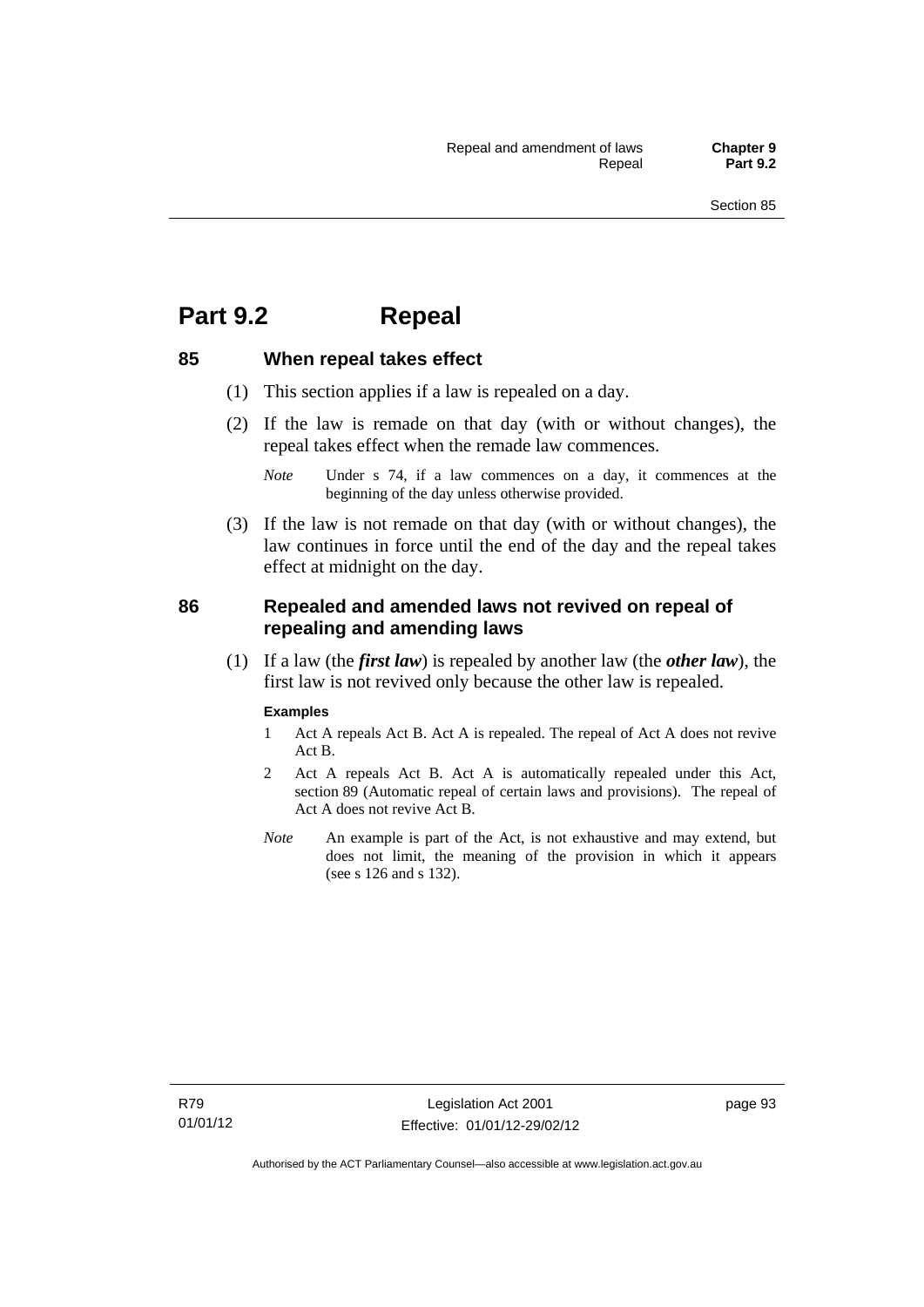# Part 9.2 Repeal

## 85 When repeal takes effect

(1) This section applies if a law is repealed on a day.

(2) If the law is remade on that day (with or without changes), the repeal takes effect when the remade law commences.

*Note* Under s 74, if a law commences on a day, it commences at the beginning of the day unless otherwise provided.

(3) If the law is not remade on that day (with or without changes), the law continues in force until the end of the day and the repeal takes effect at midnight on the day.

## 86 Repealed and amended laws not revived on repeal of repealing and amending laws

(1) If a law (the ***first law***) is repealed by another law (the ***other law***), the first law is not revived only because the other law is repealed.

**Examples**

1 Act A repeals Act B. Act A is repealed. The repeal of Act A does not revive Act B.

2 Act A repeals Act B. Act A is automatically repealed under this Act, section 89 (Automatic repeal of certain laws and provisions). The repeal of Act A does not revive Act B.

*Note* An example is part of the Act, is not exhaustive and may extend, but does not limit, the meaning of the provision in which it appears (see s 126 and s 132).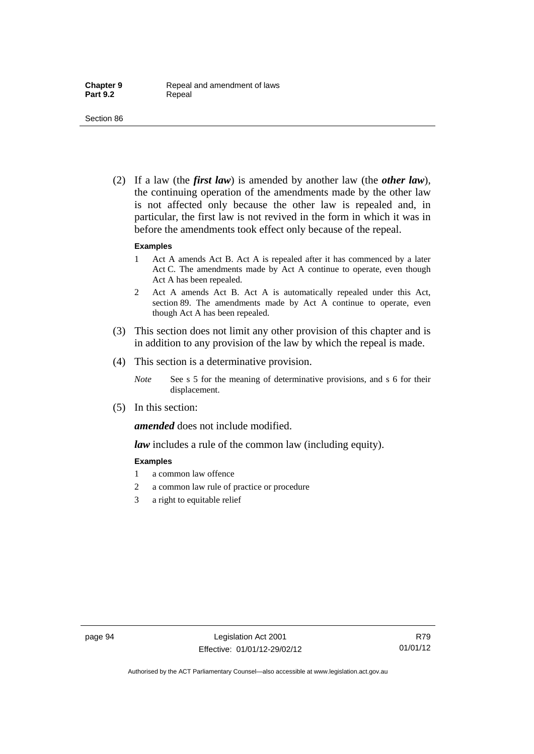(2) If a law (the ***first law***) is amended by another law (the ***other law***), the continuing operation of the amendments made by the other law is not affected only because the other law is repealed and, in particular, the first law is not revived in the form in which it was in before the amendments took effect only because of the repeal.

**Examples**

1 Act A amends Act B. Act A is repealed after it has commenced by a later Act C. The amendments made by Act A continue to operate, even though Act A has been repealed.

2 Act A amends Act B. Act A is automatically repealed under this Act, section 89. The amendments made by Act A continue to operate, even though Act A has been repealed.

(3) This section does not limit any other provision of this chapter and is in addition to any provision of the law by which the repeal is made.

(4) This section is a determinative provision.

*Note* See s 5 for the meaning of determinative provisions, and s 6 for their displacement.

(5) In this section:

***amended*** does not include modified.

***law*** includes a rule of the common law (including equity).

**Examples**

1 a common law offence

2 a common law rule of practice or procedure

3 a right to equitable relief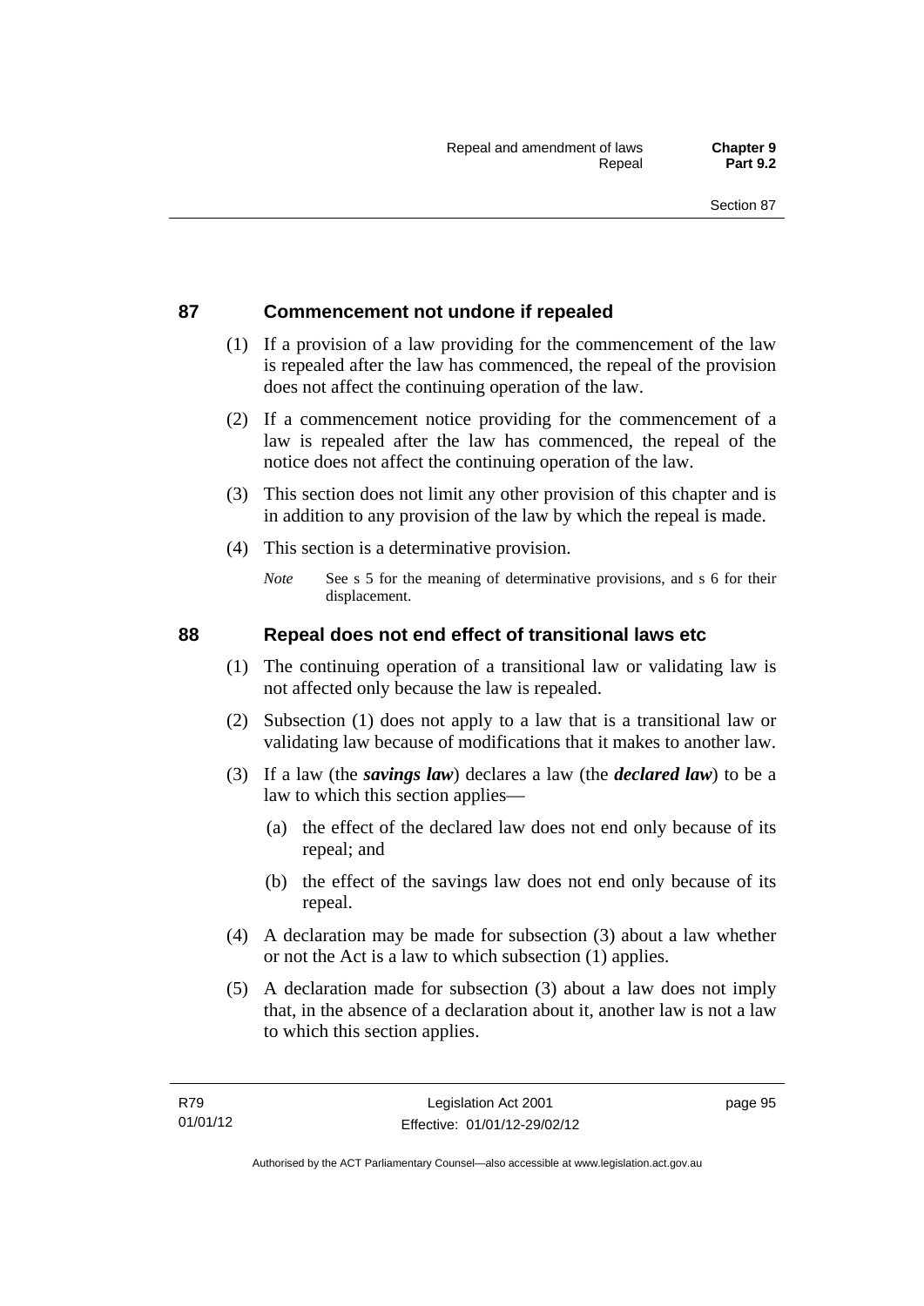## 87 Commencement not undone if repealed

(1) If a provision of a law providing for the commencement of the law is repealed after the law has commenced, the repeal of the provision does not affect the continuing operation of the law.

(2) If a commencement notice providing for the commencement of a law is repealed after the law has commenced, the repeal of the notice does not affect the continuing operation of the law.

(3) This section does not limit any other provision of this chapter and is in addition to any provision of the law by which the repeal is made.

(4) This section is a determinative provision.

*Note* See s 5 for the meaning of determinative provisions, and s 6 for their displacement.

## 88 Repeal does not end effect of transitional laws etc

(1) The continuing operation of a transitional law or validating law is not affected only because the law is repealed.

(2) Subsection (1) does not apply to a law that is a transitional law or validating law because of modifications that it makes to another law.

(3) If a law (the ***savings law***) declares a law (the ***declared law***) to be a law to which this section applies—

(a) the effect of the declared law does not end only because of its repeal; and

(b) the effect of the savings law does not end only because of its repeal.

(4) A declaration may be made for subsection (3) about a law whether or not the Act is a law to which subsection (1) applies.

(5) A declaration made for subsection (3) about a law does not imply that, in the absence of a declaration about it, another law is not a law to which this section applies.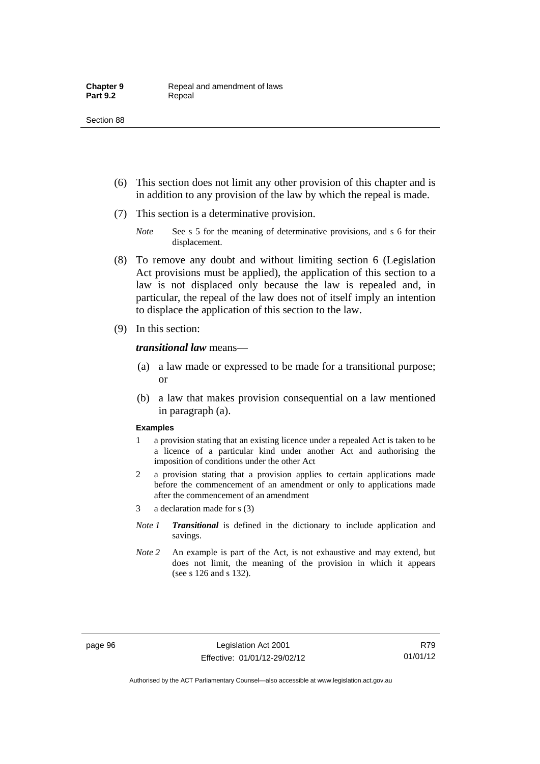(6) This section does not limit any other provision of this chapter and is in addition to any provision of the law by which the repeal is made.

(7) This section is a determinative provision.

*Note* See s 5 for the meaning of determinative provisions, and s 6 for their displacement.

(8) To remove any doubt and without limiting section 6 (Legislation Act provisions must be applied), the application of this section to a law is not displaced only because the law is repealed and, in particular, the repeal of the law does not of itself imply an intention to displace the application of this section to the law.

(9) In this section:

***transitional law*** means—

(a) a law made or expressed to be made for a transitional purpose; or

(b) a law that makes provision consequential on a law mentioned in paragraph (a).

**Examples**

1 a provision stating that an existing licence under a repealed Act is taken to be a licence of a particular kind under another Act and authorising the imposition of conditions under the other Act

2 a provision stating that a provision applies to certain applications made before the commencement of an amendment or only to applications made after the commencement of an amendment

3 a declaration made for s (3)

*Note 1* ***Transitional*** is defined in the dictionary to include application and savings.

*Note 2* An example is part of the Act, is not exhaustive and may extend, but does not limit, the meaning of the provision in which it appears (see s 126 and s 132).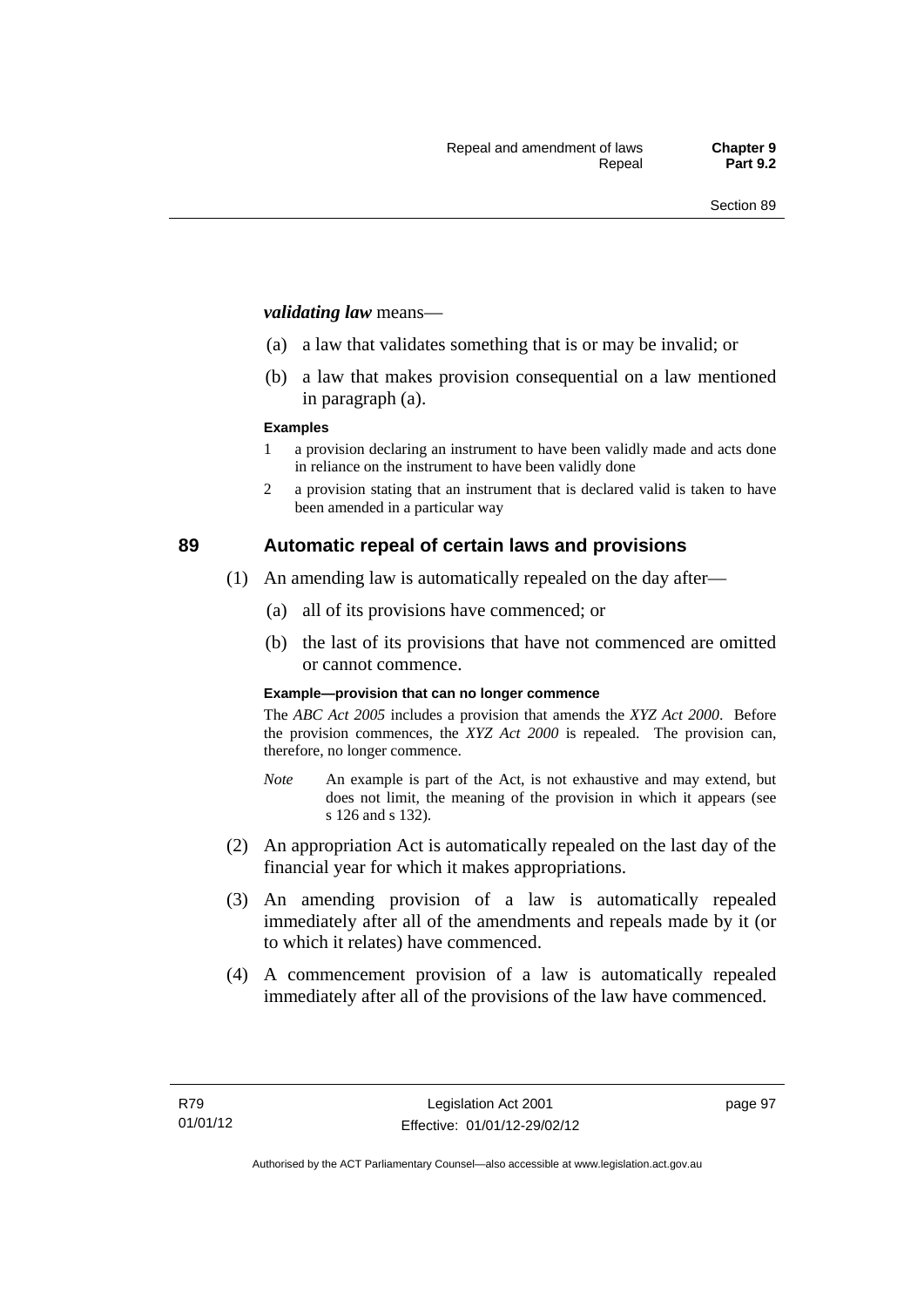***validating law*** means—

(a) a law that validates something that is or may be invalid; or

(b) a law that makes provision consequential on a law mentioned in paragraph (a).

**Examples**

1 a provision declaring an instrument to have been validly made and acts done in reliance on the instrument to have been validly done

2 a provision stating that an instrument that is declared valid is taken to have been amended in a particular way

## 89 Automatic repeal of certain laws and provisions

(1) An amending law is automatically repealed on the day after—

(a) all of its provisions have commenced; or

(b) the last of its provisions that have not commenced are omitted or cannot commence.

**Example—provision that can no longer commence**

The *ABC Act 2005* includes a provision that amends the *XYZ Act 2000*. Before the provision commences, the *XYZ Act 2000* is repealed. The provision can, therefore, no longer commence.

*Note* An example is part of the Act, is not exhaustive and may extend, but does not limit, the meaning of the provision in which it appears (see s 126 and s 132).

(2) An appropriation Act is automatically repealed on the last day of the financial year for which it makes appropriations.

(3) An amending provision of a law is automatically repealed immediately after all of the amendments and repeals made by it (or to which it relates) have commenced.

(4) A commencement provision of a law is automatically repealed immediately after all of the provisions of the law have commenced.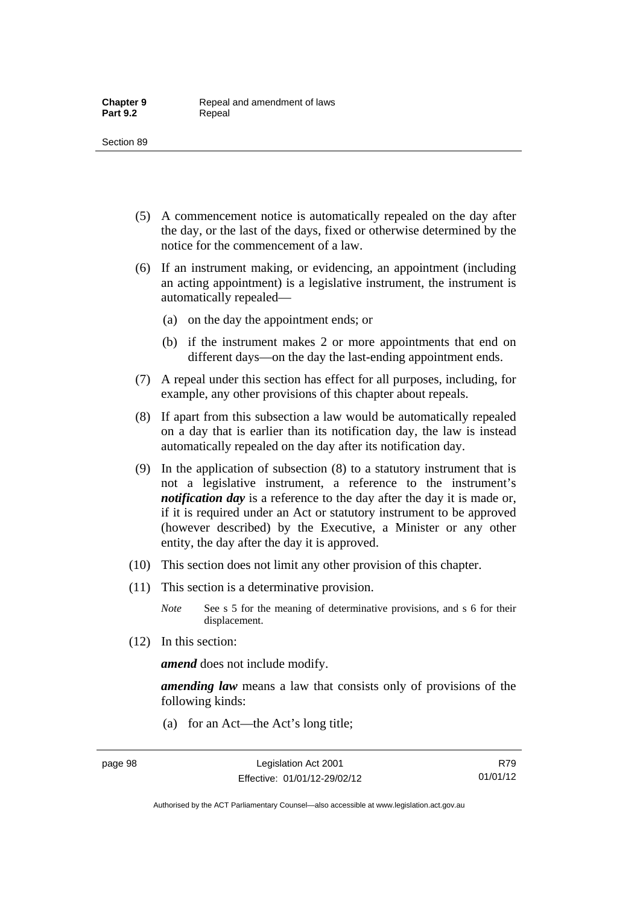(5) A commencement notice is automatically repealed on the day after the day, or the last of the days, fixed or otherwise determined by the notice for the commencement of a law.

(6) If an instrument making, or evidencing, an appointment (including an acting appointment) is a legislative instrument, the instrument is automatically repealed—

(a) on the day the appointment ends; or

(b) if the instrument makes 2 or more appointments that end on different days—on the day the last-ending appointment ends.

(7) A repeal under this section has effect for all purposes, including, for example, any other provisions of this chapter about repeals.

(8) If apart from this subsection a law would be automatically repealed on a day that is earlier than its notification day, the law is instead automatically repealed on the day after its notification day.

(9) In the application of subsection (8) to a statutory instrument that is not a legislative instrument, a reference to the instrument's ***notification day*** is a reference to the day after the day it is made or, if it is required under an Act or statutory instrument to be approved (however described) by the Executive, a Minister or any other entity, the day after the day it is approved.

(10) This section does not limit any other provision of this chapter.

(11) This section is a determinative provision.

*Note* See s 5 for the meaning of determinative provisions, and s 6 for their displacement.

(12) In this section:

***amend*** does not include modify.

***amending law*** means a law that consists only of provisions of the following kinds:

(a) for an Act—the Act's long title;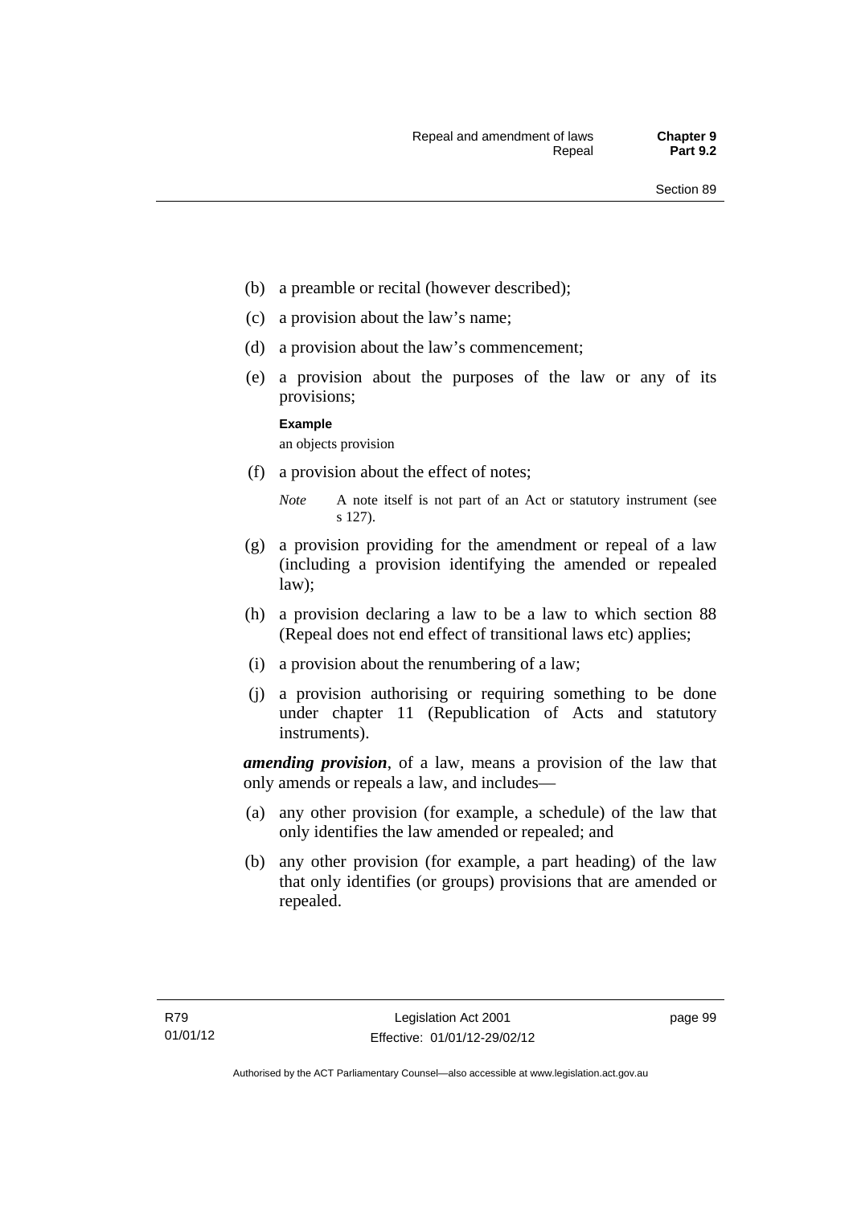(b) a preamble or recital (however described);

(c) a provision about the law's name;

(d) a provision about the law's commencement;

(e) a provision about the purposes of the law or any of its provisions;

**Example**

an objects provision

(f) a provision about the effect of notes;

*Note* A note itself is not part of an Act or statutory instrument (see s 127).

(g) a provision providing for the amendment or repeal of a law (including a provision identifying the amended or repealed law);

(h) a provision declaring a law to be a law to which section 88 (Repeal does not end effect of transitional laws etc) applies;

(i) a provision about the renumbering of a law;

(j) a provision authorising or requiring something to be done under chapter 11 (Republication of Acts and statutory instruments).

***amending provision***, of a law, means a provision of the law that only amends or repeals a law, and includes—

(a) any other provision (for example, a schedule) of the law that only identifies the law amended or repealed; and

(b) any other provision (for example, a part heading) of the law that only identifies (or groups) provisions that are amended or repealed.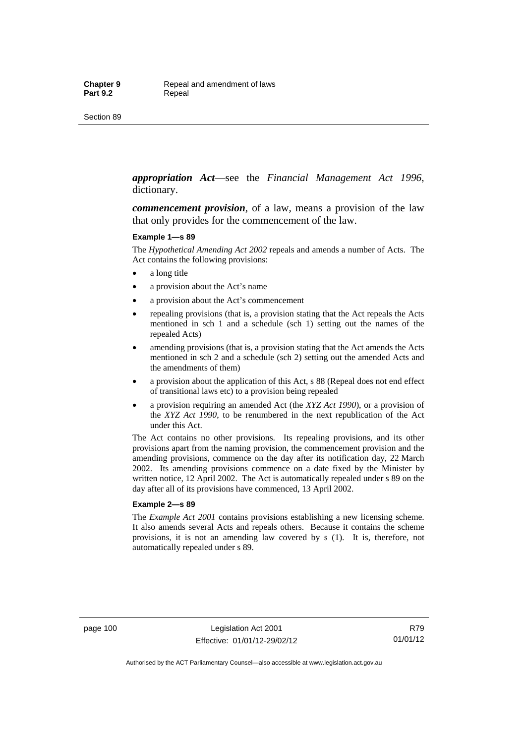***appropriation Act***—see the *Financial Management Act 1996*, dictionary.

***commencement provision***, of a law, means a provision of the law that only provides for the commencement of the law.

**Example 1—s 89**

The *Hypothetical Amending Act 2002* repeals and amends a number of Acts. The Act contains the following provisions:

- a long title
- a provision about the Act's name
- a provision about the Act's commencement
- repealing provisions (that is, a provision stating that the Act repeals the Acts mentioned in sch 1 and a schedule (sch 1) setting out the names of the repealed Acts)
- amending provisions (that is, a provision stating that the Act amends the Acts mentioned in sch 2 and a schedule (sch 2) setting out the amended Acts and the amendments of them)
- a provision about the application of this Act, s 88 (Repeal does not end effect of transitional laws etc) to a provision being repealed
- a provision requiring an amended Act (the *XYZ Act 1990*), or a provision of the *XYZ Act 1990*, to be renumbered in the next republication of the Act under this Act.

The Act contains no other provisions. Its repealing provisions, and its other provisions apart from the naming provision, the commencement provision and the amending provisions, commence on the day after its notification day, 22 March 2002. Its amending provisions commence on a date fixed by the Minister by written notice, 12 April 2002. The Act is automatically repealed under s 89 on the day after all of its provisions have commenced, 13 April 2002.

**Example 2—s 89**

The *Example Act 2001* contains provisions establishing a new licensing scheme. It also amends several Acts and repeals others. Because it contains the scheme provisions, it is not an amending law covered by s (1). It is, therefore, not automatically repealed under s 89.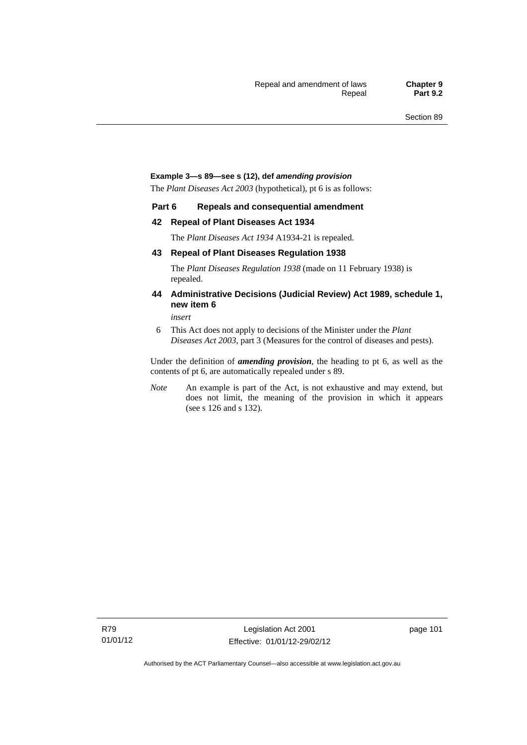**Example 3—s 89—see s (12), def *amending provision***

The *Plant Diseases Act 2003* (hypothetical), pt 6 is as follows:

**Part 6 Repeals and consequential amendment**

**42 Repeal of Plant Diseases Act 1934**

The *Plant Diseases Act 1934* A1934-21 is repealed.

**43 Repeal of Plant Diseases Regulation 1938**

The *Plant Diseases Regulation 1938* (made on 11 February 1938) is repealed.

**44 Administrative Decisions (Judicial Review) Act 1989, schedule 1, new item 6**

*insert*

6 This Act does not apply to decisions of the Minister under the *Plant Diseases Act 2003*, part 3 (Measures for the control of diseases and pests).

Under the definition of ***amending provision***, the heading to pt 6, as well as the contents of pt 6, are automatically repealed under s 89.

*Note* An example is part of the Act, is not exhaustive and may extend, but does not limit, the meaning of the provision in which it appears (see s 126 and s 132).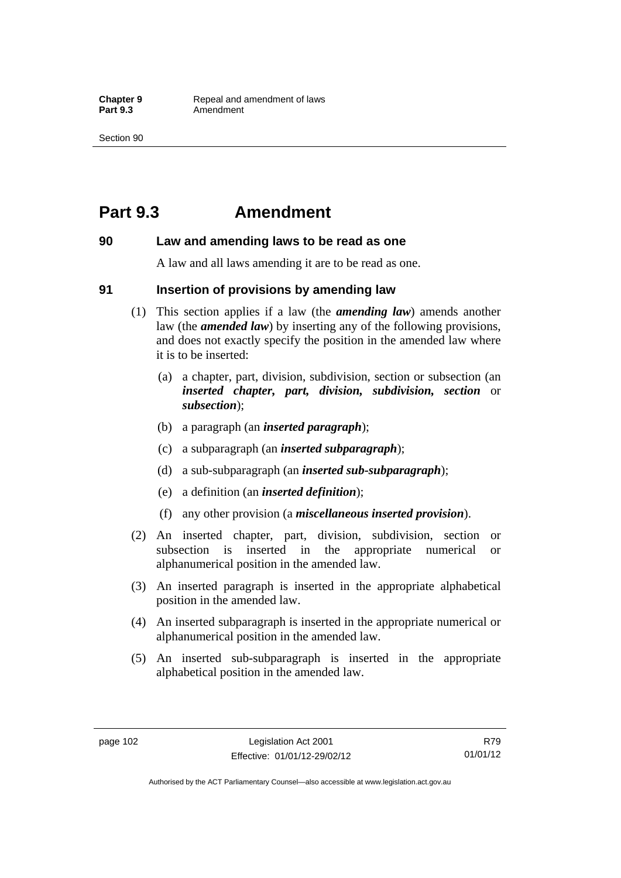# Part 9.3 Amendment

## 90 Law and amending laws to be read as one

A law and all laws amending it are to be read as one.

## 91 Insertion of provisions by amending law

(1) This section applies if a law (the ***amending law***) amends another law (the ***amended law***) by inserting any of the following provisions, and does not exactly specify the position in the amended law where it is to be inserted:

- (a) a chapter, part, division, subdivision, section or subsection (an ***inserted chapter, part, division, subdivision, section*** or ***subsection***);
- (b) a paragraph (an ***inserted paragraph***);
- (c) a subparagraph (an ***inserted subparagraph***);
- (d) a sub-subparagraph (an ***inserted sub-subparagraph***);
- (e) a definition (an ***inserted definition***);
- (f) any other provision (a ***miscellaneous inserted provision***).

(2) An inserted chapter, part, division, subdivision, section or subsection is inserted in the appropriate numerical or alphanumerical position in the amended law.

(3) An inserted paragraph is inserted in the appropriate alphabetical position in the amended law.

(4) An inserted subparagraph is inserted in the appropriate numerical or alphanumerical position in the amended law.

(5) An inserted sub-subparagraph is inserted in the appropriate alphabetical position in the amended law.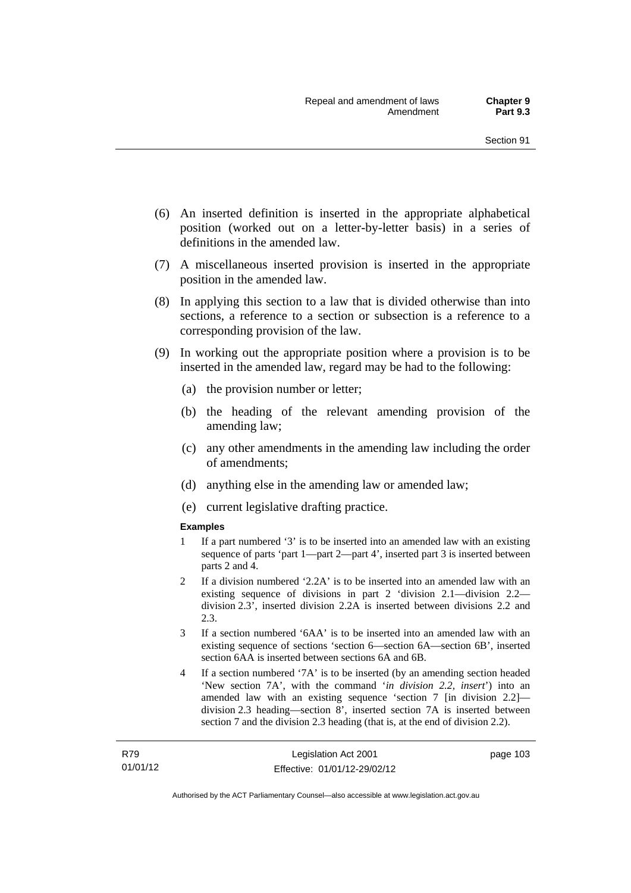(6) An inserted definition is inserted in the appropriate alphabetical position (worked out on a letter-by-letter basis) in a series of definitions in the amended law.

(7) A miscellaneous inserted provision is inserted in the appropriate position in the amended law.

(8) In applying this section to a law that is divided otherwise than into sections, a reference to a section or subsection is a reference to a corresponding provision of the law.

(9) In working out the appropriate position where a provision is to be inserted in the amended law, regard may be had to the following:

(a) the provision number or letter;

(b) the heading of the relevant amending provision of the amending law;

(c) any other amendments in the amending law including the order of amendments;

(d) anything else in the amending law or amended law;

(e) current legislative drafting practice.

**Examples**

1 If a part numbered '3' is to be inserted into an amended law with an existing sequence of parts 'part 1—part 2—part 4', inserted part 3 is inserted between parts 2 and 4.

2 If a division numbered '2.2A' is to be inserted into an amended law with an existing sequence of divisions in part 2 'division 2.1—division 2.2—division 2.3', inserted division 2.2A is inserted between divisions 2.2 and 2.3.

3 If a section numbered '6AA' is to be inserted into an amended law with an existing sequence of sections 'section 6—section 6A—section 6B', inserted section 6AA is inserted between sections 6A and 6B.

4 If a section numbered '7A' is to be inserted (by an amending section headed 'New section 7A', with the command '*in division 2.2, insert*') into an amended law with an existing sequence 'section 7 [in division 2.2]—division 2.3 heading—section 8', inserted section 7A is inserted between section 7 and the division 2.3 heading (that is, at the end of division 2.2).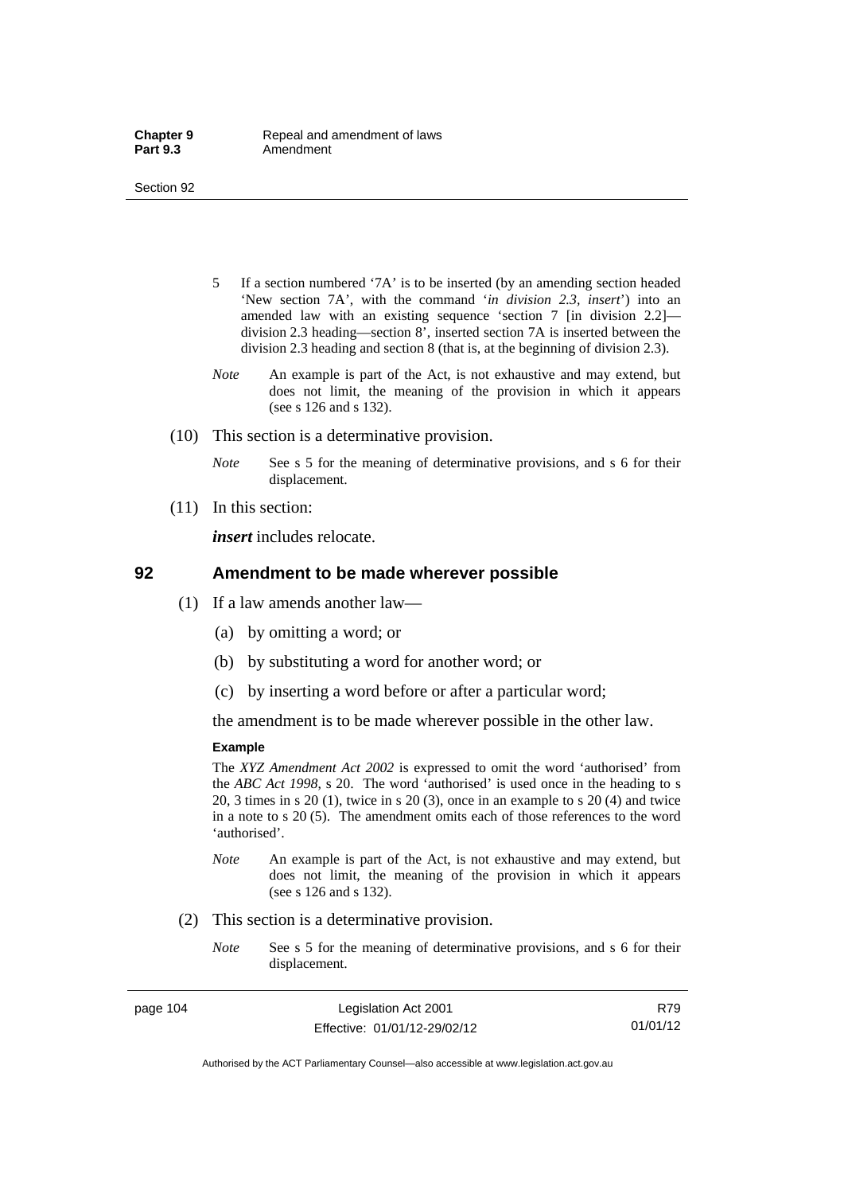5 If a section numbered '7A' is to be inserted (by an amending section headed 'New section 7A', with the command '*in division 2.3, insert*') into an amended law with an existing sequence 'section 7 [in division 2.2]—division 2.3 heading—section 8', inserted section 7A is inserted between the division 2.3 heading and section 8 (that is, at the beginning of division 2.3).

*Note* An example is part of the Act, is not exhaustive and may extend, but does not limit, the meaning of the provision in which it appears (see s 126 and s 132).

(10) This section is a determinative provision.

*Note* See s 5 for the meaning of determinative provisions, and s 6 for their displacement.

(11) In this section:

***insert*** includes relocate.

## 92 Amendment to be made wherever possible

(1) If a law amends another law—

(a) by omitting a word; or

(b) by substituting a word for another word; or

(c) by inserting a word before or after a particular word;

the amendment is to be made wherever possible in the other law.

**Example**

The *XYZ Amendment Act 2002* is expressed to omit the word 'authorised' from the *ABC Act 1998*, s 20. The word 'authorised' is used once in the heading to s 20, 3 times in s 20 (1), twice in s 20 (3), once in an example to s 20 (4) and twice in a note to s 20 (5). The amendment omits each of those references to the word 'authorised'.

*Note* An example is part of the Act, is not exhaustive and may extend, but does not limit, the meaning of the provision in which it appears (see s 126 and s 132).

(2) This section is a determinative provision.

*Note* See s 5 for the meaning of determinative provisions, and s 6 for their displacement.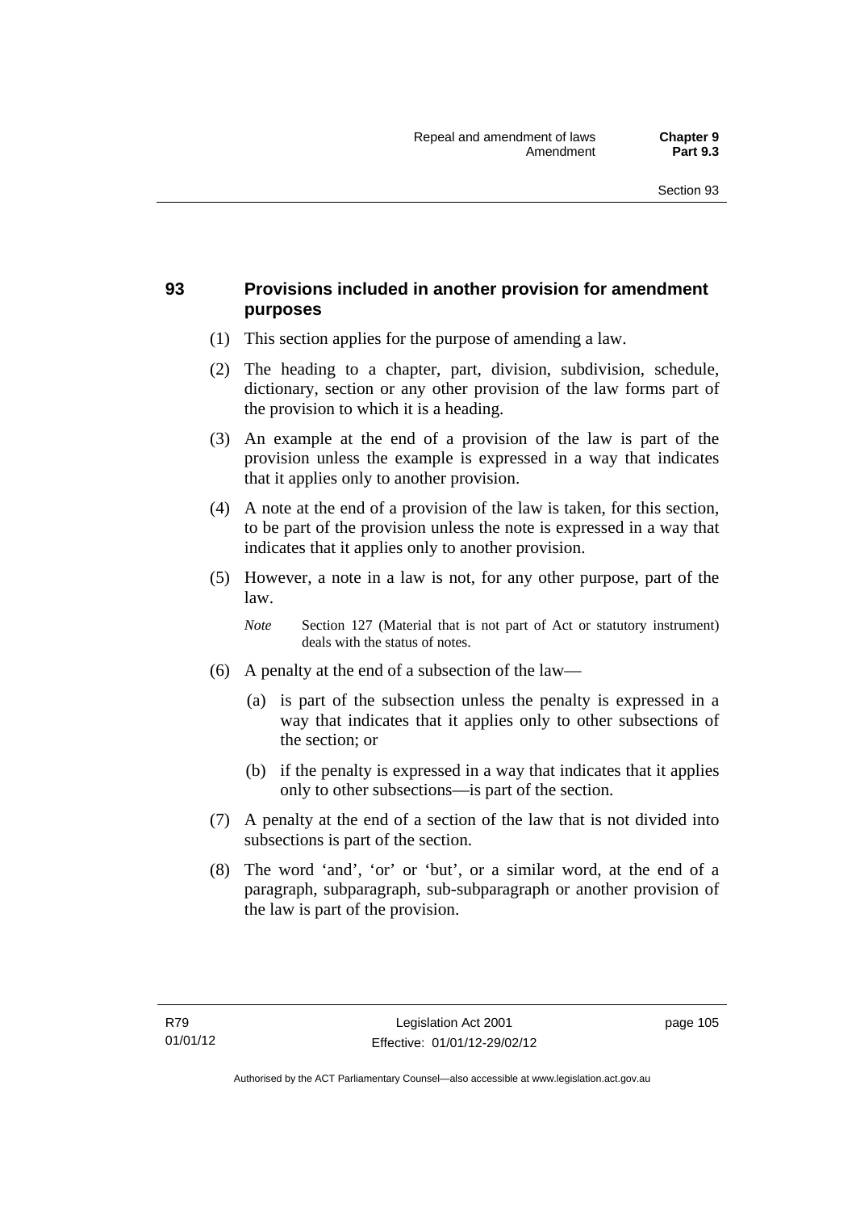## 93 Provisions included in another provision for amendment purposes

(1) This section applies for the purpose of amending a law.

(2) The heading to a chapter, part, division, subdivision, schedule, dictionary, section or any other provision of the law forms part of the provision to which it is a heading.

(3) An example at the end of a provision of the law is part of the provision unless the example is expressed in a way that indicates that it applies only to another provision.

(4) A note at the end of a provision of the law is taken, for this section, to be part of the provision unless the note is expressed in a way that indicates that it applies only to another provision.

(5) However, a note in a law is not, for any other purpose, part of the law.

*Note* Section 127 (Material that is not part of Act or statutory instrument) deals with the status of notes.

(6) A penalty at the end of a subsection of the law—

(a) is part of the subsection unless the penalty is expressed in a way that indicates that it applies only to other subsections of the section; or

(b) if the penalty is expressed in a way that indicates that it applies only to other subsections—is part of the section.

(7) A penalty at the end of a section of the law that is not divided into subsections is part of the section.

(8) The word 'and', 'or' or 'but', or a similar word, at the end of a paragraph, subparagraph, sub-subparagraph or another provision of the law is part of the provision.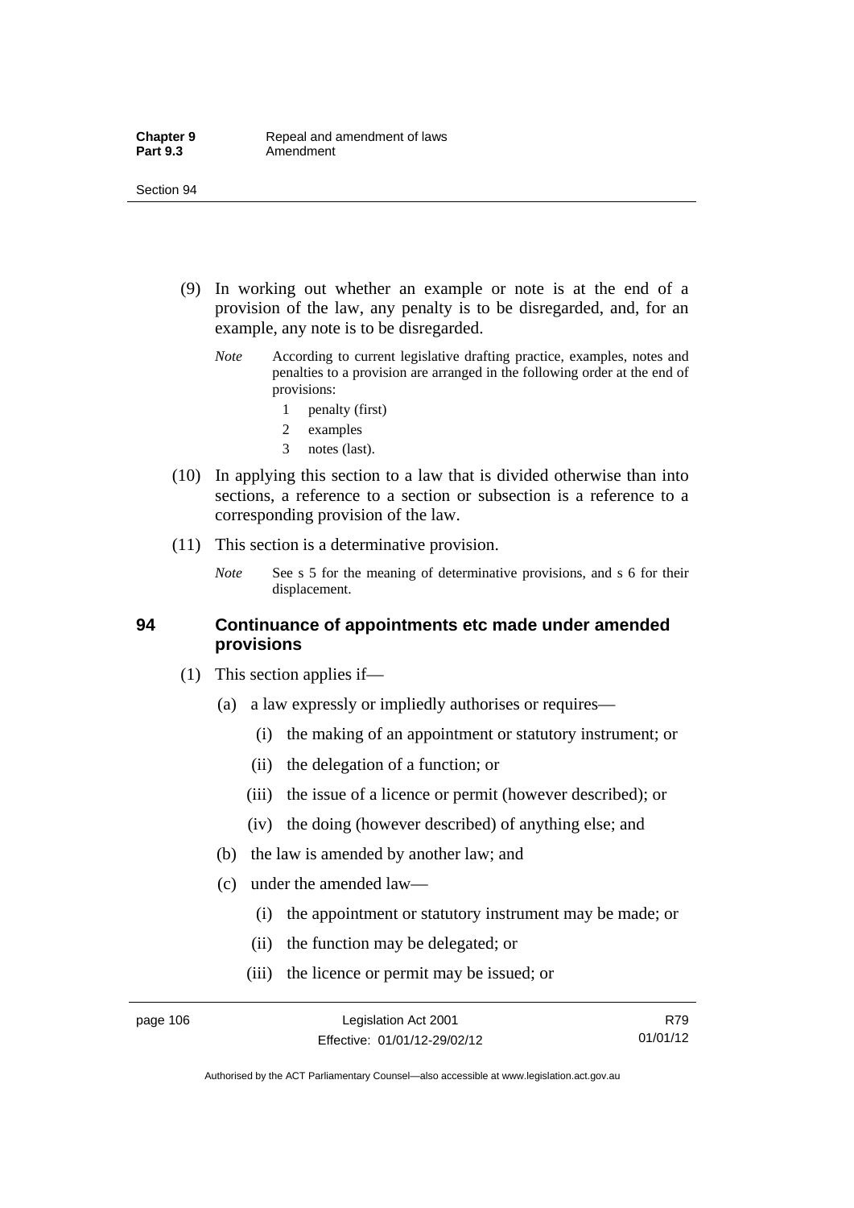(9) In working out whether an example or note is at the end of a provision of the law, any penalty is to be disregarded, and, for an example, any note is to be disregarded.

*Note* According to current legislative drafting practice, examples, notes and penalties to a provision are arranged in the following order at the end of provisions:

1 penalty (first)
2 examples
3 notes (last).

(10) In applying this section to a law that is divided otherwise than into sections, a reference to a section or subsection is a reference to a corresponding provision of the law.

(11) This section is a determinative provision.

*Note* See s 5 for the meaning of determinative provisions, and s 6 for their displacement.

## 94 Continuance of appointments etc made under amended provisions

(1) This section applies if—

(a) a law expressly or impliedly authorises or requires—

(i) the making of an appointment or statutory instrument; or

(ii) the delegation of a function; or

(iii) the issue of a licence or permit (however described); or

(iv) the doing (however described) of anything else; and

(b) the law is amended by another law; and

(c) under the amended law—

(i) the appointment or statutory instrument may be made; or

(ii) the function may be delegated; or

(iii) the licence or permit may be issued; or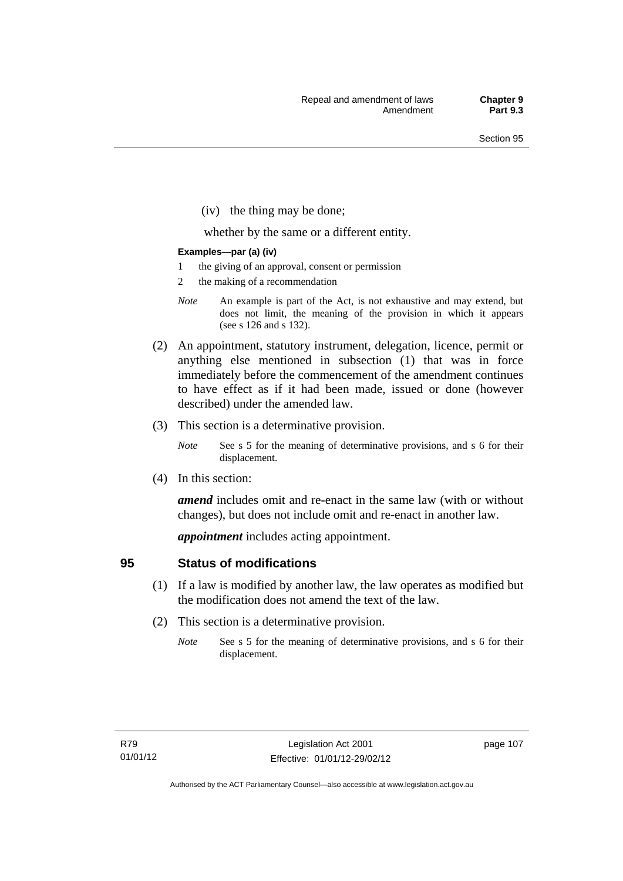(iv) the thing may be done;

whether by the same or a different entity.

**Examples—par (a) (iv)**

1 the giving of an approval, consent or permission

2 the making of a recommendation

*Note* An example is part of the Act, is not exhaustive and may extend, but does not limit, the meaning of the provision in which it appears (see s 126 and s 132).

(2) An appointment, statutory instrument, delegation, licence, permit or anything else mentioned in subsection (1) that was in force immediately before the commencement of the amendment continues to have effect as if it had been made, issued or done (however described) under the amended law.

(3) This section is a determinative provision.

*Note* See s 5 for the meaning of determinative provisions, and s 6 for their displacement.

(4) In this section:

***amend*** includes omit and re-enact in the same law (with or without changes), but does not include omit and re-enact in another law.

***appointment*** includes acting appointment.

## 95 Status of modifications

(1) If a law is modified by another law, the law operates as modified but the modification does not amend the text of the law.

(2) This section is a determinative provision.

*Note* See s 5 for the meaning of determinative provisions, and s 6 for their displacement.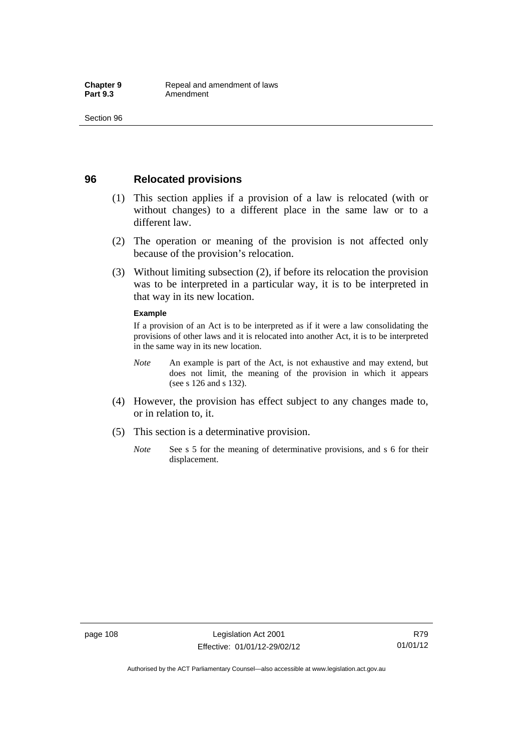## 96 Relocated provisions

(1) This section applies if a provision of a law is relocated (with or without changes) to a different place in the same law or to a different law.

(2) The operation or meaning of the provision is not affected only because of the provision's relocation.

(3) Without limiting subsection (2), if before its relocation the provision was to be interpreted in a particular way, it is to be interpreted in that way in its new location.

**Example**

If a provision of an Act is to be interpreted as if it were a law consolidating the provisions of other laws and it is relocated into another Act, it is to be interpreted in the same way in its new location.

*Note* An example is part of the Act, is not exhaustive and may extend, but does not limit, the meaning of the provision in which it appears (see s 126 and s 132).

(4) However, the provision has effect subject to any changes made to, or in relation to, it.

(5) This section is a determinative provision.

*Note* See s 5 for the meaning of determinative provisions, and s 6 for their displacement.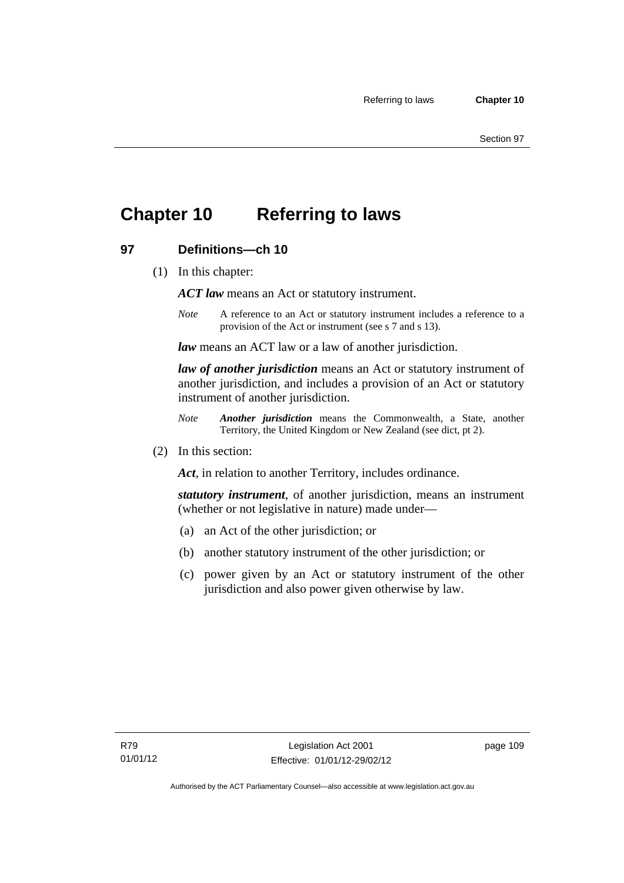# Chapter 10 Referring to laws

## 97 Definitions—ch 10

(1) In this chapter:

***ACT law*** means an Act or statutory instrument.

*Note* A reference to an Act or statutory instrument includes a reference to a provision of the Act or instrument (see s 7 and s 13).

***law*** means an ACT law or a law of another jurisdiction.

***law of another jurisdiction*** means an Act or statutory instrument of another jurisdiction, and includes a provision of an Act or statutory instrument of another jurisdiction.

*Note* ***Another jurisdiction*** means the Commonwealth, a State, another Territory, the United Kingdom or New Zealand (see dict, pt 2).

(2) In this section:

***Act***, in relation to another Territory, includes ordinance.

***statutory instrument***, of another jurisdiction, means an instrument (whether or not legislative in nature) made under—

(a) an Act of the other jurisdiction; or

(b) another statutory instrument of the other jurisdiction; or

(c) power given by an Act or statutory instrument of the other jurisdiction and also power given otherwise by law.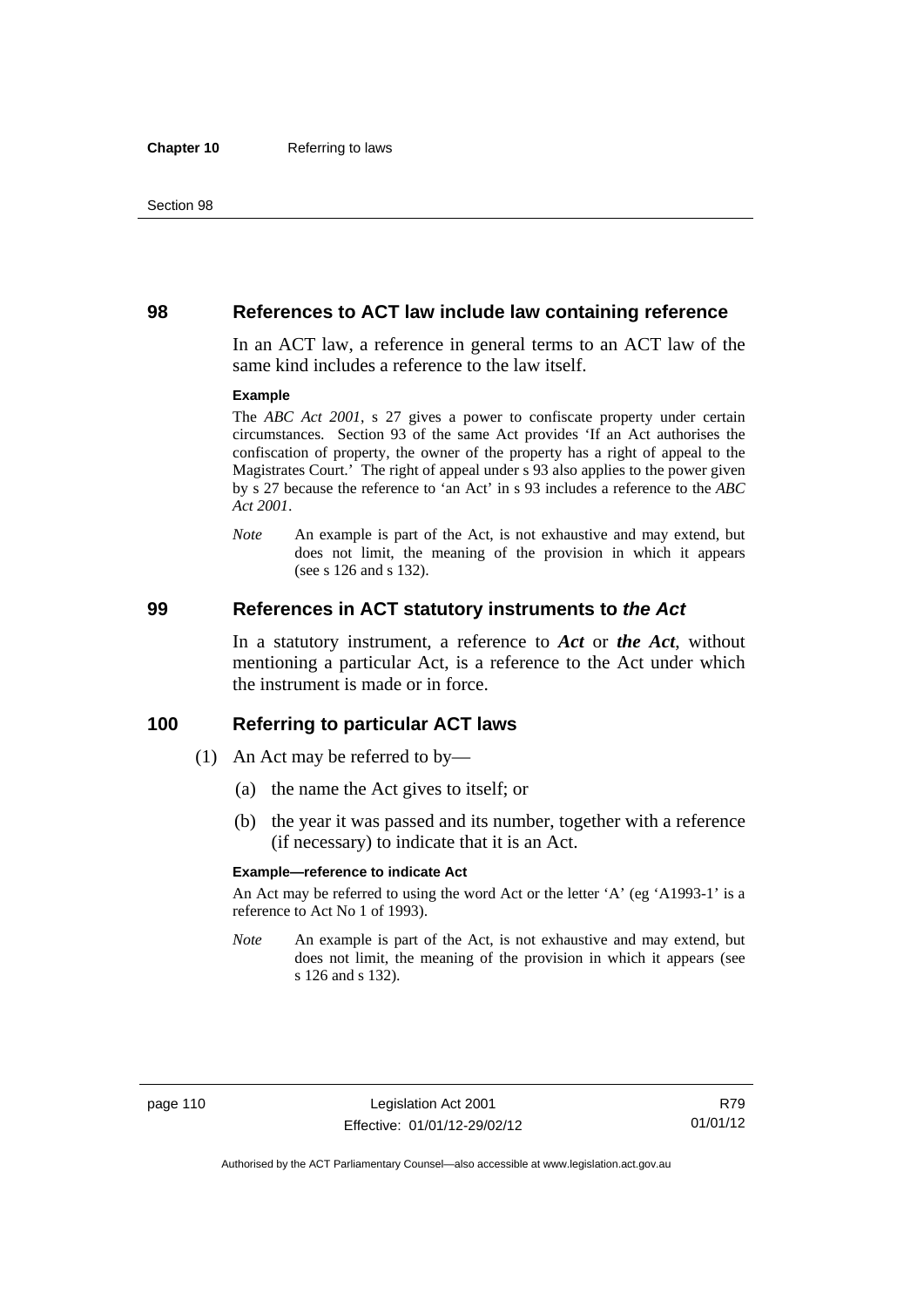## 98 References to ACT law include law containing reference

In an ACT law, a reference in general terms to an ACT law of the same kind includes a reference to the law itself.

**Example**

The *ABC Act 2001*, s 27 gives a power to confiscate property under certain circumstances. Section 93 of the same Act provides 'If an Act authorises the confiscation of property, the owner of the property has a right of appeal to the Magistrates Court.' The right of appeal under s 93 also applies to the power given by s 27 because the reference to 'an Act' in s 93 includes a reference to the *ABC Act 2001*.

*Note* An example is part of the Act, is not exhaustive and may extend, but does not limit, the meaning of the provision in which it appears (see s 126 and s 132).

## 99 References in ACT statutory instruments to *the Act*

In a statutory instrument, a reference to ***Act*** or ***the Act***, without mentioning a particular Act, is a reference to the Act under which the instrument is made or in force.

## 100 Referring to particular ACT laws

(1) An Act may be referred to by—

(a) the name the Act gives to itself; or

(b) the year it was passed and its number, together with a reference (if necessary) to indicate that it is an Act.

**Example—reference to indicate Act**

An Act may be referred to using the word Act or the letter 'A' (eg 'A1993-1' is a reference to Act No 1 of 1993).

*Note* An example is part of the Act, is not exhaustive and may extend, but does not limit, the meaning of the provision in which it appears (see s 126 and s 132).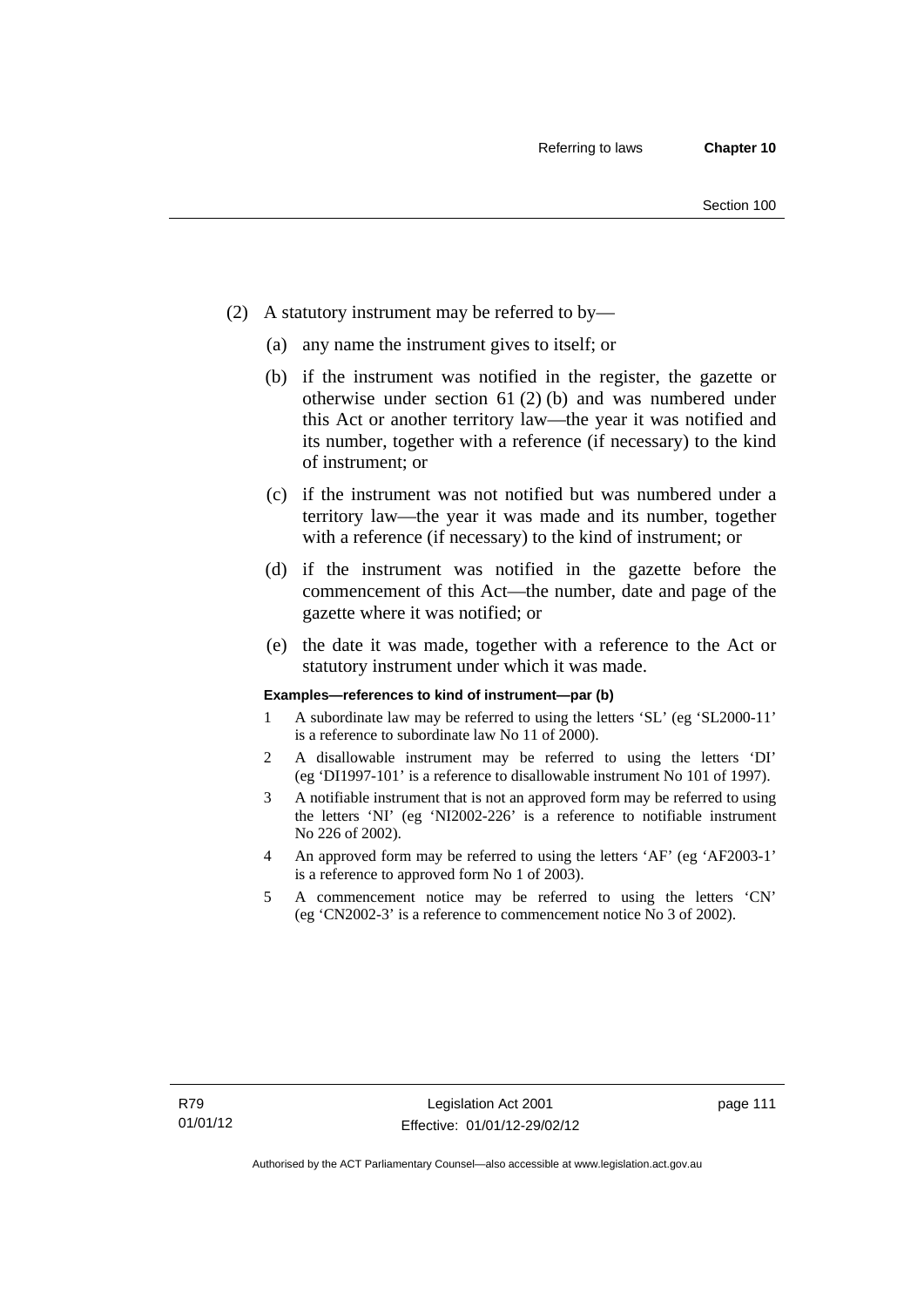(2) A statutory instrument may be referred to by—

(a) any name the instrument gives to itself; or

(b) if the instrument was notified in the register, the gazette or otherwise under section 61 (2) (b) and was numbered under this Act or another territory law—the year it was notified and its number, together with a reference (if necessary) to the kind of instrument; or

(c) if the instrument was not notified but was numbered under a territory law—the year it was made and its number, together with a reference (if necessary) to the kind of instrument; or

(d) if the instrument was notified in the gazette before the commencement of this Act—the number, date and page of the gazette where it was notified; or

(e) the date it was made, together with a reference to the Act or statutory instrument under which it was made.

**Examples—references to kind of instrument—par (b)**

1 A subordinate law may be referred to using the letters 'SL' (eg 'SL2000-11' is a reference to subordinate law No 11 of 2000).

2 A disallowable instrument may be referred to using the letters 'DI' (eg 'DI1997-101' is a reference to disallowable instrument No 101 of 1997).

3 A notifiable instrument that is not an approved form may be referred to using the letters 'NI' (eg 'NI2002-226' is a reference to notifiable instrument No 226 of 2002).

4 An approved form may be referred to using the letters 'AF' (eg 'AF2003-1' is a reference to approved form No 1 of 2003).

5 A commencement notice may be referred to using the letters 'CN' (eg 'CN2002-3' is a reference to commencement notice No 3 of 2002).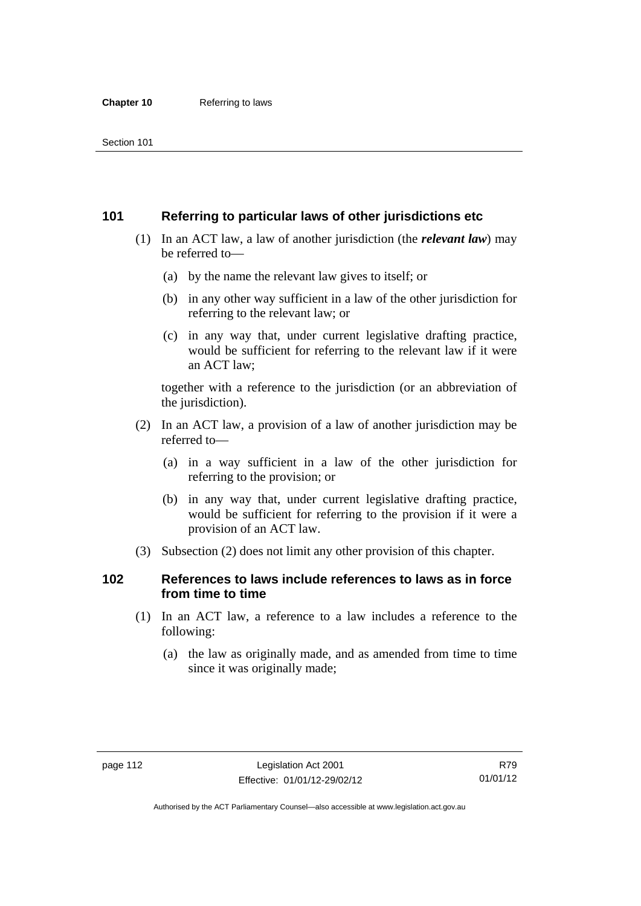## 101 Referring to particular laws of other jurisdictions etc

(1) In an ACT law, a law of another jurisdiction (the ***relevant law***) may be referred to—

(a) by the name the relevant law gives to itself; or

(b) in any other way sufficient in a law of the other jurisdiction for referring to the relevant law; or

(c) in any way that, under current legislative drafting practice, would be sufficient for referring to the relevant law if it were an ACT law;

together with a reference to the jurisdiction (or an abbreviation of the jurisdiction).

(2) In an ACT law, a provision of a law of another jurisdiction may be referred to—

(a) in a way sufficient in a law of the other jurisdiction for referring to the provision; or

(b) in any way that, under current legislative drafting practice, would be sufficient for referring to the provision if it were a provision of an ACT law.

(3) Subsection (2) does not limit any other provision of this chapter.

## 102 References to laws include references to laws as in force from time to time

(1) In an ACT law, a reference to a law includes a reference to the following:

(a) the law as originally made, and as amended from time to time since it was originally made;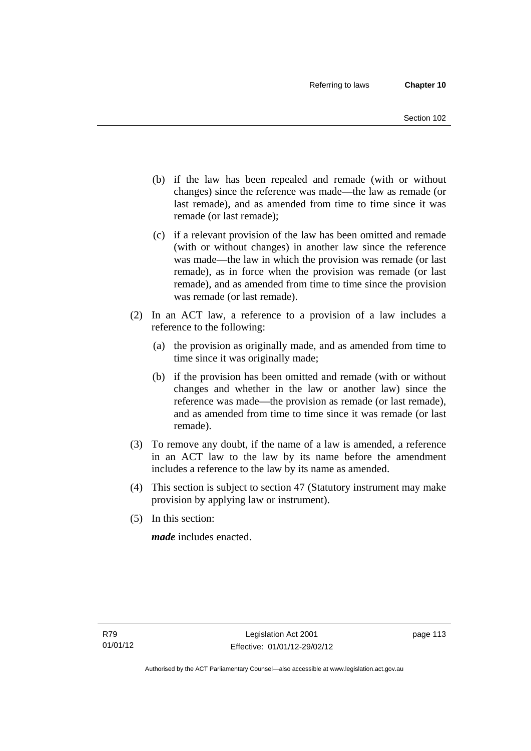(b) if the law has been repealed and remade (with or without changes) since the reference was made—the law as remade (or last remade), and as amended from time to time since it was remade (or last remade);

(c) if a relevant provision of the law has been omitted and remade (with or without changes) in another law since the reference was made—the law in which the provision was remade (or last remade), as in force when the provision was remade (or last remade), and as amended from time to time since the provision was remade (or last remade).

(2) In an ACT law, a reference to a provision of a law includes a reference to the following:

(a) the provision as originally made, and as amended from time to time since it was originally made;

(b) if the provision has been omitted and remade (with or without changes and whether in the law or another law) since the reference was made—the provision as remade (or last remade), and as amended from time to time since it was remade (or last remade).

(3) To remove any doubt, if the name of a law is amended, a reference in an ACT law to the law by its name before the amendment includes a reference to the law by its name as amended.

(4) This section is subject to section 47 (Statutory instrument may make provision by applying law or instrument).

(5) In this section:

***made*** includes enacted.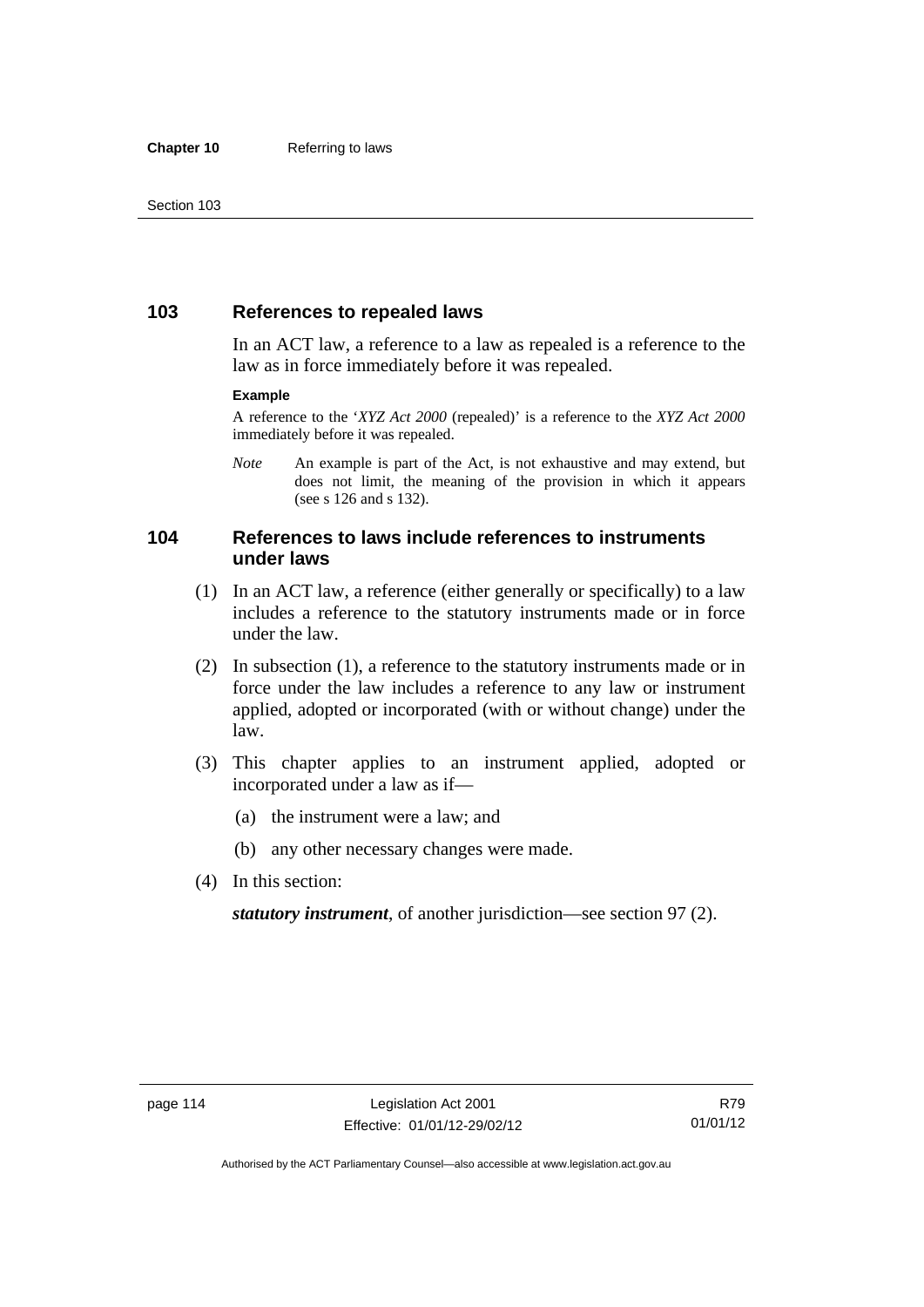## 103 References to repealed laws

In an ACT law, a reference to a law as repealed is a reference to the law as in force immediately before it was repealed.

**Example**

A reference to the '*XYZ Act 2000* (repealed)' is a reference to the *XYZ Act 2000* immediately before it was repealed.

*Note* An example is part of the Act, is not exhaustive and may extend, but does not limit, the meaning of the provision in which it appears (see s 126 and s 132).

## 104 References to laws include references to instruments under laws

(1) In an ACT law, a reference (either generally or specifically) to a law includes a reference to the statutory instruments made or in force under the law.

(2) In subsection (1), a reference to the statutory instruments made or in force under the law includes a reference to any law or instrument applied, adopted or incorporated (with or without change) under the law.

(3) This chapter applies to an instrument applied, adopted or incorporated under a law as if—

(a) the instrument were a law; and

(b) any other necessary changes were made.

(4) In this section:

***statutory instrument***, of another jurisdiction—see section 97 (2).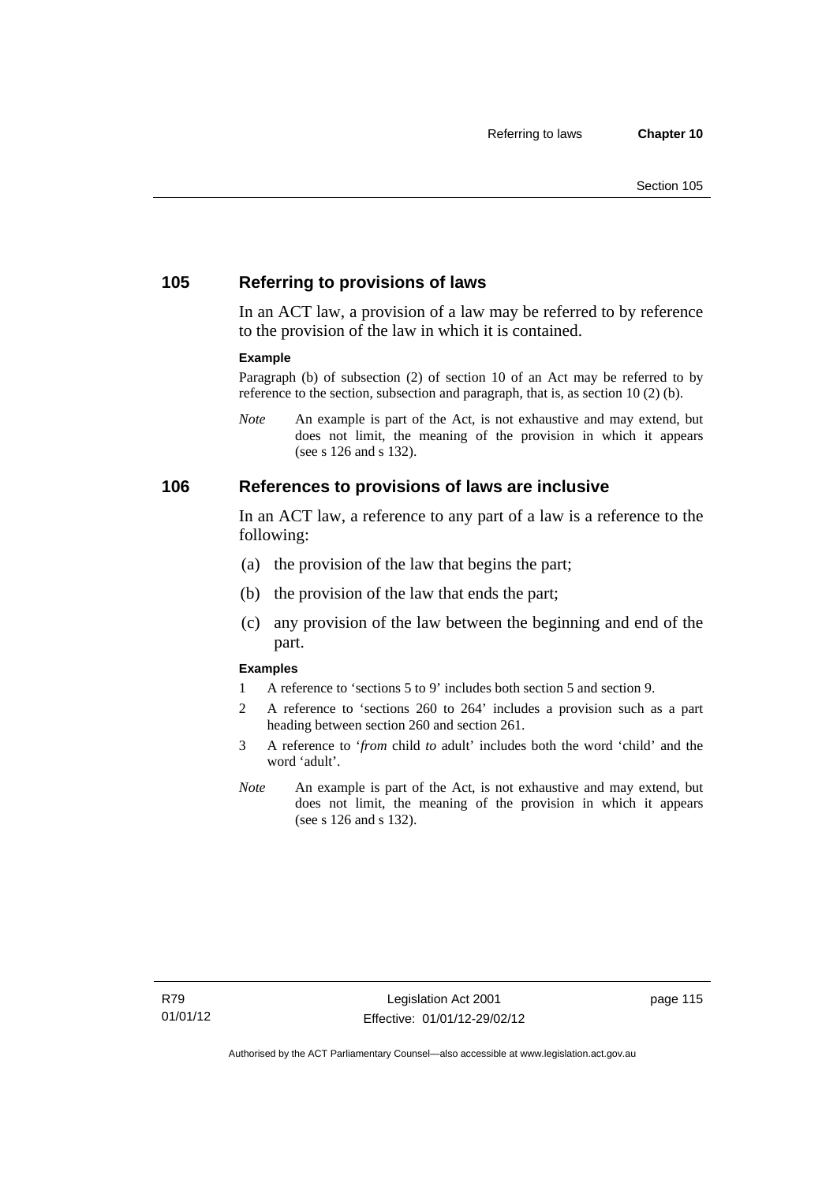## 105 Referring to provisions of laws

In an ACT law, a provision of a law may be referred to by reference to the provision of the law in which it is contained.

**Example**

Paragraph (b) of subsection (2) of section 10 of an Act may be referred to by reference to the section, subsection and paragraph, that is, as section 10 (2) (b).

*Note* An example is part of the Act, is not exhaustive and may extend, but does not limit, the meaning of the provision in which it appears (see s 126 and s 132).

## 106 References to provisions of laws are inclusive

In an ACT law, a reference to any part of a law is a reference to the following:

(a) the provision of the law that begins the part;

(b) the provision of the law that ends the part;

(c) any provision of the law between the beginning and end of the part.

**Examples**

1 A reference to 'sections 5 to 9' includes both section 5 and section 9.

2 A reference to 'sections 260 to 264' includes a provision such as a part heading between section 260 and section 261.

3 A reference to '*from* child *to* adult' includes both the word 'child' and the word 'adult'.

*Note* An example is part of the Act, is not exhaustive and may extend, but does not limit, the meaning of the provision in which it appears (see s 126 and s 132).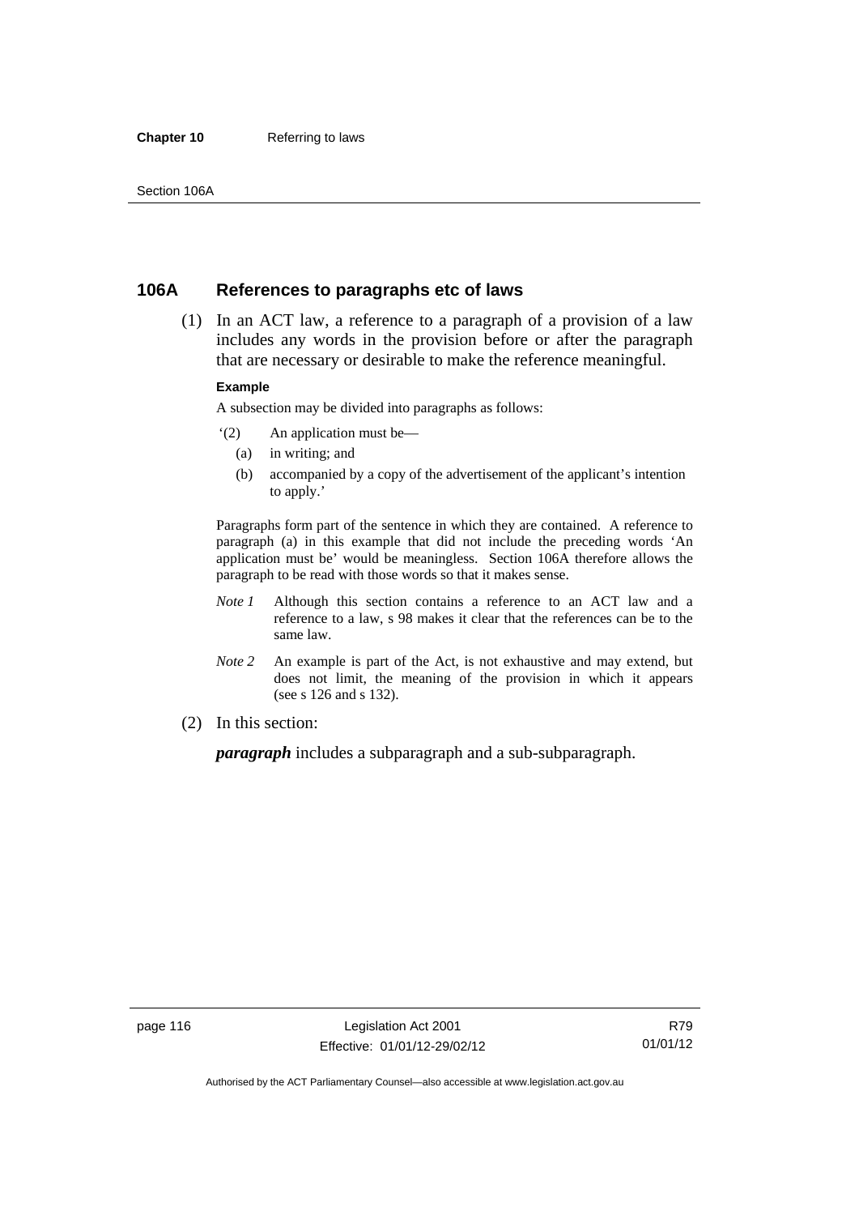## 106A References to paragraphs etc of laws

(1) In an ACT law, a reference to a paragraph of a provision of a law includes any words in the provision before or after the paragraph that are necessary or desirable to make the reference meaningful.

**Example**

A subsection may be divided into paragraphs as follows:

'(2) An application must be—

(a) in writing; and

(b) accompanied by a copy of the advertisement of the applicant's intention to apply.'

Paragraphs form part of the sentence in which they are contained. A reference to paragraph (a) in this example that did not include the preceding words 'An application must be' would be meaningless. Section 106A therefore allows the paragraph to be read with those words so that it makes sense.

*Note 1* Although this section contains a reference to an ACT law and a reference to a law, s 98 makes it clear that the references can be to the same law.

*Note 2* An example is part of the Act, is not exhaustive and may extend, but does not limit, the meaning of the provision in which it appears (see s 126 and s 132).

(2) In this section:

***paragraph*** includes a subparagraph and a sub-subparagraph.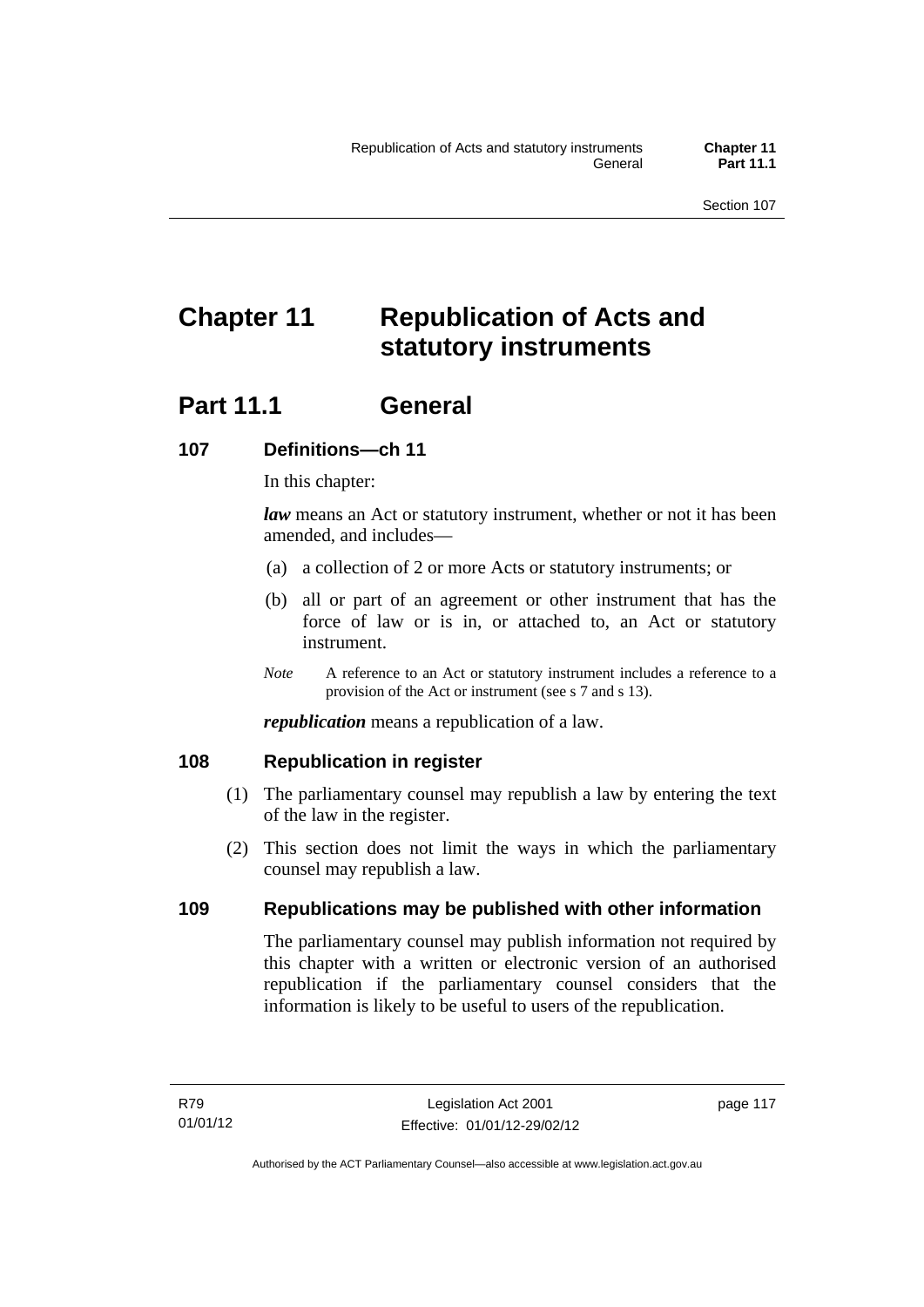# Chapter 11 Republication of Acts and statutory instruments

## Part 11.1 General

### 107 Definitions—ch 11

In this chapter:

***law*** means an Act or statutory instrument, whether or not it has been amended, and includes—

(a) a collection of 2 or more Acts or statutory instruments; or

(b) all or part of an agreement or other instrument that has the force of law or is in, or attached to, an Act or statutory instrument.

*Note* A reference to an Act or statutory instrument includes a reference to a provision of the Act or instrument (see s 7 and s 13).

***republication*** means a republication of a law.

### 108 Republication in register

(1) The parliamentary counsel may republish a law by entering the text of the law in the register.

(2) This section does not limit the ways in which the parliamentary counsel may republish a law.

### 109 Republications may be published with other information

The parliamentary counsel may publish information not required by this chapter with a written or electronic version of an authorised republication if the parliamentary counsel considers that the information is likely to be useful to users of the republication.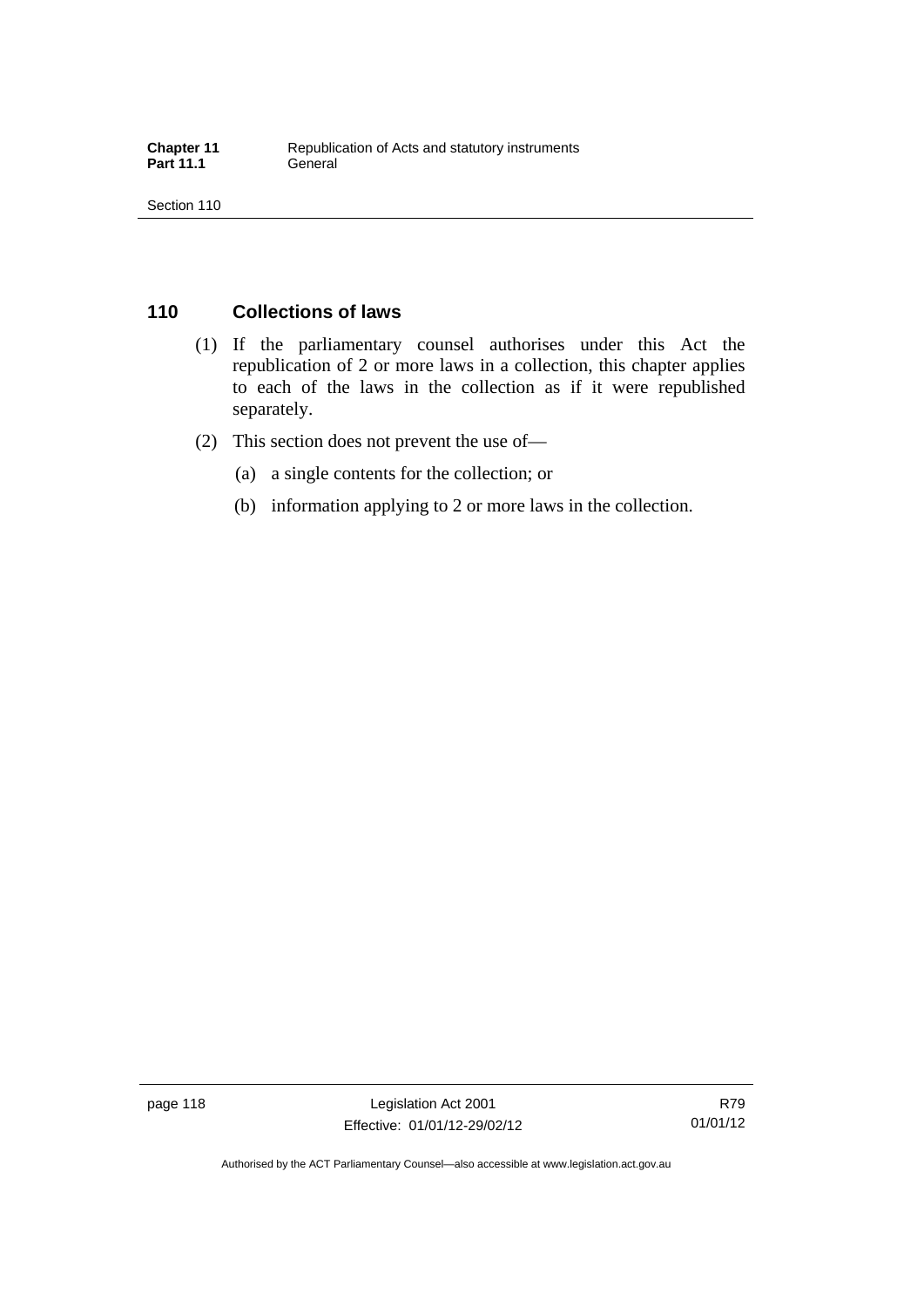## 110 Collections of laws

(1) If the parliamentary counsel authorises under this Act the republication of 2 or more laws in a collection, this chapter applies to each of the laws in the collection as if it were republished separately.

(2) This section does not prevent the use of—

(a) a single contents for the collection; or

(b) information applying to 2 or more laws in the collection.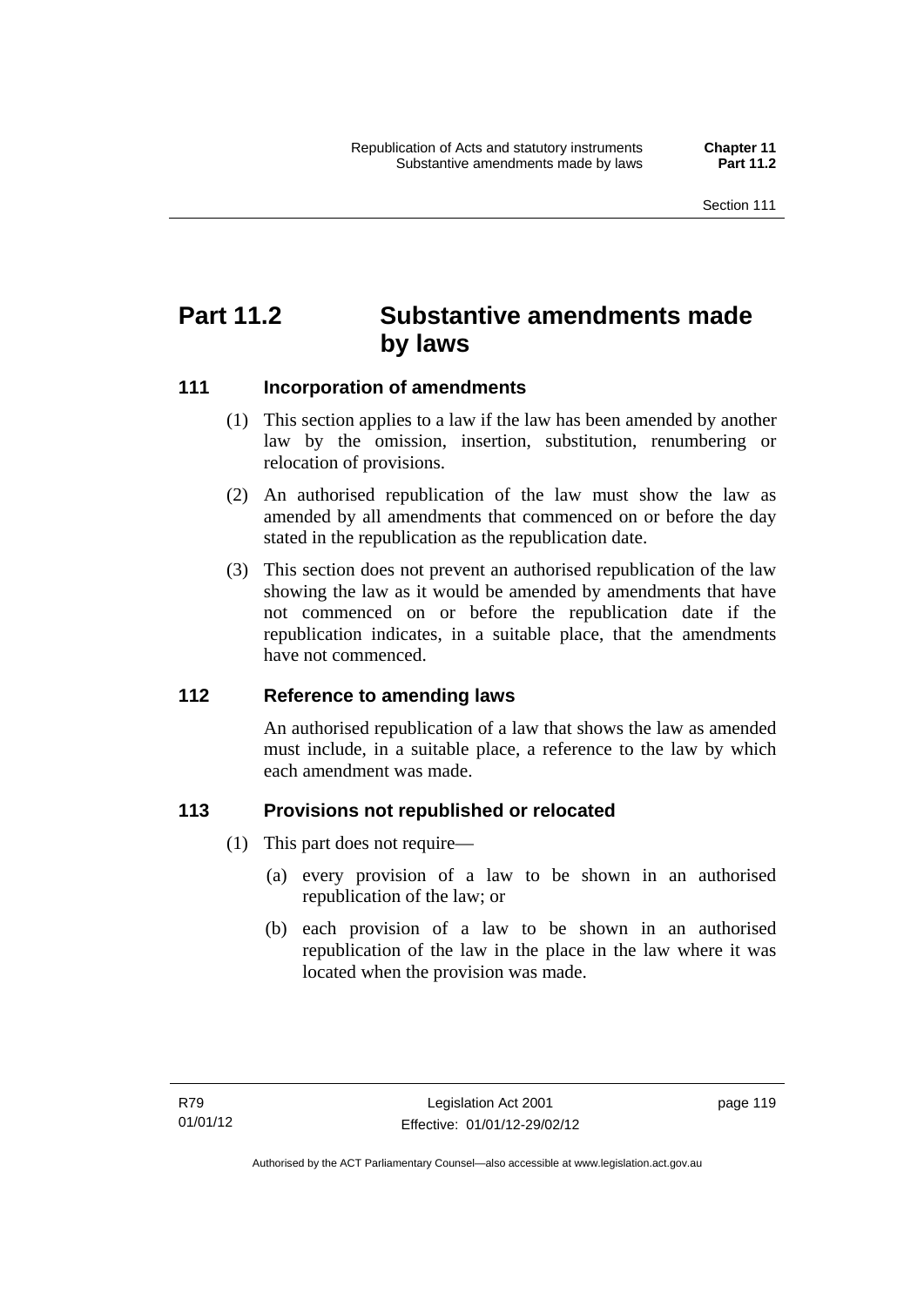# Part 11.2 Substantive amendments made by laws

## 111 Incorporation of amendments

(1) This section applies to a law if the law has been amended by another law by the omission, insertion, substitution, renumbering or relocation of provisions.

(2) An authorised republication of the law must show the law as amended by all amendments that commenced on or before the day stated in the republication as the republication date.

(3) This section does not prevent an authorised republication of the law showing the law as it would be amended by amendments that have not commenced on or before the republication date if the republication indicates, in a suitable place, that the amendments have not commenced.

## 112 Reference to amending laws

An authorised republication of a law that shows the law as amended must include, in a suitable place, a reference to the law by which each amendment was made.

## 113 Provisions not republished or relocated

(1) This part does not require—

(a) every provision of a law to be shown in an authorised republication of the law; or

(b) each provision of a law to be shown in an authorised republication of the law in the place in the law where it was located when the provision was made.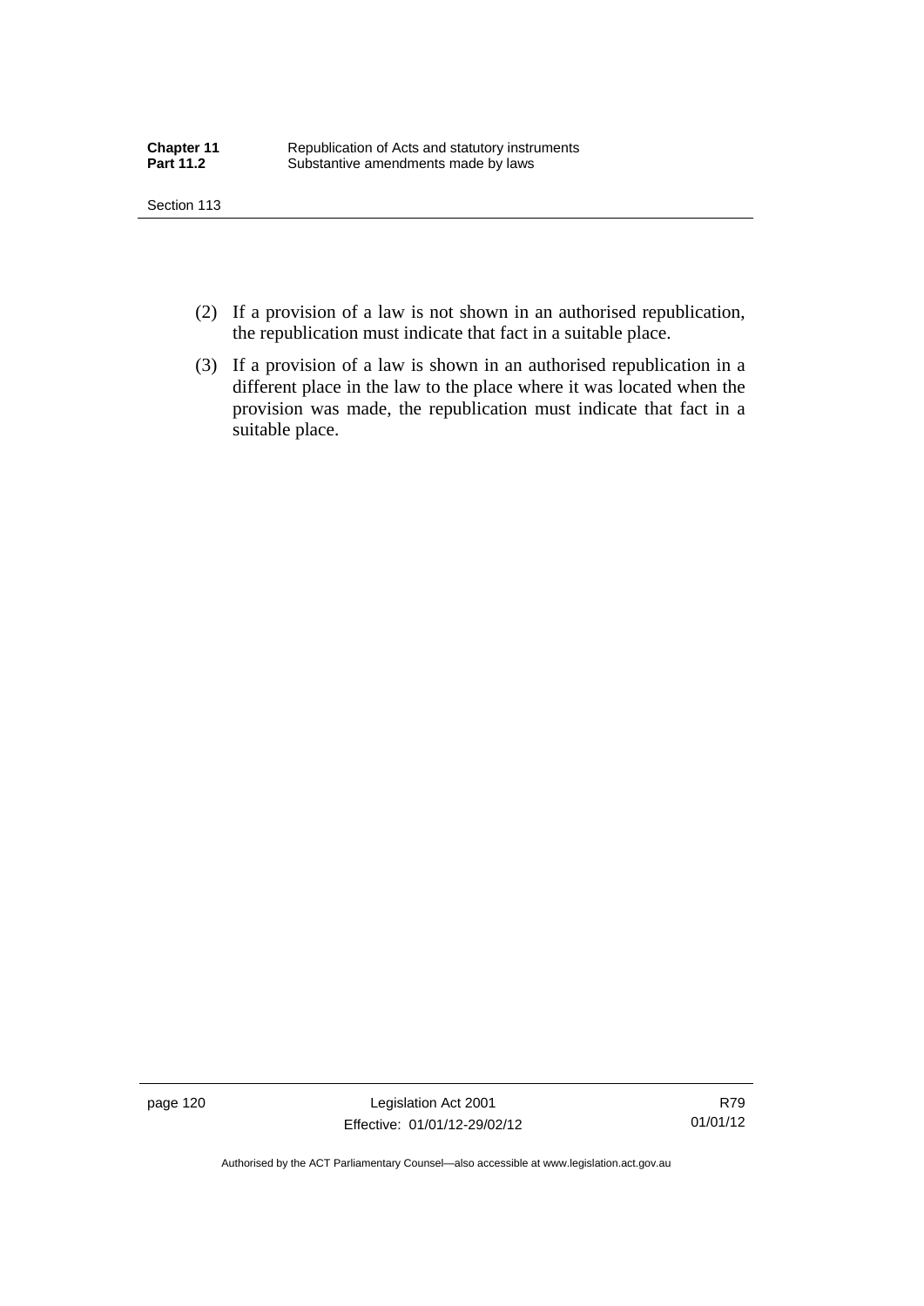(2) If a provision of a law is not shown in an authorised republication, the republication must indicate that fact in a suitable place.

(3) If a provision of a law is shown in an authorised republication in a different place in the law to the place where it was located when the provision was made, the republication must indicate that fact in a suitable place.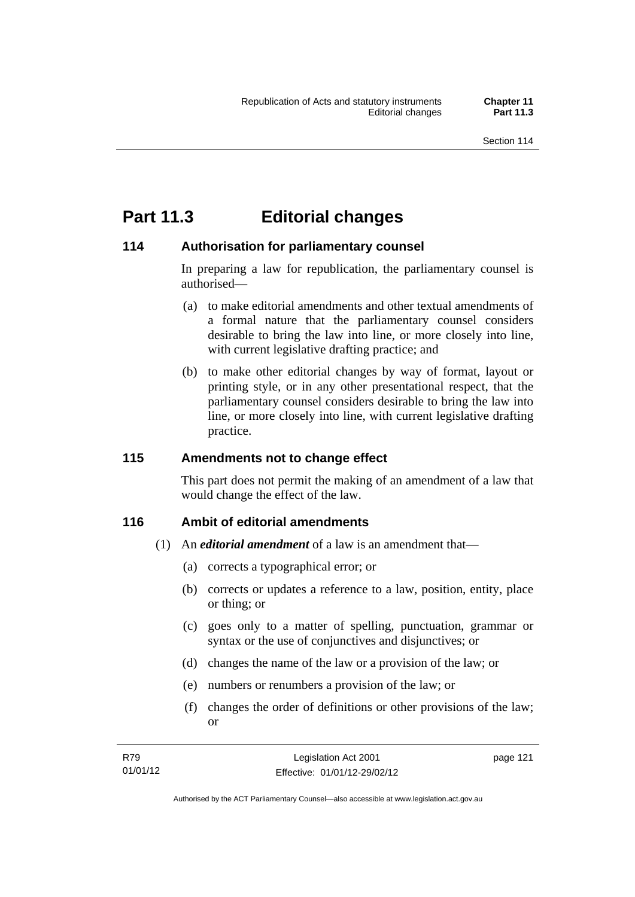# Part 11.3 Editorial changes

## 114 Authorisation for parliamentary counsel

In preparing a law for republication, the parliamentary counsel is authorised—

(a) to make editorial amendments and other textual amendments of a formal nature that the parliamentary counsel considers desirable to bring the law into line, or more closely into line, with current legislative drafting practice; and

(b) to make other editorial changes by way of format, layout or printing style, or in any other presentational respect, that the parliamentary counsel considers desirable to bring the law into line, or more closely into line, with current legislative drafting practice.

## 115 Amendments not to change effect

This part does not permit the making of an amendment of a law that would change the effect of the law.

## 116 Ambit of editorial amendments

(1) An ***editorial amendment*** of a law is an amendment that—

(a) corrects a typographical error; or

(b) corrects or updates a reference to a law, position, entity, place or thing; or

(c) goes only to a matter of spelling, punctuation, grammar or syntax or the use of conjunctives and disjunctives; or

(d) changes the name of the law or a provision of the law; or

(e) numbers or renumbers a provision of the law; or

(f) changes the order of definitions or other provisions of the law; or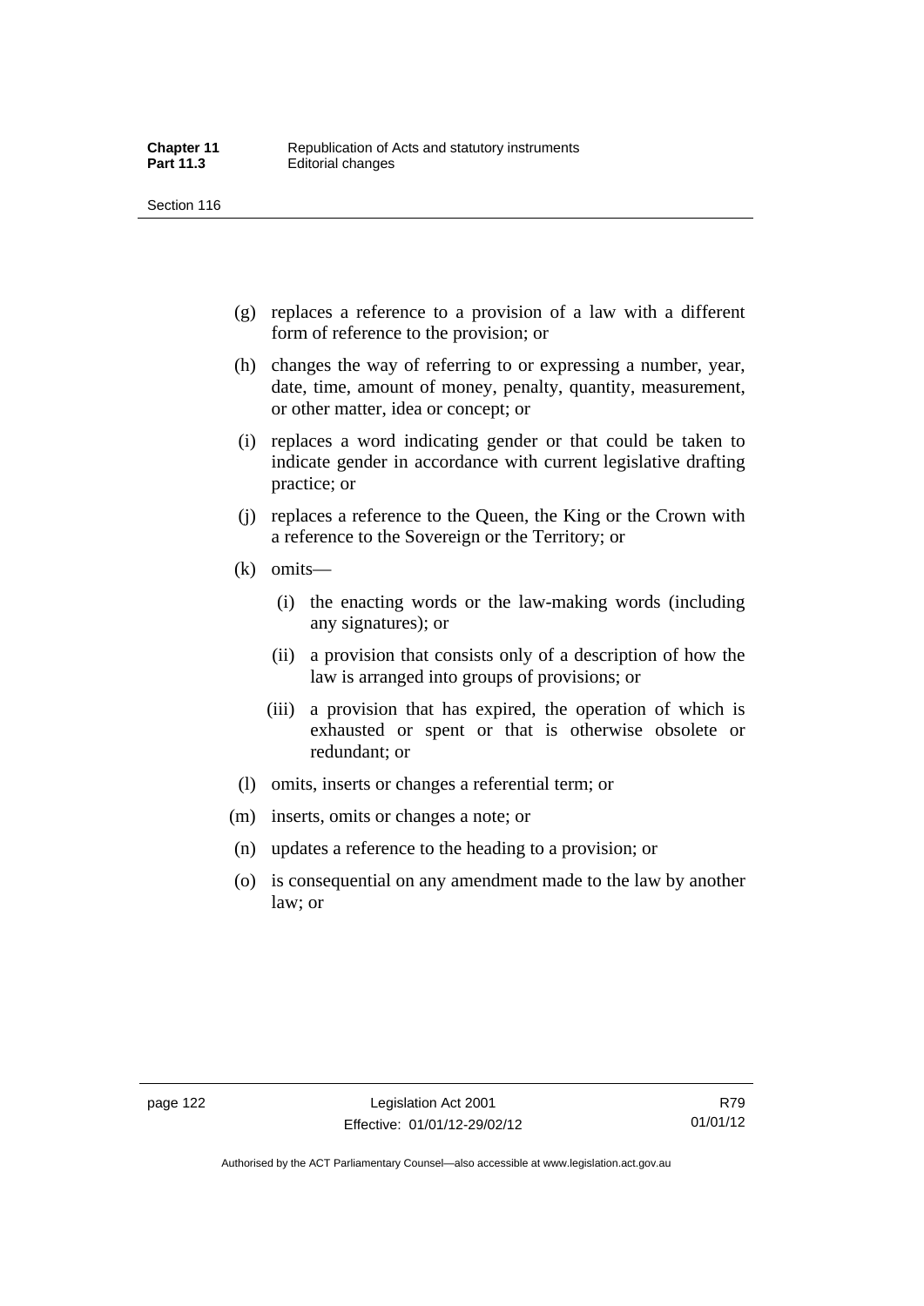(g) replaces a reference to a provision of a law with a different form of reference to the provision; or

(h) changes the way of referring to or expressing a number, year, date, time, amount of money, penalty, quantity, measurement, or other matter, idea or concept; or

(i) replaces a word indicating gender or that could be taken to indicate gender in accordance with current legislative drafting practice; or

(j) replaces a reference to the Queen, the King or the Crown with a reference to the Sovereign or the Territory; or

(k) omits—

  (i) the enacting words or the law-making words (including any signatures); or

  (ii) a provision that consists only of a description of how the law is arranged into groups of provisions; or

  (iii) a provision that has expired, the operation of which is exhausted or spent or that is otherwise obsolete or redundant; or

(l) omits, inserts or changes a referential term; or

(m) inserts, omits or changes a note; or

(n) updates a reference to the heading to a provision; or

(o) is consequential on any amendment made to the law by another law; or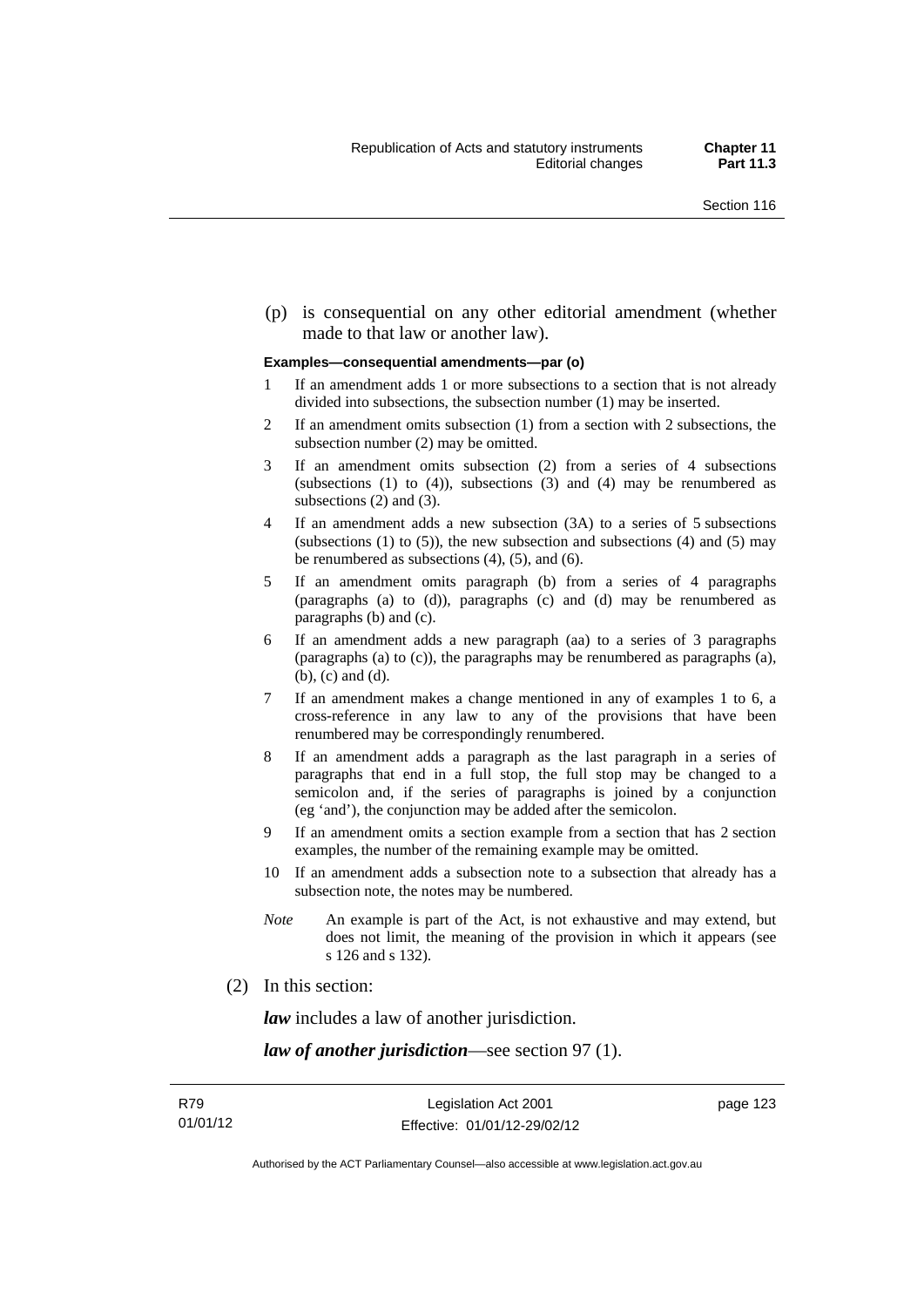(p) is consequential on any other editorial amendment (whether made to that law or another law).

**Examples—consequential amendments—par (o)**

1. If an amendment adds 1 or more subsections to a section that is not already divided into subsections, the subsection number (1) may be inserted.
2. If an amendment omits subsection (1) from a section with 2 subsections, the subsection number (2) may be omitted.
3. If an amendment omits subsection (2) from a series of 4 subsections (subsections (1) to (4)), subsections (3) and (4) may be renumbered as subsections (2) and (3).
4. If an amendment adds a new subsection (3A) to a series of 5 subsections (subsections (1) to (5)), the new subsection and subsections (4) and (5) may be renumbered as subsections (4), (5), and (6).
5. If an amendment omits paragraph (b) from a series of 4 paragraphs (paragraphs (a) to (d)), paragraphs (c) and (d) may be renumbered as paragraphs (b) and (c).
6. If an amendment adds a new paragraph (aa) to a series of 3 paragraphs (paragraphs (a) to (c)), the paragraphs may be renumbered as paragraphs (a), (b), (c) and (d).
7. If an amendment makes a change mentioned in any of examples 1 to 6, a cross-reference in any law to any of the provisions that have been renumbered may be correspondingly renumbered.
8. If an amendment adds a paragraph as the last paragraph in a series of paragraphs that end in a full stop, the full stop may be changed to a semicolon and, if the series of paragraphs is joined by a conjunction (eg 'and'), the conjunction may be added after the semicolon.
9. If an amendment omits a section example from a section that has 2 section examples, the number of the remaining example may be omitted.
10. If an amendment adds a subsection note to a subsection that already has a subsection note, the notes may be numbered.

*Note* An example is part of the Act, is not exhaustive and may extend, but does not limit, the meaning of the provision in which it appears (see s 126 and s 132).

(2) In this section:

***law*** includes a law of another jurisdiction.

***law of another jurisdiction***—see section 97 (1).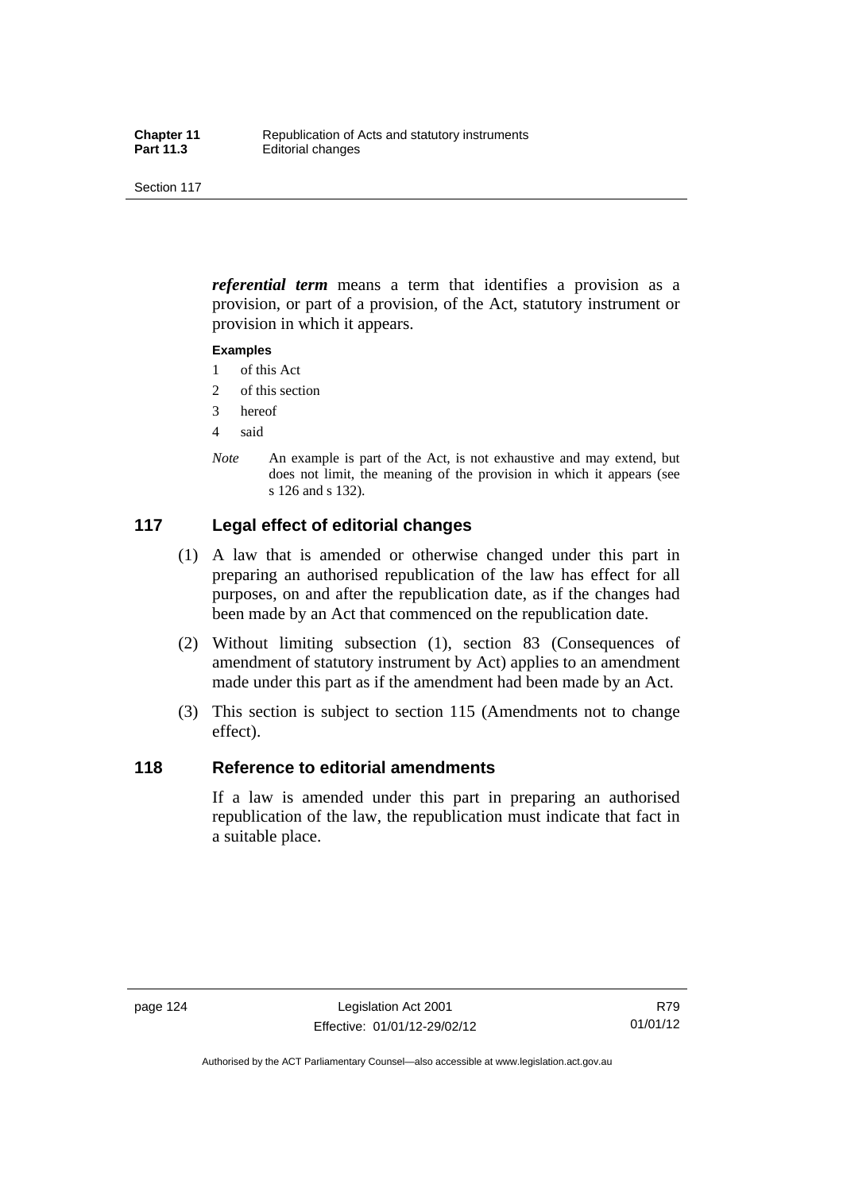***referential term*** means a term that identifies a provision as a provision, or part of a provision, of the Act, statutory instrument or provision in which it appears.

**Examples**

1 of this Act
2 of this section
3 hereof
4 said

*Note* An example is part of the Act, is not exhaustive and may extend, but does not limit, the meaning of the provision in which it appears (see s 126 and s 132).

## 117 Legal effect of editorial changes

(1) A law that is amended or otherwise changed under this part in preparing an authorised republication of the law has effect for all purposes, on and after the republication date, as if the changes had been made by an Act that commenced on the republication date.

(2) Without limiting subsection (1), section 83 (Consequences of amendment of statutory instrument by Act) applies to an amendment made under this part as if the amendment had been made by an Act.

(3) This section is subject to section 115 (Amendments not to change effect).

## 118 Reference to editorial amendments

If a law is amended under this part in preparing an authorised republication of the law, the republication must indicate that fact in a suitable place.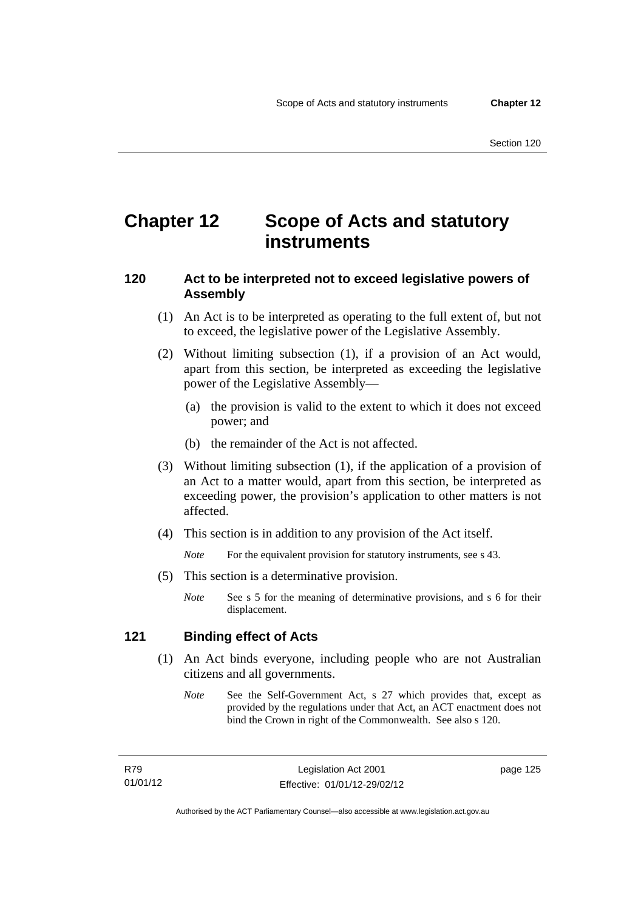# Chapter 12 Scope of Acts and statutory instruments

## 120 Act to be interpreted not to exceed legislative powers of Assembly

(1) An Act is to be interpreted as operating to the full extent of, but not to exceed, the legislative power of the Legislative Assembly.

(2) Without limiting subsection (1), if a provision of an Act would, apart from this section, be interpreted as exceeding the legislative power of the Legislative Assembly—

(a) the provision is valid to the extent to which it does not exceed power; and

(b) the remainder of the Act is not affected.

(3) Without limiting subsection (1), if the application of a provision of an Act to a matter would, apart from this section, be interpreted as exceeding power, the provision's application to other matters is not affected.

(4) This section is in addition to any provision of the Act itself.

*Note* For the equivalent provision for statutory instruments, see s 43.

(5) This section is a determinative provision.

*Note* See s 5 for the meaning of determinative provisions, and s 6 for their displacement.

## 121 Binding effect of Acts

(1) An Act binds everyone, including people who are not Australian citizens and all governments.

*Note* See the Self-Government Act, s 27 which provides that, except as provided by the regulations under that Act, an ACT enactment does not bind the Crown in right of the Commonwealth. See also s 120.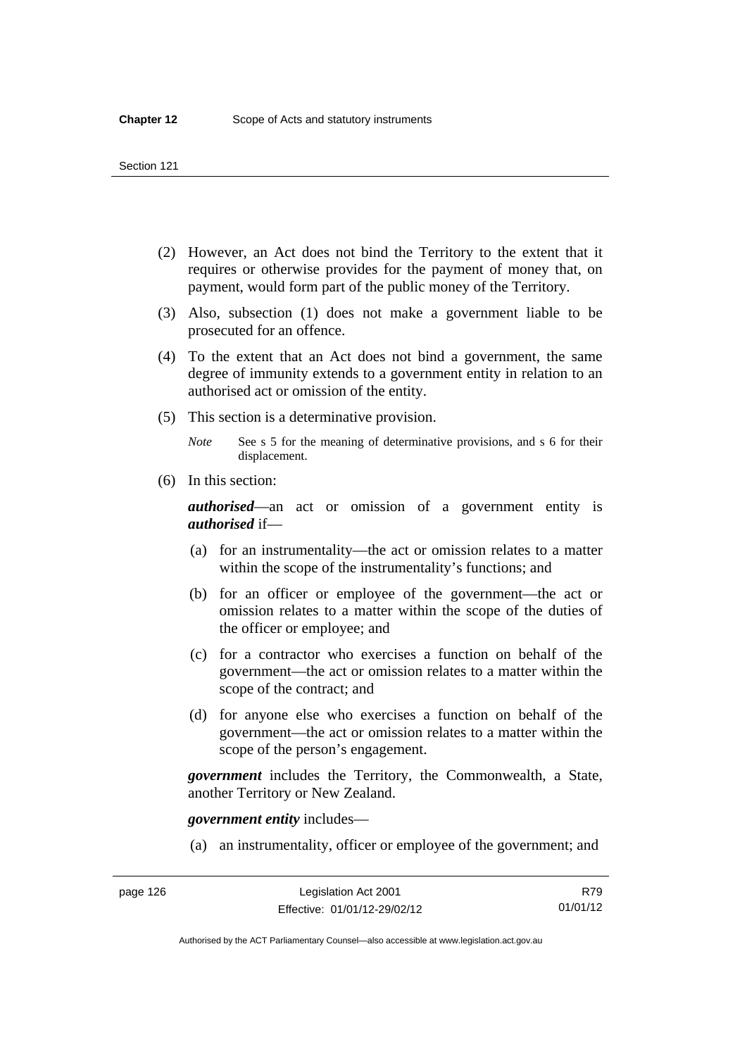(2) However, an Act does not bind the Territory to the extent that it requires or otherwise provides for the payment of money that, on payment, would form part of the public money of the Territory.

(3) Also, subsection (1) does not make a government liable to be prosecuted for an offence.

(4) To the extent that an Act does not bind a government, the same degree of immunity extends to a government entity in relation to an authorised act or omission of the entity.

(5) This section is a determinative provision.

*Note* See s 5 for the meaning of determinative provisions, and s 6 for their displacement.

(6) In this section:

***authorised***—an act or omission of a government entity is ***authorised*** if—

(a) for an instrumentality—the act or omission relates to a matter within the scope of the instrumentality's functions; and

(b) for an officer or employee of the government—the act or omission relates to a matter within the scope of the duties of the officer or employee; and

(c) for a contractor who exercises a function on behalf of the government—the act or omission relates to a matter within the scope of the contract; and

(d) for anyone else who exercises a function on behalf of the government—the act or omission relates to a matter within the scope of the person's engagement.

***government*** includes the Territory, the Commonwealth, a State, another Territory or New Zealand.

***government entity*** includes—

(a) an instrumentality, officer or employee of the government; and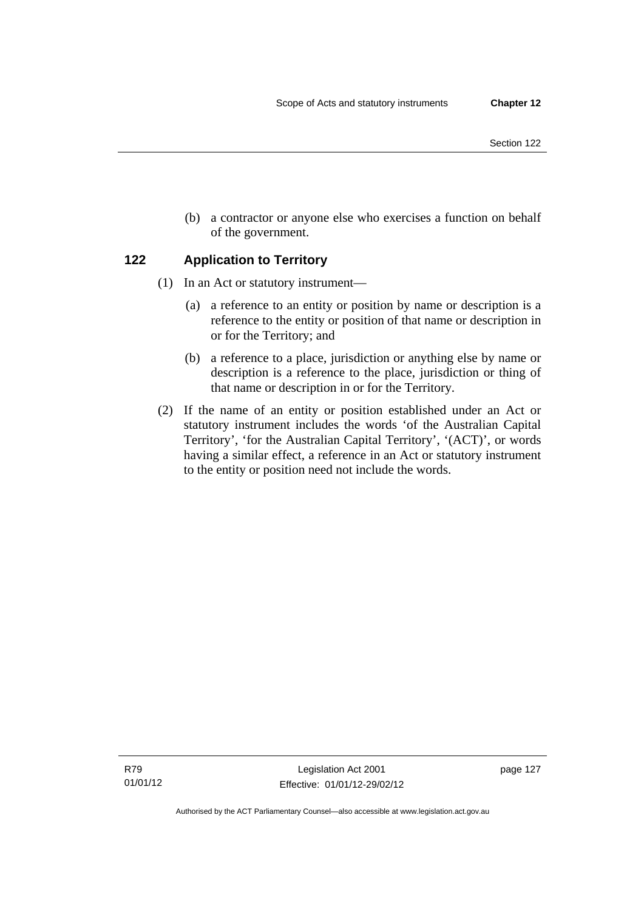(b) a contractor or anyone else who exercises a function on behalf of the government.

## 122 Application to Territory

(1) In an Act or statutory instrument—

(a) a reference to an entity or position by name or description is a reference to the entity or position of that name or description in or for the Territory; and

(b) a reference to a place, jurisdiction or anything else by name or description is a reference to the place, jurisdiction or thing of that name or description in or for the Territory.

(2) If the name of an entity or position established under an Act or statutory instrument includes the words 'of the Australian Capital Territory', 'for the Australian Capital Territory', '(ACT)', or words having a similar effect, a reference in an Act or statutory instrument to the entity or position need not include the words.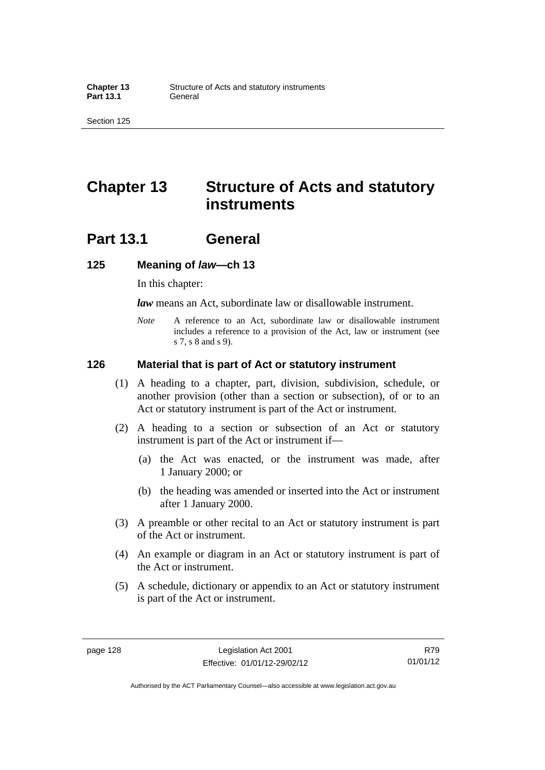# Chapter 13 Structure of Acts and statutory instruments

## Part 13.1 General

### 125 Meaning of *law*—ch 13

In this chapter:

***law*** means an Act, subordinate law or disallowable instrument.

*Note* A reference to an Act, subordinate law or disallowable instrument includes a reference to a provision of the Act, law or instrument (see s 7, s 8 and s 9).

### 126 Material that is part of Act or statutory instrument

(1) A heading to a chapter, part, division, subdivision, schedule, or another provision (other than a section or subsection), of or to an Act or statutory instrument is part of the Act or instrument.

(2) A heading to a section or subsection of an Act or statutory instrument is part of the Act or instrument if—

(a) the Act was enacted, or the instrument was made, after 1 January 2000; or

(b) the heading was amended or inserted into the Act or instrument after 1 January 2000.

(3) A preamble or other recital to an Act or statutory instrument is part of the Act or instrument.

(4) An example or diagram in an Act or statutory instrument is part of the Act or instrument.

(5) A schedule, dictionary or appendix to an Act or statutory instrument is part of the Act or instrument.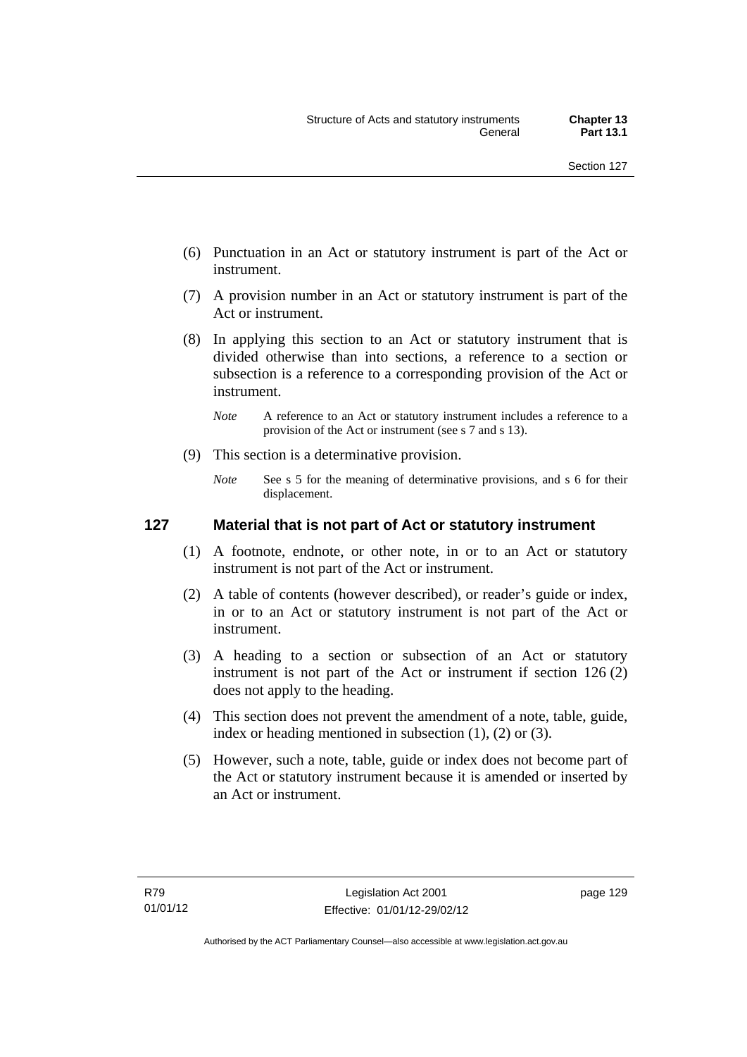(6) Punctuation in an Act or statutory instrument is part of the Act or instrument.

(7) A provision number in an Act or statutory instrument is part of the Act or instrument.

(8) In applying this section to an Act or statutory instrument that is divided otherwise than into sections, a reference to a section or subsection is a reference to a corresponding provision of the Act or instrument.

*Note* A reference to an Act or statutory instrument includes a reference to a provision of the Act or instrument (see s 7 and s 13).

(9) This section is a determinative provision.

*Note* See s 5 for the meaning of determinative provisions, and s 6 for their displacement.

### 127 Material that is not part of Act or statutory instrument

(1) A footnote, endnote, or other note, in or to an Act or statutory instrument is not part of the Act or instrument.

(2) A table of contents (however described), or reader's guide or index, in or to an Act or statutory instrument is not part of the Act or instrument.

(3) A heading to a section or subsection of an Act or statutory instrument is not part of the Act or instrument if section 126 (2) does not apply to the heading.

(4) This section does not prevent the amendment of a note, table, guide, index or heading mentioned in subsection (1), (2) or (3).

(5) However, such a note, table, guide or index does not become part of the Act or statutory instrument because it is amended or inserted by an Act or instrument.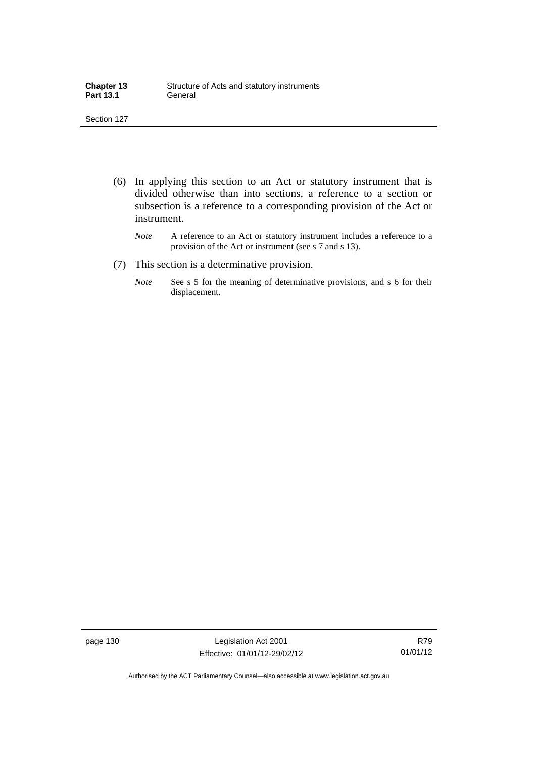(6) In applying this section to an Act or statutory instrument that is divided otherwise than into sections, a reference to a section or subsection is a reference to a corresponding provision of the Act or instrument.

*Note* A reference to an Act or statutory instrument includes a reference to a provision of the Act or instrument (see s 7 and s 13).

(7) This section is a determinative provision.

*Note* See s 5 for the meaning of determinative provisions, and s 6 for their displacement.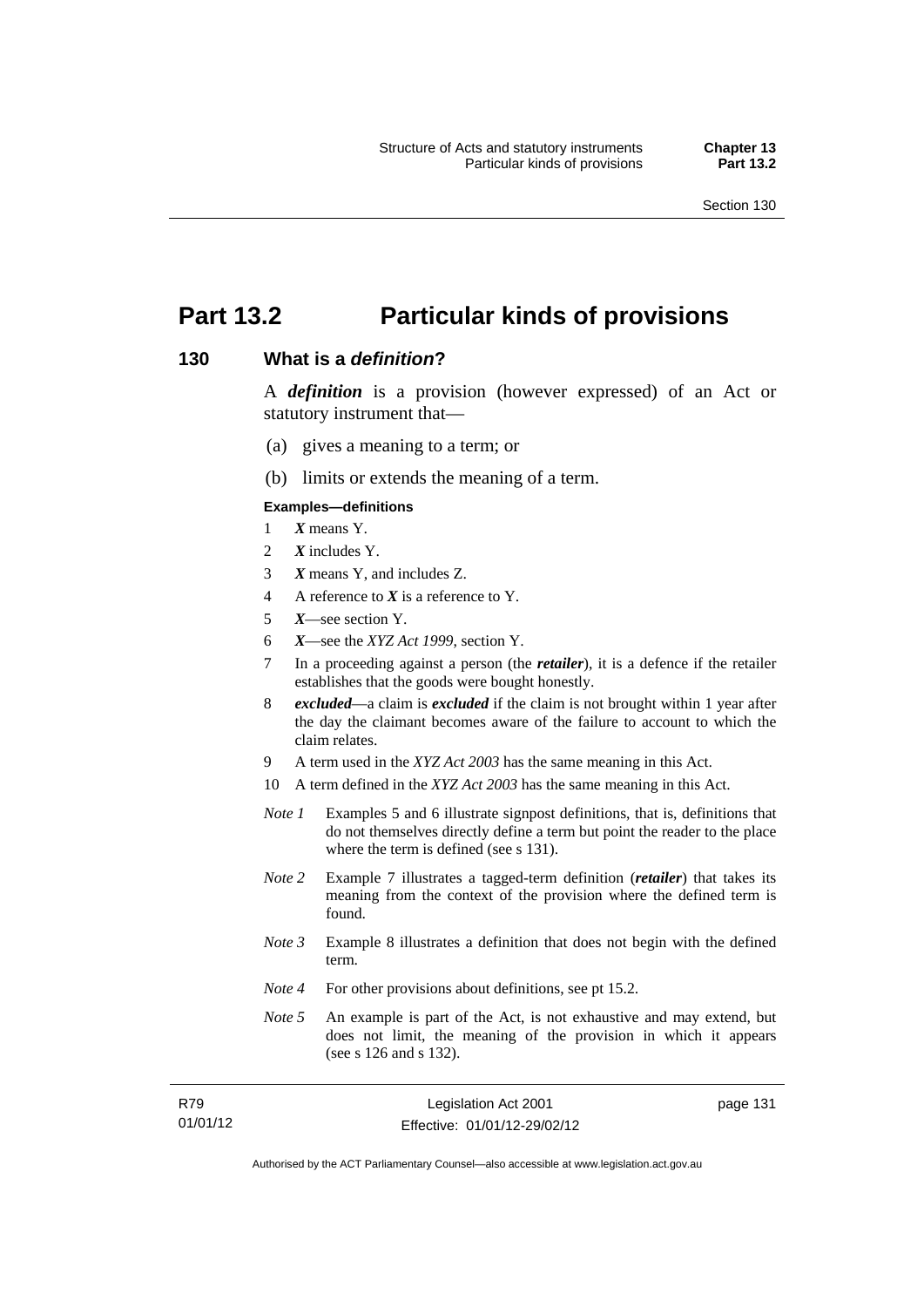# Part 13.2 Particular kinds of provisions

## 130 What is a *definition*?

A ***definition*** is a provision (however expressed) of an Act or statutory instrument that—

(a) gives a meaning to a term; or

(b) limits or extends the meaning of a term.

**Examples—definitions**

1 ***X*** means Y.

2 ***X*** includes Y.

3 ***X*** means Y, and includes Z.

4 A reference to ***X*** is a reference to Y.

5 ***X***—see section Y.

6 ***X***—see the *XYZ Act 1999*, section Y.

7 In a proceeding against a person (the ***retailer***), it is a defence if the retailer establishes that the goods were bought honestly.

8 ***excluded***—a claim is ***excluded*** if the claim is not brought within 1 year after the day the claimant becomes aware of the failure to account to which the claim relates.

9 A term used in the *XYZ Act 2003* has the same meaning in this Act.

10 A term defined in the *XYZ Act 2003* has the same meaning in this Act.

*Note 1* Examples 5 and 6 illustrate signpost definitions, that is, definitions that do not themselves directly define a term but point the reader to the place where the term is defined (see s 131).

*Note 2* Example 7 illustrates a tagged-term definition (***retailer***) that takes its meaning from the context of the provision where the defined term is found.

*Note 3* Example 8 illustrates a definition that does not begin with the defined term.

*Note 4* For other provisions about definitions, see pt 15.2.

*Note 5* An example is part of the Act, is not exhaustive and may extend, but does not limit, the meaning of the provision in which it appears (see s 126 and s 132).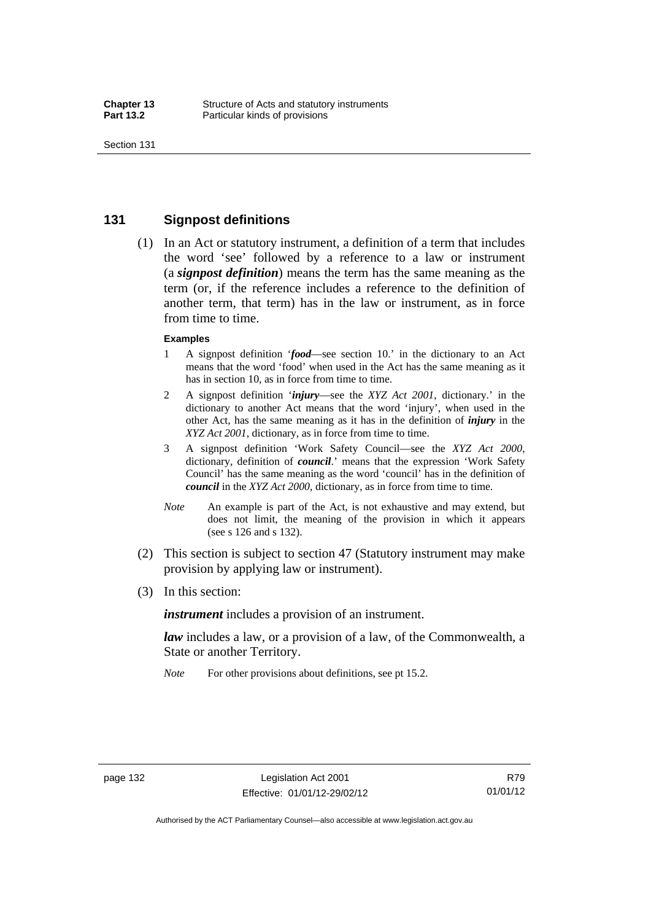## 131 Signpost definitions

(1) In an Act or statutory instrument, a definition of a term that includes the word 'see' followed by a reference to a law or instrument (a ***signpost definition***) means the term has the same meaning as the term (or, if the reference includes a reference to the definition of another term, that term) has in the law or instrument, as in force from time to time.

**Examples**

1 A signpost definition '***food***—see section 10.' in the dictionary to an Act means that the word 'food' when used in the Act has the same meaning as it has in section 10, as in force from time to time.

2 A signpost definition '***injury***—see the *XYZ Act 2001*, dictionary.' in the dictionary to another Act means that the word 'injury', when used in the other Act, has the same meaning as it has in the definition of ***injury*** in the *XYZ Act 2001*, dictionary, as in force from time to time.

3 A signpost definition 'Work Safety Council—see the *XYZ Act 2000*, dictionary, definition of ***council***.' means that the expression 'Work Safety Council' has the same meaning as the word 'council' has in the definition of ***council*** in the *XYZ Act 2000*, dictionary, as in force from time to time.

*Note* An example is part of the Act, is not exhaustive and may extend, but does not limit, the meaning of the provision in which it appears (see s 126 and s 132).

(2) This section is subject to section 47 (Statutory instrument may make provision by applying law or instrument).

(3) In this section:

***instrument*** includes a provision of an instrument.

***law*** includes a law, or a provision of a law, of the Commonwealth, a State or another Territory.

*Note* For other provisions about definitions, see pt 15.2.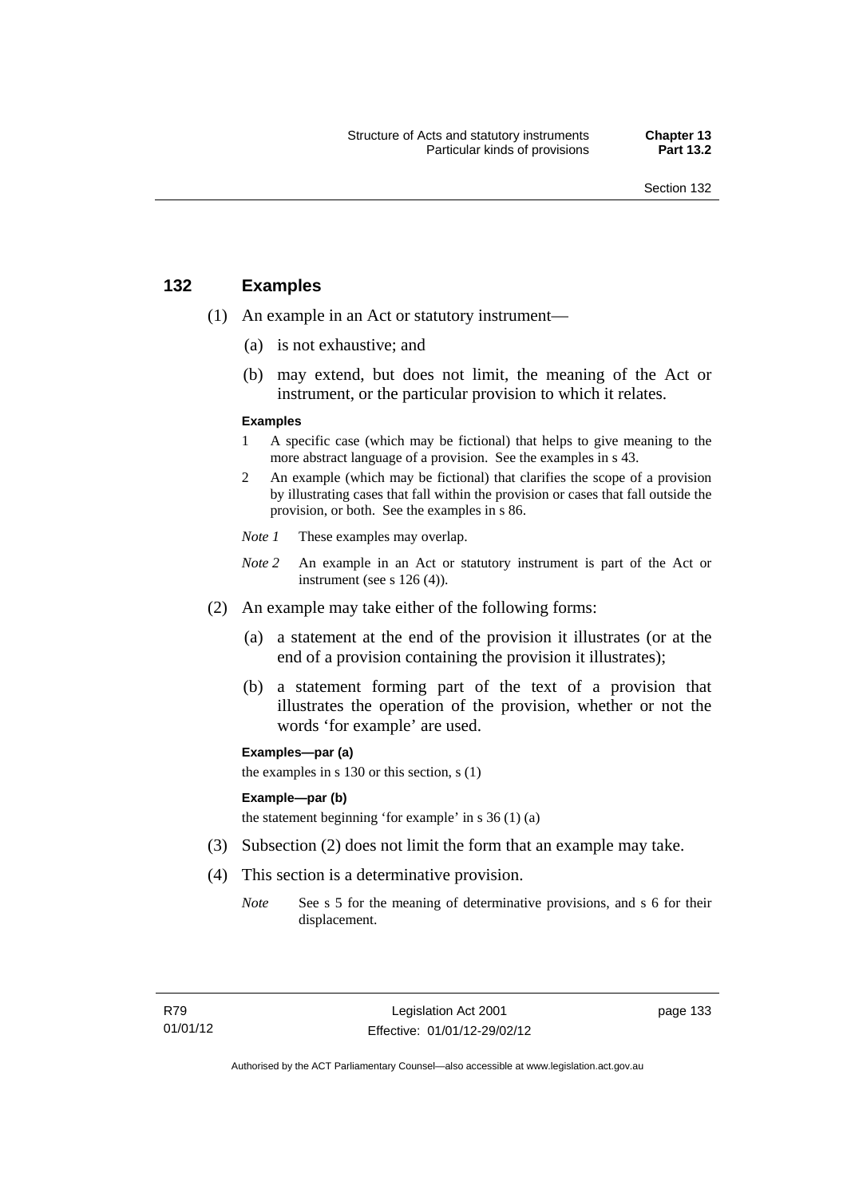## 132 Examples

(1) An example in an Act or statutory instrument—

  (a) is not exhaustive; and

  (b) may extend, but does not limit, the meaning of the Act or instrument, or the particular provision to which it relates.

**Examples**

1 A specific case (which may be fictional) that helps to give meaning to the more abstract language of a provision. See the examples in s 43.

2 An example (which may be fictional) that clarifies the scope of a provision by illustrating cases that fall within the provision or cases that fall outside the provision, or both. See the examples in s 86.

*Note 1* These examples may overlap.

*Note 2* An example in an Act or statutory instrument is part of the Act or instrument (see s 126 (4)).

(2) An example may take either of the following forms:

  (a) a statement at the end of the provision it illustrates (or at the end of a provision containing the provision it illustrates);

  (b) a statement forming part of the text of a provision that illustrates the operation of the provision, whether or not the words 'for example' are used.

**Examples—par (a)**

the examples in s 130 or this section, s (1)

**Example—par (b)**

the statement beginning 'for example' in s 36 (1) (a)

(3) Subsection (2) does not limit the form that an example may take.

(4) This section is a determinative provision.

*Note* See s 5 for the meaning of determinative provisions, and s 6 for their displacement.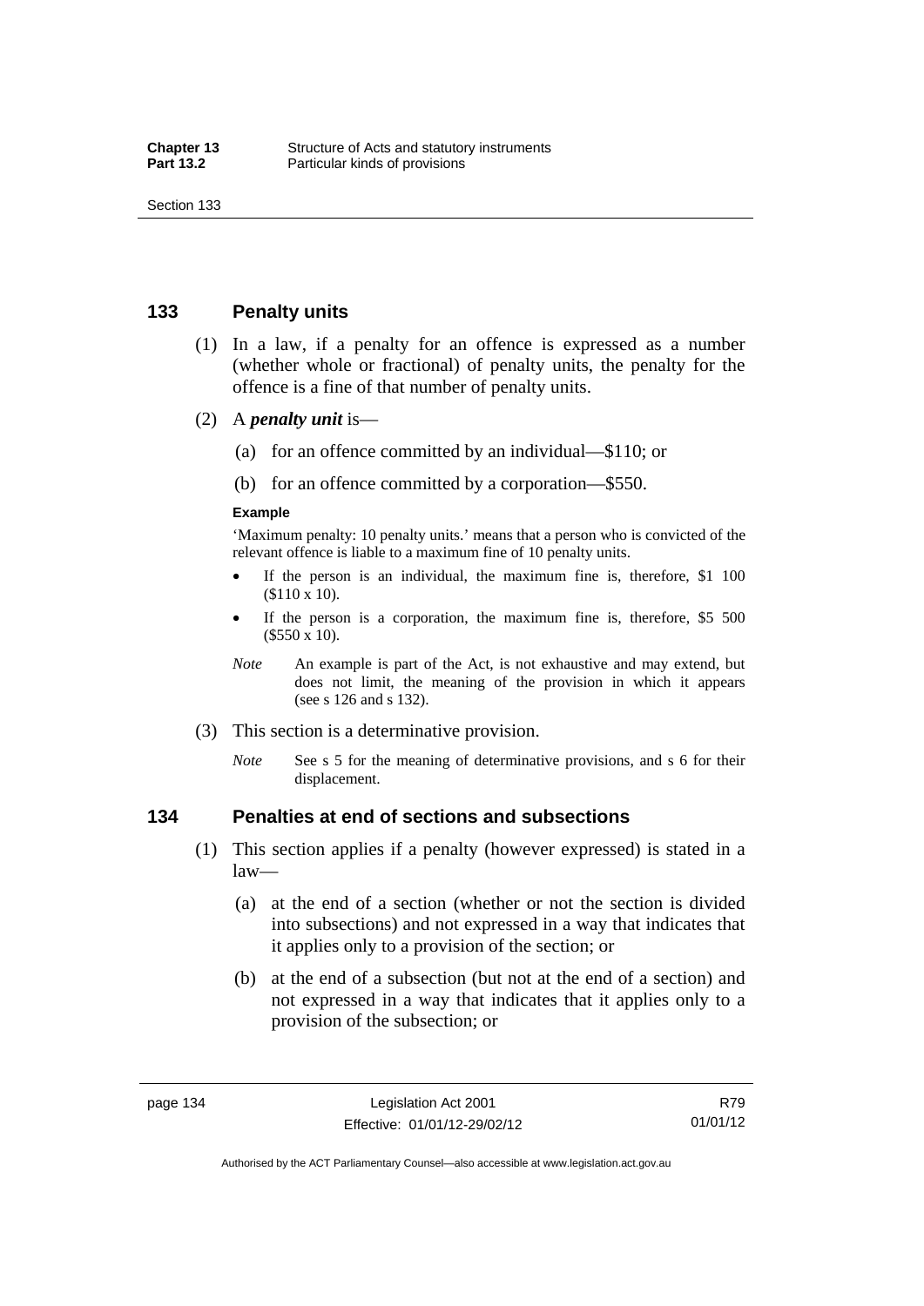## 133 Penalty units

(1) In a law, if a penalty for an offence is expressed as a number (whether whole or fractional) of penalty units, the penalty for the offence is a fine of that number of penalty units.

(2) A ***penalty unit*** is—

(a) for an offence committed by an individual—$110; or

(b) for an offence committed by a corporation—$550.

**Example**

'Maximum penalty: 10 penalty units.' means that a person who is convicted of the relevant offence is liable to a maximum fine of 10 penalty units.

- If the person is an individual, the maximum fine is, therefore, $1 100 ($110 x 10).
- If the person is a corporation, the maximum fine is, therefore, $5 500 ($550 x 10).

*Note* An example is part of the Act, is not exhaustive and may extend, but does not limit, the meaning of the provision in which it appears (see s 126 and s 132).

(3) This section is a determinative provision.

*Note* See s 5 for the meaning of determinative provisions, and s 6 for their displacement.

## 134 Penalties at end of sections and subsections

(1) This section applies if a penalty (however expressed) is stated in a law—

(a) at the end of a section (whether or not the section is divided into subsections) and not expressed in a way that indicates that it applies only to a provision of the section; or

(b) at the end of a subsection (but not at the end of a section) and not expressed in a way that indicates that it applies only to a provision of the subsection; or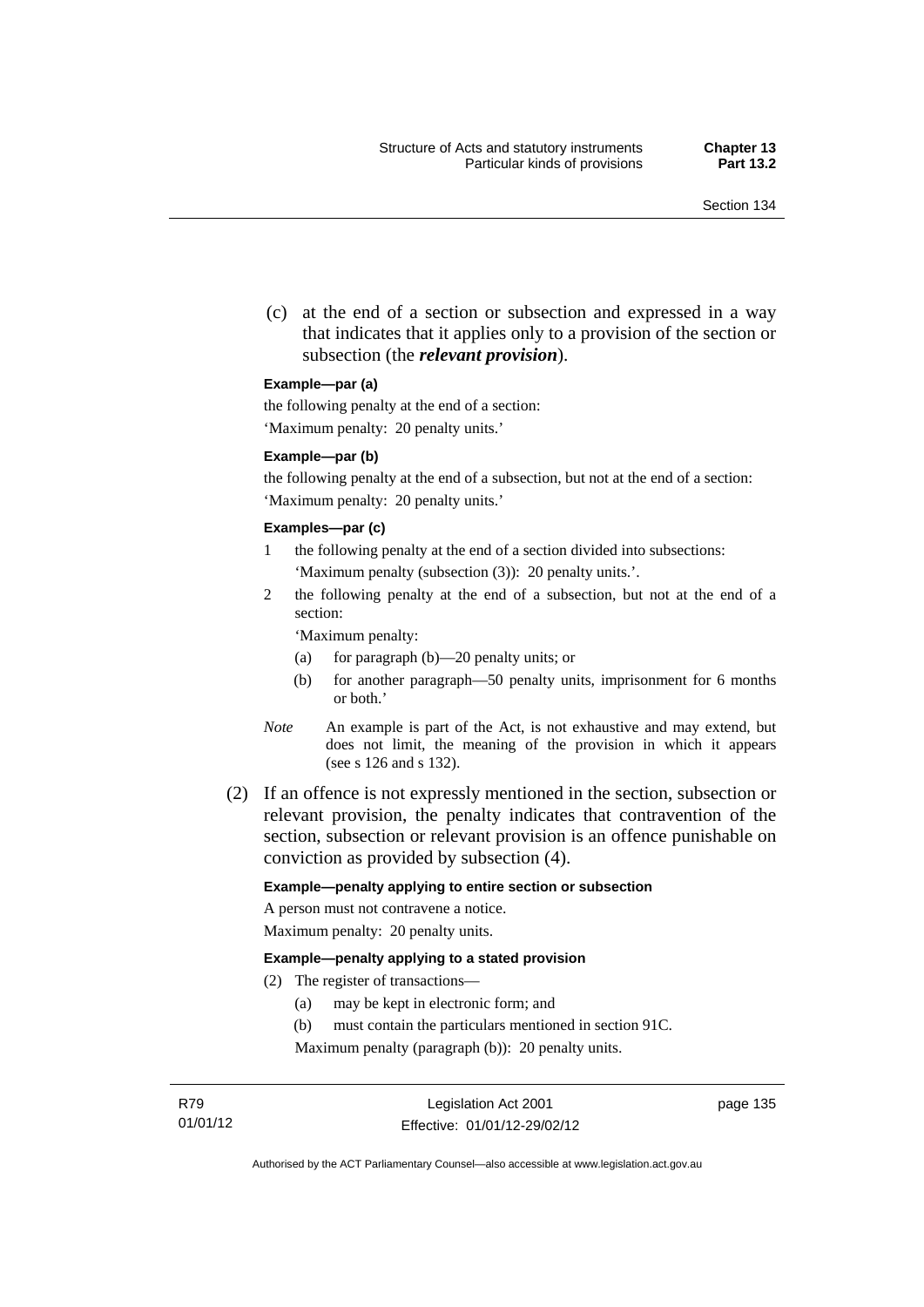(c) at the end of a section or subsection and expressed in a way that indicates that it applies only to a provision of the section or subsection (the ***relevant provision***).

**Example—par (a)**

the following penalty at the end of a section:

'Maximum penalty: 20 penalty units.'

**Example—par (b)**

the following penalty at the end of a subsection, but not at the end of a section:

'Maximum penalty: 20 penalty units.'

**Examples—par (c)**

1 the following penalty at the end of a section divided into subsections:
 'Maximum penalty (subsection (3)): 20 penalty units.'.

2 the following penalty at the end of a subsection, but not at the end of a section:

 'Maximum penalty:

 (a) for paragraph (b)—20 penalty units; or

 (b) for another paragraph—50 penalty units, imprisonment for 6 months or both.'

*Note* An example is part of the Act, is not exhaustive and may extend, but does not limit, the meaning of the provision in which it appears (see s 126 and s 132).

(2) If an offence is not expressly mentioned in the section, subsection or relevant provision, the penalty indicates that contravention of the section, subsection or relevant provision is an offence punishable on conviction as provided by subsection (4).

**Example—penalty applying to entire section or subsection**

A person must not contravene a notice.

Maximum penalty: 20 penalty units.

**Example—penalty applying to a stated provision**

(2) The register of transactions—

 (a) may be kept in electronic form; and

 (b) must contain the particulars mentioned in section 91C.

 Maximum penalty (paragraph (b)): 20 penalty units.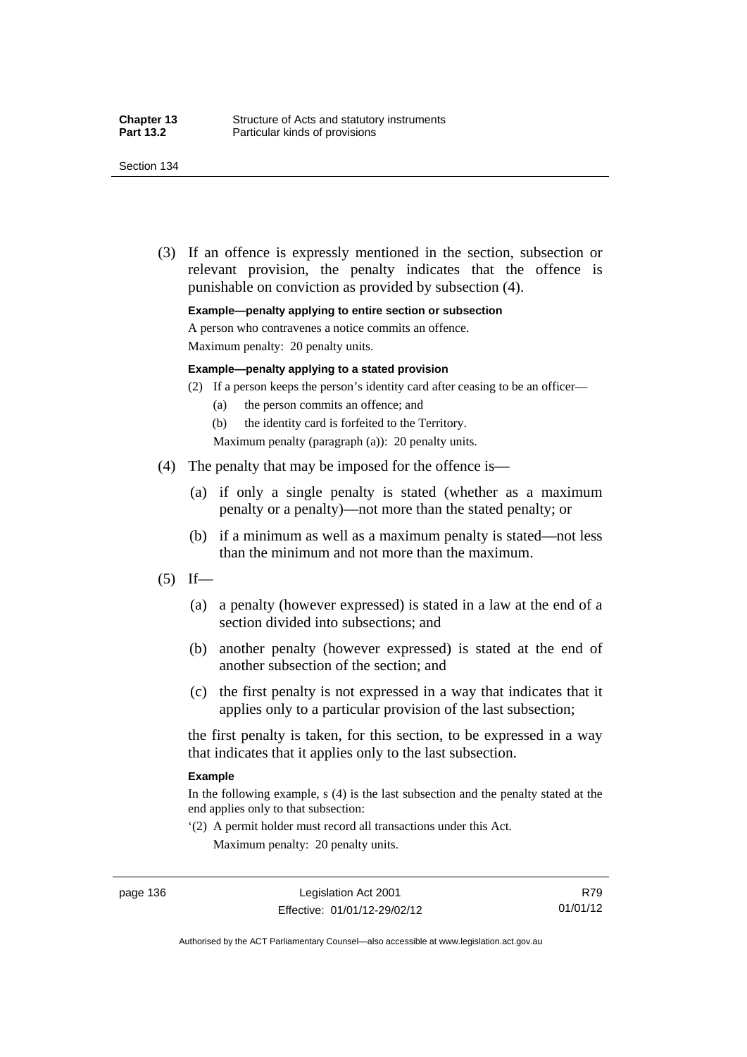(3) If an offence is expressly mentioned in the section, subsection or relevant provision, the penalty indicates that the offence is punishable on conviction as provided by subsection (4).

**Example—penalty applying to entire section or subsection**

A person who contravenes a notice commits an offence.

Maximum penalty: 20 penalty units.

**Example—penalty applying to a stated provision**

(2) If a person keeps the person's identity card after ceasing to be an officer—

(a) the person commits an offence; and

(b) the identity card is forfeited to the Territory.

Maximum penalty (paragraph (a)): 20 penalty units.

(4) The penalty that may be imposed for the offence is—

(a) if only a single penalty is stated (whether as a maximum penalty or a penalty)—not more than the stated penalty; or

(b) if a minimum as well as a maximum penalty is stated—not less than the minimum and not more than the maximum.

(5) If—

(a) a penalty (however expressed) is stated in a law at the end of a section divided into subsections; and

(b) another penalty (however expressed) is stated at the end of another subsection of the section; and

(c) the first penalty is not expressed in a way that indicates that it applies only to a particular provision of the last subsection;

the first penalty is taken, for this section, to be expressed in a way that indicates that it applies only to the last subsection.

**Example**

In the following example, s (4) is the last subsection and the penalty stated at the end applies only to that subsection:

'(2) A permit holder must record all transactions under this Act.

Maximum penalty: 20 penalty units.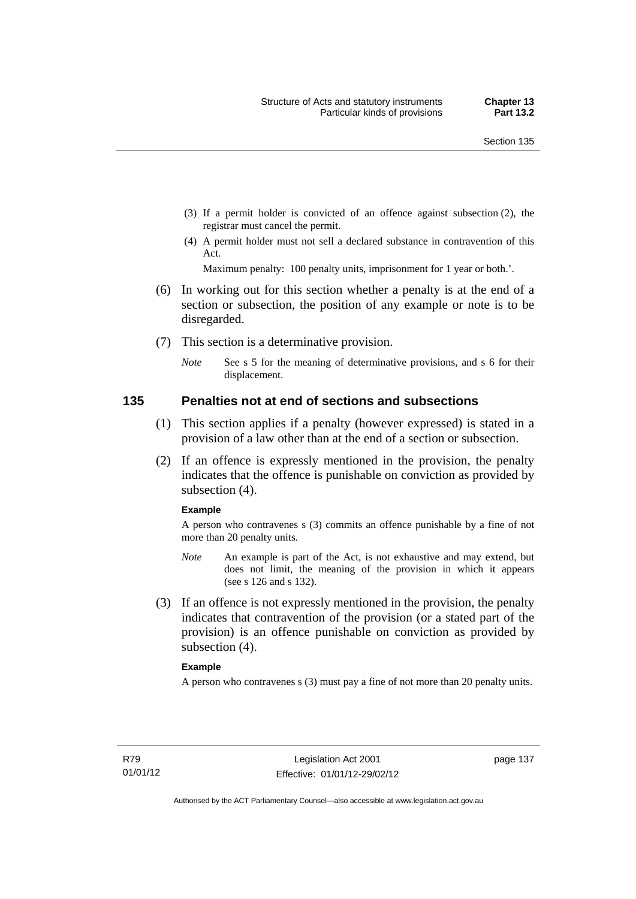(3) If a permit holder is convicted of an offence against subsection (2), the registrar must cancel the permit.

(4) A permit holder must not sell a declared substance in contravention of this Act.

Maximum penalty: 100 penalty units, imprisonment for 1 year or both.'.

(6) In working out for this section whether a penalty is at the end of a section or subsection, the position of any example or note is to be disregarded.

(7) This section is a determinative provision.

*Note* See s 5 for the meaning of determinative provisions, and s 6 for their displacement.

## 135 Penalties not at end of sections and subsections

(1) This section applies if a penalty (however expressed) is stated in a provision of a law other than at the end of a section or subsection.

(2) If an offence is expressly mentioned in the provision, the penalty indicates that the offence is punishable on conviction as provided by subsection (4).

**Example**

A person who contravenes s (3) commits an offence punishable by a fine of not more than 20 penalty units.

*Note* An example is part of the Act, is not exhaustive and may extend, but does not limit, the meaning of the provision in which it appears (see s 126 and s 132).

(3) If an offence is not expressly mentioned in the provision, the penalty indicates that contravention of the provision (or a stated part of the provision) is an offence punishable on conviction as provided by subsection (4).

**Example**

A person who contravenes s (3) must pay a fine of not more than 20 penalty units.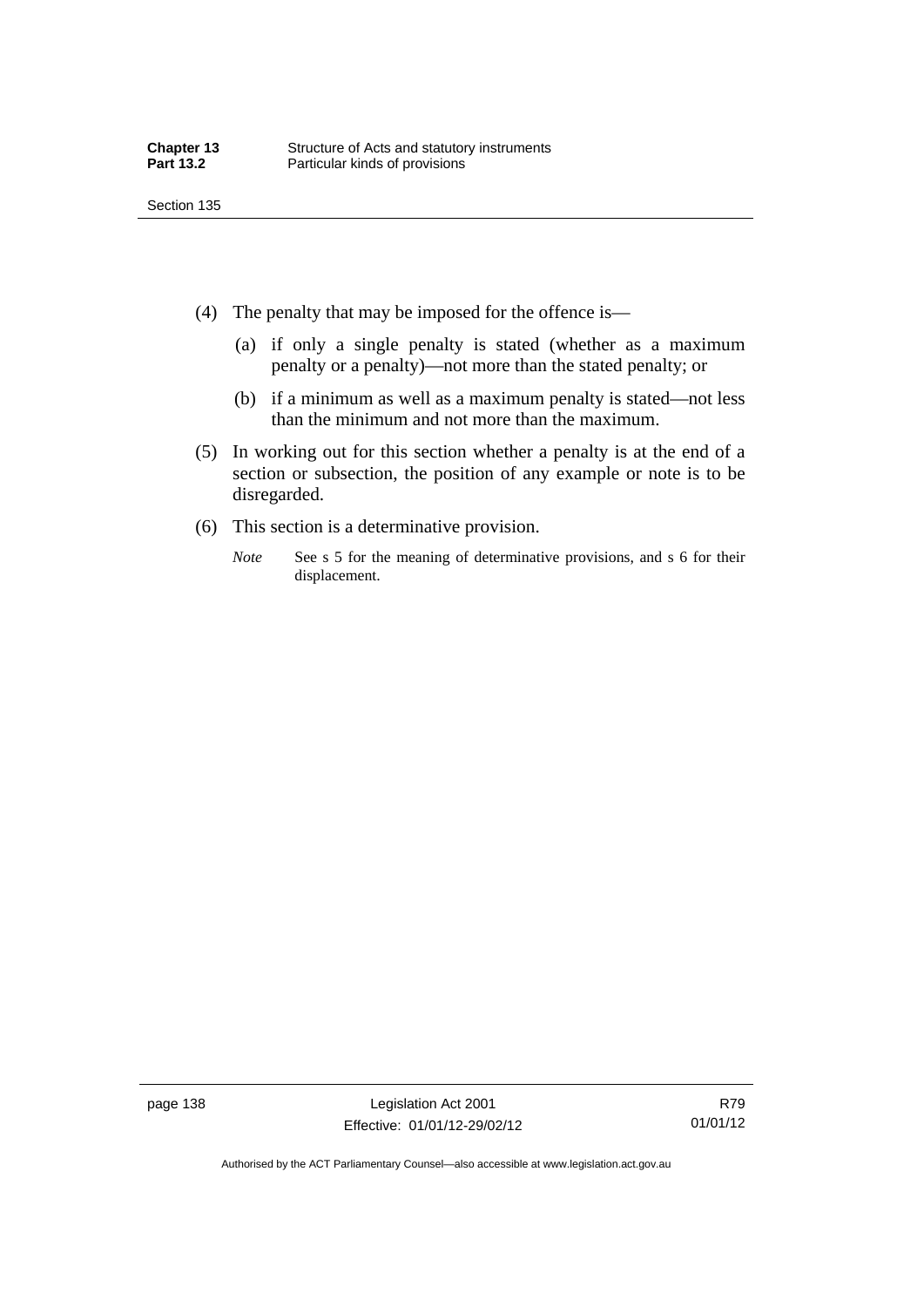(4) The penalty that may be imposed for the offence is—

(a) if only a single penalty is stated (whether as a maximum penalty or a penalty)—not more than the stated penalty; or

(b) if a minimum as well as a maximum penalty is stated—not less than the minimum and not more than the maximum.

(5) In working out for this section whether a penalty is at the end of a section or subsection, the position of any example or note is to be disregarded.

(6) This section is a determinative provision.

*Note* See s 5 for the meaning of determinative provisions, and s 6 for their displacement.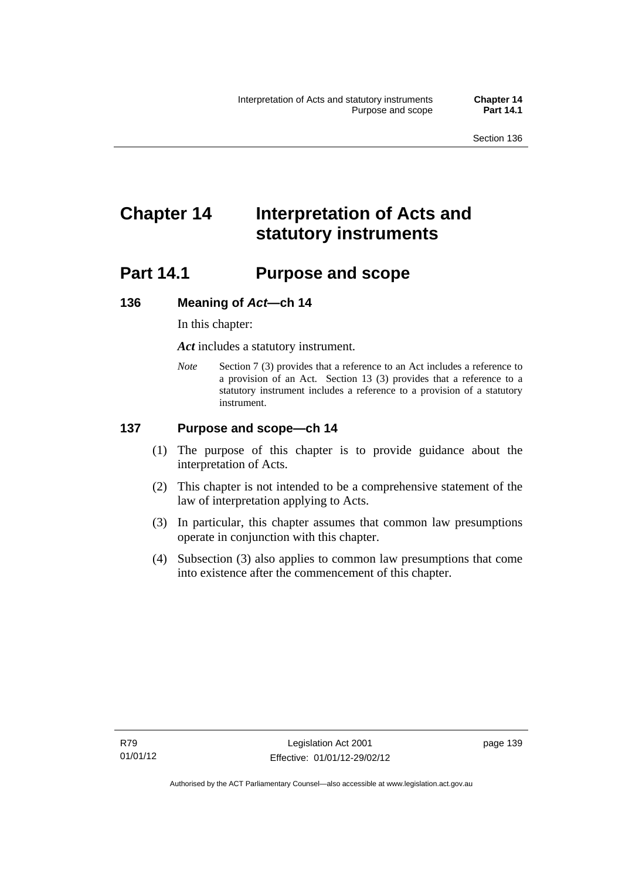# Chapter 14 Interpretation of Acts and statutory instruments

## Part 14.1 Purpose and scope

### 136 Meaning of *Act*—ch 14

In this chapter:

***Act*** includes a statutory instrument.

*Note* Section 7 (3) provides that a reference to an Act includes a reference to a provision of an Act. Section 13 (3) provides that a reference to a statutory instrument includes a reference to a provision of a statutory instrument.

### 137 Purpose and scope—ch 14

(1) The purpose of this chapter is to provide guidance about the interpretation of Acts.

(2) This chapter is not intended to be a comprehensive statement of the law of interpretation applying to Acts.

(3) In particular, this chapter assumes that common law presumptions operate in conjunction with this chapter.

(4) Subsection (3) also applies to common law presumptions that come into existence after the commencement of this chapter.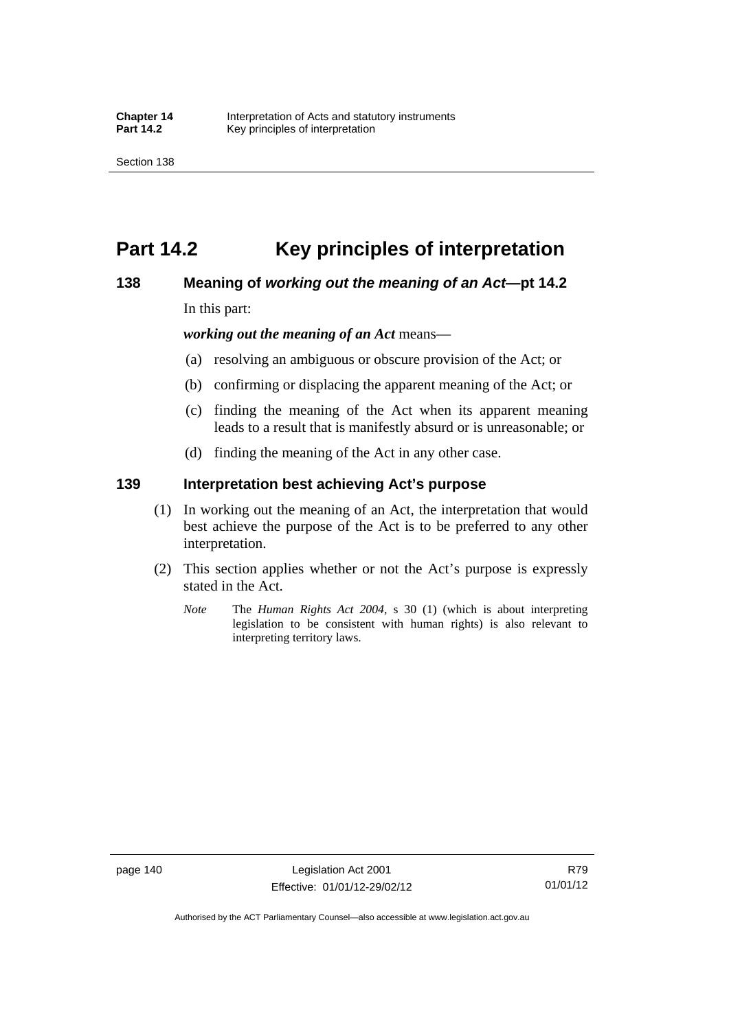# Part 14.2 Key principles of interpretation

## 138 Meaning of *working out the meaning of an Act*—pt 14.2

In this part:

***working out the meaning of an Act*** means—

(a) resolving an ambiguous or obscure provision of the Act; or

(b) confirming or displacing the apparent meaning of the Act; or

(c) finding the meaning of the Act when its apparent meaning leads to a result that is manifestly absurd or is unreasonable; or

(d) finding the meaning of the Act in any other case.

## 139 Interpretation best achieving Act's purpose

(1) In working out the meaning of an Act, the interpretation that would best achieve the purpose of the Act is to be preferred to any other interpretation.

(2) This section applies whether or not the Act's purpose is expressly stated in the Act.

*Note* The *Human Rights Act 2004*, s 30 (1) (which is about interpreting legislation to be consistent with human rights) is also relevant to interpreting territory laws.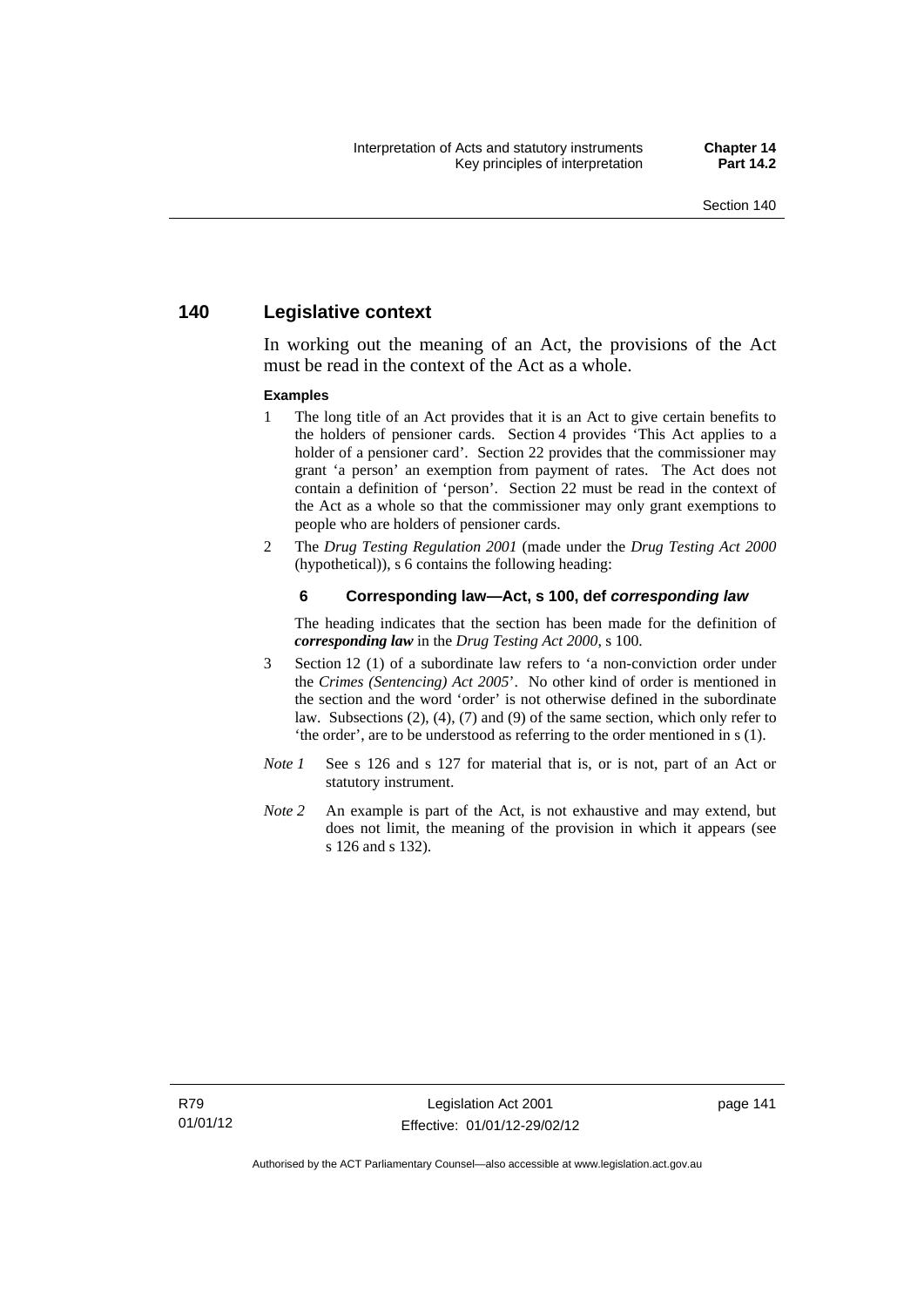## 140 Legislative context

In working out the meaning of an Act, the provisions of the Act must be read in the context of the Act as a whole.

**Examples**

1 The long title of an Act provides that it is an Act to give certain benefits to the holders of pensioner cards. Section 4 provides 'This Act applies to a holder of a pensioner card'. Section 22 provides that the commissioner may grant 'a person' an exemption from payment of rates. The Act does not contain a definition of 'person'. Section 22 must be read in the context of the Act as a whole so that the commissioner may only grant exemptions to people who are holders of pensioner cards.

2 The *Drug Testing Regulation 2001* (made under the *Drug Testing Act 2000* (hypothetical)), s 6 contains the following heading:

**6 Corresponding law—Act, s 100, def *corresponding law***

The heading indicates that the section has been made for the definition of ***corresponding law*** in the *Drug Testing Act 2000*, s 100.

3 Section 12 (1) of a subordinate law refers to 'a non-conviction order under the *Crimes (Sentencing) Act 2005*'. No other kind of order is mentioned in the section and the word 'order' is not otherwise defined in the subordinate law. Subsections (2), (4), (7) and (9) of the same section, which only refer to 'the order', are to be understood as referring to the order mentioned in s (1).

*Note 1* See s 126 and s 127 for material that is, or is not, part of an Act or statutory instrument.

*Note 2* An example is part of the Act, is not exhaustive and may extend, but does not limit, the meaning of the provision in which it appears (see s 126 and s 132).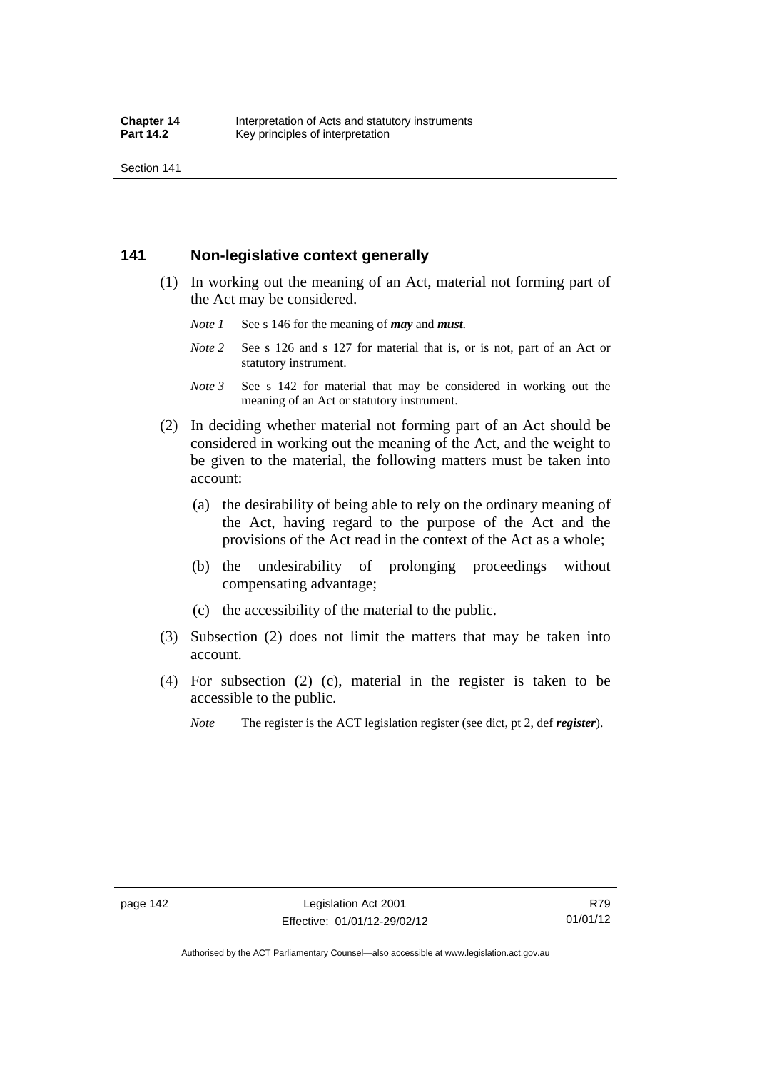## 141 Non-legislative context generally

(1) In working out the meaning of an Act, material not forming part of the Act may be considered.

*Note 1* See s 146 for the meaning of ***may*** and ***must***.

*Note 2* See s 126 and s 127 for material that is, or is not, part of an Act or statutory instrument.

*Note 3* See s 142 for material that may be considered in working out the meaning of an Act or statutory instrument.

(2) In deciding whether material not forming part of an Act should be considered in working out the meaning of the Act, and the weight to be given to the material, the following matters must be taken into account:

(a) the desirability of being able to rely on the ordinary meaning of the Act, having regard to the purpose of the Act and the provisions of the Act read in the context of the Act as a whole;

(b) the undesirability of prolonging proceedings without compensating advantage;

(c) the accessibility of the material to the public.

(3) Subsection (2) does not limit the matters that may be taken into account.

(4) For subsection (2) (c), material in the register is taken to be accessible to the public.

*Note* The register is the ACT legislation register (see dict, pt 2, def ***register***).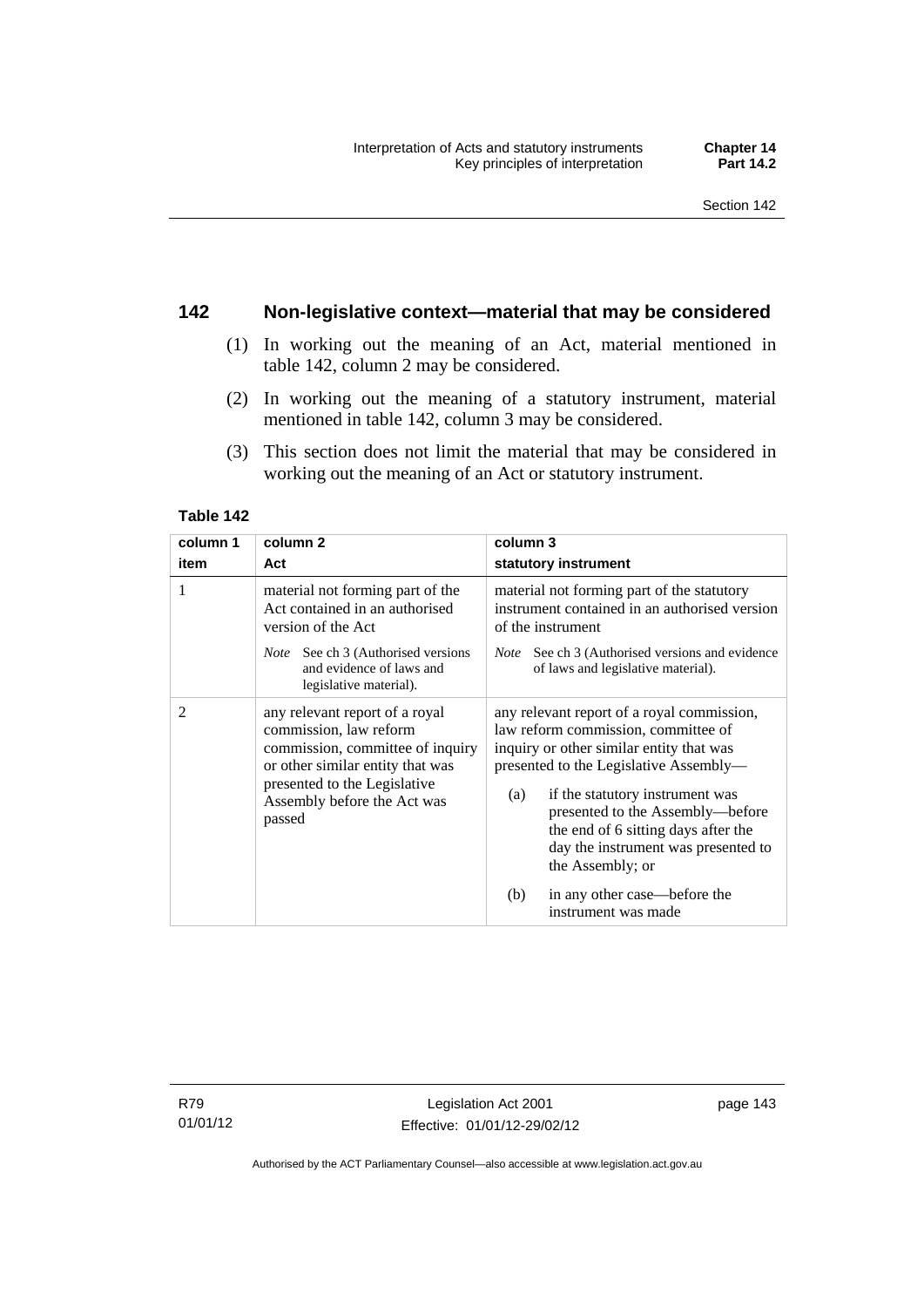## 142 Non-legislative context—material that may be considered

(1) In working out the meaning of an Act, material mentioned in table 142, column 2 may be considered.

(2) In working out the meaning of a statutory instrument, material mentioned in table 142, column 3 may be considered.

(3) This section does not limit the material that may be considered in working out the meaning of an Act or statutory instrument.

**Table 142**

| column 1<br>item | column 2<br>Act | column 3<br>statutory instrument |
|---|---|---|
| 1 | material not forming part of the Act contained in an authorised version of the Act<br><br>*Note* See ch 3 (Authorised versions and evidence of laws and legislative material). | material not forming part of the statutory instrument contained in an authorised version of the instrument<br><br>*Note* See ch 3 (Authorised versions and evidence of laws and legislative material). |
| 2 | any relevant report of a royal commission, law reform commission, committee of inquiry or other similar entity that was presented to the Legislative Assembly before the Act was passed | any relevant report of a royal commission, law reform commission, committee of inquiry or other similar entity that was presented to the Legislative Assembly—<br><br>(a) if the statutory instrument was presented to the Assembly—before the end of 6 sitting days after the day the instrument was presented to the Assembly; or<br><br>(b) in any other case—before the instrument was made |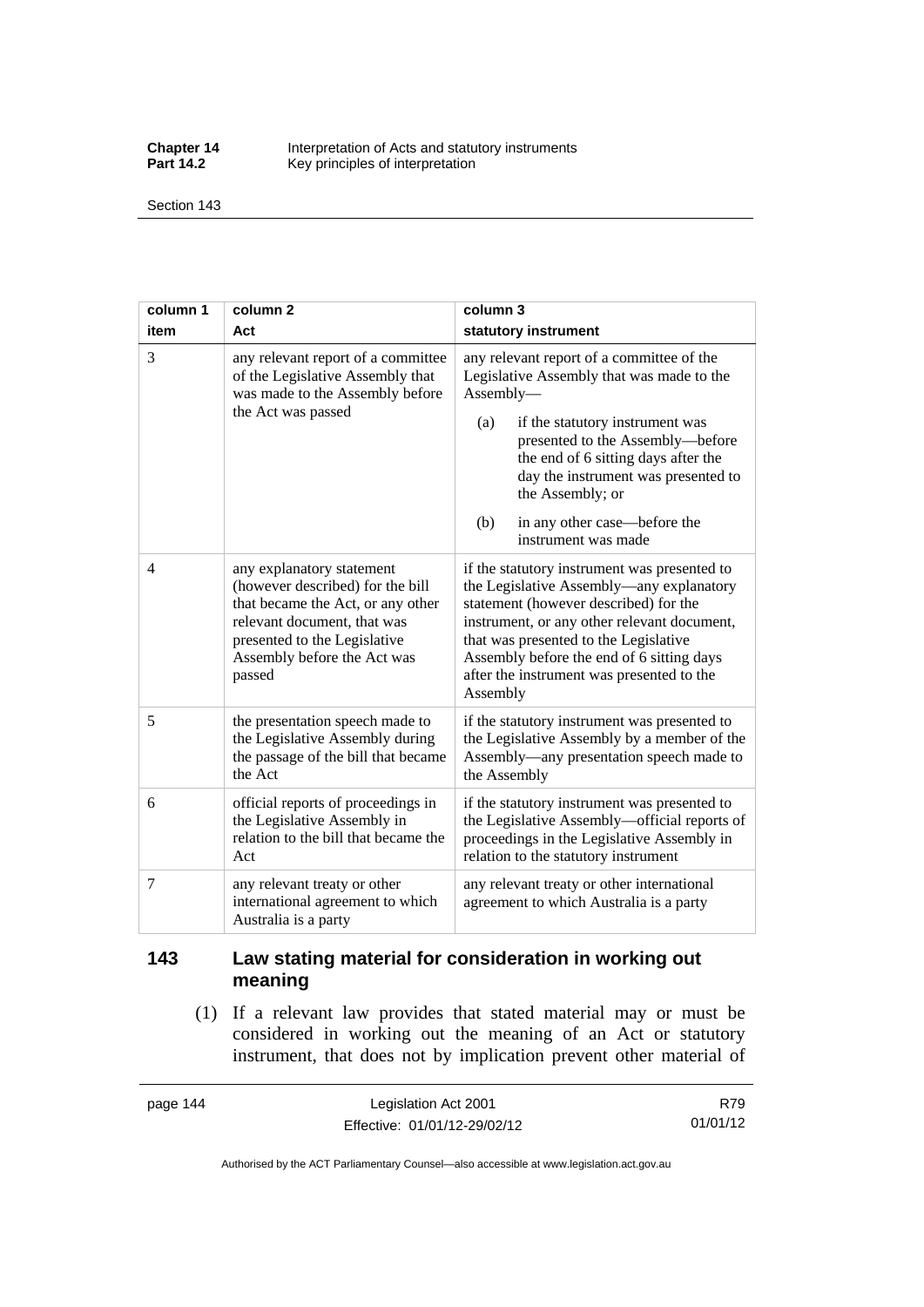| column 1 item | column 2 Act | column 3 statutory instrument |
|---|---|---|
| 3 | any relevant report of a committee of the Legislative Assembly that was made to the Assembly before the Act was passed | any relevant report of a committee of the Legislative Assembly that was made to the Assembly— (a) if the statutory instrument was presented to the Assembly—before the end of 6 sitting days after the day the instrument was presented to the Assembly; or (b) in any other case—before the instrument was made |
| 4 | any explanatory statement (however described) for the bill that became the Act, or any other relevant document, that was presented to the Legislative Assembly before the Act was passed | if the statutory instrument was presented to the Legislative Assembly—any explanatory statement (however described) for the instrument, or any other relevant document, that was presented to the Legislative Assembly before the end of 6 sitting days after the instrument was presented to the Assembly |
| 5 | the presentation speech made to the Legislative Assembly during the passage of the bill that became the Act | if the statutory instrument was presented to the Legislative Assembly by a member of the Assembly—any presentation speech made to the Assembly |
| 6 | official reports of proceedings in the Legislative Assembly in relation to the bill that became the Act | if the statutory instrument was presented to the Legislative Assembly—official reports of proceedings in the Legislative Assembly in relation to the statutory instrument |
| 7 | any relevant treaty or other international agreement to which Australia is a party | any relevant treaty or other international agreement to which Australia is a party |

## 143 Law stating material for consideration in working out meaning

(1) If a relevant law provides that stated material may or must be considered in working out the meaning of an Act or statutory instrument, that does not by implication prevent other material of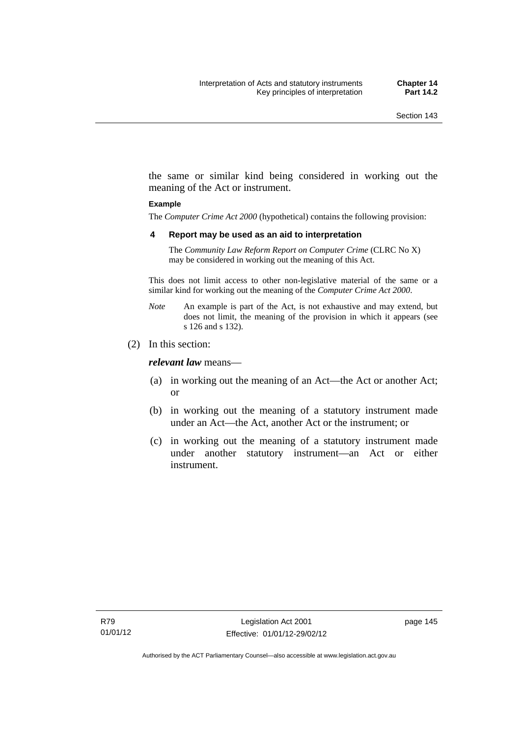the same or similar kind being considered in working out the meaning of the Act or instrument.

**Example**

The *Computer Crime Act 2000* (hypothetical) contains the following provision:

**4 Report may be used as an aid to interpretation**

The *Community Law Reform Report on Computer Crime* (CLRC No X) may be considered in working out the meaning of this Act.

This does not limit access to other non-legislative material of the same or a similar kind for working out the meaning of the *Computer Crime Act 2000*.

*Note* An example is part of the Act, is not exhaustive and may extend, but does not limit, the meaning of the provision in which it appears (see s 126 and s 132).

(2) In this section:

***relevant law*** means—

(a) in working out the meaning of an Act—the Act or another Act; or

(b) in working out the meaning of a statutory instrument made under an Act—the Act, another Act or the instrument; or

(c) in working out the meaning of a statutory instrument made under another statutory instrument—an Act or either instrument.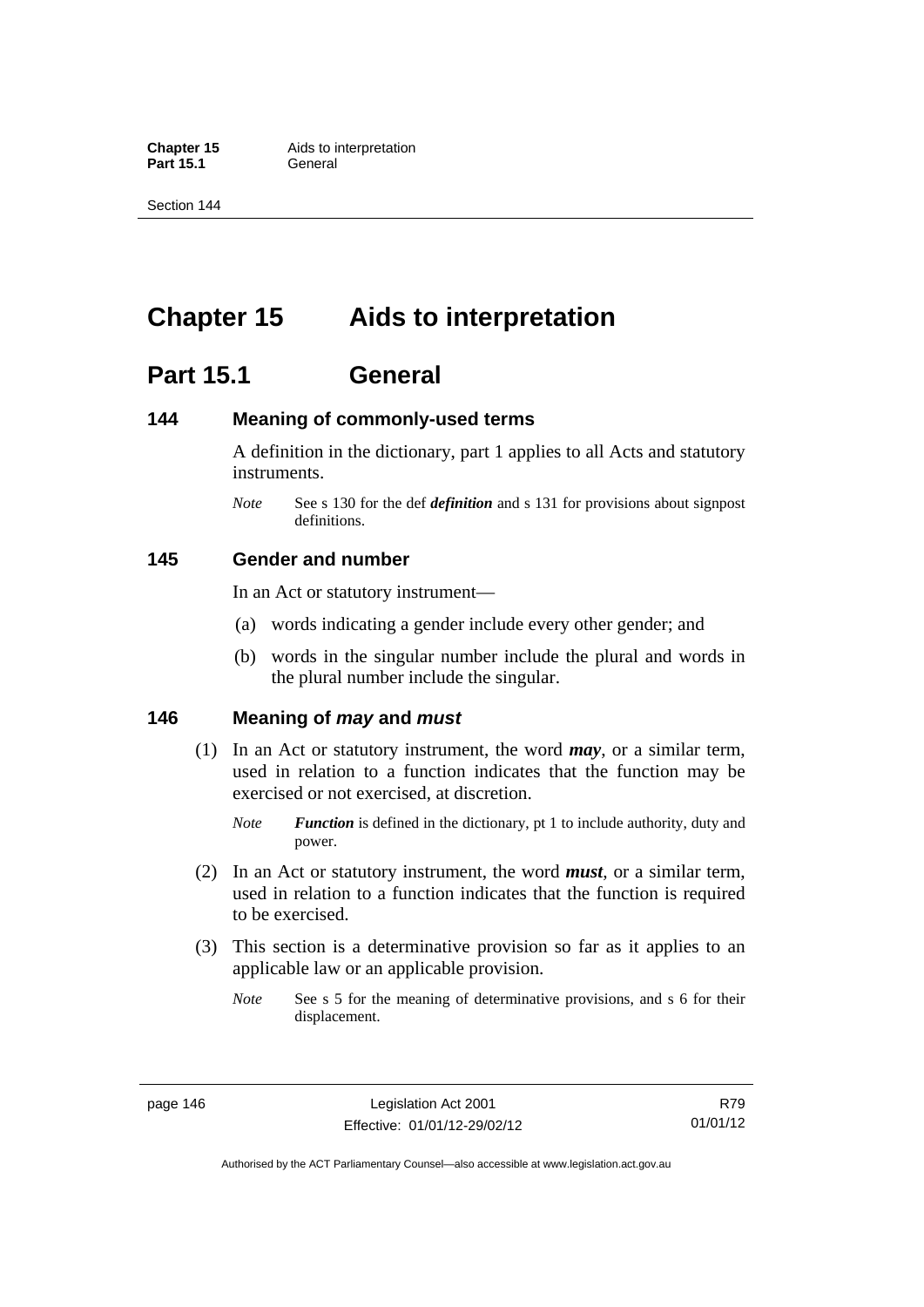# Chapter 15 Aids to interpretation

## Part 15.1 General

### 144 Meaning of commonly-used terms

A definition in the dictionary, part 1 applies to all Acts and statutory instruments.

*Note* See s 130 for the def ***definition*** and s 131 for provisions about signpost definitions.

### 145 Gender and number

In an Act or statutory instrument—

(a) words indicating a gender include every other gender; and

(b) words in the singular number include the plural and words in the plural number include the singular.

### 146 Meaning of *may* and *must*

(1) In an Act or statutory instrument, the word ***may***, or a similar term, used in relation to a function indicates that the function may be exercised or not exercised, at discretion.

*Note* ***Function*** is defined in the dictionary, pt 1 to include authority, duty and power.

(2) In an Act or statutory instrument, the word ***must***, or a similar term, used in relation to a function indicates that the function is required to be exercised.

(3) This section is a determinative provision so far as it applies to an applicable law or an applicable provision.

*Note* See s 5 for the meaning of determinative provisions, and s 6 for their displacement.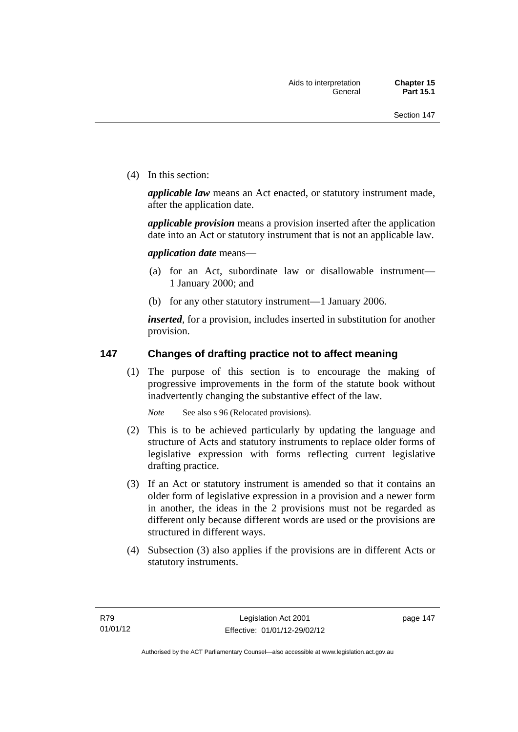(4) In this section:

***applicable law*** means an Act enacted, or statutory instrument made, after the application date.

***applicable provision*** means a provision inserted after the application date into an Act or statutory instrument that is not an applicable law.

***application date*** means—

(a) for an Act, subordinate law or disallowable instrument—1 January 2000; and

(b) for any other statutory instrument—1 January 2006.

***inserted***, for a provision, includes inserted in substitution for another provision.

## 147 Changes of drafting practice not to affect meaning

(1) The purpose of this section is to encourage the making of progressive improvements in the form of the statute book without inadvertently changing the substantive effect of the law.

*Note* See also s 96 (Relocated provisions).

(2) This is to be achieved particularly by updating the language and structure of Acts and statutory instruments to replace older forms of legislative expression with forms reflecting current legislative drafting practice.

(3) If an Act or statutory instrument is amended so that it contains an older form of legislative expression in a provision and a newer form in another, the ideas in the 2 provisions must not be regarded as different only because different words are used or the provisions are structured in different ways.

(4) Subsection (3) also applies if the provisions are in different Acts or statutory instruments.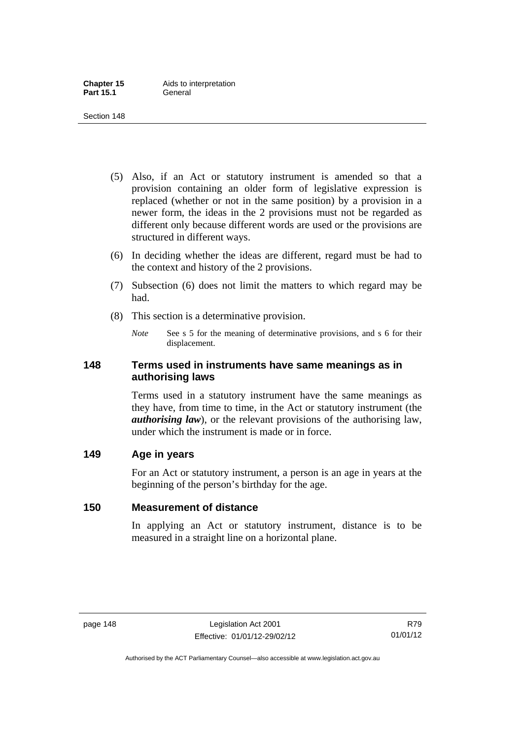(5) Also, if an Act or statutory instrument is amended so that a provision containing an older form of legislative expression is replaced (whether or not in the same position) by a provision in a newer form, the ideas in the 2 provisions must not be regarded as different only because different words are used or the provisions are structured in different ways.

(6) In deciding whether the ideas are different, regard must be had to the context and history of the 2 provisions.

(7) Subsection (6) does not limit the matters to which regard may be had.

(8) This section is a determinative provision.

*Note* See s 5 for the meaning of determinative provisions, and s 6 for their displacement.

## 148 Terms used in instruments have same meanings as in authorising laws

Terms used in a statutory instrument have the same meanings as they have, from time to time, in the Act or statutory instrument (the ***authorising law***), or the relevant provisions of the authorising law, under which the instrument is made or in force.

## 149 Age in years

For an Act or statutory instrument, a person is an age in years at the beginning of the person's birthday for the age.

## 150 Measurement of distance

In applying an Act or statutory instrument, distance is to be measured in a straight line on a horizontal plane.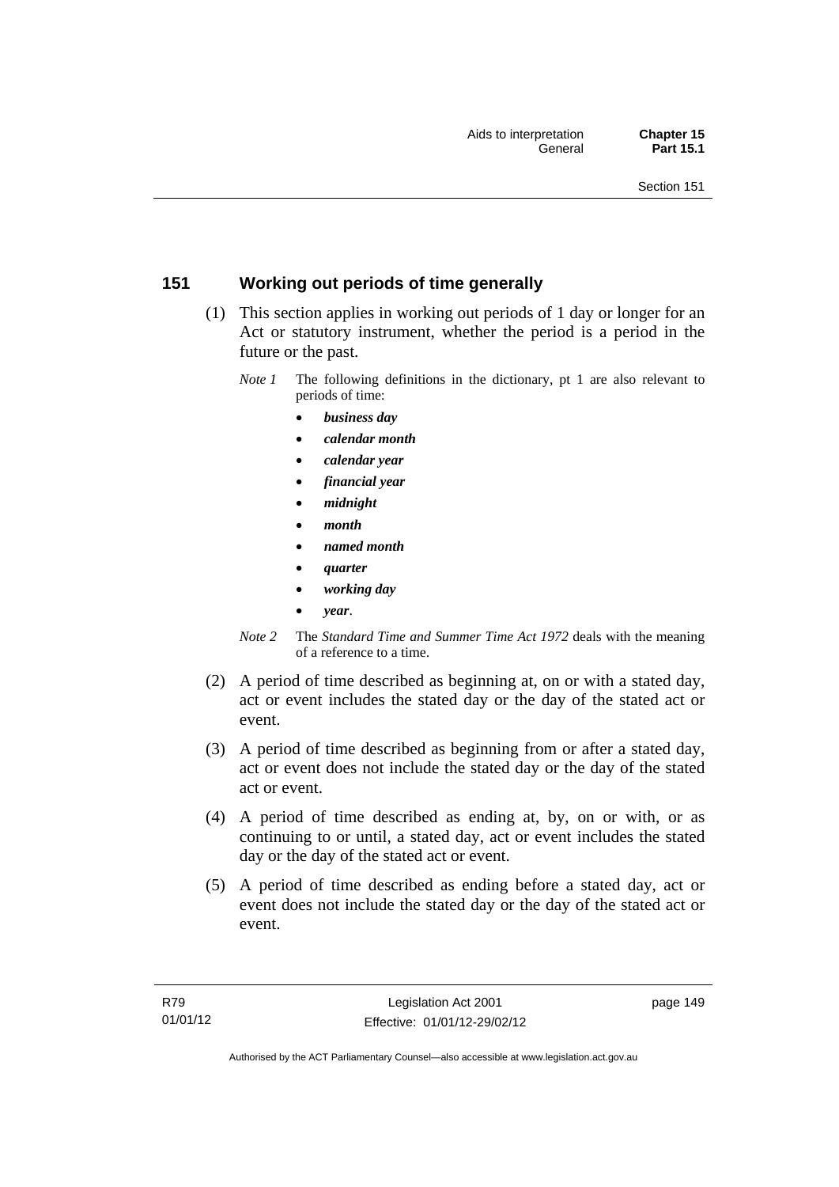## 151 Working out periods of time generally

(1) This section applies in working out periods of 1 day or longer for an Act or statutory instrument, whether the period is a period in the future or the past.

*Note 1* The following definitions in the dictionary, pt 1 are also relevant to periods of time:

- ***business day***
- ***calendar month***
- ***calendar year***
- ***financial year***
- ***midnight***
- ***month***
- ***named month***
- ***quarter***
- ***working day***
- ***year***.

*Note 2* The *Standard Time and Summer Time Act 1972* deals with the meaning of a reference to a time.

(2) A period of time described as beginning at, on or with a stated day, act or event includes the stated day or the day of the stated act or event.

(3) A period of time described as beginning from or after a stated day, act or event does not include the stated day or the day of the stated act or event.

(4) A period of time described as ending at, by, on or with, or as continuing to or until, a stated day, act or event includes the stated day or the day of the stated act or event.

(5) A period of time described as ending before a stated day, act or event does not include the stated day or the day of the stated act or event.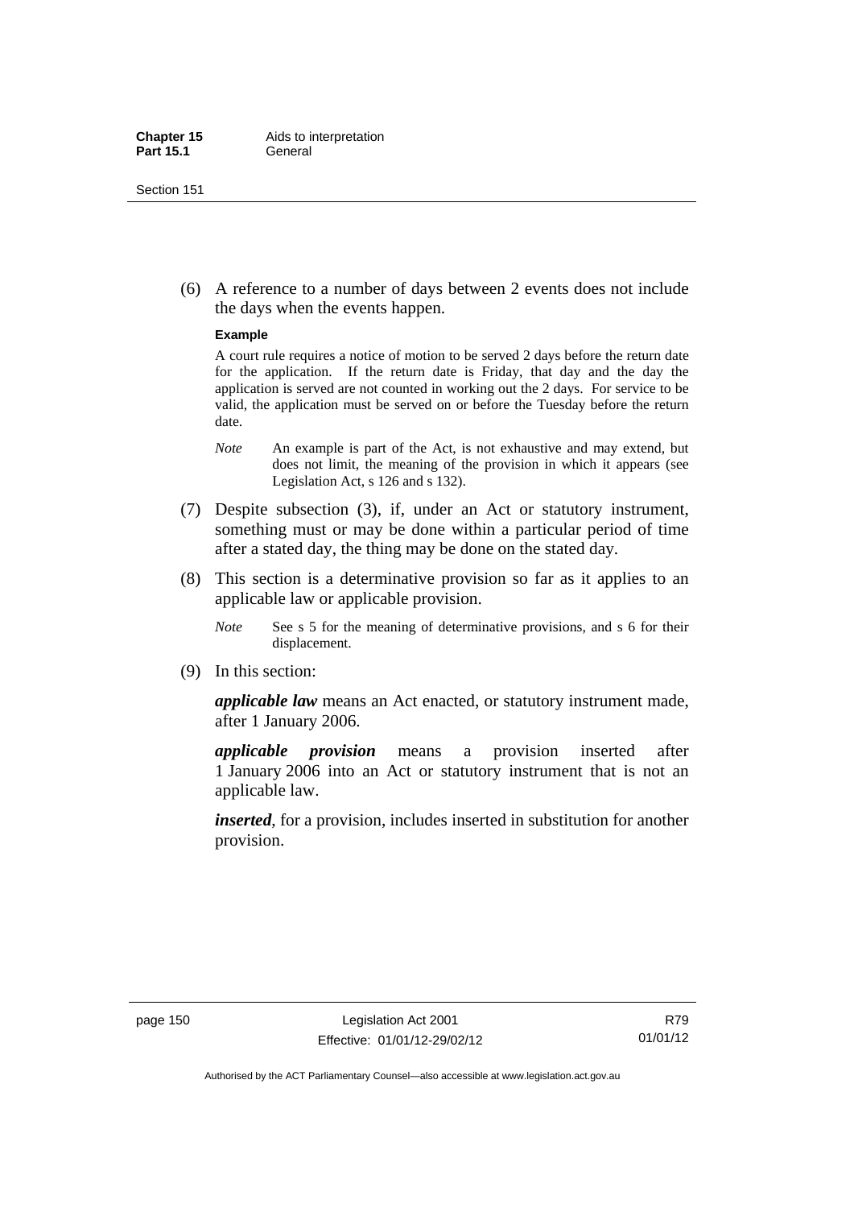(6) A reference to a number of days between 2 events does not include the days when the events happen.

**Example**

A court rule requires a notice of motion to be served 2 days before the return date for the application. If the return date is Friday, that day and the day the application is served are not counted in working out the 2 days. For service to be valid, the application must be served on or before the Tuesday before the return date.

*Note* An example is part of the Act, is not exhaustive and may extend, but does not limit, the meaning of the provision in which it appears (see Legislation Act, s 126 and s 132).

(7) Despite subsection (3), if, under an Act or statutory instrument, something must or may be done within a particular period of time after a stated day, the thing may be done on the stated day.

(8) This section is a determinative provision so far as it applies to an applicable law or applicable provision.

*Note* See s 5 for the meaning of determinative provisions, and s 6 for their displacement.

(9) In this section:

***applicable law*** means an Act enacted, or statutory instrument made, after 1 January 2006.

***applicable provision*** means a provision inserted after 1 January 2006 into an Act or statutory instrument that is not an applicable law.

***inserted***, for a provision, includes inserted in substitution for another provision.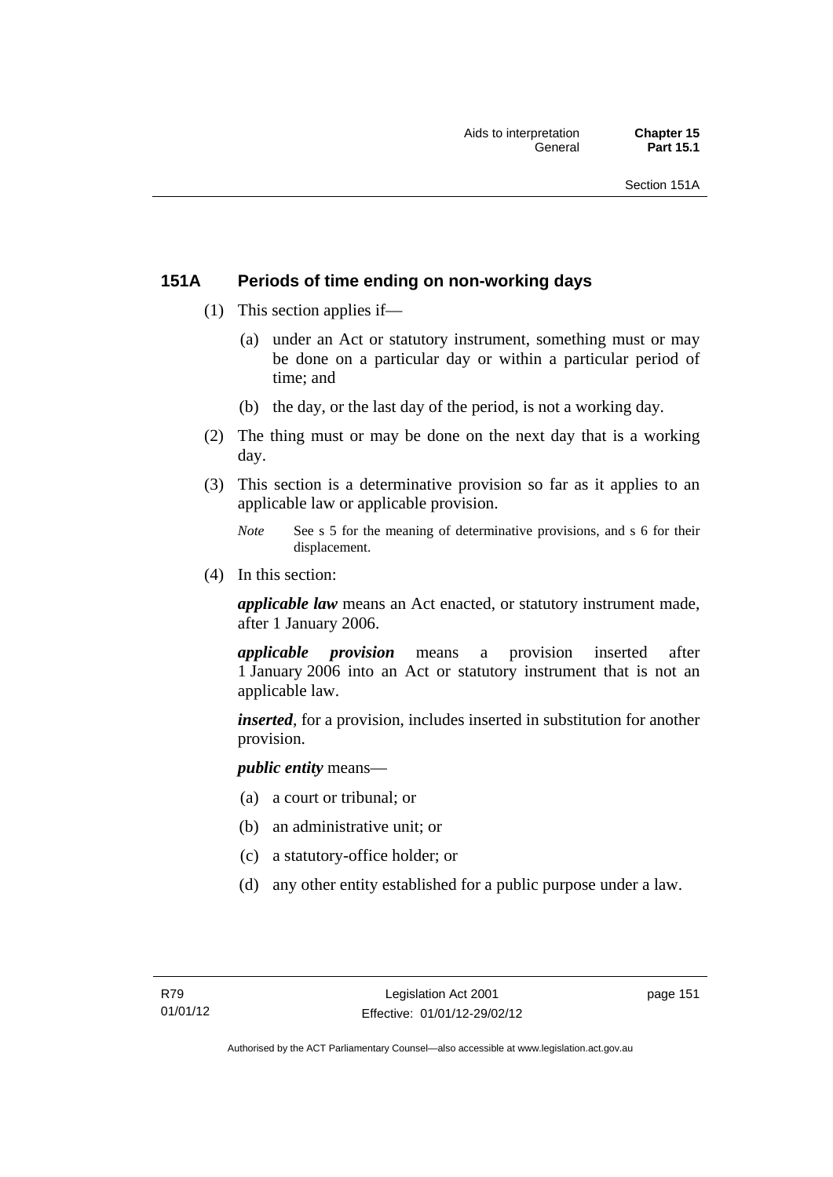## 151A Periods of time ending on non-working days

(1) This section applies if—

(a) under an Act or statutory instrument, something must or may be done on a particular day or within a particular period of time; and

(b) the day, or the last day of the period, is not a working day.

(2) The thing must or may be done on the next day that is a working day.

(3) This section is a determinative provision so far as it applies to an applicable law or applicable provision.

*Note* See s 5 for the meaning of determinative provisions, and s 6 for their displacement.

(4) In this section:

***applicable law*** means an Act enacted, or statutory instrument made, after 1 January 2006.

***applicable provision*** means a provision inserted after 1 January 2006 into an Act or statutory instrument that is not an applicable law.

***inserted***, for a provision, includes inserted in substitution for another provision.

***public entity*** means—

(a) a court or tribunal; or

(b) an administrative unit; or

(c) a statutory-office holder; or

(d) any other entity established for a public purpose under a law.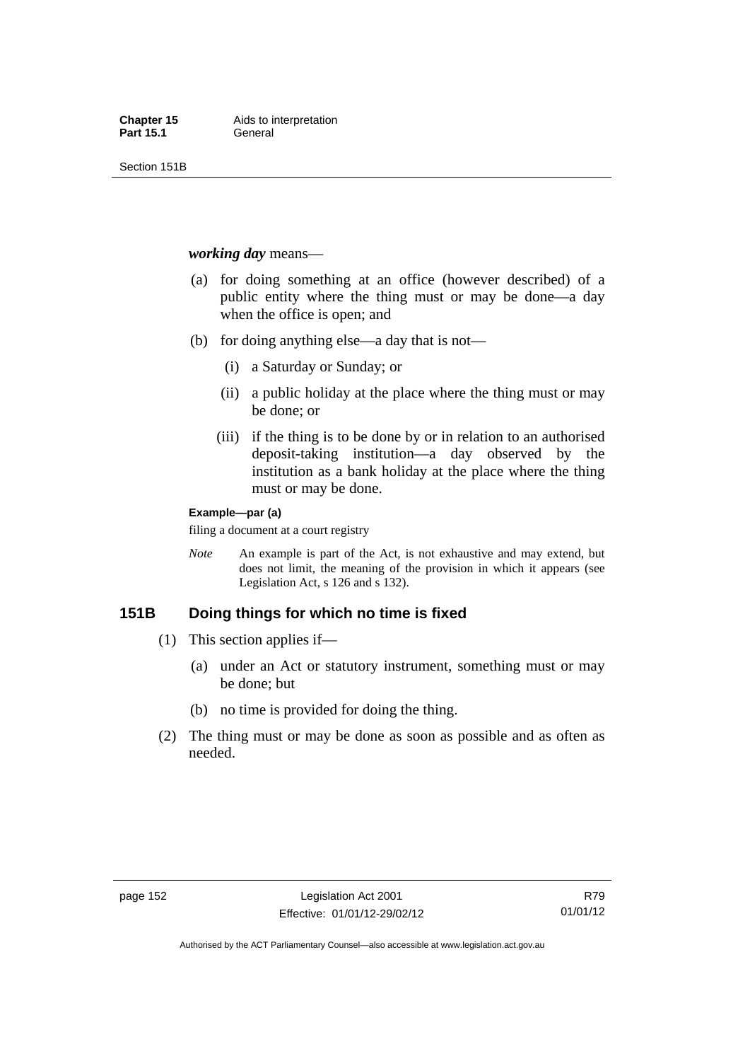***working day*** means—

(a) for doing something at an office (however described) of a public entity where the thing must or may be done—a day when the office is open; and

(b) for doing anything else—a day that is not—

(i) a Saturday or Sunday; or

(ii) a public holiday at the place where the thing must or may be done; or

(iii) if the thing is to be done by or in relation to an authorised deposit-taking institution—a day observed by the institution as a bank holiday at the place where the thing must or may be done.

**Example—par (a)**

filing a document at a court registry

*Note* An example is part of the Act, is not exhaustive and may extend, but does not limit, the meaning of the provision in which it appears (see Legislation Act, s 126 and s 132).

## 151B Doing things for which no time is fixed

(1) This section applies if—

(a) under an Act or statutory instrument, something must or may be done; but

(b) no time is provided for doing the thing.

(2) The thing must or may be done as soon as possible and as often as needed.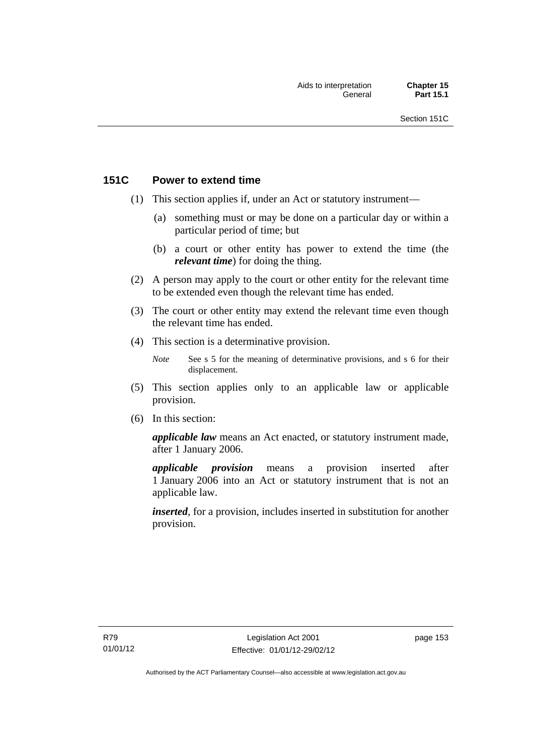## 151C Power to extend time

(1) This section applies if, under an Act or statutory instrument—

(a) something must or may be done on a particular day or within a particular period of time; but

(b) a court or other entity has power to extend the time (the ***relevant time***) for doing the thing.

(2) A person may apply to the court or other entity for the relevant time to be extended even though the relevant time has ended.

(3) The court or other entity may extend the relevant time even though the relevant time has ended.

(4) This section is a determinative provision.

*Note* See s 5 for the meaning of determinative provisions, and s 6 for their displacement.

(5) This section applies only to an applicable law or applicable provision.

(6) In this section:

***applicable law*** means an Act enacted, or statutory instrument made, after 1 January 2006.

***applicable provision*** means a provision inserted after 1 January 2006 into an Act or statutory instrument that is not an applicable law.

***inserted***, for a provision, includes inserted in substitution for another provision.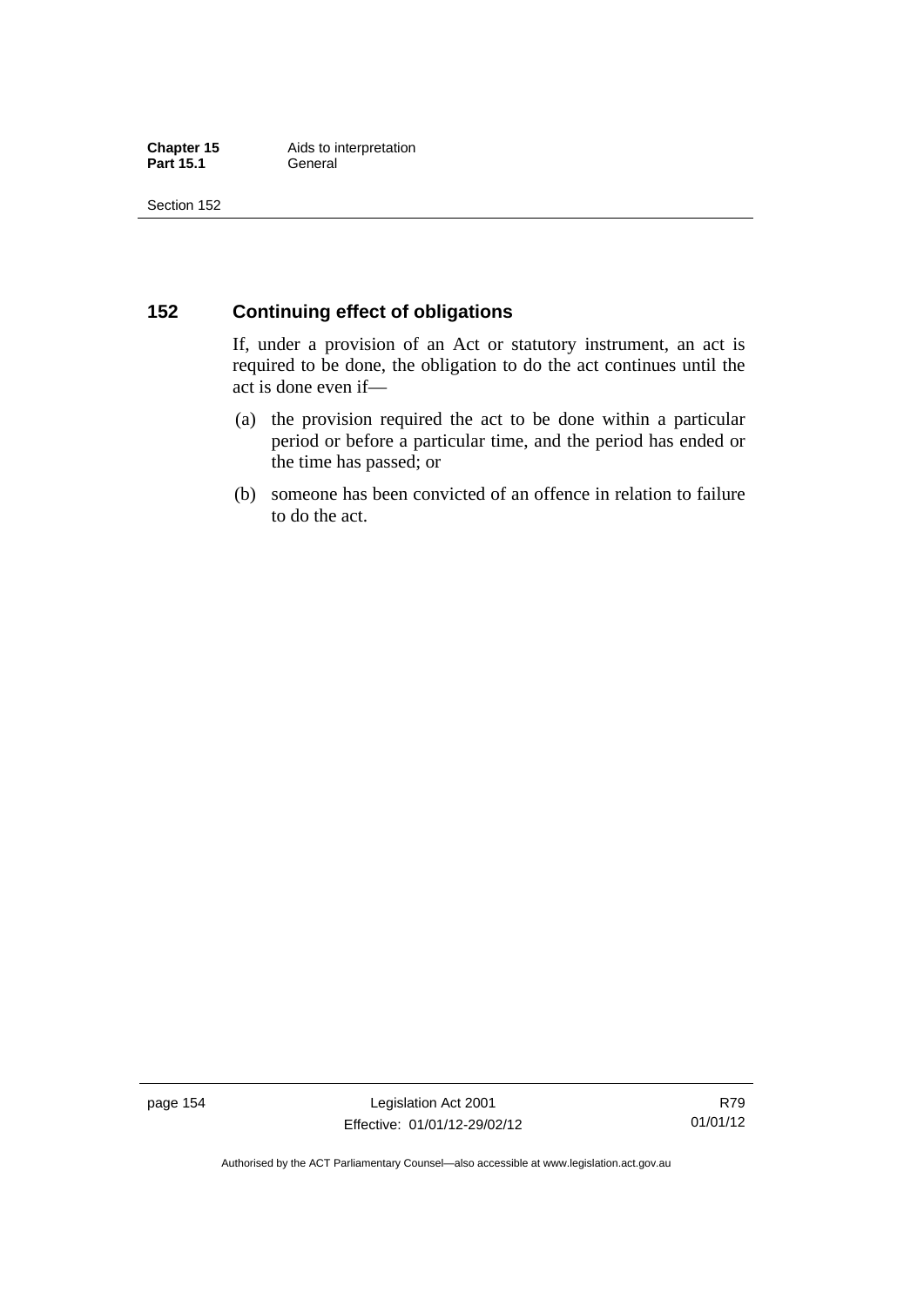## 152 Continuing effect of obligations

If, under a provision of an Act or statutory instrument, an act is required to be done, the obligation to do the act continues until the act is done even if—

(a) the provision required the act to be done within a particular period or before a particular time, and the period has ended or the time has passed; or

(b) someone has been convicted of an offence in relation to failure to do the act.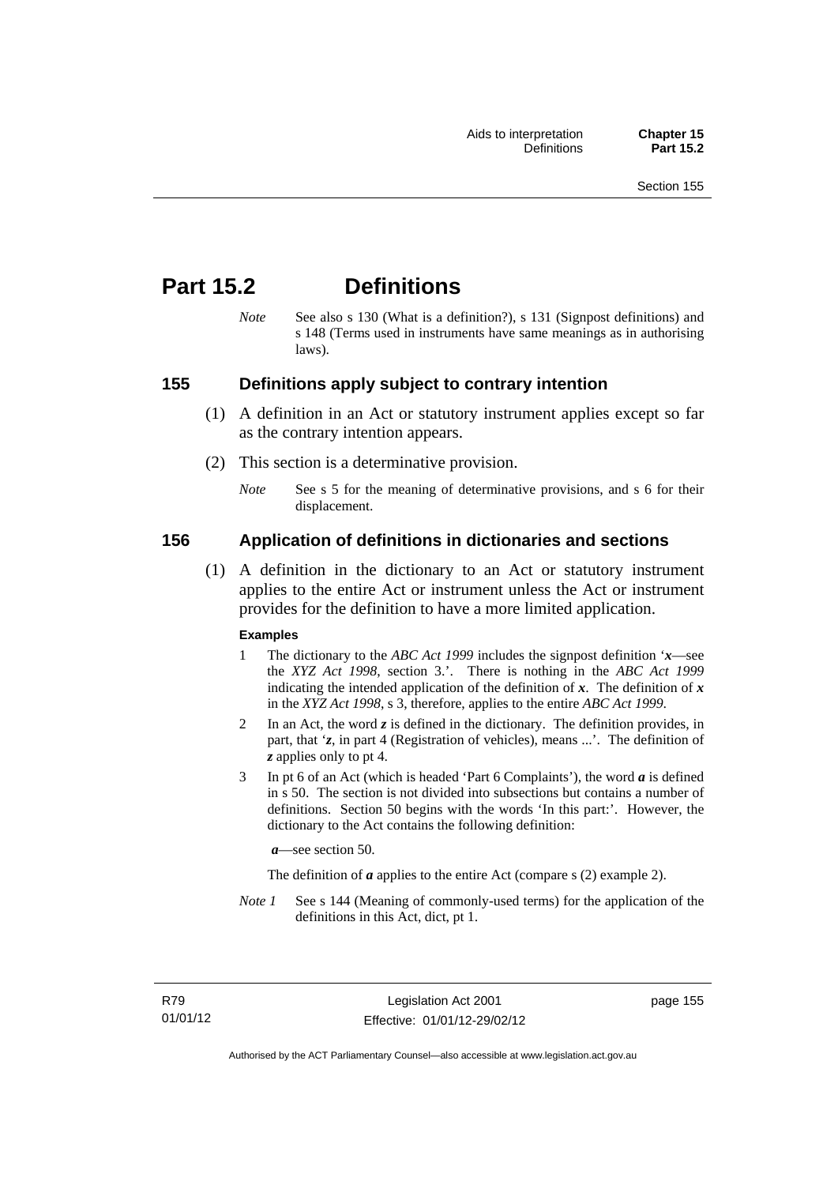# Part 15.2 Definitions

*Note* See also s 130 (What is a definition?), s 131 (Signpost definitions) and s 148 (Terms used in instruments have same meanings as in authorising laws).

## 155 Definitions apply subject to contrary intention

(1) A definition in an Act or statutory instrument applies except so far as the contrary intention appears.

(2) This section is a determinative provision.

*Note* See s 5 for the meaning of determinative provisions, and s 6 for their displacement.

## 156 Application of definitions in dictionaries and sections

(1) A definition in the dictionary to an Act or statutory instrument applies to the entire Act or instrument unless the Act or instrument provides for the definition to have a more limited application.

**Examples**

1 The dictionary to the *ABC Act 1999* includes the signpost definition '***x***—see the *XYZ Act 1998*, section 3.'. There is nothing in the *ABC Act 1999* indicating the intended application of the definition of ***x***. The definition of ***x*** in the *XYZ Act 1998*, s 3, therefore, applies to the entire *ABC Act 1999.*

2 In an Act, the word ***z*** is defined in the dictionary. The definition provides, in part, that '***z***, in part 4 (Registration of vehicles), means ...'. The definition of ***z*** applies only to pt 4.

3 In pt 6 of an Act (which is headed 'Part 6 Complaints'), the word ***a*** is defined in s 50. The section is not divided into subsections but contains a number of definitions. Section 50 begins with the words 'In this part:'. However, the dictionary to the Act contains the following definition:

***a***—see section 50.

The definition of ***a*** applies to the entire Act (compare s (2) example 2).

*Note 1* See s 144 (Meaning of commonly-used terms) for the application of the definitions in this Act, dict, pt 1.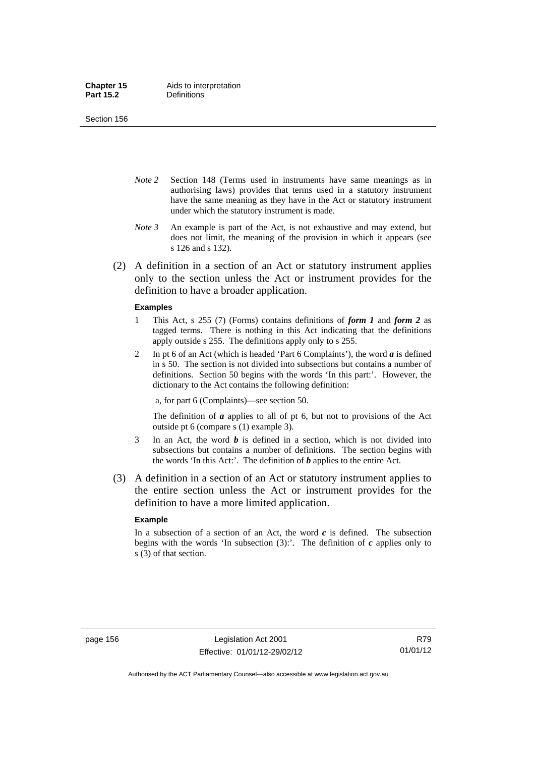*Note 2* Section 148 (Terms used in instruments have same meanings as in authorising laws) provides that terms used in a statutory instrument have the same meaning as they have in the Act or statutory instrument under which the statutory instrument is made.

*Note 3* An example is part of the Act, is not exhaustive and may extend, but does not limit, the meaning of the provision in which it appears (see s 126 and s 132).

(2) A definition in a section of an Act or statutory instrument applies only to the section unless the Act or instrument provides for the definition to have a broader application.

**Examples**

1 This Act, s 255 (7) (Forms) contains definitions of ***form 1*** and ***form 2*** as tagged terms. There is nothing in this Act indicating that the definitions apply outside s 255. The definitions apply only to s 255.

2 In pt 6 of an Act (which is headed 'Part 6 Complaints'), the word ***a*** is defined in s 50. The section is not divided into subsections but contains a number of definitions. Section 50 begins with the words 'In this part:'. However, the dictionary to the Act contains the following definition:

a, for part 6 (Complaints)—see section 50.

The definition of ***a*** applies to all of pt 6, but not to provisions of the Act outside pt 6 (compare s (1) example 3).

3 In an Act, the word ***b*** is defined in a section, which is not divided into subsections but contains a number of definitions. The section begins with the words 'In this Act:'. The definition of ***b*** applies to the entire Act.

(3) A definition in a section of an Act or statutory instrument applies to the entire section unless the Act or instrument provides for the definition to have a more limited application.

**Example**

In a subsection of a section of an Act, the word ***c*** is defined. The subsection begins with the words 'In subsection (3):'. The definition of ***c*** applies only to s (3) of that section.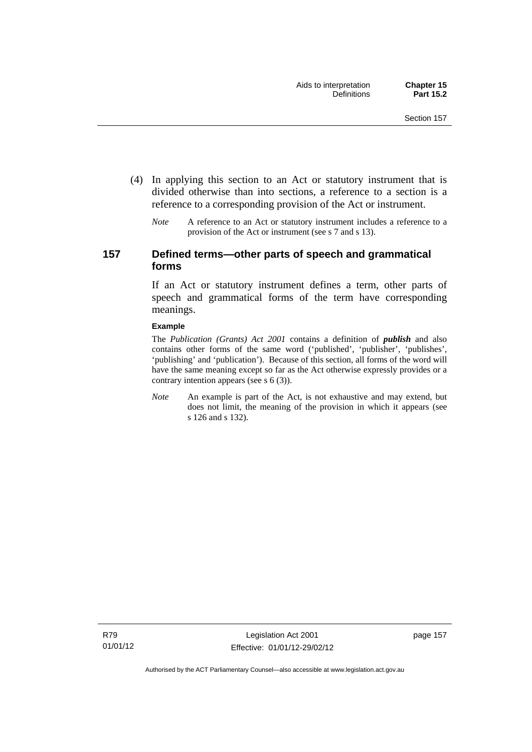(4) In applying this section to an Act or statutory instrument that is divided otherwise than into sections, a reference to a section is a reference to a corresponding provision of the Act or instrument.

*Note* A reference to an Act or statutory instrument includes a reference to a provision of the Act or instrument (see s 7 and s 13).

## 157 Defined terms—other parts of speech and grammatical forms

If an Act or statutory instrument defines a term, other parts of speech and grammatical forms of the term have corresponding meanings.

**Example**

The *Publication (Grants) Act 2001* contains a definition of ***publish*** and also contains other forms of the same word ('published', 'publisher', 'publishes', 'publishing' and 'publication'). Because of this section, all forms of the word will have the same meaning except so far as the Act otherwise expressly provides or a contrary intention appears (see s 6 (3)).

*Note* An example is part of the Act, is not exhaustive and may extend, but does not limit, the meaning of the provision in which it appears (see s 126 and s 132).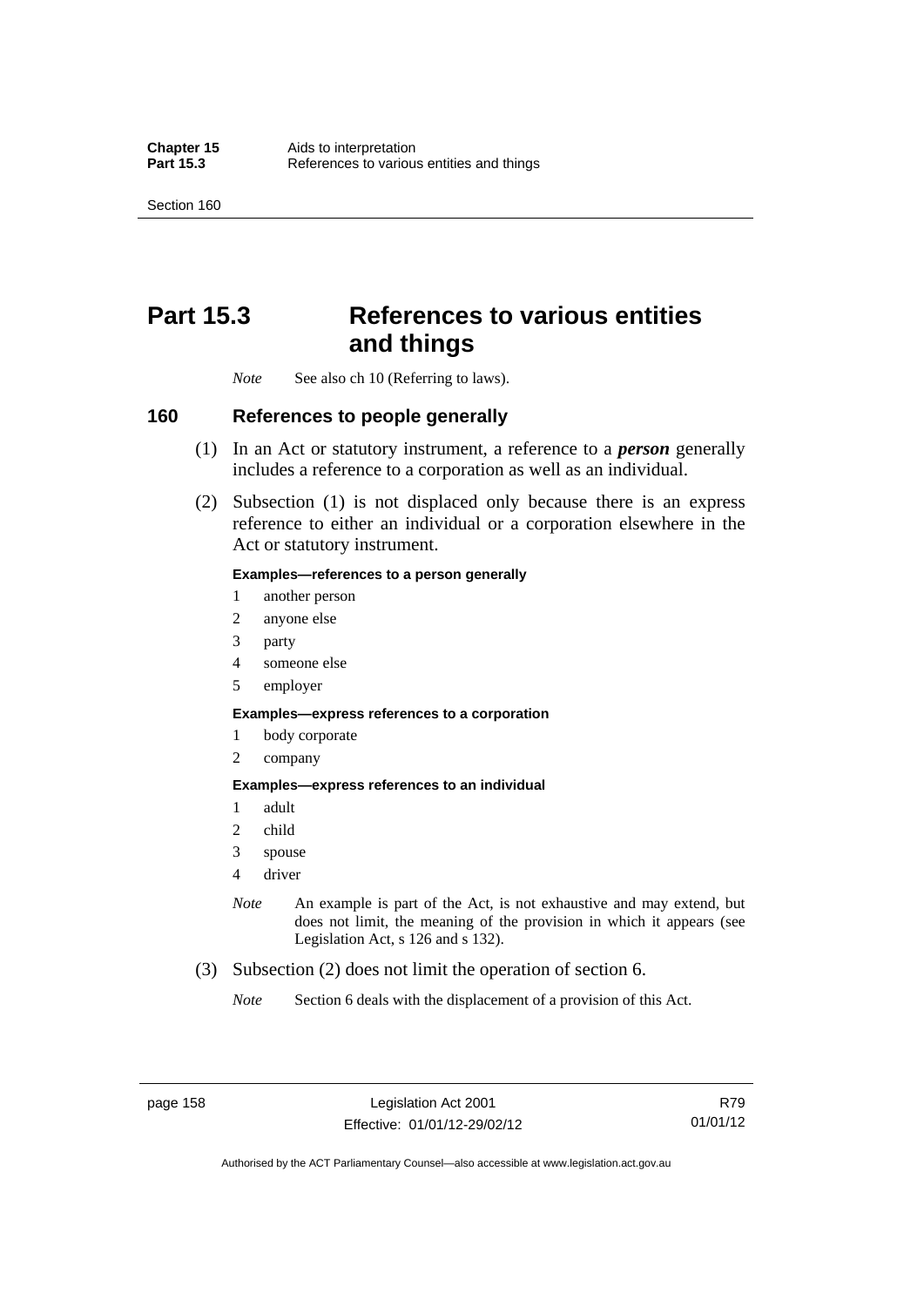# Part 15.3 References to various entities and things

*Note* See also ch 10 (Referring to laws).

## 160 References to people generally

(1) In an Act or statutory instrument, a reference to a ***person*** generally includes a reference to a corporation as well as an individual.

(2) Subsection (1) is not displaced only because there is an express reference to either an individual or a corporation elsewhere in the Act or statutory instrument.

**Examples—references to a person generally**

1 another person
2 anyone else
3 party
4 someone else
5 employer

**Examples—express references to a corporation**

1 body corporate
2 company

**Examples—express references to an individual**

1 adult
2 child
3 spouse
4 driver

*Note* An example is part of the Act, is not exhaustive and may extend, but does not limit, the meaning of the provision in which it appears (see Legislation Act, s 126 and s 132).

(3) Subsection (2) does not limit the operation of section 6.

*Note* Section 6 deals with the displacement of a provision of this Act.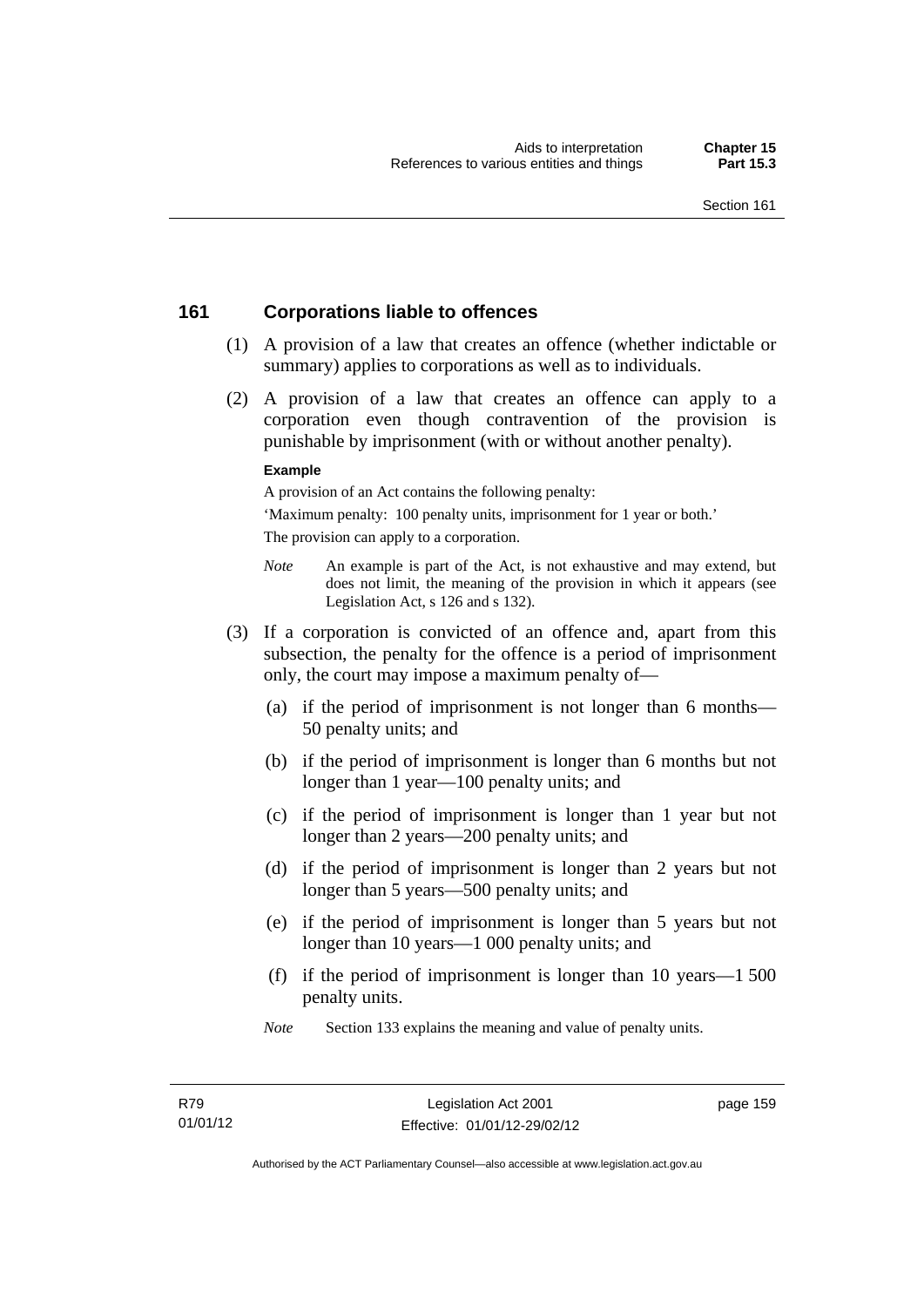## 161 Corporations liable to offences

(1) A provision of a law that creates an offence (whether indictable or summary) applies to corporations as well as to individuals.

(2) A provision of a law that creates an offence can apply to a corporation even though contravention of the provision is punishable by imprisonment (with or without another penalty).

**Example**

A provision of an Act contains the following penalty:

'Maximum penalty: 100 penalty units, imprisonment for 1 year or both.'

The provision can apply to a corporation.

*Note* An example is part of the Act, is not exhaustive and may extend, but does not limit, the meaning of the provision in which it appears (see Legislation Act, s 126 and s 132).

(3) If a corporation is convicted of an offence and, apart from this subsection, the penalty for the offence is a period of imprisonment only, the court may impose a maximum penalty of—

(a) if the period of imprisonment is not longer than 6 months—50 penalty units; and

(b) if the period of imprisonment is longer than 6 months but not longer than 1 year—100 penalty units; and

(c) if the period of imprisonment is longer than 1 year but not longer than 2 years—200 penalty units; and

(d) if the period of imprisonment is longer than 2 years but not longer than 5 years—500 penalty units; and

(e) if the period of imprisonment is longer than 5 years but not longer than 10 years—1 000 penalty units; and

(f) if the period of imprisonment is longer than 10 years—1 500 penalty units.

*Note* Section 133 explains the meaning and value of penalty units.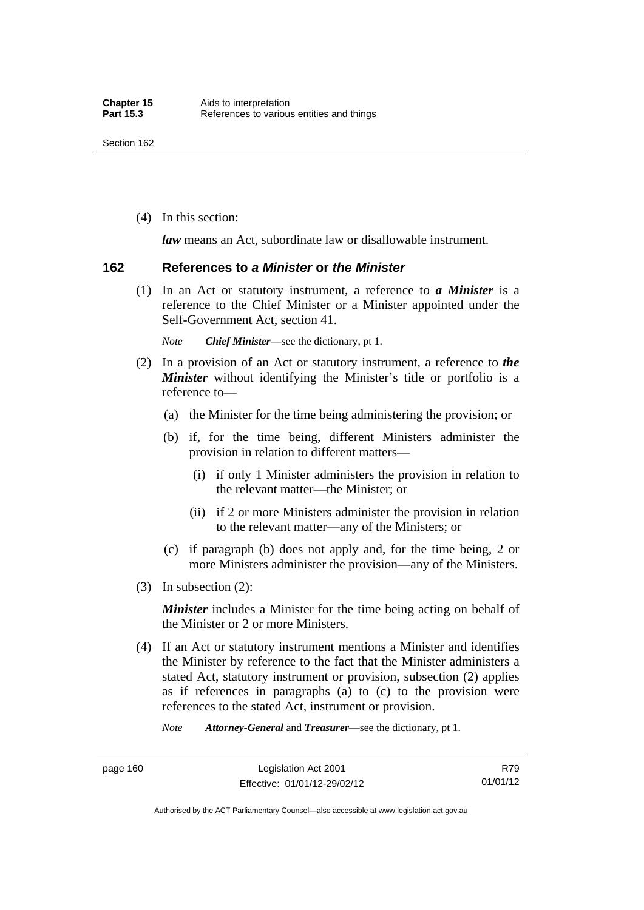(4) In this section:

***law*** means an Act, subordinate law or disallowable instrument.

## 162 References to *a Minister* or *the Minister*

(1) In an Act or statutory instrument, a reference to ***a Minister*** is a reference to the Chief Minister or a Minister appointed under the Self-Government Act, section 41.

*Note* ***Chief Minister***—see the dictionary, pt 1.

(2) In a provision of an Act or statutory instrument, a reference to ***the Minister*** without identifying the Minister's title or portfolio is a reference to—

(a) the Minister for the time being administering the provision; or

(b) if, for the time being, different Ministers administer the provision in relation to different matters—

(i) if only 1 Minister administers the provision in relation to the relevant matter—the Minister; or

(ii) if 2 or more Ministers administer the provision in relation to the relevant matter—any of the Ministers; or

(c) if paragraph (b) does not apply and, for the time being, 2 or more Ministers administer the provision—any of the Ministers.

(3) In subsection (2):

***Minister*** includes a Minister for the time being acting on behalf of the Minister or 2 or more Ministers.

(4) If an Act or statutory instrument mentions a Minister and identifies the Minister by reference to the fact that the Minister administers a stated Act, statutory instrument or provision, subsection (2) applies as if references in paragraphs (a) to (c) to the provision were references to the stated Act, instrument or provision.

*Note* ***Attorney-General*** and ***Treasurer***—see the dictionary, pt 1.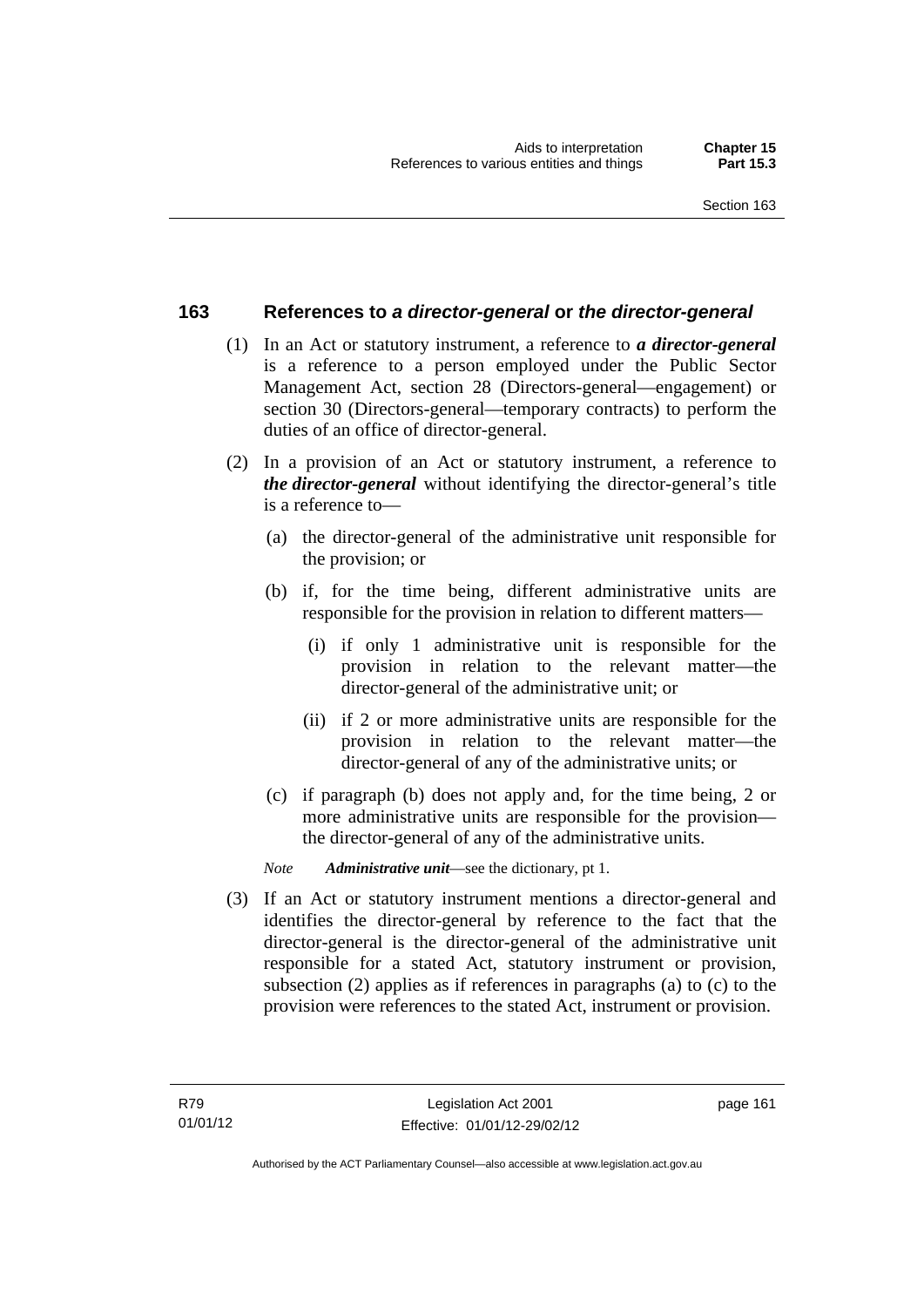## 163 References to *a director-general* or *the director-general*

(1) In an Act or statutory instrument, a reference to ***a director-general*** is a reference to a person employed under the Public Sector Management Act, section 28 (Directors-general—engagement) or section 30 (Directors-general—temporary contracts) to perform the duties of an office of director-general.

(2) In a provision of an Act or statutory instrument, a reference to ***the director-general*** without identifying the director-general's title is a reference to—

(a) the director-general of the administrative unit responsible for the provision; or

(b) if, for the time being, different administrative units are responsible for the provision in relation to different matters—

(i) if only 1 administrative unit is responsible for the provision in relation to the relevant matter—the director-general of the administrative unit; or

(ii) if 2 or more administrative units are responsible for the provision in relation to the relevant matter—the director-general of any of the administrative units; or

(c) if paragraph (b) does not apply and, for the time being, 2 or more administrative units are responsible for the provision—the director-general of any of the administrative units.

*Note* ***Administrative unit***—see the dictionary, pt 1.

(3) If an Act or statutory instrument mentions a director-general and identifies the director-general by reference to the fact that the director-general is the director-general of the administrative unit responsible for a stated Act, statutory instrument or provision, subsection (2) applies as if references in paragraphs (a) to (c) to the provision were references to the stated Act, instrument or provision.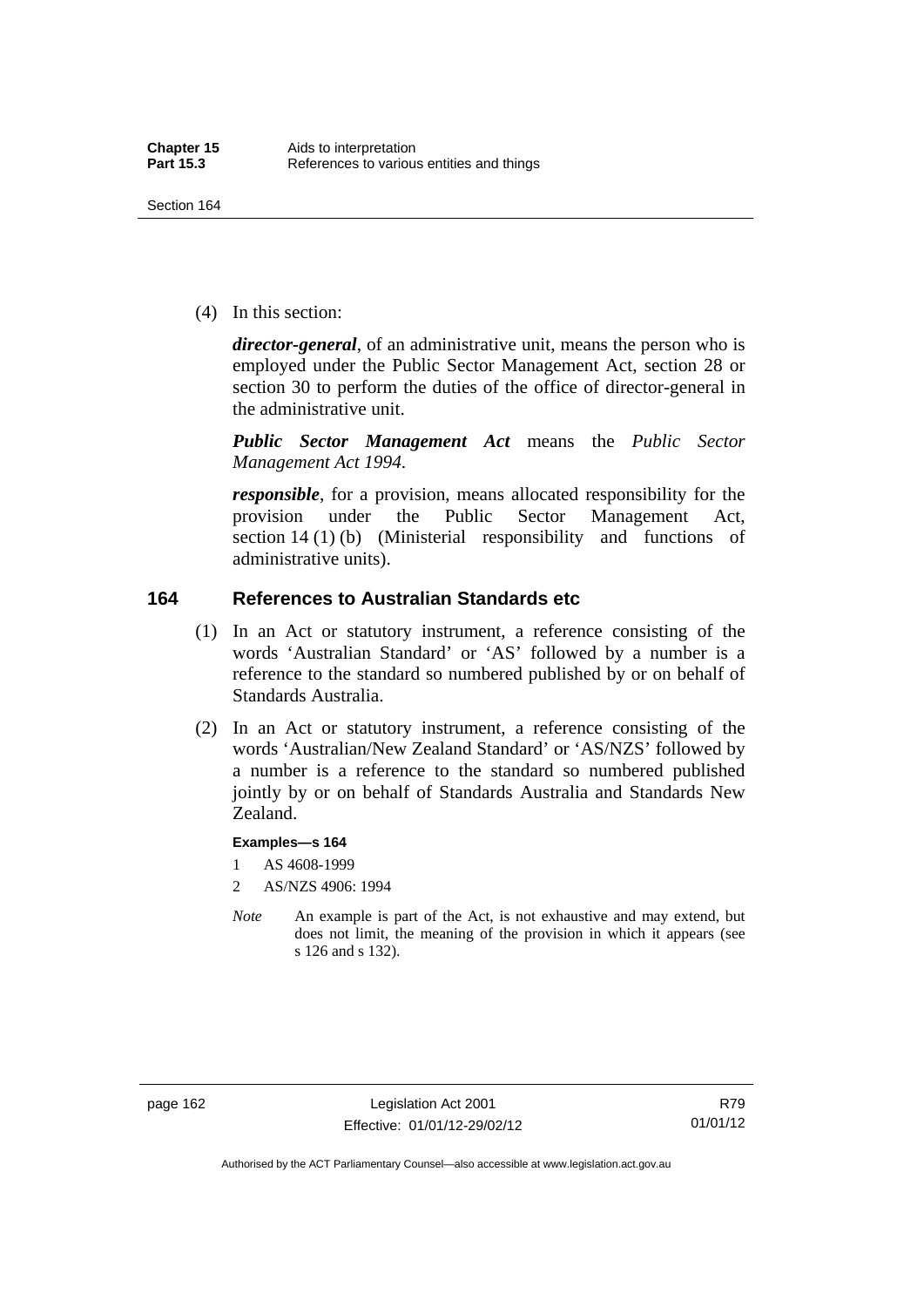(4) In this section:

***director-general***, of an administrative unit, means the person who is employed under the Public Sector Management Act, section 28 or section 30 to perform the duties of the office of director-general in the administrative unit.

***Public Sector Management Act*** means the *Public Sector Management Act 1994*.

***responsible***, for a provision, means allocated responsibility for the provision under the Public Sector Management Act, section 14 (1) (b) (Ministerial responsibility and functions of administrative units).

## 164 References to Australian Standards etc

(1) In an Act or statutory instrument, a reference consisting of the words 'Australian Standard' or 'AS' followed by a number is a reference to the standard so numbered published by or on behalf of Standards Australia.

(2) In an Act or statutory instrument, a reference consisting of the words 'Australian/New Zealand Standard' or 'AS/NZS' followed by a number is a reference to the standard so numbered published jointly by or on behalf of Standards Australia and Standards New Zealand.

**Examples—s 164**

1 AS 4608-1999

2 AS/NZS 4906: 1994

*Note* An example is part of the Act, is not exhaustive and may extend, but does not limit, the meaning of the provision in which it appears (see s 126 and s 132).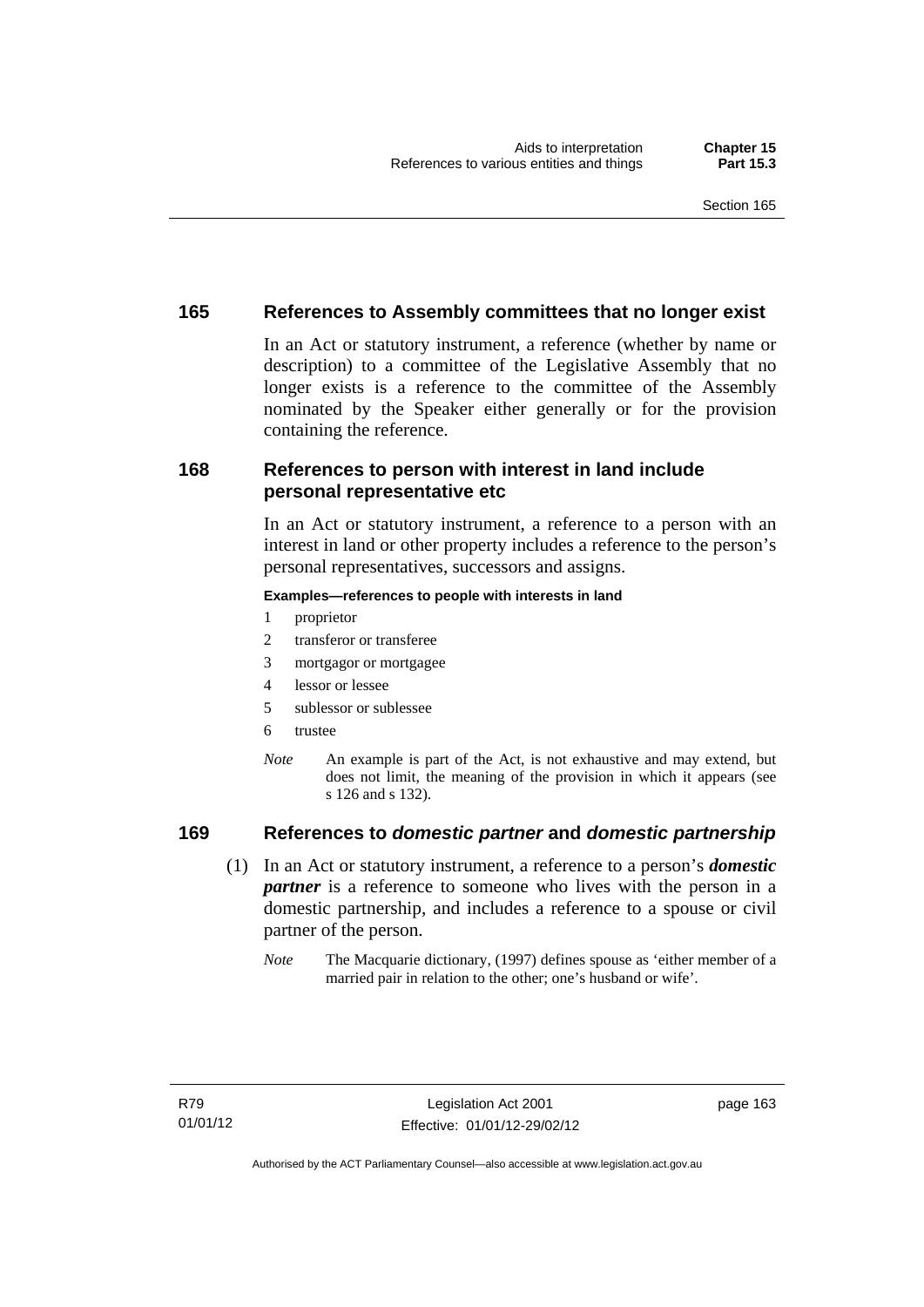## 165 References to Assembly committees that no longer exist

In an Act or statutory instrument, a reference (whether by name or description) to a committee of the Legislative Assembly that no longer exists is a reference to the committee of the Assembly nominated by the Speaker either generally or for the provision containing the reference.

## 168 References to person with interest in land include personal representative etc

In an Act or statutory instrument, a reference to a person with an interest in land or other property includes a reference to the person's personal representatives, successors and assigns.

**Examples—references to people with interests in land**

1 proprietor
2 transferor or transferee
3 mortgagor or mortgagee
4 lessor or lessee
5 sublessor or sublessee
6 trustee

*Note* An example is part of the Act, is not exhaustive and may extend, but does not limit, the meaning of the provision in which it appears (see s 126 and s 132).

## 169 References to *domestic partner* and *domestic partnership*

(1) In an Act or statutory instrument, a reference to a person's ***domestic partner*** is a reference to someone who lives with the person in a domestic partnership, and includes a reference to a spouse or civil partner of the person.

*Note* The Macquarie dictionary, (1997) defines spouse as 'either member of a married pair in relation to the other; one's husband or wife'.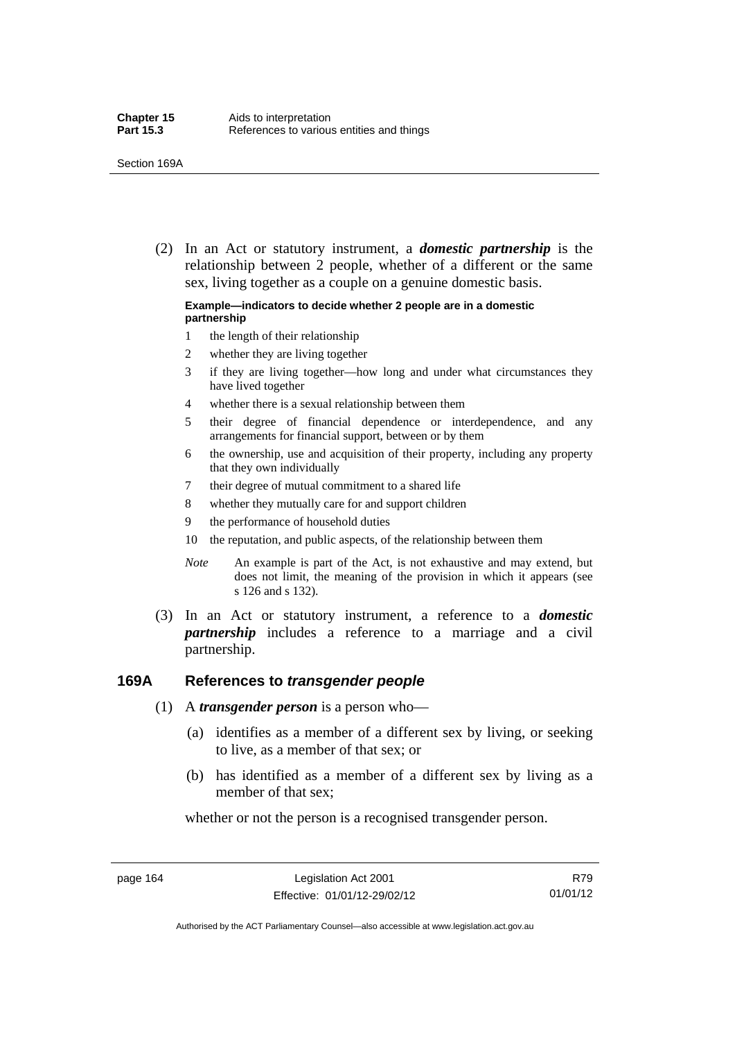(2) In an Act or statutory instrument, a ***domestic partnership*** is the relationship between 2 people, whether of a different or the same sex, living together as a couple on a genuine domestic basis.

**Example—indicators to decide whether 2 people are in a domestic partnership**

1 the length of their relationship
2 whether they are living together
3 if they are living together—how long and under what circumstances they have lived together
4 whether there is a sexual relationship between them
5 their degree of financial dependence or interdependence, and any arrangements for financial support, between or by them
6 the ownership, use and acquisition of their property, including any property that they own individually
7 their degree of mutual commitment to a shared life
8 whether they mutually care for and support children
9 the performance of household duties
10 the reputation, and public aspects, of the relationship between them

*Note* An example is part of the Act, is not exhaustive and may extend, but does not limit, the meaning of the provision in which it appears (see s 126 and s 132).

(3) In an Act or statutory instrument, a reference to a ***domestic partnership*** includes a reference to a marriage and a civil partnership.

### 169A References to *transgender people*

(1) A ***transgender person*** is a person who—

(a) identifies as a member of a different sex by living, or seeking to live, as a member of that sex; or

(b) has identified as a member of a different sex by living as a member of that sex;

whether or not the person is a recognised transgender person.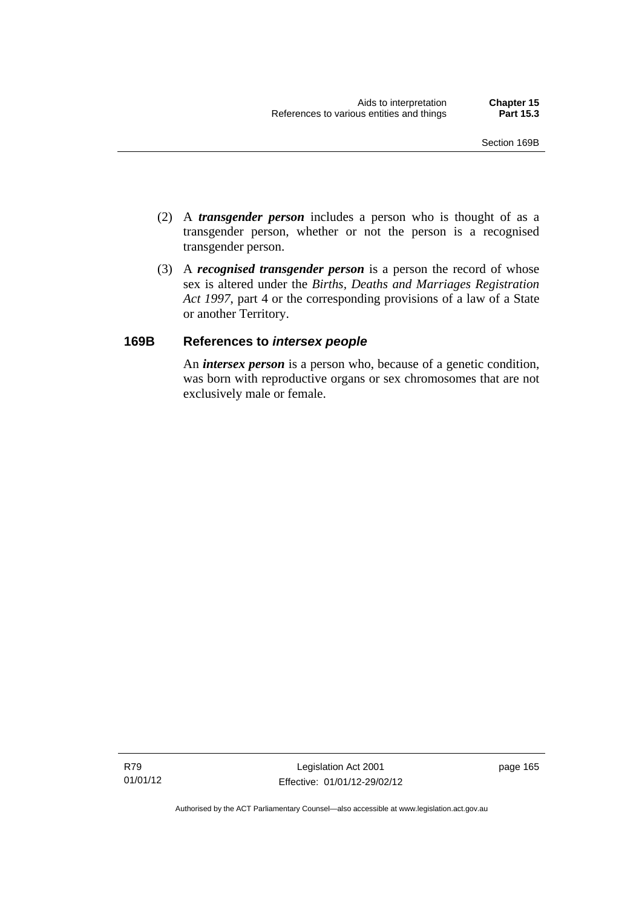(2) A ***transgender person*** includes a person who is thought of as a transgender person, whether or not the person is a recognised transgender person.

(3) A ***recognised transgender person*** is a person the record of whose sex is altered under the *Births, Deaths and Marriages Registration Act 1997*, part 4 or the corresponding provisions of a law of a State or another Territory.

### 169B References to *intersex people*

An ***intersex person*** is a person who, because of a genetic condition, was born with reproductive organs or sex chromosomes that are not exclusively male or female.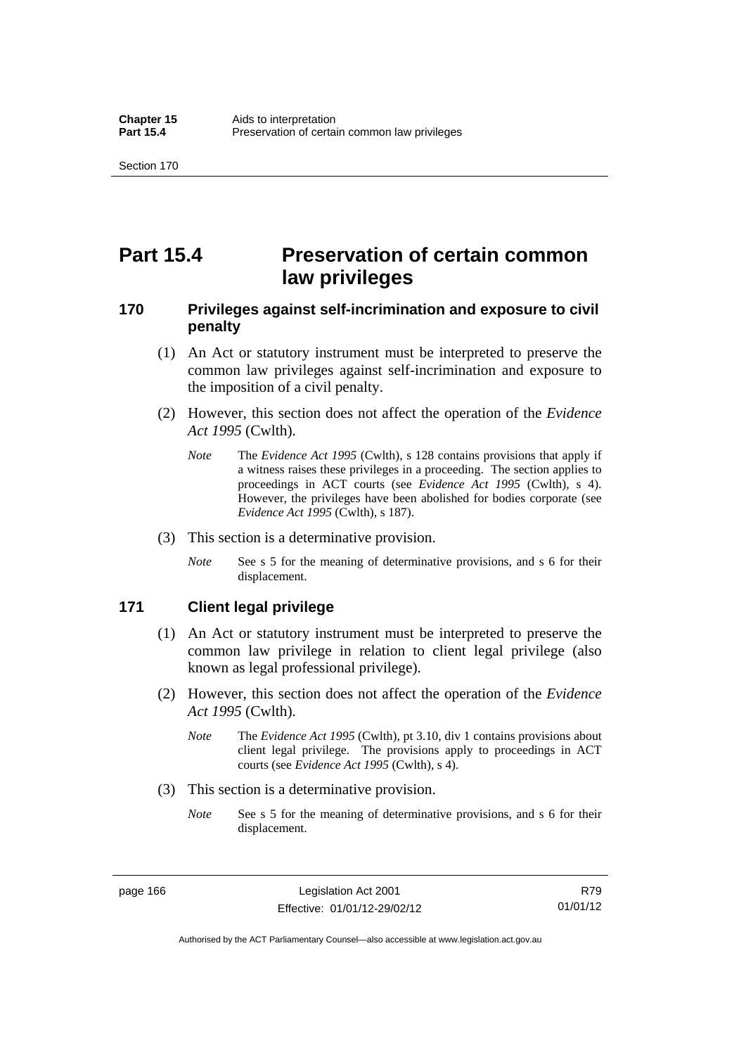# Part 15.4 Preservation of certain common law privileges

## 170 Privileges against self-incrimination and exposure to civil penalty

(1) An Act or statutory instrument must be interpreted to preserve the common law privileges against self-incrimination and exposure to the imposition of a civil penalty.

(2) However, this section does not affect the operation of the *Evidence Act 1995* (Cwlth).

*Note* The *Evidence Act 1995* (Cwlth), s 128 contains provisions that apply if a witness raises these privileges in a proceeding. The section applies to proceedings in ACT courts (see *Evidence Act 1995* (Cwlth), s 4). However, the privileges have been abolished for bodies corporate (see *Evidence Act 1995* (Cwlth), s 187).

(3) This section is a determinative provision.

*Note* See s 5 for the meaning of determinative provisions, and s 6 for their displacement.

## 171 Client legal privilege

(1) An Act or statutory instrument must be interpreted to preserve the common law privilege in relation to client legal privilege (also known as legal professional privilege).

(2) However, this section does not affect the operation of the *Evidence Act 1995* (Cwlth).

*Note* The *Evidence Act 1995* (Cwlth), pt 3.10, div 1 contains provisions about client legal privilege. The provisions apply to proceedings in ACT courts (see *Evidence Act 1995* (Cwlth), s 4).

(3) This section is a determinative provision.

*Note* See s 5 for the meaning of determinative provisions, and s 6 for their displacement.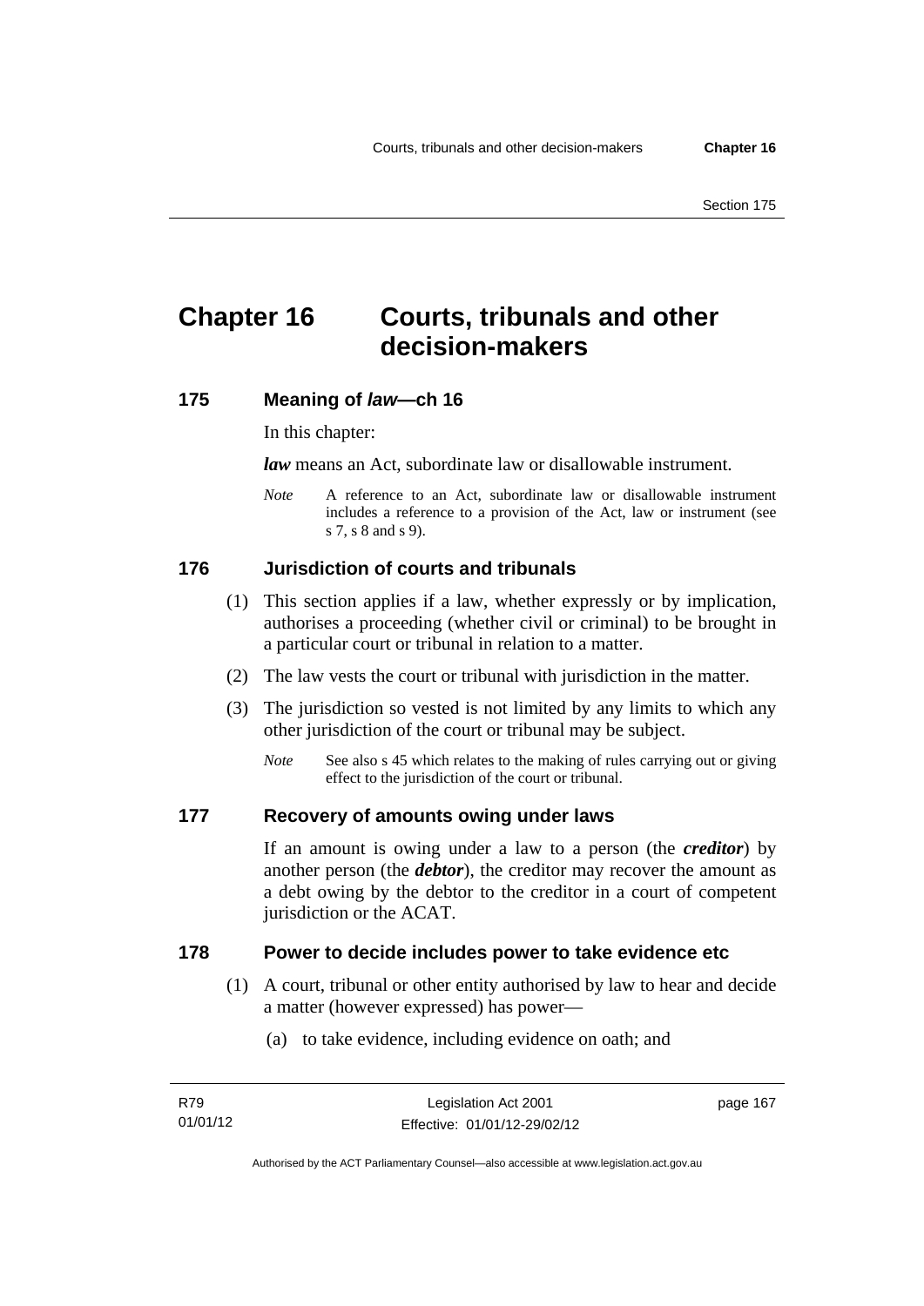# Chapter 16 Courts, tribunals and other decision-makers

## 175 Meaning of *law*—ch 16

In this chapter:

***law*** means an Act, subordinate law or disallowable instrument.

*Note* A reference to an Act, subordinate law or disallowable instrument includes a reference to a provision of the Act, law or instrument (see s 7, s 8 and s 9).

## 176 Jurisdiction of courts and tribunals

(1) This section applies if a law, whether expressly or by implication, authorises a proceeding (whether civil or criminal) to be brought in a particular court or tribunal in relation to a matter.

(2) The law vests the court or tribunal with jurisdiction in the matter.

(3) The jurisdiction so vested is not limited by any limits to which any other jurisdiction of the court or tribunal may be subject.

*Note* See also s 45 which relates to the making of rules carrying out or giving effect to the jurisdiction of the court or tribunal.

## 177 Recovery of amounts owing under laws

If an amount is owing under a law to a person (the ***creditor***) by another person (the ***debtor***), the creditor may recover the amount as a debt owing by the debtor to the creditor in a court of competent jurisdiction or the ACAT.

## 178 Power to decide includes power to take evidence etc

(1) A court, tribunal or other entity authorised by law to hear and decide a matter (however expressed) has power—

(a) to take evidence, including evidence on oath; and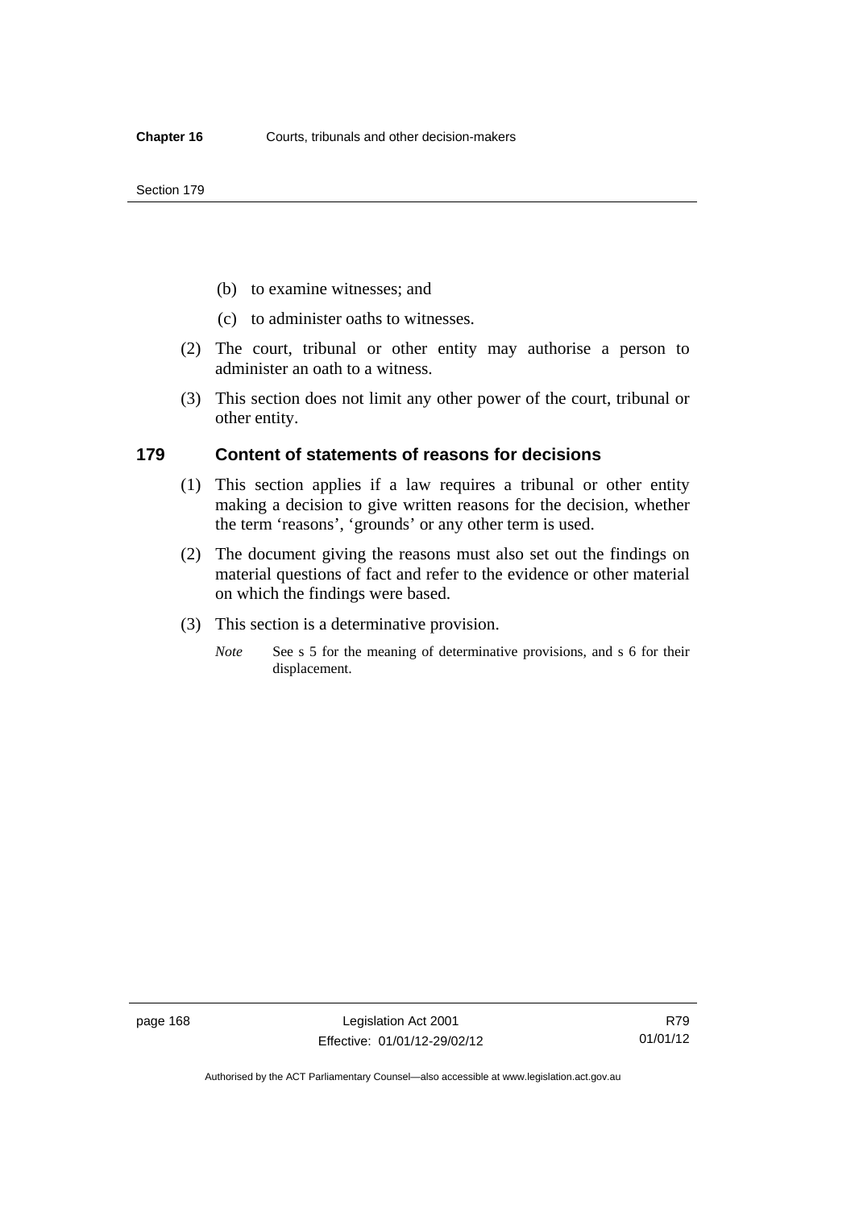(b) to examine witnesses; and

(c) to administer oaths to witnesses.

(2) The court, tribunal or other entity may authorise a person to administer an oath to a witness.

(3) This section does not limit any other power of the court, tribunal or other entity.

## 179 Content of statements of reasons for decisions

(1) This section applies if a law requires a tribunal or other entity making a decision to give written reasons for the decision, whether the term 'reasons', 'grounds' or any other term is used.

(2) The document giving the reasons must also set out the findings on material questions of fact and refer to the evidence or other material on which the findings were based.

(3) This section is a determinative provision.

*Note* See s 5 for the meaning of determinative provisions, and s 6 for their displacement.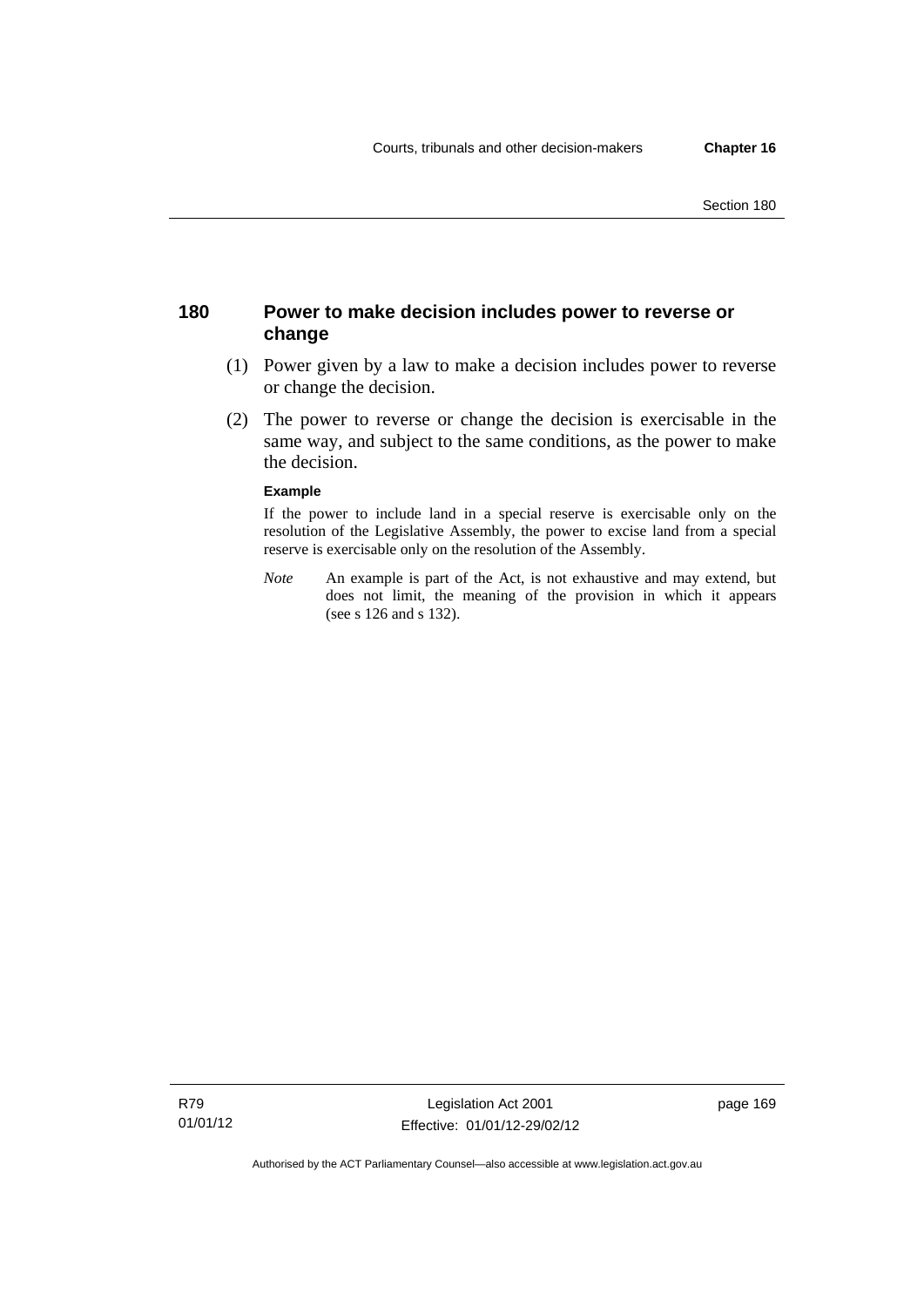## 180 Power to make decision includes power to reverse or change

(1) Power given by a law to make a decision includes power to reverse or change the decision.

(2) The power to reverse or change the decision is exercisable in the same way, and subject to the same conditions, as the power to make the decision.

**Example**

If the power to include land in a special reserve is exercisable only on the resolution of the Legislative Assembly, the power to excise land from a special reserve is exercisable only on the resolution of the Assembly.

*Note* An example is part of the Act, is not exhaustive and may extend, but does not limit, the meaning of the provision in which it appears (see s 126 and s 132).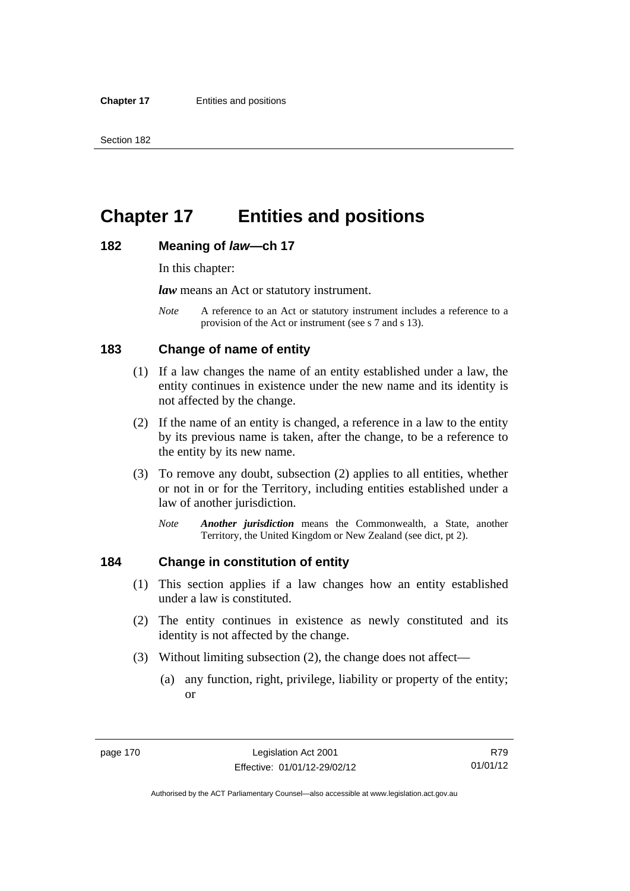# Chapter 17 Entities and positions

## 182 Meaning of *law*—ch 17

In this chapter:

***law*** means an Act or statutory instrument.

*Note* A reference to an Act or statutory instrument includes a reference to a provision of the Act or instrument (see s 7 and s 13).

## 183 Change of name of entity

(1) If a law changes the name of an entity established under a law, the entity continues in existence under the new name and its identity is not affected by the change.

(2) If the name of an entity is changed, a reference in a law to the entity by its previous name is taken, after the change, to be a reference to the entity by its new name.

(3) To remove any doubt, subsection (2) applies to all entities, whether or not in or for the Territory, including entities established under a law of another jurisdiction.

*Note* ***Another jurisdiction*** means the Commonwealth, a State, another Territory, the United Kingdom or New Zealand (see dict, pt 2).

## 184 Change in constitution of entity

(1) This section applies if a law changes how an entity established under a law is constituted.

(2) The entity continues in existence as newly constituted and its identity is not affected by the change.

(3) Without limiting subsection (2), the change does not affect—

(a) any function, right, privilege, liability or property of the entity; or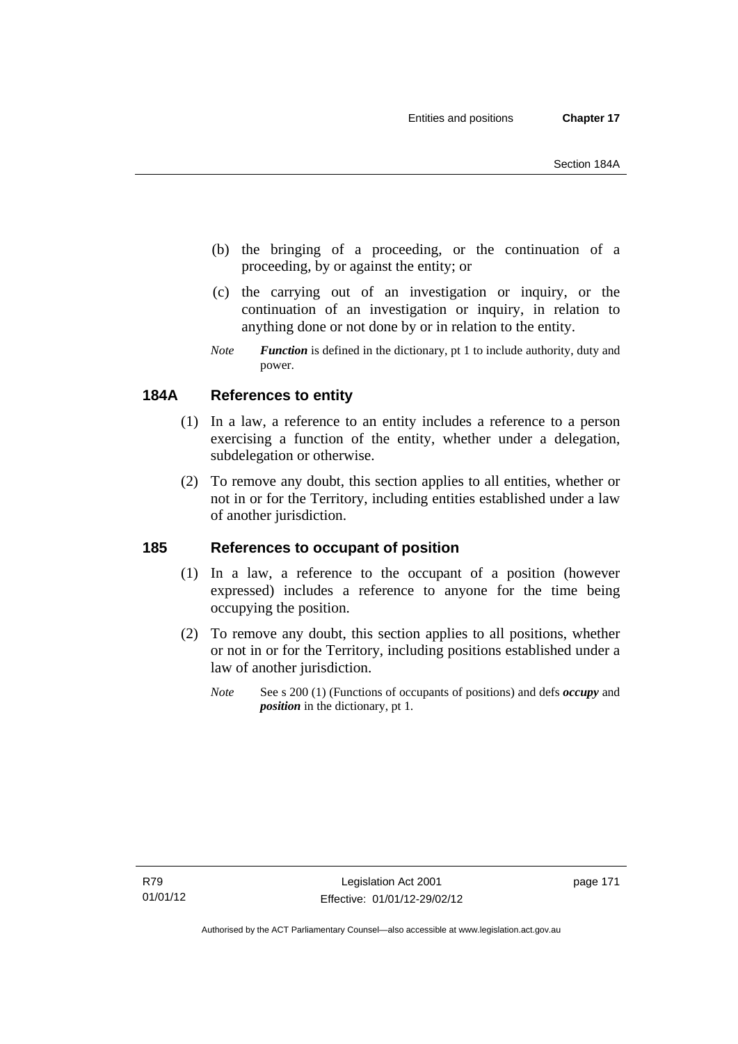(b) the bringing of a proceeding, or the continuation of a proceeding, by or against the entity; or

(c) the carrying out of an investigation or inquiry, or the continuation of an investigation or inquiry, in relation to anything done or not done by or in relation to the entity.

*Note* ***Function*** is defined in the dictionary, pt 1 to include authority, duty and power.

### 184A References to entity

(1) In a law, a reference to an entity includes a reference to a person exercising a function of the entity, whether under a delegation, subdelegation or otherwise.

(2) To remove any doubt, this section applies to all entities, whether or not in or for the Territory, including entities established under a law of another jurisdiction.

### 185 References to occupant of position

(1) In a law, a reference to the occupant of a position (however expressed) includes a reference to anyone for the time being occupying the position.

(2) To remove any doubt, this section applies to all positions, whether or not in or for the Territory, including positions established under a law of another jurisdiction.

*Note* See s 200 (1) (Functions of occupants of positions) and defs ***occupy*** and ***position*** in the dictionary, pt 1.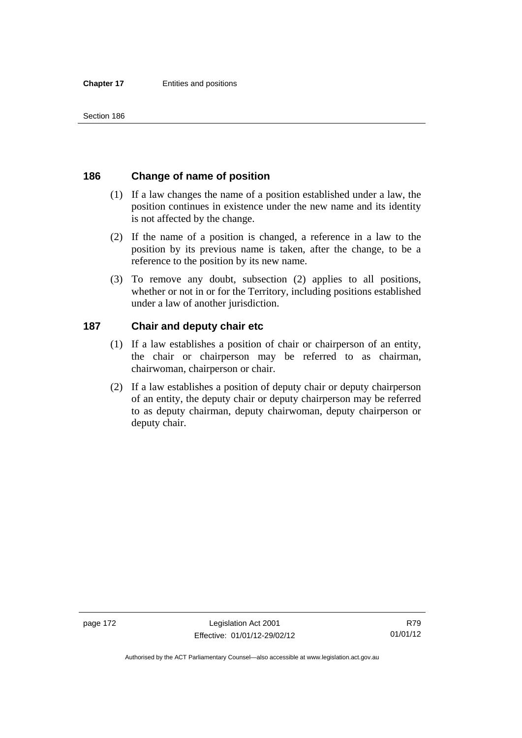## 186 Change of name of position

(1) If a law changes the name of a position established under a law, the position continues in existence under the new name and its identity is not affected by the change.

(2) If the name of a position is changed, a reference in a law to the position by its previous name is taken, after the change, to be a reference to the position by its new name.

(3) To remove any doubt, subsection (2) applies to all positions, whether or not in or for the Territory, including positions established under a law of another jurisdiction.

## 187 Chair and deputy chair etc

(1) If a law establishes a position of chair or chairperson of an entity, the chair or chairperson may be referred to as chairman, chairwoman, chairperson or chair.

(2) If a law establishes a position of deputy chair or deputy chairperson of an entity, the deputy chair or deputy chairperson may be referred to as deputy chairman, deputy chairwoman, deputy chairperson or deputy chair.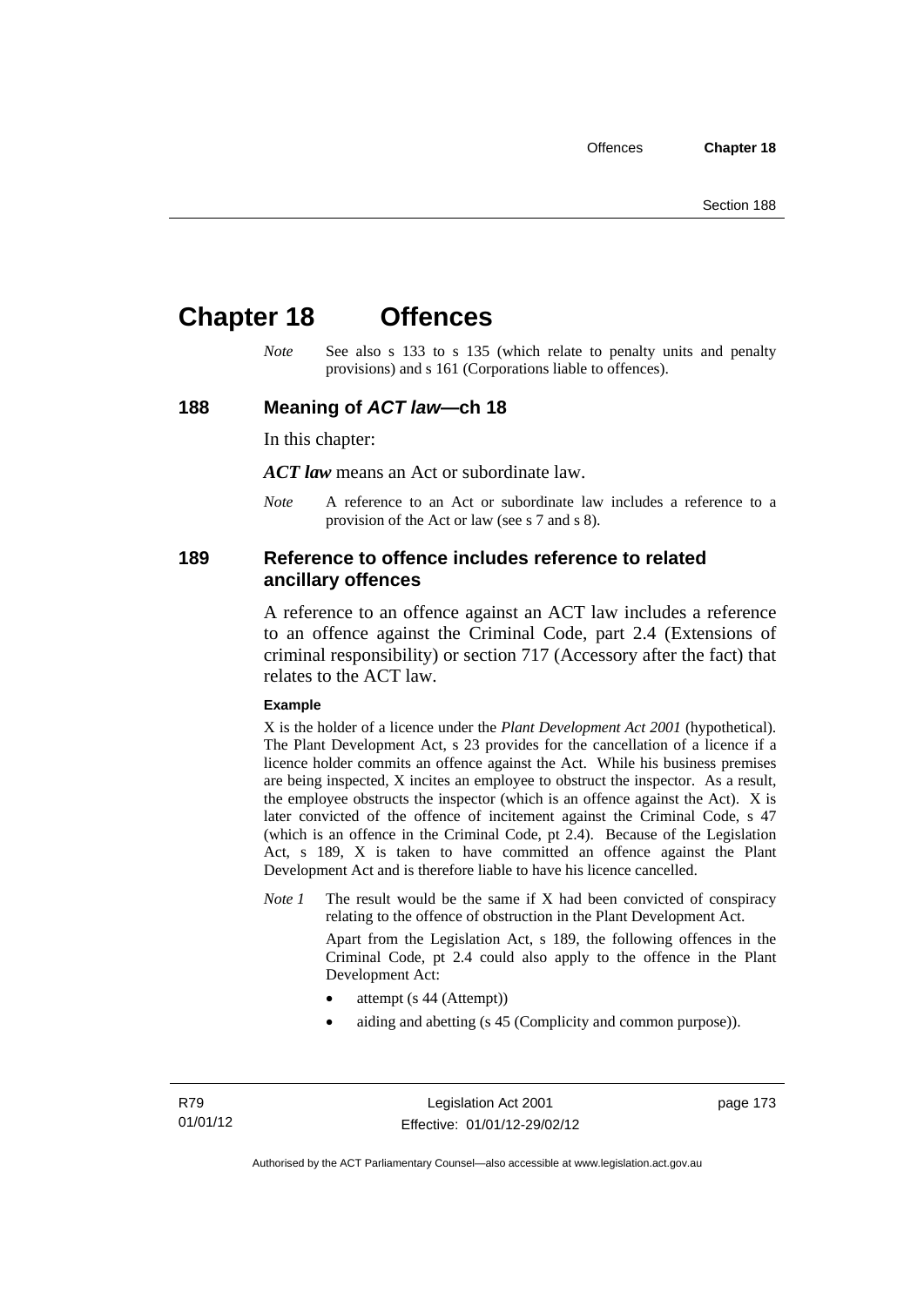# Chapter 18 Offences

*Note* See also s 133 to s 135 (which relate to penalty units and penalty provisions) and s 161 (Corporations liable to offences).

## 188 Meaning of *ACT law*—ch 18

In this chapter:

***ACT law*** means an Act or subordinate law.

*Note* A reference to an Act or subordinate law includes a reference to a provision of the Act or law (see s 7 and s 8).

## 189 Reference to offence includes reference to related ancillary offences

A reference to an offence against an ACT law includes a reference to an offence against the Criminal Code, part 2.4 (Extensions of criminal responsibility) or section 717 (Accessory after the fact) that relates to the ACT law.

**Example**

X is the holder of a licence under the *Plant Development Act 2001* (hypothetical). The Plant Development Act, s 23 provides for the cancellation of a licence if a licence holder commits an offence against the Act. While his business premises are being inspected, X incites an employee to obstruct the inspector. As a result, the employee obstructs the inspector (which is an offence against the Act). X is later convicted of the offence of incitement against the Criminal Code, s 47 (which is an offence in the Criminal Code, pt 2.4). Because of the Legislation Act, s 189, X is taken to have committed an offence against the Plant Development Act and is therefore liable to have his licence cancelled.

*Note 1* The result would be the same if X had been convicted of conspiracy relating to the offence of obstruction in the Plant Development Act.

Apart from the Legislation Act, s 189, the following offences in the Criminal Code, pt 2.4 could also apply to the offence in the Plant Development Act:

- attempt (s 44 (Attempt))
- aiding and abetting (s 45 (Complicity and common purpose)).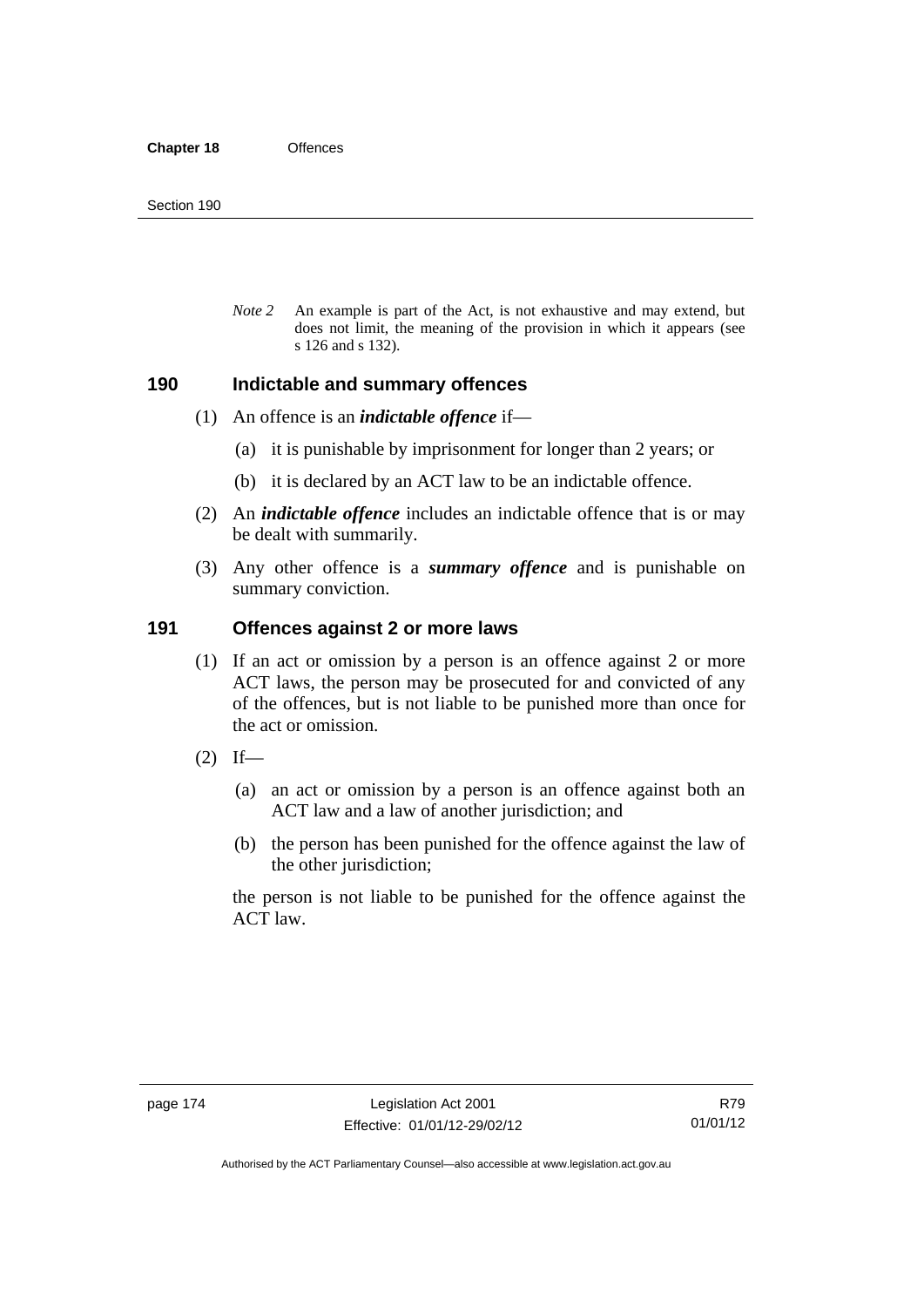*Note 2* An example is part of the Act, is not exhaustive and may extend, but does not limit, the meaning of the provision in which it appears (see s 126 and s 132).

## 190 Indictable and summary offences

(1) An offence is an ***indictable offence*** if—

(a) it is punishable by imprisonment for longer than 2 years; or

(b) it is declared by an ACT law to be an indictable offence.

(2) An ***indictable offence*** includes an indictable offence that is or may be dealt with summarily.

(3) Any other offence is a ***summary offence*** and is punishable on summary conviction.

## 191 Offences against 2 or more laws

(1) If an act or omission by a person is an offence against 2 or more ACT laws, the person may be prosecuted for and convicted of any of the offences, but is not liable to be punished more than once for the act or omission.

(2) If—

(a) an act or omission by a person is an offence against both an ACT law and a law of another jurisdiction; and

(b) the person has been punished for the offence against the law of the other jurisdiction;

the person is not liable to be punished for the offence against the ACT law.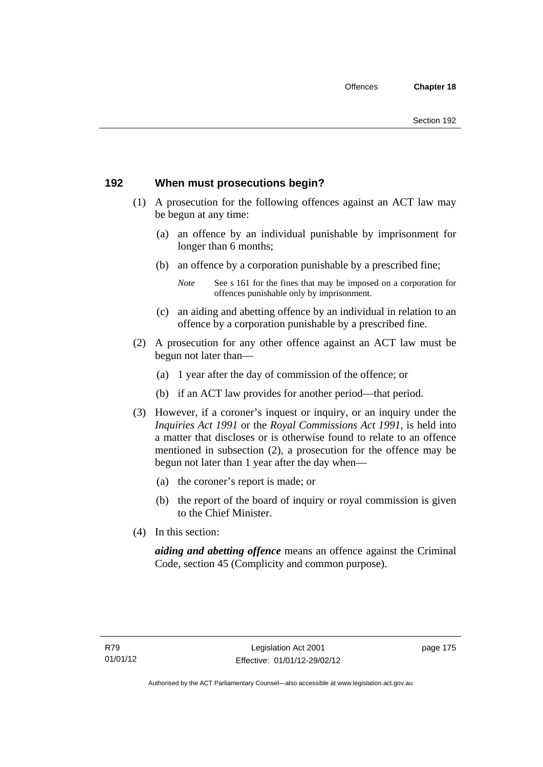## 192 When must prosecutions begin?

(1) A prosecution for the following offences against an ACT law may be begun at any time:

(a) an offence by an individual punishable by imprisonment for longer than 6 months;

(b) an offence by a corporation punishable by a prescribed fine;

*Note* See s 161 for the fines that may be imposed on a corporation for offences punishable only by imprisonment.

(c) an aiding and abetting offence by an individual in relation to an offence by a corporation punishable by a prescribed fine.

(2) A prosecution for any other offence against an ACT law must be begun not later than—

(a) 1 year after the day of commission of the offence; or

(b) if an ACT law provides for another period—that period.

(3) However, if a coroner's inquest or inquiry, or an inquiry under the *Inquiries Act 1991* or the *Royal Commissions Act 1991*, is held into a matter that discloses or is otherwise found to relate to an offence mentioned in subsection (2), a prosecution for the offence may be begun not later than 1 year after the day when—

(a) the coroner's report is made; or

(b) the report of the board of inquiry or royal commission is given to the Chief Minister.

(4) In this section:

***aiding and abetting offence*** means an offence against the Criminal Code, section 45 (Complicity and common purpose).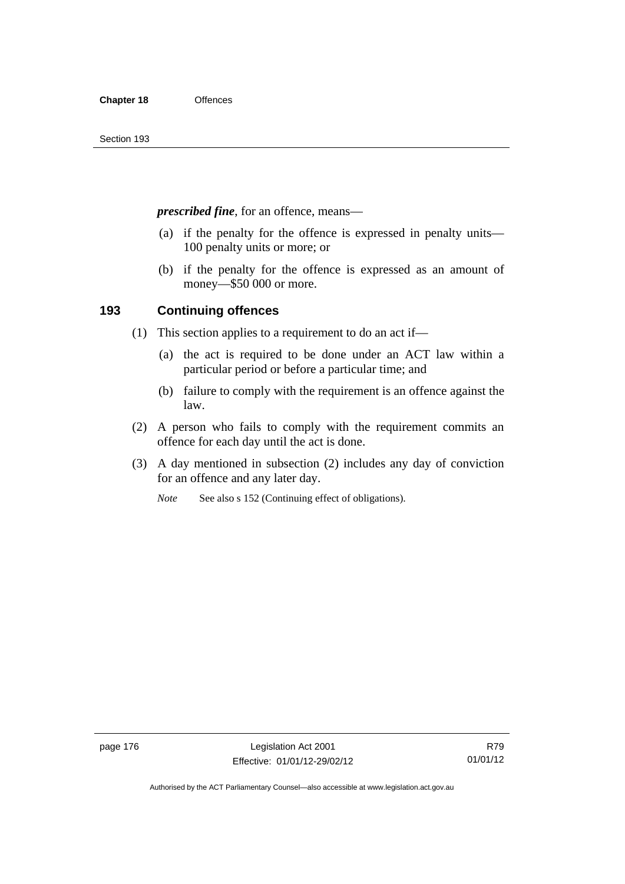***prescribed fine***, for an offence, means—

(a) if the penalty for the offence is expressed in penalty units—100 penalty units or more; or

(b) if the penalty for the offence is expressed as an amount of money—$50 000 or more.

## 193 Continuing offences

(1) This section applies to a requirement to do an act if—

(a) the act is required to be done under an ACT law within a particular period or before a particular time; and

(b) failure to comply with the requirement is an offence against the law.

(2) A person who fails to comply with the requirement commits an offence for each day until the act is done.

(3) A day mentioned in subsection (2) includes any day of conviction for an offence and any later day.

*Note* See also s 152 (Continuing effect of obligations).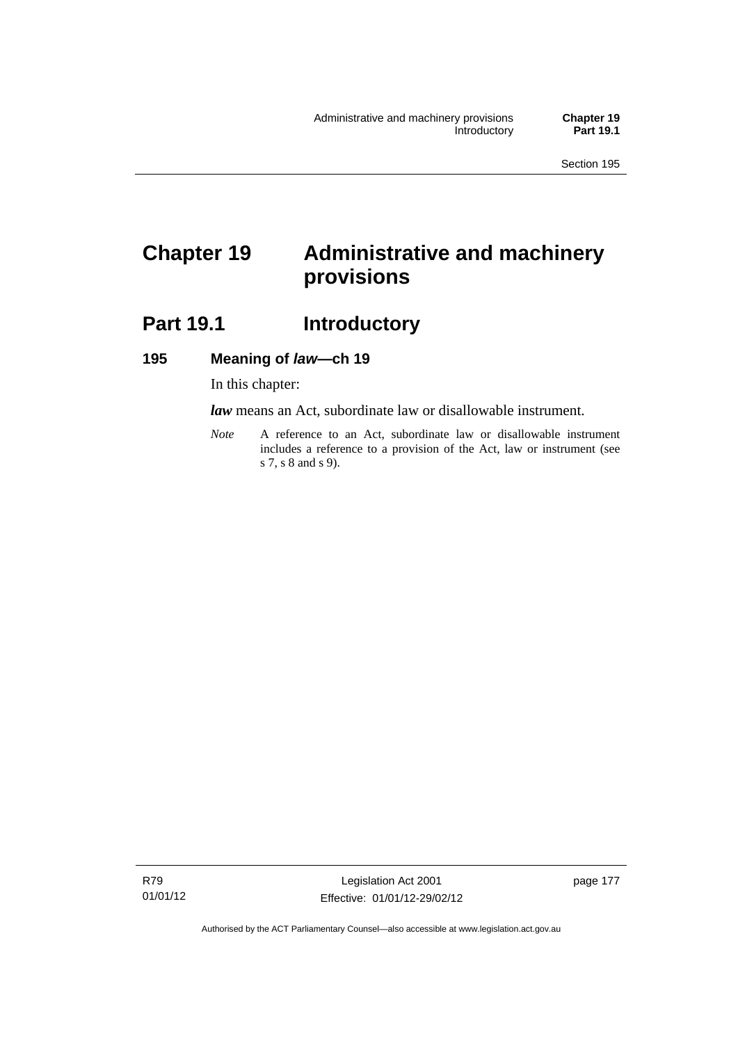# Chapter 19 Administrative and machinery provisions

## Part 19.1 Introductory

### 195 Meaning of *law*—ch 19

In this chapter:

***law*** means an Act, subordinate law or disallowable instrument.

*Note* A reference to an Act, subordinate law or disallowable instrument includes a reference to a provision of the Act, law or instrument (see s 7, s 8 and s 9).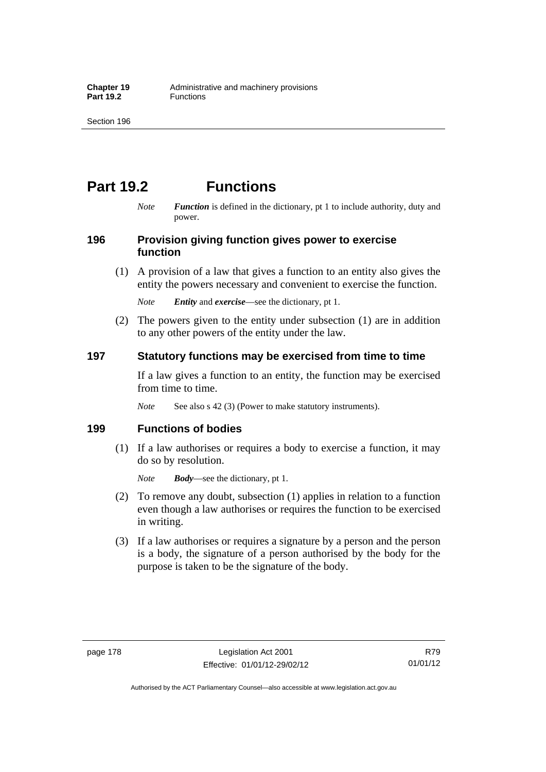# Part 19.2 Functions

*Note* ***Function*** is defined in the dictionary, pt 1 to include authority, duty and power.

## 196 Provision giving function gives power to exercise function

(1) A provision of a law that gives a function to an entity also gives the entity the powers necessary and convenient to exercise the function.

*Note* ***Entity*** and ***exercise***—see the dictionary, pt 1.

(2) The powers given to the entity under subsection (1) are in addition to any other powers of the entity under the law.

## 197 Statutory functions may be exercised from time to time

If a law gives a function to an entity, the function may be exercised from time to time.

*Note* See also s 42 (3) (Power to make statutory instruments).

## 199 Functions of bodies

(1) If a law authorises or requires a body to exercise a function, it may do so by resolution.

*Note* ***Body***—see the dictionary, pt 1.

(2) To remove any doubt, subsection (1) applies in relation to a function even though a law authorises or requires the function to be exercised in writing.

(3) If a law authorises or requires a signature by a person and the person is a body, the signature of a person authorised by the body for the purpose is taken to be the signature of the body.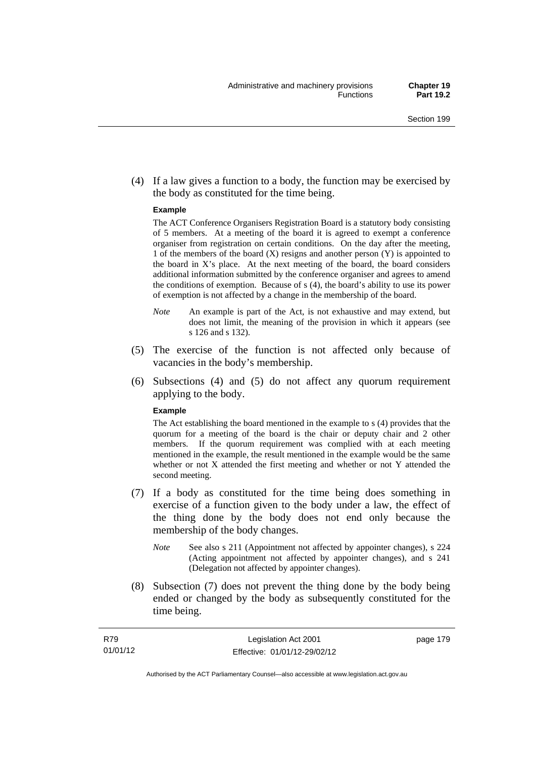(4) If a law gives a function to a body, the function may be exercised by the body as constituted for the time being.

**Example**

The ACT Conference Organisers Registration Board is a statutory body consisting of 5 members. At a meeting of the board it is agreed to exempt a conference organiser from registration on certain conditions. On the day after the meeting, 1 of the members of the board (X) resigns and another person (Y) is appointed to the board in X's place. At the next meeting of the board, the board considers additional information submitted by the conference organiser and agrees to amend the conditions of exemption. Because of s (4), the board's ability to use its power of exemption is not affected by a change in the membership of the board.

*Note* An example is part of the Act, is not exhaustive and may extend, but does not limit, the meaning of the provision in which it appears (see s 126 and s 132).

(5) The exercise of the function is not affected only because of vacancies in the body's membership.

(6) Subsections (4) and (5) do not affect any quorum requirement applying to the body.

**Example**

The Act establishing the board mentioned in the example to s (4) provides that the quorum for a meeting of the board is the chair or deputy chair and 2 other members. If the quorum requirement was complied with at each meeting mentioned in the example, the result mentioned in the example would be the same whether or not X attended the first meeting and whether or not Y attended the second meeting.

(7) If a body as constituted for the time being does something in exercise of a function given to the body under a law, the effect of the thing done by the body does not end only because the membership of the body changes.

*Note* See also s 211 (Appointment not affected by appointer changes), s 224 (Acting appointment not affected by appointer changes), and s 241 (Delegation not affected by appointer changes).

(8) Subsection (7) does not prevent the thing done by the body being ended or changed by the body as subsequently constituted for the time being.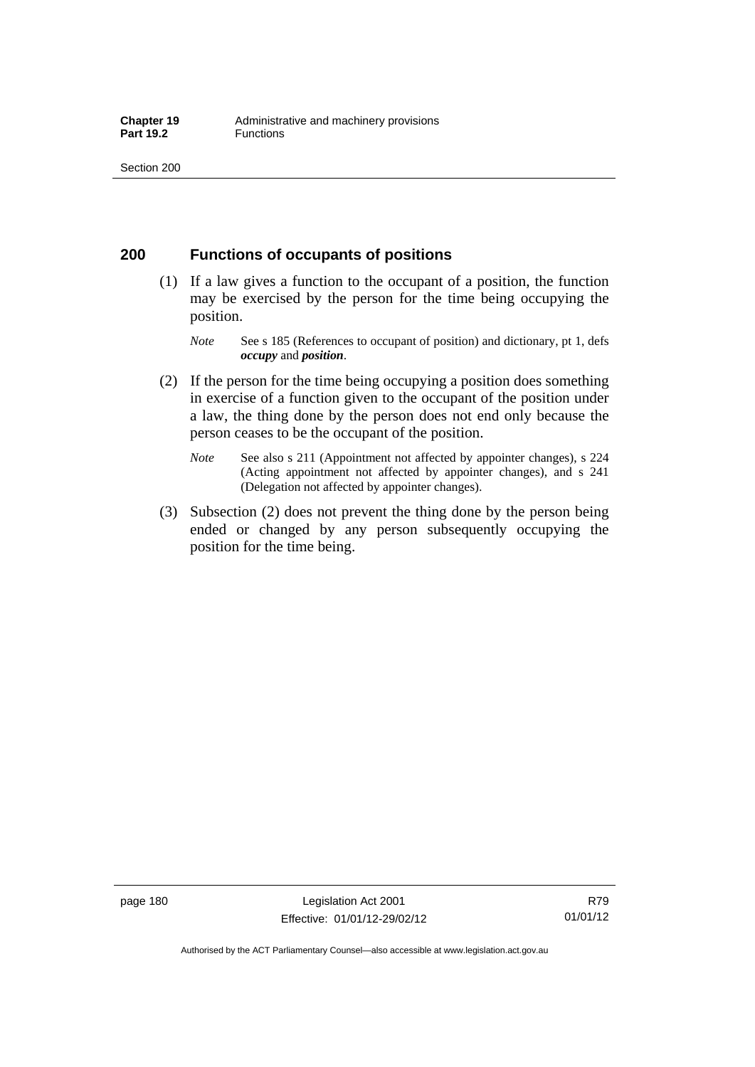## 200 Functions of occupants of positions

(1) If a law gives a function to the occupant of a position, the function may be exercised by the person for the time being occupying the position.

*Note* See s 185 (References to occupant of position) and dictionary, pt 1, defs ***occupy*** and ***position***.

(2) If the person for the time being occupying a position does something in exercise of a function given to the occupant of the position under a law, the thing done by the person does not end only because the person ceases to be the occupant of the position.

*Note* See also s 211 (Appointment not affected by appointer changes), s 224 (Acting appointment not affected by appointer changes), and s 241 (Delegation not affected by appointer changes).

(3) Subsection (2) does not prevent the thing done by the person being ended or changed by any person subsequently occupying the position for the time being.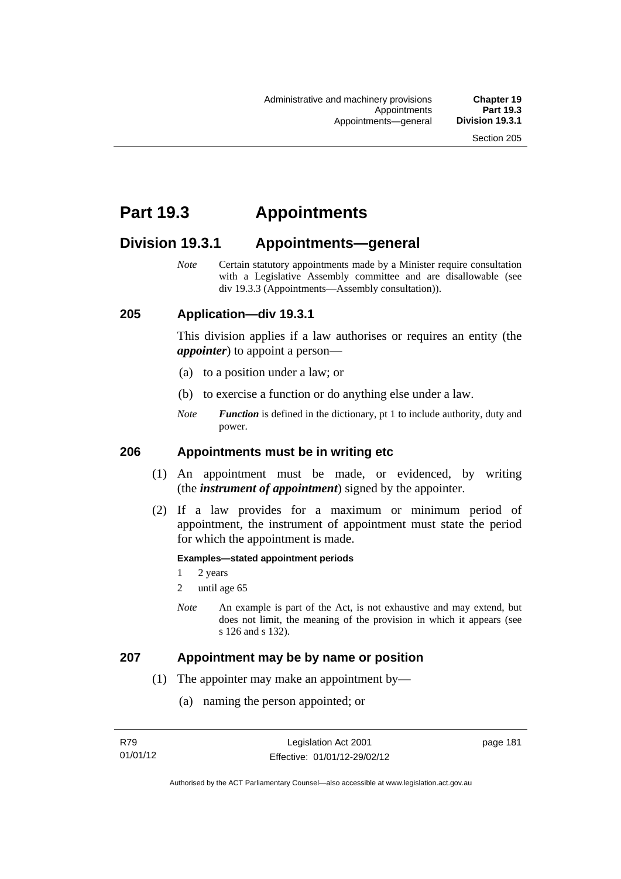# Part 19.3 Appointments

## Division 19.3.1 Appointments—general

*Note* Certain statutory appointments made by a Minister require consultation with a Legislative Assembly committee and are disallowable (see div 19.3.3 (Appointments—Assembly consultation)).

### 205 Application—div 19.3.1

This division applies if a law authorises or requires an entity (the ***appointer***) to appoint a person—

(a) to a position under a law; or

(b) to exercise a function or do anything else under a law.

*Note* ***Function*** is defined in the dictionary, pt 1 to include authority, duty and power.

### 206 Appointments must be in writing etc

(1) An appointment must be made, or evidenced, by writing (the ***instrument of appointment***) signed by the appointer.

(2) If a law provides for a maximum or minimum period of appointment, the instrument of appointment must state the period for which the appointment is made.

**Examples—stated appointment periods**

1 2 years

2 until age 65

*Note* An example is part of the Act, is not exhaustive and may extend, but does not limit, the meaning of the provision in which it appears (see s 126 and s 132).

### 207 Appointment may be by name or position

(1) The appointer may make an appointment by—

(a) naming the person appointed; or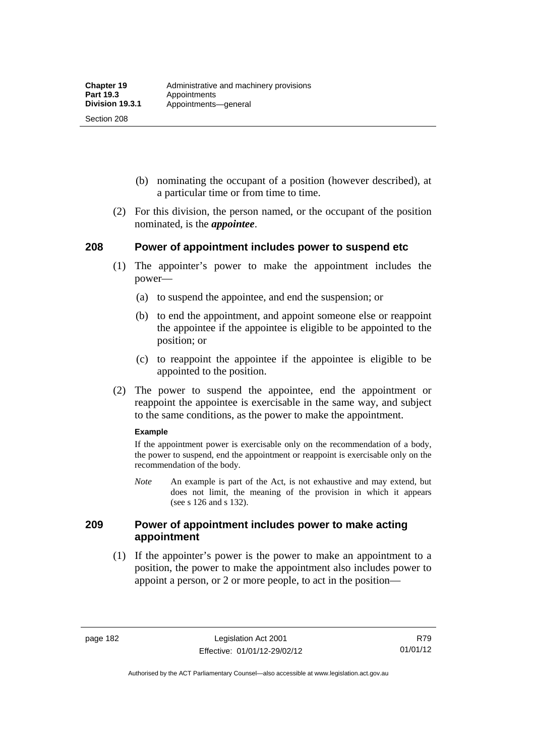(b) nominating the occupant of a position (however described), at a particular time or from time to time.

(2) For this division, the person named, or the occupant of the position nominated, is the ***appointee***.

## 208 Power of appointment includes power to suspend etc

(1) The appointer's power to make the appointment includes the power—

(a) to suspend the appointee, and end the suspension; or

(b) to end the appointment, and appoint someone else or reappoint the appointee if the appointee is eligible to be appointed to the position; or

(c) to reappoint the appointee if the appointee is eligible to be appointed to the position.

(2) The power to suspend the appointee, end the appointment or reappoint the appointee is exercisable in the same way, and subject to the same conditions, as the power to make the appointment.

**Example**

If the appointment power is exercisable only on the recommendation of a body, the power to suspend, end the appointment or reappoint is exercisable only on the recommendation of the body.

*Note* An example is part of the Act, is not exhaustive and may extend, but does not limit, the meaning of the provision in which it appears (see s 126 and s 132).

## 209 Power of appointment includes power to make acting appointment

(1) If the appointer's power is the power to make an appointment to a position, the power to make the appointment also includes power to appoint a person, or 2 or more people, to act in the position—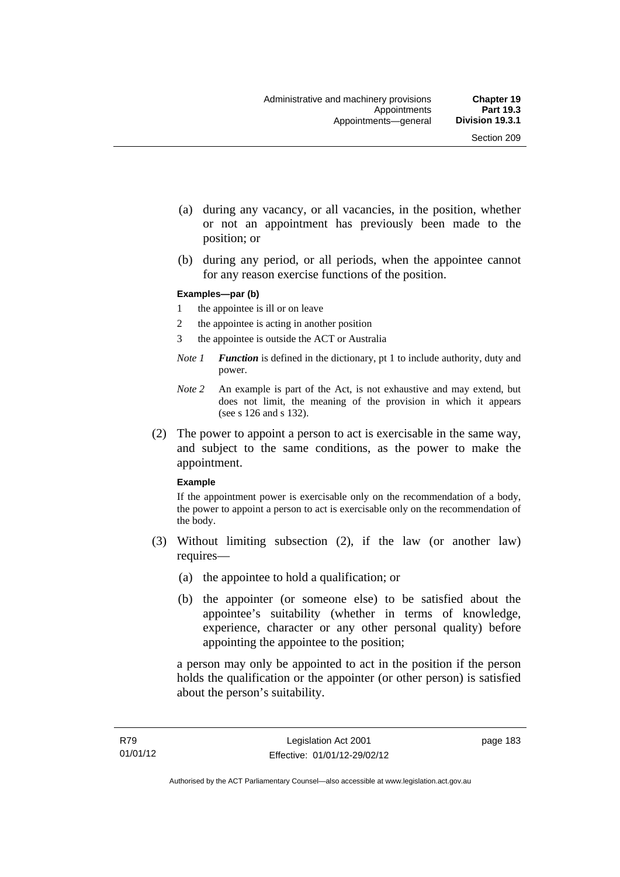(a) during any vacancy, or all vacancies, in the position, whether or not an appointment has previously been made to the position; or

(b) during any period, or all periods, when the appointee cannot for any reason exercise functions of the position.

**Examples—par (b)**

1 the appointee is ill or on leave

2 the appointee is acting in another position

3 the appointee is outside the ACT or Australia

*Note 1* ***Function*** is defined in the dictionary, pt 1 to include authority, duty and power.

*Note 2* An example is part of the Act, is not exhaustive and may extend, but does not limit, the meaning of the provision in which it appears (see s 126 and s 132).

(2) The power to appoint a person to act is exercisable in the same way, and subject to the same conditions, as the power to make the appointment.

**Example**

If the appointment power is exercisable only on the recommendation of a body, the power to appoint a person to act is exercisable only on the recommendation of the body.

(3) Without limiting subsection (2), if the law (or another law) requires—

(a) the appointee to hold a qualification; or

(b) the appointer (or someone else) to be satisfied about the appointee's suitability (whether in terms of knowledge, experience, character or any other personal quality) before appointing the appointee to the position;

a person may only be appointed to act in the position if the person holds the qualification or the appointer (or other person) is satisfied about the person's suitability.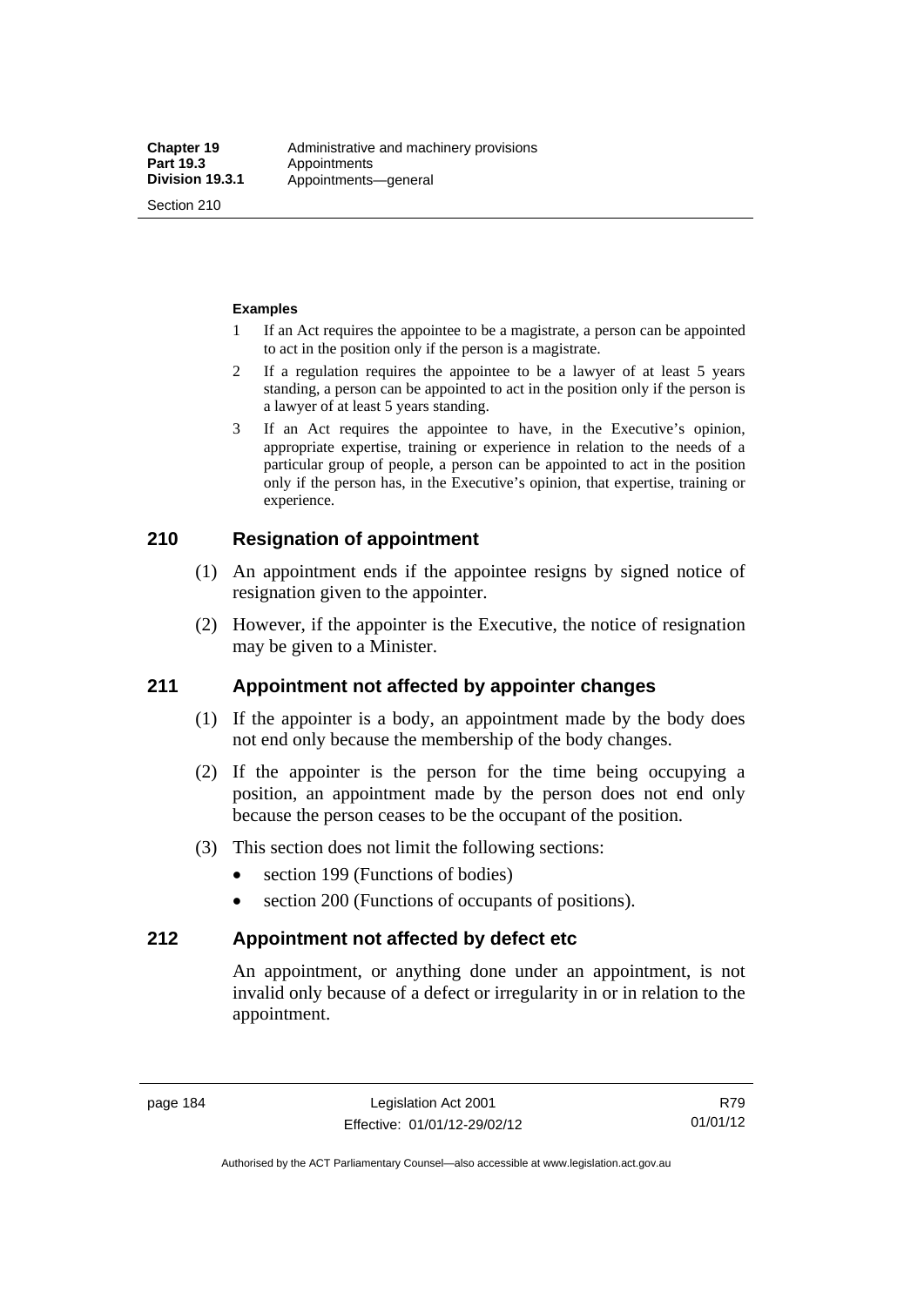**Examples**

1 If an Act requires the appointee to be a magistrate, a person can be appointed to act in the position only if the person is a magistrate.

2 If a regulation requires the appointee to be a lawyer of at least 5 years standing, a person can be appointed to act in the position only if the person is a lawyer of at least 5 years standing.

3 If an Act requires the appointee to have, in the Executive's opinion, appropriate expertise, training or experience in relation to the needs of a particular group of people, a person can be appointed to act in the position only if the person has, in the Executive's opinion, that expertise, training or experience.

## 210 Resignation of appointment

(1) An appointment ends if the appointee resigns by signed notice of resignation given to the appointer.

(2) However, if the appointer is the Executive, the notice of resignation may be given to a Minister.

## 211 Appointment not affected by appointer changes

(1) If the appointer is a body, an appointment made by the body does not end only because the membership of the body changes.

(2) If the appointer is the person for the time being occupying a position, an appointment made by the person does not end only because the person ceases to be the occupant of the position.

(3) This section does not limit the following sections:

- section 199 (Functions of bodies)
- section 200 (Functions of occupants of positions).

## 212 Appointment not affected by defect etc

An appointment, or anything done under an appointment, is not invalid only because of a defect or irregularity in or in relation to the appointment.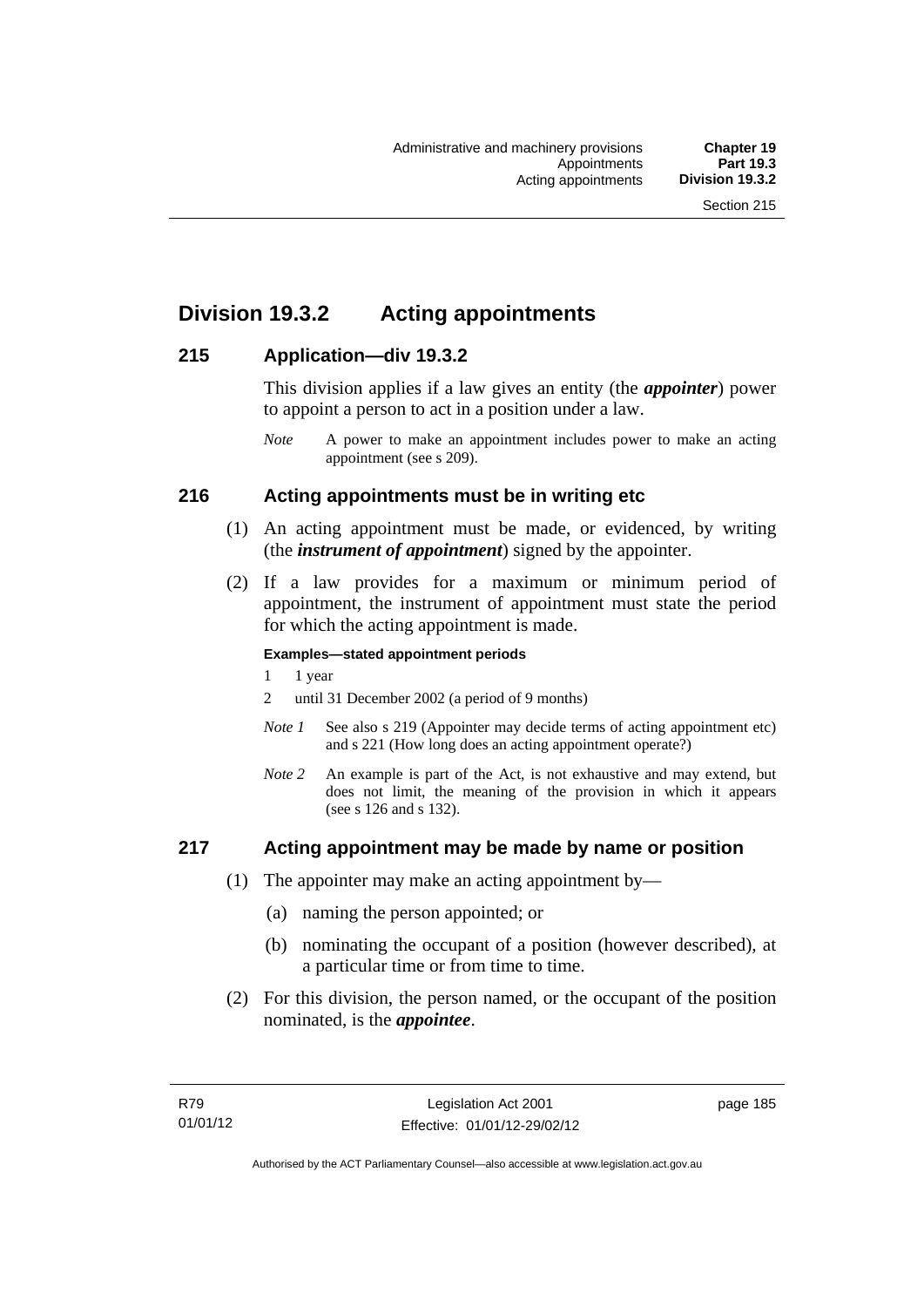# Division 19.3.2 Acting appointments

## 215 Application—div 19.3.2

This division applies if a law gives an entity (the ***appointer***) power to appoint a person to act in a position under a law.

*Note* A power to make an appointment includes power to make an acting appointment (see s 209).

## 216 Acting appointments must be in writing etc

(1) An acting appointment must be made, or evidenced, by writing (the ***instrument of appointment***) signed by the appointer.

(2) If a law provides for a maximum or minimum period of appointment, the instrument of appointment must state the period for which the acting appointment is made.

**Examples—stated appointment periods**

1 1 year

2 until 31 December 2002 (a period of 9 months)

*Note 1* See also s 219 (Appointer may decide terms of acting appointment etc) and s 221 (How long does an acting appointment operate?)

*Note 2* An example is part of the Act, is not exhaustive and may extend, but does not limit, the meaning of the provision in which it appears (see s 126 and s 132).

## 217 Acting appointment may be made by name or position

(1) The appointer may make an acting appointment by—

(a) naming the person appointed; or

(b) nominating the occupant of a position (however described), at a particular time or from time to time.

(2) For this division, the person named, or the occupant of the position nominated, is the ***appointee***.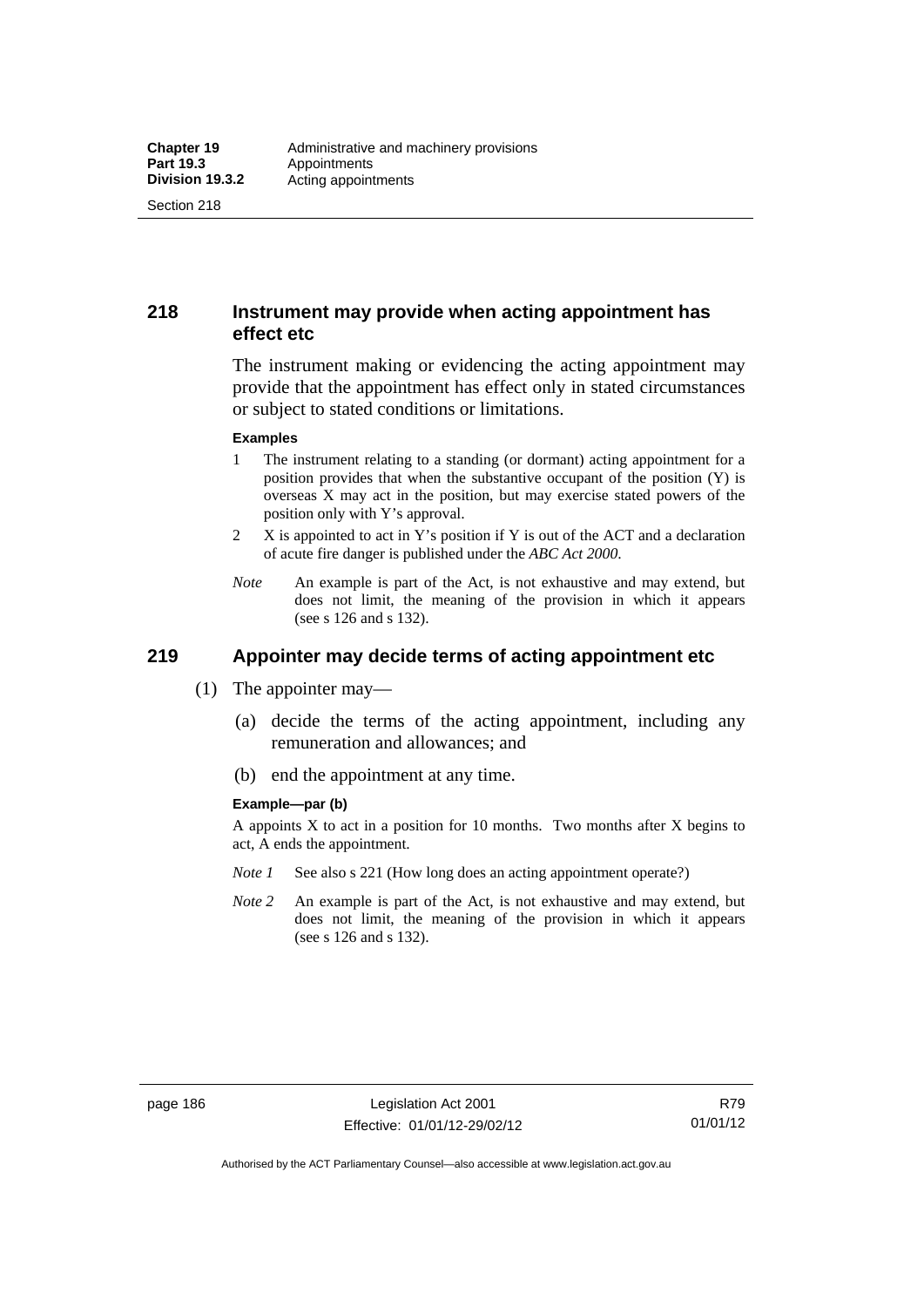## 218 Instrument may provide when acting appointment has effect etc

The instrument making or evidencing the acting appointment may provide that the appointment has effect only in stated circumstances or subject to stated conditions or limitations.

**Examples**

1. The instrument relating to a standing (or dormant) acting appointment for a position provides that when the substantive occupant of the position (Y) is overseas X may act in the position, but may exercise stated powers of the position only with Y's approval.
2. X is appointed to act in Y's position if Y is out of the ACT and a declaration of acute fire danger is published under the *ABC Act 2000*.

*Note* An example is part of the Act, is not exhaustive and may extend, but does not limit, the meaning of the provision in which it appears (see s 126 and s 132).

## 219 Appointer may decide terms of acting appointment etc

(1) The appointer may—

(a) decide the terms of the acting appointment, including any remuneration and allowances; and

(b) end the appointment at any time.

**Example—par (b)**

A appoints X to act in a position for 10 months. Two months after X begins to act, A ends the appointment.

*Note 1* See also s 221 (How long does an acting appointment operate?)

*Note 2* An example is part of the Act, is not exhaustive and may extend, but does not limit, the meaning of the provision in which it appears (see s 126 and s 132).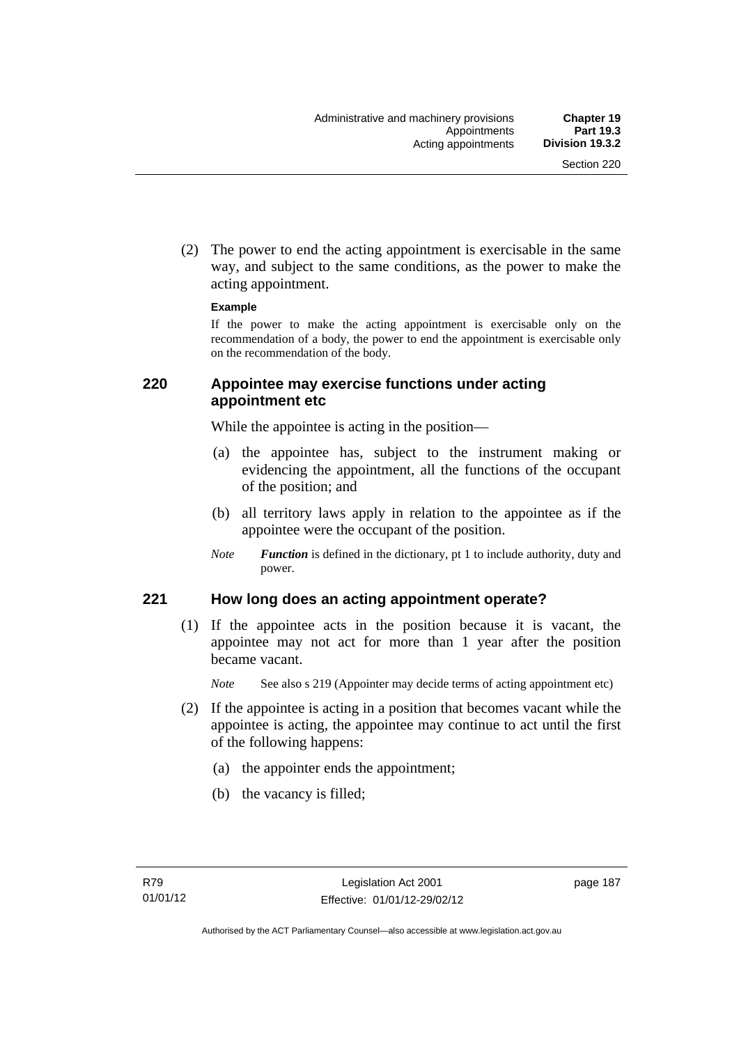(2) The power to end the acting appointment is exercisable in the same way, and subject to the same conditions, as the power to make the acting appointment.

**Example**

If the power to make the acting appointment is exercisable only on the recommendation of a body, the power to end the appointment is exercisable only on the recommendation of the body.

### 220 Appointee may exercise functions under acting appointment etc

While the appointee is acting in the position—

(a) the appointee has, subject to the instrument making or evidencing the appointment, all the functions of the occupant of the position; and

(b) all territory laws apply in relation to the appointee as if the appointee were the occupant of the position.

*Note* ***Function*** is defined in the dictionary, pt 1 to include authority, duty and power.

### 221 How long does an acting appointment operate?

(1) If the appointee acts in the position because it is vacant, the appointee may not act for more than 1 year after the position became vacant.

*Note* See also s 219 (Appointer may decide terms of acting appointment etc)

(2) If the appointee is acting in a position that becomes vacant while the appointee is acting, the appointee may continue to act until the first of the following happens:

(a) the appointer ends the appointment;

(b) the vacancy is filled;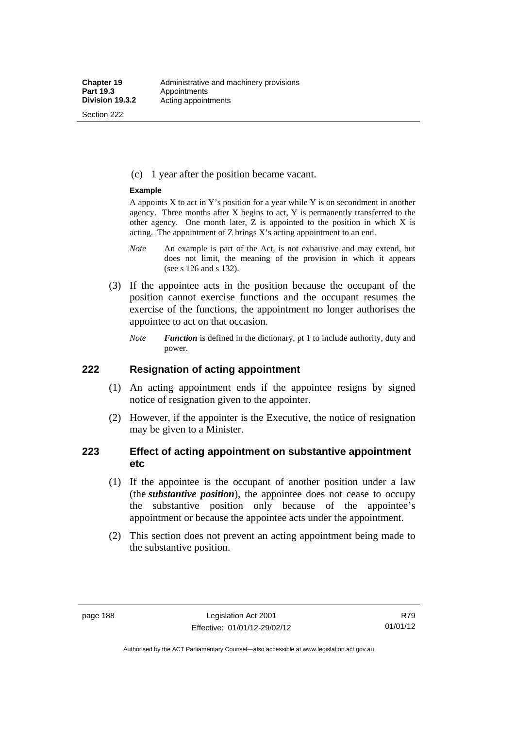(c) 1 year after the position became vacant.

**Example**

A appoints X to act in Y's position for a year while Y is on secondment in another agency. Three months after X begins to act, Y is permanently transferred to the other agency. One month later, Z is appointed to the position in which X is acting. The appointment of Z brings X's acting appointment to an end.

*Note* An example is part of the Act, is not exhaustive and may extend, but does not limit, the meaning of the provision in which it appears (see s 126 and s 132).

(3) If the appointee acts in the position because the occupant of the position cannot exercise functions and the occupant resumes the exercise of the functions, the appointment no longer authorises the appointee to act on that occasion.

*Note* ***Function*** is defined in the dictionary, pt 1 to include authority, duty and power.

## 222 Resignation of acting appointment

(1) An acting appointment ends if the appointee resigns by signed notice of resignation given to the appointer.

(2) However, if the appointer is the Executive, the notice of resignation may be given to a Minister.

## 223 Effect of acting appointment on substantive appointment etc

(1) If the appointee is the occupant of another position under a law (the ***substantive position***), the appointee does not cease to occupy the substantive position only because of the appointee's appointment or because the appointee acts under the appointment.

(2) This section does not prevent an acting appointment being made to the substantive position.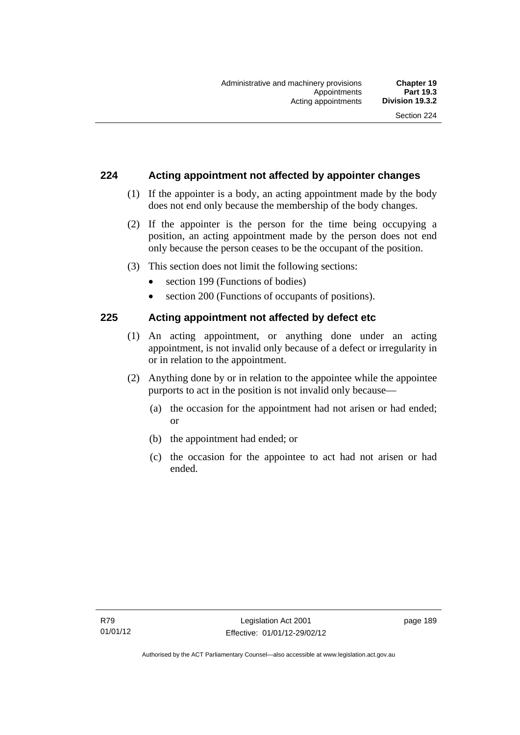## 224 Acting appointment not affected by appointer changes

(1) If the appointer is a body, an acting appointment made by the body does not end only because the membership of the body changes.

(2) If the appointer is the person for the time being occupying a position, an acting appointment made by the person does not end only because the person ceases to be the occupant of the position.

(3) This section does not limit the following sections:

- section 199 (Functions of bodies)
- section 200 (Functions of occupants of positions).

## 225 Acting appointment not affected by defect etc

(1) An acting appointment, or anything done under an acting appointment, is not invalid only because of a defect or irregularity in or in relation to the appointment.

(2) Anything done by or in relation to the appointee while the appointee purports to act in the position is not invalid only because—

(a) the occasion for the appointment had not arisen or had ended; or

(b) the appointment had ended; or

(c) the occasion for the appointee to act had not arisen or had ended.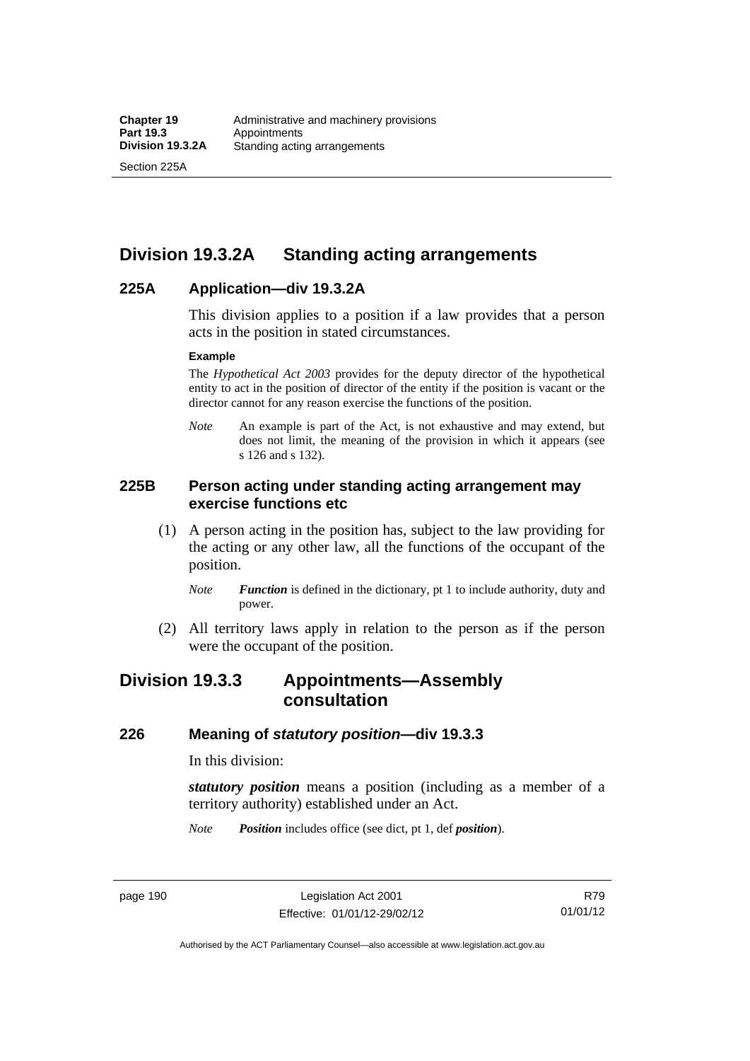## Division 19.3.2A Standing acting arrangements

### 225A Application—div 19.3.2A

This division applies to a position if a law provides that a person acts in the position in stated circumstances.

**Example**

The *Hypothetical Act 2003* provides for the deputy director of the hypothetical entity to act in the position of director of the entity if the position is vacant or the director cannot for any reason exercise the functions of the position.

*Note* An example is part of the Act, is not exhaustive and may extend, but does not limit, the meaning of the provision in which it appears (see s 126 and s 132).

### 225B Person acting under standing acting arrangement may exercise functions etc

(1) A person acting in the position has, subject to the law providing for the acting or any other law, all the functions of the occupant of the position.

*Note* ***Function*** is defined in the dictionary, pt 1 to include authority, duty and power.

(2) All territory laws apply in relation to the person as if the person were the occupant of the position.

## Division 19.3.3 Appointments—Assembly consultation

### 226 Meaning of *statutory position*—div 19.3.3

In this division:

***statutory position*** means a position (including as a member of a territory authority) established under an Act.

*Note* ***Position*** includes office (see dict, pt 1, def ***position***).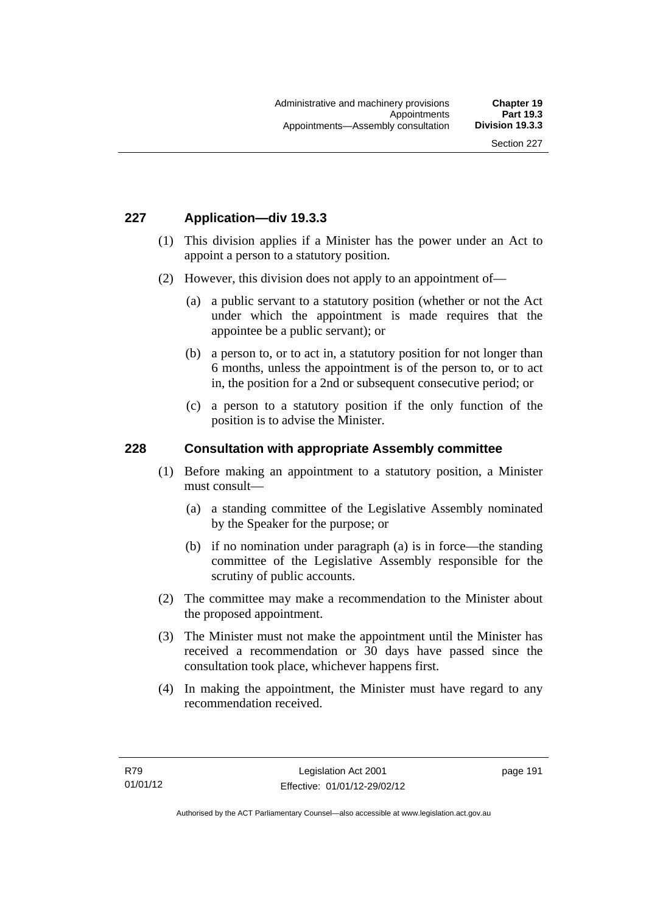## 227 Application—div 19.3.3

(1) This division applies if a Minister has the power under an Act to appoint a person to a statutory position.

(2) However, this division does not apply to an appointment of—

(a) a public servant to a statutory position (whether or not the Act under which the appointment is made requires that the appointee be a public servant); or

(b) a person to, or to act in, a statutory position for not longer than 6 months, unless the appointment is of the person to, or to act in, the position for a 2nd or subsequent consecutive period; or

(c) a person to a statutory position if the only function of the position is to advise the Minister.

## 228 Consultation with appropriate Assembly committee

(1) Before making an appointment to a statutory position, a Minister must consult—

(a) a standing committee of the Legislative Assembly nominated by the Speaker for the purpose; or

(b) if no nomination under paragraph (a) is in force—the standing committee of the Legislative Assembly responsible for the scrutiny of public accounts.

(2) The committee may make a recommendation to the Minister about the proposed appointment.

(3) The Minister must not make the appointment until the Minister has received a recommendation or 30 days have passed since the consultation took place, whichever happens first.

(4) In making the appointment, the Minister must have regard to any recommendation received.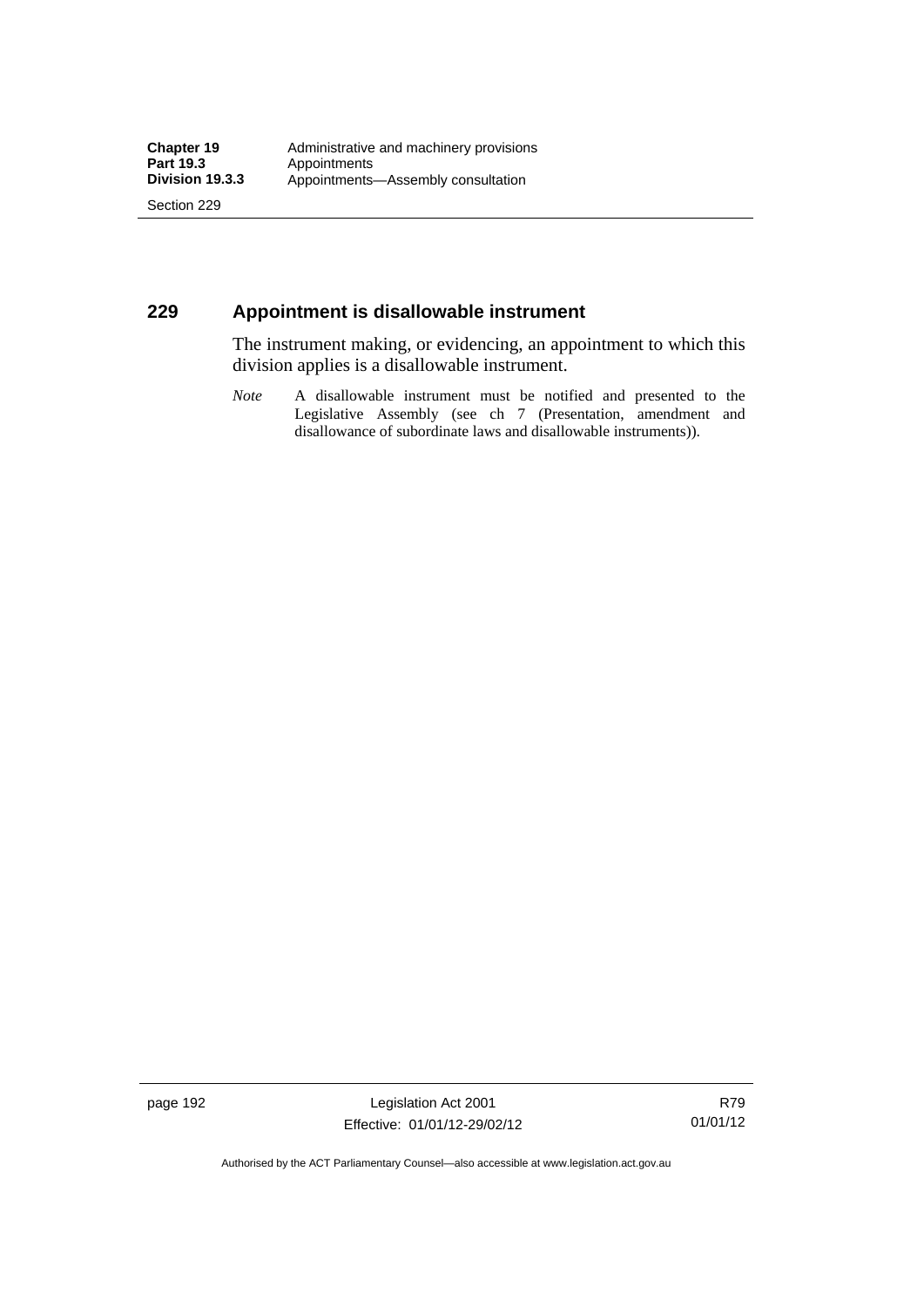## 229 Appointment is disallowable instrument

The instrument making, or evidencing, an appointment to which this division applies is a disallowable instrument.

*Note* A disallowable instrument must be notified and presented to the Legislative Assembly (see ch 7 (Presentation, amendment and disallowance of subordinate laws and disallowable instruments)).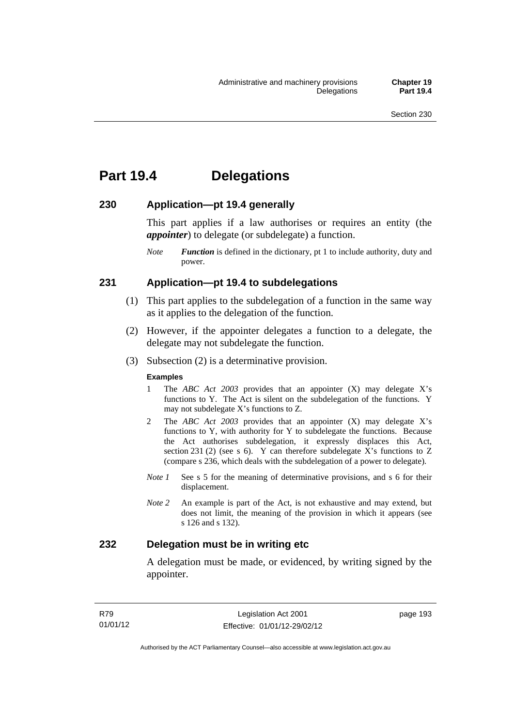# Part 19.4 Delegations

## 230 Application—pt 19.4 generally

This part applies if a law authorises or requires an entity (the ***appointer***) to delegate (or subdelegate) a function.

*Note* ***Function*** is defined in the dictionary, pt 1 to include authority, duty and power.

## 231 Application—pt 19.4 to subdelegations

(1) This part applies to the subdelegation of a function in the same way as it applies to the delegation of the function.

(2) However, if the appointer delegates a function to a delegate, the delegate may not subdelegate the function.

(3) Subsection (2) is a determinative provision.

**Examples**

1 The *ABC Act 2003* provides that an appointer (X) may delegate X's functions to Y. The Act is silent on the subdelegation of the functions. Y may not subdelegate X's functions to Z.

2 The *ABC Act 2003* provides that an appointer (X) may delegate X's functions to Y, with authority for Y to subdelegate the functions. Because the Act authorises subdelegation, it expressly displaces this Act, section 231 (2) (see s 6). Y can therefore subdelegate X's functions to Z (compare s 236, which deals with the subdelegation of a power to delegate).

*Note 1* See s 5 for the meaning of determinative provisions, and s 6 for their displacement.

*Note 2* An example is part of the Act, is not exhaustive and may extend, but does not limit, the meaning of the provision in which it appears (see s 126 and s 132).

## 232 Delegation must be in writing etc

A delegation must be made, or evidenced, by writing signed by the appointer.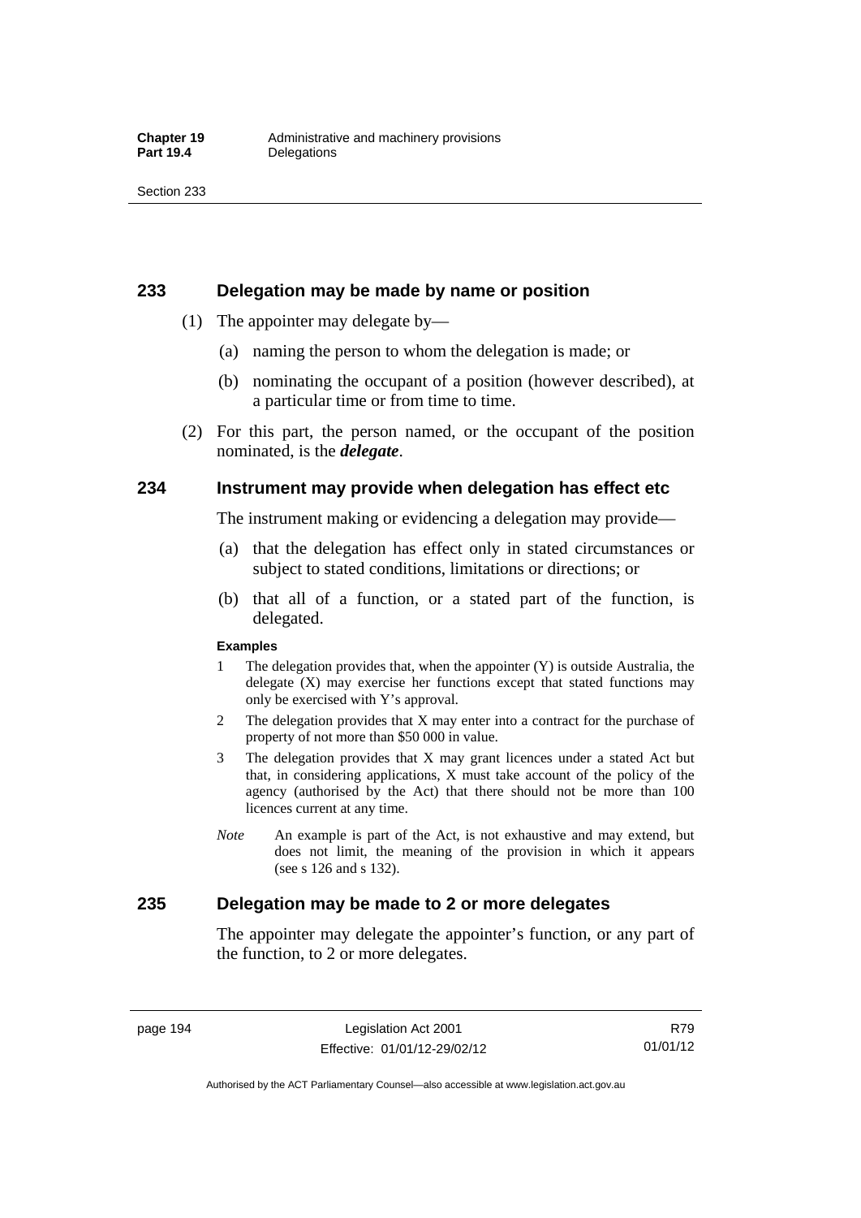## 233 Delegation may be made by name or position

(1) The appointer may delegate by—

(a) naming the person to whom the delegation is made; or

(b) nominating the occupant of a position (however described), at a particular time or from time to time.

(2) For this part, the person named, or the occupant of the position nominated, is the ***delegate***.

## 234 Instrument may provide when delegation has effect etc

The instrument making or evidencing a delegation may provide—

(a) that the delegation has effect only in stated circumstances or subject to stated conditions, limitations or directions; or

(b) that all of a function, or a stated part of the function, is delegated.

**Examples**

1 The delegation provides that, when the appointer (Y) is outside Australia, the delegate (X) may exercise her functions except that stated functions may only be exercised with Y's approval.

2 The delegation provides that X may enter into a contract for the purchase of property of not more than $50 000 in value.

3 The delegation provides that X may grant licences under a stated Act but that, in considering applications, X must take account of the policy of the agency (authorised by the Act) that there should not be more than 100 licences current at any time.

*Note* An example is part of the Act, is not exhaustive and may extend, but does not limit, the meaning of the provision in which it appears (see s 126 and s 132).

## 235 Delegation may be made to 2 or more delegates

The appointer may delegate the appointer's function, or any part of the function, to 2 or more delegates.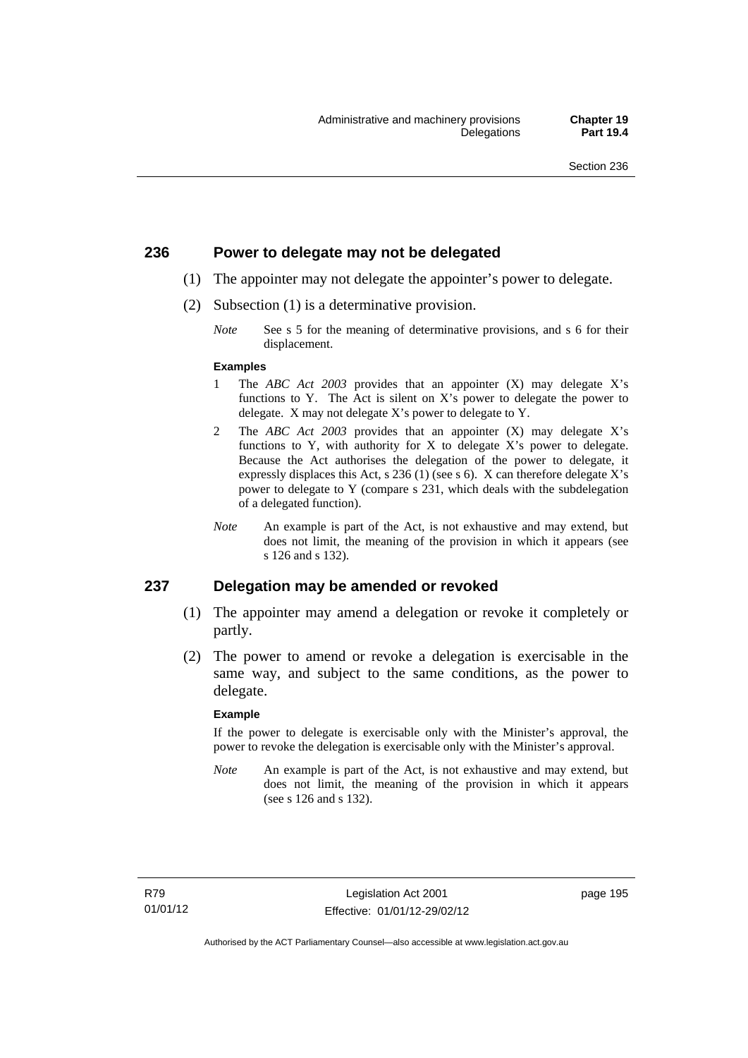## 236 Power to delegate may not be delegated

(1) The appointer may not delegate the appointer's power to delegate.

(2) Subsection (1) is a determinative provision.

*Note* See s 5 for the meaning of determinative provisions, and s 6 for their displacement.

**Examples**

1 The *ABC Act 2003* provides that an appointer (X) may delegate X's functions to Y. The Act is silent on X's power to delegate the power to delegate. X may not delegate X's power to delegate to Y.

2 The *ABC Act 2003* provides that an appointer (X) may delegate X's functions to Y, with authority for X to delegate X's power to delegate. Because the Act authorises the delegation of the power to delegate, it expressly displaces this Act, s 236 (1) (see s 6). X can therefore delegate X's power to delegate to Y (compare s 231, which deals with the subdelegation of a delegated function).

*Note* An example is part of the Act, is not exhaustive and may extend, but does not limit, the meaning of the provision in which it appears (see s 126 and s 132).

## 237 Delegation may be amended or revoked

(1) The appointer may amend a delegation or revoke it completely or partly.

(2) The power to amend or revoke a delegation is exercisable in the same way, and subject to the same conditions, as the power to delegate.

**Example**

If the power to delegate is exercisable only with the Minister's approval, the power to revoke the delegation is exercisable only with the Minister's approval.

*Note* An example is part of the Act, is not exhaustive and may extend, but does not limit, the meaning of the provision in which it appears (see s 126 and s 132).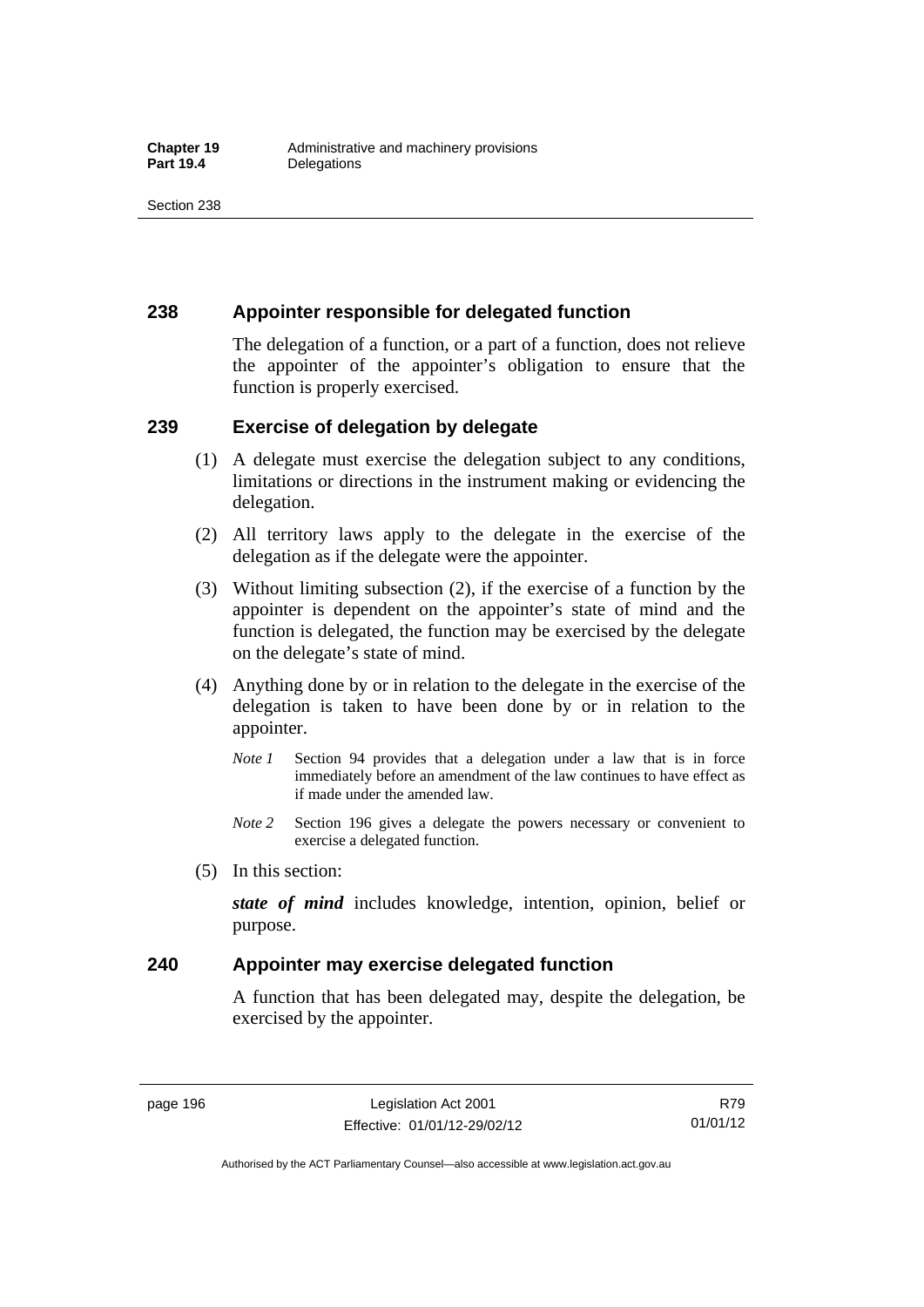## 238 Appointer responsible for delegated function

The delegation of a function, or a part of a function, does not relieve the appointer of the appointer's obligation to ensure that the function is properly exercised.

## 239 Exercise of delegation by delegate

(1) A delegate must exercise the delegation subject to any conditions, limitations or directions in the instrument making or evidencing the delegation.

(2) All territory laws apply to the delegate in the exercise of the delegation as if the delegate were the appointer.

(3) Without limiting subsection (2), if the exercise of a function by the appointer is dependent on the appointer's state of mind and the function is delegated, the function may be exercised by the delegate on the delegate's state of mind.

(4) Anything done by or in relation to the delegate in the exercise of the delegation is taken to have been done by or in relation to the appointer.

*Note 1* Section 94 provides that a delegation under a law that is in force immediately before an amendment of the law continues to have effect as if made under the amended law.

*Note 2* Section 196 gives a delegate the powers necessary or convenient to exercise a delegated function.

(5) In this section:

***state of mind*** includes knowledge, intention, opinion, belief or purpose.

## 240 Appointer may exercise delegated function

A function that has been delegated may, despite the delegation, be exercised by the appointer.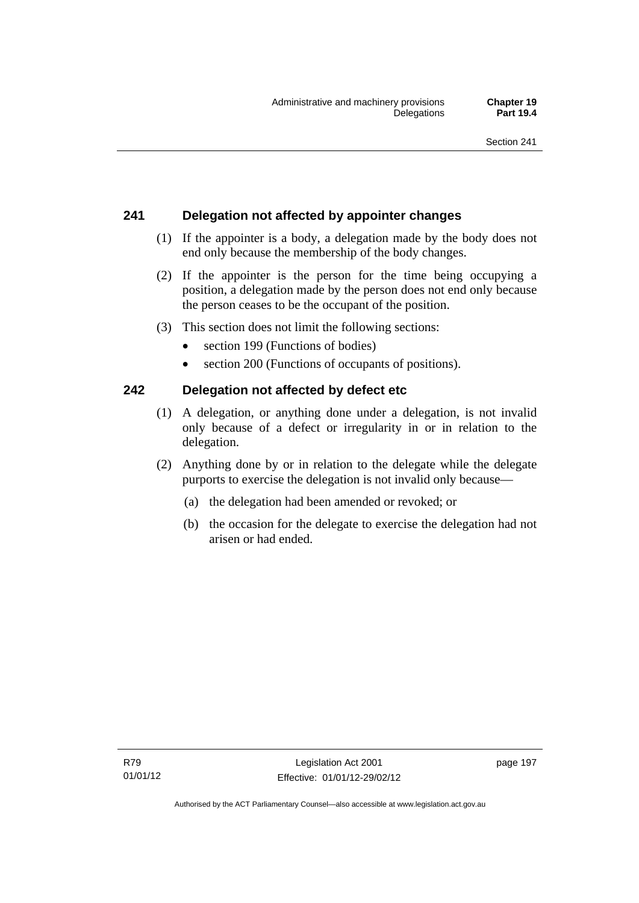## 241 Delegation not affected by appointer changes

(1) If the appointer is a body, a delegation made by the body does not end only because the membership of the body changes.

(2) If the appointer is the person for the time being occupying a position, a delegation made by the person does not end only because the person ceases to be the occupant of the position.

(3) This section does not limit the following sections:

- section 199 (Functions of bodies)
- section 200 (Functions of occupants of positions).

## 242 Delegation not affected by defect etc

(1) A delegation, or anything done under a delegation, is not invalid only because of a defect or irregularity in or in relation to the delegation.

(2) Anything done by or in relation to the delegate while the delegate purports to exercise the delegation is not invalid only because—

(a) the delegation had been amended or revoked; or

(b) the occasion for the delegate to exercise the delegation had not arisen or had ended.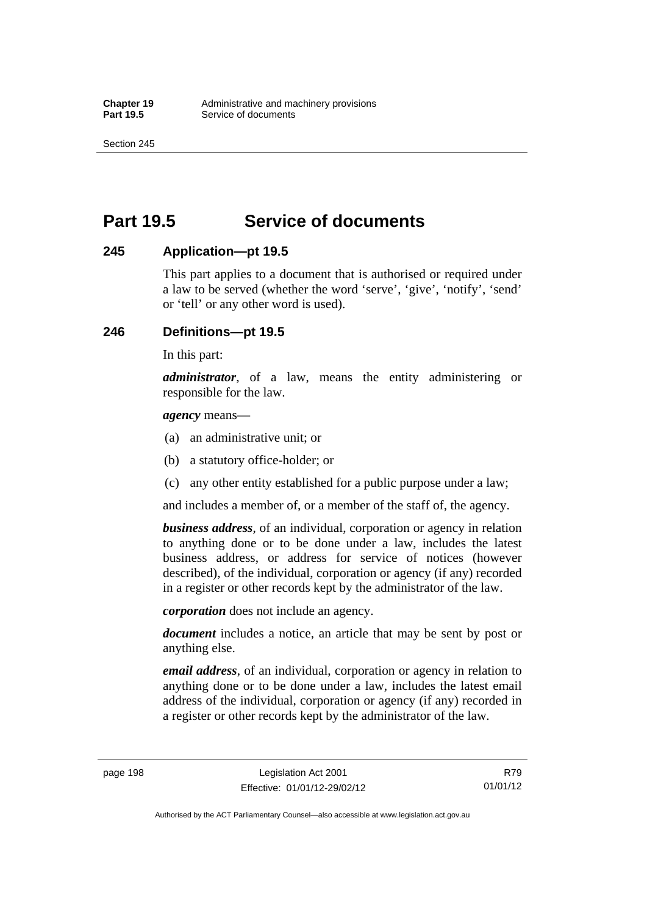# Part 19.5 Service of documents

## 245 Application—pt 19.5

This part applies to a document that is authorised or required under a law to be served (whether the word 'serve', 'give', 'notify', 'send' or 'tell' or any other word is used).

## 246 Definitions—pt 19.5

In this part:

***administrator***, of a law, means the entity administering or responsible for the law.

***agency*** means—

(a) an administrative unit; or

(b) a statutory office-holder; or

(c) any other entity established for a public purpose under a law;

and includes a member of, or a member of the staff of, the agency.

***business address***, of an individual, corporation or agency in relation to anything done or to be done under a law, includes the latest business address, or address for service of notices (however described), of the individual, corporation or agency (if any) recorded in a register or other records kept by the administrator of the law.

***corporation*** does not include an agency.

***document*** includes a notice, an article that may be sent by post or anything else.

***email address***, of an individual, corporation or agency in relation to anything done or to be done under a law, includes the latest email address of the individual, corporation or agency (if any) recorded in a register or other records kept by the administrator of the law.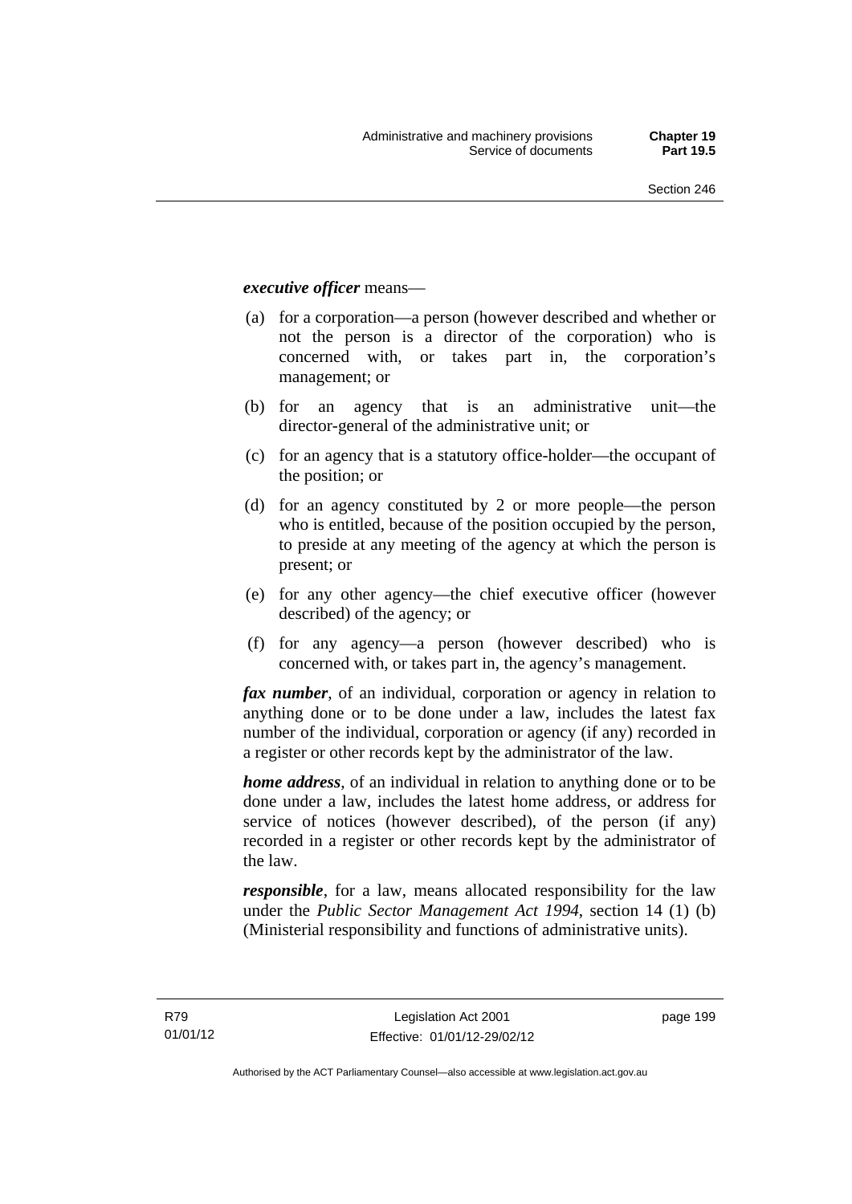***executive officer*** means—

(a) for a corporation—a person (however described and whether or not the person is a director of the corporation) who is concerned with, or takes part in, the corporation's management; or

(b) for an agency that is an administrative unit—the director-general of the administrative unit; or

(c) for an agency that is a statutory office-holder—the occupant of the position; or

(d) for an agency constituted by 2 or more people—the person who is entitled, because of the position occupied by the person, to preside at any meeting of the agency at which the person is present; or

(e) for any other agency—the chief executive officer (however described) of the agency; or

(f) for any agency—a person (however described) who is concerned with, or takes part in, the agency's management.

***fax number***, of an individual, corporation or agency in relation to anything done or to be done under a law, includes the latest fax number of the individual, corporation or agency (if any) recorded in a register or other records kept by the administrator of the law.

***home address***, of an individual in relation to anything done or to be done under a law, includes the latest home address, or address for service of notices (however described), of the person (if any) recorded in a register or other records kept by the administrator of the law.

***responsible***, for a law, means allocated responsibility for the law under the *Public Sector Management Act 1994*, section 14 (1) (b) (Ministerial responsibility and functions of administrative units).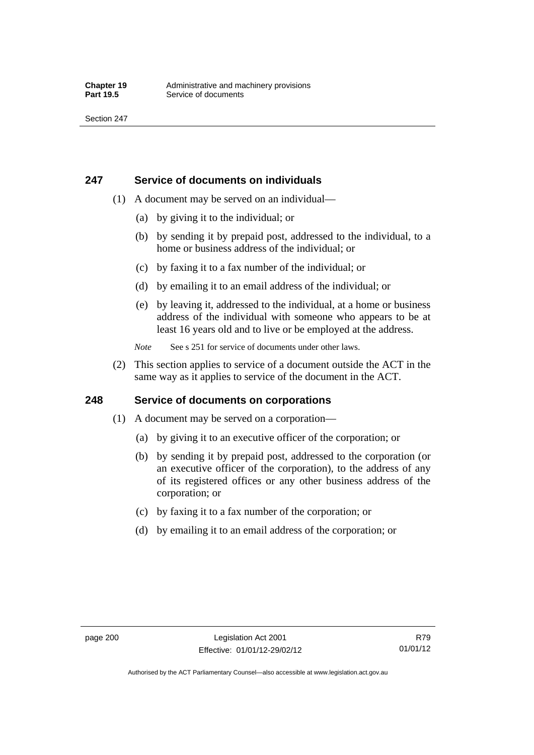## 247 Service of documents on individuals

(1) A document may be served on an individual—

(a) by giving it to the individual; or

(b) by sending it by prepaid post, addressed to the individual, to a home or business address of the individual; or

(c) by faxing it to a fax number of the individual; or

(d) by emailing it to an email address of the individual; or

(e) by leaving it, addressed to the individual, at a home or business address of the individual with someone who appears to be at least 16 years old and to live or be employed at the address.

*Note* See s 251 for service of documents under other laws.

(2) This section applies to service of a document outside the ACT in the same way as it applies to service of the document in the ACT.

## 248 Service of documents on corporations

(1) A document may be served on a corporation—

(a) by giving it to an executive officer of the corporation; or

(b) by sending it by prepaid post, addressed to the corporation (or an executive officer of the corporation), to the address of any of its registered offices or any other business address of the corporation; or

(c) by faxing it to a fax number of the corporation; or

(d) by emailing it to an email address of the corporation; or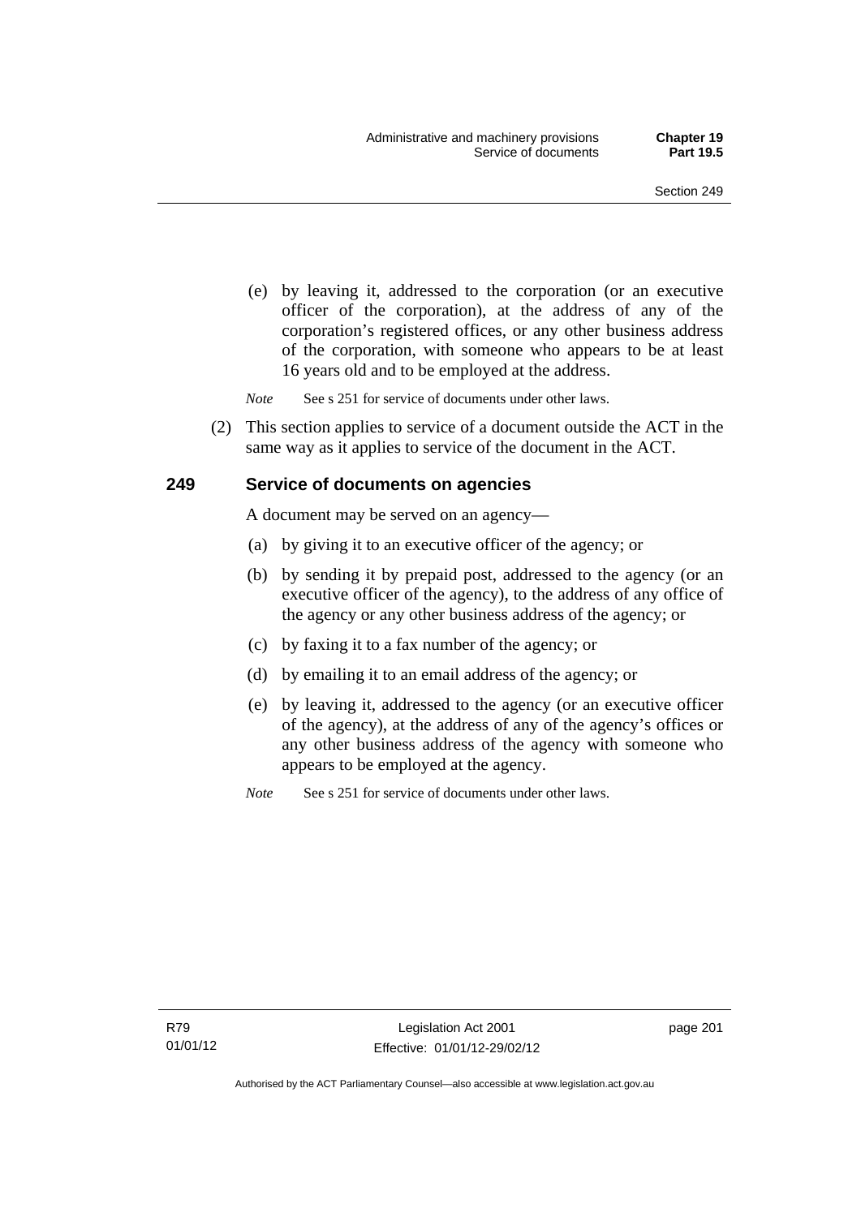(e) by leaving it, addressed to the corporation (or an executive officer of the corporation), at the address of any of the corporation's registered offices, or any other business address of the corporation, with someone who appears to be at least 16 years old and to be employed at the address.

*Note* See s 251 for service of documents under other laws.

(2) This section applies to service of a document outside the ACT in the same way as it applies to service of the document in the ACT.

## 249 Service of documents on agencies

A document may be served on an agency—

(a) by giving it to an executive officer of the agency; or

(b) by sending it by prepaid post, addressed to the agency (or an executive officer of the agency), to the address of any office of the agency or any other business address of the agency; or

(c) by faxing it to a fax number of the agency; or

(d) by emailing it to an email address of the agency; or

(e) by leaving it, addressed to the agency (or an executive officer of the agency), at the address of any of the agency's offices or any other business address of the agency with someone who appears to be employed at the agency.

*Note* See s 251 for service of documents under other laws.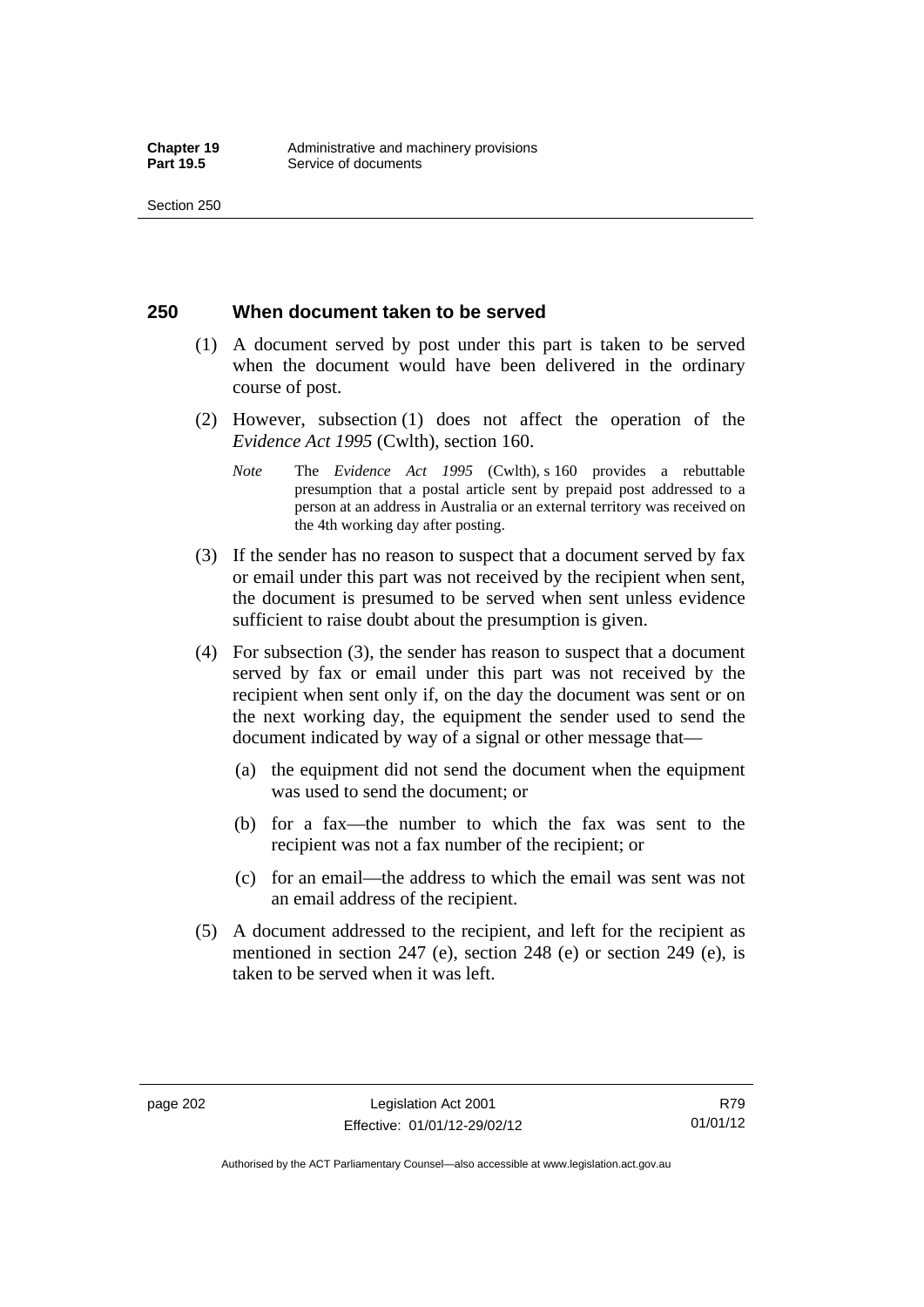## 250 When document taken to be served

(1) A document served by post under this part is taken to be served when the document would have been delivered in the ordinary course of post.

(2) However, subsection (1) does not affect the operation of the *Evidence Act 1995* (Cwlth), section 160.

*Note* The *Evidence Act 1995* (Cwlth), s 160 provides a rebuttable presumption that a postal article sent by prepaid post addressed to a person at an address in Australia or an external territory was received on the 4th working day after posting.

(3) If the sender has no reason to suspect that a document served by fax or email under this part was not received by the recipient when sent, the document is presumed to be served when sent unless evidence sufficient to raise doubt about the presumption is given.

(4) For subsection (3), the sender has reason to suspect that a document served by fax or email under this part was not received by the recipient when sent only if, on the day the document was sent or on the next working day, the equipment the sender used to send the document indicated by way of a signal or other message that—

(a) the equipment did not send the document when the equipment was used to send the document; or

(b) for a fax—the number to which the fax was sent to the recipient was not a fax number of the recipient; or

(c) for an email—the address to which the email was sent was not an email address of the recipient.

(5) A document addressed to the recipient, and left for the recipient as mentioned in section 247 (e), section 248 (e) or section 249 (e), is taken to be served when it was left.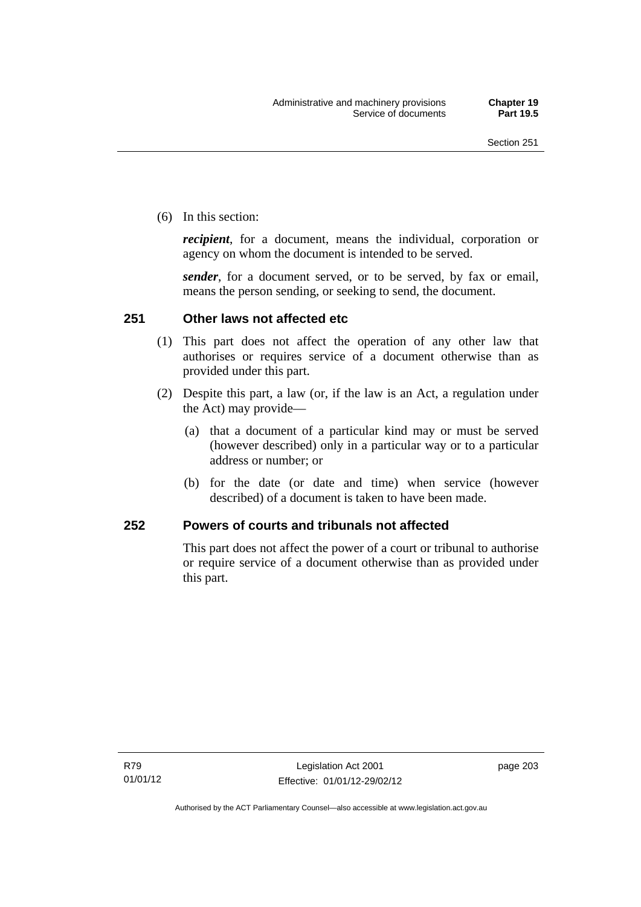(6) In this section:

***recipient***, for a document, means the individual, corporation or agency on whom the document is intended to be served.

***sender***, for a document served, or to be served, by fax or email, means the person sending, or seeking to send, the document.

## 251 Other laws not affected etc

(1) This part does not affect the operation of any other law that authorises or requires service of a document otherwise than as provided under this part.

(2) Despite this part, a law (or, if the law is an Act, a regulation under the Act) may provide—

(a) that a document of a particular kind may or must be served (however described) only in a particular way or to a particular address or number; or

(b) for the date (or date and time) when service (however described) of a document is taken to have been made.

## 252 Powers of courts and tribunals not affected

This part does not affect the power of a court or tribunal to authorise or require service of a document otherwise than as provided under this part.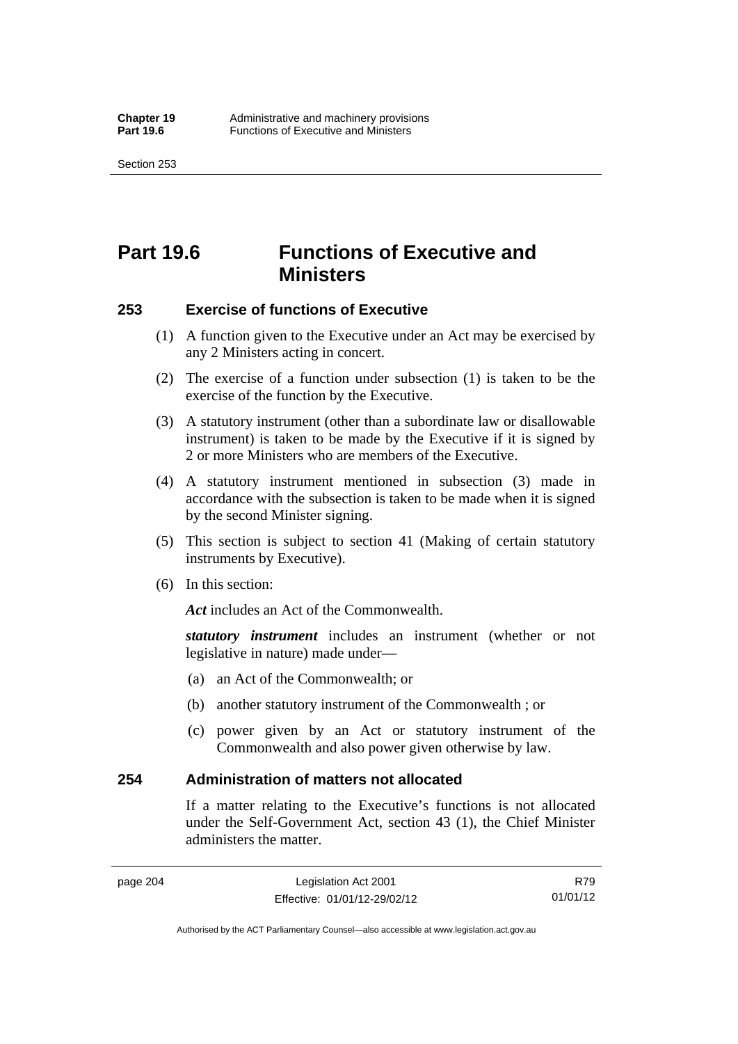# Part 19.6 Functions of Executive and Ministers

## 253 Exercise of functions of Executive

(1) A function given to the Executive under an Act may be exercised by any 2 Ministers acting in concert.

(2) The exercise of a function under subsection (1) is taken to be the exercise of the function by the Executive.

(3) A statutory instrument (other than a subordinate law or disallowable instrument) is taken to be made by the Executive if it is signed by 2 or more Ministers who are members of the Executive.

(4) A statutory instrument mentioned in subsection (3) made in accordance with the subsection is taken to be made when it is signed by the second Minister signing.

(5) This section is subject to section 41 (Making of certain statutory instruments by Executive).

(6) In this section:

***Act*** includes an Act of the Commonwealth.

***statutory instrument*** includes an instrument (whether or not legislative in nature) made under—

(a) an Act of the Commonwealth; or

(b) another statutory instrument of the Commonwealth ; or

(c) power given by an Act or statutory instrument of the Commonwealth and also power given otherwise by law.

## 254 Administration of matters not allocated

If a matter relating to the Executive's functions is not allocated under the Self-Government Act, section 43 (1), the Chief Minister administers the matter.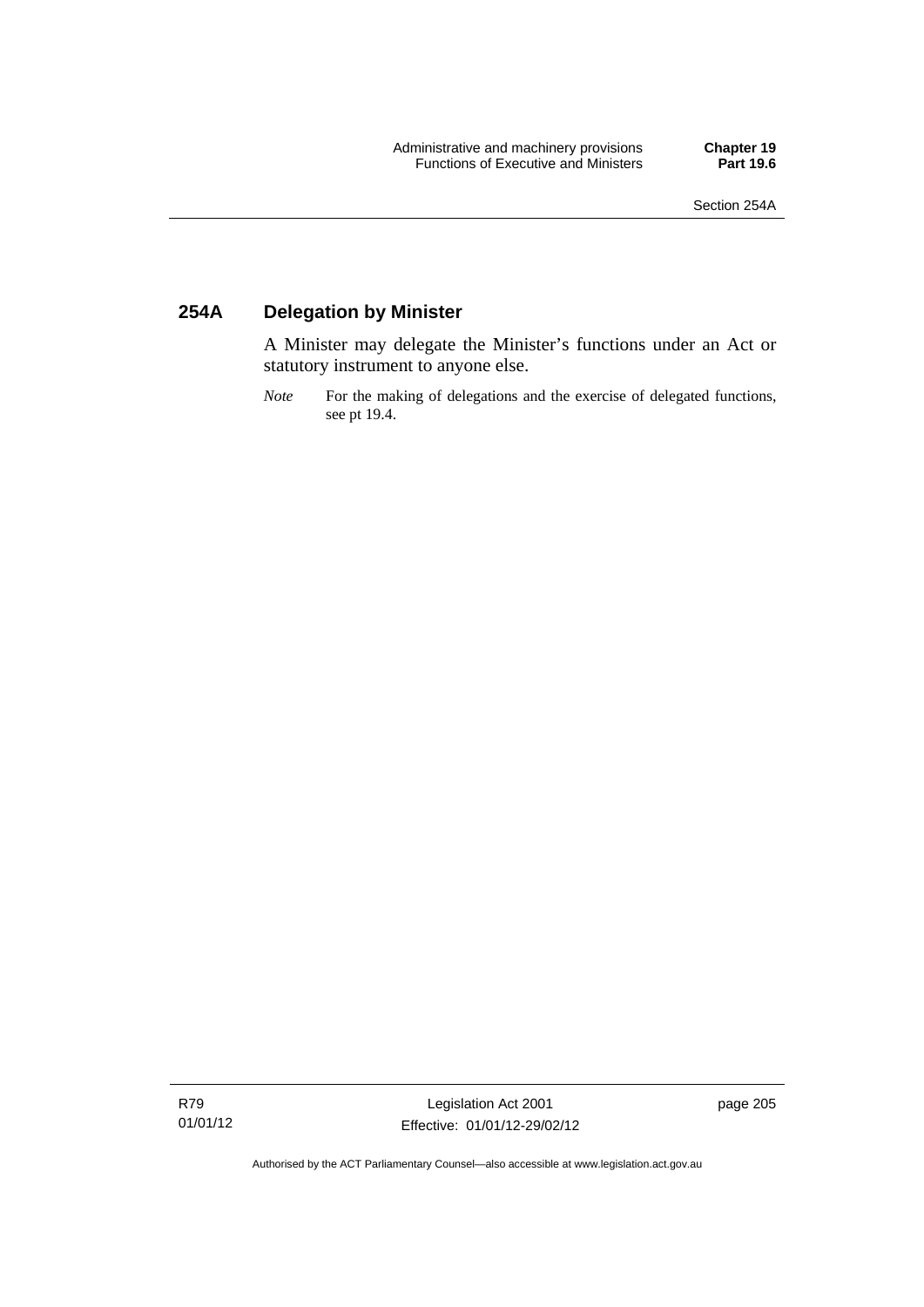## 254A Delegation by Minister

A Minister may delegate the Minister's functions under an Act or statutory instrument to anyone else.

*Note* For the making of delegations and the exercise of delegated functions, see pt 19.4.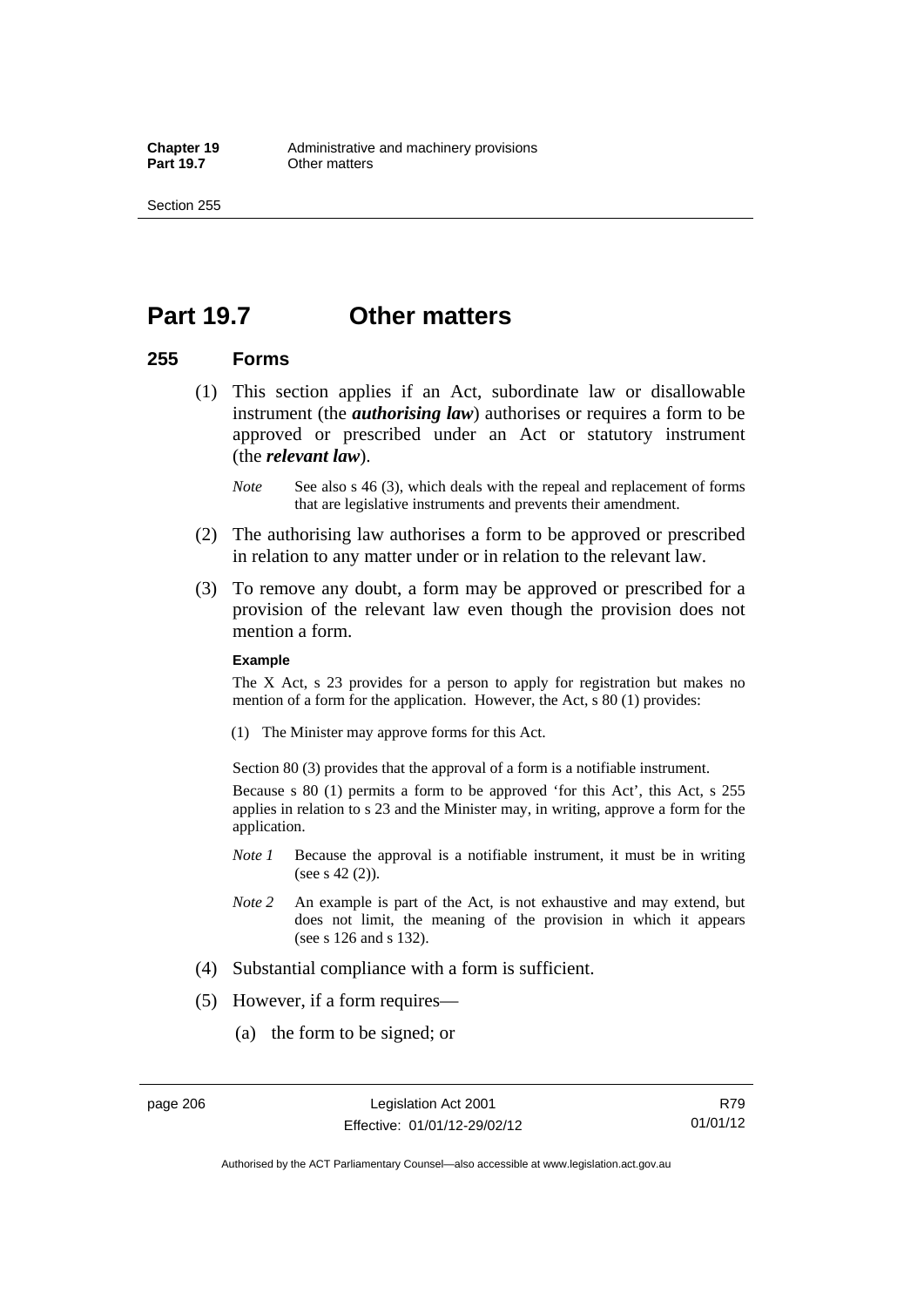# Part 19.7 Other matters

## 255 Forms

(1) This section applies if an Act, subordinate law or disallowable instrument (the ***authorising law***) authorises or requires a form to be approved or prescribed under an Act or statutory instrument (the ***relevant law***).

*Note* See also s 46 (3), which deals with the repeal and replacement of forms that are legislative instruments and prevents their amendment.

(2) The authorising law authorises a form to be approved or prescribed in relation to any matter under or in relation to the relevant law.

(3) To remove any doubt, a form may be approved or prescribed for a provision of the relevant law even though the provision does not mention a form.

**Example**

The X Act, s 23 provides for a person to apply for registration but makes no mention of a form for the application. However, the Act, s 80 (1) provides:

(1) The Minister may approve forms for this Act.

Section 80 (3) provides that the approval of a form is a notifiable instrument.

Because s 80 (1) permits a form to be approved 'for this Act', this Act, s 255 applies in relation to s 23 and the Minister may, in writing, approve a form for the application.

*Note 1* Because the approval is a notifiable instrument, it must be in writing (see s 42 (2)).

*Note 2* An example is part of the Act, is not exhaustive and may extend, but does not limit, the meaning of the provision in which it appears (see s 126 and s 132).

(4) Substantial compliance with a form is sufficient.

(5) However, if a form requires—

(a) the form to be signed; or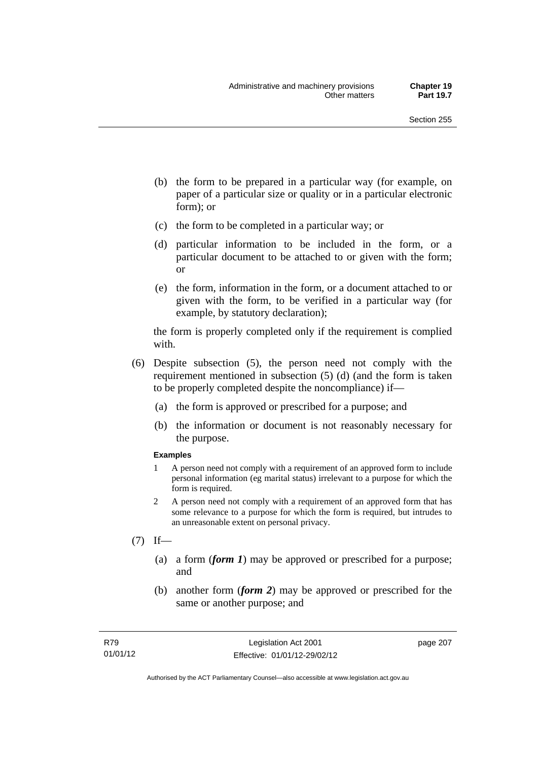(b) the form to be prepared in a particular way (for example, on paper of a particular size or quality or in a particular electronic form); or

(c) the form to be completed in a particular way; or

(d) particular information to be included in the form, or a particular document to be attached to or given with the form; or

(e) the form, information in the form, or a document attached to or given with the form, to be verified in a particular way (for example, by statutory declaration);

the form is properly completed only if the requirement is complied with.

(6) Despite subsection (5), the person need not comply with the requirement mentioned in subsection (5) (d) (and the form is taken to be properly completed despite the noncompliance) if—

(a) the form is approved or prescribed for a purpose; and

(b) the information or document is not reasonably necessary for the purpose.

**Examples**

1 A person need not comply with a requirement of an approved form to include personal information (eg marital status) irrelevant to a purpose for which the form is required.

2 A person need not comply with a requirement of an approved form that has some relevance to a purpose for which the form is required, but intrudes to an unreasonable extent on personal privacy.

(7) If—

(a) a form (***form 1***) may be approved or prescribed for a purpose; and

(b) another form (***form 2***) may be approved or prescribed for the same or another purpose; and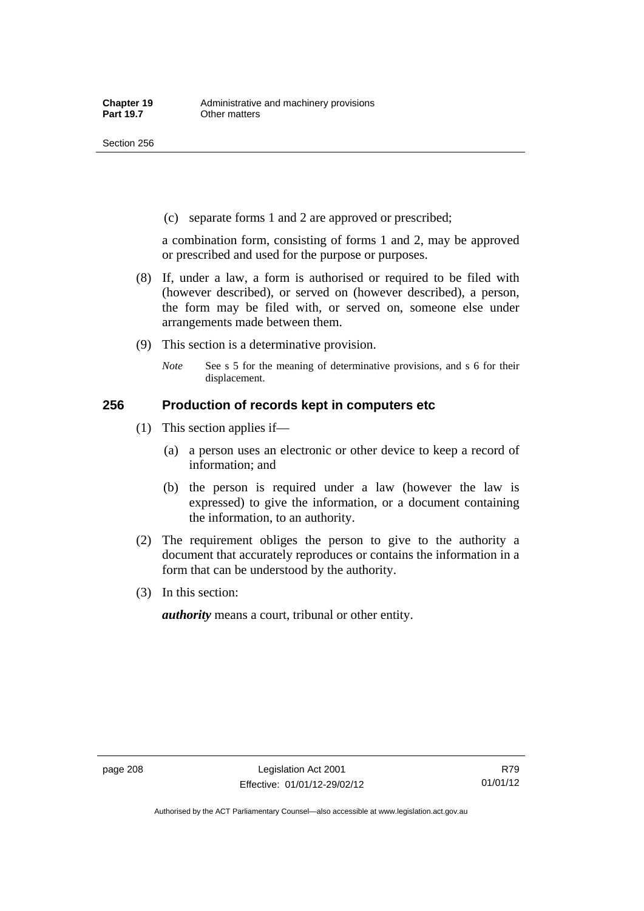(c) separate forms 1 and 2 are approved or prescribed;

a combination form, consisting of forms 1 and 2, may be approved or prescribed and used for the purpose or purposes.

(8) If, under a law, a form is authorised or required to be filed with (however described), or served on (however described), a person, the form may be filed with, or served on, someone else under arrangements made between them.

(9) This section is a determinative provision.

*Note* See s 5 for the meaning of determinative provisions, and s 6 for their displacement.

## 256 Production of records kept in computers etc

(1) This section applies if—

(a) a person uses an electronic or other device to keep a record of information; and

(b) the person is required under a law (however the law is expressed) to give the information, or a document containing the information, to an authority.

(2) The requirement obliges the person to give to the authority a document that accurately reproduces or contains the information in a form that can be understood by the authority.

(3) In this section:

***authority*** means a court, tribunal or other entity.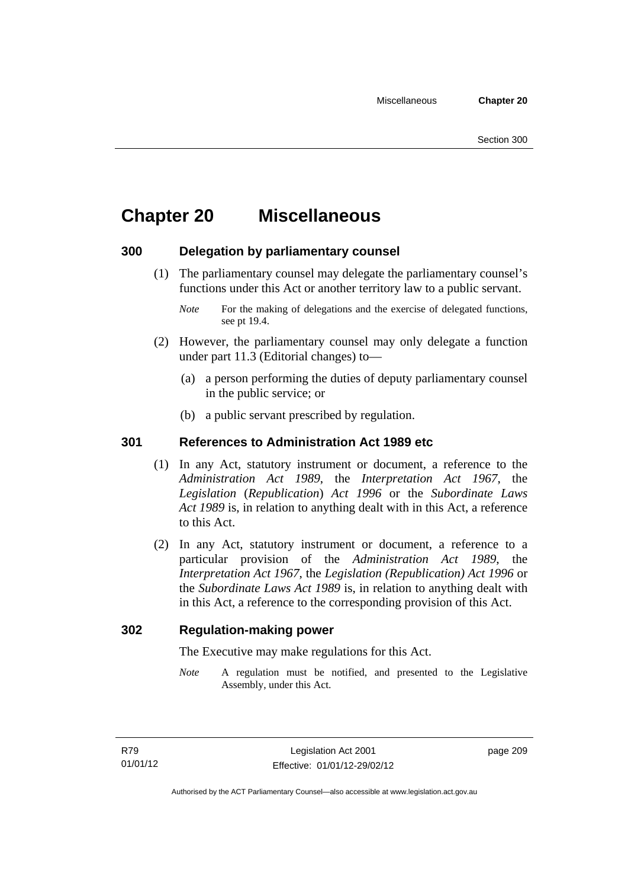# Chapter 20 Miscellaneous

## 300 Delegation by parliamentary counsel

(1) The parliamentary counsel may delegate the parliamentary counsel's functions under this Act or another territory law to a public servant.

*Note* For the making of delegations and the exercise of delegated functions, see pt 19.4.

(2) However, the parliamentary counsel may only delegate a function under part 11.3 (Editorial changes) to—

(a) a person performing the duties of deputy parliamentary counsel in the public service; or

(b) a public servant prescribed by regulation.

## 301 References to Administration Act 1989 etc

(1) In any Act, statutory instrument or document, a reference to the *Administration Act 1989*, the *Interpretation Act 1967*, the *Legislation* (*Republication*) *Act 1996* or the *Subordinate Laws Act 1989* is, in relation to anything dealt with in this Act, a reference to this Act.

(2) In any Act, statutory instrument or document, a reference to a particular provision of the *Administration Act 1989*, the *Interpretation Act 1967*, the *Legislation (Republication) Act 1996* or the *Subordinate Laws Act 1989* is, in relation to anything dealt with in this Act, a reference to the corresponding provision of this Act.

## 302 Regulation-making power

The Executive may make regulations for this Act.

*Note* A regulation must be notified, and presented to the Legislative Assembly, under this Act.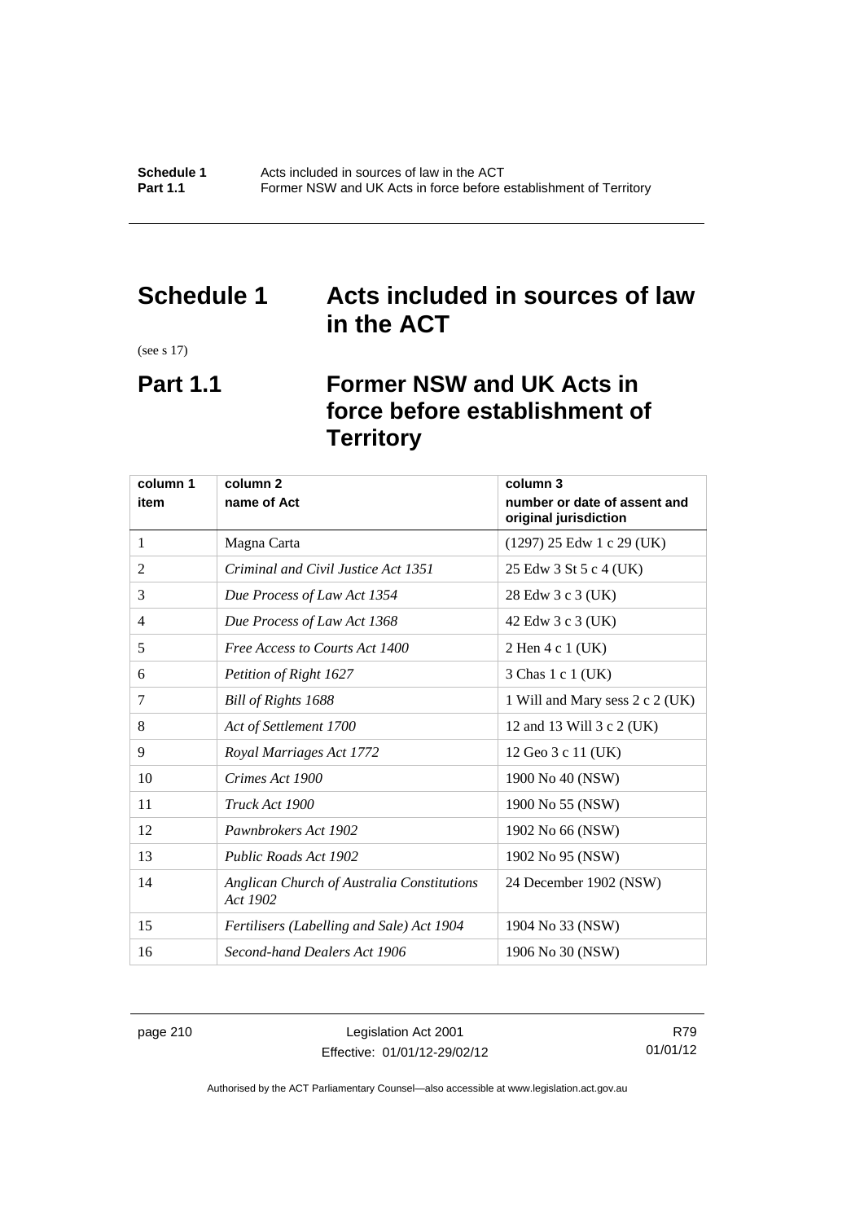# Schedule 1 Acts included in sources of law in the ACT

(see s 17)

## Part 1.1 Former NSW and UK Acts in force before establishment of Territory

| column 1<br>item | column 2<br>name of Act | column 3<br>number or date of assent and original jurisdiction |
|---|---|---|
| 1 | Magna Carta | (1297) 25 Edw 1 c 29 (UK) |
| 2 | *Criminal and Civil Justice Act 1351* | 25 Edw 3 St 5 c 4 (UK) |
| 3 | *Due Process of Law Act 1354* | 28 Edw 3 c 3 (UK) |
| 4 | *Due Process of Law Act 1368* | 42 Edw 3 c 3 (UK) |
| 5 | *Free Access to Courts Act 1400* | 2 Hen 4 c 1 (UK) |
| 6 | *Petition of Right 1627* | 3 Chas 1 c 1 (UK) |
| 7 | *Bill of Rights 1688* | 1 Will and Mary sess 2 c 2 (UK) |
| 8 | *Act of Settlement 1700* | 12 and 13 Will 3 c 2 (UK) |
| 9 | *Royal Marriages Act 1772* | 12 Geo 3 c 11 (UK) |
| 10 | *Crimes Act 1900* | 1900 No 40 (NSW) |
| 11 | *Truck Act 1900* | 1900 No 55 (NSW) |
| 12 | *Pawnbrokers Act 1902* | 1902 No 66 (NSW) |
| 13 | *Public Roads Act 1902* | 1902 No 95 (NSW) |
| 14 | *Anglican Church of Australia Constitutions Act 1902* | 24 December 1902 (NSW) |
| 15 | *Fertilisers (Labelling and Sale) Act 1904* | 1904 No 33 (NSW) |
| 16 | *Second-hand Dealers Act 1906* | 1906 No 30 (NSW) |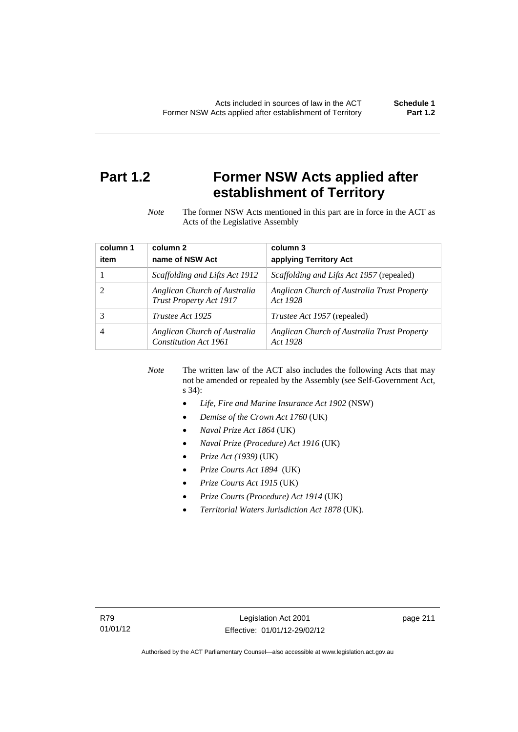# Part 1.2 Former NSW Acts applied after establishment of Territory

*Note* The former NSW Acts mentioned in this part are in force in the ACT as Acts of the Legislative Assembly

| column 1<br>item | column 2<br>name of NSW Act | column 3<br>applying Territory Act |
|---|---|---|
| 1 | *Scaffolding and Lifts Act 1912* | *Scaffolding and Lifts Act 1957* (repealed) |
| 2 | *Anglican Church of Australia Trust Property Act 1917* | *Anglican Church of Australia Trust Property Act 1928* |
| 3 | *Trustee Act 1925* | *Trustee Act 1957* (repealed) |
| 4 | *Anglican Church of Australia Constitution Act 1961* | *Anglican Church of Australia Trust Property Act 1928* |

*Note* The written law of the ACT also includes the following Acts that may not be amended or repealed by the Assembly (see Self-Government Act, s 34):

- *Life, Fire and Marine Insurance Act 1902* (NSW)
- *Demise of the Crown Act 1760* (UK)
- *Naval Prize Act 1864* (UK)
- *Naval Prize (Procedure) Act 1916* (UK)
- *Prize Act (1939)* (UK)
- *Prize Courts Act 1894* (UK)
- *Prize Courts Act 1915* (UK)
- *Prize Courts (Procedure) Act 1914* (UK)
- *Territorial Waters Jurisdiction Act 1878* (UK).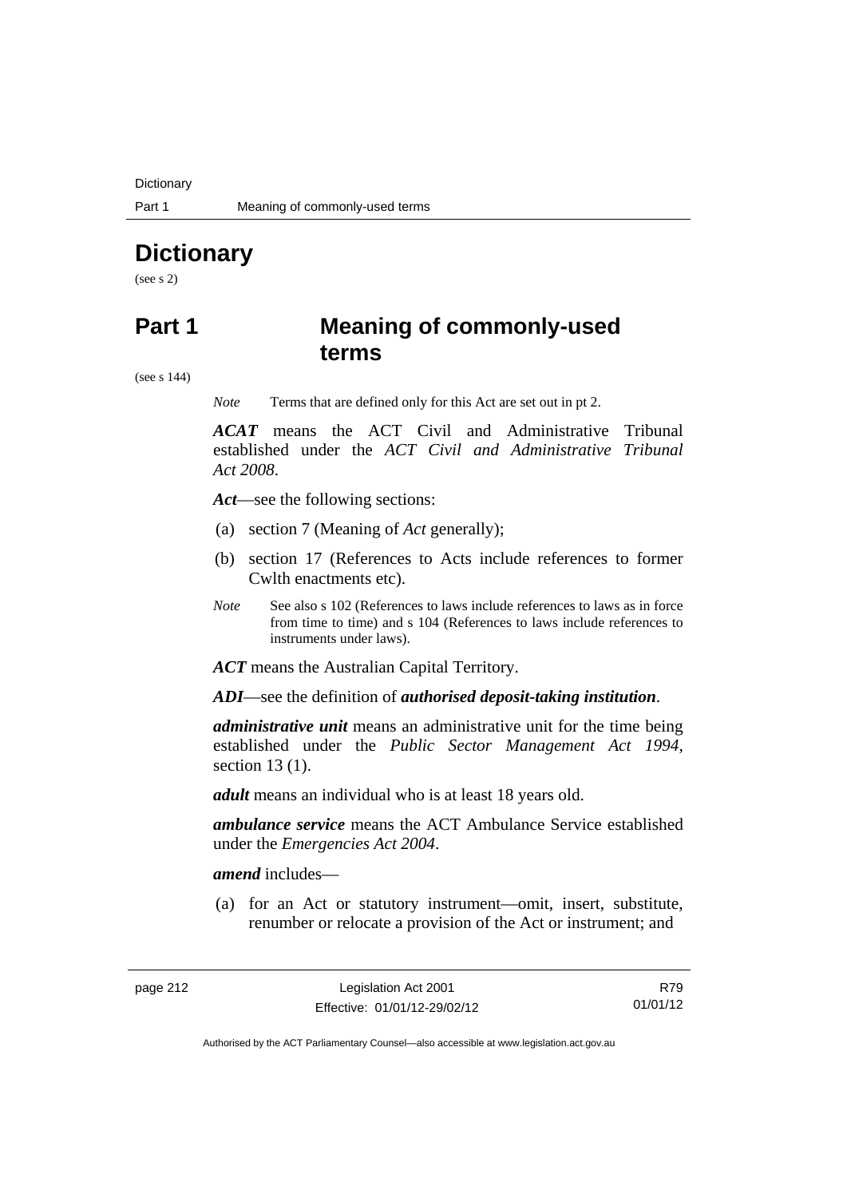# Dictionary

(see s 2)

# Part 1 Meaning of commonly-used terms

(see s 144)

*Note* Terms that are defined only for this Act are set out in pt 2.

***ACAT*** means the ACT Civil and Administrative Tribunal established under the *ACT Civil and Administrative Tribunal Act 2008*.

***Act***—see the following sections:

(a) section 7 (Meaning of *Act* generally);

(b) section 17 (References to Acts include references to former Cwlth enactments etc).

*Note* See also s 102 (References to laws include references to laws as in force from time to time) and s 104 (References to laws include references to instruments under laws).

***ACT*** means the Australian Capital Territory.

***ADI***—see the definition of ***authorised deposit-taking institution***.

***administrative unit*** means an administrative unit for the time being established under the *Public Sector Management Act 1994*, section 13 (1).

***adult*** means an individual who is at least 18 years old.

***ambulance service*** means the ACT Ambulance Service established under the *Emergencies Act 2004*.

***amend*** includes—

(a) for an Act or statutory instrument—omit, insert, substitute, renumber or relocate a provision of the Act or instrument; and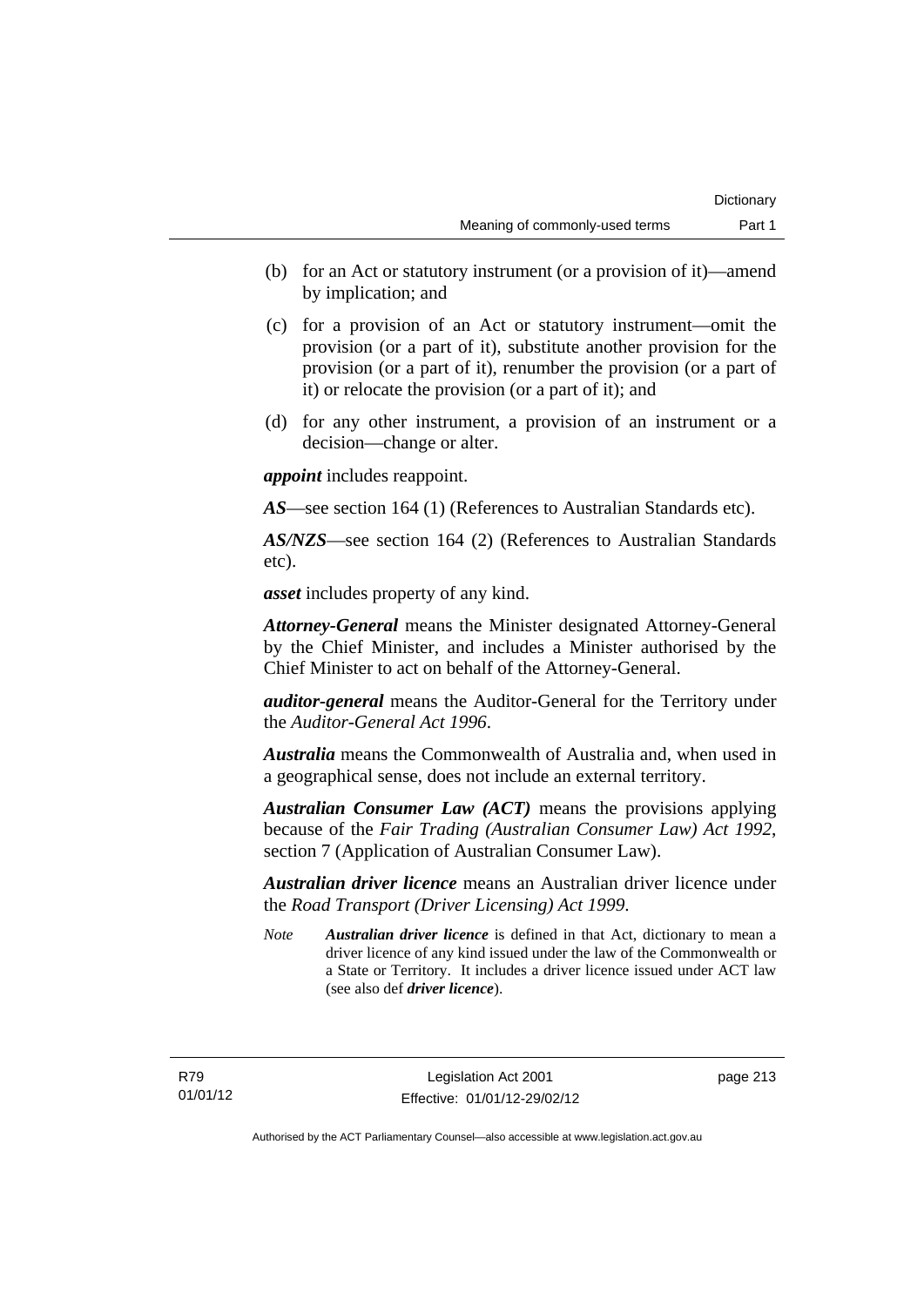(b) for an Act or statutory instrument (or a provision of it)—amend by implication; and

(c) for a provision of an Act or statutory instrument—omit the provision (or a part of it), substitute another provision for the provision (or a part of it), renumber the provision (or a part of it) or relocate the provision (or a part of it); and

(d) for any other instrument, a provision of an instrument or a decision—change or alter.

***appoint*** includes reappoint.

***AS***—see section 164 (1) (References to Australian Standards etc).

***AS/NZS***—see section 164 (2) (References to Australian Standards etc).

***asset*** includes property of any kind.

***Attorney-General*** means the Minister designated Attorney-General by the Chief Minister, and includes a Minister authorised by the Chief Minister to act on behalf of the Attorney-General.

***auditor-general*** means the Auditor-General for the Territory under the *Auditor-General Act 1996*.

***Australia*** means the Commonwealth of Australia and, when used in a geographical sense, does not include an external territory.

***Australian Consumer Law (ACT)*** means the provisions applying because of the *Fair Trading (Australian Consumer Law) Act 1992*, section 7 (Application of Australian Consumer Law).

***Australian driver licence*** means an Australian driver licence under the *Road Transport (Driver Licensing) Act 1999*.

*Note* ***Australian driver licence*** is defined in that Act, dictionary to mean a driver licence of any kind issued under the law of the Commonwealth or a State or Territory. It includes a driver licence issued under ACT law (see also def ***driver licence***).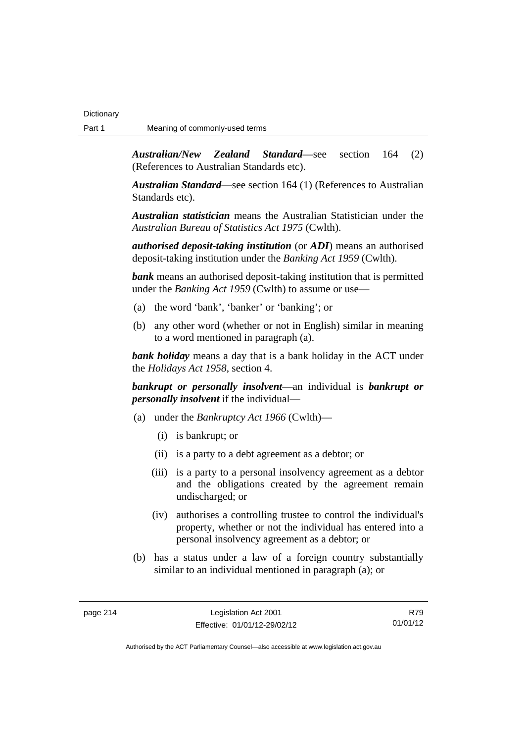***Australian/New Zealand Standard***—see section 164 (2) (References to Australian Standards etc).

***Australian Standard***—see section 164 (1) (References to Australian Standards etc).

***Australian statistician*** means the Australian Statistician under the *Australian Bureau of Statistics Act 1975* (Cwlth).

***authorised deposit-taking institution*** (or ***ADI***) means an authorised deposit-taking institution under the *Banking Act 1959* (Cwlth).

***bank*** means an authorised deposit-taking institution that is permitted under the *Banking Act 1959* (Cwlth) to assume or use—

(a) the word 'bank', 'banker' or 'banking'; or

(b) any other word (whether or not in English) similar in meaning to a word mentioned in paragraph (a).

***bank holiday*** means a day that is a bank holiday in the ACT under the *Holidays Act 1958*, section 4.

***bankrupt or personally insolvent***—an individual is ***bankrupt or personally insolvent*** if the individual—

(a) under the *Bankruptcy Act 1966* (Cwlth)—

  (i) is bankrupt; or

  (ii) is a party to a debt agreement as a debtor; or

  (iii) is a party to a personal insolvency agreement as a debtor and the obligations created by the agreement remain undischarged; or

  (iv) authorises a controlling trustee to control the individual's property, whether or not the individual has entered into a personal insolvency agreement as a debtor; or

(b) has a status under a law of a foreign country substantially similar to an individual mentioned in paragraph (a); or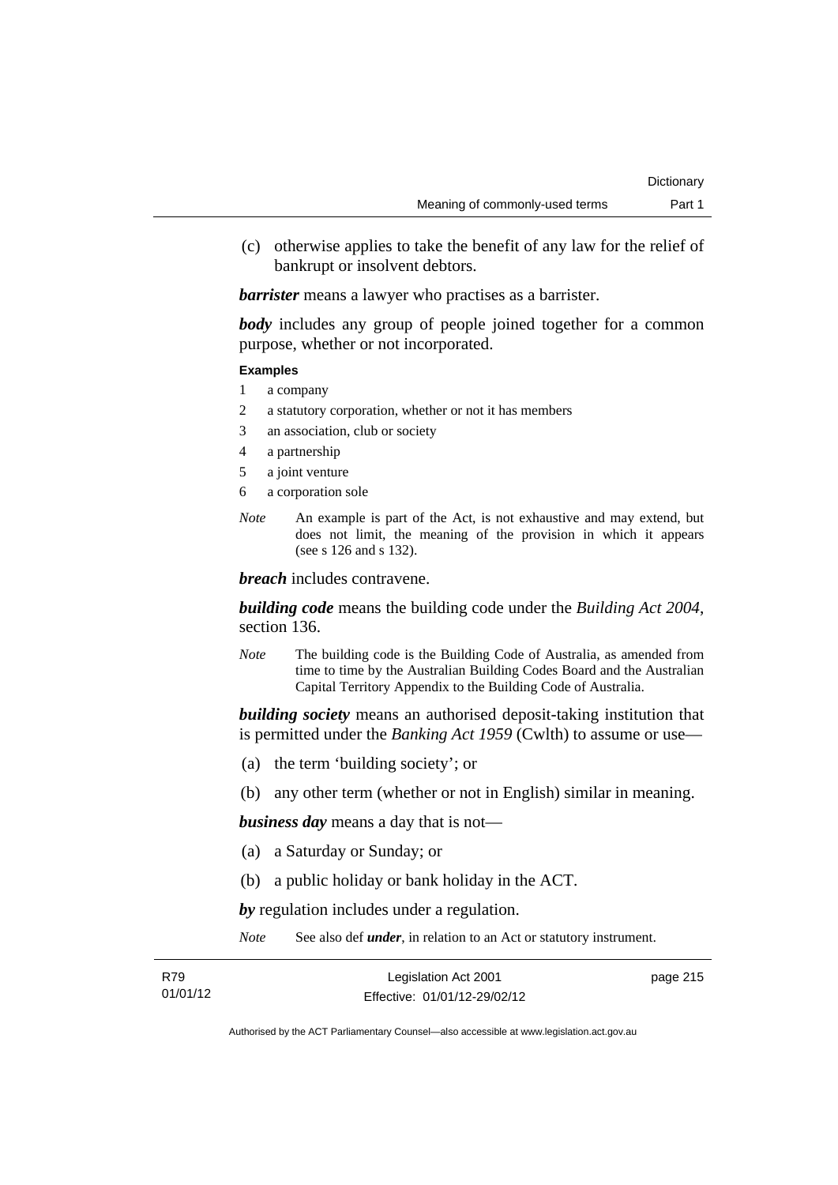(c) otherwise applies to take the benefit of any law for the relief of bankrupt or insolvent debtors.

***barrister*** means a lawyer who practises as a barrister.

***body*** includes any group of people joined together for a common purpose, whether or not incorporated.

**Examples**

1 a company
2 a statutory corporation, whether or not it has members
3 an association, club or society
4 a partnership
5 a joint venture
6 a corporation sole

*Note* An example is part of the Act, is not exhaustive and may extend, but does not limit, the meaning of the provision in which it appears (see s 126 and s 132).

***breach*** includes contravene.

***building code*** means the building code under the *Building Act 2004*, section 136.

*Note* The building code is the Building Code of Australia, as amended from time to time by the Australian Building Codes Board and the Australian Capital Territory Appendix to the Building Code of Australia.

***building society*** means an authorised deposit-taking institution that is permitted under the *Banking Act 1959* (Cwlth) to assume or use—

(a) the term 'building society'; or

(b) any other term (whether or not in English) similar in meaning.

***business day*** means a day that is not—

(a) a Saturday or Sunday; or

(b) a public holiday or bank holiday in the ACT.

***by*** regulation includes under a regulation.

*Note* See also def ***under***, in relation to an Act or statutory instrument.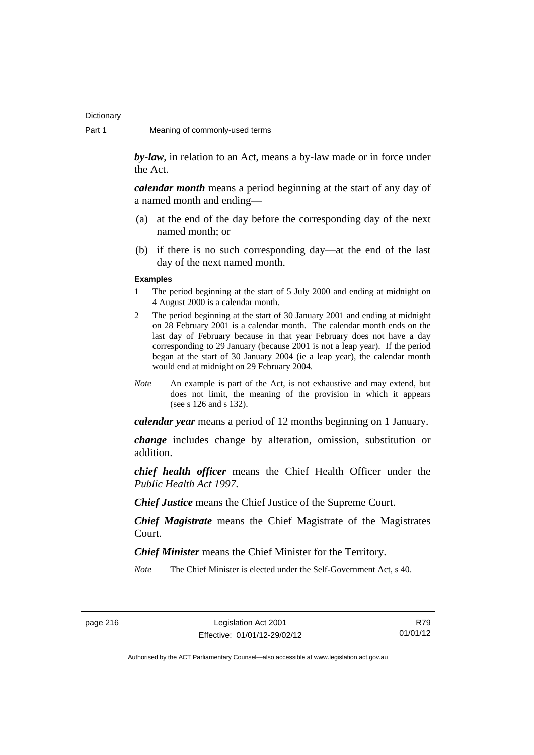***by-law***, in relation to an Act, means a by-law made or in force under the Act.

***calendar month*** means a period beginning at the start of any day of a named month and ending—

(a) at the end of the day before the corresponding day of the next named month; or

(b) if there is no such corresponding day—at the end of the last day of the next named month.

**Examples**

1 The period beginning at the start of 5 July 2000 and ending at midnight on 4 August 2000 is a calendar month.

2 The period beginning at the start of 30 January 2001 and ending at midnight on 28 February 2001 is a calendar month. The calendar month ends on the last day of February because in that year February does not have a day corresponding to 29 January (because 2001 is not a leap year). If the period began at the start of 30 January 2004 (ie a leap year), the calendar month would end at midnight on 29 February 2004.

*Note* An example is part of the Act, is not exhaustive and may extend, but does not limit, the meaning of the provision in which it appears (see s 126 and s 132).

***calendar year*** means a period of 12 months beginning on 1 January.

***change*** includes change by alteration, omission, substitution or addition.

***chief health officer*** means the Chief Health Officer under the *Public Health Act 1997*.

***Chief Justice*** means the Chief Justice of the Supreme Court.

***Chief Magistrate*** means the Chief Magistrate of the Magistrates Court.

***Chief Minister*** means the Chief Minister for the Territory.

*Note* The Chief Minister is elected under the Self-Government Act, s 40.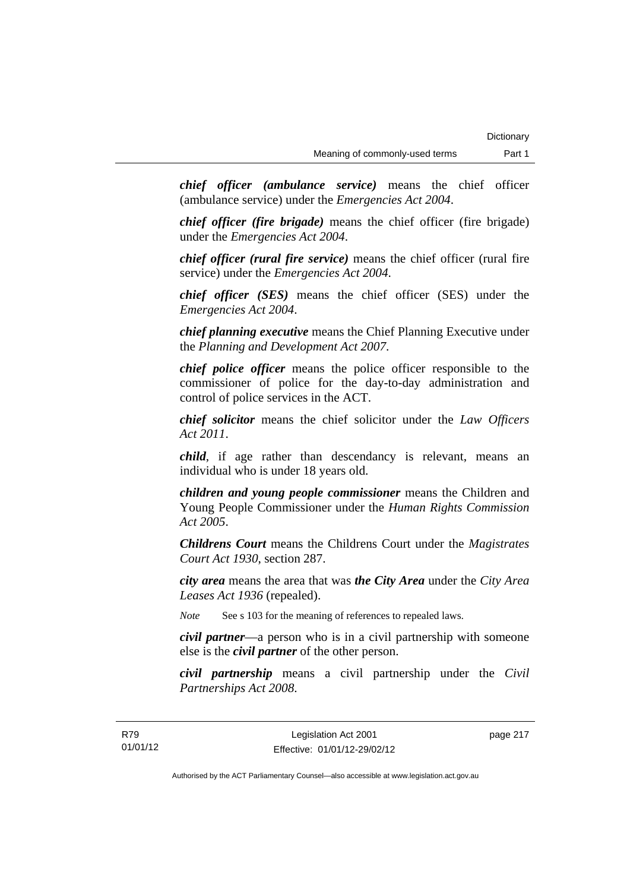***chief officer (ambulance service)*** means the chief officer (ambulance service) under the *Emergencies Act 2004*.

***chief officer (fire brigade)*** means the chief officer (fire brigade) under the *Emergencies Act 2004*.

***chief officer (rural fire service)*** means the chief officer (rural fire service) under the *Emergencies Act 2004*.

***chief officer (SES)*** means the chief officer (SES) under the *Emergencies Act 2004*.

***chief planning executive*** means the Chief Planning Executive under the *Planning and Development Act 2007*.

***chief police officer*** means the police officer responsible to the commissioner of police for the day-to-day administration and control of police services in the ACT.

***chief solicitor*** means the chief solicitor under the *Law Officers Act 2011*.

***child***, if age rather than descendancy is relevant, means an individual who is under 18 years old.

***children and young people commissioner*** means the Children and Young People Commissioner under the *Human Rights Commission Act 2005*.

***Childrens Court*** means the Childrens Court under the *Magistrates Court Act 1930*, section 287.

***city area*** means the area that was ***the City Area*** under the *City Area Leases Act 1936* (repealed).

*Note* See s 103 for the meaning of references to repealed laws.

***civil partner***—a person who is in a civil partnership with someone else is the ***civil partner*** of the other person.

***civil partnership*** means a civil partnership under the *Civil Partnerships Act 2008*.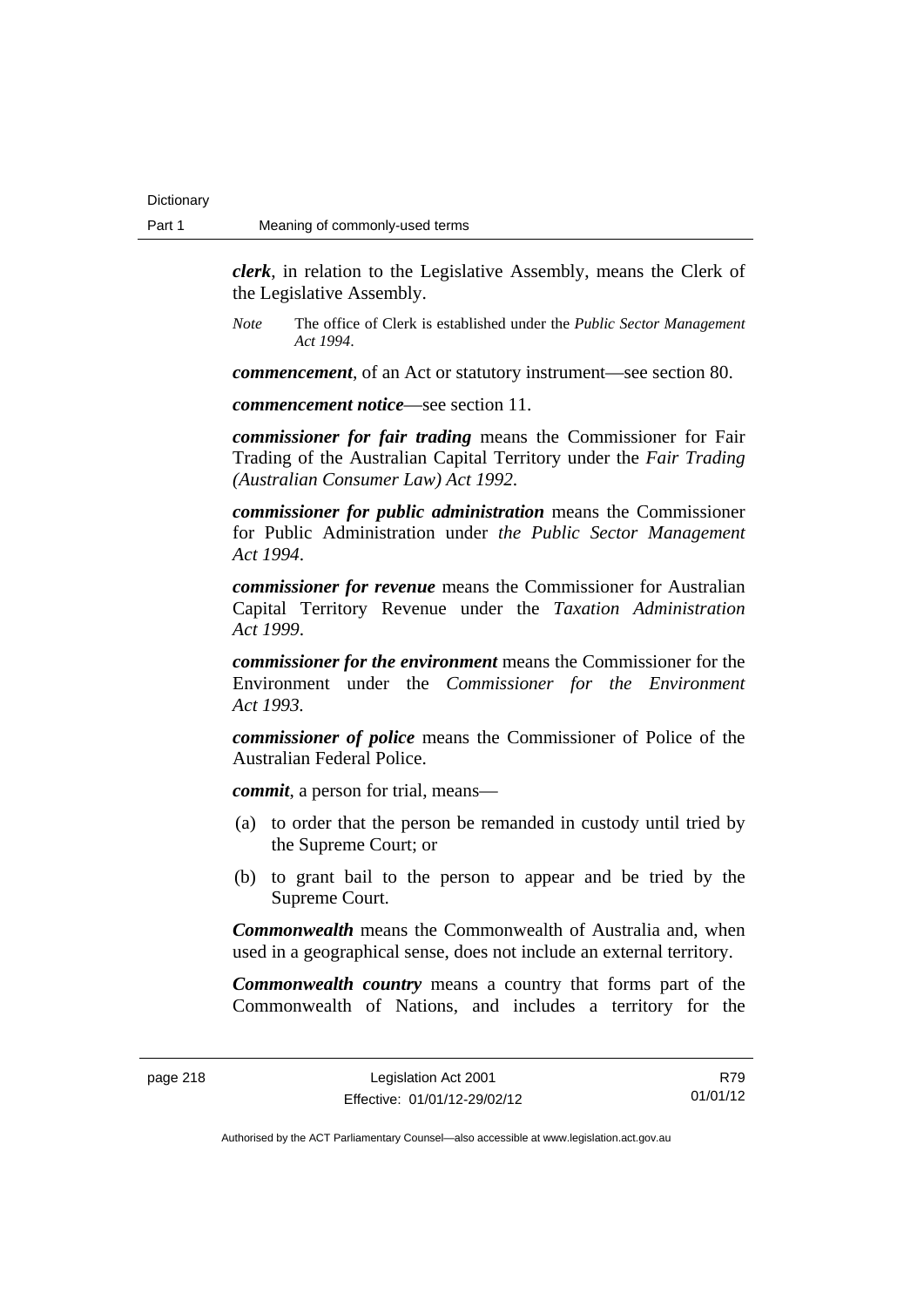***clerk***, in relation to the Legislative Assembly, means the Clerk of the Legislative Assembly.

*Note* The office of Clerk is established under the *Public Sector Management Act 1994*.

***commencement***, of an Act or statutory instrument—see section 80.

***commencement notice***—see section 11.

***commissioner for fair trading*** means the Commissioner for Fair Trading of the Australian Capital Territory under the *Fair Trading (Australian Consumer Law) Act 1992*.

***commissioner for public administration*** means the Commissioner for Public Administration under *the Public Sector Management Act 1994*.

***commissioner for revenue*** means the Commissioner for Australian Capital Territory Revenue under the *Taxation Administration Act 1999*.

***commissioner for the environment*** means the Commissioner for the Environment under the *Commissioner for the Environment Act 1993.*

***commissioner of police*** means the Commissioner of Police of the Australian Federal Police.

***commit***, a person for trial, means—

(a) to order that the person be remanded in custody until tried by the Supreme Court; or

(b) to grant bail to the person to appear and be tried by the Supreme Court.

***Commonwealth*** means the Commonwealth of Australia and, when used in a geographical sense, does not include an external territory.

***Commonwealth country*** means a country that forms part of the Commonwealth of Nations, and includes a territory for the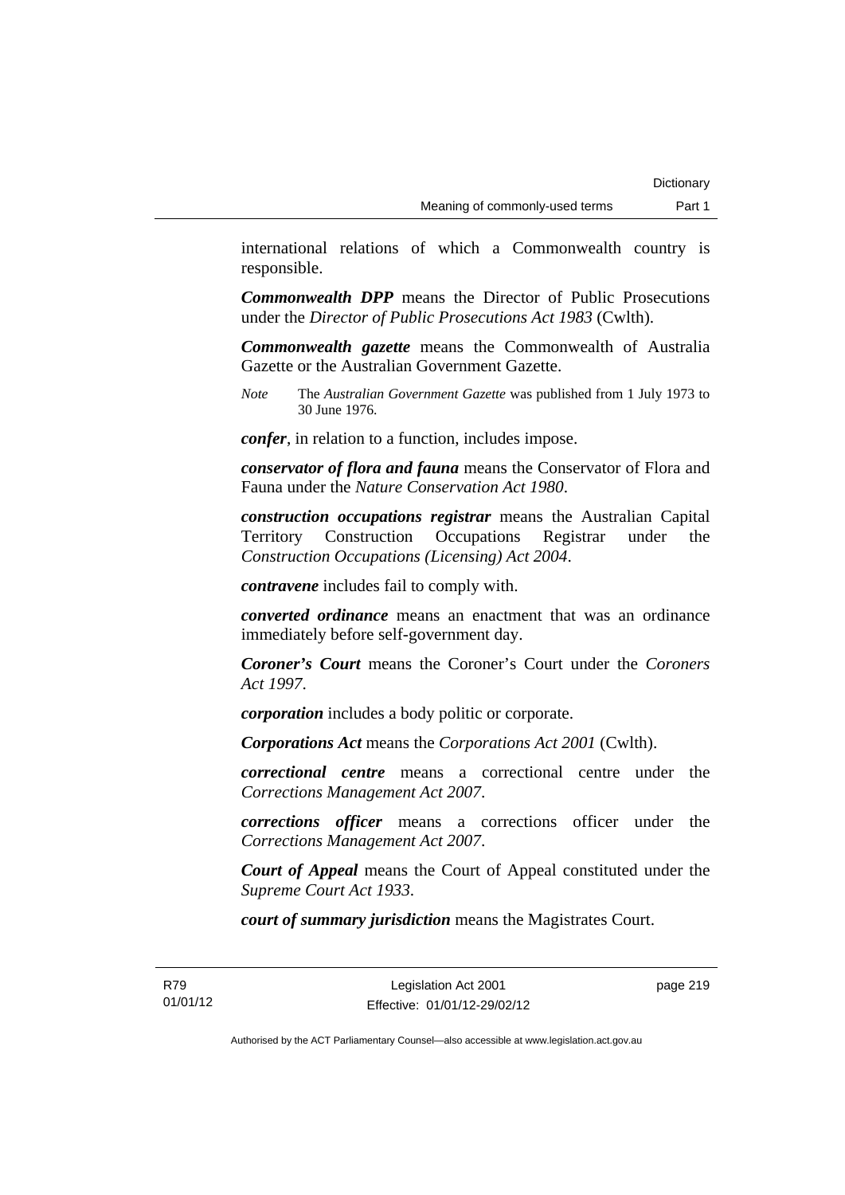international relations of which a Commonwealth country is responsible.

***Commonwealth DPP*** means the Director of Public Prosecutions under the *Director of Public Prosecutions Act 1983* (Cwlth).

***Commonwealth gazette*** means the Commonwealth of Australia Gazette or the Australian Government Gazette.

*Note* The *Australian Government Gazette* was published from 1 July 1973 to 30 June 1976.

***confer***, in relation to a function, includes impose.

***conservator of flora and fauna*** means the Conservator of Flora and Fauna under the *Nature Conservation Act 1980*.

***construction occupations registrar*** means the Australian Capital Territory Construction Occupations Registrar under the *Construction Occupations (Licensing) Act 2004*.

***contravene*** includes fail to comply with.

***converted ordinance*** means an enactment that was an ordinance immediately before self-government day.

***Coroner's Court*** means the Coroner's Court under the *Coroners Act 1997*.

***corporation*** includes a body politic or corporate.

***Corporations Act*** means the *Corporations Act 2001* (Cwlth).

***correctional centre*** means a correctional centre under the *Corrections Management Act 2007*.

***corrections officer*** means a corrections officer under the *Corrections Management Act 2007*.

***Court of Appeal*** means the Court of Appeal constituted under the *Supreme Court Act 1933*.

***court of summary jurisdiction*** means the Magistrates Court.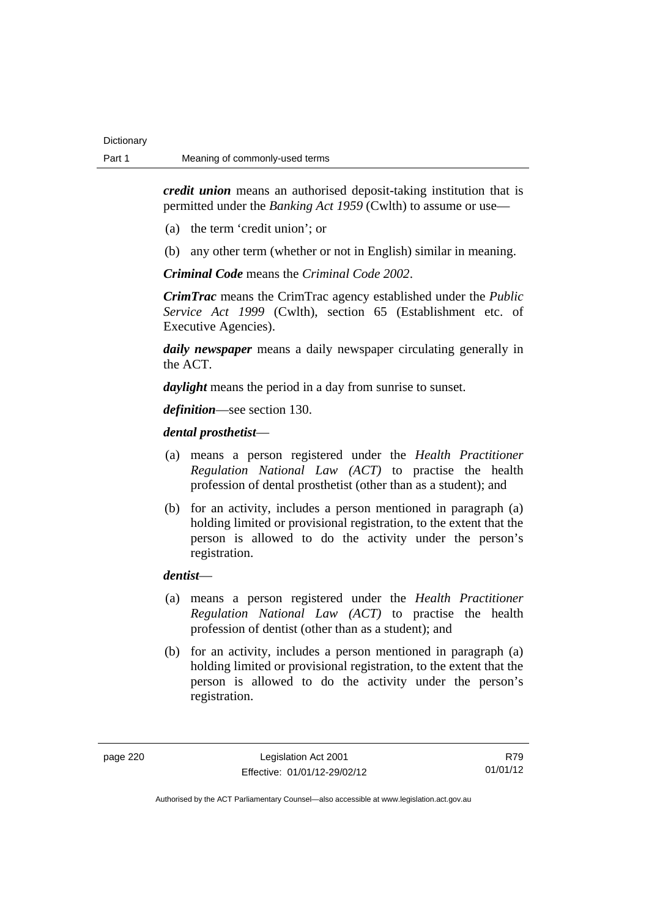***credit union*** means an authorised deposit-taking institution that is permitted under the *Banking Act 1959* (Cwlth) to assume or use—

(a) the term 'credit union'; or

(b) any other term (whether or not in English) similar in meaning.

***Criminal Code*** means the *Criminal Code 2002*.

***CrimTrac*** means the CrimTrac agency established under the *Public Service Act 1999* (Cwlth), section 65 (Establishment etc. of Executive Agencies).

***daily newspaper*** means a daily newspaper circulating generally in the ACT.

***daylight*** means the period in a day from sunrise to sunset.

***definition***—see section 130.

***dental prosthetist***—

(a) means a person registered under the *Health Practitioner Regulation National Law (ACT)* to practise the health profession of dental prosthetist (other than as a student); and

(b) for an activity, includes a person mentioned in paragraph (a) holding limited or provisional registration, to the extent that the person is allowed to do the activity under the person's registration.

***dentist***—

(a) means a person registered under the *Health Practitioner Regulation National Law (ACT)* to practise the health profession of dentist (other than as a student); and

(b) for an activity, includes a person mentioned in paragraph (a) holding limited or provisional registration, to the extent that the person is allowed to do the activity under the person's registration.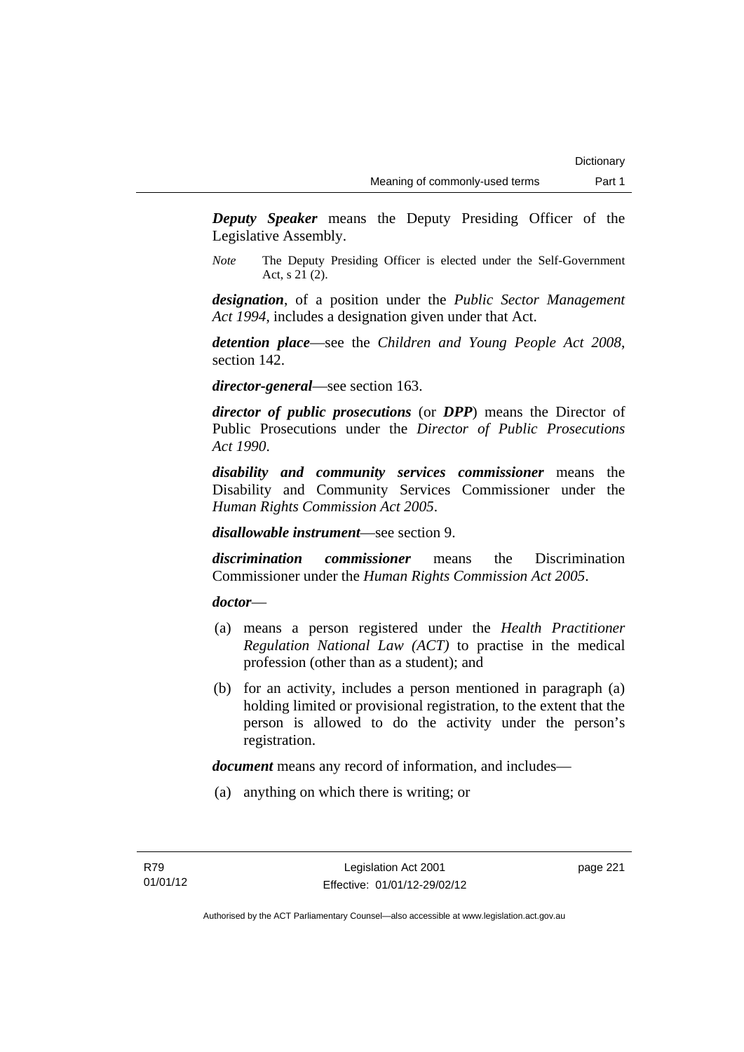***Deputy Speaker*** means the Deputy Presiding Officer of the Legislative Assembly.

*Note* The Deputy Presiding Officer is elected under the Self-Government Act, s 21 (2).

***designation***, of a position under the *Public Sector Management Act 1994*, includes a designation given under that Act.

***detention place***—see the *Children and Young People Act 2008*, section 142.

***director-general***—see section 163.

***director of public prosecutions*** (or ***DPP***) means the Director of Public Prosecutions under the *Director of Public Prosecutions Act 1990*.

***disability and community services commissioner*** means the Disability and Community Services Commissioner under the *Human Rights Commission Act 2005*.

***disallowable instrument***—see section 9.

***discrimination commissioner*** means the Discrimination Commissioner under the *Human Rights Commission Act 2005*.

***doctor***—

(a) means a person registered under the *Health Practitioner Regulation National Law (ACT)* to practise in the medical profession (other than as a student); and

(b) for an activity, includes a person mentioned in paragraph (a) holding limited or provisional registration, to the extent that the person is allowed to do the activity under the person's registration.

***document*** means any record of information, and includes—

(a) anything on which there is writing; or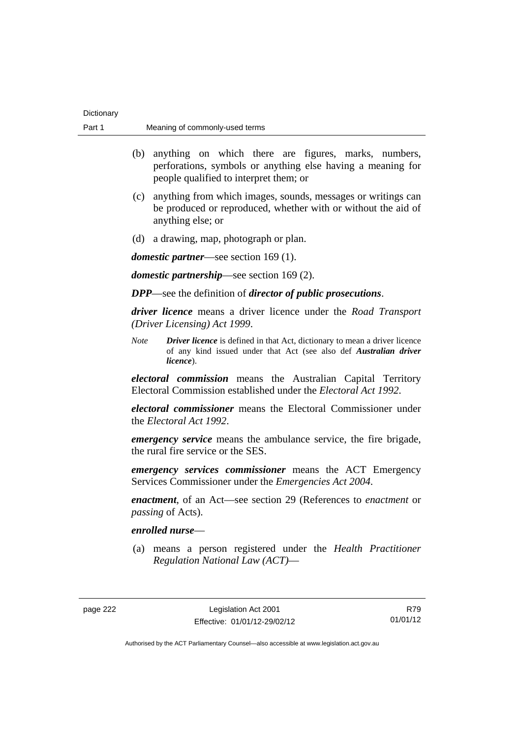(b) anything on which there are figures, marks, numbers, perforations, symbols or anything else having a meaning for people qualified to interpret them; or

(c) anything from which images, sounds, messages or writings can be produced or reproduced, whether with or without the aid of anything else; or

(d) a drawing, map, photograph or plan.

***domestic partner***—see section 169 (1).

***domestic partnership***—see section 169 (2).

***DPP***—see the definition of ***director of public prosecutions***.

***driver licence*** means a driver licence under the *Road Transport (Driver Licensing) Act 1999*.

*Note* ***Driver licence*** is defined in that Act, dictionary to mean a driver licence of any kind issued under that Act (see also def ***Australian driver licence***).

***electoral commission*** means the Australian Capital Territory Electoral Commission established under the *Electoral Act 1992*.

***electoral commissioner*** means the Electoral Commissioner under the *Electoral Act 1992*.

***emergency service*** means the ambulance service, the fire brigade, the rural fire service or the SES.

***emergency services commissioner*** means the ACT Emergency Services Commissioner under the *Emergencies Act 2004*.

***enactment***, of an Act—see section 29 (References to *enactment* or *passing* of Acts).

***enrolled nurse***—

(a) means a person registered under the *Health Practitioner Regulation National Law (ACT)*—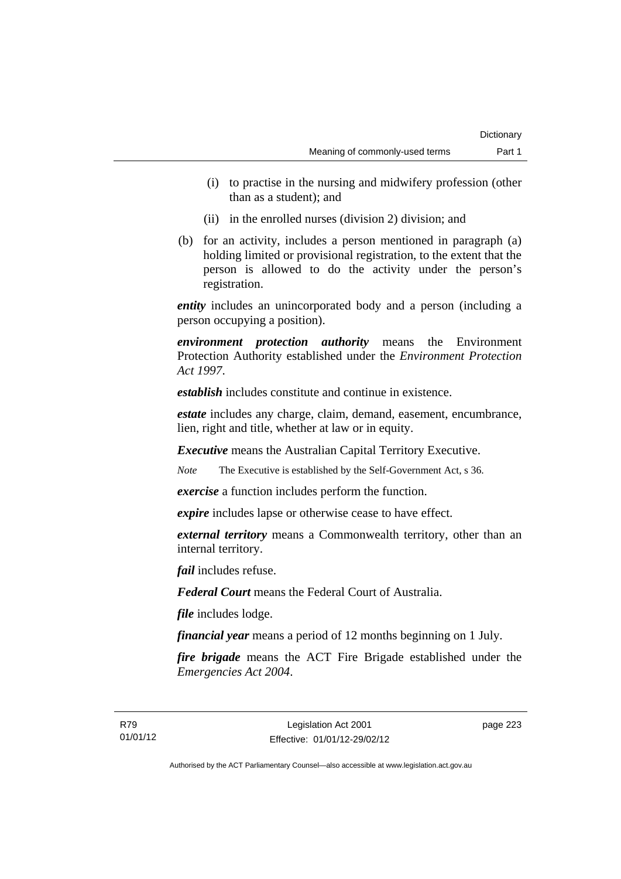(i) to practise in the nursing and midwifery profession (other than as a student); and

(ii) in the enrolled nurses (division 2) division; and

(b) for an activity, includes a person mentioned in paragraph (a) holding limited or provisional registration, to the extent that the person is allowed to do the activity under the person's registration.

***entity*** includes an unincorporated body and a person (including a person occupying a position).

***environment protection authority*** means the Environment Protection Authority established under the *Environment Protection Act 1997*.

***establish*** includes constitute and continue in existence.

***estate*** includes any charge, claim, demand, easement, encumbrance, lien, right and title, whether at law or in equity.

***Executive*** means the Australian Capital Territory Executive.

*Note* The Executive is established by the Self-Government Act, s 36.

***exercise*** a function includes perform the function.

***expire*** includes lapse or otherwise cease to have effect.

***external territory*** means a Commonwealth territory, other than an internal territory.

***fail*** includes refuse.

***Federal Court*** means the Federal Court of Australia.

***file*** includes lodge.

***financial year*** means a period of 12 months beginning on 1 July.

***fire brigade*** means the ACT Fire Brigade established under the *Emergencies Act 2004*.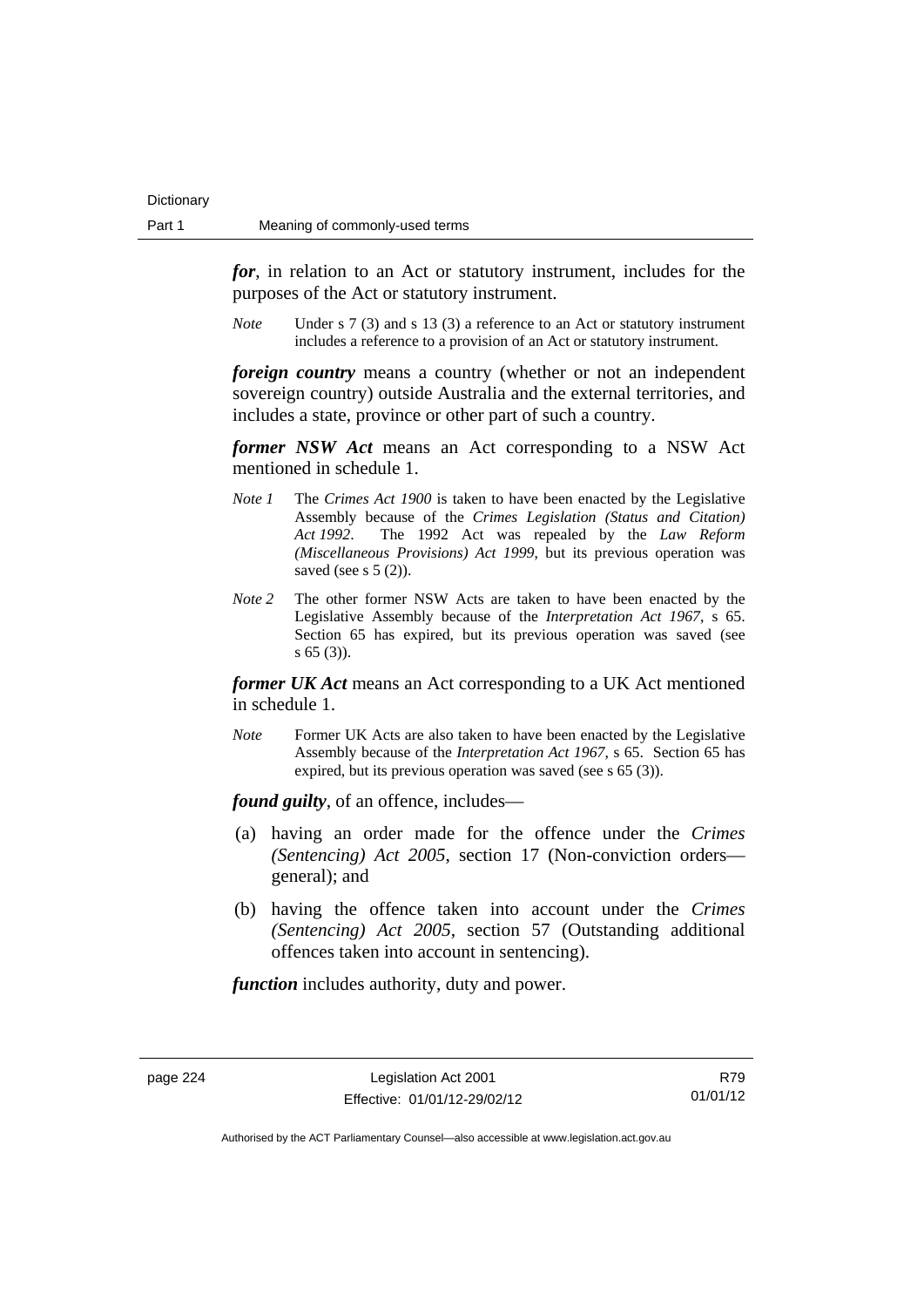***for***, in relation to an Act or statutory instrument, includes for the purposes of the Act or statutory instrument.

*Note* Under s 7 (3) and s 13 (3) a reference to an Act or statutory instrument includes a reference to a provision of an Act or statutory instrument.

***foreign country*** means a country (whether or not an independent sovereign country) outside Australia and the external territories, and includes a state, province or other part of such a country.

***former NSW Act*** means an Act corresponding to a NSW Act mentioned in schedule 1.

*Note 1* The *Crimes Act 1900* is taken to have been enacted by the Legislative Assembly because of the *Crimes Legislation (Status and Citation) Act 1992*. The 1992 Act was repealed by the *Law Reform (Miscellaneous Provisions) Act 1999*, but its previous operation was saved (see s 5 (2)).

*Note 2* The other former NSW Acts are taken to have been enacted by the Legislative Assembly because of the *Interpretation Act 1967*, s 65. Section 65 has expired, but its previous operation was saved (see s 65 (3)).

***former UK Act*** means an Act corresponding to a UK Act mentioned in schedule 1.

*Note* Former UK Acts are also taken to have been enacted by the Legislative Assembly because of the *Interpretation Act 1967*, s 65. Section 65 has expired, but its previous operation was saved (see s 65 (3)).

***found guilty***, of an offence, includes—

(a) having an order made for the offence under the *Crimes (Sentencing) Act 2005*, section 17 (Non-conviction orders—general); and

(b) having the offence taken into account under the *Crimes (Sentencing) Act 2005*, section 57 (Outstanding additional offences taken into account in sentencing).

***function*** includes authority, duty and power.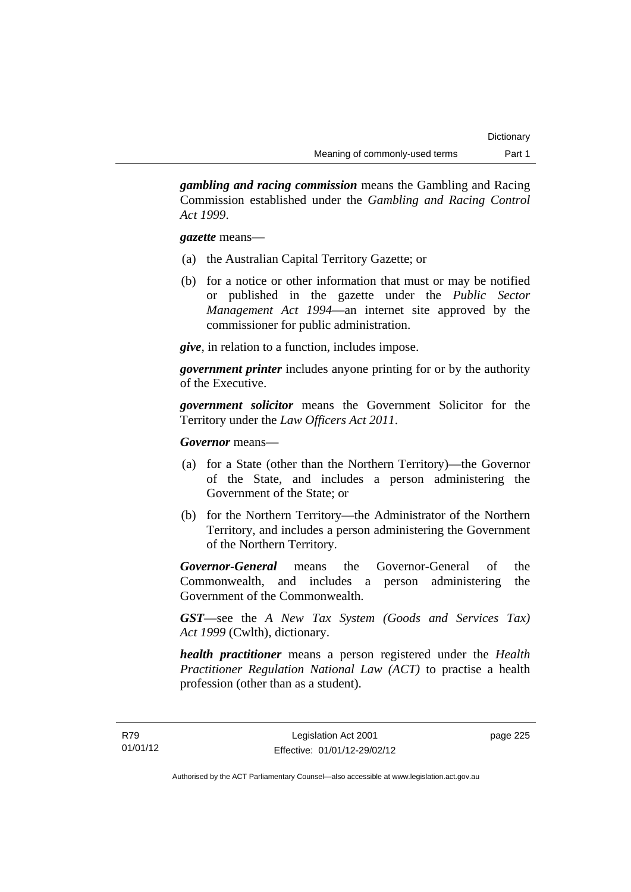***gambling and racing commission*** means the Gambling and Racing Commission established under the *Gambling and Racing Control Act 1999*.

***gazette*** means—

(a) the Australian Capital Territory Gazette; or

(b) for a notice or other information that must or may be notified or published in the gazette under the *Public Sector Management Act 1994*—an internet site approved by the commissioner for public administration.

***give***, in relation to a function, includes impose.

***government printer*** includes anyone printing for or by the authority of the Executive.

***government solicitor*** means the Government Solicitor for the Territory under the *Law Officers Act 2011*.

***Governor*** means—

(a) for a State (other than the Northern Territory)—the Governor of the State, and includes a person administering the Government of the State; or

(b) for the Northern Territory—the Administrator of the Northern Territory, and includes a person administering the Government of the Northern Territory.

***Governor-General*** means the Governor-General of the Commonwealth, and includes a person administering the Government of the Commonwealth.

***GST***—see the *A New Tax System (Goods and Services Tax) Act 1999* (Cwlth), dictionary.

***health practitioner*** means a person registered under the *Health Practitioner Regulation National Law (ACT)* to practise a health profession (other than as a student).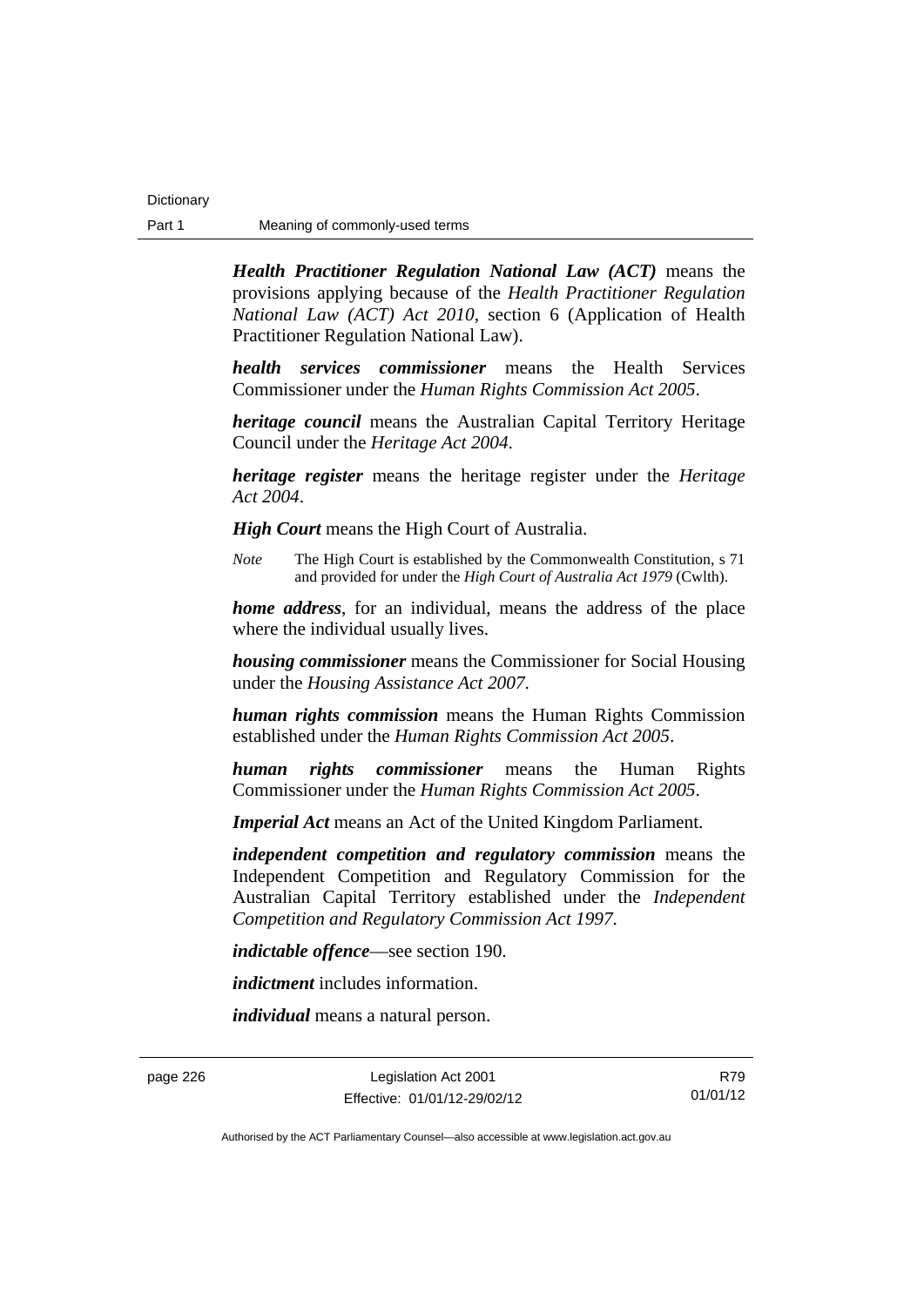***Health Practitioner Regulation National Law (ACT)*** means the provisions applying because of the *Health Practitioner Regulation National Law (ACT) Act 2010*, section 6 (Application of Health Practitioner Regulation National Law).

***health services commissioner*** means the Health Services Commissioner under the *Human Rights Commission Act 2005*.

***heritage council*** means the Australian Capital Territory Heritage Council under the *Heritage Act 2004*.

***heritage register*** means the heritage register under the *Heritage Act 2004*.

***High Court*** means the High Court of Australia.

*Note* The High Court is established by the Commonwealth Constitution, s 71 and provided for under the *High Court of Australia Act 1979* (Cwlth).

***home address***, for an individual, means the address of the place where the individual usually lives.

***housing commissioner*** means the Commissioner for Social Housing under the *Housing Assistance Act 2007*.

***human rights commission*** means the Human Rights Commission established under the *Human Rights Commission Act 2005*.

***human rights commissioner*** means the Human Rights Commissioner under the *Human Rights Commission Act 2005*.

***Imperial Act*** means an Act of the United Kingdom Parliament.

***independent competition and regulatory commission*** means the Independent Competition and Regulatory Commission for the Australian Capital Territory established under the *Independent Competition and Regulatory Commission Act 1997*.

***indictable offence***—see section 190.

***indictment*** includes information.

***individual*** means a natural person.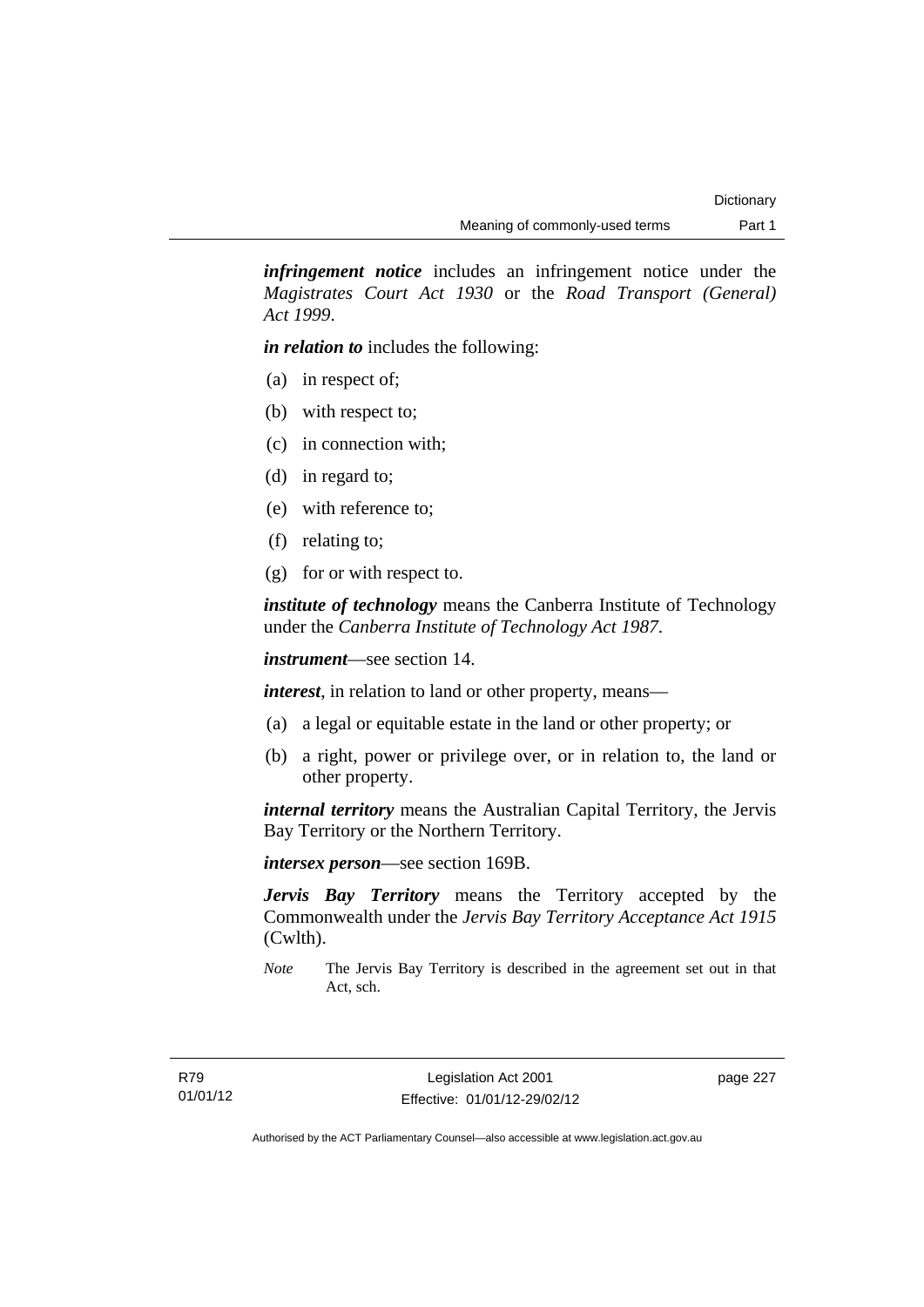***infringement notice*** includes an infringement notice under the *Magistrates Court Act 1930* or the *Road Transport (General) Act 1999*.

***in relation to*** includes the following:

(a) in respect of;

(b) with respect to;

(c) in connection with;

(d) in regard to;

(e) with reference to;

(f) relating to;

(g) for or with respect to.

***institute of technology*** means the Canberra Institute of Technology under the *Canberra Institute of Technology Act 1987*.

***instrument***—see section 14.

***interest***, in relation to land or other property, means—

(a) a legal or equitable estate in the land or other property; or

(b) a right, power or privilege over, or in relation to, the land or other property.

***internal territory*** means the Australian Capital Territory, the Jervis Bay Territory or the Northern Territory.

***intersex person***—see section 169B.

***Jervis Bay Territory*** means the Territory accepted by the Commonwealth under the *Jervis Bay Territory Acceptance Act 1915* (Cwlth).

*Note* The Jervis Bay Territory is described in the agreement set out in that Act, sch.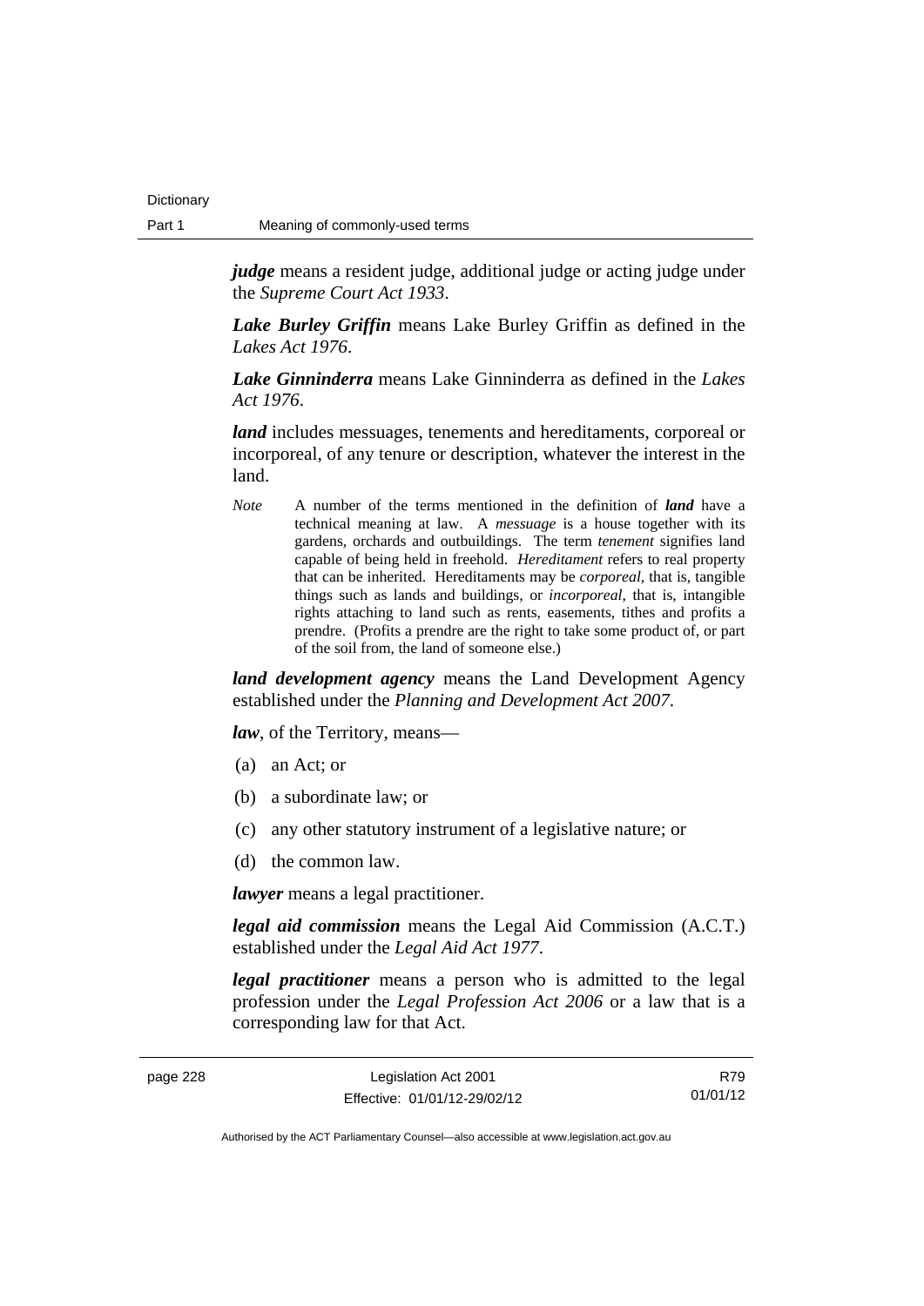***judge*** means a resident judge, additional judge or acting judge under the *Supreme Court Act 1933*.

***Lake Burley Griffin*** means Lake Burley Griffin as defined in the *Lakes Act 1976*.

***Lake Ginninderra*** means Lake Ginninderra as defined in the *Lakes Act 1976*.

***land*** includes messuages, tenements and hereditaments, corporeal or incorporeal, of any tenure or description, whatever the interest in the land.

*Note* A number of the terms mentioned in the definition of ***land*** have a technical meaning at law. A *messuage* is a house together with its gardens, orchards and outbuildings. The term *tenement* signifies land capable of being held in freehold. *Hereditament* refers to real property that can be inherited. Hereditaments may be *corporeal*, that is, tangible things such as lands and buildings, or *incorporeal*, that is, intangible rights attaching to land such as rents, easements, tithes and profits a prendre. (Profits a prendre are the right to take some product of, or part of the soil from, the land of someone else.)

***land development agency*** means the Land Development Agency established under the *Planning and Development Act 2007*.

***law***, of the Territory, means—

(a) an Act; or

(b) a subordinate law; or

(c) any other statutory instrument of a legislative nature; or

(d) the common law.

***lawyer*** means a legal practitioner.

***legal aid commission*** means the Legal Aid Commission (A.C.T.) established under the *Legal Aid Act 1977*.

***legal practitioner*** means a person who is admitted to the legal profession under the *Legal Profession Act 2006* or a law that is a corresponding law for that Act.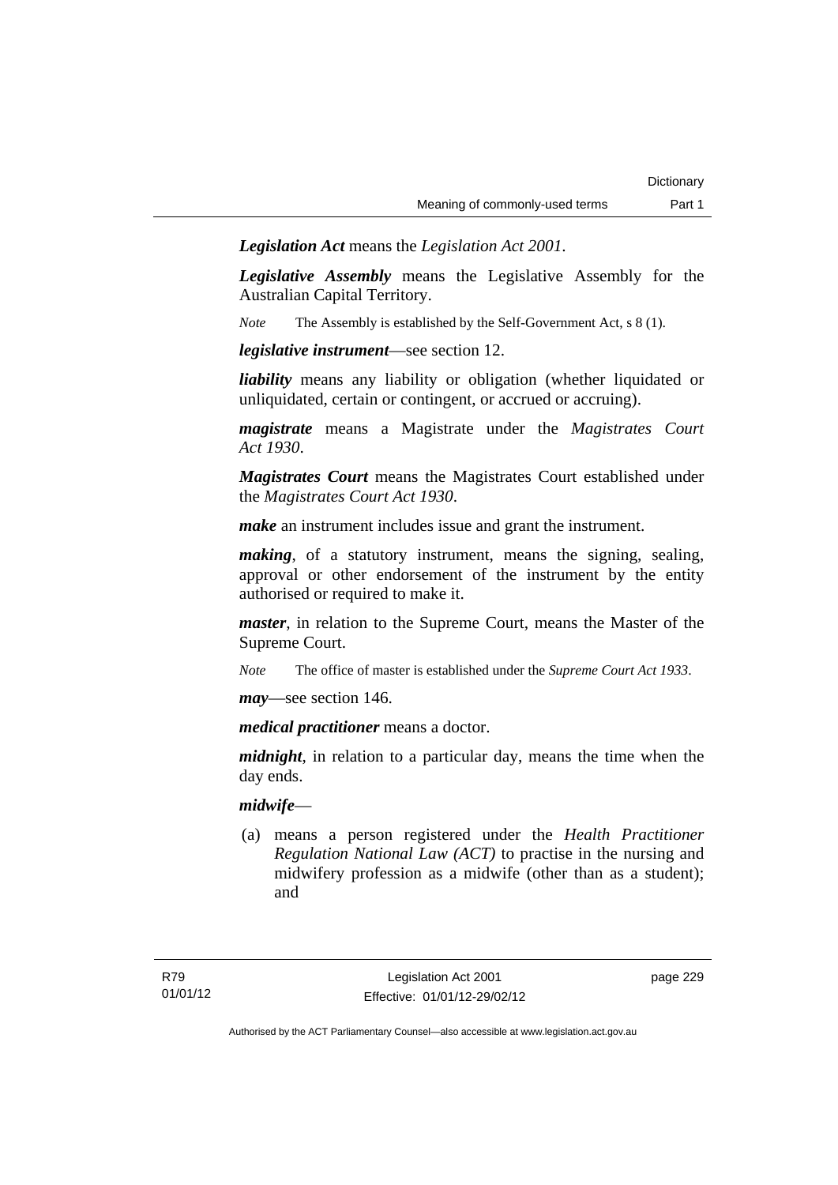***Legislation Act*** means the *Legislation Act 2001*.

***Legislative Assembly*** means the Legislative Assembly for the Australian Capital Territory.

*Note* The Assembly is established by the Self-Government Act, s 8 (1).

***legislative instrument***—see section 12.

***liability*** means any liability or obligation (whether liquidated or unliquidated, certain or contingent, or accrued or accruing).

***magistrate*** means a Magistrate under the *Magistrates Court Act 1930*.

***Magistrates Court*** means the Magistrates Court established under the *Magistrates Court Act 1930*.

***make*** an instrument includes issue and grant the instrument.

***making***, of a statutory instrument, means the signing, sealing, approval or other endorsement of the instrument by the entity authorised or required to make it.

***master***, in relation to the Supreme Court, means the Master of the Supreme Court.

*Note* The office of master is established under the *Supreme Court Act 1933*.

***may***—see section 146.

***medical practitioner*** means a doctor.

***midnight***, in relation to a particular day, means the time when the day ends.

***midwife***—

(a) means a person registered under the *Health Practitioner Regulation National Law (ACT)* to practise in the nursing and midwifery profession as a midwife (other than as a student); and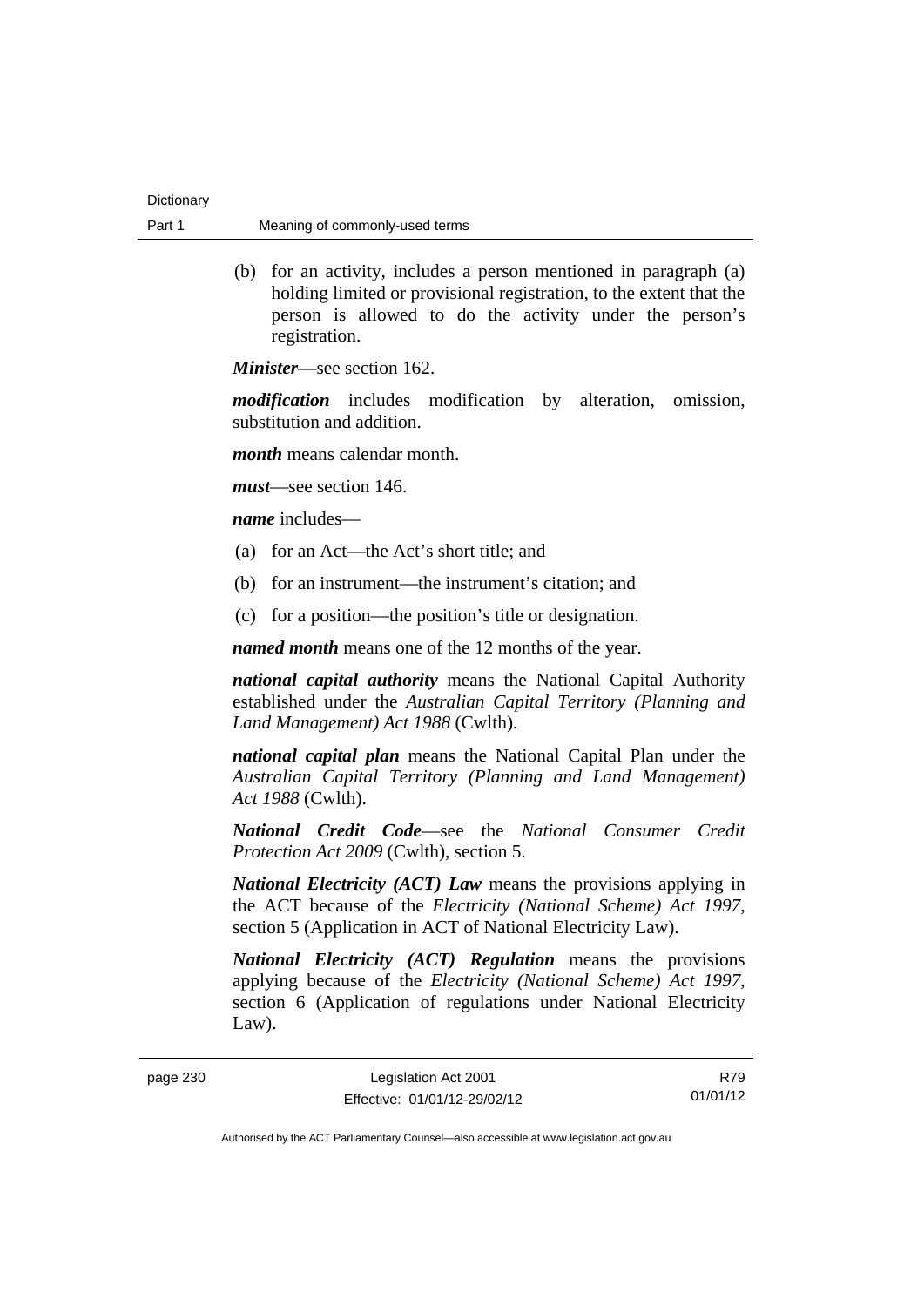(b) for an activity, includes a person mentioned in paragraph (a) holding limited or provisional registration, to the extent that the person is allowed to do the activity under the person's registration.

***Minister***—see section 162.

***modification*** includes modification by alteration, omission, substitution and addition.

***month*** means calendar month.

***must***—see section 146.

***name*** includes—

(a) for an Act—the Act's short title; and

(b) for an instrument—the instrument's citation; and

(c) for a position—the position's title or designation.

***named month*** means one of the 12 months of the year.

***national capital authority*** means the National Capital Authority established under the *Australian Capital Territory (Planning and Land Management) Act 1988* (Cwlth).

***national capital plan*** means the National Capital Plan under the *Australian Capital Territory (Planning and Land Management) Act 1988* (Cwlth).

***National Credit Code***—see the *National Consumer Credit Protection Act 2009* (Cwlth), section 5.

***National Electricity (ACT) Law*** means the provisions applying in the ACT because of the *Electricity (National Scheme) Act 1997*, section 5 (Application in ACT of National Electricity Law).

***National Electricity (ACT) Regulation*** means the provisions applying because of the *Electricity (National Scheme) Act 1997*, section 6 (Application of regulations under National Electricity Law).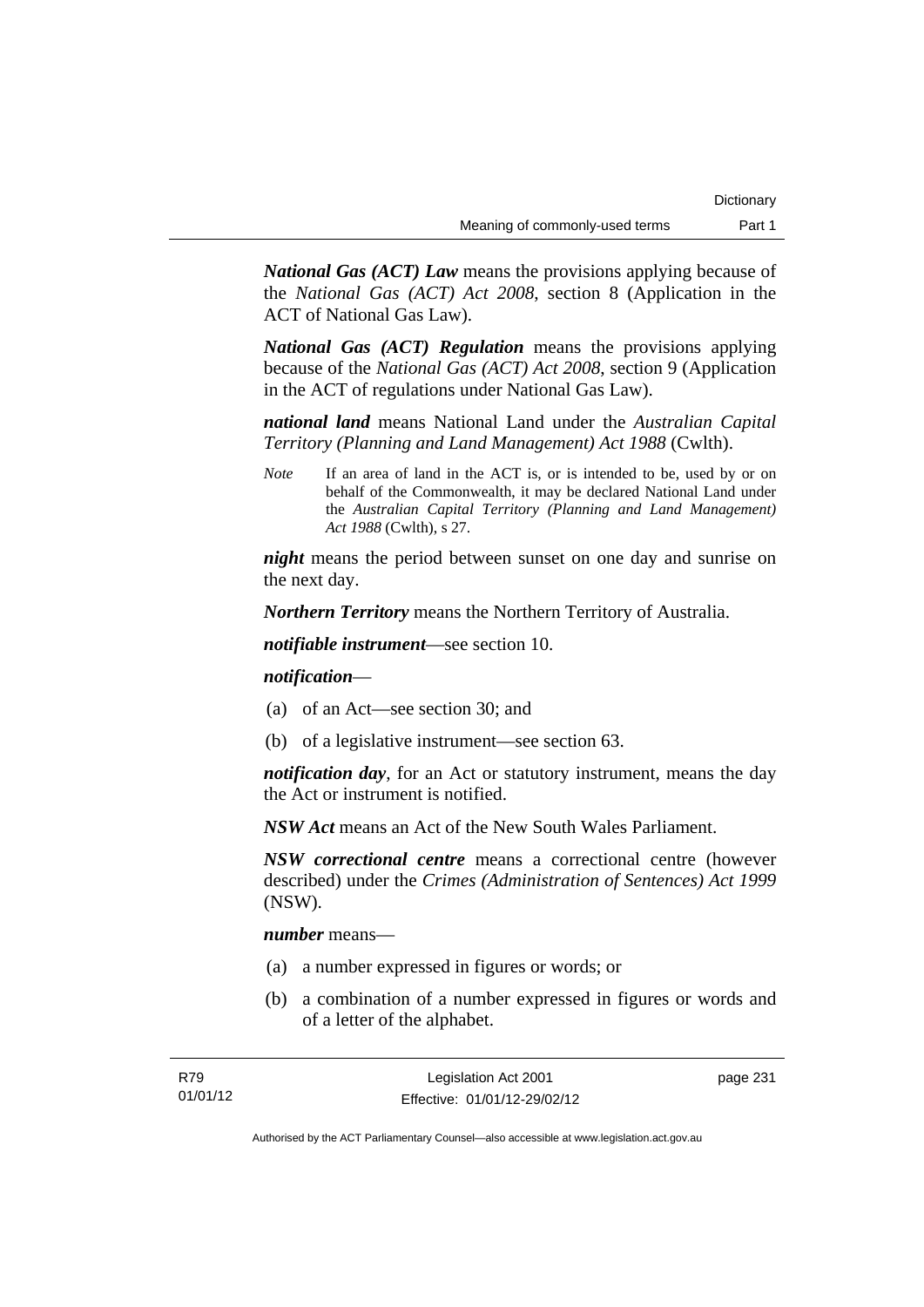***National Gas (ACT) Law*** means the provisions applying because of the *National Gas (ACT) Act 2008*, section 8 (Application in the ACT of National Gas Law).

***National Gas (ACT) Regulation*** means the provisions applying because of the *National Gas (ACT) Act 2008*, section 9 (Application in the ACT of regulations under National Gas Law).

***national land*** means National Land under the *Australian Capital Territory (Planning and Land Management) Act 1988* (Cwlth).

*Note* If an area of land in the ACT is, or is intended to be, used by or on behalf of the Commonwealth, it may be declared National Land under the *Australian Capital Territory (Planning and Land Management) Act 1988* (Cwlth), s 27.

***night*** means the period between sunset on one day and sunrise on the next day.

***Northern Territory*** means the Northern Territory of Australia.

***notifiable instrument***—see section 10.

***notification***—

(a) of an Act—see section 30; and

(b) of a legislative instrument—see section 63.

***notification day***, for an Act or statutory instrument, means the day the Act or instrument is notified.

***NSW Act*** means an Act of the New South Wales Parliament.

***NSW correctional centre*** means a correctional centre (however described) under the *Crimes (Administration of Sentences) Act 1999* (NSW).

***number*** means—

(a) a number expressed in figures or words; or

(b) a combination of a number expressed in figures or words and of a letter of the alphabet.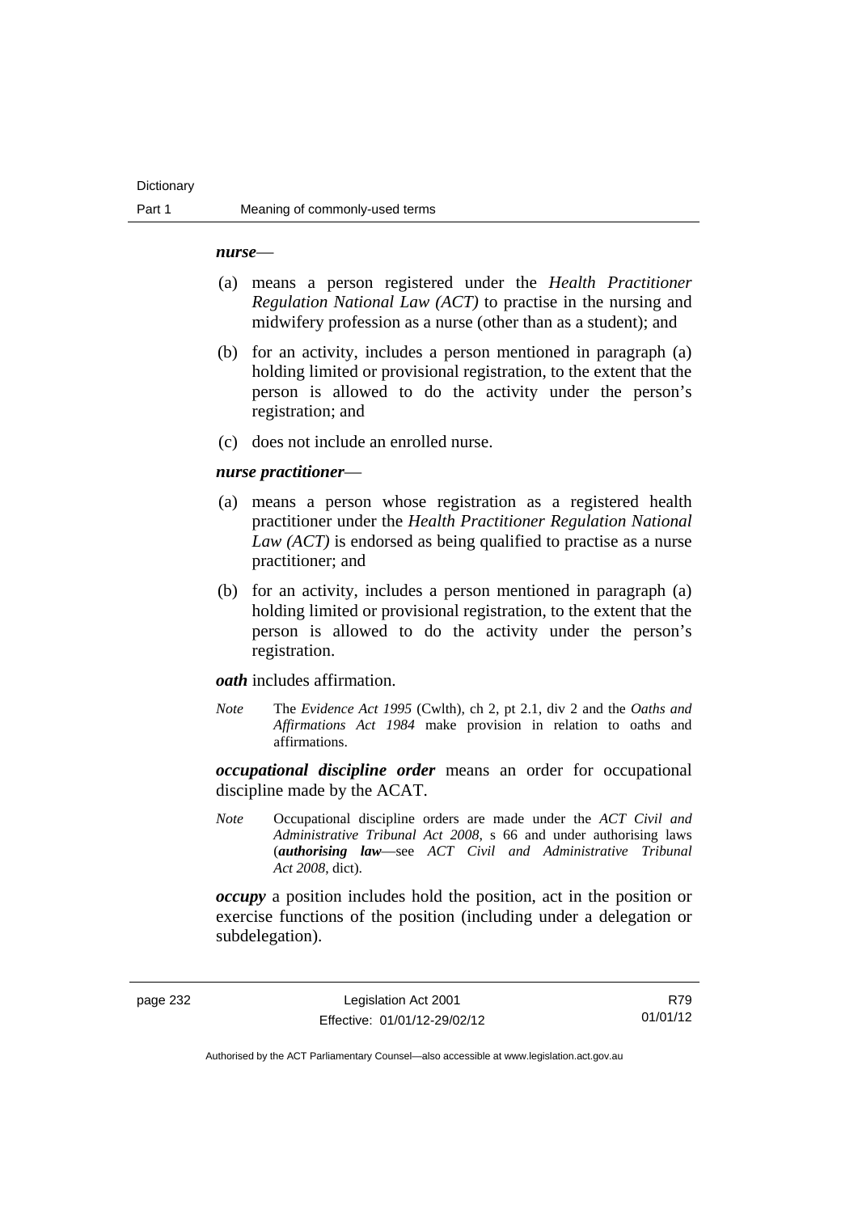***nurse***—

(a) means a person registered under the *Health Practitioner Regulation National Law (ACT)* to practise in the nursing and midwifery profession as a nurse (other than as a student); and

(b) for an activity, includes a person mentioned in paragraph (a) holding limited or provisional registration, to the extent that the person is allowed to do the activity under the person's registration; and

(c) does not include an enrolled nurse.

***nurse practitioner***—

(a) means a person whose registration as a registered health practitioner under the *Health Practitioner Regulation National Law (ACT)* is endorsed as being qualified to practise as a nurse practitioner; and

(b) for an activity, includes a person mentioned in paragraph (a) holding limited or provisional registration, to the extent that the person is allowed to do the activity under the person's registration.

***oath*** includes affirmation.

*Note* The *Evidence Act 1995* (Cwlth), ch 2, pt 2.1, div 2 and the *Oaths and Affirmations Act 1984* make provision in relation to oaths and affirmations.

***occupational discipline order*** means an order for occupational discipline made by the ACAT.

*Note* Occupational discipline orders are made under the *ACT Civil and Administrative Tribunal Act 2008*, s 66 and under authorising laws (***authorising law***—see *ACT Civil and Administrative Tribunal Act 2008*, dict).

***occupy*** a position includes hold the position, act in the position or exercise functions of the position (including under a delegation or subdelegation).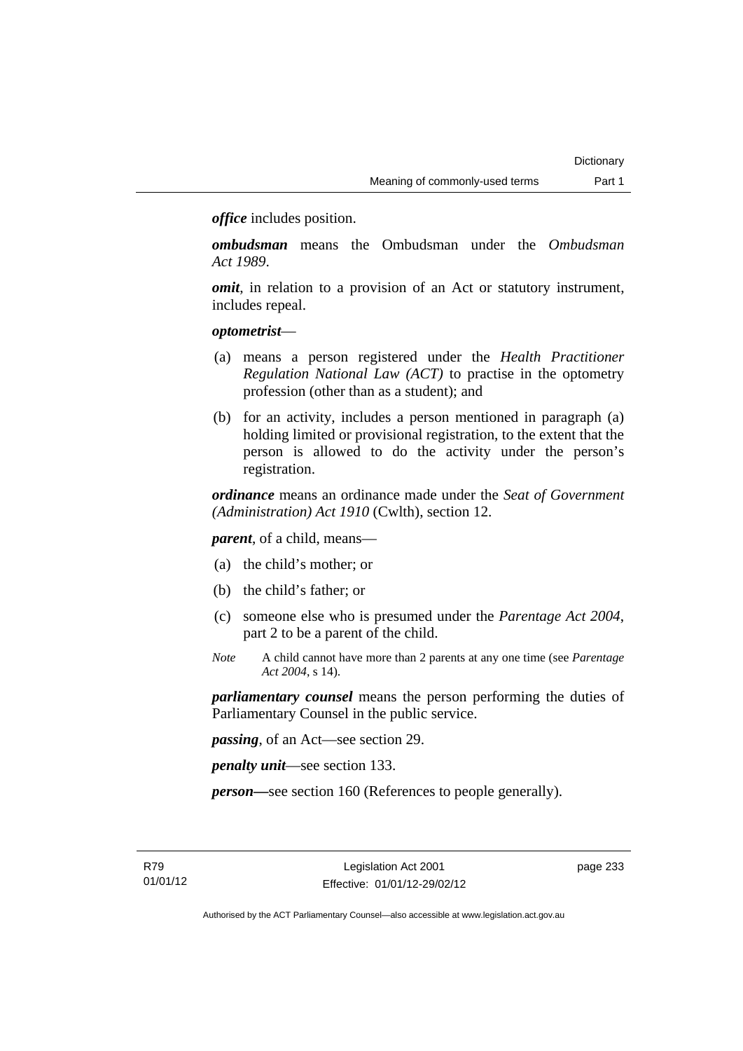***office*** includes position.

***ombudsman*** means the Ombudsman under the *Ombudsman Act 1989*.

***omit***, in relation to a provision of an Act or statutory instrument, includes repeal.

***optometrist***—

(a) means a person registered under the *Health Practitioner Regulation National Law (ACT)* to practise in the optometry profession (other than as a student); and

(b) for an activity, includes a person mentioned in paragraph (a) holding limited or provisional registration, to the extent that the person is allowed to do the activity under the person's registration.

***ordinance*** means an ordinance made under the *Seat of Government (Administration) Act 1910* (Cwlth), section 12.

***parent***, of a child, means—

(a) the child's mother; or

(b) the child's father; or

(c) someone else who is presumed under the *Parentage Act 2004*, part 2 to be a parent of the child.

*Note* A child cannot have more than 2 parents at any one time (see *Parentage Act 2004*, s 14).

***parliamentary counsel*** means the person performing the duties of Parliamentary Counsel in the public service.

***passing***, of an Act—see section 29.

***penalty unit***—see section 133.

***person—***see section 160 (References to people generally).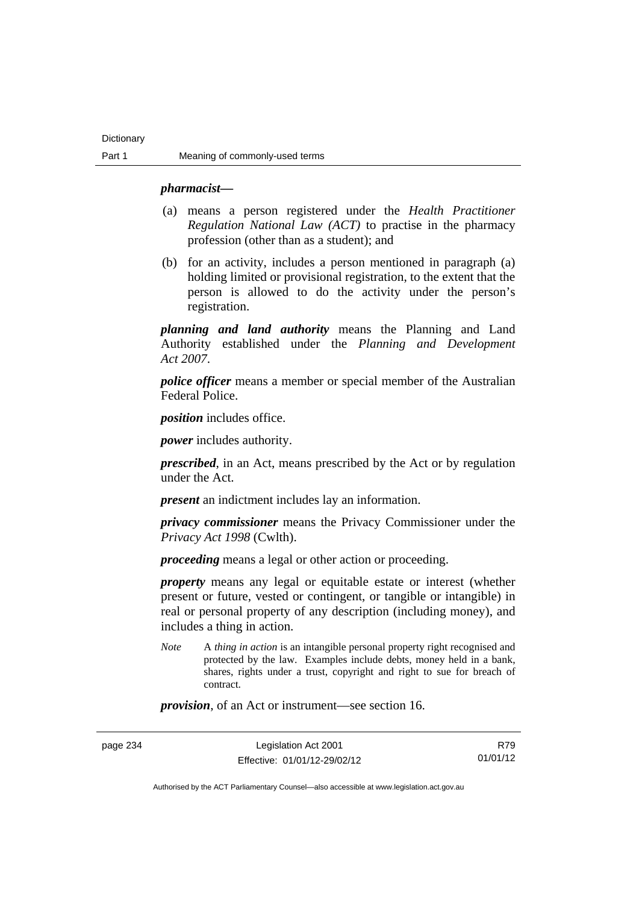***pharmacist*****—**

(a) means a person registered under the *Health Practitioner Regulation National Law (ACT)* to practise in the pharmacy profession (other than as a student); and

(b) for an activity, includes a person mentioned in paragraph (a) holding limited or provisional registration, to the extent that the person is allowed to do the activity under the person's registration.

***planning and land authority*** means the Planning and Land Authority established under the *Planning and Development Act 2007*.

***police officer*** means a member or special member of the Australian Federal Police.

***position*** includes office.

***power*** includes authority.

***prescribed***, in an Act, means prescribed by the Act or by regulation under the Act.

***present*** an indictment includes lay an information.

***privacy commissioner*** means the Privacy Commissioner under the *Privacy Act 1998* (Cwlth).

***proceeding*** means a legal or other action or proceeding.

***property*** means any legal or equitable estate or interest (whether present or future, vested or contingent, or tangible or intangible) in real or personal property of any description (including money), and includes a thing in action.

*Note* A *thing in action* is an intangible personal property right recognised and protected by the law. Examples include debts, money held in a bank, shares, rights under a trust, copyright and right to sue for breach of contract.

***provision***, of an Act or instrument—see section 16.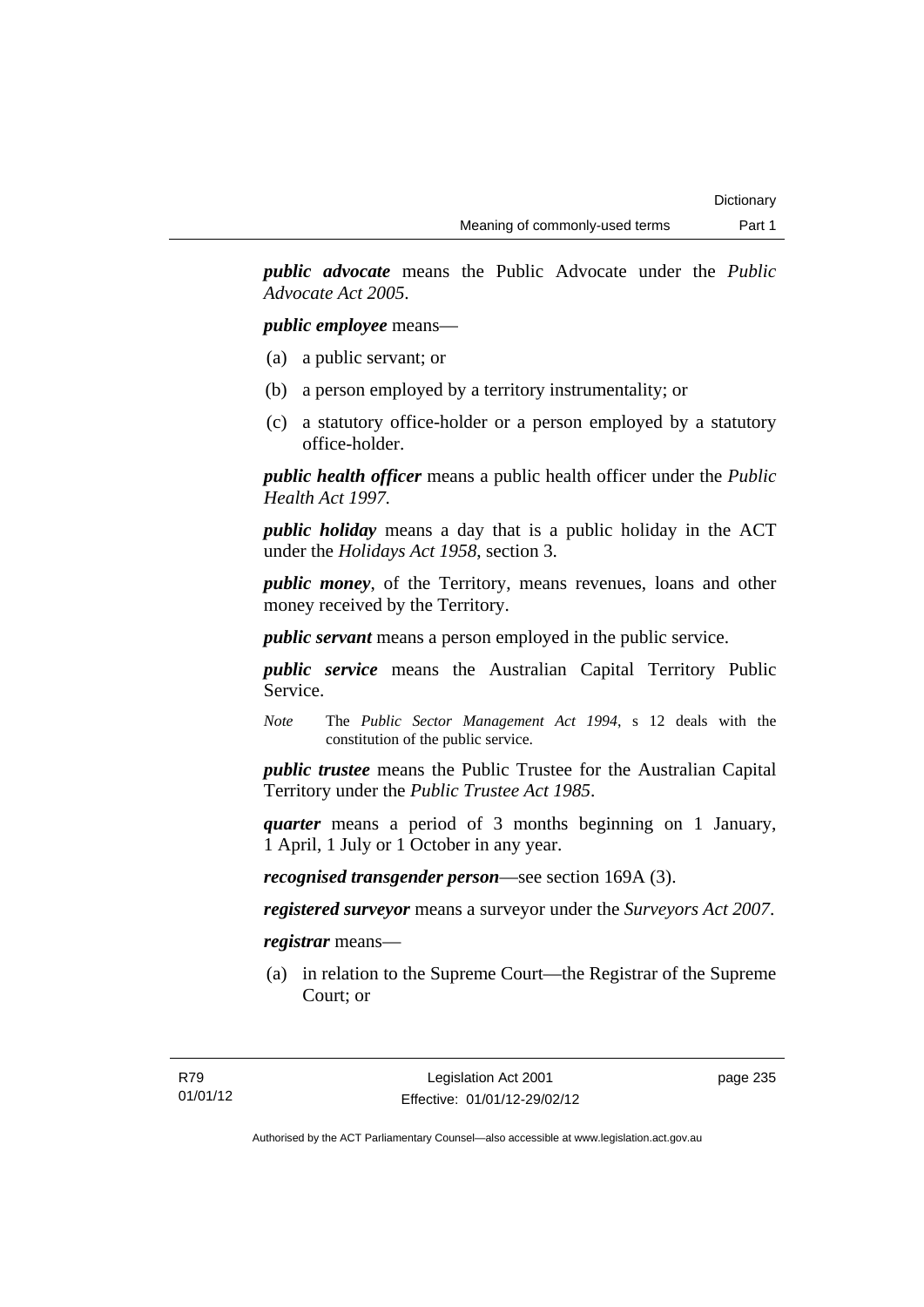***public advocate*** means the Public Advocate under the *Public Advocate Act 2005*.

***public employee*** means—

(a) a public servant; or

(b) a person employed by a territory instrumentality; or

(c) a statutory office-holder or a person employed by a statutory office-holder.

***public health officer*** means a public health officer under the *Public Health Act 1997*.

***public holiday*** means a day that is a public holiday in the ACT under the *Holidays Act 1958*, section 3.

***public money***, of the Territory, means revenues, loans and other money received by the Territory.

***public servant*** means a person employed in the public service.

***public service*** means the Australian Capital Territory Public Service.

*Note* The *Public Sector Management Act 1994*, s 12 deals with the constitution of the public service.

***public trustee*** means the Public Trustee for the Australian Capital Territory under the *Public Trustee Act 1985*.

***quarter*** means a period of 3 months beginning on 1 January, 1 April, 1 July or 1 October in any year.

***recognised transgender person***—see section 169A (3).

***registered surveyor*** means a surveyor under the *Surveyors Act 2007*.

***registrar*** means—

(a) in relation to the Supreme Court—the Registrar of the Supreme Court; or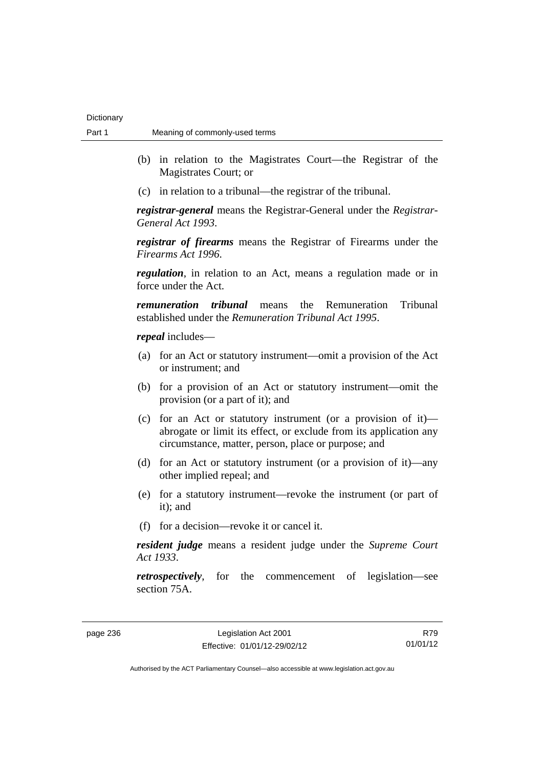(b) in relation to the Magistrates Court—the Registrar of the Magistrates Court; or

(c) in relation to a tribunal—the registrar of the tribunal.

***registrar-general*** means the Registrar-General under the *Registrar-General Act 1993*.

***registrar of firearms*** means the Registrar of Firearms under the *Firearms Act 1996*.

***regulation***, in relation to an Act, means a regulation made or in force under the Act.

***remuneration tribunal*** means the Remuneration Tribunal established under the *Remuneration Tribunal Act 1995*.

***repeal*** includes—

(a) for an Act or statutory instrument—omit a provision of the Act or instrument; and

(b) for a provision of an Act or statutory instrument—omit the provision (or a part of it); and

(c) for an Act or statutory instrument (or a provision of it)—abrogate or limit its effect, or exclude from its application any circumstance, matter, person, place or purpose; and

(d) for an Act or statutory instrument (or a provision of it)—any other implied repeal; and

(e) for a statutory instrument—revoke the instrument (or part of it); and

(f) for a decision—revoke it or cancel it.

***resident judge*** means a resident judge under the *Supreme Court Act 1933*.

***retrospectively***, for the commencement of legislation—see section 75A.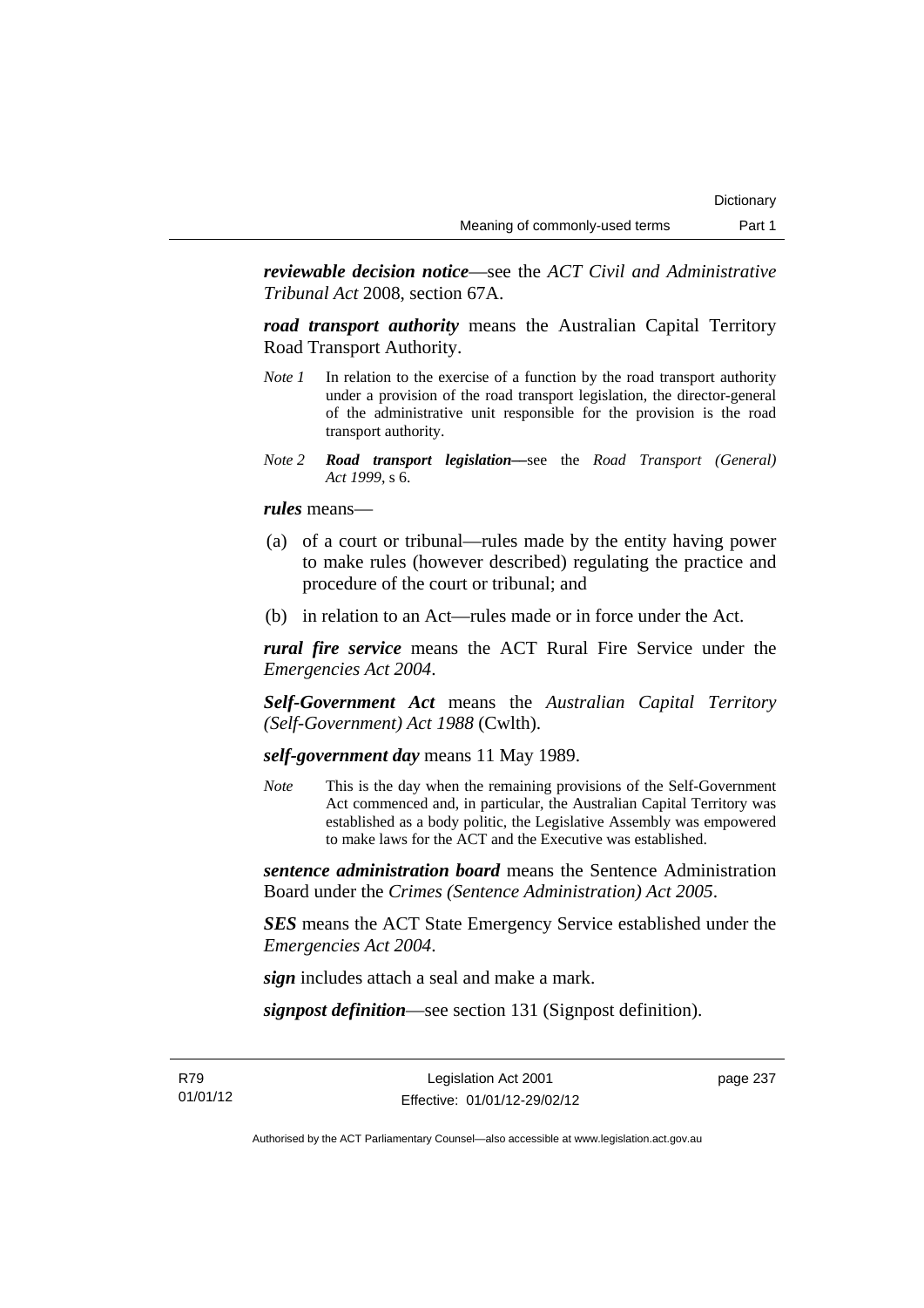***reviewable decision notice***—see the *ACT Civil and Administrative Tribunal Act* 2008, section 67A.

***road transport authority*** means the Australian Capital Territory Road Transport Authority.

*Note 1* In relation to the exercise of a function by the road transport authority under a provision of the road transport legislation, the director-general of the administrative unit responsible for the provision is the road transport authority.

*Note 2* ***Road transport legislation—***see the *Road Transport (General) Act 1999*, s 6.

***rules*** means—

(a) of a court or tribunal—rules made by the entity having power to make rules (however described) regulating the practice and procedure of the court or tribunal; and

(b) in relation to an Act—rules made or in force under the Act.

***rural fire service*** means the ACT Rural Fire Service under the *Emergencies Act 2004*.

***Self-Government Act*** means the *Australian Capital Territory (Self-Government) Act 1988* (Cwlth).

***self-government day*** means 11 May 1989.

*Note* This is the day when the remaining provisions of the Self-Government Act commenced and, in particular, the Australian Capital Territory was established as a body politic, the Legislative Assembly was empowered to make laws for the ACT and the Executive was established.

***sentence administration board*** means the Sentence Administration Board under the *Crimes (Sentence Administration) Act 2005*.

***SES*** means the ACT State Emergency Service established under the *Emergencies Act 2004*.

***sign*** includes attach a seal and make a mark.

***signpost definition***—see section 131 (Signpost definition).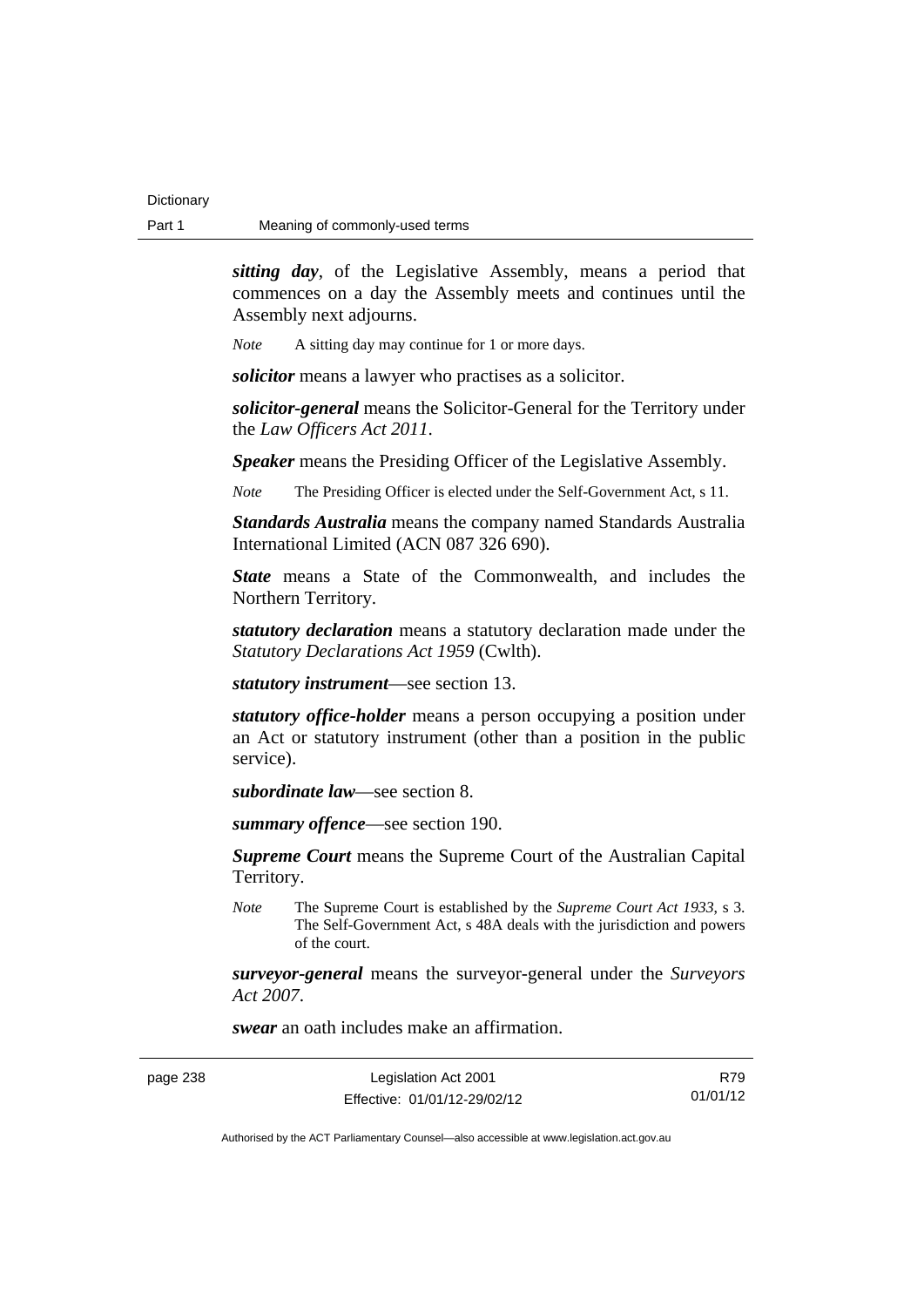***sitting day***, of the Legislative Assembly, means a period that commences on a day the Assembly meets and continues until the Assembly next adjourns.

*Note* A sitting day may continue for 1 or more days.

***solicitor*** means a lawyer who practises as a solicitor.

***solicitor-general*** means the Solicitor-General for the Territory under the *Law Officers Act 2011*.

***Speaker*** means the Presiding Officer of the Legislative Assembly.

*Note* The Presiding Officer is elected under the Self-Government Act, s 11.

***Standards Australia*** means the company named Standards Australia International Limited (ACN 087 326 690).

***State*** means a State of the Commonwealth, and includes the Northern Territory.

***statutory declaration*** means a statutory declaration made under the *Statutory Declarations Act 1959* (Cwlth).

***statutory instrument***—see section 13.

***statutory office-holder*** means a person occupying a position under an Act or statutory instrument (other than a position in the public service).

***subordinate law***—see section 8.

***summary offence***—see section 190.

***Supreme Court*** means the Supreme Court of the Australian Capital Territory.

*Note* The Supreme Court is established by the *Supreme Court Act 1933*, s 3. The Self-Government Act, s 48A deals with the jurisdiction and powers of the court.

***surveyor-general*** means the surveyor-general under the *Surveyors Act 2007*.

***swear*** an oath includes make an affirmation.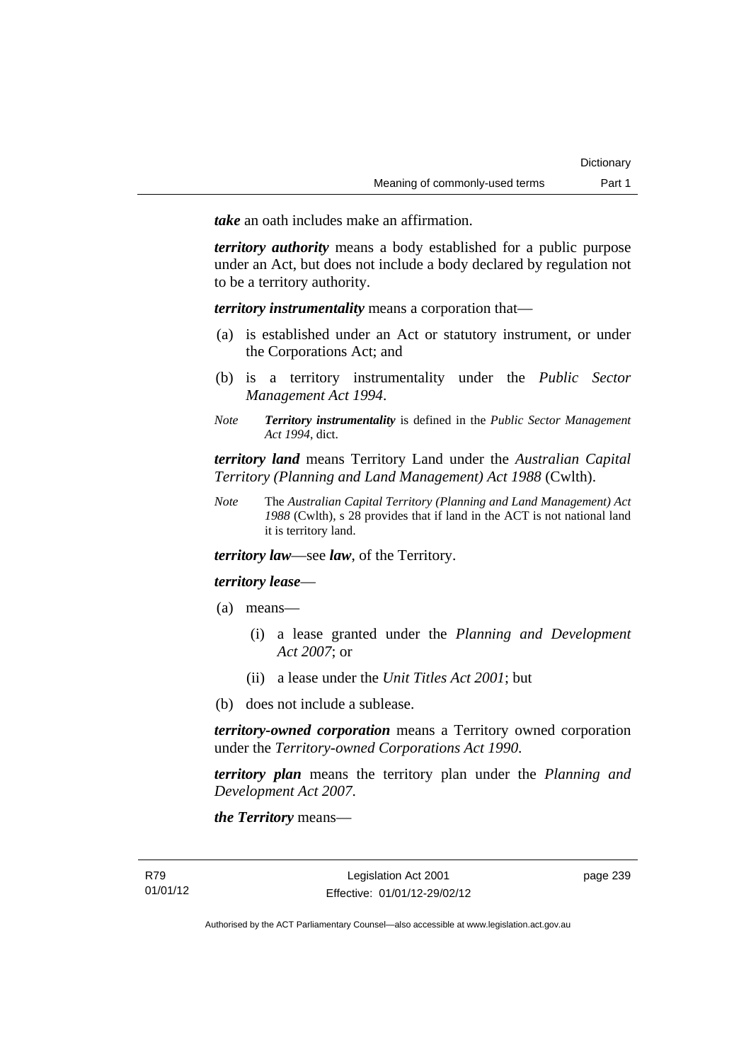***take*** an oath includes make an affirmation.

***territory authority*** means a body established for a public purpose under an Act, but does not include a body declared by regulation not to be a territory authority.

***territory instrumentality*** means a corporation that—

(a) is established under an Act or statutory instrument, or under the Corporations Act; and

(b) is a territory instrumentality under the *Public Sector Management Act 1994*.

*Note* ***Territory instrumentality*** is defined in the *Public Sector Management Act 1994*, dict.

***territory land*** means Territory Land under the *Australian Capital Territory (Planning and Land Management) Act 1988* (Cwlth).

*Note* The *Australian Capital Territory (Planning and Land Management) Act 1988* (Cwlth), s 28 provides that if land in the ACT is not national land it is territory land.

***territory law***—see ***law***, of the Territory.

***territory lease***—

(a) means—

  (i) a lease granted under the *Planning and Development Act 2007*; or

  (ii) a lease under the *Unit Titles Act 2001*; but

(b) does not include a sublease.

***territory-owned corporation*** means a Territory owned corporation under the *Territory-owned Corporations Act 1990*.

***territory plan*** means the territory plan under the *Planning and Development Act 2007*.

***the Territory*** means—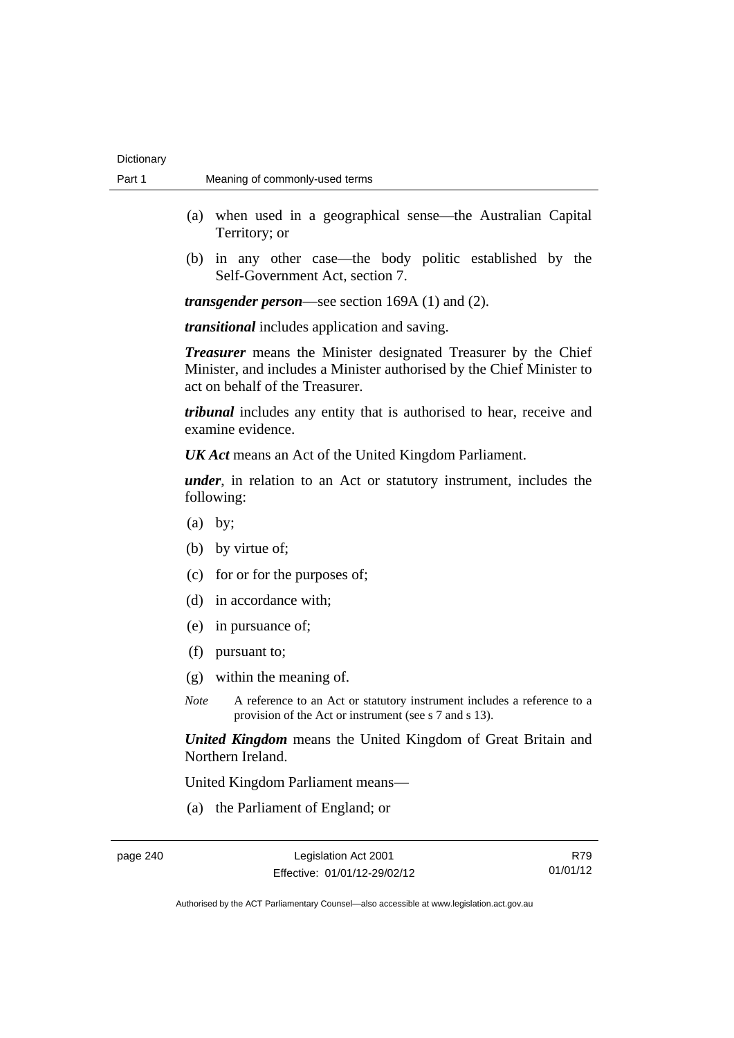(a) when used in a geographical sense—the Australian Capital Territory; or

(b) in any other case—the body politic established by the Self-Government Act, section 7.

***transgender person***—see section 169A (1) and (2).

***transitional*** includes application and saving.

***Treasurer*** means the Minister designated Treasurer by the Chief Minister, and includes a Minister authorised by the Chief Minister to act on behalf of the Treasurer.

***tribunal*** includes any entity that is authorised to hear, receive and examine evidence.

***UK Act*** means an Act of the United Kingdom Parliament.

***under***, in relation to an Act or statutory instrument, includes the following:

(a) by;

(b) by virtue of;

(c) for or for the purposes of;

(d) in accordance with;

(e) in pursuance of;

(f) pursuant to;

(g) within the meaning of.

*Note* A reference to an Act or statutory instrument includes a reference to a provision of the Act or instrument (see s 7 and s 13).

***United Kingdom*** means the United Kingdom of Great Britain and Northern Ireland.

United Kingdom Parliament means—

(a) the Parliament of England; or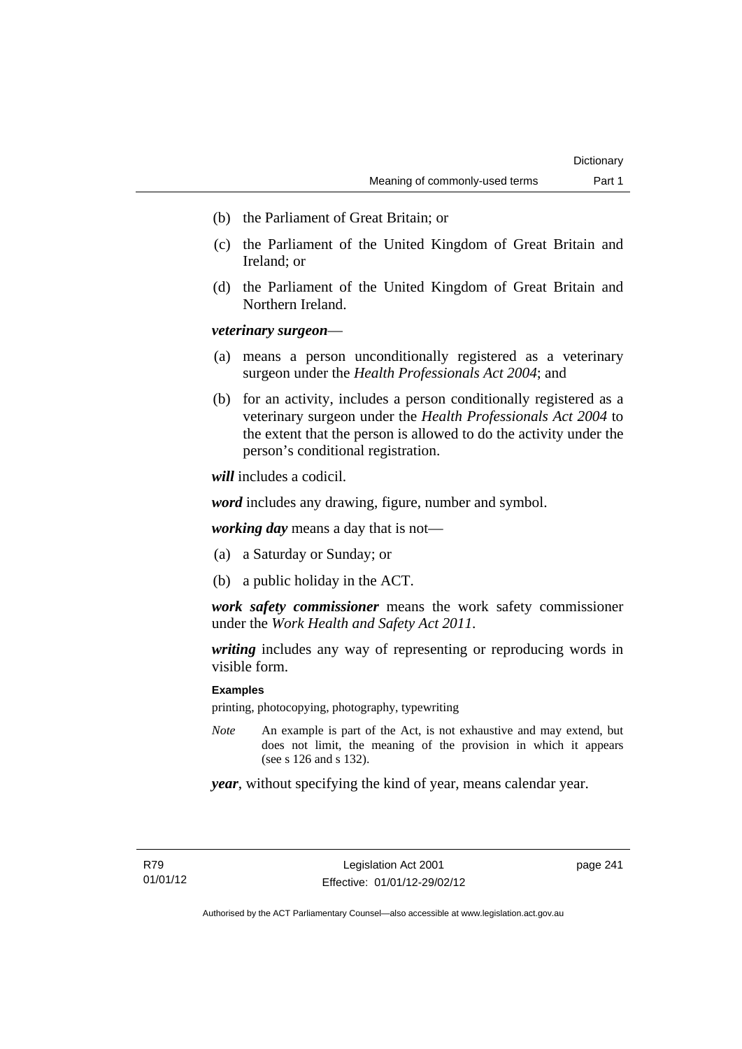(b) the Parliament of Great Britain; or

(c) the Parliament of the United Kingdom of Great Britain and Ireland; or

(d) the Parliament of the United Kingdom of Great Britain and Northern Ireland.

***veterinary surgeon***—

(a) means a person unconditionally registered as a veterinary surgeon under the *Health Professionals Act 2004*; and

(b) for an activity, includes a person conditionally registered as a veterinary surgeon under the *Health Professionals Act 2004* to the extent that the person is allowed to do the activity under the person's conditional registration.

***will*** includes a codicil.

***word*** includes any drawing, figure, number and symbol.

***working day*** means a day that is not—

(a) a Saturday or Sunday; or

(b) a public holiday in the ACT.

***work safety commissioner*** means the work safety commissioner under the *Work Health and Safety Act 2011*.

***writing*** includes any way of representing or reproducing words in visible form.

**Examples**

printing, photocopying, photography, typewriting

*Note* An example is part of the Act, is not exhaustive and may extend, but does not limit, the meaning of the provision in which it appears (see s 126 and s 132).

***year***, without specifying the kind of year, means calendar year.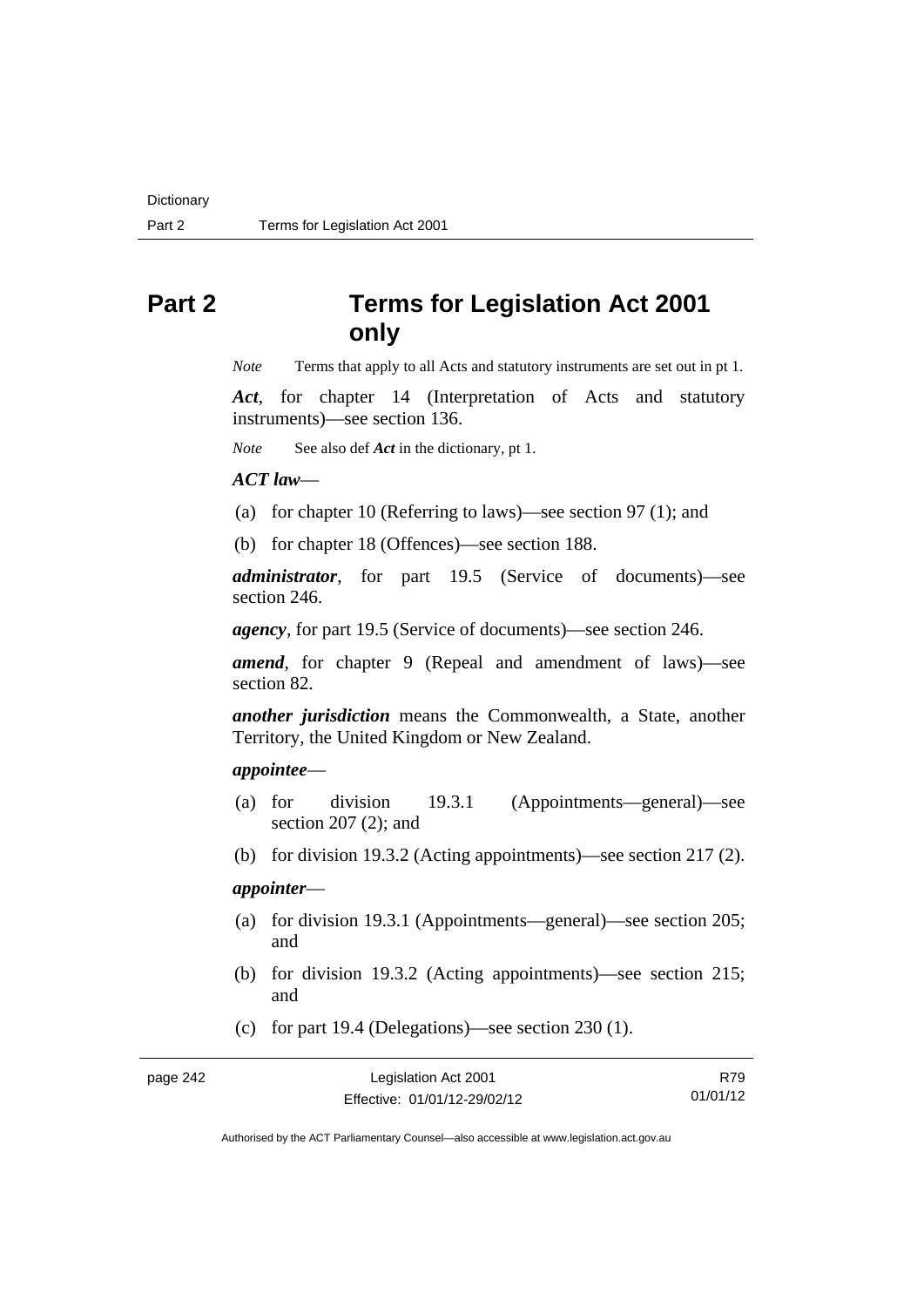# Part 2 Terms for Legislation Act 2001 only

*Note* Terms that apply to all Acts and statutory instruments are set out in pt 1.

***Act***, for chapter 14 (Interpretation of Acts and statutory instruments)—see section 136.

*Note* See also def ***Act*** in the dictionary, pt 1.

***ACT law***—

(a) for chapter 10 (Referring to laws)—see section 97 (1); and

(b) for chapter 18 (Offences)—see section 188.

***administrator***, for part 19.5 (Service of documents)—see section 246.

***agency***, for part 19.5 (Service of documents)—see section 246.

***amend***, for chapter 9 (Repeal and amendment of laws)—see section 82.

***another jurisdiction*** means the Commonwealth, a State, another Territory, the United Kingdom or New Zealand.

***appointee***—

(a) for division 19.3.1 (Appointments—general)—see section 207 (2); and

(b) for division 19.3.2 (Acting appointments)—see section 217 (2).

***appointer***—

(a) for division 19.3.1 (Appointments—general)—see section 205; and

(b) for division 19.3.2 (Acting appointments)—see section 215; and

(c) for part 19.4 (Delegations)—see section 230 (1).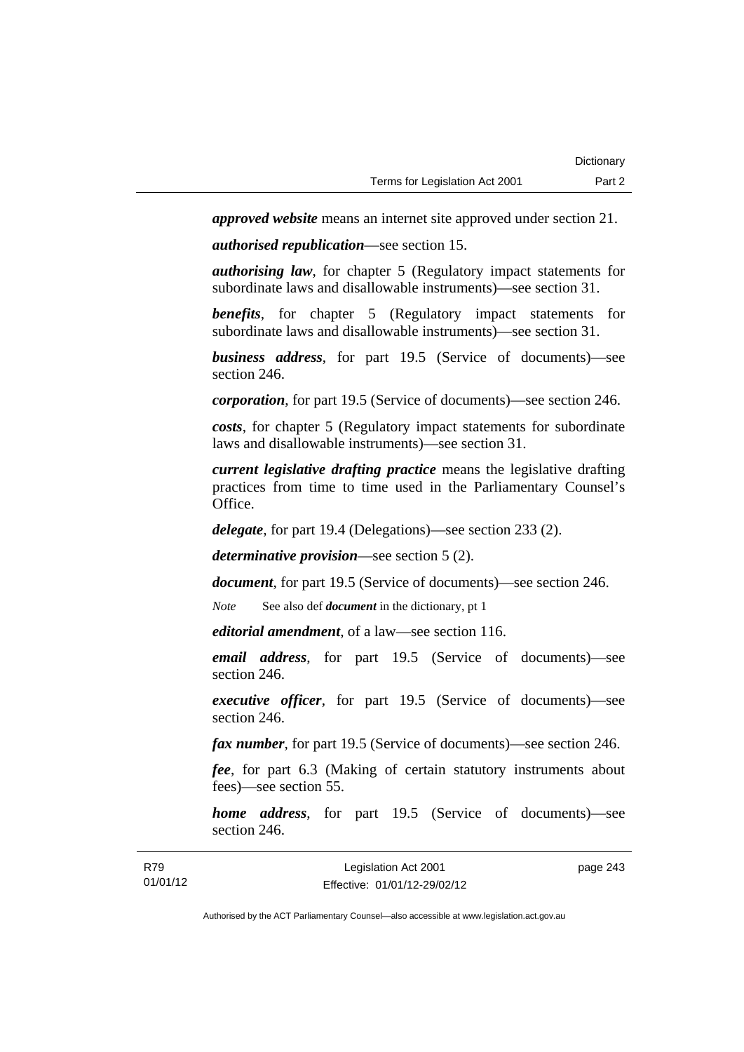***approved website*** means an internet site approved under section 21.

***authorised republication***—see section 15.

***authorising law***, for chapter 5 (Regulatory impact statements for subordinate laws and disallowable instruments)—see section 31.

***benefits***, for chapter 5 (Regulatory impact statements for subordinate laws and disallowable instruments)—see section 31.

***business address***, for part 19.5 (Service of documents)—see section 246.

***corporation***, for part 19.5 (Service of documents)—see section 246.

***costs***, for chapter 5 (Regulatory impact statements for subordinate laws and disallowable instruments)—see section 31.

***current legislative drafting practice*** means the legislative drafting practices from time to time used in the Parliamentary Counsel's Office.

***delegate***, for part 19.4 (Delegations)—see section 233 (2).

***determinative provision***—see section 5 (2).

***document***, for part 19.5 (Service of documents)—see section 246.

*Note* See also def ***document*** in the dictionary, pt 1

***editorial amendment***, of a law—see section 116.

***email address***, for part 19.5 (Service of documents)—see section 246.

***executive officer***, for part 19.5 (Service of documents)—see section 246.

***fax number***, for part 19.5 (Service of documents)—see section 246.

***fee***, for part 6.3 (Making of certain statutory instruments about fees)—see section 55.

***home address***, for part 19.5 (Service of documents)—see section 246.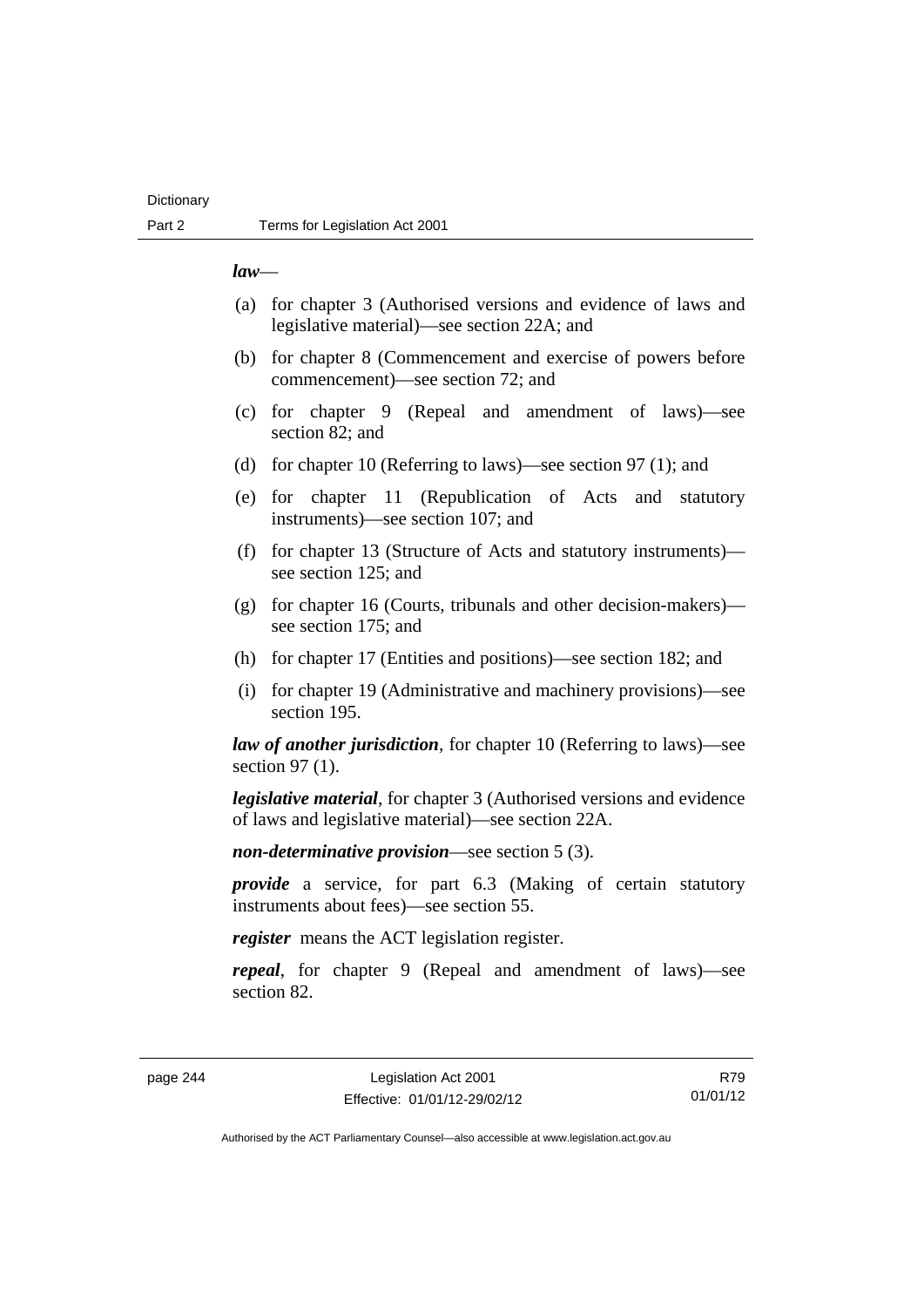***law***—

(a) for chapter 3 (Authorised versions and evidence of laws and legislative material)—see section 22A; and

(b) for chapter 8 (Commencement and exercise of powers before commencement)—see section 72; and

(c) for chapter 9 (Repeal and amendment of laws)—see section 82; and

(d) for chapter 10 (Referring to laws)—see section 97 (1); and

(e) for chapter 11 (Republication of Acts and statutory instruments)—see section 107; and

(f) for chapter 13 (Structure of Acts and statutory instruments)—see section 125; and

(g) for chapter 16 (Courts, tribunals and other decision-makers)—see section 175; and

(h) for chapter 17 (Entities and positions)—see section 182; and

(i) for chapter 19 (Administrative and machinery provisions)—see section 195.

***law of another jurisdiction***, for chapter 10 (Referring to laws)—see section 97 (1).

***legislative material***, for chapter 3 (Authorised versions and evidence of laws and legislative material)—see section 22A.

***non-determinative provision***—see section 5 (3).

***provide*** a service, for part 6.3 (Making of certain statutory instruments about fees)—see section 55.

***register*** means the ACT legislation register.

***repeal***, for chapter 9 (Repeal and amendment of laws)—see section 82.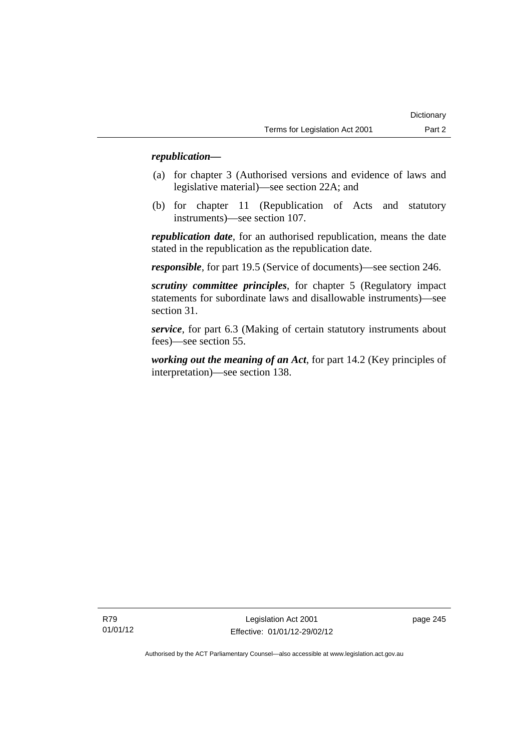***republication***—

(a) for chapter 3 (Authorised versions and evidence of laws and legislative material)—see section 22A; and

(b) for chapter 11 (Republication of Acts and statutory instruments)—see section 107.

***republication date***, for an authorised republication, means the date stated in the republication as the republication date.

***responsible***, for part 19.5 (Service of documents)—see section 246.

***scrutiny committee principles***, for chapter 5 (Regulatory impact statements for subordinate laws and disallowable instruments)—see section 31.

***service***, for part 6.3 (Making of certain statutory instruments about fees)—see section 55.

***working out the meaning of an Act***, for part 14.2 (Key principles of interpretation)—see section 138.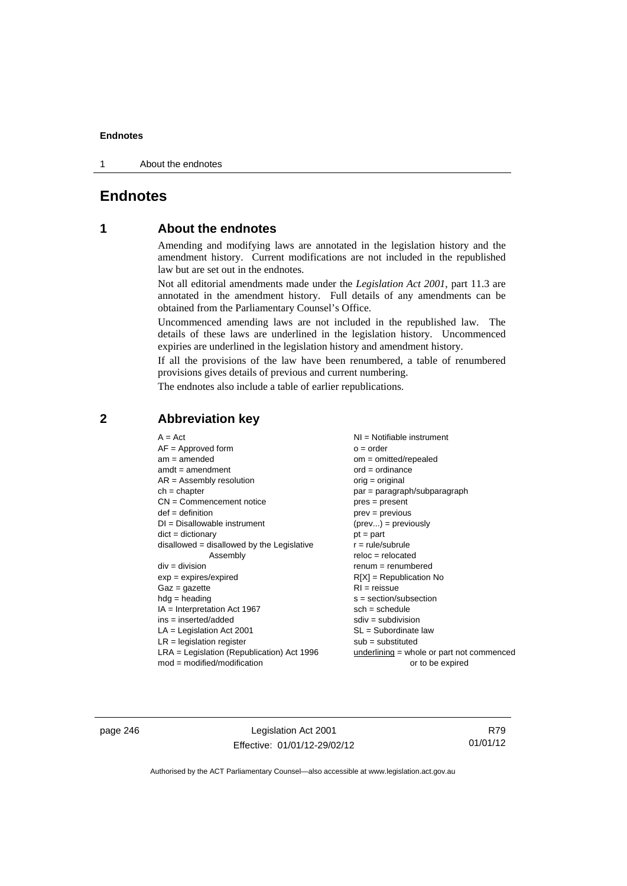# Endnotes

## 1 About the endnotes

Amending and modifying laws are annotated in the legislation history and the amendment history. Current modifications are not included in the republished law but are set out in the endnotes.

Not all editorial amendments made under the *Legislation Act 2001*, part 11.3 are annotated in the amendment history. Full details of any amendments can be obtained from the Parliamentary Counsel's Office.

Uncommenced amending laws are not included in the republished law. The details of these laws are underlined in the legislation history. Uncommenced expiries are underlined in the legislation history and amendment history.

If all the provisions of the law have been renumbered, a table of renumbered provisions gives details of previous and current numbering.

The endnotes also include a table of earlier republications.

## 2 Abbreviation key

A = Act
AF = Approved form
am = amended
amdt = amendment
AR = Assembly resolution
ch = chapter
CN = Commencement notice
def = definition
DI = Disallowable instrument
dict = dictionary
disallowed = disallowed by the Legislative Assembly
div = division
exp = expires/expired
Gaz = gazette
hdg = heading
IA = Interpretation Act 1967
ins = inserted/added
LA = Legislation Act 2001
LR = legislation register
LRA = Legislation (Republication) Act 1996
mod = modified/modification
NI = Notifiable instrument
o = order
om = omitted/repealed
ord = ordinance
orig = original
par = paragraph/subparagraph
pres = present
prev = previous
(prev...) = previously
pt = part
r = rule/subrule
reloc = relocated
renum = renumbered
R[X] = Republication No
RI = reissue
s = section/subsection
sch = schedule
sdiv = subdivision
SL = Subordinate law
sub = substituted
underlining = whole or part not commenced or to be expired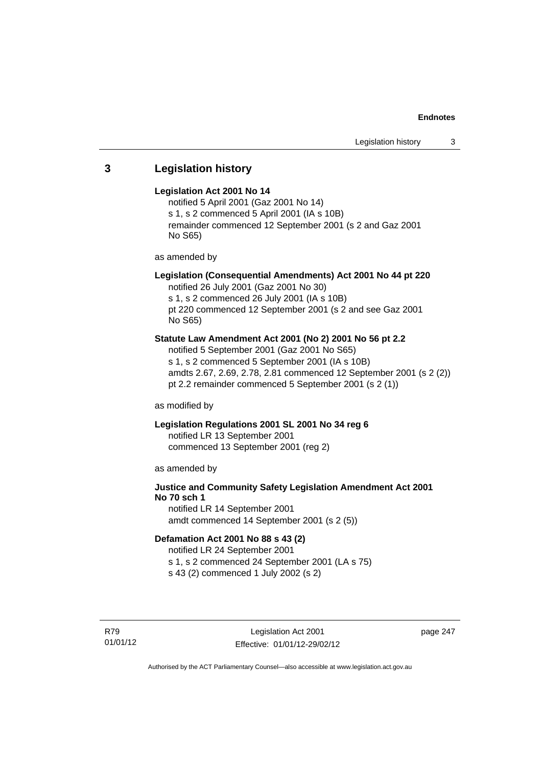## 3 Legislation history

**Legislation Act 2001 No 14**

notified 5 April 2001 (Gaz 2001 No 14)
s 1, s 2 commenced 5 April 2001 (IA s 10B)
remainder commenced 12 September 2001 (s 2 and Gaz 2001 No S65)

as amended by

**Legislation (Consequential Amendments) Act 2001 No 44 pt 220**

notified 26 July 2001 (Gaz 2001 No 30)
s 1, s 2 commenced 26 July 2001 (IA s 10B)
pt 220 commenced 12 September 2001 (s 2 and see Gaz 2001 No S65)

**Statute Law Amendment Act 2001 (No 2) 2001 No 56 pt 2.2**

notified 5 September 2001 (Gaz 2001 No S65)
s 1, s 2 commenced 5 September 2001 (IA s 10B)
amdts 2.67, 2.69, 2.78, 2.81 commenced 12 September 2001 (s 2 (2))
pt 2.2 remainder commenced 5 September 2001 (s 2 (1))

as modified by

**Legislation Regulations 2001 SL 2001 No 34 reg 6**

notified LR 13 September 2001
commenced 13 September 2001 (reg 2)

as amended by

**Justice and Community Safety Legislation Amendment Act 2001 No 70 sch 1**

notified LR 14 September 2001
amdt commenced 14 September 2001 (s 2 (5))

**Defamation Act 2001 No 88 s 43 (2)**

notified LR 24 September 2001
s 1, s 2 commenced 24 September 2001 (LA s 75)
s 43 (2) commenced 1 July 2002 (s 2)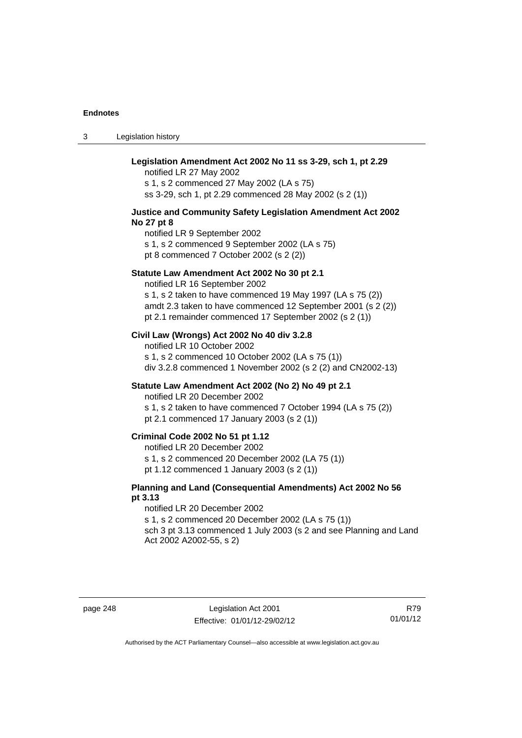**Legislation Amendment Act 2002 No 11 ss 3-29, sch 1, pt 2.29**

notified LR 27 May 2002
s 1, s 2 commenced 27 May 2002 (LA s 75)
ss 3-29, sch 1, pt 2.29 commenced 28 May 2002 (s 2 (1))

**Justice and Community Safety Legislation Amendment Act 2002 No 27 pt 8**

notified LR 9 September 2002
s 1, s 2 commenced 9 September 2002 (LA s 75)
pt 8 commenced 7 October 2002 (s 2 (2))

**Statute Law Amendment Act 2002 No 30 pt 2.1**

notified LR 16 September 2002
s 1, s 2 taken to have commenced 19 May 1997 (LA s 75 (2))
amdt 2.3 taken to have commenced 12 September 2001 (s 2 (2))
pt 2.1 remainder commenced 17 September 2002 (s 2 (1))

**Civil Law (Wrongs) Act 2002 No 40 div 3.2.8**

notified LR 10 October 2002
s 1, s 2 commenced 10 October 2002 (LA s 75 (1))
div 3.2.8 commenced 1 November 2002 (s 2 (2) and CN2002-13)

**Statute Law Amendment Act 2002 (No 2) No 49 pt 2.1**

notified LR 20 December 2002
s 1, s 2 taken to have commenced 7 October 1994 (LA s 75 (2))
pt 2.1 commenced 17 January 2003 (s 2 (1))

**Criminal Code 2002 No 51 pt 1.12**

notified LR 20 December 2002
s 1, s 2 commenced 20 December 2002 (LA 75 (1))
pt 1.12 commenced 1 January 2003 (s 2 (1))

**Planning and Land (Consequential Amendments) Act 2002 No 56 pt 3.13**

notified LR 20 December 2002
s 1, s 2 commenced 20 December 2002 (LA s 75 (1))
sch 3 pt 3.13 commenced 1 July 2003 (s 2 and see Planning and Land Act 2002 A2002-55, s 2)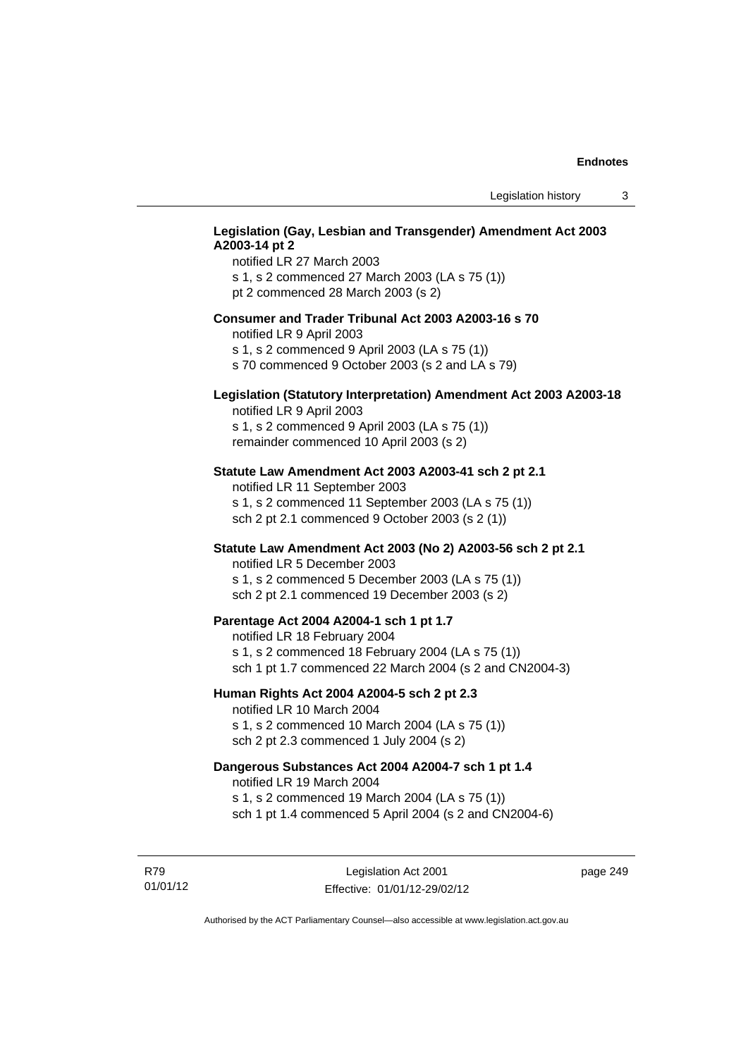**Legislation (Gay, Lesbian and Transgender) Amendment Act 2003 A2003-14 pt 2**

notified LR 27 March 2003
s 1, s 2 commenced 27 March 2003 (LA s 75 (1))
pt 2 commenced 28 March 2003 (s 2)

**Consumer and Trader Tribunal Act 2003 A2003-16 s 70**

notified LR 9 April 2003
s 1, s 2 commenced 9 April 2003 (LA s 75 (1))
s 70 commenced 9 October 2003 (s 2 and LA s 79)

**Legislation (Statutory Interpretation) Amendment Act 2003 A2003-18**

notified LR 9 April 2003
s 1, s 2 commenced 9 April 2003 (LA s 75 (1))
remainder commenced 10 April 2003 (s 2)

**Statute Law Amendment Act 2003 A2003-41 sch 2 pt 2.1**

notified LR 11 September 2003
s 1, s 2 commenced 11 September 2003 (LA s 75 (1))
sch 2 pt 2.1 commenced 9 October 2003 (s 2 (1))

**Statute Law Amendment Act 2003 (No 2) A2003-56 sch 2 pt 2.1**

notified LR 5 December 2003
s 1, s 2 commenced 5 December 2003 (LA s 75 (1))
sch 2 pt 2.1 commenced 19 December 2003 (s 2)

**Parentage Act 2004 A2004-1 sch 1 pt 1.7**

notified LR 18 February 2004
s 1, s 2 commenced 18 February 2004 (LA s 75 (1))
sch 1 pt 1.7 commenced 22 March 2004 (s 2 and CN2004-3)

**Human Rights Act 2004 A2004-5 sch 2 pt 2.3**

notified LR 10 March 2004
s 1, s 2 commenced 10 March 2004 (LA s 75 (1))
sch 2 pt 2.3 commenced 1 July 2004 (s 2)

**Dangerous Substances Act 2004 A2004-7 sch 1 pt 1.4**

notified LR 19 March 2004
s 1, s 2 commenced 19 March 2004 (LA s 75 (1))
sch 1 pt 1.4 commenced 5 April 2004 (s 2 and CN2004-6)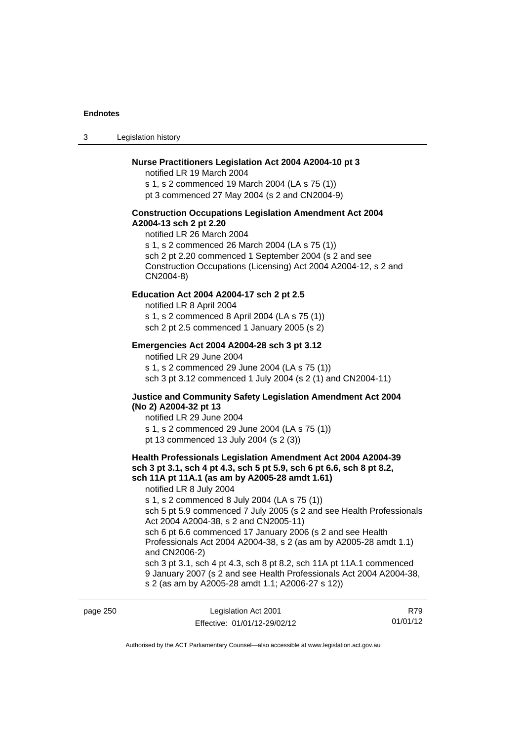**Nurse Practitioners Legislation Act 2004 A2004-10 pt 3**

notified LR 19 March 2004

s 1, s 2 commenced 19 March 2004 (LA s 75 (1))

pt 3 commenced 27 May 2004 (s 2 and CN2004-9)

**Construction Occupations Legislation Amendment Act 2004 A2004-13 sch 2 pt 2.20**

notified LR 26 March 2004

s 1, s 2 commenced 26 March 2004 (LA s 75 (1))

sch 2 pt 2.20 commenced 1 September 2004 (s 2 and see Construction Occupations (Licensing) Act 2004 A2004-12, s 2 and CN2004-8)

**Education Act 2004 A2004-17 sch 2 pt 2.5**

notified LR 8 April 2004

s 1, s 2 commenced 8 April 2004 (LA s 75 (1))

sch 2 pt 2.5 commenced 1 January 2005 (s 2)

**Emergencies Act 2004 A2004-28 sch 3 pt 3.12**

notified LR 29 June 2004

s 1, s 2 commenced 29 June 2004 (LA s 75 (1))

sch 3 pt 3.12 commenced 1 July 2004 (s 2 (1) and CN2004-11)

**Justice and Community Safety Legislation Amendment Act 2004 (No 2) A2004-32 pt 13**

notified LR 29 June 2004

s 1, s 2 commenced 29 June 2004 (LA s 75 (1))

pt 13 commenced 13 July 2004 (s 2 (3))

**Health Professionals Legislation Amendment Act 2004 A2004-39 sch 3 pt 3.1, sch 4 pt 4.3, sch 5 pt 5.9, sch 6 pt 6.6, sch 8 pt 8.2, sch 11A pt 11A.1 (as am by A2005-28 amdt 1.61)**

notified LR 8 July 2004

s 1, s 2 commenced 8 July 2004 (LA s 75 (1))

sch 5 pt 5.9 commenced 7 July 2005 (s 2 and see Health Professionals Act 2004 A2004-38, s 2 and CN2005-11)

sch 6 pt 6.6 commenced 17 January 2006 (s 2 and see Health Professionals Act 2004 A2004-38, s 2 (as am by A2005-28 amdt 1.1) and CN2006-2)

sch 3 pt 3.1, sch 4 pt 4.3, sch 8 pt 8.2, sch 11A pt 11A.1 commenced 9 January 2007 (s 2 and see Health Professionals Act 2004 A2004-38, s 2 (as am by A2005-28 amdt 1.1; A2006-27 s 12))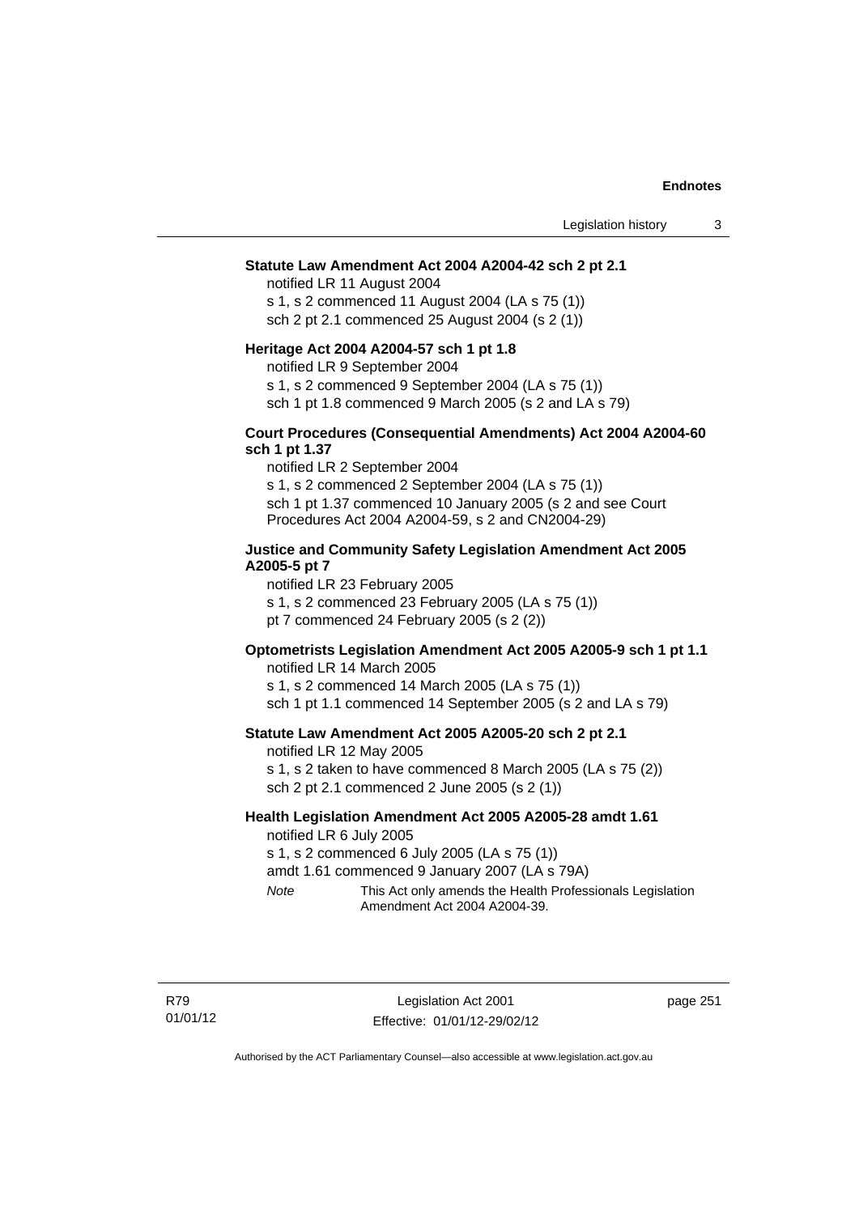**Statute Law Amendment Act 2004 A2004-42 sch 2 pt 2.1**

notified LR 11 August 2004

s 1, s 2 commenced 11 August 2004 (LA s 75 (1))

sch 2 pt 2.1 commenced 25 August 2004 (s 2 (1))

**Heritage Act 2004 A2004-57 sch 1 pt 1.8**

notified LR 9 September 2004

s 1, s 2 commenced 9 September 2004 (LA s 75 (1))

sch 1 pt 1.8 commenced 9 March 2005 (s 2 and LA s 79)

**Court Procedures (Consequential Amendments) Act 2004 A2004-60 sch 1 pt 1.37**

notified LR 2 September 2004

s 1, s 2 commenced 2 September 2004 (LA s 75 (1))

sch 1 pt 1.37 commenced 10 January 2005 (s 2 and see Court Procedures Act 2004 A2004-59, s 2 and CN2004-29)

**Justice and Community Safety Legislation Amendment Act 2005 A2005-5 pt 7**

notified LR 23 February 2005

s 1, s 2 commenced 23 February 2005 (LA s 75 (1))

pt 7 commenced 24 February 2005 (s 2 (2))

**Optometrists Legislation Amendment Act 2005 A2005-9 sch 1 pt 1.1**

notified LR 14 March 2005

s 1, s 2 commenced 14 March 2005 (LA s 75 (1))

sch 1 pt 1.1 commenced 14 September 2005 (s 2 and LA s 79)

**Statute Law Amendment Act 2005 A2005-20 sch 2 pt 2.1**

notified LR 12 May 2005

s 1, s 2 taken to have commenced 8 March 2005 (LA s 75 (2))

sch 2 pt 2.1 commenced 2 June 2005 (s 2 (1))

**Health Legislation Amendment Act 2005 A2005-28 amdt 1.61**

notified LR 6 July 2005

s 1, s 2 commenced 6 July 2005 (LA s 75 (1))

amdt 1.61 commenced 9 January 2007 (LA s 79A)

*Note* This Act only amends the Health Professionals Legislation Amendment Act 2004 A2004-39.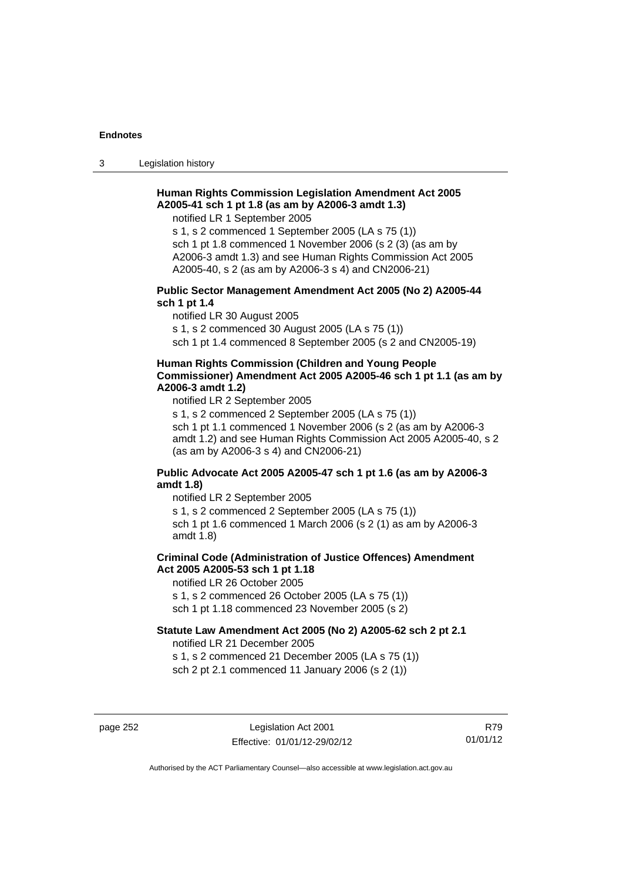**Human Rights Commission Legislation Amendment Act 2005 A2005-41 sch 1 pt 1.8 (as am by A2006-3 amdt 1.3)**

notified LR 1 September 2005

s 1, s 2 commenced 1 September 2005 (LA s 75 (1))

sch 1 pt 1.8 commenced 1 November 2006 (s 2 (3) (as am by A2006-3 amdt 1.3) and see Human Rights Commission Act 2005 A2005-40, s 2 (as am by A2006-3 s 4) and CN2006-21)

**Public Sector Management Amendment Act 2005 (No 2) A2005-44 sch 1 pt 1.4**

notified LR 30 August 2005

s 1, s 2 commenced 30 August 2005 (LA s 75 (1))

sch 1 pt 1.4 commenced 8 September 2005 (s 2 and CN2005-19)

**Human Rights Commission (Children and Young People Commissioner) Amendment Act 2005 A2005-46 sch 1 pt 1.1 (as am by A2006-3 amdt 1.2)**

notified LR 2 September 2005

s 1, s 2 commenced 2 September 2005 (LA s 75 (1))

sch 1 pt 1.1 commenced 1 November 2006 (s 2 (as am by A2006-3 amdt 1.2) and see Human Rights Commission Act 2005 A2005-40, s 2 (as am by A2006-3 s 4) and CN2006-21)

**Public Advocate Act 2005 A2005-47 sch 1 pt 1.6 (as am by A2006-3 amdt 1.8)**

notified LR 2 September 2005

s 1, s 2 commenced 2 September 2005 (LA s 75 (1))

sch 1 pt 1.6 commenced 1 March 2006 (s 2 (1) as am by A2006-3 amdt 1.8)

**Criminal Code (Administration of Justice Offences) Amendment Act 2005 A2005-53 sch 1 pt 1.18**

notified LR 26 October 2005

s 1, s 2 commenced 26 October 2005 (LA s 75 (1))

sch 1 pt 1.18 commenced 23 November 2005 (s 2)

**Statute Law Amendment Act 2005 (No 2) A2005-62 sch 2 pt 2.1**

notified LR 21 December 2005

s 1, s 2 commenced 21 December 2005 (LA s 75 (1))

sch 2 pt 2.1 commenced 11 January 2006 (s 2 (1))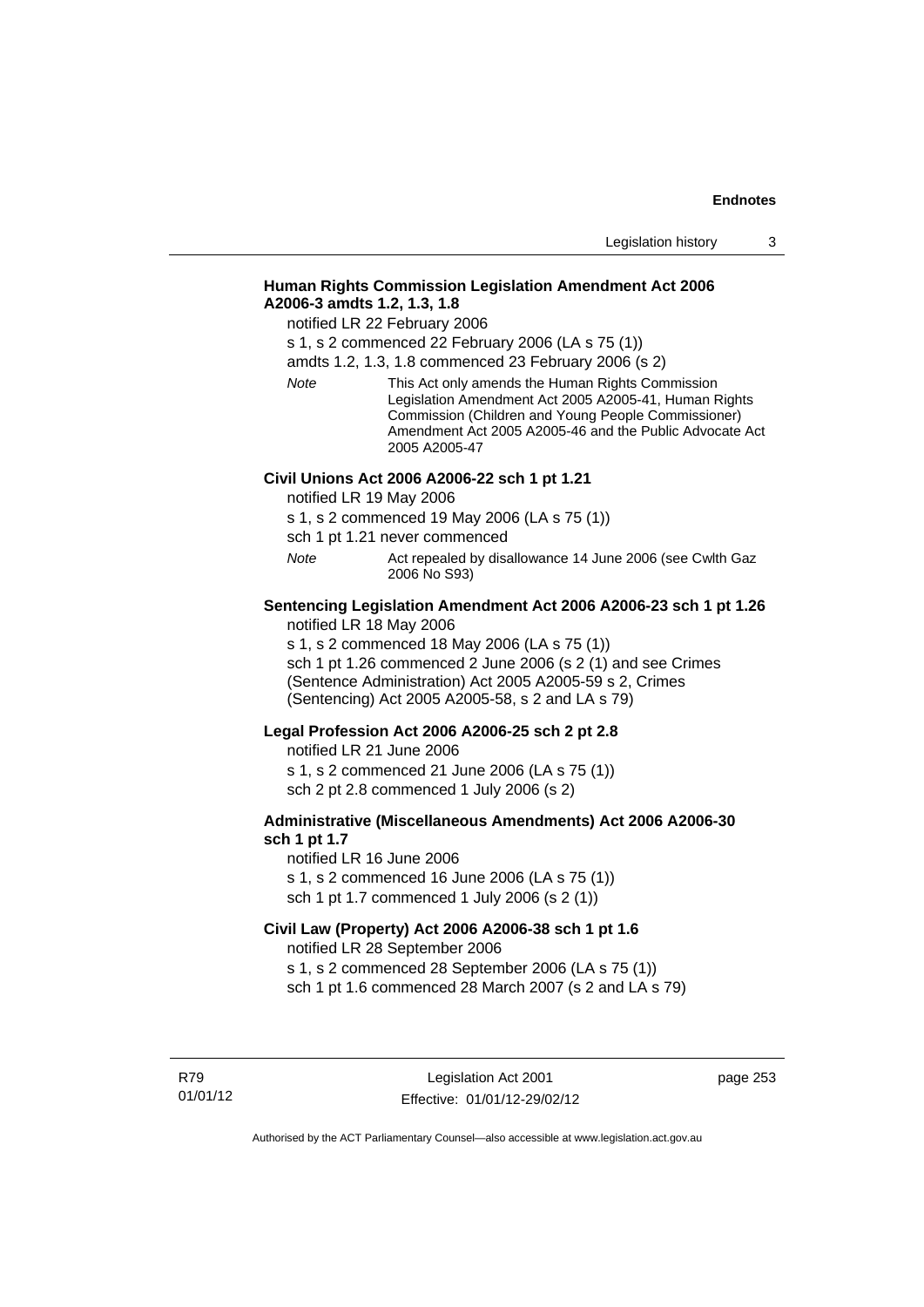**Human Rights Commission Legislation Amendment Act 2006 A2006-3 amdts 1.2, 1.3, 1.8**

notified LR 22 February 2006

s 1, s 2 commenced 22 February 2006 (LA s 75 (1))

amdts 1.2, 1.3, 1.8 commenced 23 February 2006 (s 2)

*Note* This Act only amends the Human Rights Commission Legislation Amendment Act 2005 A2005-41, Human Rights Commission (Children and Young People Commissioner) Amendment Act 2005 A2005-46 and the Public Advocate Act 2005 A2005-47

**Civil Unions Act 2006 A2006-22 sch 1 pt 1.21**

notified LR 19 May 2006

s 1, s 2 commenced 19 May 2006 (LA s 75 (1))

sch 1 pt 1.21 never commenced

*Note* Act repealed by disallowance 14 June 2006 (see Cwlth Gaz 2006 No S93)

**Sentencing Legislation Amendment Act 2006 A2006-23 sch 1 pt 1.26**

notified LR 18 May 2006

s 1, s 2 commenced 18 May 2006 (LA s 75 (1))

sch 1 pt 1.26 commenced 2 June 2006 (s 2 (1) and see Crimes (Sentence Administration) Act 2005 A2005-59 s 2, Crimes (Sentencing) Act 2005 A2005-58, s 2 and LA s 79)

**Legal Profession Act 2006 A2006-25 sch 2 pt 2.8**

notified LR 21 June 2006

s 1, s 2 commenced 21 June 2006 (LA s 75 (1))

sch 2 pt 2.8 commenced 1 July 2006 (s 2)

**Administrative (Miscellaneous Amendments) Act 2006 A2006-30 sch 1 pt 1.7**

notified LR 16 June 2006

s 1, s 2 commenced 16 June 2006 (LA s 75 (1))

sch 1 pt 1.7 commenced 1 July 2006 (s 2 (1))

**Civil Law (Property) Act 2006 A2006-38 sch 1 pt 1.6**

notified LR 28 September 2006

s 1, s 2 commenced 28 September 2006 (LA s 75 (1))

sch 1 pt 1.6 commenced 28 March 2007 (s 2 and LA s 79)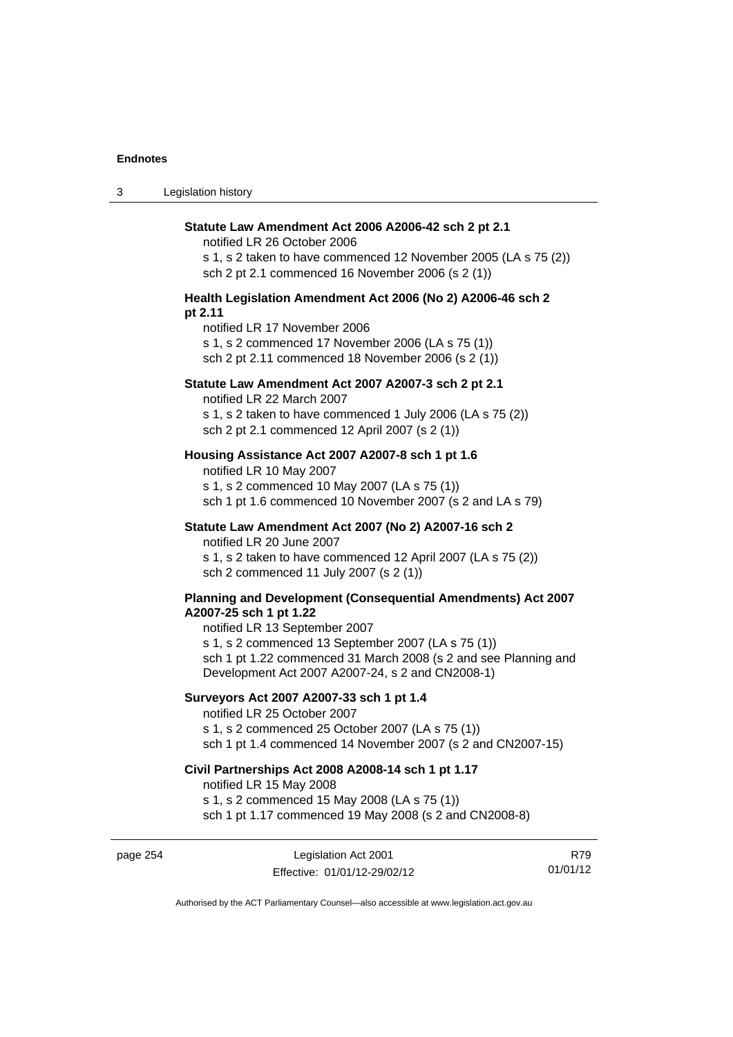**Statute Law Amendment Act 2006 A2006-42 sch 2 pt 2.1**

notified LR 26 October 2006

s 1, s 2 taken to have commenced 12 November 2005 (LA s 75 (2))

sch 2 pt 2.1 commenced 16 November 2006 (s 2 (1))

**Health Legislation Amendment Act 2006 (No 2) A2006-46 sch 2 pt 2.11**

notified LR 17 November 2006

s 1, s 2 commenced 17 November 2006 (LA s 75 (1))

sch 2 pt 2.11 commenced 18 November 2006 (s 2 (1))

**Statute Law Amendment Act 2007 A2007-3 sch 2 pt 2.1**

notified LR 22 March 2007

s 1, s 2 taken to have commenced 1 July 2006 (LA s 75 (2))

sch 2 pt 2.1 commenced 12 April 2007 (s 2 (1))

**Housing Assistance Act 2007 A2007-8 sch 1 pt 1.6**

notified LR 10 May 2007

s 1, s 2 commenced 10 May 2007 (LA s 75 (1))

sch 1 pt 1.6 commenced 10 November 2007 (s 2 and LA s 79)

**Statute Law Amendment Act 2007 (No 2) A2007-16 sch 2**

notified LR 20 June 2007

s 1, s 2 taken to have commenced 12 April 2007 (LA s 75 (2))

sch 2 commenced 11 July 2007 (s 2 (1))

**Planning and Development (Consequential Amendments) Act 2007 A2007-25 sch 1 pt 1.22**

notified LR 13 September 2007

s 1, s 2 commenced 13 September 2007 (LA s 75 (1))

sch 1 pt 1.22 commenced 31 March 2008 (s 2 and see Planning and Development Act 2007 A2007-24, s 2 and CN2008-1)

**Surveyors Act 2007 A2007-33 sch 1 pt 1.4**

notified LR 25 October 2007

s 1, s 2 commenced 25 October 2007 (LA s 75 (1))

sch 1 pt 1.4 commenced 14 November 2007 (s 2 and CN2007-15)

**Civil Partnerships Act 2008 A2008-14 sch 1 pt 1.17**

notified LR 15 May 2008

s 1, s 2 commenced 15 May 2008 (LA s 75 (1))

sch 1 pt 1.17 commenced 19 May 2008 (s 2 and CN2008-8)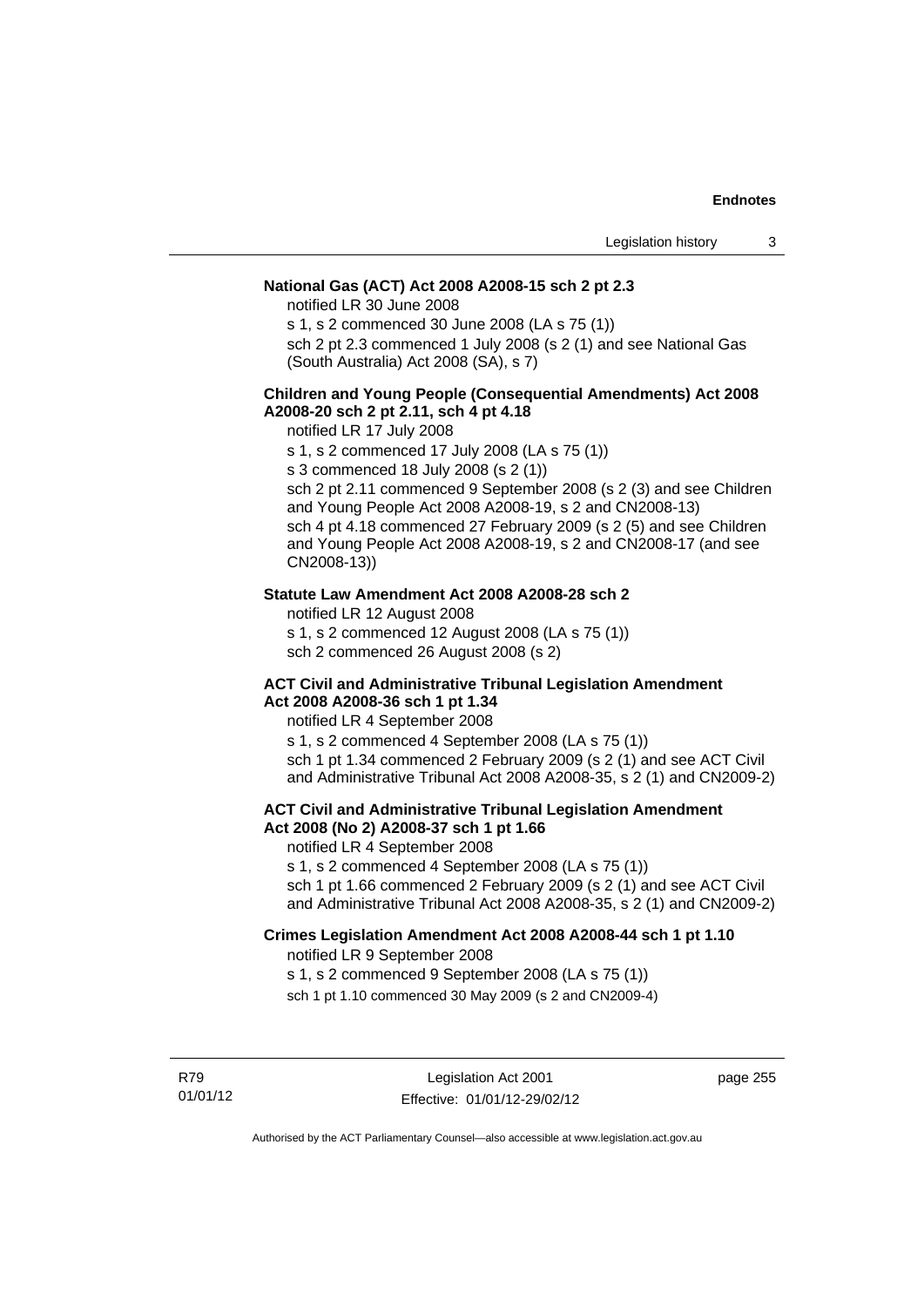**National Gas (ACT) Act 2008 A2008-15 sch 2 pt 2.3**

notified LR 30 June 2008

s 1, s 2 commenced 30 June 2008 (LA s 75 (1))

sch 2 pt 2.3 commenced 1 July 2008 (s 2 (1) and see National Gas (South Australia) Act 2008 (SA), s 7)

**Children and Young People (Consequential Amendments) Act 2008 A2008-20 sch 2 pt 2.11, sch 4 pt 4.18**

notified LR 17 July 2008

s 1, s 2 commenced 17 July 2008 (LA s 75 (1))

s 3 commenced 18 July 2008 (s 2 (1))

sch 2 pt 2.11 commenced 9 September 2008 (s 2 (3) and see Children and Young People Act 2008 A2008-19, s 2 and CN2008-13)

sch 4 pt 4.18 commenced 27 February 2009 (s 2 (5) and see Children and Young People Act 2008 A2008-19, s 2 and CN2008-17 (and see CN2008-13))

**Statute Law Amendment Act 2008 A2008-28 sch 2**

notified LR 12 August 2008

s 1, s 2 commenced 12 August 2008 (LA s 75 (1))

sch 2 commenced 26 August 2008 (s 2)

**ACT Civil and Administrative Tribunal Legislation Amendment Act 2008 A2008-36 sch 1 pt 1.34**

notified LR 4 September 2008

s 1, s 2 commenced 4 September 2008 (LA s 75 (1))

sch 1 pt 1.34 commenced 2 February 2009 (s 2 (1) and see ACT Civil and Administrative Tribunal Act 2008 A2008-35, s 2 (1) and CN2009-2)

**ACT Civil and Administrative Tribunal Legislation Amendment Act 2008 (No 2) A2008-37 sch 1 pt 1.66**

notified LR 4 September 2008

s 1, s 2 commenced 4 September 2008 (LA s 75 (1))

sch 1 pt 1.66 commenced 2 February 2009 (s 2 (1) and see ACT Civil and Administrative Tribunal Act 2008 A2008-35, s 2 (1) and CN2009-2)

**Crimes Legislation Amendment Act 2008 A2008-44 sch 1 pt 1.10**

notified LR 9 September 2008

s 1, s 2 commenced 9 September 2008 (LA s 75 (1))

sch 1 pt 1.10 commenced 30 May 2009 (s 2 and CN2009-4)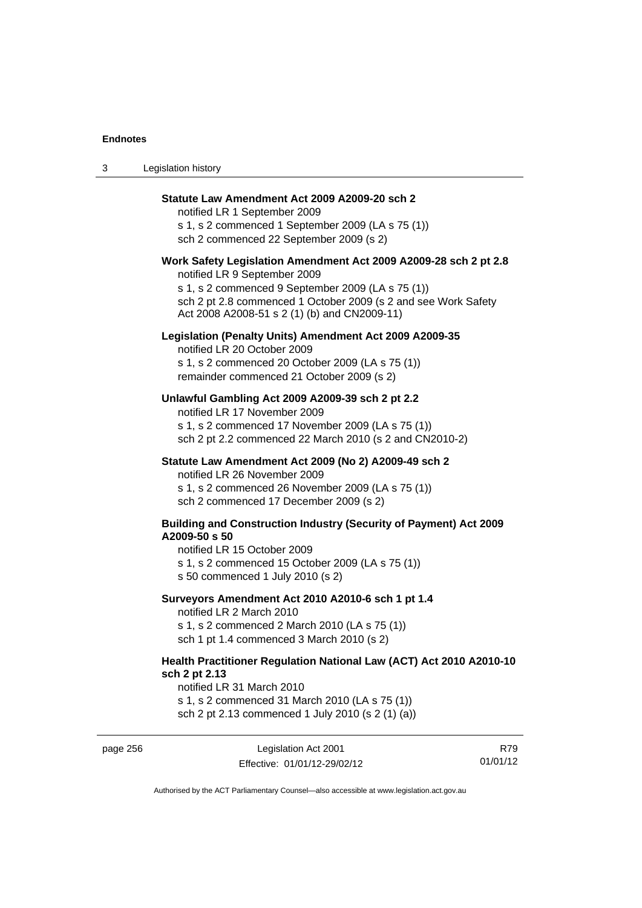**Statute Law Amendment Act 2009 A2009-20 sch 2**

notified LR 1 September 2009

s 1, s 2 commenced 1 September 2009 (LA s 75 (1))

sch 2 commenced 22 September 2009 (s 2)

**Work Safety Legislation Amendment Act 2009 A2009-28 sch 2 pt 2.8**

notified LR 9 September 2009

s 1, s 2 commenced 9 September 2009 (LA s 75 (1))

sch 2 pt 2.8 commenced 1 October 2009 (s 2 and see Work Safety Act 2008 A2008-51 s 2 (1) (b) and CN2009-11)

**Legislation (Penalty Units) Amendment Act 2009 A2009-35**

notified LR 20 October 2009

s 1, s 2 commenced 20 October 2009 (LA s 75 (1))

remainder commenced 21 October 2009 (s 2)

**Unlawful Gambling Act 2009 A2009-39 sch 2 pt 2.2**

notified LR 17 November 2009

s 1, s 2 commenced 17 November 2009 (LA s 75 (1))

sch 2 pt 2.2 commenced 22 March 2010 (s 2 and CN2010-2)

**Statute Law Amendment Act 2009 (No 2) A2009-49 sch 2**

notified LR 26 November 2009

s 1, s 2 commenced 26 November 2009 (LA s 75 (1))

sch 2 commenced 17 December 2009 (s 2)

**Building and Construction Industry (Security of Payment) Act 2009 A2009-50 s 50**

notified LR 15 October 2009

s 1, s 2 commenced 15 October 2009 (LA s 75 (1))

s 50 commenced 1 July 2010 (s 2)

**Surveyors Amendment Act 2010 A2010-6 sch 1 pt 1.4**

notified LR 2 March 2010

s 1, s 2 commenced 2 March 2010 (LA s 75 (1))

sch 1 pt 1.4 commenced 3 March 2010 (s 2)

**Health Practitioner Regulation National Law (ACT) Act 2010 A2010-10 sch 2 pt 2.13**

notified LR 31 March 2010

s 1, s 2 commenced 31 March 2010 (LA s 75 (1))

sch 2 pt 2.13 commenced 1 July 2010 (s 2 (1) (a))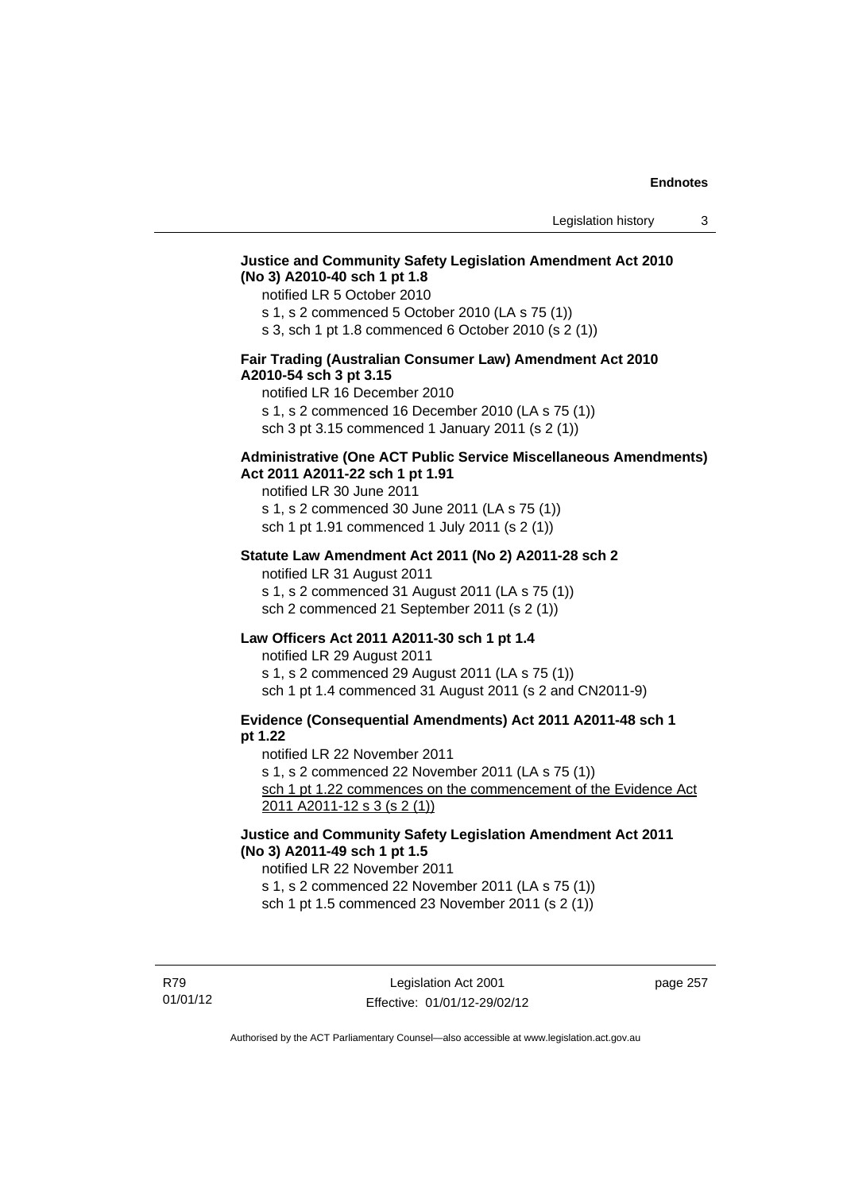**Justice and Community Safety Legislation Amendment Act 2010 (No 3) A2010-40 sch 1 pt 1.8**

notified LR 5 October 2010

s 1, s 2 commenced 5 October 2010 (LA s 75 (1))

s 3, sch 1 pt 1.8 commenced 6 October 2010 (s 2 (1))

**Fair Trading (Australian Consumer Law) Amendment Act 2010 A2010-54 sch 3 pt 3.15**

notified LR 16 December 2010

s 1, s 2 commenced 16 December 2010 (LA s 75 (1))

sch 3 pt 3.15 commenced 1 January 2011 (s 2 (1))

**Administrative (One ACT Public Service Miscellaneous Amendments) Act 2011 A2011-22 sch 1 pt 1.91**

notified LR 30 June 2011

s 1, s 2 commenced 30 June 2011 (LA s 75 (1))

sch 1 pt 1.91 commenced 1 July 2011 (s 2 (1))

**Statute Law Amendment Act 2011 (No 2) A2011-28 sch 2**

notified LR 31 August 2011

s 1, s 2 commenced 31 August 2011 (LA s 75 (1))

sch 2 commenced 21 September 2011 (s 2 (1))

**Law Officers Act 2011 A2011-30 sch 1 pt 1.4**

notified LR 29 August 2011

s 1, s 2 commenced 29 August 2011 (LA s 75 (1))

sch 1 pt 1.4 commenced 31 August 2011 (s 2 and CN2011-9)

**Evidence (Consequential Amendments) Act 2011 A2011-48 sch 1 pt 1.22**

notified LR 22 November 2011

s 1, s 2 commenced 22 November 2011 (LA s 75 (1))

sch 1 pt 1.22 commences on the commencement of the Evidence Act 2011 A2011-12 s 3 (s 2 (1))

**Justice and Community Safety Legislation Amendment Act 2011 (No 3) A2011-49 sch 1 pt 1.5**

notified LR 22 November 2011

s 1, s 2 commenced 22 November 2011 (LA s 75 (1))

sch 1 pt 1.5 commenced 23 November 2011 (s 2 (1))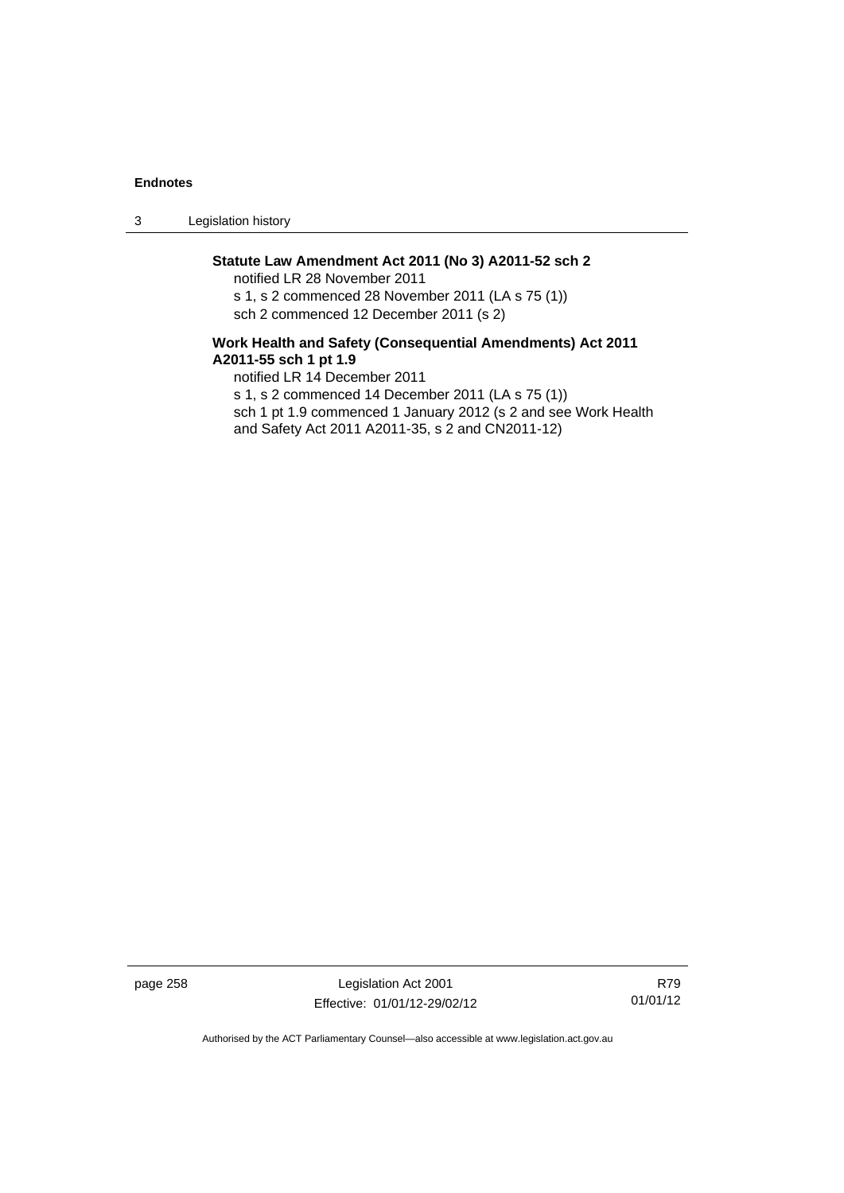**Statute Law Amendment Act 2011 (No 3) A2011-52 sch 2**

notified LR 28 November 2011

s 1, s 2 commenced 28 November 2011 (LA s 75 (1))

sch 2 commenced 12 December 2011 (s 2)

**Work Health and Safety (Consequential Amendments) Act 2011 A2011-55 sch 1 pt 1.9**

notified LR 14 December 2011

s 1, s 2 commenced 14 December 2011 (LA s 75 (1))

sch 1 pt 1.9 commenced 1 January 2012 (s 2 and see Work Health and Safety Act 2011 A2011-35, s 2 and CN2011-12)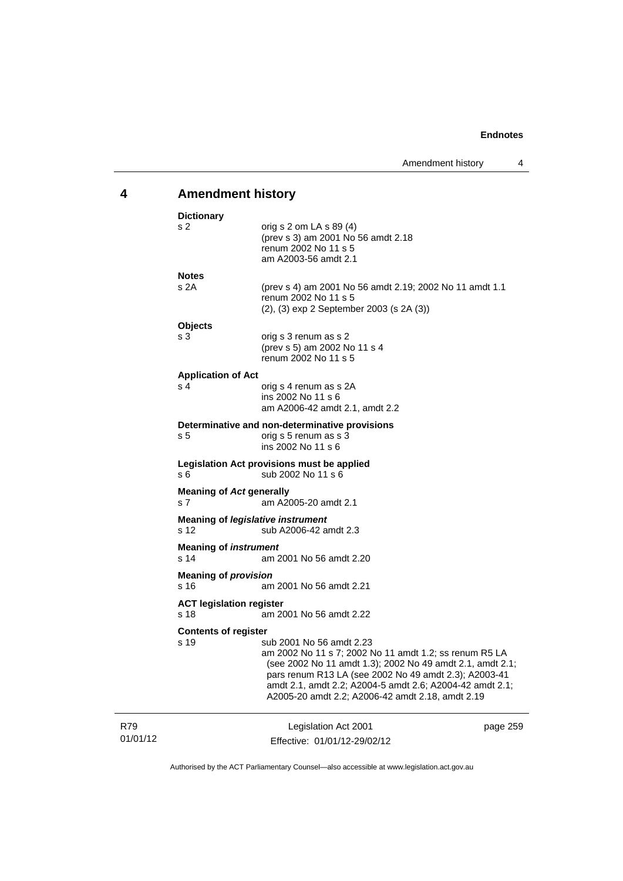## 4 Amendment history

**Dictionary**
s 2 orig s 2 om LA s 89 (4)
(prev s 3) am 2001 No 56 amdt 2.18
renum 2002 No 11 s 5
am A2003-56 amdt 2.1

**Notes**
s 2A (prev s 4) am 2001 No 56 amdt 2.19; 2002 No 11 amdt 1.1
renum 2002 No 11 s 5
(2), (3) exp 2 September 2003 (s 2A (3))

**Objects**
s 3 orig s 3 renum as s 2
(prev s 5) am 2002 No 11 s 4
renum 2002 No 11 s 5

**Application of Act**
s 4 orig s 4 renum as s 2A
ins 2002 No 11 s 6
am A2006-42 amdt 2.1, amdt 2.2

**Determinative and non-determinative provisions**
s 5 orig s 5 renum as s 3
ins 2002 No 11 s 6

**Legislation Act provisions must be applied**
s 6 sub 2002 No 11 s 6

**Meaning of *Act* generally**
s 7 am A2005-20 amdt 2.1

**Meaning of *legislative instrument***
s 12 sub A2006-42 amdt 2.3

**Meaning of *instrument***
s 14 am 2001 No 56 amdt 2.20

**Meaning of *provision***
s 16 am 2001 No 56 amdt 2.21

**ACT legislation register**
s 18 am 2001 No 56 amdt 2.22

**Contents of register**
s 19 sub 2001 No 56 amdt 2.23
am 2002 No 11 s 7; 2002 No 11 amdt 1.2; ss renum R5 LA (see 2002 No 11 amdt 1.3); 2002 No 49 amdt 2.1, amdt 2.1; pars renum R13 LA (see 2002 No 49 amdt 2.3); A2003-41 amdt 2.1, amdt 2.2; A2004-5 amdt 2.6; A2004-42 amdt 2.1; A2005-20 amdt 2.2; A2006-42 amdt 2.18, amdt 2.19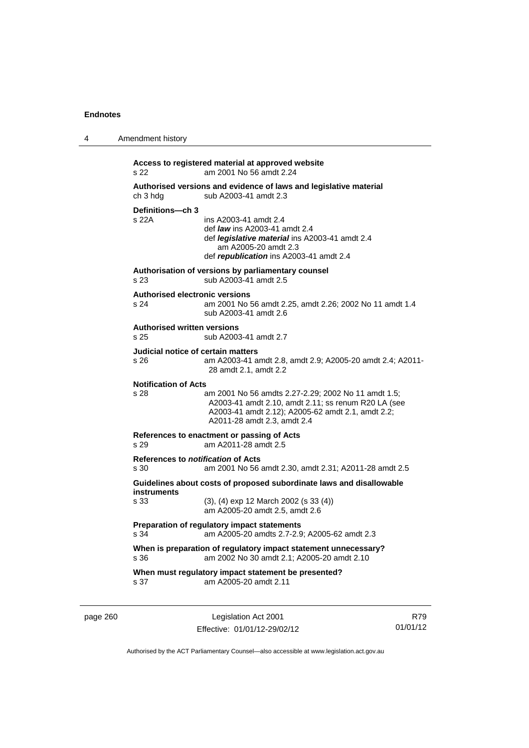**Access to registered material at approved website**
s 22 am 2001 No 56 amdt 2.24

**Authorised versions and evidence of laws and legislative material**
ch 3 hdg sub A2003-41 amdt 2.3

**Definitions—ch 3**
s 22A ins A2003-41 amdt 2.4
def ***law*** ins A2003-41 amdt 2.4
def ***legislative material*** ins A2003-41 amdt 2.4
am A2005-20 amdt 2.3
def ***republication*** ins A2003-41 amdt 2.4

**Authorisation of versions by parliamentary counsel**
s 23 sub A2003-41 amdt 2.5

**Authorised electronic versions**
s 24 am 2001 No 56 amdt 2.25, amdt 2.26; 2002 No 11 amdt 1.4
sub A2003-41 amdt 2.6

**Authorised written versions**
s 25 sub A2003-41 amdt 2.7

**Judicial notice of certain matters**
s 26 am A2003-41 amdt 2.8, amdt 2.9; A2005-20 amdt 2.4; A2011-28 amdt 2.1, amdt 2.2

**Notification of Acts**
s 28 am 2001 No 56 amdts 2.27-2.29; 2002 No 11 amdt 1.5; A2003-41 amdt 2.10, amdt 2.11; ss renum R20 LA (see A2003-41 amdt 2.12); A2005-62 amdt 2.1, amdt 2.2; A2011-28 amdt 2.3, amdt 2.4

**References to enactment or passing of Acts**
s 29 am A2011-28 amdt 2.5

**References to *notification* of Acts**
s 30 am 2001 No 56 amdt 2.30, amdt 2.31; A2011-28 amdt 2.5

**Guidelines about costs of proposed subordinate laws and disallowable instruments**
s 33 (3), (4) exp 12 March 2002 (s 33 (4))
am A2005-20 amdt 2.5, amdt 2.6

**Preparation of regulatory impact statements**
s 34 am A2005-20 amdts 2.7-2.9; A2005-62 amdt 2.3

**When is preparation of regulatory impact statement unnecessary?**
s 36 am 2002 No 30 amdt 2.1; A2005-20 amdt 2.10

**When must regulatory impact statement be presented?**
s 37 am A2005-20 amdt 2.11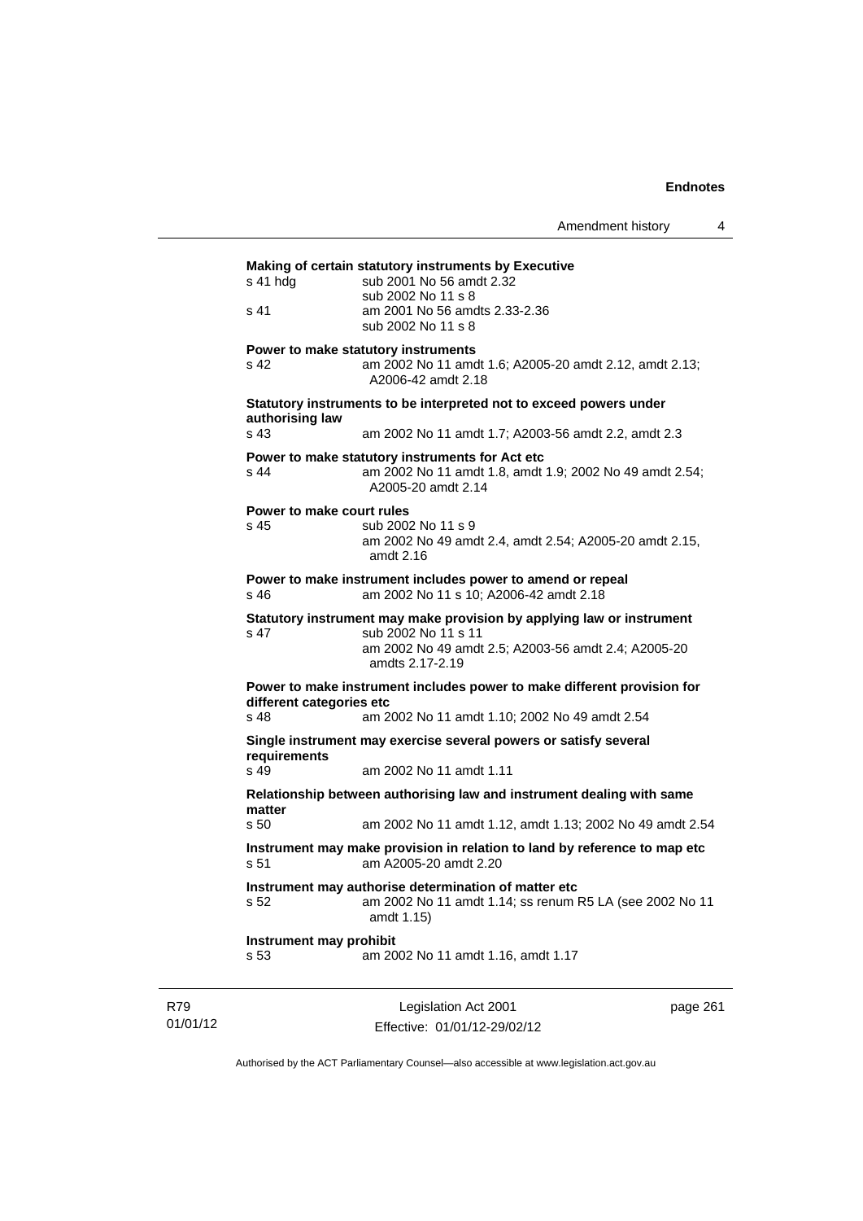**Making of certain statutory instruments by Executive**

s 41 hdg sub 2001 No 56 amdt 2.32
sub 2002 No 11 s 8

s 41 am 2001 No 56 amdts 2.33-2.36
sub 2002 No 11 s 8

**Power to make statutory instruments**

s 42 am 2002 No 11 amdt 1.6; A2005-20 amdt 2.12, amdt 2.13; A2006-42 amdt 2.18

**Statutory instruments to be interpreted not to exceed powers under authorising law**

s 43 am 2002 No 11 amdt 1.7; A2003-56 amdt 2.2, amdt 2.3

**Power to make statutory instruments for Act etc**

s 44 am 2002 No 11 amdt 1.8, amdt 1.9; 2002 No 49 amdt 2.54; A2005-20 amdt 2.14

**Power to make court rules**

s 45 sub 2002 No 11 s 9
am 2002 No 49 amdt 2.4, amdt 2.54; A2005-20 amdt 2.15, amdt 2.16

**Power to make instrument includes power to amend or repeal**

s 46 am 2002 No 11 s 10; A2006-42 amdt 2.18

**Statutory instrument may make provision by applying law or instrument**

s 47 sub 2002 No 11 s 11
am 2002 No 49 amdt 2.5; A2003-56 amdt 2.4; A2005-20 amdts 2.17-2.19

**Power to make instrument includes power to make different provision for different categories etc**

s 48 am 2002 No 11 amdt 1.10; 2002 No 49 amdt 2.54

**Single instrument may exercise several powers or satisfy several requirements**

s 49 am 2002 No 11 amdt 1.11

**Relationship between authorising law and instrument dealing with same matter**

s 50 am 2002 No 11 amdt 1.12, amdt 1.13; 2002 No 49 amdt 2.54

**Instrument may make provision in relation to land by reference to map etc**

s 51 am A2005-20 amdt 2.20

**Instrument may authorise determination of matter etc**

s 52 am 2002 No 11 amdt 1.14; ss renum R5 LA (see 2002 No 11 amdt 1.15)

**Instrument may prohibit**

s 53 am 2002 No 11 amdt 1.16, amdt 1.17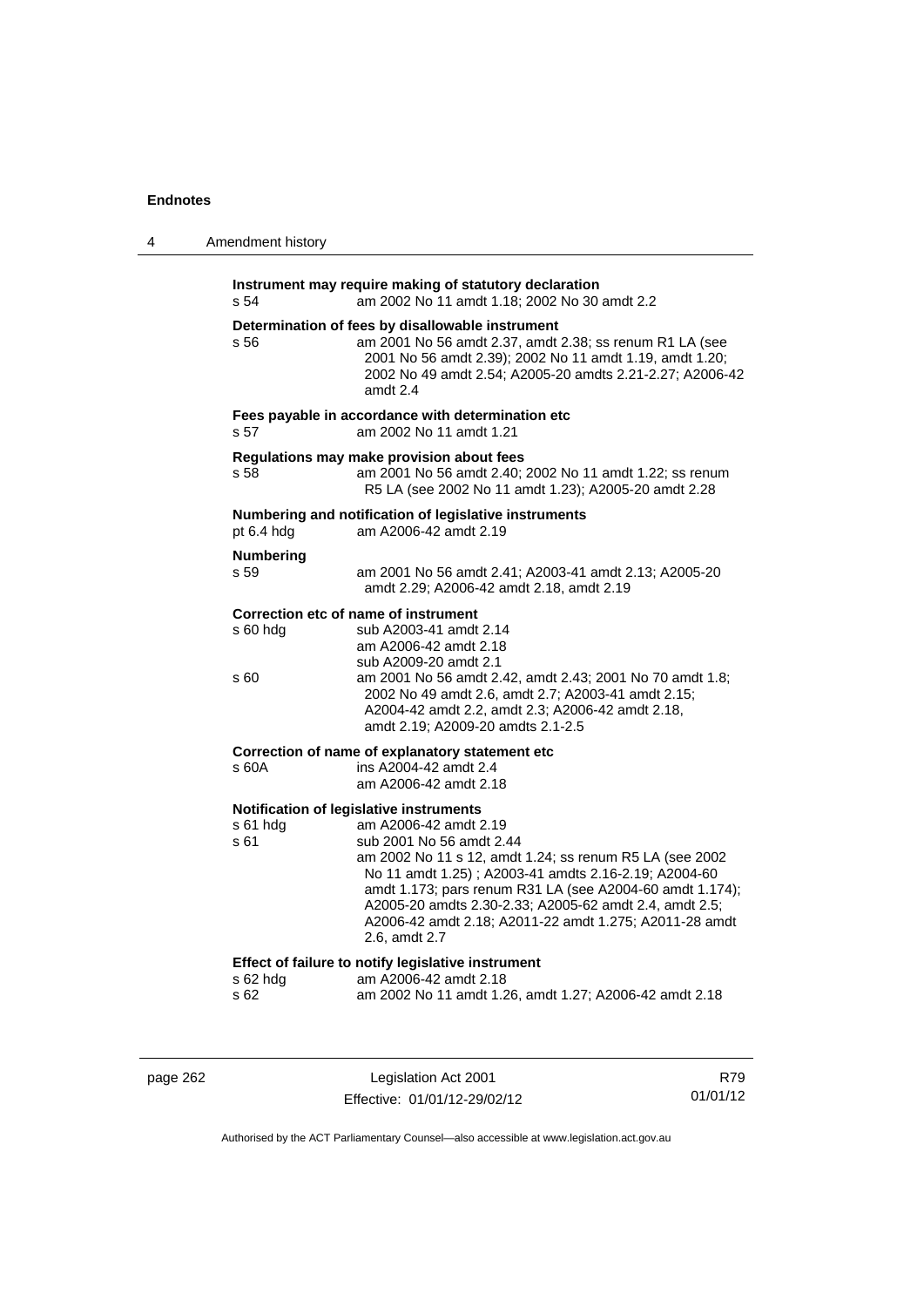**Instrument may require making of statutory declaration**

s 54 am 2002 No 11 amdt 1.18; 2002 No 30 amdt 2.2

**Determination of fees by disallowable instrument**

s 56 am 2001 No 56 amdt 2.37, amdt 2.38; ss renum R1 LA (see 2001 No 56 amdt 2.39); 2002 No 11 amdt 1.19, amdt 1.20; 2002 No 49 amdt 2.54; A2005-20 amdts 2.21-2.27; A2006-42 amdt 2.4

**Fees payable in accordance with determination etc**

s 57 am 2002 No 11 amdt 1.21

**Regulations may make provision about fees**

s 58 am 2001 No 56 amdt 2.40; 2002 No 11 amdt 1.22; ss renum R5 LA (see 2002 No 11 amdt 1.23); A2005-20 amdt 2.28

**Numbering and notification of legislative instruments**

pt 6.4 hdg am A2006-42 amdt 2.19

**Numbering**

s 59 am 2001 No 56 amdt 2.41; A2003-41 amdt 2.13; A2005-20 amdt 2.29; A2006-42 amdt 2.18, amdt 2.19

**Correction etc of name of instrument**

s 60 hdg sub A2003-41 amdt 2.14
am A2006-42 amdt 2.18
sub A2009-20 amdt 2.1

s 60 am 2001 No 56 amdt 2.42, amdt 2.43; 2001 No 70 amdt 1.8; 2002 No 49 amdt 2.6, amdt 2.7; A2003-41 amdt 2.15; A2004-42 amdt 2.2, amdt 2.3; A2006-42 amdt 2.18, amdt 2.19; A2009-20 amdts 2.1-2.5

**Correction of name of explanatory statement etc**

s 60A ins A2004-42 amdt 2.4
am A2006-42 amdt 2.18

**Notification of legislative instruments**

s 61 hdg am A2006-42 amdt 2.19

s 61 sub 2001 No 56 amdt 2.44
am 2002 No 11 s 12, amdt 1.24; ss renum R5 LA (see 2002 No 11 amdt 1.25) ; A2003-41 amdts 2.16-2.19; A2004-60 amdt 1.173; pars renum R31 LA (see A2004-60 amdt 1.174); A2005-20 amdts 2.30-2.33; A2005-62 amdt 2.4, amdt 2.5; A2006-42 amdt 2.18; A2011-22 amdt 1.275; A2011-28 amdt 2.6, amdt 2.7

**Effect of failure to notify legislative instrument**

s 62 hdg am A2006-42 amdt 2.18

s 62 am 2002 No 11 amdt 1.26, amdt 1.27; A2006-42 amdt 2.18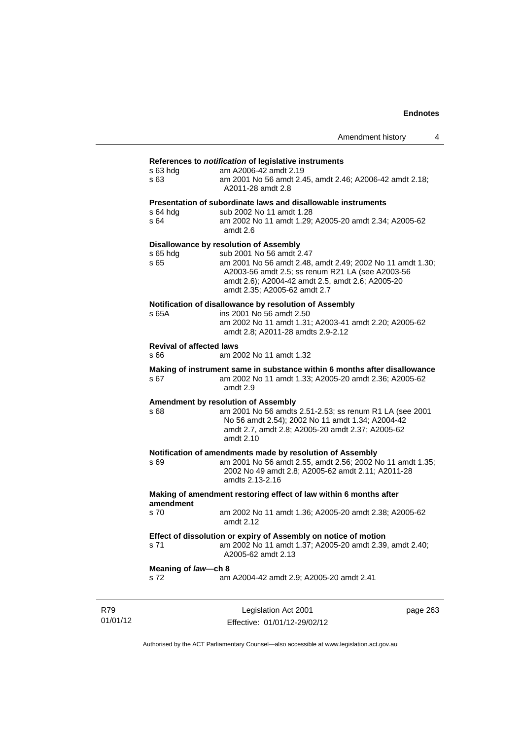**References to *notification* of legislative instruments**

s 63 hdg am A2006-42 amdt 2.19
s 63 am 2001 No 56 amdt 2.45, amdt 2.46; A2006-42 amdt 2.18; A2011-28 amdt 2.8

**Presentation of subordinate laws and disallowable instruments**

s 64 hdg sub 2002 No 11 amdt 1.28
s 64 am 2002 No 11 amdt 1.29; A2005-20 amdt 2.34; A2005-62 amdt 2.6

**Disallowance by resolution of Assembly**

s 65 hdg sub 2001 No 56 amdt 2.47
s 65 am 2001 No 56 amdt 2.48, amdt 2.49; 2002 No 11 amdt 1.30; A2003-56 amdt 2.5; ss renum R21 LA (see A2003-56 amdt 2.6); A2004-42 amdt 2.5, amdt 2.6; A2005-20 amdt 2.35; A2005-62 amdt 2.7

**Notification of disallowance by resolution of Assembly**

s 65A ins 2001 No 56 amdt 2.50
am 2002 No 11 amdt 1.31; A2003-41 amdt 2.20; A2005-62 amdt 2.8; A2011-28 amdts 2.9-2.12

**Revival of affected laws**

s 66 am 2002 No 11 amdt 1.32

**Making of instrument same in substance within 6 months after disallowance**

s 67 am 2002 No 11 amdt 1.33; A2005-20 amdt 2.36; A2005-62 amdt 2.9

**Amendment by resolution of Assembly**

s 68 am 2001 No 56 amdts 2.51-2.53; ss renum R1 LA (see 2001 No 56 amdt 2.54); 2002 No 11 amdt 1.34; A2004-42 amdt 2.7, amdt 2.8; A2005-20 amdt 2.37; A2005-62 amdt 2.10

**Notification of amendments made by resolution of Assembly**

s 69 am 2001 No 56 amdt 2.55, amdt 2.56; 2002 No 11 amdt 1.35; 2002 No 49 amdt 2.8; A2005-62 amdt 2.11; A2011-28 amdts 2.13-2.16

**Making of amendment restoring effect of law within 6 months after amendment**

s 70 am 2002 No 11 amdt 1.36; A2005-20 amdt 2.38; A2005-62 amdt 2.12

**Effect of dissolution or expiry of Assembly on notice of motion**

s 71 am 2002 No 11 amdt 1.37; A2005-20 amdt 2.39, amdt 2.40; A2005-62 amdt 2.13

**Meaning of *law*—ch 8**

s 72 am A2004-42 amdt 2.9; A2005-20 amdt 2.41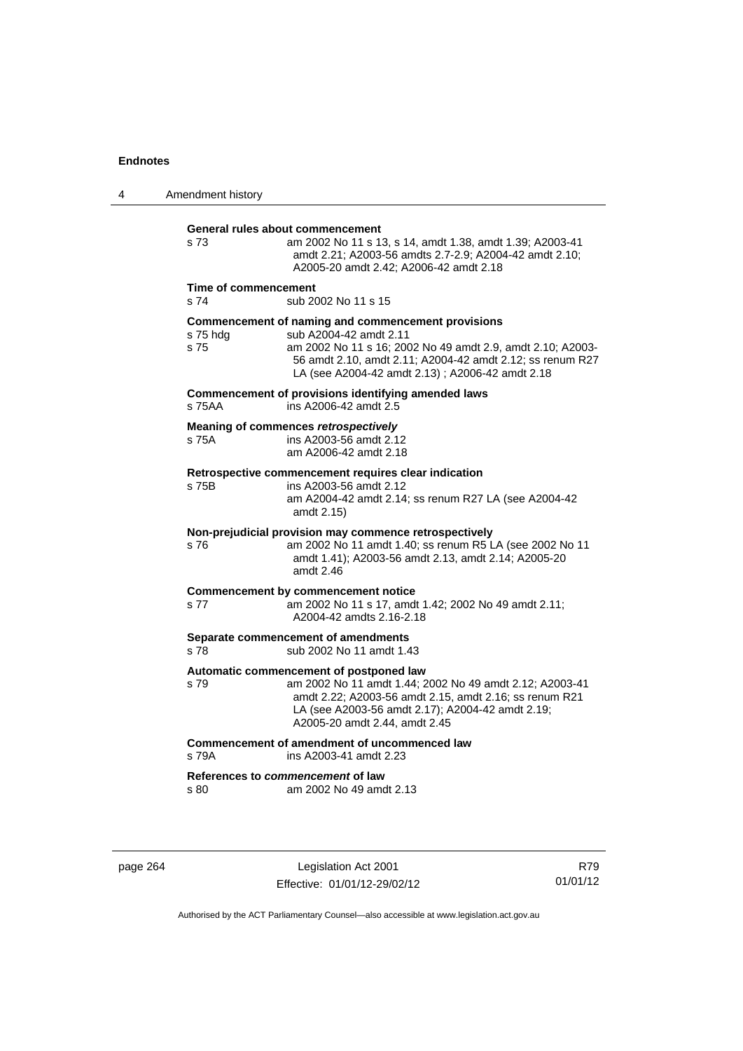**General rules about commencement**

s 73 am 2002 No 11 s 13, s 14, amdt 1.38, amdt 1.39; A2003-41 amdt 2.21; A2003-56 amdts 2.7-2.9; A2004-42 amdt 2.10; A2005-20 amdt 2.42; A2006-42 amdt 2.18

**Time of commencement**

s 74 sub 2002 No 11 s 15

**Commencement of naming and commencement provisions**

s 75 hdg sub A2004-42 amdt 2.11

s 75 am 2002 No 11 s 16; 2002 No 49 amdt 2.9, amdt 2.10; A2003-56 amdt 2.10, amdt 2.11; A2004-42 amdt 2.12; ss renum R27 LA (see A2004-42 amdt 2.13) ; A2006-42 amdt 2.18

**Commencement of provisions identifying amended laws**

s 75AA ins A2006-42 amdt 2.5

**Meaning of commences *retrospectively***

s 75A ins A2003-56 amdt 2.12
am A2006-42 amdt 2.18

**Retrospective commencement requires clear indication**

s 75B ins A2003-56 amdt 2.12
am A2004-42 amdt 2.14; ss renum R27 LA (see A2004-42 amdt 2.15)

**Non-prejudicial provision may commence retrospectively**

s 76 am 2002 No 11 amdt 1.40; ss renum R5 LA (see 2002 No 11 amdt 1.41); A2003-56 amdt 2.13, amdt 2.14; A2005-20 amdt 2.46

**Commencement by commencement notice**

s 77 am 2002 No 11 s 17, amdt 1.42; 2002 No 49 amdt 2.11; A2004-42 amdts 2.16-2.18

**Separate commencement of amendments**

s 78 sub 2002 No 11 amdt 1.43

**Automatic commencement of postponed law**

s 79 am 2002 No 11 amdt 1.44; 2002 No 49 amdt 2.12; A2003-41 amdt 2.22; A2003-56 amdt 2.15, amdt 2.16; ss renum R21 LA (see A2003-56 amdt 2.17); A2004-42 amdt 2.19; A2005-20 amdt 2.44, amdt 2.45

**Commencement of amendment of uncommenced law**

s 79A ins A2003-41 amdt 2.23

**References to *commencement* of law**

s 80 am 2002 No 49 amdt 2.13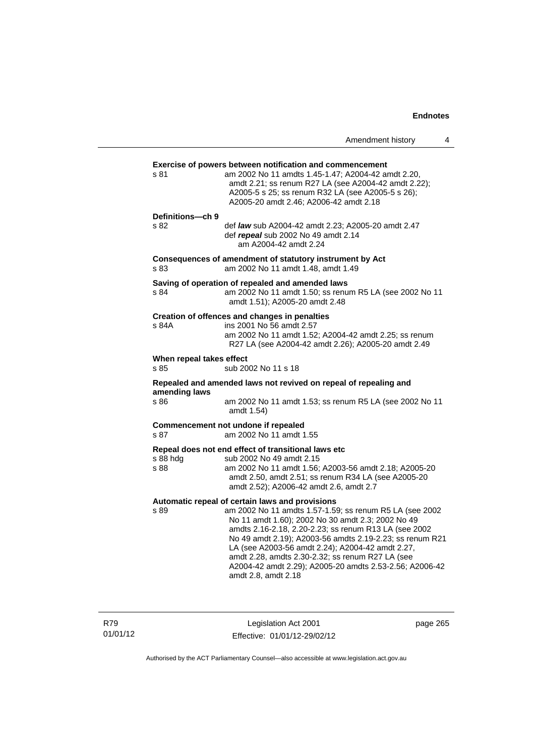**Exercise of powers between notification and commencement**

s 81 — am 2002 No 11 amdts 1.45-1.47; A2004-42 amdt 2.20, amdt 2.21; ss renum R27 LA (see A2004-42 amdt 2.22); A2005-5 s 25; ss renum R32 LA (see A2005-5 s 26); A2005-20 amdt 2.46; A2006-42 amdt 2.18

**Definitions—ch 9**

s 82 — def ***law*** sub A2004-42 amdt 2.23; A2005-20 amdt 2.47
def ***repeal*** sub 2002 No 49 amdt 2.14
am A2004-42 amdt 2.24

**Consequences of amendment of statutory instrument by Act**

s 83 — am 2002 No 11 amdt 1.48, amdt 1.49

**Saving of operation of repealed and amended laws**

s 84 — am 2002 No 11 amdt 1.50; ss renum R5 LA (see 2002 No 11 amdt 1.51); A2005-20 amdt 2.48

**Creation of offences and changes in penalties**

s 84A — ins 2001 No 56 amdt 2.57
am 2002 No 11 amdt 1.52; A2004-42 amdt 2.25; ss renum R27 LA (see A2004-42 amdt 2.26); A2005-20 amdt 2.49

**When repeal takes effect**

s 85 — sub 2002 No 11 s 18

**Repealed and amended laws not revived on repeal of repealing and amending laws**

s 86 — am 2002 No 11 amdt 1.53; ss renum R5 LA (see 2002 No 11 amdt 1.54)

**Commencement not undone if repealed**

s 87 — am 2002 No 11 amdt 1.55

**Repeal does not end effect of transitional laws etc**

s 88 hdg — sub 2002 No 49 amdt 2.15

s 88 — am 2002 No 11 amdt 1.56; A2003-56 amdt 2.18; A2005-20 amdt 2.50, amdt 2.51; ss renum R34 LA (see A2005-20 amdt 2.52); A2006-42 amdt 2.6, amdt 2.7

**Automatic repeal of certain laws and provisions**

s 89 — am 2002 No 11 amdts 1.57-1.59; ss renum R5 LA (see 2002 No 11 amdt 1.60); 2002 No 30 amdt 2.3; 2002 No 49 amdts 2.16-2.18, 2.20-2.23; ss renum R13 LA (see 2002 No 49 amdt 2.19); A2003-56 amdts 2.19-2.23; ss renum R21 LA (see A2003-56 amdt 2.24); A2004-42 amdt 2.27, amdt 2.28, amdts 2.30-2.32; ss renum R27 LA (see A2004-42 amdt 2.29); A2005-20 amdts 2.53-2.56; A2006-42 amdt 2.8, amdt 2.18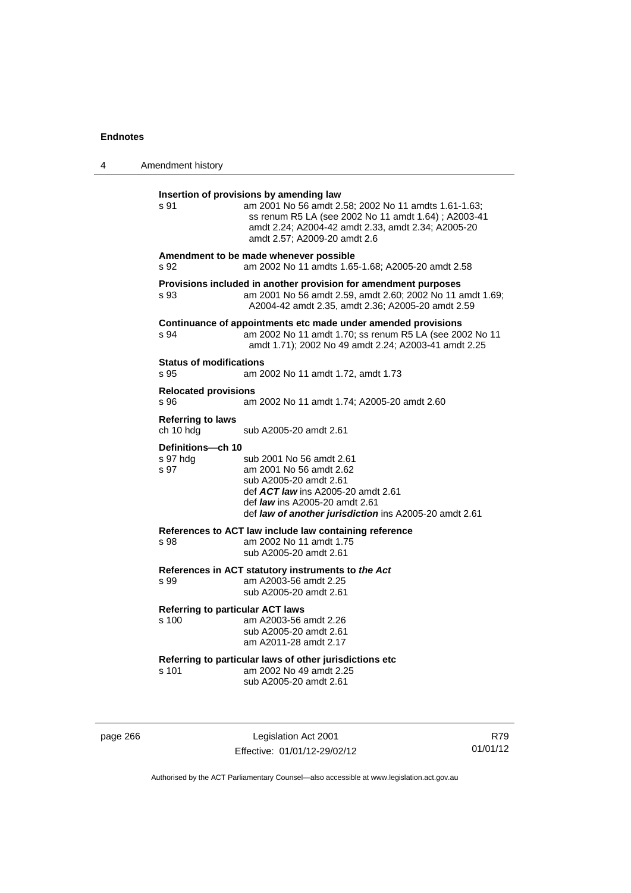**Insertion of provisions by amending law**

s 91 am 2001 No 56 amdt 2.58; 2002 No 11 amdts 1.61-1.63; ss renum R5 LA (see 2002 No 11 amdt 1.64) ; A2003-41 amdt 2.24; A2004-42 amdt 2.33, amdt 2.34; A2005-20 amdt 2.57; A2009-20 amdt 2.6

**Amendment to be made whenever possible**

s 92 am 2002 No 11 amdts 1.65-1.68; A2005-20 amdt 2.58

**Provisions included in another provision for amendment purposes**

s 93 am 2001 No 56 amdt 2.59, amdt 2.60; 2002 No 11 amdt 1.69; A2004-42 amdt 2.35, amdt 2.36; A2005-20 amdt 2.59

**Continuance of appointments etc made under amended provisions**

s 94 am 2002 No 11 amdt 1.70; ss renum R5 LA (see 2002 No 11 amdt 1.71); 2002 No 49 amdt 2.24; A2003-41 amdt 2.25

**Status of modifications**

s 95 am 2002 No 11 amdt 1.72, amdt 1.73

**Relocated provisions**

s 96 am 2002 No 11 amdt 1.74; A2005-20 amdt 2.60

**Referring to laws**

ch 10 hdg sub A2005-20 amdt 2.61

**Definitions—ch 10**

s 97 hdg sub 2001 No 56 amdt 2.61

s 97 am 2001 No 56 amdt 2.62
sub A2005-20 amdt 2.61
def ***ACT law*** ins A2005-20 amdt 2.61
def ***law*** ins A2005-20 amdt 2.61
def ***law of another jurisdiction*** ins A2005-20 amdt 2.61

**References to ACT law include law containing reference**

s 98 am 2002 No 11 amdt 1.75
sub A2005-20 amdt 2.61

**References in ACT statutory instruments to *the Act***

s 99 am A2003-56 amdt 2.25
sub A2005-20 amdt 2.61

**Referring to particular ACT laws**

s 100 am A2003-56 amdt 2.26
sub A2005-20 amdt 2.61
am A2011-28 amdt 2.17

**Referring to particular laws of other jurisdictions etc**

s 101 am 2002 No 49 amdt 2.25
sub A2005-20 amdt 2.61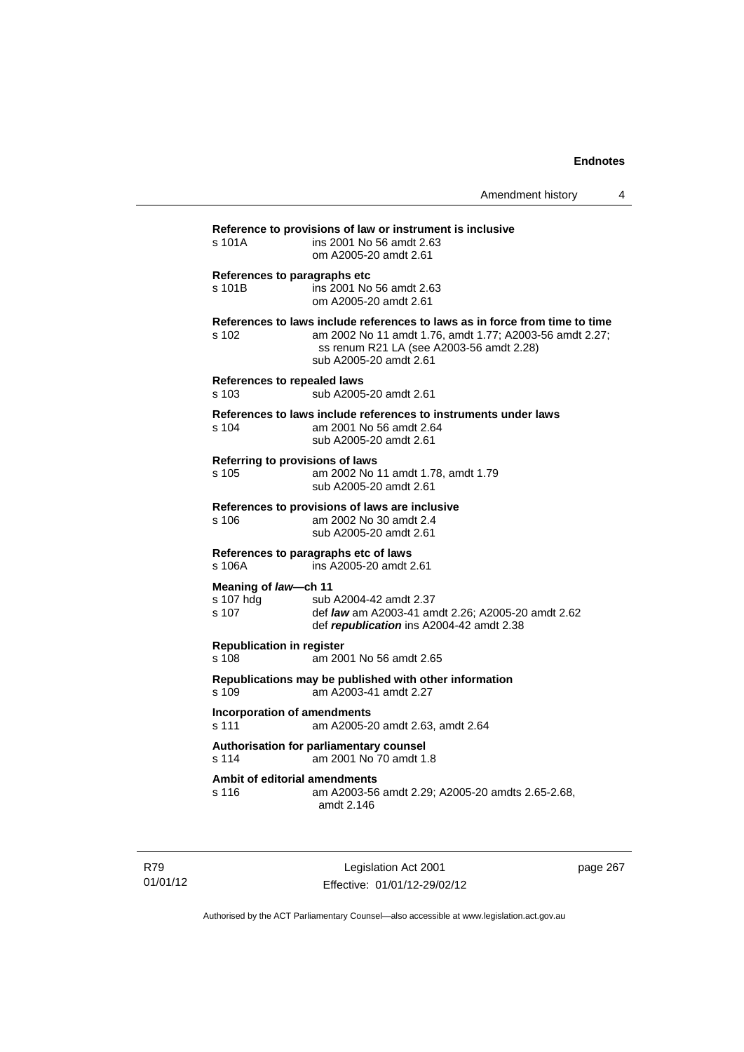**Reference to provisions of law or instrument is inclusive**

s 101A ins 2001 No 56 amdt 2.63
om A2005-20 amdt 2.61

**References to paragraphs etc**

s 101B ins 2001 No 56 amdt 2.63
om A2005-20 amdt 2.61

**References to laws include references to laws as in force from time to time**

s 102 am 2002 No 11 amdt 1.76, amdt 1.77; A2003-56 amdt 2.27; ss renum R21 LA (see A2003-56 amdt 2.28)
sub A2005-20 amdt 2.61

**References to repealed laws**

s 103 sub A2005-20 amdt 2.61

**References to laws include references to instruments under laws**

s 104 am 2001 No 56 amdt 2.64
sub A2005-20 amdt 2.61

**Referring to provisions of laws**

s 105 am 2002 No 11 amdt 1.78, amdt 1.79
sub A2005-20 amdt 2.61

**References to provisions of laws are inclusive**

s 106 am 2002 No 30 amdt 2.4
sub A2005-20 amdt 2.61

**References to paragraphs etc of laws**

s 106A ins A2005-20 amdt 2.61

**Meaning of *law*—ch 11**

s 107 hdg sub A2004-42 amdt 2.37
s 107 def ***law*** am A2003-41 amdt 2.26; A2005-20 amdt 2.62
def ***republication*** ins A2004-42 amdt 2.38

**Republication in register**

s 108 am 2001 No 56 amdt 2.65

**Republications may be published with other information**

s 109 am A2003-41 amdt 2.27

**Incorporation of amendments**

s 111 am A2005-20 amdt 2.63, amdt 2.64

**Authorisation for parliamentary counsel**

s 114 am 2001 No 70 amdt 1.8

**Ambit of editorial amendments**

s 116 am A2003-56 amdt 2.29; A2005-20 amdts 2.65-2.68, amdt 2.146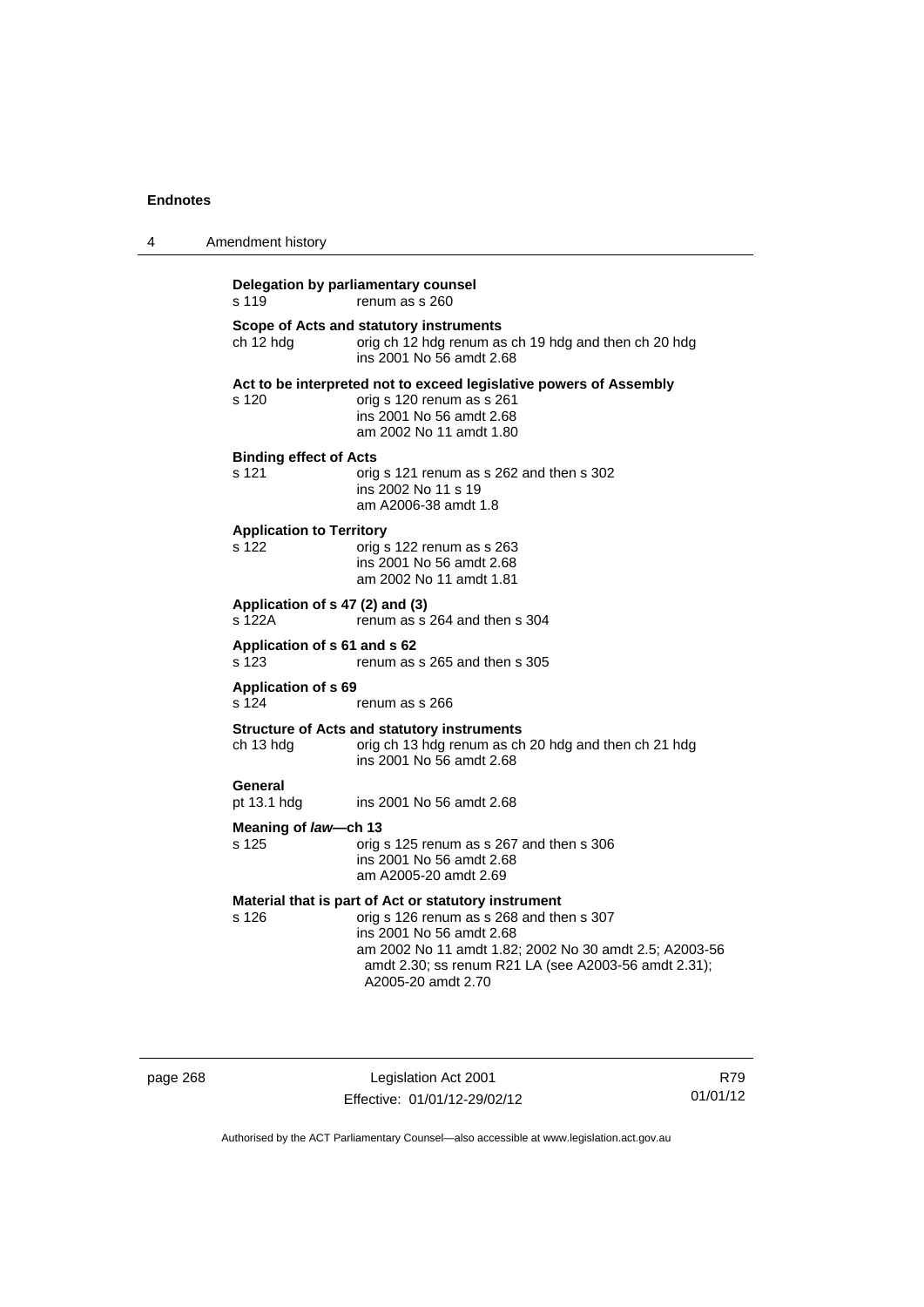**Delegation by parliamentary counsel**
s 119 renum as s 260

**Scope of Acts and statutory instruments**
ch 12 hdg orig ch 12 hdg renum as ch 19 hdg and then ch 20 hdg
ins 2001 No 56 amdt 2.68

**Act to be interpreted not to exceed legislative powers of Assembly**
s 120 orig s 120 renum as s 261
ins 2001 No 56 amdt 2.68
am 2002 No 11 amdt 1.80

**Binding effect of Acts**
s 121 orig s 121 renum as s 262 and then s 302
ins 2002 No 11 s 19
am A2006-38 amdt 1.8

**Application to Territory**
s 122 orig s 122 renum as s 263
ins 2001 No 56 amdt 2.68
am 2002 No 11 amdt 1.81

**Application of s 47 (2) and (3)**
s 122A renum as s 264 and then s 304

**Application of s 61 and s 62**
s 123 renum as s 265 and then s 305

**Application of s 69**
s 124 renum as s 266

**Structure of Acts and statutory instruments**
ch 13 hdg orig ch 13 hdg renum as ch 20 hdg and then ch 21 hdg
ins 2001 No 56 amdt 2.68

**General**
pt 13.1 hdg ins 2001 No 56 amdt 2.68

**Meaning of *law*—ch 13**
s 125 orig s 125 renum as s 267 and then s 306
ins 2001 No 56 amdt 2.68
am A2005-20 amdt 2.69

**Material that is part of Act or statutory instrument**
s 126 orig s 126 renum as s 268 and then s 307
ins 2001 No 56 amdt 2.68
am 2002 No 11 amdt 1.82; 2002 No 30 amdt 2.5; A2003-56 amdt 2.30; ss renum R21 LA (see A2003-56 amdt 2.31); A2005-20 amdt 2.70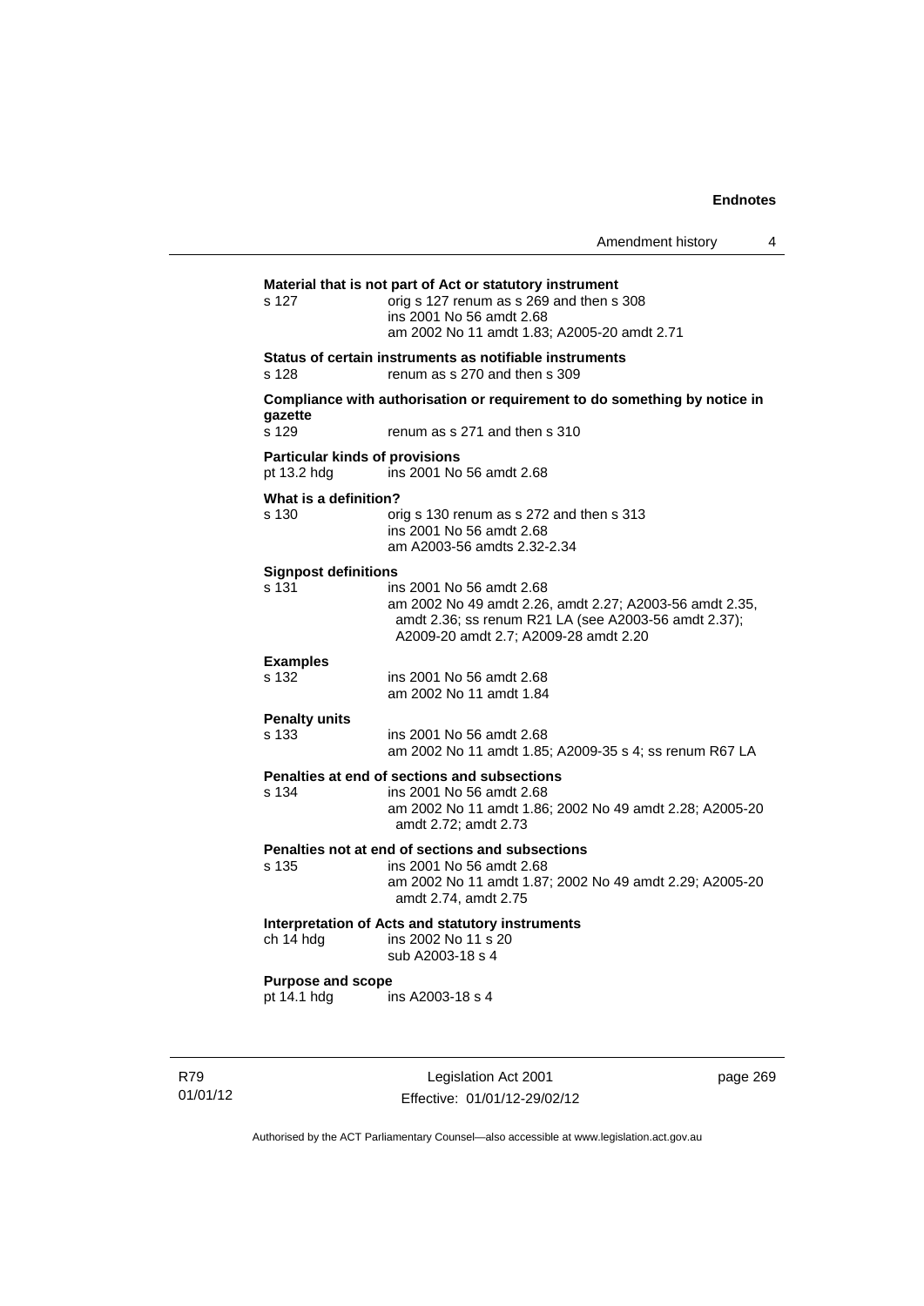**Material that is not part of Act or statutory instrument**

s 127 orig s 127 renum as s 269 and then s 308
ins 2001 No 56 amdt 2.68
am 2002 No 11 amdt 1.83; A2005-20 amdt 2.71

**Status of certain instruments as notifiable instruments**

s 128 renum as s 270 and then s 309

**Compliance with authorisation or requirement to do something by notice in gazette**

s 129 renum as s 271 and then s 310

**Particular kinds of provisions**

pt 13.2 hdg ins 2001 No 56 amdt 2.68

**What is a definition?**

s 130 orig s 130 renum as s 272 and then s 313
ins 2001 No 56 amdt 2.68
am A2003-56 amdts 2.32-2.34

**Signpost definitions**

s 131 ins 2001 No 56 amdt 2.68
am 2002 No 49 amdt 2.26, amdt 2.27; A2003-56 amdt 2.35, amdt 2.36; ss renum R21 LA (see A2003-56 amdt 2.37); A2009-20 amdt 2.7; A2009-28 amdt 2.20

**Examples**

s 132 ins 2001 No 56 amdt 2.68
am 2002 No 11 amdt 1.84

**Penalty units**

s 133 ins 2001 No 56 amdt 2.68
am 2002 No 11 amdt 1.85; A2009-35 s 4; ss renum R67 LA

**Penalties at end of sections and subsections**

s 134 ins 2001 No 56 amdt 2.68
am 2002 No 11 amdt 1.86; 2002 No 49 amdt 2.28; A2005-20 amdt 2.72; amdt 2.73

**Penalties not at end of sections and subsections**

s 135 ins 2001 No 56 amdt 2.68
am 2002 No 11 amdt 1.87; 2002 No 49 amdt 2.29; A2005-20 amdt 2.74, amdt 2.75

**Interpretation of Acts and statutory instruments**

ch 14 hdg ins 2002 No 11 s 20
sub A2003-18 s 4

**Purpose and scope**

pt 14.1 hdg ins A2003-18 s 4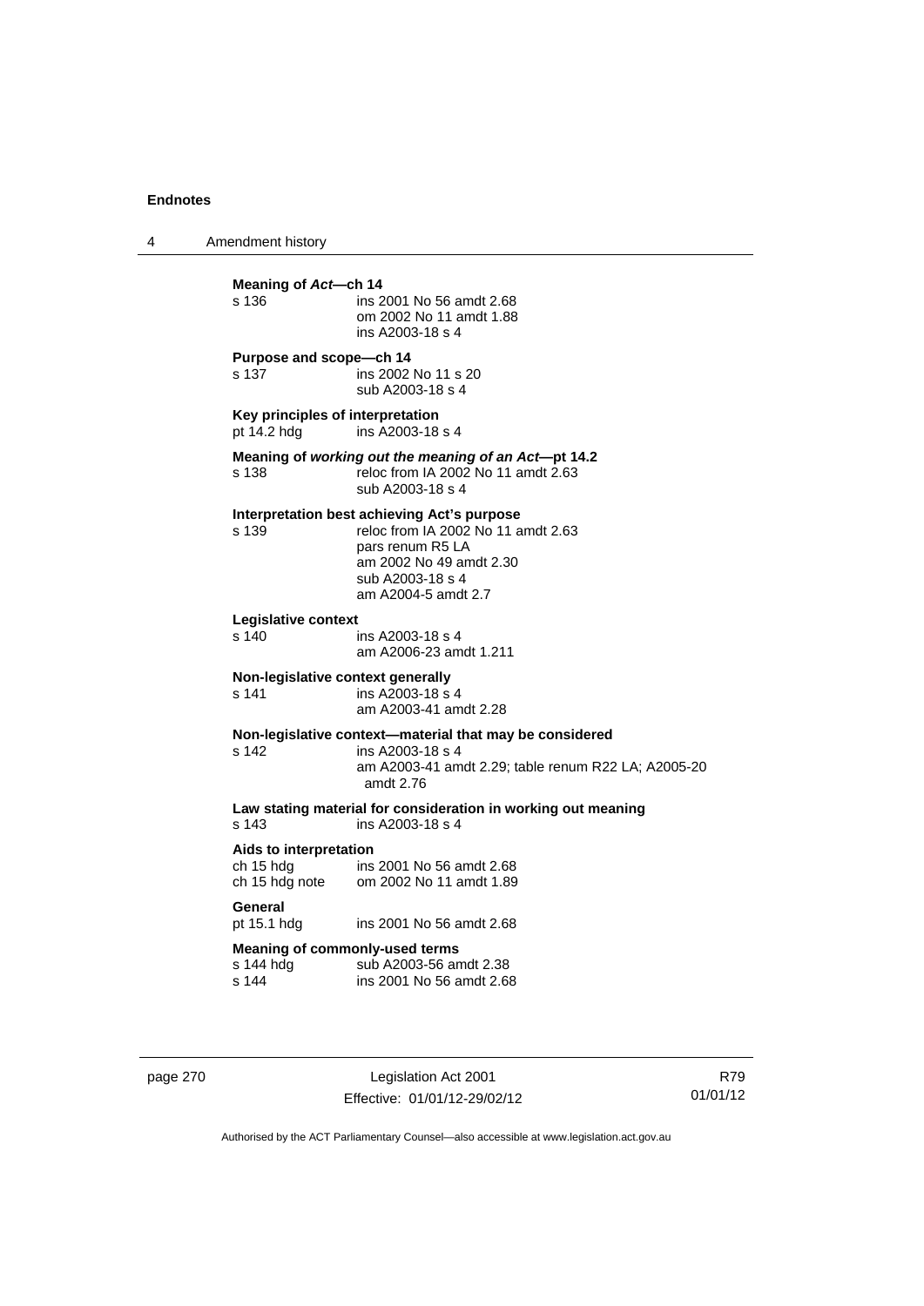**Meaning of *Act*—ch 14**
s 136 ins 2001 No 56 amdt 2.68
om 2002 No 11 amdt 1.88
ins A2003-18 s 4

**Purpose and scope—ch 14**
s 137 ins 2002 No 11 s 20
sub A2003-18 s 4

**Key principles of interpretation**
pt 14.2 hdg ins A2003-18 s 4

**Meaning of *working out the meaning of an Act*—pt 14.2**
s 138 reloc from IA 2002 No 11 amdt 2.63
sub A2003-18 s 4

**Interpretation best achieving Act's purpose**
s 139 reloc from IA 2002 No 11 amdt 2.63
pars renum R5 LA
am 2002 No 49 amdt 2.30
sub A2003-18 s 4
am A2004-5 amdt 2.7

**Legislative context**
s 140 ins A2003-18 s 4
am A2006-23 amdt 1.211

**Non-legislative context generally**
s 141 ins A2003-18 s 4
am A2003-41 amdt 2.28

**Non-legislative context—material that may be considered**
s 142 ins A2003-18 s 4
am A2003-41 amdt 2.29; table renum R22 LA; A2005-20 amdt 2.76

**Law stating material for consideration in working out meaning**
s 143 ins A2003-18 s 4

**Aids to interpretation**
ch 15 hdg ins 2001 No 56 amdt 2.68
ch 15 hdg note om 2002 No 11 amdt 1.89

**General**
pt 15.1 hdg ins 2001 No 56 amdt 2.68

**Meaning of commonly-used terms**
s 144 hdg sub A2003-56 amdt 2.38
s 144 ins 2001 No 56 amdt 2.68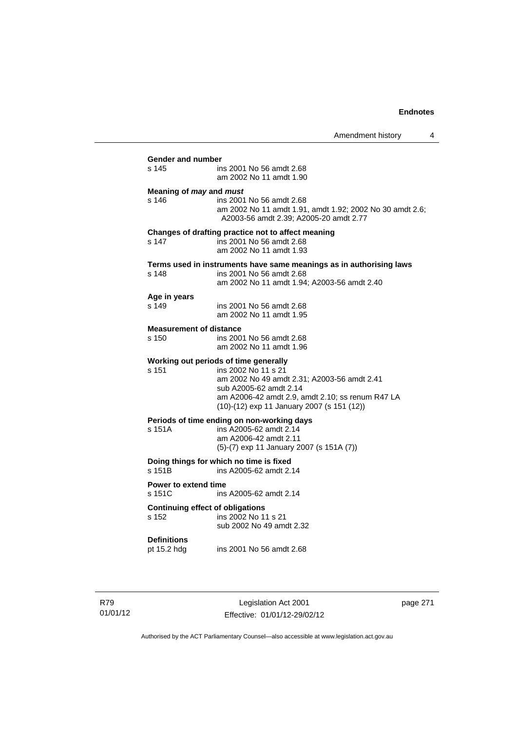**Gender and number**

s 145 ins 2001 No 56 amdt 2.68
am 2002 No 11 amdt 1.90

**Meaning of *may* and *must***

s 146 ins 2001 No 56 amdt 2.68
am 2002 No 11 amdt 1.91, amdt 1.92; 2002 No 30 amdt 2.6; A2003-56 amdt 2.39; A2005-20 amdt 2.77

**Changes of drafting practice not to affect meaning**

s 147 ins 2001 No 56 amdt 2.68
am 2002 No 11 amdt 1.93

**Terms used in instruments have same meanings as in authorising laws**

s 148 ins 2001 No 56 amdt 2.68
am 2002 No 11 amdt 1.94; A2003-56 amdt 2.40

**Age in years**

s 149 ins 2001 No 56 amdt 2.68
am 2002 No 11 amdt 1.95

**Measurement of distance**

s 150 ins 2001 No 56 amdt 2.68
am 2002 No 11 amdt 1.96

**Working out periods of time generally**

s 151 ins 2002 No 11 s 21
am 2002 No 49 amdt 2.31; A2003-56 amdt 2.41
sub A2005-62 amdt 2.14
am A2006-42 amdt 2.9, amdt 2.10; ss renum R47 LA
(10)-(12) exp 11 January 2007 (s 151 (12))

**Periods of time ending on non-working days**

s 151A ins A2005-62 amdt 2.14
am A2006-42 amdt 2.11
(5)-(7) exp 11 January 2007 (s 151A (7))

**Doing things for which no time is fixed**

s 151B ins A2005-62 amdt 2.14

**Power to extend time**

s 151C ins A2005-62 amdt 2.14

**Continuing effect of obligations**

s 152 ins 2002 No 11 s 21
sub 2002 No 49 amdt 2.32

**Definitions**

pt 15.2 hdg ins 2001 No 56 amdt 2.68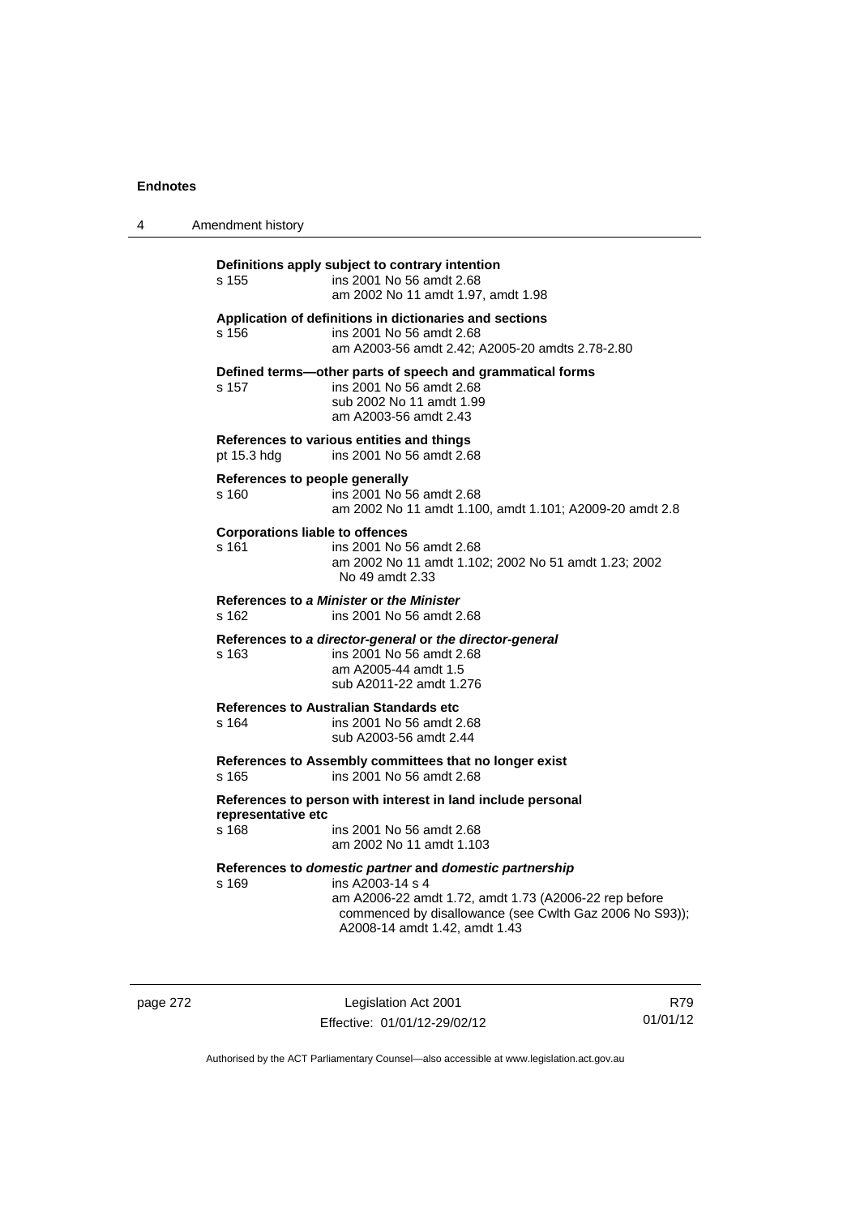**Definitions apply subject to contrary intention**

s 155 ins 2001 No 56 amdt 2.68
am 2002 No 11 amdt 1.97, amdt 1.98

**Application of definitions in dictionaries and sections**

s 156 ins 2001 No 56 amdt 2.68
am A2003-56 amdt 2.42; A2005-20 amdts 2.78-2.80

**Defined terms—other parts of speech and grammatical forms**

s 157 ins 2001 No 56 amdt 2.68
sub 2002 No 11 amdt 1.99
am A2003-56 amdt 2.43

**References to various entities and things**

pt 15.3 hdg ins 2001 No 56 amdt 2.68

**References to people generally**

s 160 ins 2001 No 56 amdt 2.68
am 2002 No 11 amdt 1.100, amdt 1.101; A2009-20 amdt 2.8

**Corporations liable to offences**

s 161 ins 2001 No 56 amdt 2.68
am 2002 No 11 amdt 1.102; 2002 No 51 amdt 1.23; 2002 No 49 amdt 2.33

**References to *a Minister* or *the Minister***

s 162 ins 2001 No 56 amdt 2.68

**References to *a director-general* or *the director-general***

s 163 ins 2001 No 56 amdt 2.68
am A2005-44 amdt 1.5
sub A2011-22 amdt 1.276

**References to Australian Standards etc**

s 164 ins 2001 No 56 amdt 2.68
sub A2003-56 amdt 2.44

**References to Assembly committees that no longer exist**

s 165 ins 2001 No 56 amdt 2.68

**References to person with interest in land include personal representative etc**

s 168 ins 2001 No 56 amdt 2.68
am 2002 No 11 amdt 1.103

**References to *domestic partner* and *domestic partnership***

s 169 ins A2003-14 s 4
am A2006-22 amdt 1.72, amdt 1.73 (A2006-22 rep before commenced by disallowance (see Cwlth Gaz 2006 No S93)); A2008-14 amdt 1.42, amdt 1.43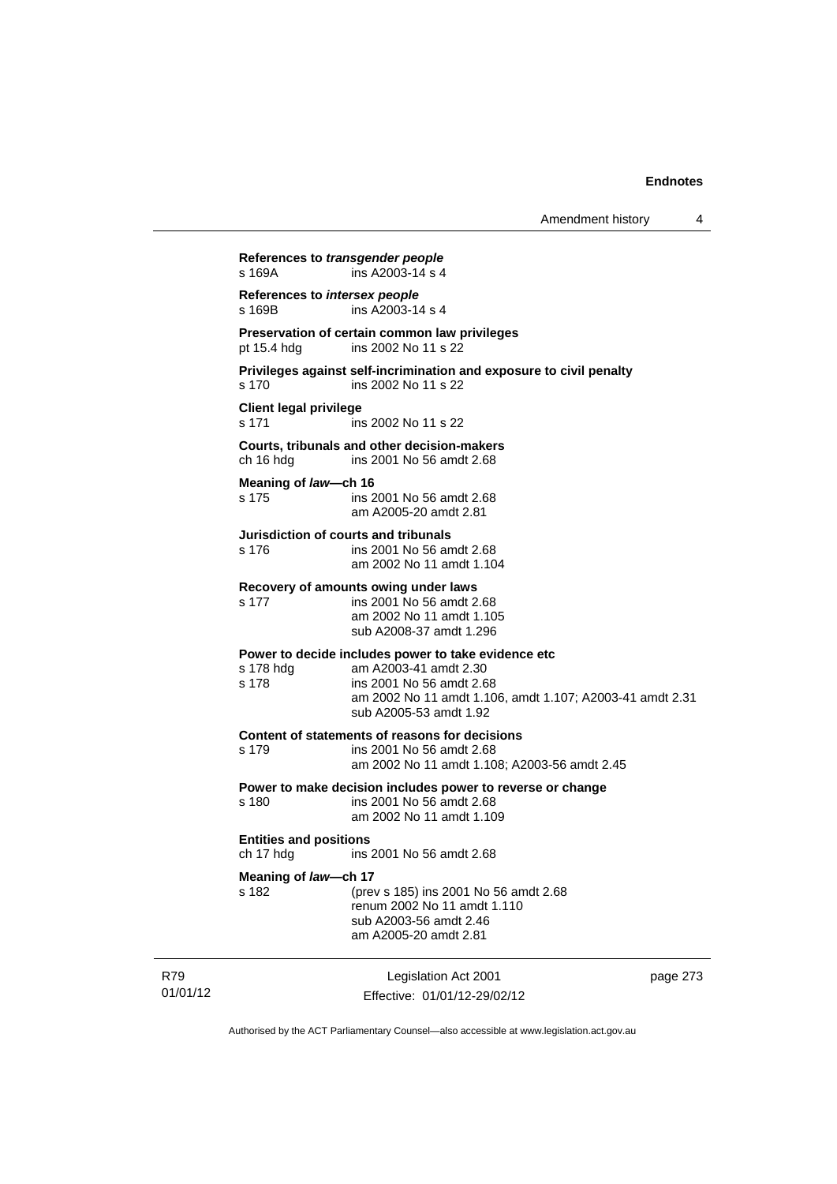**References to *transgender people***
s 169A ins A2003-14 s 4

**References to *intersex people***
s 169B ins A2003-14 s 4

**Preservation of certain common law privileges**
pt 15.4 hdg ins 2002 No 11 s 22

**Privileges against self-incrimination and exposure to civil penalty**
s 170 ins 2002 No 11 s 22

**Client legal privilege**
s 171 ins 2002 No 11 s 22

**Courts, tribunals and other decision-makers**
ch 16 hdg ins 2001 No 56 amdt 2.68

**Meaning of *law*—ch 16**
s 175 ins 2001 No 56 amdt 2.68
am A2005-20 amdt 2.81

**Jurisdiction of courts and tribunals**
s 176 ins 2001 No 56 amdt 2.68
am 2002 No 11 amdt 1.104

**Recovery of amounts owing under laws**
s 177 ins 2001 No 56 amdt 2.68
am 2002 No 11 amdt 1.105
sub A2008-37 amdt 1.296

**Power to decide includes power to take evidence etc**
s 178 hdg am A2003-41 amdt 2.30
s 178 ins 2001 No 56 amdt 2.68
am 2002 No 11 amdt 1.106, amdt 1.107; A2003-41 amdt 2.31
sub A2005-53 amdt 1.92

**Content of statements of reasons for decisions**
s 179 ins 2001 No 56 amdt 2.68
am 2002 No 11 amdt 1.108; A2003-56 amdt 2.45

**Power to make decision includes power to reverse or change**
s 180 ins 2001 No 56 amdt 2.68
am 2002 No 11 amdt 1.109

**Entities and positions**
ch 17 hdg ins 2001 No 56 amdt 2.68

**Meaning of *law*—ch 17**
s 182 (prev s 185) ins 2001 No 56 amdt 2.68
renum 2002 No 11 amdt 1.110
sub A2003-56 amdt 2.46
am A2005-20 amdt 2.81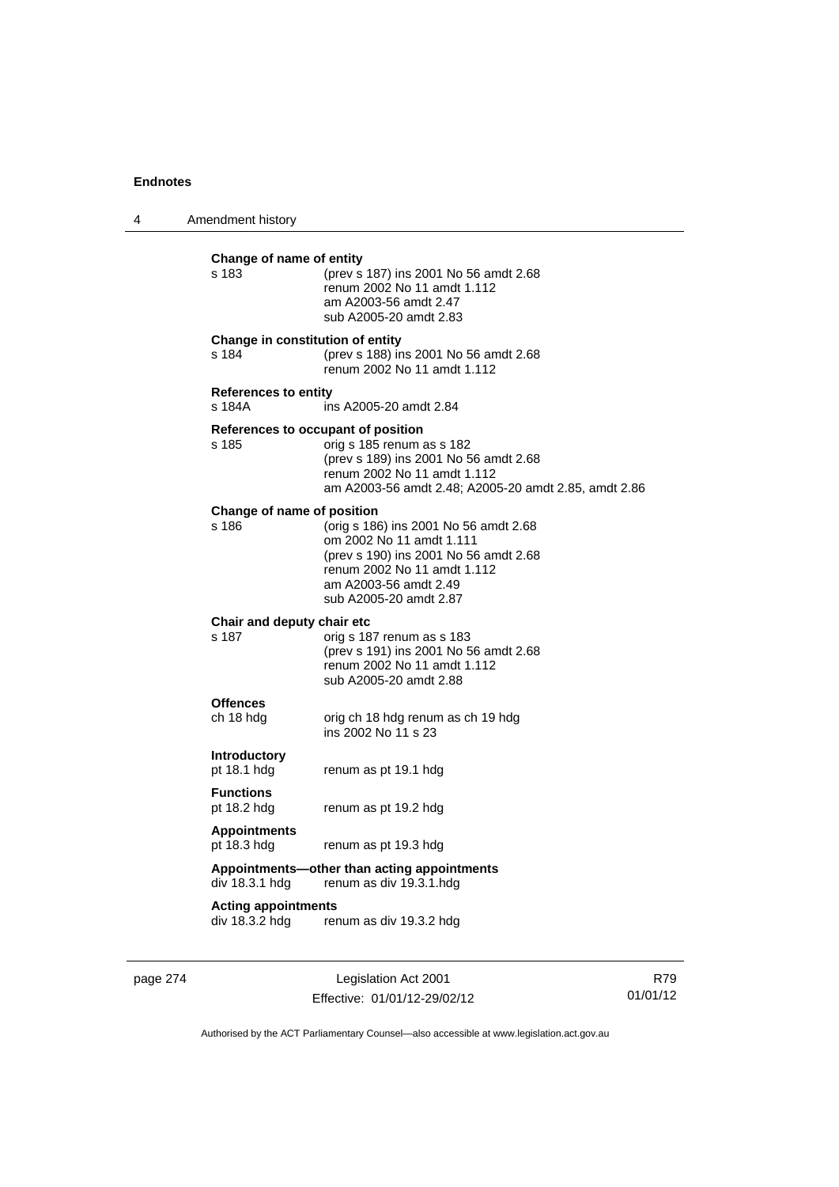**Change of name of entity**

| | |
|---|---|
| s 183 | (prev s 187) ins 2001 No 56 amdt 2.68<br>renum 2002 No 11 amdt 1.112<br>am A2003-56 amdt 2.47<br>sub A2005-20 amdt 2.83 |

**Change in constitution of entity**

| | |
|---|---|
| s 184 | (prev s 188) ins 2001 No 56 amdt 2.68<br>renum 2002 No 11 amdt 1.112 |

**References to entity**

| | |
|---|---|
| s 184A | ins A2005-20 amdt 2.84 |

**References to occupant of position**

| | |
|---|---|
| s 185 | orig s 185 renum as s 182<br>(prev s 189) ins 2001 No 56 amdt 2.68<br>renum 2002 No 11 amdt 1.112<br>am A2003-56 amdt 2.48; A2005-20 amdt 2.85, amdt 2.86 |

**Change of name of position**

| | |
|---|---|
| s 186 | (orig s 186) ins 2001 No 56 amdt 2.68<br>om 2002 No 11 amdt 1.111<br>(prev s 190) ins 2001 No 56 amdt 2.68<br>renum 2002 No 11 amdt 1.112<br>am A2003-56 amdt 2.49<br>sub A2005-20 amdt 2.87 |

**Chair and deputy chair etc**

| | |
|---|---|
| s 187 | orig s 187 renum as s 183<br>(prev s 191) ins 2001 No 56 amdt 2.68<br>renum 2002 No 11 amdt 1.112<br>sub A2005-20 amdt 2.88 |

**Offences**

| | |
|---|---|
| ch 18 hdg | orig ch 18 hdg renum as ch 19 hdg<br>ins 2002 No 11 s 23 |

**Introductory**

| | |
|---|---|
| pt 18.1 hdg | renum as pt 19.1 hdg |

**Functions**

| | |
|---|---|
| pt 18.2 hdg | renum as pt 19.2 hdg |

**Appointments**

| | |
|---|---|
| pt 18.3 hdg | renum as pt 19.3 hdg |

**Appointments—other than acting appointments**

| | |
|---|---|
| div 18.3.1 hdg | renum as div 19.3.1.hdg |

**Acting appointments**

| | |
|---|---|
| div 18.3.2 hdg | renum as div 19.3.2 hdg |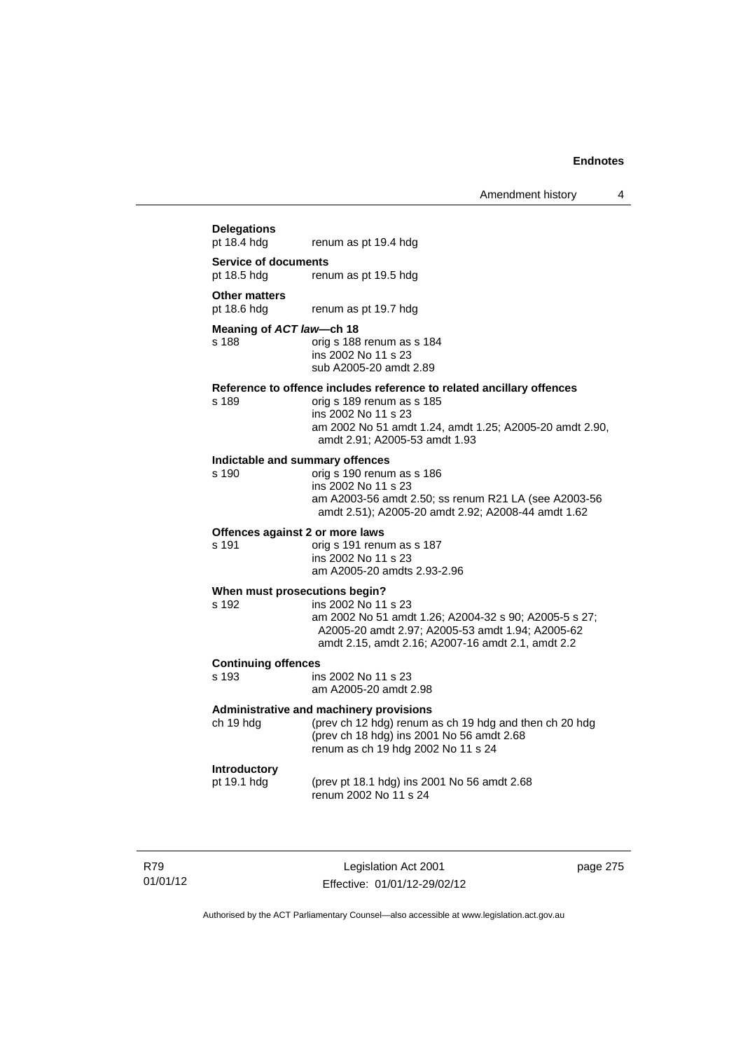**Delegations**

pt 18.4 hdg renum as pt 19.4 hdg

**Service of documents**

pt 18.5 hdg renum as pt 19.5 hdg

**Other matters**

pt 18.6 hdg renum as pt 19.7 hdg

**Meaning of *ACT law*—ch 18**

s 188 orig s 188 renum as s 184
ins 2002 No 11 s 23
sub A2005-20 amdt 2.89

**Reference to offence includes reference to related ancillary offences**

s 189 orig s 189 renum as s 185
ins 2002 No 11 s 23
am 2002 No 51 amdt 1.24, amdt 1.25; A2005-20 amdt 2.90, amdt 2.91; A2005-53 amdt 1.93

**Indictable and summary offences**

s 190 orig s 190 renum as s 186
ins 2002 No 11 s 23
am A2003-56 amdt 2.50; ss renum R21 LA (see A2003-56 amdt 2.51); A2005-20 amdt 2.92; A2008-44 amdt 1.62

**Offences against 2 or more laws**

s 191 orig s 191 renum as s 187
ins 2002 No 11 s 23
am A2005-20 amdts 2.93-2.96

**When must prosecutions begin?**

s 192 ins 2002 No 11 s 23
am 2002 No 51 amdt 1.26; A2004-32 s 90; A2005-5 s 27; A2005-20 amdt 2.97; A2005-53 amdt 1.94; A2005-62 amdt 2.15, amdt 2.16; A2007-16 amdt 2.1, amdt 2.2

**Continuing offences**

s 193 ins 2002 No 11 s 23
am A2005-20 amdt 2.98

**Administrative and machinery provisions**

ch 19 hdg (prev ch 12 hdg) renum as ch 19 hdg and then ch 20 hdg
(prev ch 18 hdg) ins 2001 No 56 amdt 2.68
renum as ch 19 hdg 2002 No 11 s 24

**Introductory**

pt 19.1 hdg (prev pt 18.1 hdg) ins 2001 No 56 amdt 2.68
renum 2002 No 11 s 24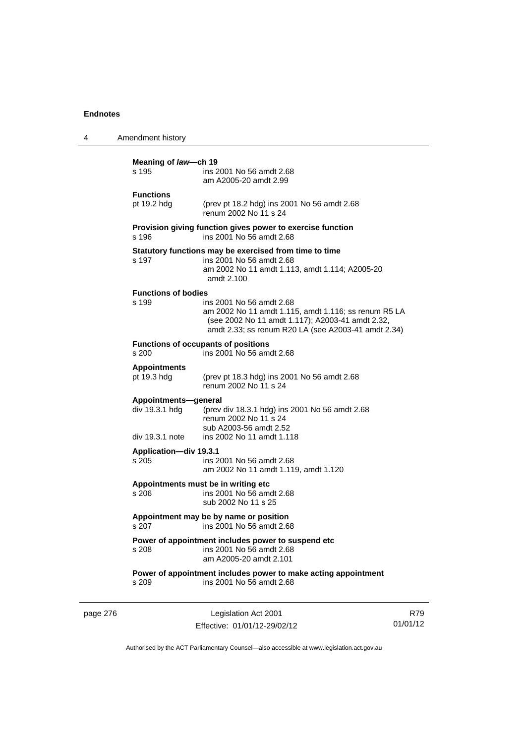**Meaning of *law*—ch 19**
s 195 ins 2001 No 56 amdt 2.68
am A2005-20 amdt 2.99

**Functions**
pt 19.2 hdg (prev pt 18.2 hdg) ins 2001 No 56 amdt 2.68
renum 2002 No 11 s 24

**Provision giving function gives power to exercise function**
s 196 ins 2001 No 56 amdt 2.68

**Statutory functions may be exercised from time to time**
s 197 ins 2001 No 56 amdt 2.68
am 2002 No 11 amdt 1.113, amdt 1.114; A2005-20 amdt 2.100

**Functions of bodies**
s 199 ins 2001 No 56 amdt 2.68
am 2002 No 11 amdt 1.115, amdt 1.116; ss renum R5 LA (see 2002 No 11 amdt 1.117); A2003-41 amdt 2.32, amdt 2.33; ss renum R20 LA (see A2003-41 amdt 2.34)

**Functions of occupants of positions**
s 200 ins 2001 No 56 amdt 2.68

**Appointments**
pt 19.3 hdg (prev pt 18.3 hdg) ins 2001 No 56 amdt 2.68
renum 2002 No 11 s 24

**Appointments—general**
div 19.3.1 hdg (prev div 18.3.1 hdg) ins 2001 No 56 amdt 2.68
renum 2002 No 11 s 24
sub A2003-56 amdt 2.52
div 19.3.1 note ins 2002 No 11 amdt 1.118

**Application—div 19.3.1**
s 205 ins 2001 No 56 amdt 2.68
am 2002 No 11 amdt 1.119, amdt 1.120

**Appointments must be in writing etc**
s 206 ins 2001 No 56 amdt 2.68
sub 2002 No 11 s 25

**Appointment may be by name or position**
s 207 ins 2001 No 56 amdt 2.68

**Power of appointment includes power to suspend etc**
s 208 ins 2001 No 56 amdt 2.68
am A2005-20 amdt 2.101

**Power of appointment includes power to make acting appointment**
s 209 ins 2001 No 56 amdt 2.68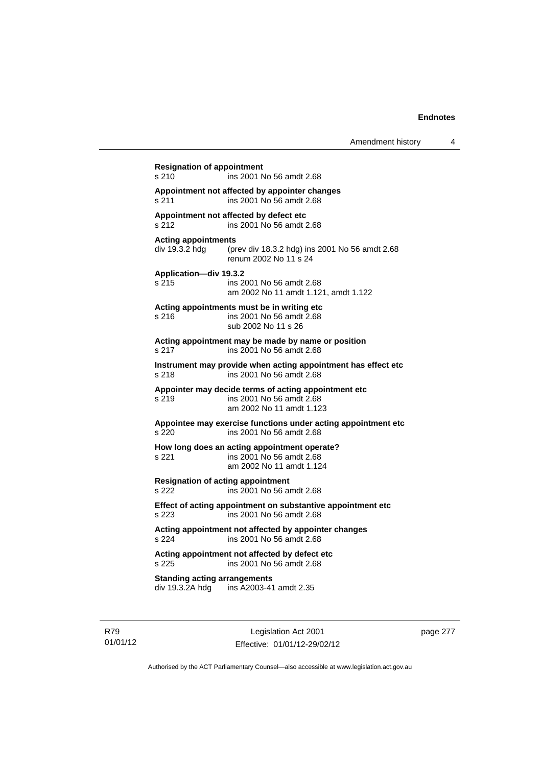**Resignation of appointment**
s 210 ins 2001 No 56 amdt 2.68

**Appointment not affected by appointer changes**
s 211 ins 2001 No 56 amdt 2.68

**Appointment not affected by defect etc**
s 212 ins 2001 No 56 amdt 2.68

**Acting appointments**
div 19.3.2 hdg (prev div 18.3.2 hdg) ins 2001 No 56 amdt 2.68
renum 2002 No 11 s 24

**Application—div 19.3.2**
s 215 ins 2001 No 56 amdt 2.68
am 2002 No 11 amdt 1.121, amdt 1.122

**Acting appointments must be in writing etc**
s 216 ins 2001 No 56 amdt 2.68
sub 2002 No 11 s 26

**Acting appointment may be made by name or position**
s 217 ins 2001 No 56 amdt 2.68

**Instrument may provide when acting appointment has effect etc**
s 218 ins 2001 No 56 amdt 2.68

**Appointer may decide terms of acting appointment etc**
s 219 ins 2001 No 56 amdt 2.68
am 2002 No 11 amdt 1.123

**Appointee may exercise functions under acting appointment etc**
s 220 ins 2001 No 56 amdt 2.68

**How long does an acting appointment operate?**
s 221 ins 2001 No 56 amdt 2.68
am 2002 No 11 amdt 1.124

**Resignation of acting appointment**
s 222 ins 2001 No 56 amdt 2.68

**Effect of acting appointment on substantive appointment etc**
s 223 ins 2001 No 56 amdt 2.68

**Acting appointment not affected by appointer changes**
s 224 ins 2001 No 56 amdt 2.68

**Acting appointment not affected by defect etc**
s 225 ins 2001 No 56 amdt 2.68

**Standing acting arrangements**
div 19.3.2A hdg ins A2003-41 amdt 2.35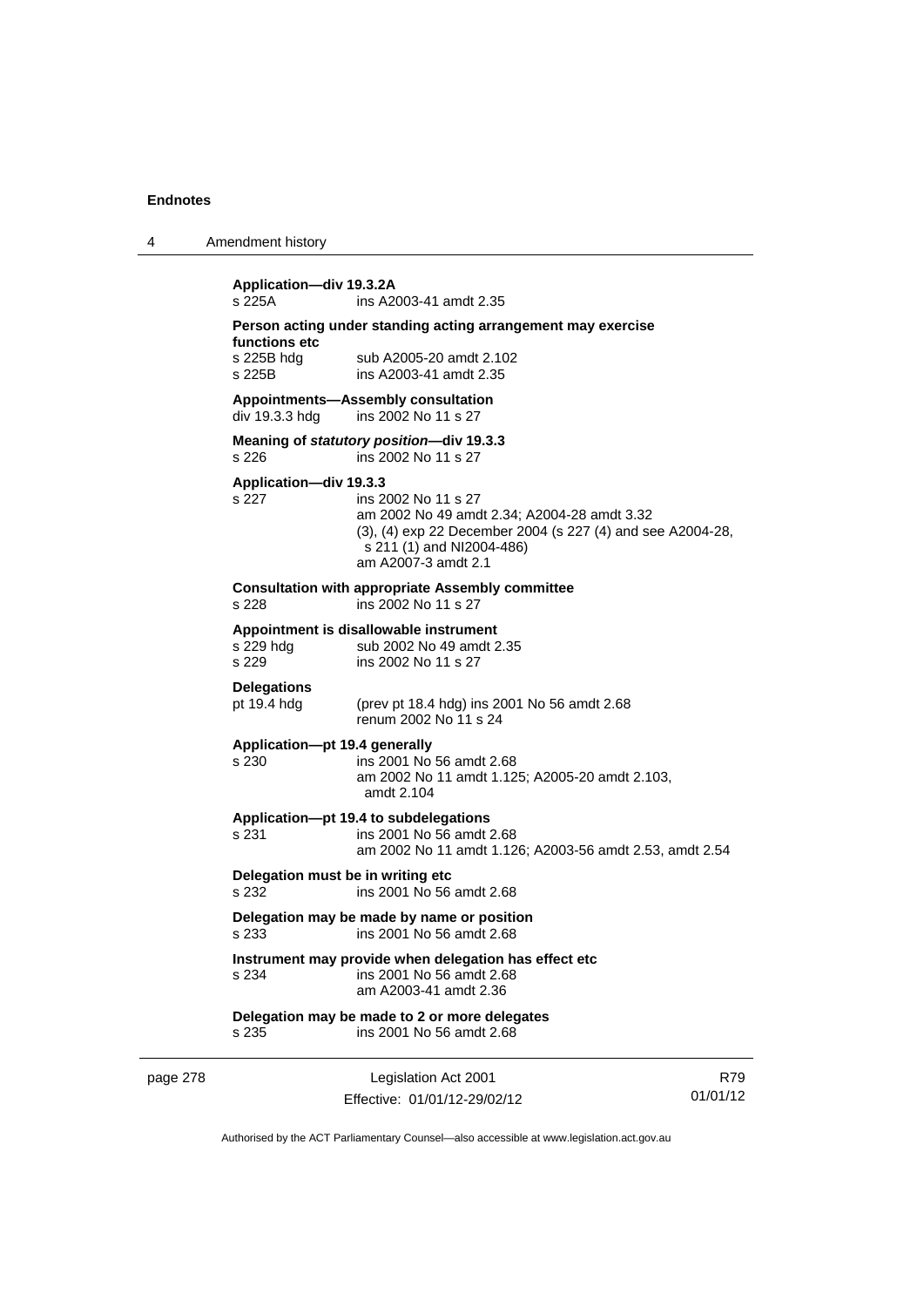**Application—div 19.3.2A**
s 225A ins A2003-41 amdt 2.35

**Person acting under standing acting arrangement may exercise functions etc**
s 225B hdg sub A2005-20 amdt 2.102
s 225B ins A2003-41 amdt 2.35

**Appointments—Assembly consultation**
div 19.3.3 hdg ins 2002 No 11 s 27

**Meaning of *statutory position*—div 19.3.3**
s 226 ins 2002 No 11 s 27

**Application—div 19.3.3**
s 227 ins 2002 No 11 s 27
am 2002 No 49 amdt 2.34; A2004-28 amdt 3.32
(3), (4) exp 22 December 2004 (s 227 (4) and see A2004-28, s 211 (1) and NI2004-486)
am A2007-3 amdt 2.1

**Consultation with appropriate Assembly committee**
s 228 ins 2002 No 11 s 27

**Appointment is disallowable instrument**
s 229 hdg sub 2002 No 49 amdt 2.35
s 229 ins 2002 No 11 s 27

**Delegations**
pt 19.4 hdg (prev pt 18.4 hdg) ins 2001 No 56 amdt 2.68
renum 2002 No 11 s 24

**Application—pt 19.4 generally**
s 230 ins 2001 No 56 amdt 2.68
am 2002 No 11 amdt 1.125; A2005-20 amdt 2.103, amdt 2.104

**Application—pt 19.4 to subdelegations**
s 231 ins 2001 No 56 amdt 2.68
am 2002 No 11 amdt 1.126; A2003-56 amdt 2.53, amdt 2.54

**Delegation must be in writing etc**
s 232 ins 2001 No 56 amdt 2.68

**Delegation may be made by name or position**
s 233 ins 2001 No 56 amdt 2.68

**Instrument may provide when delegation has effect etc**
s 234 ins 2001 No 56 amdt 2.68
am A2003-41 amdt 2.36

**Delegation may be made to 2 or more delegates**
s 235 ins 2001 No 56 amdt 2.68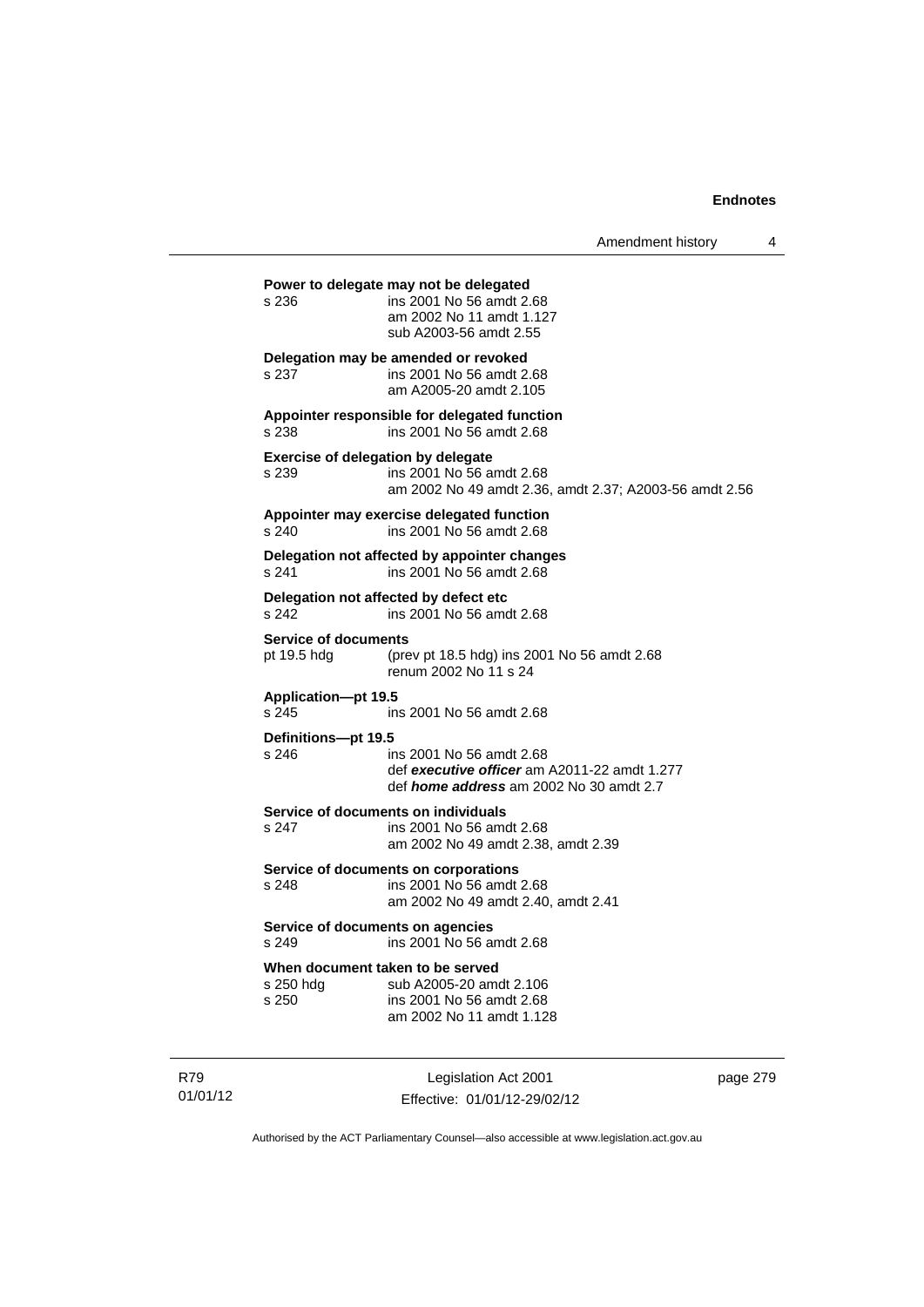**Power to delegate may not be delegated**

s 236 ins 2001 No 56 amdt 2.68
am 2002 No 11 amdt 1.127
sub A2003-56 amdt 2.55

**Delegation may be amended or revoked**

s 237 ins 2001 No 56 amdt 2.68
am A2005-20 amdt 2.105

**Appointer responsible for delegated function**

s 238 ins 2001 No 56 amdt 2.68

**Exercise of delegation by delegate**

s 239 ins 2001 No 56 amdt 2.68
am 2002 No 49 amdt 2.36, amdt 2.37; A2003-56 amdt 2.56

**Appointer may exercise delegated function**

s 240 ins 2001 No 56 amdt 2.68

**Delegation not affected by appointer changes**

s 241 ins 2001 No 56 amdt 2.68

**Delegation not affected by defect etc**

s 242 ins 2001 No 56 amdt 2.68

**Service of documents**

pt 19.5 hdg (prev pt 18.5 hdg) ins 2001 No 56 amdt 2.68
renum 2002 No 11 s 24

**Application—pt 19.5**

s 245 ins 2001 No 56 amdt 2.68

**Definitions—pt 19.5**

s 246 ins 2001 No 56 amdt 2.68
def ***executive officer*** am A2011-22 amdt 1.277
def ***home address*** am 2002 No 30 amdt 2.7

**Service of documents on individuals**

s 247 ins 2001 No 56 amdt 2.68
am 2002 No 49 amdt 2.38, amdt 2.39

**Service of documents on corporations**

s 248 ins 2001 No 56 amdt 2.68
am 2002 No 49 amdt 2.40, amdt 2.41

**Service of documents on agencies**

s 249 ins 2001 No 56 amdt 2.68

**When document taken to be served**

s 250 hdg sub A2005-20 amdt 2.106
s 250 ins 2001 No 56 amdt 2.68
am 2002 No 11 amdt 1.128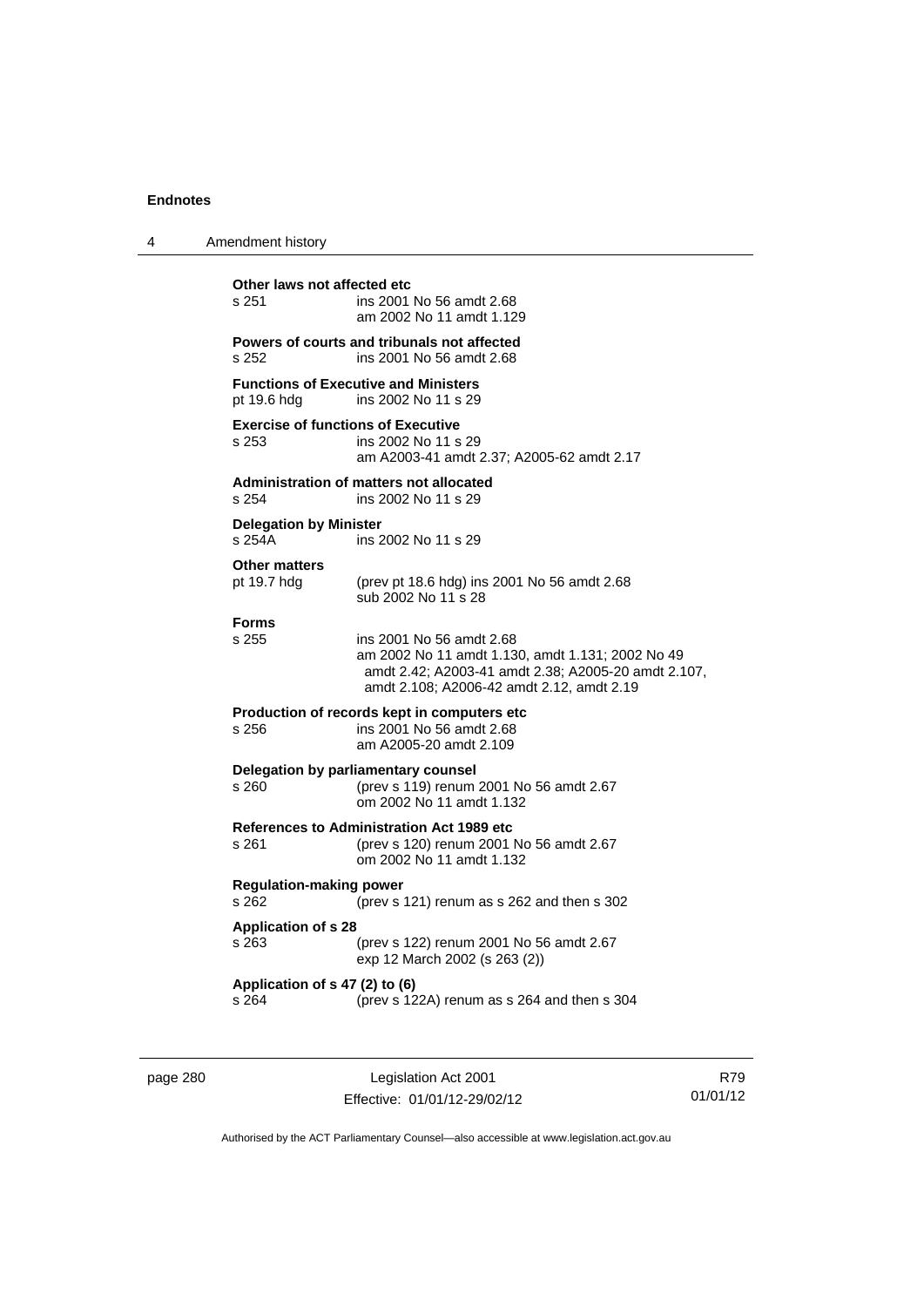**Other laws not affected etc**

s 251 ins 2001 No 56 amdt 2.68
am 2002 No 11 amdt 1.129

**Powers of courts and tribunals not affected**

s 252 ins 2001 No 56 amdt 2.68

**Functions of Executive and Ministers**

pt 19.6 hdg ins 2002 No 11 s 29

**Exercise of functions of Executive**

s 253 ins 2002 No 11 s 29
am A2003-41 amdt 2.37; A2005-62 amdt 2.17

**Administration of matters not allocated**

s 254 ins 2002 No 11 s 29

**Delegation by Minister**

s 254A ins 2002 No 11 s 29

**Other matters**

pt 19.7 hdg (prev pt 18.6 hdg) ins 2001 No 56 amdt 2.68
sub 2002 No 11 s 28

**Forms**

s 255 ins 2001 No 56 amdt 2.68
am 2002 No 11 amdt 1.130, amdt 1.131; 2002 No 49 amdt 2.42; A2003-41 amdt 2.38; A2005-20 amdt 2.107, amdt 2.108; A2006-42 amdt 2.12, amdt 2.19

**Production of records kept in computers etc**

s 256 ins 2001 No 56 amdt 2.68
am A2005-20 amdt 2.109

**Delegation by parliamentary counsel**

s 260 (prev s 119) renum 2001 No 56 amdt 2.67
om 2002 No 11 amdt 1.132

**References to Administration Act 1989 etc**

s 261 (prev s 120) renum 2001 No 56 amdt 2.67
om 2002 No 11 amdt 1.132

**Regulation-making power**

s 262 (prev s 121) renum as s 262 and then s 302

**Application of s 28**

s 263 (prev s 122) renum 2001 No 56 amdt 2.67
exp 12 March 2002 (s 263 (2))

**Application of s 47 (2) to (6)**

s 264 (prev s 122A) renum as s 264 and then s 304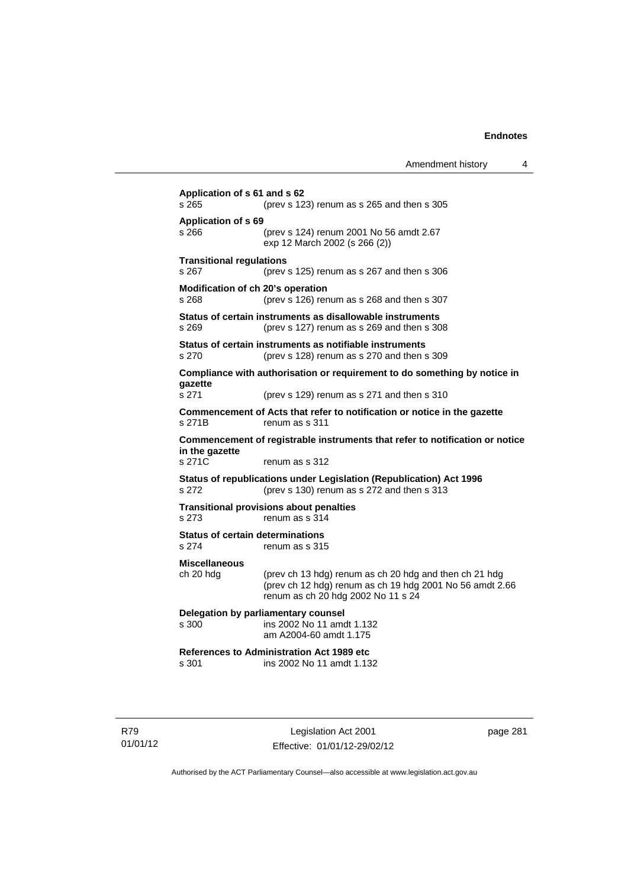**Application of s 61 and s 62**

s 265 (prev s 123) renum as s 265 and then s 305

**Application of s 69**

s 266 (prev s 124) renum 2001 No 56 amdt 2.67
exp 12 March 2002 (s 266 (2))

**Transitional regulations**

s 267 (prev s 125) renum as s 267 and then s 306

**Modification of ch 20's operation**

s 268 (prev s 126) renum as s 268 and then s 307

**Status of certain instruments as disallowable instruments**

s 269 (prev s 127) renum as s 269 and then s 308

**Status of certain instruments as notifiable instruments**

s 270 (prev s 128) renum as s 270 and then s 309

**Compliance with authorisation or requirement to do something by notice in gazette**

s 271 (prev s 129) renum as s 271 and then s 310

**Commencement of Acts that refer to notification or notice in the gazette**

s 271B renum as s 311

**Commencement of registrable instruments that refer to notification or notice in the gazette**

s 271C renum as s 312

**Status of republications under Legislation (Republication) Act 1996**

s 272 (prev s 130) renum as s 272 and then s 313

**Transitional provisions about penalties**

s 273 renum as s 314

**Status of certain determinations**

s 274 renum as s 315

**Miscellaneous**

ch 20 hdg (prev ch 13 hdg) renum as ch 20 hdg and then ch 21 hdg
(prev ch 12 hdg) renum as ch 19 hdg 2001 No 56 amdt 2.66
renum as ch 20 hdg 2002 No 11 s 24

**Delegation by parliamentary counsel**

s 300 ins 2002 No 11 amdt 1.132
am A2004-60 amdt 1.175

**References to Administration Act 1989 etc**

s 301 ins 2002 No 11 amdt 1.132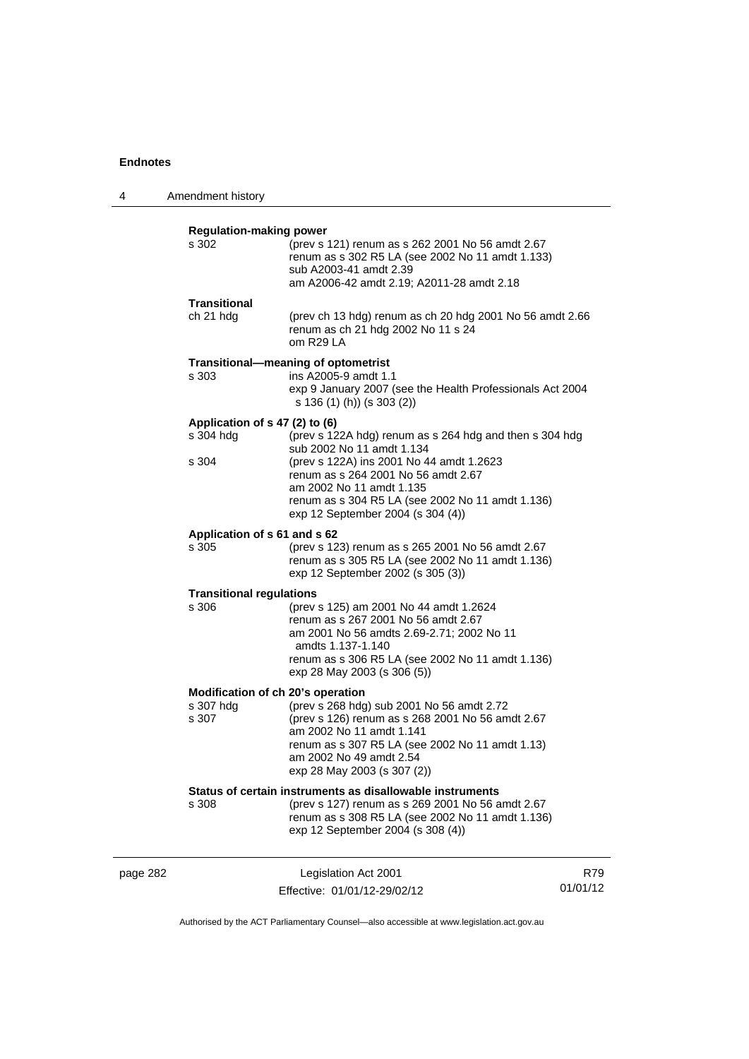**Regulation-making power**

s 302 (prev s 121) renum as s 262 2001 No 56 amdt 2.67
renum as s 302 R5 LA (see 2002 No 11 amdt 1.133)
sub A2003-41 amdt 2.39
am A2006-42 amdt 2.19; A2011-28 amdt 2.18

**Transitional**

ch 21 hdg (prev ch 13 hdg) renum as ch 20 hdg 2001 No 56 amdt 2.66
renum as ch 21 hdg 2002 No 11 s 24
om R29 LA

**Transitional—meaning of optometrist**

s 303 ins A2005-9 amdt 1.1
exp 9 January 2007 (see the Health Professionals Act 2004 s 136 (1) (h)) (s 303 (2))

**Application of s 47 (2) to (6)**

s 304 hdg (prev s 122A hdg) renum as s 264 hdg and then s 304 hdg
sub 2002 No 11 amdt 1.134

s 304 (prev s 122A) ins 2001 No 44 amdt 1.2623
renum as s 264 2001 No 56 amdt 2.67
am 2002 No 11 amdt 1.135
renum as s 304 R5 LA (see 2002 No 11 amdt 1.136)
exp 12 September 2004 (s 304 (4))

**Application of s 61 and s 62**

s 305 (prev s 123) renum as s 265 2001 No 56 amdt 2.67
renum as s 305 R5 LA (see 2002 No 11 amdt 1.136)
exp 12 September 2002 (s 305 (3))

**Transitional regulations**

s 306 (prev s 125) am 2001 No 44 amdt 1.2624
renum as s 267 2001 No 56 amdt 2.67
am 2001 No 56 amdts 2.69-2.71; 2002 No 11 amdts 1.137-1.140
renum as s 306 R5 LA (see 2002 No 11 amdt 1.136)
exp 28 May 2003 (s 306 (5))

**Modification of ch 20's operation**

s 307 hdg (prev s 268 hdg) sub 2001 No 56 amdt 2.72

s 307 (prev s 126) renum as s 268 2001 No 56 amdt 2.67
am 2002 No 11 amdt 1.141
renum as s 307 R5 LA (see 2002 No 11 amdt 1.13)
am 2002 No 49 amdt 2.54
exp 28 May 2003 (s 307 (2))

**Status of certain instruments as disallowable instruments**

s 308 (prev s 127) renum as s 269 2001 No 56 amdt 2.67
renum as s 308 R5 LA (see 2002 No 11 amdt 1.136)
exp 12 September 2004 (s 308 (4))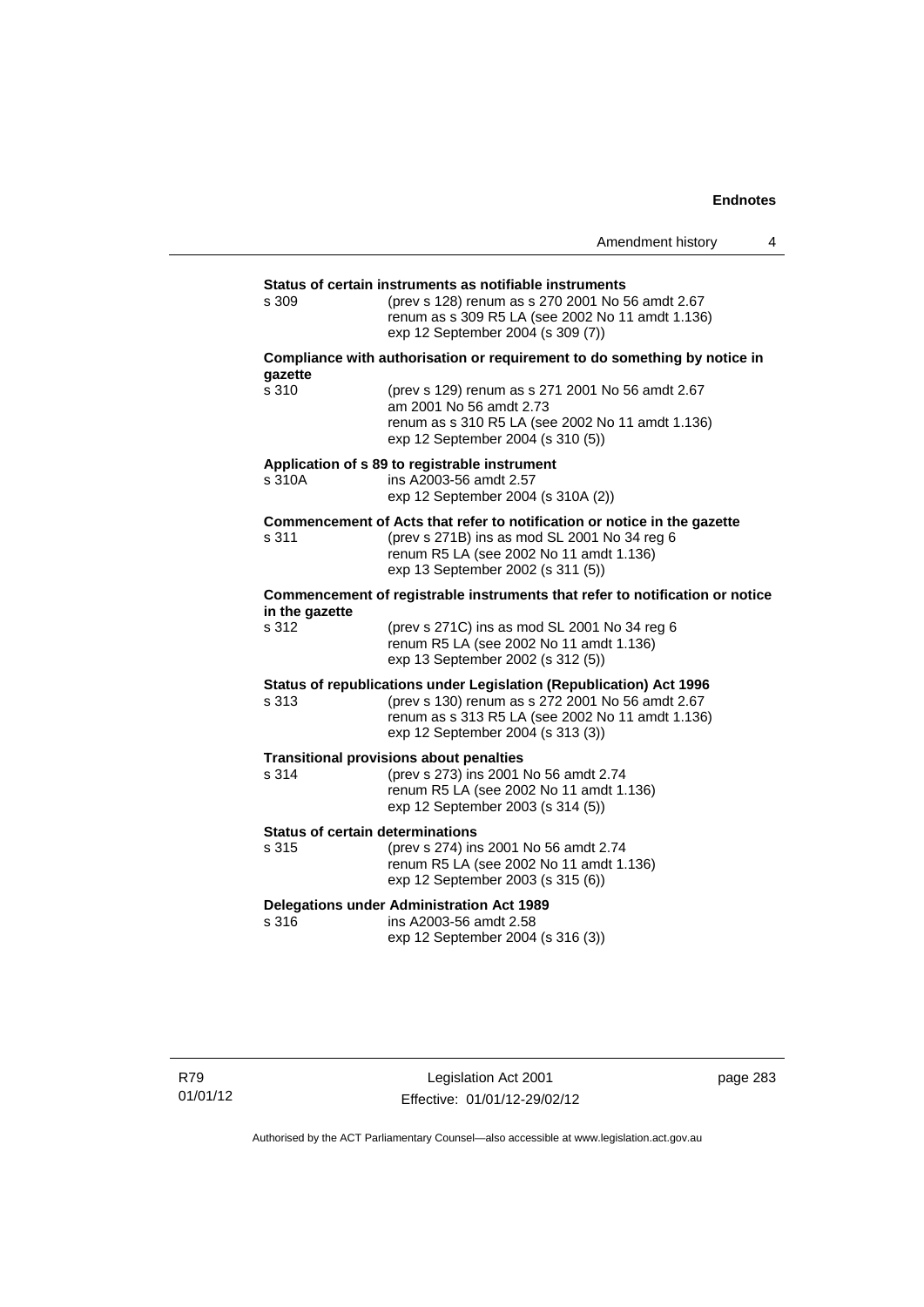**Status of certain instruments as notifiable instruments**

s 309 — (prev s 128) renum as s 270 2001 No 56 amdt 2.67
renum as s 309 R5 LA (see 2002 No 11 amdt 1.136)
exp 12 September 2004 (s 309 (7))

**Compliance with authorisation or requirement to do something by notice in gazette**

s 310 — (prev s 129) renum as s 271 2001 No 56 amdt 2.67
am 2001 No 56 amdt 2.73
renum as s 310 R5 LA (see 2002 No 11 amdt 1.136)
exp 12 September 2004 (s 310 (5))

**Application of s 89 to registrable instrument**

s 310A — ins A2003-56 amdt 2.57
exp 12 September 2004 (s 310A (2))

**Commencement of Acts that refer to notification or notice in the gazette**

s 311 — (prev s 271B) ins as mod SL 2001 No 34 reg 6
renum R5 LA (see 2002 No 11 amdt 1.136)
exp 13 September 2002 (s 311 (5))

**Commencement of registrable instruments that refer to notification or notice in the gazette**

s 312 — (prev s 271C) ins as mod SL 2001 No 34 reg 6
renum R5 LA (see 2002 No 11 amdt 1.136)
exp 13 September 2002 (s 312 (5))

**Status of republications under Legislation (Republication) Act 1996**

s 313 — (prev s 130) renum as s 272 2001 No 56 amdt 2.67
renum as s 313 R5 LA (see 2002 No 11 amdt 1.136)
exp 12 September 2004 (s 313 (3))

**Transitional provisions about penalties**

s 314 — (prev s 273) ins 2001 No 56 amdt 2.74
renum R5 LA (see 2002 No 11 amdt 1.136)
exp 12 September 2003 (s 314 (5))

**Status of certain determinations**

s 315 — (prev s 274) ins 2001 No 56 amdt 2.74
renum R5 LA (see 2002 No 11 amdt 1.136)
exp 12 September 2003 (s 315 (6))

**Delegations under Administration Act 1989**

s 316 — ins A2003-56 amdt 2.58
exp 12 September 2004 (s 316 (3))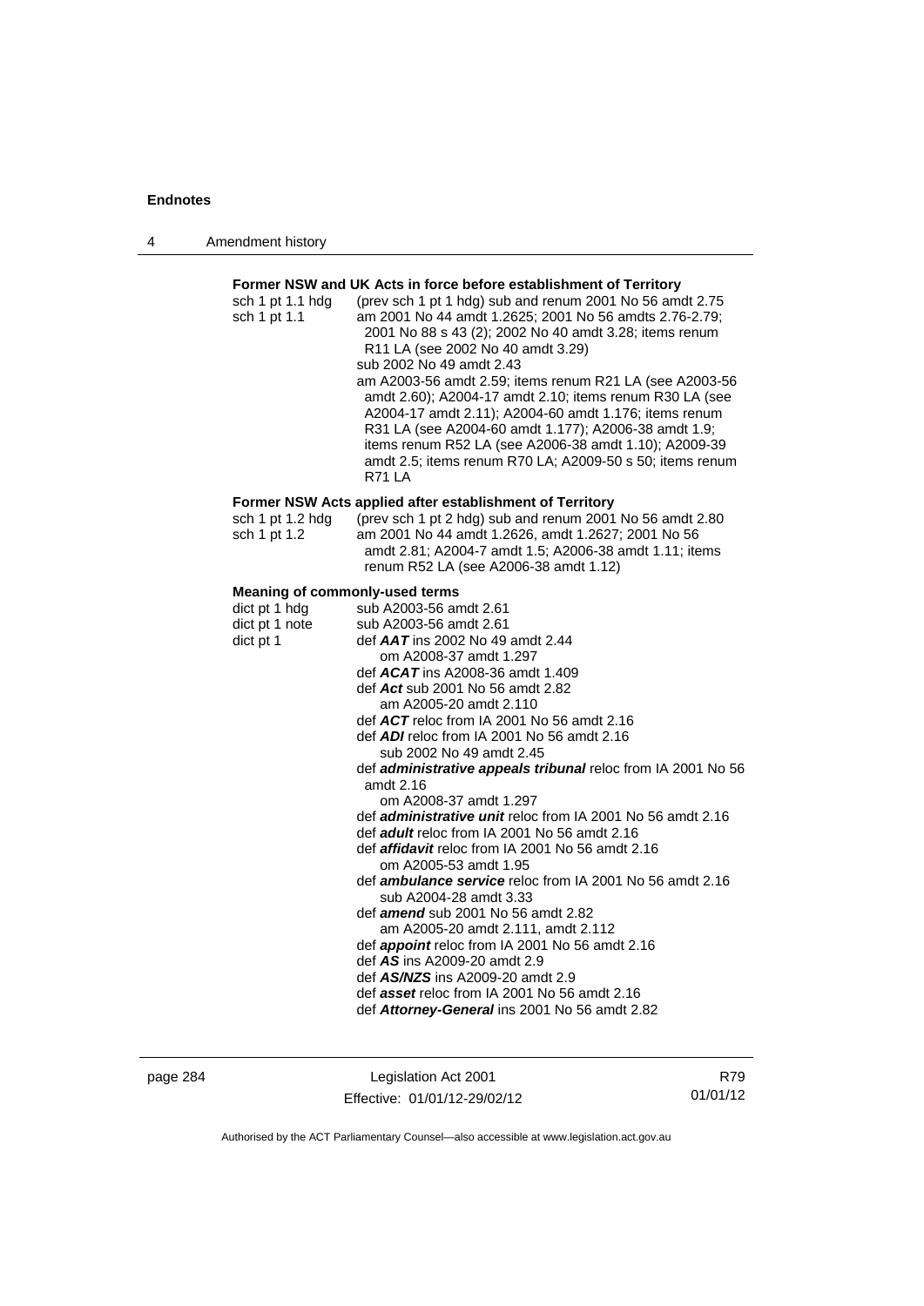**Former NSW and UK Acts in force before establishment of Territory**

sch 1 pt 1.1 hdg (prev sch 1 pt 1 hdg) sub and renum 2001 No 56 amdt 2.75

sch 1 pt 1.1 am 2001 No 44 amdt 1.2625; 2001 No 56 amdts 2.76-2.79; 2001 No 88 s 43 (2); 2002 No 40 amdt 3.28; items renum R11 LA (see 2002 No 40 amdt 3.29)
sub 2002 No 49 amdt 2.43
am A2003-56 amdt 2.59; items renum R21 LA (see A2003-56 amdt 2.60); A2004-17 amdt 2.10; items renum R30 LA (see A2004-17 amdt 2.11); A2004-60 amdt 1.176; items renum R31 LA (see A2004-60 amdt 1.177); A2006-38 amdt 1.9; items renum R52 LA (see A2006-38 amdt 1.10); A2009-39 amdt 2.5; items renum R70 LA; A2009-50 s 50; items renum R71 LA

**Former NSW Acts applied after establishment of Territory**

sch 1 pt 1.2 hdg (prev sch 1 pt 2 hdg) sub and renum 2001 No 56 amdt 2.80

sch 1 pt 1.2 am 2001 No 44 amdt 1.2626, amdt 1.2627; 2001 No 56 amdt 2.81; A2004-7 amdt 1.5; A2006-38 amdt 1.11; items renum R52 LA (see A2006-38 amdt 1.12)

**Meaning of commonly-used terms**

dict pt 1 hdg sub A2003-56 amdt 2.61

dict pt 1 note sub A2003-56 amdt 2.61

dict pt 1 def ***AAT*** ins 2002 No 49 amdt 2.44
om A2008-37 amdt 1.297
def ***ACAT*** ins A2008-36 amdt 1.409
def ***Act*** sub 2001 No 56 amdt 2.82
am A2005-20 amdt 2.110
def ***ACT*** reloc from IA 2001 No 56 amdt 2.16
def ***ADI*** reloc from IA 2001 No 56 amdt 2.16
sub 2002 No 49 amdt 2.45
def ***administrative appeals tribunal*** reloc from IA 2001 No 56 amdt 2.16
om A2008-37 amdt 1.297
def ***administrative unit*** reloc from IA 2001 No 56 amdt 2.16
def ***adult*** reloc from IA 2001 No 56 amdt 2.16
def ***affidavit*** reloc from IA 2001 No 56 amdt 2.16
om A2005-53 amdt 1.95
def ***ambulance service*** reloc from IA 2001 No 56 amdt 2.16
sub A2004-28 amdt 3.33
def ***amend*** sub 2001 No 56 amdt 2.82
am A2005-20 amdt 2.111, amdt 2.112
def ***appoint*** reloc from IA 2001 No 56 amdt 2.16
def ***AS*** ins A2009-20 amdt 2.9
def ***AS/NZS*** ins A2009-20 amdt 2.9
def ***asset*** reloc from IA 2001 No 56 amdt 2.16
def ***Attorney-General*** ins 2001 No 56 amdt 2.82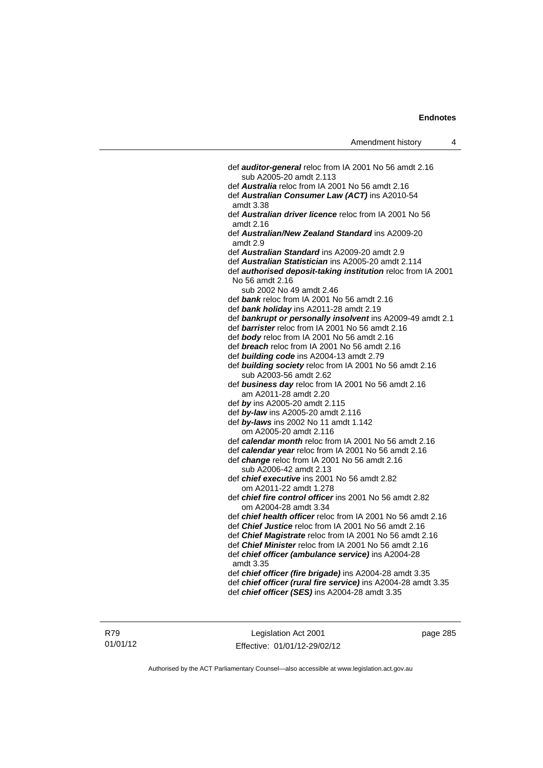def ***auditor-general*** reloc from IA 2001 No 56 amdt 2.16
sub A2005-20 amdt 2.113

def ***Australia*** reloc from IA 2001 No 56 amdt 2.16

def ***Australian Consumer Law (ACT)*** ins A2010-54 amdt 3.38

def ***Australian driver licence*** reloc from IA 2001 No 56 amdt 2.16

def ***Australian/New Zealand Standard*** ins A2009-20 amdt 2.9

def ***Australian Standard*** ins A2009-20 amdt 2.9

def ***Australian Statistician*** ins A2005-20 amdt 2.114

def ***authorised deposit-taking institution*** reloc from IA 2001 No 56 amdt 2.16
sub 2002 No 49 amdt 2.46

def ***bank*** reloc from IA 2001 No 56 amdt 2.16

def ***bank holiday*** ins A2011-28 amdt 2.19

def ***bankrupt or personally insolvent*** ins A2009-49 amdt 2.1

def ***barrister*** reloc from IA 2001 No 56 amdt 2.16

def ***body*** reloc from IA 2001 No 56 amdt 2.16

def ***breach*** reloc from IA 2001 No 56 amdt 2.16

def ***building code*** ins A2004-13 amdt 2.79

def ***building society*** reloc from IA 2001 No 56 amdt 2.16
sub A2003-56 amdt 2.62

def ***business day*** reloc from IA 2001 No 56 amdt 2.16
am A2011-28 amdt 2.20

def ***by*** ins A2005-20 amdt 2.115

def ***by-law*** ins A2005-20 amdt 2.116

def ***by-laws*** ins 2002 No 11 amdt 1.142
om A2005-20 amdt 2.116

def ***calendar month*** reloc from IA 2001 No 56 amdt 2.16

def ***calendar year*** reloc from IA 2001 No 56 amdt 2.16

def ***change*** reloc from IA 2001 No 56 amdt 2.16
sub A2006-42 amdt 2.13

def ***chief executive*** ins 2001 No 56 amdt 2.82
om A2011-22 amdt 1.278

def ***chief fire control officer*** ins 2001 No 56 amdt 2.82
om A2004-28 amdt 3.34

def ***chief health officer*** reloc from IA 2001 No 56 amdt 2.16

def ***Chief Justice*** reloc from IA 2001 No 56 amdt 2.16

def ***Chief Magistrate*** reloc from IA 2001 No 56 amdt 2.16

def ***Chief Minister*** reloc from IA 2001 No 56 amdt 2.16

def ***chief officer (ambulance service)*** ins A2004-28 amdt 3.35

def ***chief officer (fire brigade)*** ins A2004-28 amdt 3.35

def ***chief officer (rural fire service)*** ins A2004-28 amdt 3.35

def ***chief officer (SES)*** ins A2004-28 amdt 3.35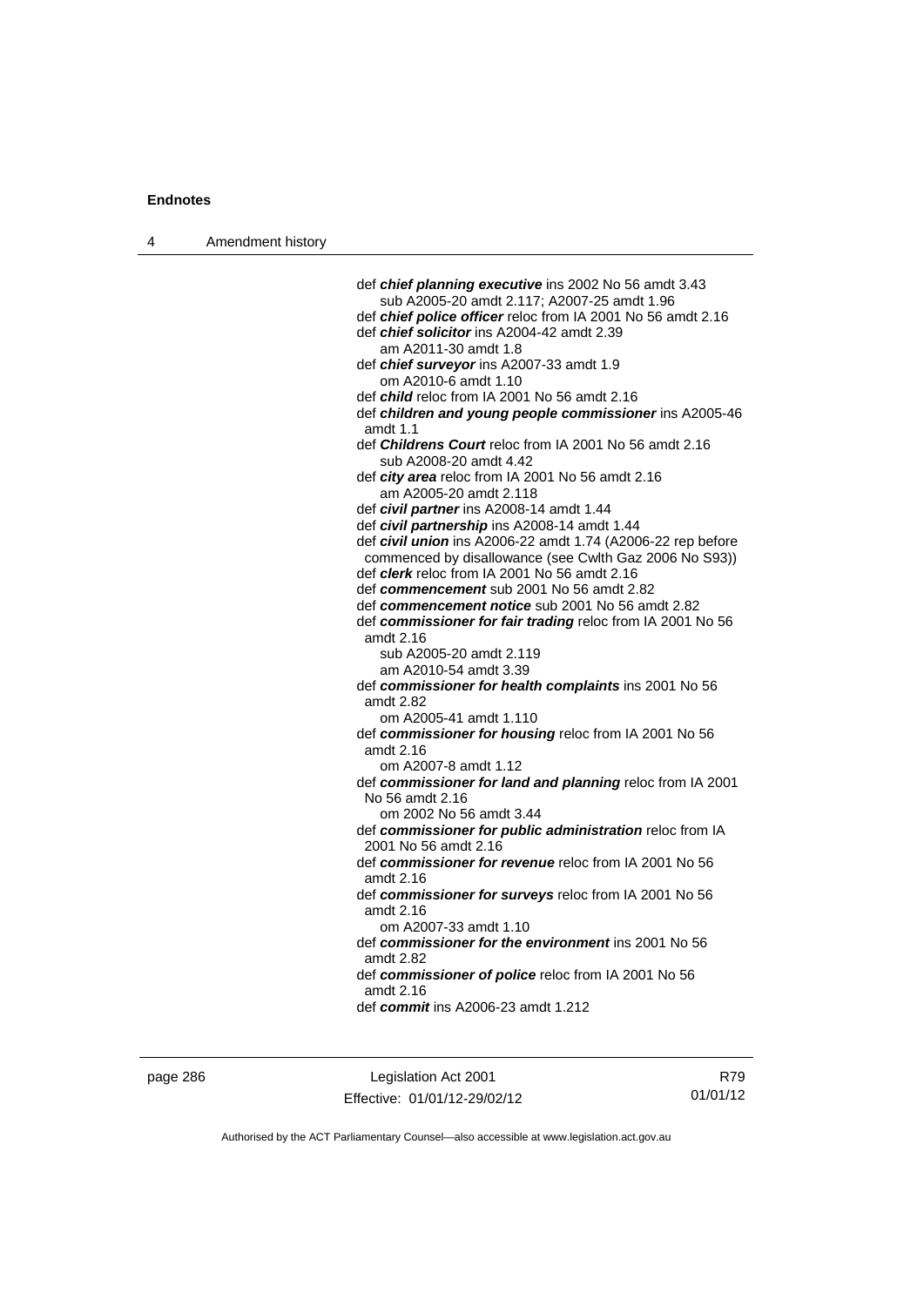def ***chief planning executive*** ins 2002 No 56 amdt 3.43
sub A2005-20 amdt 2.117; A2007-25 amdt 1.96
def ***chief police officer*** reloc from IA 2001 No 56 amdt 2.16
def ***chief solicitor*** ins A2004-42 amdt 2.39
am A2011-30 amdt 1.8
def ***chief surveyor*** ins A2007-33 amdt 1.9
om A2010-6 amdt 1.10
def ***child*** reloc from IA 2001 No 56 amdt 2.16
def ***children and young people commissioner*** ins A2005-46 amdt 1.1
def ***Childrens Court*** reloc from IA 2001 No 56 amdt 2.16
sub A2008-20 amdt 4.42
def ***city area*** reloc from IA 2001 No 56 amdt 2.16
am A2005-20 amdt 2.118
def ***civil partner*** ins A2008-14 amdt 1.44
def ***civil partnership*** ins A2008-14 amdt 1.44
def ***civil union*** ins A2006-22 amdt 1.74 (A2006-22 rep before commenced by disallowance (see Cwlth Gaz 2006 No S93))
def ***clerk*** reloc from IA 2001 No 56 amdt 2.16
def ***commencement*** sub 2001 No 56 amdt 2.82
def ***commencement notice*** sub 2001 No 56 amdt 2.82
def ***commissioner for fair trading*** reloc from IA 2001 No 56 amdt 2.16
sub A2005-20 amdt 2.119
am A2010-54 amdt 3.39
def ***commissioner for health complaints*** ins 2001 No 56 amdt 2.82
om A2005-41 amdt 1.110
def ***commissioner for housing*** reloc from IA 2001 No 56 amdt 2.16
om A2007-8 amdt 1.12
def ***commissioner for land and planning*** reloc from IA 2001 No 56 amdt 2.16
om 2002 No 56 amdt 3.44
def ***commissioner for public administration*** reloc from IA 2001 No 56 amdt 2.16
def ***commissioner for revenue*** reloc from IA 2001 No 56 amdt 2.16
def ***commissioner for surveys*** reloc from IA 2001 No 56 amdt 2.16
om A2007-33 amdt 1.10
def ***commissioner for the environment*** ins 2001 No 56 amdt 2.82
def ***commissioner of police*** reloc from IA 2001 No 56 amdt 2.16
def ***commit*** ins A2006-23 amdt 1.212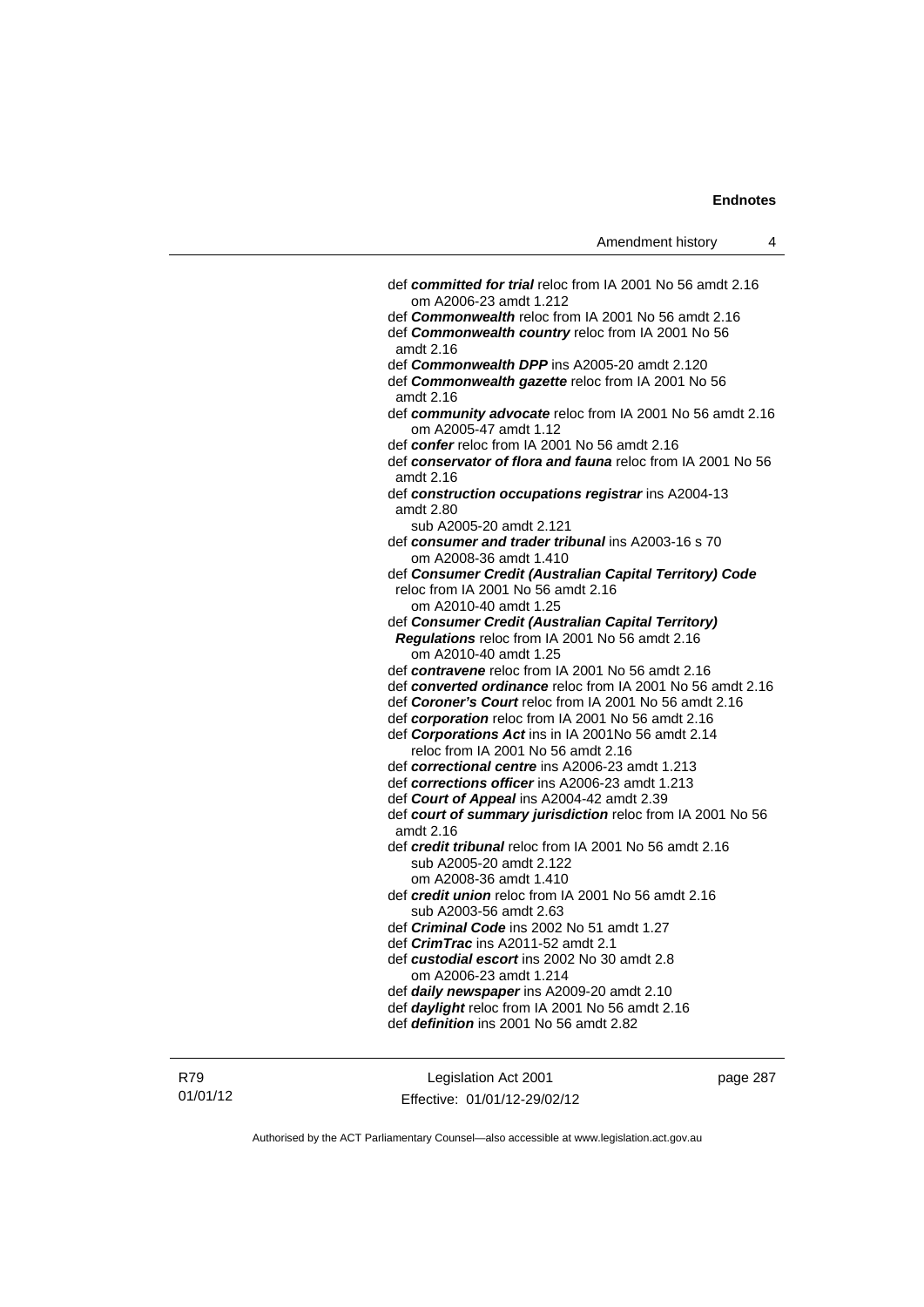def ***committed for trial*** reloc from IA 2001 No 56 amdt 2.16
om A2006-23 amdt 1.212

def ***Commonwealth*** reloc from IA 2001 No 56 amdt 2.16

def ***Commonwealth country*** reloc from IA 2001 No 56 amdt 2.16

def ***Commonwealth DPP*** ins A2005-20 amdt 2.120

def ***Commonwealth gazette*** reloc from IA 2001 No 56 amdt 2.16

def ***community advocate*** reloc from IA 2001 No 56 amdt 2.16
om A2005-47 amdt 1.12

def ***confer*** reloc from IA 2001 No 56 amdt 2.16

def ***conservator of flora and fauna*** reloc from IA 2001 No 56 amdt 2.16

def ***construction occupations registrar*** ins A2004-13 amdt 2.80
sub A2005-20 amdt 2.121

def ***consumer and trader tribunal*** ins A2003-16 s 70
om A2008-36 amdt 1.410

def ***Consumer Credit (Australian Capital Territory) Code*** reloc from IA 2001 No 56 amdt 2.16
om A2010-40 amdt 1.25

def ***Consumer Credit (Australian Capital Territory) Regulations*** reloc from IA 2001 No 56 amdt 2.16
om A2010-40 amdt 1.25

def ***contravene*** reloc from IA 2001 No 56 amdt 2.16

def ***converted ordinance*** reloc from IA 2001 No 56 amdt 2.16

def ***Coroner's Court*** reloc from IA 2001 No 56 amdt 2.16

def ***corporation*** reloc from IA 2001 No 56 amdt 2.16

def ***Corporations Act*** ins in IA 2001No 56 amdt 2.14
reloc from IA 2001 No 56 amdt 2.16

def ***correctional centre*** ins A2006-23 amdt 1.213

def ***corrections officer*** ins A2006-23 amdt 1.213

def ***Court of Appeal*** ins A2004-42 amdt 2.39

def ***court of summary jurisdiction*** reloc from IA 2001 No 56 amdt 2.16

def ***credit tribunal*** reloc from IA 2001 No 56 amdt 2.16
sub A2005-20 amdt 2.122
om A2008-36 amdt 1.410

def ***credit union*** reloc from IA 2001 No 56 amdt 2.16
sub A2003-56 amdt 2.63

def ***Criminal Code*** ins 2002 No 51 amdt 1.27

def ***CrimTrac*** ins A2011-52 amdt 2.1

def ***custodial escort*** ins 2002 No 30 amdt 2.8
om A2006-23 amdt 1.214

def ***daily newspaper*** ins A2009-20 amdt 2.10

def ***daylight*** reloc from IA 2001 No 56 amdt 2.16

def ***definition*** ins 2001 No 56 amdt 2.82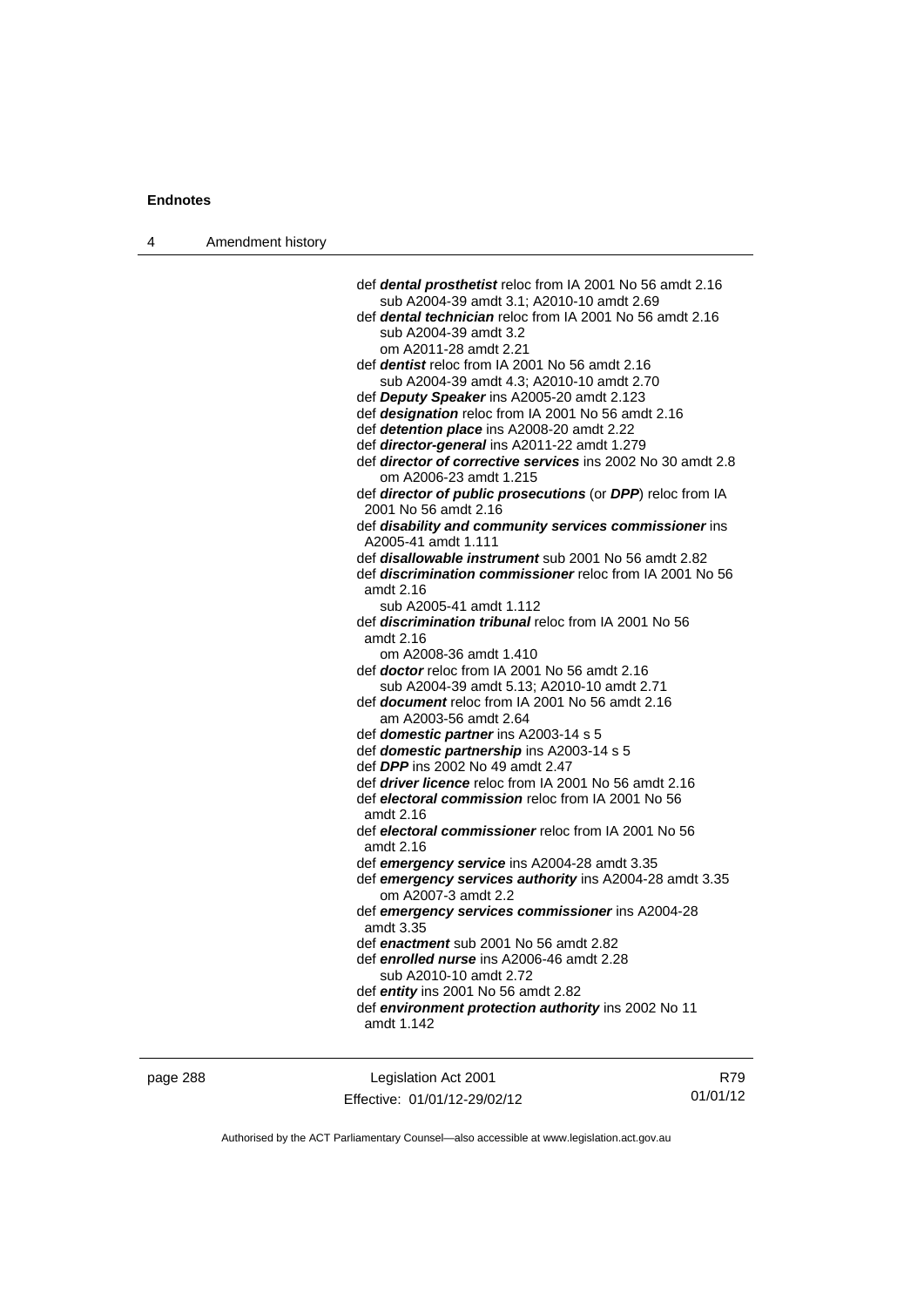def ***dental prosthetist*** reloc from IA 2001 No 56 amdt 2.16
  sub A2004-39 amdt 3.1; A2010-10 amdt 2.69

def ***dental technician*** reloc from IA 2001 No 56 amdt 2.16
  sub A2004-39 amdt 3.2
  om A2011-28 amdt 2.21

def ***dentist*** reloc from IA 2001 No 56 amdt 2.16
  sub A2004-39 amdt 4.3; A2010-10 amdt 2.70

def ***Deputy Speaker*** ins A2005-20 amdt 2.123

def ***designation*** reloc from IA 2001 No 56 amdt 2.16

def ***detention place*** ins A2008-20 amdt 2.22

def ***director-general*** ins A2011-22 amdt 1.279

def ***director of corrective services*** ins 2002 No 30 amdt 2.8
  om A2006-23 amdt 1.215

def ***director of public prosecutions*** (or ***DPP***) reloc from IA 2001 No 56 amdt 2.16

def ***disability and community services commissioner*** ins A2005-41 amdt 1.111

def ***disallowable instrument*** sub 2001 No 56 amdt 2.82

def ***discrimination commissioner*** reloc from IA 2001 No 56 amdt 2.16
  sub A2005-41 amdt 1.112

def ***discrimination tribunal*** reloc from IA 2001 No 56 amdt 2.16
  om A2008-36 amdt 1.410

def ***doctor*** reloc from IA 2001 No 56 amdt 2.16
  sub A2004-39 amdt 5.13; A2010-10 amdt 2.71

def ***document*** reloc from IA 2001 No 56 amdt 2.16
  am A2003-56 amdt 2.64

def ***domestic partner*** ins A2003-14 s 5

def ***domestic partnership*** ins A2003-14 s 5

def ***DPP*** ins 2002 No 49 amdt 2.47

def ***driver licence*** reloc from IA 2001 No 56 amdt 2.16

def ***electoral commission*** reloc from IA 2001 No 56 amdt 2.16

def ***electoral commissioner*** reloc from IA 2001 No 56 amdt 2.16

def ***emergency service*** ins A2004-28 amdt 3.35

def ***emergency services authority*** ins A2004-28 amdt 3.35
  om A2007-3 amdt 2.2

def ***emergency services commissioner*** ins A2004-28 amdt 3.35

def ***enactment*** sub 2001 No 56 amdt 2.82

def ***enrolled nurse*** ins A2006-46 amdt 2.28
  sub A2010-10 amdt 2.72

def ***entity*** ins 2001 No 56 amdt 2.82

def ***environment protection authority*** ins 2002 No 11 amdt 1.142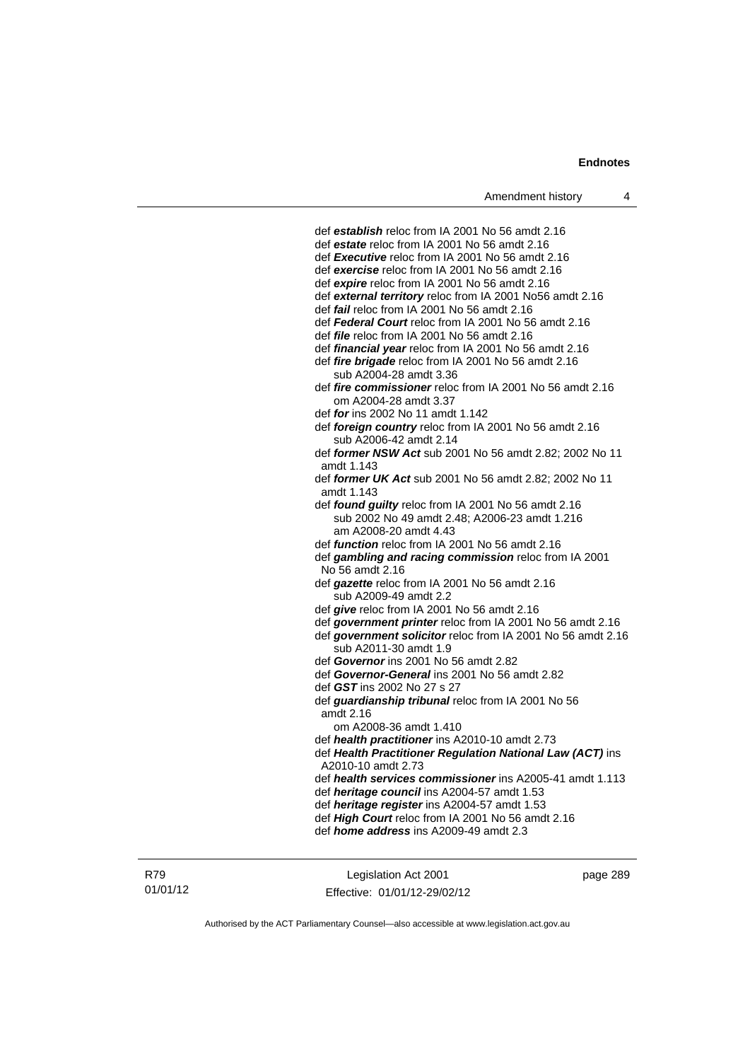def ***establish*** reloc from IA 2001 No 56 amdt 2.16
def ***estate*** reloc from IA 2001 No 56 amdt 2.16
def ***Executive*** reloc from IA 2001 No 56 amdt 2.16
def ***exercise*** reloc from IA 2001 No 56 amdt 2.16
def ***expire*** reloc from IA 2001 No 56 amdt 2.16
def ***external territory*** reloc from IA 2001 No56 amdt 2.16
def ***fail*** reloc from IA 2001 No 56 amdt 2.16
def ***Federal Court*** reloc from IA 2001 No 56 amdt 2.16
def ***file*** reloc from IA 2001 No 56 amdt 2.16
def ***financial year*** reloc from IA 2001 No 56 amdt 2.16
def ***fire brigade*** reloc from IA 2001 No 56 amdt 2.16
sub A2004-28 amdt 3.36
def ***fire commissioner*** reloc from IA 2001 No 56 amdt 2.16
om A2004-28 amdt 3.37
def ***for*** ins 2002 No 11 amdt 1.142
def ***foreign country*** reloc from IA 2001 No 56 amdt 2.16
sub A2006-42 amdt 2.14
def ***former NSW Act*** sub 2001 No 56 amdt 2.82; 2002 No 11 amdt 1.143
def ***former UK Act*** sub 2001 No 56 amdt 2.82; 2002 No 11 amdt 1.143
def ***found guilty*** reloc from IA 2001 No 56 amdt 2.16
sub 2002 No 49 amdt 2.48; A2006-23 amdt 1.216
am A2008-20 amdt 4.43
def ***function*** reloc from IA 2001 No 56 amdt 2.16
def ***gambling and racing commission*** reloc from IA 2001 No 56 amdt 2.16
def ***gazette*** reloc from IA 2001 No 56 amdt 2.16
sub A2009-49 amdt 2.2
def ***give*** reloc from IA 2001 No 56 amdt 2.16
def ***government printer*** reloc from IA 2001 No 56 amdt 2.16
def ***government solicitor*** reloc from IA 2001 No 56 amdt 2.16
sub A2011-30 amdt 1.9
def ***Governor*** ins 2001 No 56 amdt 2.82
def ***Governor-General*** ins 2001 No 56 amdt 2.82
def ***GST*** ins 2002 No 27 s 27
def ***guardianship tribunal*** reloc from IA 2001 No 56 amdt 2.16
om A2008-36 amdt 1.410
def ***health practitioner*** ins A2010-10 amdt 2.73
def ***Health Practitioner Regulation National Law (ACT)*** ins A2010-10 amdt 2.73
def ***health services commissioner*** ins A2005-41 amdt 1.113
def ***heritage council*** ins A2004-57 amdt 1.53
def ***heritage register*** ins A2004-57 amdt 1.53
def ***High Court*** reloc from IA 2001 No 56 amdt 2.16
def ***home address*** ins A2009-49 amdt 2.3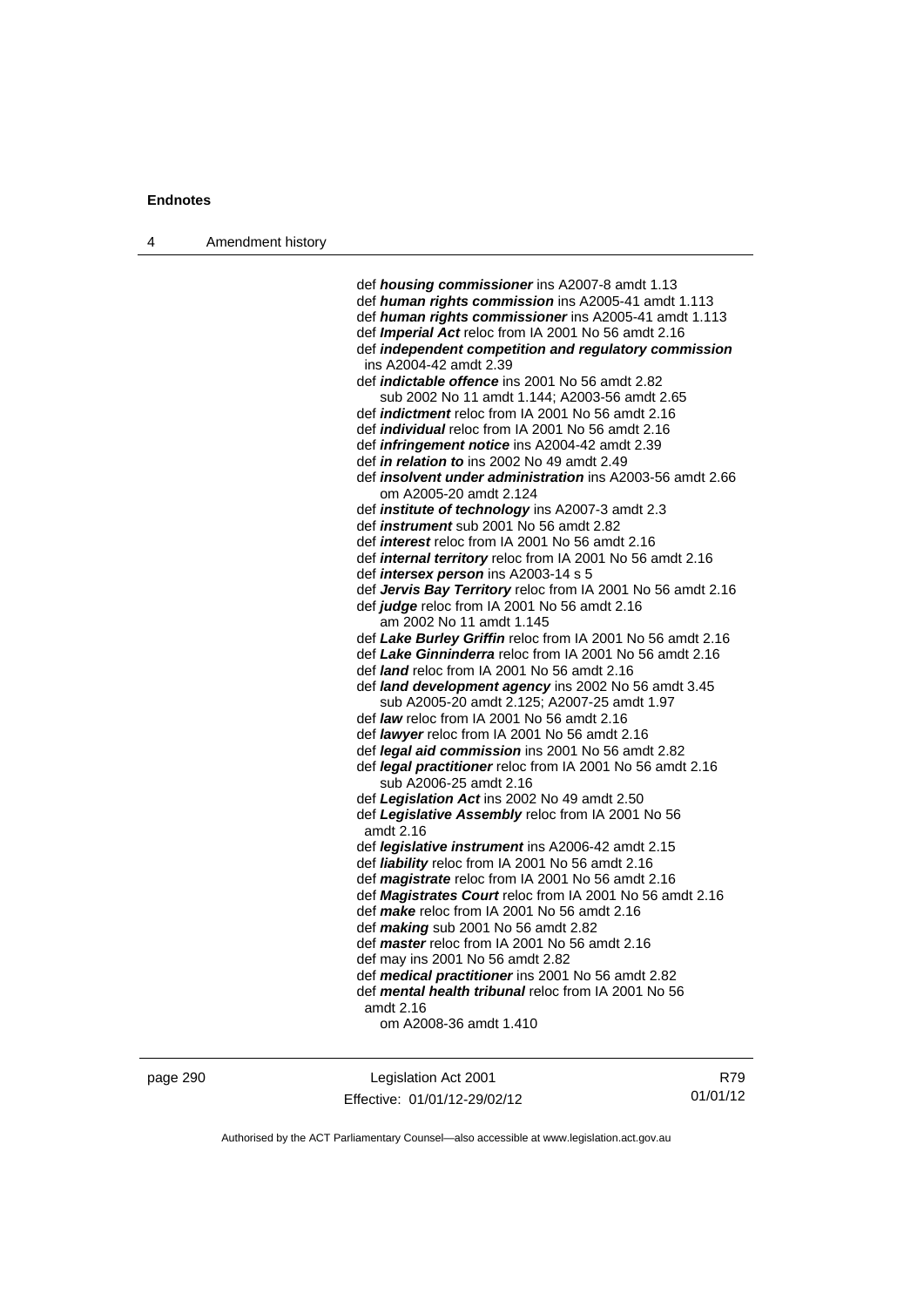def ***housing commissioner*** ins A2007-8 amdt 1.13
def ***human rights commission*** ins A2005-41 amdt 1.113
def ***human rights commissioner*** ins A2005-41 amdt 1.113
def ***Imperial Act*** reloc from IA 2001 No 56 amdt 2.16
def ***independent competition and regulatory commission*** ins A2004-42 amdt 2.39
def ***indictable offence*** ins 2001 No 56 amdt 2.82
  sub 2002 No 11 amdt 1.144; A2003-56 amdt 2.65
def ***indictment*** reloc from IA 2001 No 56 amdt 2.16
def ***individual*** reloc from IA 2001 No 56 amdt 2.16
def ***infringement notice*** ins A2004-42 amdt 2.39
def ***in relation to*** ins 2002 No 49 amdt 2.49
def ***insolvent under administration*** ins A2003-56 amdt 2.66
  om A2005-20 amdt 2.124
def ***institute of technology*** ins A2007-3 amdt 2.3
def ***instrument*** sub 2001 No 56 amdt 2.82
def ***interest*** reloc from IA 2001 No 56 amdt 2.16
def ***internal territory*** reloc from IA 2001 No 56 amdt 2.16
def ***intersex person*** ins A2003-14 s 5
def ***Jervis Bay Territory*** reloc from IA 2001 No 56 amdt 2.16
def ***judge*** reloc from IA 2001 No 56 amdt 2.16
  am 2002 No 11 amdt 1.145
def ***Lake Burley Griffin*** reloc from IA 2001 No 56 amdt 2.16
def ***Lake Ginninderra*** reloc from IA 2001 No 56 amdt 2.16
def ***land*** reloc from IA 2001 No 56 amdt 2.16
def ***land development agency*** ins 2002 No 56 amdt 3.45
  sub A2005-20 amdt 2.125; A2007-25 amdt 1.97
def ***law*** reloc from IA 2001 No 56 amdt 2.16
def ***lawyer*** reloc from IA 2001 No 56 amdt 2.16
def ***legal aid commission*** ins 2001 No 56 amdt 2.82
def ***legal practitioner*** reloc from IA 2001 No 56 amdt 2.16
  sub A2006-25 amdt 2.16
def ***Legislation Act*** ins 2002 No 49 amdt 2.50
def ***Legislative Assembly*** reloc from IA 2001 No 56 amdt 2.16
def ***legislative instrument*** ins A2006-42 amdt 2.15
def ***liability*** reloc from IA 2001 No 56 amdt 2.16
def ***magistrate*** reloc from IA 2001 No 56 amdt 2.16
def ***Magistrates Court*** reloc from IA 2001 No 56 amdt 2.16
def ***make*** reloc from IA 2001 No 56 amdt 2.16
def ***making*** sub 2001 No 56 amdt 2.82
def ***master*** reloc from IA 2001 No 56 amdt 2.16
def may ins 2001 No 56 amdt 2.82
def ***medical practitioner*** ins 2001 No 56 amdt 2.82
def ***mental health tribunal*** reloc from IA 2001 No 56 amdt 2.16
  om A2008-36 amdt 1.410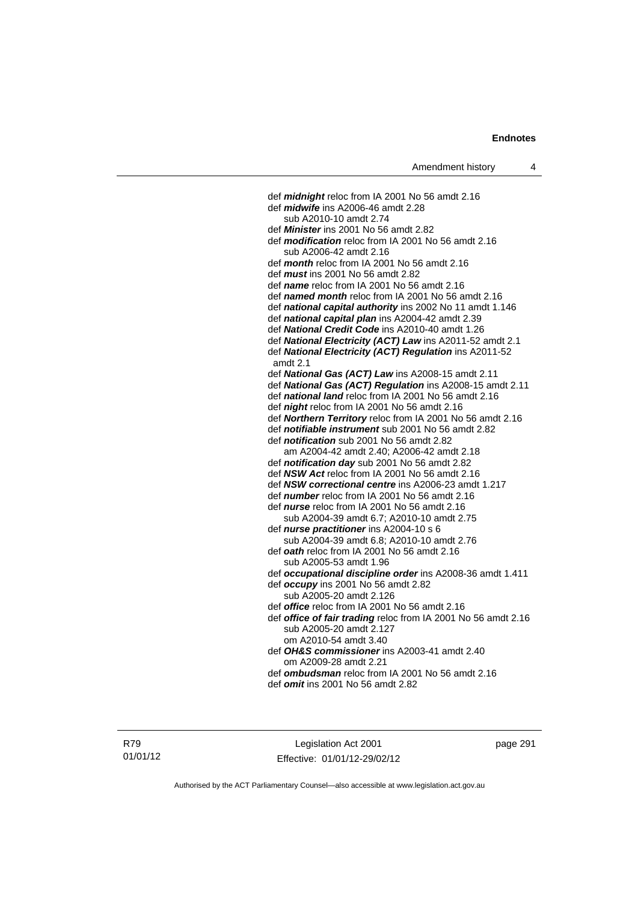def ***midnight*** reloc from IA 2001 No 56 amdt 2.16
def ***midwife*** ins A2006-46 amdt 2.28
  sub A2010-10 amdt 2.74
def ***Minister*** ins 2001 No 56 amdt 2.82
def ***modification*** reloc from IA 2001 No 56 amdt 2.16
  sub A2006-42 amdt 2.16
def ***month*** reloc from IA 2001 No 56 amdt 2.16
def ***must*** ins 2001 No 56 amdt 2.82
def ***name*** reloc from IA 2001 No 56 amdt 2.16
def ***named month*** reloc from IA 2001 No 56 amdt 2.16
def ***national capital authority*** ins 2002 No 11 amdt 1.146
def ***national capital plan*** ins A2004-42 amdt 2.39
def ***National Credit Code*** ins A2010-40 amdt 1.26
def ***National Electricity (ACT) Law*** ins A2011-52 amdt 2.1
def ***National Electricity (ACT) Regulation*** ins A2011-52 amdt 2.1
def ***National Gas (ACT) Law*** ins A2008-15 amdt 2.11
def ***National Gas (ACT) Regulation*** ins A2008-15 amdt 2.11
def ***national land*** reloc from IA 2001 No 56 amdt 2.16
def ***night*** reloc from IA 2001 No 56 amdt 2.16
def ***Northern Territory*** reloc from IA 2001 No 56 amdt 2.16
def ***notifiable instrument*** sub 2001 No 56 amdt 2.82
def ***notification*** sub 2001 No 56 amdt 2.82
  am A2004-42 amdt 2.40; A2006-42 amdt 2.18
def ***notification day*** sub 2001 No 56 amdt 2.82
def ***NSW Act*** reloc from IA 2001 No 56 amdt 2.16
def ***NSW correctional centre*** ins A2006-23 amdt 1.217
def ***number*** reloc from IA 2001 No 56 amdt 2.16
def ***nurse*** reloc from IA 2001 No 56 amdt 2.16
  sub A2004-39 amdt 6.7; A2010-10 amdt 2.75
def ***nurse practitioner*** ins A2004-10 s 6
  sub A2004-39 amdt 6.8; A2010-10 amdt 2.76
def ***oath*** reloc from IA 2001 No 56 amdt 2.16
  sub A2005-53 amdt 1.96
def ***occupational discipline order*** ins A2008-36 amdt 1.411
def ***occupy*** ins 2001 No 56 amdt 2.82
  sub A2005-20 amdt 2.126
def ***office*** reloc from IA 2001 No 56 amdt 2.16
def ***office of fair trading*** reloc from IA 2001 No 56 amdt 2.16
  sub A2005-20 amdt 2.127
  om A2010-54 amdt 3.40
def ***OH&S commissioner*** ins A2003-41 amdt 2.40
  om A2009-28 amdt 2.21
def ***ombudsman*** reloc from IA 2001 No 56 amdt 2.16
def ***omit*** ins 2001 No 56 amdt 2.82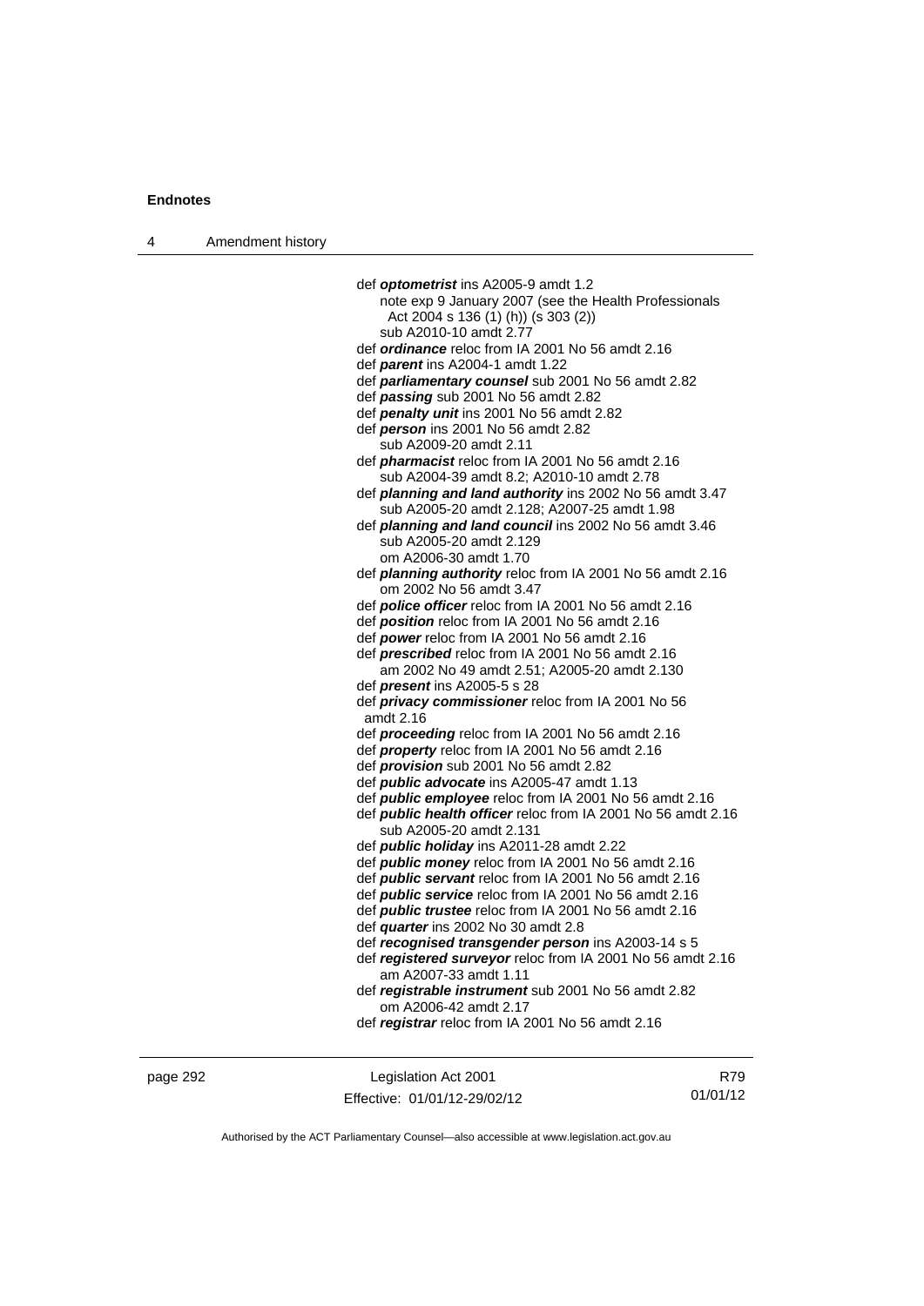def ***optometrist*** ins A2005-9 amdt 1.2
  note exp 9 January 2007 (see the Health Professionals Act 2004 s 136 (1) (h)) (s 303 (2))
  sub A2010-10 amdt 2.77
def ***ordinance*** reloc from IA 2001 No 56 amdt 2.16
def ***parent*** ins A2004-1 amdt 1.22
def ***parliamentary counsel*** sub 2001 No 56 amdt 2.82
def ***passing*** sub 2001 No 56 amdt 2.82
def ***penalty unit*** ins 2001 No 56 amdt 2.82
def ***person*** ins 2001 No 56 amdt 2.82
  sub A2009-20 amdt 2.11
def ***pharmacist*** reloc from IA 2001 No 56 amdt 2.16
  sub A2004-39 amdt 8.2; A2010-10 amdt 2.78
def ***planning and land authority*** ins 2002 No 56 amdt 3.47
  sub A2005-20 amdt 2.128; A2007-25 amdt 1.98
def ***planning and land council*** ins 2002 No 56 amdt 3.46
  sub A2005-20 amdt 2.129
  om A2006-30 amdt 1.70
def ***planning authority*** reloc from IA 2001 No 56 amdt 2.16
  om 2002 No 56 amdt 3.47
def ***police officer*** reloc from IA 2001 No 56 amdt 2.16
def ***position*** reloc from IA 2001 No 56 amdt 2.16
def ***power*** reloc from IA 2001 No 56 amdt 2.16
def ***prescribed*** reloc from IA 2001 No 56 amdt 2.16
  am 2002 No 49 amdt 2.51; A2005-20 amdt 2.130
def ***present*** ins A2005-5 s 28
def ***privacy commissioner*** reloc from IA 2001 No 56 amdt 2.16
def ***proceeding*** reloc from IA 2001 No 56 amdt 2.16
def ***property*** reloc from IA 2001 No 56 amdt 2.16
def ***provision*** sub 2001 No 56 amdt 2.82
def ***public advocate*** ins A2005-47 amdt 1.13
def ***public employee*** reloc from IA 2001 No 56 amdt 2.16
def ***public health officer*** reloc from IA 2001 No 56 amdt 2.16
  sub A2005-20 amdt 2.131
def ***public holiday*** ins A2011-28 amdt 2.22
def ***public money*** reloc from IA 2001 No 56 amdt 2.16
def ***public servant*** reloc from IA 2001 No 56 amdt 2.16
def ***public service*** reloc from IA 2001 No 56 amdt 2.16
def ***public trustee*** reloc from IA 2001 No 56 amdt 2.16
def ***quarter*** ins 2002 No 30 amdt 2.8
def ***recognised transgender person*** ins A2003-14 s 5
def ***registered surveyor*** reloc from IA 2001 No 56 amdt 2.16
  am A2007-33 amdt 1.11
def ***registrable instrument*** sub 2001 No 56 amdt 2.82
  om A2006-42 amdt 2.17
def ***registrar*** reloc from IA 2001 No 56 amdt 2.16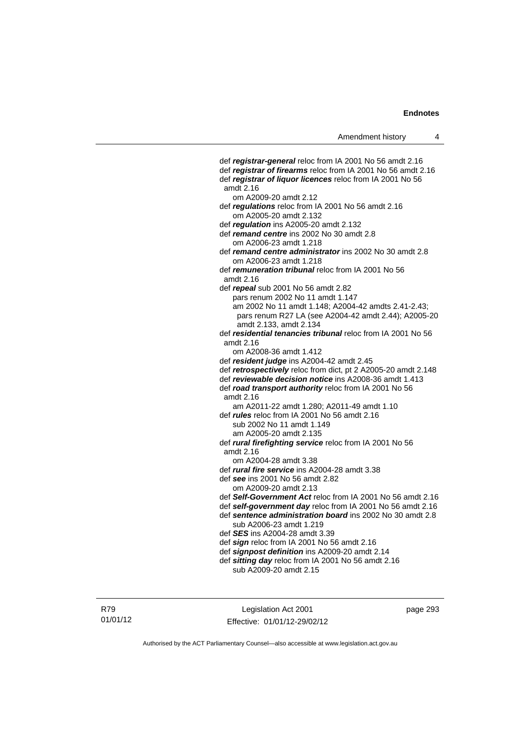def ***registrar-general*** reloc from IA 2001 No 56 amdt 2.16
def ***registrar of firearms*** reloc from IA 2001 No 56 amdt 2.16
def ***registrar of liquor licences*** reloc from IA 2001 No 56 amdt 2.16
    om A2009-20 amdt 2.12
def ***regulations*** reloc from IA 2001 No 56 amdt 2.16
    om A2005-20 amdt 2.132
def ***regulation*** ins A2005-20 amdt 2.132
def ***remand centre*** ins 2002 No 30 amdt 2.8
    om A2006-23 amdt 1.218
def ***remand centre administrator*** ins 2002 No 30 amdt 2.8
    om A2006-23 amdt 1.218
def ***remuneration tribunal*** reloc from IA 2001 No 56 amdt 2.16
def ***repeal*** sub 2001 No 56 amdt 2.82
    pars renum 2002 No 11 amdt 1.147
    am 2002 No 11 amdt 1.148; A2004-42 amdts 2.41-2.43; pars renum R27 LA (see A2004-42 amdt 2.44); A2005-20 amdt 2.133, amdt 2.134
def ***residential tenancies tribunal*** reloc from IA 2001 No 56 amdt 2.16
    om A2008-36 amdt 1.412
def ***resident judge*** ins A2004-42 amdt 2.45
def ***retrospectively*** reloc from dict, pt 2 A2005-20 amdt 2.148
def ***reviewable decision notice*** ins A2008-36 amdt 1.413
def ***road transport authority*** reloc from IA 2001 No 56 amdt 2.16
    am A2011-22 amdt 1.280; A2011-49 amdt 1.10
def ***rules*** reloc from IA 2001 No 56 amdt 2.16
    sub 2002 No 11 amdt 1.149
    am A2005-20 amdt 2.135
def ***rural firefighting service*** reloc from IA 2001 No 56 amdt 2.16
    om A2004-28 amdt 3.38
def ***rural fire service*** ins A2004-28 amdt 3.38
def ***see*** ins 2001 No 56 amdt 2.82
    om A2009-20 amdt 2.13
def ***Self-Government Act*** reloc from IA 2001 No 56 amdt 2.16
def ***self-government day*** reloc from IA 2001 No 56 amdt 2.16
def ***sentence administration board*** ins 2002 No 30 amdt 2.8
    sub A2006-23 amdt 1.219
def ***SES*** ins A2004-28 amdt 3.39
def ***sign*** reloc from IA 2001 No 56 amdt 2.16
def ***signpost definition*** ins A2009-20 amdt 2.14
def ***sitting day*** reloc from IA 2001 No 56 amdt 2.16
    sub A2009-20 amdt 2.15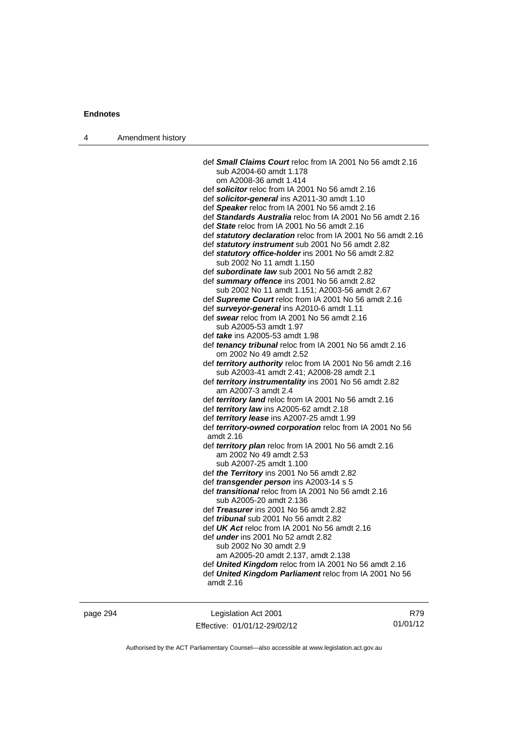def ***Small Claims Court*** reloc from IA 2001 No 56 amdt 2.16
sub A2004-60 amdt 1.178
om A2008-36 amdt 1.414

def ***solicitor*** reloc from IA 2001 No 56 amdt 2.16

def ***solicitor-general*** ins A2011-30 amdt 1.10

def ***Speaker*** reloc from IA 2001 No 56 amdt 2.16

def ***Standards Australia*** reloc from IA 2001 No 56 amdt 2.16

def ***State*** reloc from IA 2001 No 56 amdt 2.16

def ***statutory declaration*** reloc from IA 2001 No 56 amdt 2.16

def ***statutory instrument*** sub 2001 No 56 amdt 2.82

def ***statutory office-holder*** ins 2001 No 56 amdt 2.82
sub 2002 No 11 amdt 1.150

def ***subordinate law*** sub 2001 No 56 amdt 2.82

def ***summary offence*** ins 2001 No 56 amdt 2.82
sub 2002 No 11 amdt 1.151; A2003-56 amdt 2.67

def ***Supreme Court*** reloc from IA 2001 No 56 amdt 2.16

def ***surveyor-general*** ins A2010-6 amdt 1.11

def ***swear*** reloc from IA 2001 No 56 amdt 2.16
sub A2005-53 amdt 1.97

def ***take*** ins A2005-53 amdt 1.98

def ***tenancy tribunal*** reloc from IA 2001 No 56 amdt 2.16
om 2002 No 49 amdt 2.52

def ***territory authority*** reloc from IA 2001 No 56 amdt 2.16
sub A2003-41 amdt 2.41; A2008-28 amdt 2.1

def ***territory instrumentality*** ins 2001 No 56 amdt 2.82
am A2007-3 amdt 2.4

def ***territory land*** reloc from IA 2001 No 56 amdt 2.16

def ***territory law*** ins A2005-62 amdt 2.18

def ***territory lease*** ins A2007-25 amdt 1.99

def ***territory-owned corporation*** reloc from IA 2001 No 56 amdt 2.16

def ***territory plan*** reloc from IA 2001 No 56 amdt 2.16
am 2002 No 49 amdt 2.53
sub A2007-25 amdt 1.100

def ***the Territory*** ins 2001 No 56 amdt 2.82

def ***transgender person*** ins A2003-14 s 5

def ***transitional*** reloc from IA 2001 No 56 amdt 2.16
sub A2005-20 amdt 2.136

def ***Treasurer*** ins 2001 No 56 amdt 2.82

def ***tribunal*** sub 2001 No 56 amdt 2.82

def ***UK Act*** reloc from IA 2001 No 56 amdt 2.16

def ***under*** ins 2001 No 52 amdt 2.82
sub 2002 No 30 amdt 2.9
am A2005-20 amdt 2.137, amdt 2.138

def ***United Kingdom*** reloc from IA 2001 No 56 amdt 2.16

def ***United Kingdom Parliament*** reloc from IA 2001 No 56 amdt 2.16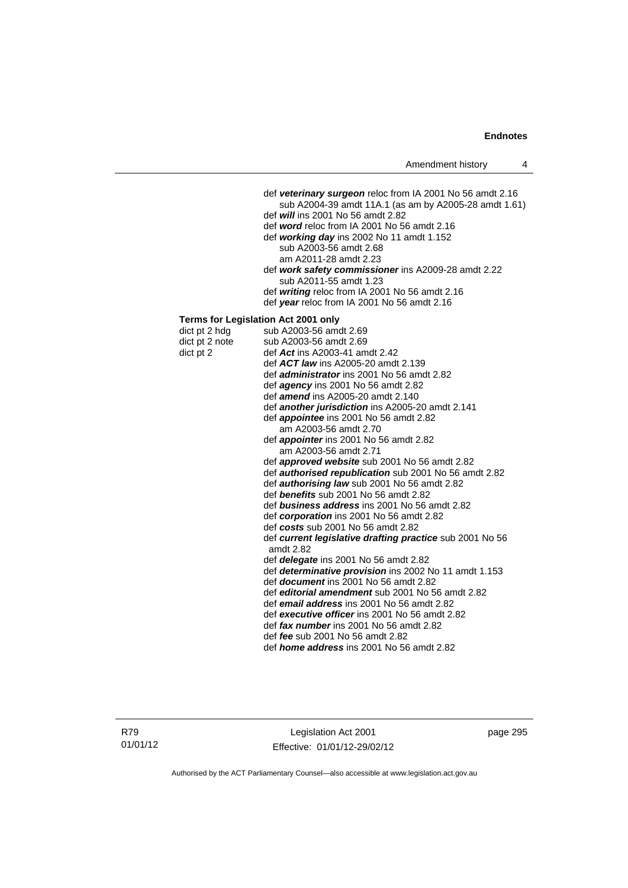def ***veterinary surgeon*** reloc from IA 2001 No 56 amdt 2.16
    sub A2004-39 amdt 11A.1 (as am by A2005-28 amdt 1.61)
def ***will*** ins 2001 No 56 amdt 2.82
def ***word*** reloc from IA 2001 No 56 amdt 2.16
def ***working day*** ins 2002 No 11 amdt 1.152
    sub A2003-56 amdt 2.68
    am A2011-28 amdt 2.23
def ***work safety commissioner*** ins A2009-28 amdt 2.22
    sub A2011-55 amdt 1.23
def ***writing*** reloc from IA 2001 No 56 amdt 2.16
def ***year*** reloc from IA 2001 No 56 amdt 2.16

**Terms for Legislation Act 2001 only**

dict pt 2 hdg    sub A2003-56 amdt 2.69
dict pt 2 note    sub A2003-56 amdt 2.69
dict pt 2    def ***Act*** ins A2003-41 amdt 2.42
def ***ACT law*** ins A2005-20 amdt 2.139
def ***administrator*** ins 2001 No 56 amdt 2.82
def ***agency*** ins 2001 No 56 amdt 2.82
def ***amend*** ins A2005-20 amdt 2.140
def ***another jurisdiction*** ins A2005-20 amdt 2.141
def ***appointee*** ins 2001 No 56 amdt 2.82
    am A2003-56 amdt 2.70
def ***appointer*** ins 2001 No 56 amdt 2.82
    am A2003-56 amdt 2.71
def ***approved website*** sub 2001 No 56 amdt 2.82
def ***authorised republication*** sub 2001 No 56 amdt 2.82
def ***authorising law*** sub 2001 No 56 amdt 2.82
def ***benefits*** sub 2001 No 56 amdt 2.82
def ***business address*** ins 2001 No 56 amdt 2.82
def ***corporation*** ins 2001 No 56 amdt 2.82
def ***costs*** sub 2001 No 56 amdt 2.82
def ***current legislative drafting practice*** sub 2001 No 56 amdt 2.82
def ***delegate*** ins 2001 No 56 amdt 2.82
def ***determinative provision*** ins 2002 No 11 amdt 1.153
def ***document*** ins 2001 No 56 amdt 2.82
def ***editorial amendment*** sub 2001 No 56 amdt 2.82
def ***email address*** ins 2001 No 56 amdt 2.82
def ***executive officer*** ins 2001 No 56 amdt 2.82
def ***fax number*** ins 2001 No 56 amdt 2.82
def ***fee*** sub 2001 No 56 amdt 2.82
def ***home address*** ins 2001 No 56 amdt 2.82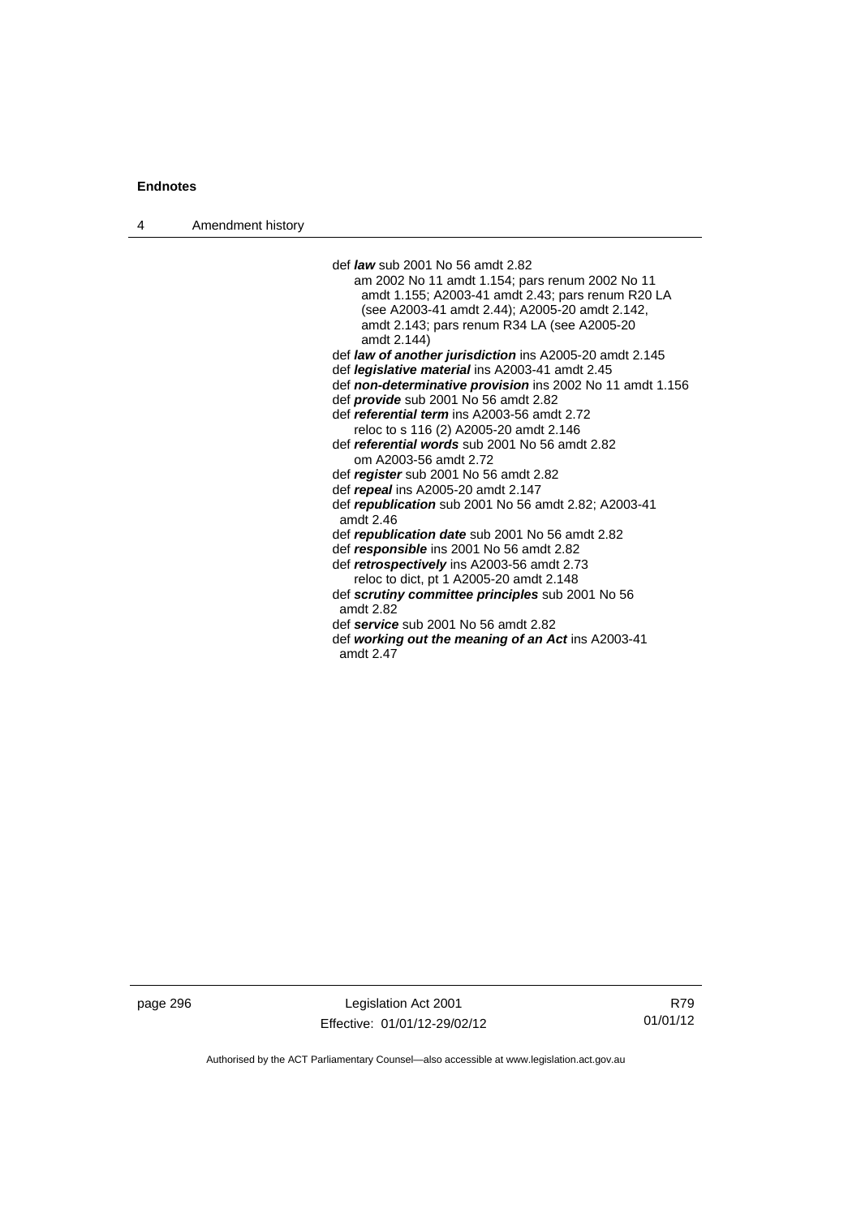def ***law*** sub 2001 No 56 amdt 2.82
am 2002 No 11 amdt 1.154; pars renum 2002 No 11 amdt 1.155; A2003-41 amdt 2.43; pars renum R20 LA (see A2003-41 amdt 2.44); A2005-20 amdt 2.142, amdt 2.143; pars renum R34 LA (see A2005-20 amdt 2.144)

def ***law of another jurisdiction*** ins A2005-20 amdt 2.145

def ***legislative material*** ins A2003-41 amdt 2.45

def ***non-determinative provision*** ins 2002 No 11 amdt 1.156

def ***provide*** sub 2001 No 56 amdt 2.82

def ***referential term*** ins A2003-56 amdt 2.72
reloc to s 116 (2) A2005-20 amdt 2.146

def ***referential words*** sub 2001 No 56 amdt 2.82
om A2003-56 amdt 2.72

def ***register*** sub 2001 No 56 amdt 2.82

def ***repeal*** ins A2005-20 amdt 2.147

def ***republication*** sub 2001 No 56 amdt 2.82; A2003-41 amdt 2.46

def ***republication date*** sub 2001 No 56 amdt 2.82

def ***responsible*** ins 2001 No 56 amdt 2.82

def ***retrospectively*** ins A2003-56 amdt 2.73
reloc to dict, pt 1 A2005-20 amdt 2.148

def ***scrutiny committee principles*** sub 2001 No 56 amdt 2.82

def ***service*** sub 2001 No 56 amdt 2.82

def ***working out the meaning of an Act*** ins A2003-41 amdt 2.47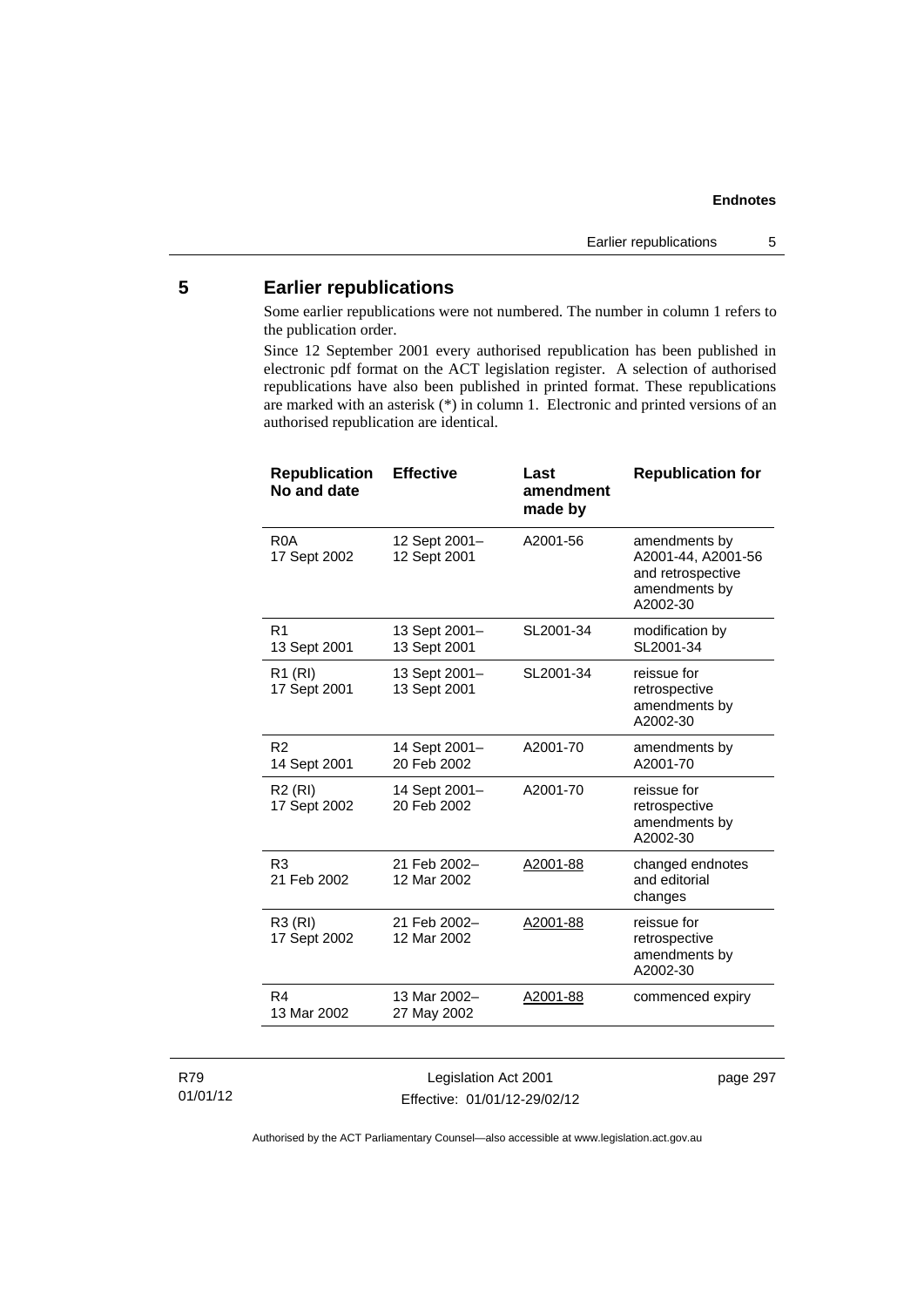## 5 Earlier republications

Some earlier republications were not numbered. The number in column 1 refers to the publication order.

Since 12 September 2001 every authorised republication has been published in electronic pdf format on the ACT legislation register. A selection of authorised republications have also been published in printed format. These republications are marked with an asterisk (*) in column 1. Electronic and printed versions of an authorised republication are identical.

| Republication No and date | Effective | Last amendment made by | Republication for |
|---|---|---|---|
| R0A 17 Sept 2002 | 12 Sept 2001– 12 Sept 2001 | A2001-56 | amendments by A2001-44, A2001-56 and retrospective amendments by A2002-30 |
| R1 13 Sept 2001 | 13 Sept 2001– 13 Sept 2001 | SL2001-34 | modification by SL2001-34 |
| R1 (RI) 17 Sept 2001 | 13 Sept 2001– 13 Sept 2001 | SL2001-34 | reissue for retrospective amendments by A2002-30 |
| R2 14 Sept 2001 | 14 Sept 2001– 20 Feb 2002 | A2001-70 | amendments by A2001-70 |
| R2 (RI) 17 Sept 2002 | 14 Sept 2001– 20 Feb 2002 | A2001-70 | reissue for retrospective amendments by A2002-30 |
| R3 21 Feb 2002 | 21 Feb 2002– 12 Mar 2002 | A2001-88 | changed endnotes and editorial changes |
| R3 (RI) 17 Sept 2002 | 21 Feb 2002– 12 Mar 2002 | A2001-88 | reissue for retrospective amendments by A2002-30 |
| R4 13 Mar 2002 | 13 Mar 2002– 27 May 2002 | A2001-88 | commenced expiry |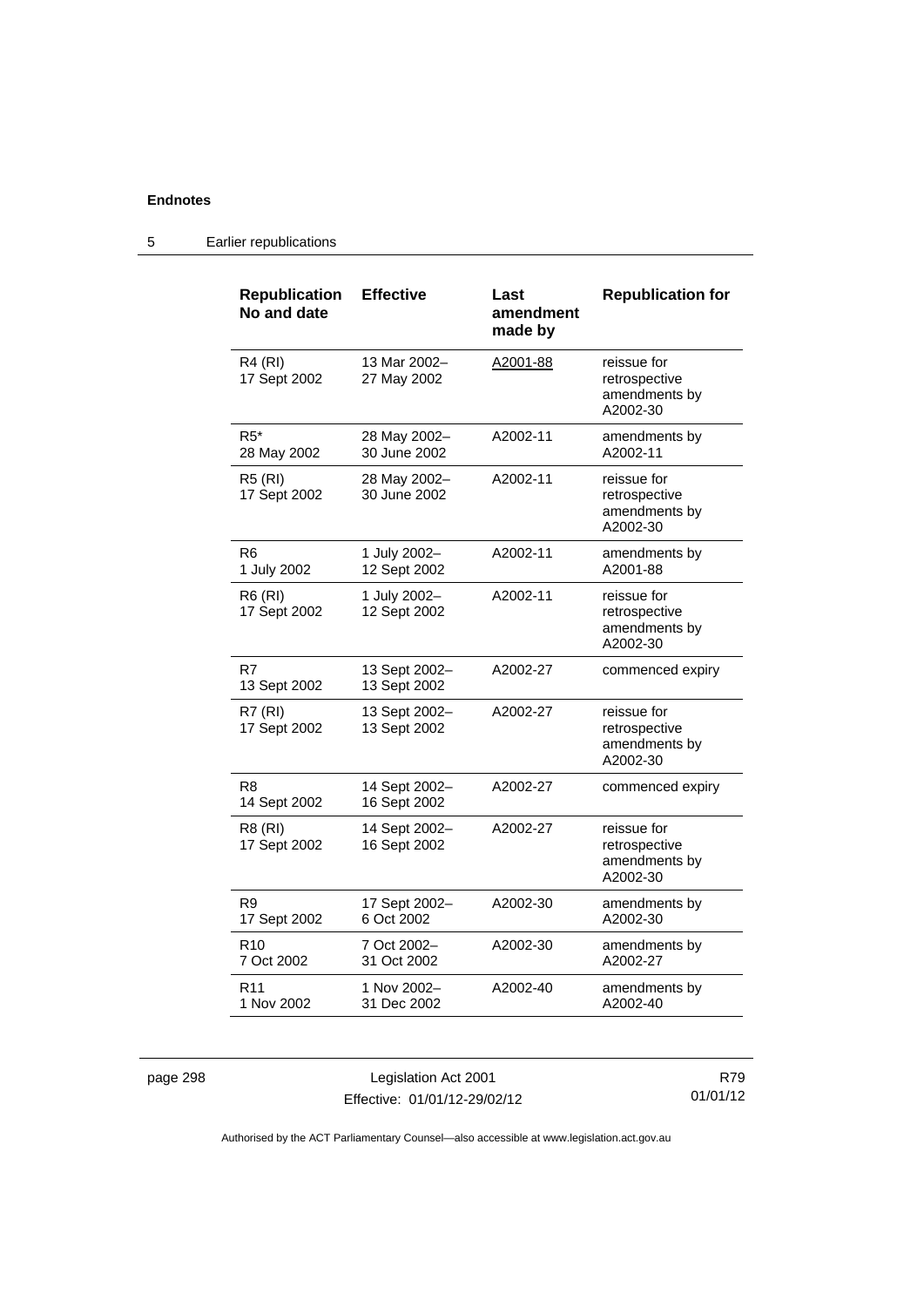| Republication No and date | Effective | Last amendment made by | Republication for |
|---|---|---|---|
| R4 (RI) 17 Sept 2002 | 13 Mar 2002– 27 May 2002 | A2001-88 | reissue for retrospective amendments by A2002-30 |
| R5* 28 May 2002 | 28 May 2002– 30 June 2002 | A2002-11 | amendments by A2002-11 |
| R5 (RI) 17 Sept 2002 | 28 May 2002– 30 June 2002 | A2002-11 | reissue for retrospective amendments by A2002-30 |
| R6 1 July 2002 | 1 July 2002– 12 Sept 2002 | A2002-11 | amendments by A2001-88 |
| R6 (RI) 17 Sept 2002 | 1 July 2002– 12 Sept 2002 | A2002-11 | reissue for retrospective amendments by A2002-30 |
| R7 13 Sept 2002 | 13 Sept 2002– 13 Sept 2002 | A2002-27 | commenced expiry |
| R7 (RI) 17 Sept 2002 | 13 Sept 2002– 13 Sept 2002 | A2002-27 | reissue for retrospective amendments by A2002-30 |
| R8 14 Sept 2002 | 14 Sept 2002– 16 Sept 2002 | A2002-27 | commenced expiry |
| R8 (RI) 17 Sept 2002 | 14 Sept 2002– 16 Sept 2002 | A2002-27 | reissue for retrospective amendments by A2002-30 |
| R9 17 Sept 2002 | 17 Sept 2002– 6 Oct 2002 | A2002-30 | amendments by A2002-30 |
| R10 7 Oct 2002 | 7 Oct 2002– 31 Oct 2002 | A2002-30 | amendments by A2002-27 |
| R11 1 Nov 2002 | 1 Nov 2002– 31 Dec 2002 | A2002-40 | amendments by A2002-40 |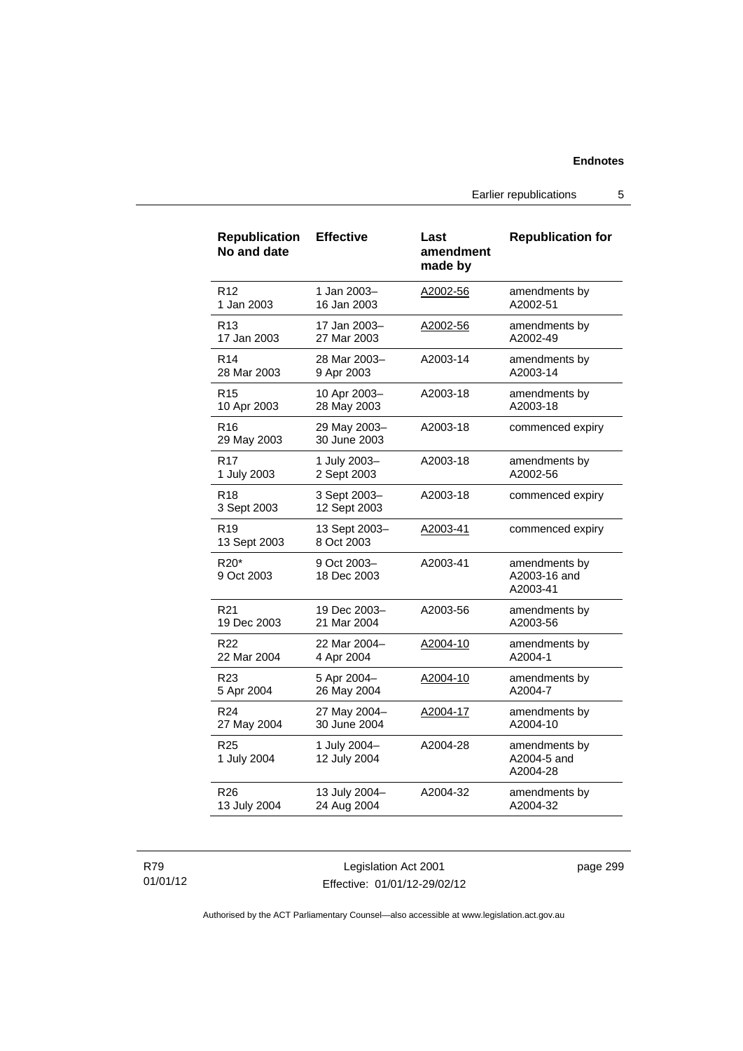| Republication No and date | Effective | Last amendment made by | Republication for |
|---|---|---|---|
| R12<br>1 Jan 2003 | 1 Jan 2003–<br>16 Jan 2003 | A2002-56 | amendments by A2002-51 |
| R13<br>17 Jan 2003 | 17 Jan 2003–<br>27 Mar 2003 | A2002-56 | amendments by A2002-49 |
| R14<br>28 Mar 2003 | 28 Mar 2003–<br>9 Apr 2003 | A2003-14 | amendments by A2003-14 |
| R15<br>10 Apr 2003 | 10 Apr 2003–<br>28 May 2003 | A2003-18 | amendments by A2003-18 |
| R16<br>29 May 2003 | 29 May 2003–<br>30 June 2003 | A2003-18 | commenced expiry |
| R17<br>1 July 2003 | 1 July 2003–<br>2 Sept 2003 | A2003-18 | amendments by A2002-56 |
| R18<br>3 Sept 2003 | 3 Sept 2003–<br>12 Sept 2003 | A2003-18 | commenced expiry |
| R19<br>13 Sept 2003 | 13 Sept 2003–<br>8 Oct 2003 | A2003-41 | commenced expiry |
| R20*<br>9 Oct 2003 | 9 Oct 2003–<br>18 Dec 2003 | A2003-41 | amendments by A2003-16 and A2003-41 |
| R21<br>19 Dec 2003 | 19 Dec 2003–<br>21 Mar 2004 | A2003-56 | amendments by A2003-56 |
| R22<br>22 Mar 2004 | 22 Mar 2004–<br>4 Apr 2004 | A2004-10 | amendments by A2004-1 |
| R23<br>5 Apr 2004 | 5 Apr 2004–<br>26 May 2004 | A2004-10 | amendments by A2004-7 |
| R24<br>27 May 2004 | 27 May 2004–<br>30 June 2004 | A2004-17 | amendments by A2004-10 |
| R25<br>1 July 2004 | 1 July 2004–<br>12 July 2004 | A2004-28 | amendments by A2004-5 and A2004-28 |
| R26<br>13 July 2004 | 13 July 2004–<br>24 Aug 2004 | A2004-32 | amendments by A2004-32 |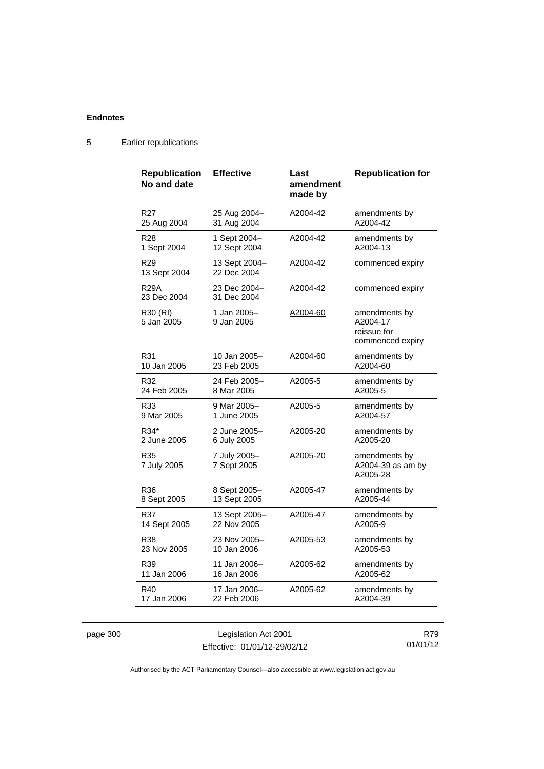## 5 Earlier republications

| Republication No and date | Effective | Last amendment made by | Republication for |
|---|---|---|---|
| R27<br>25 Aug 2004 | 25 Aug 2004–<br>31 Aug 2004 | A2004-42 | amendments by<br>A2004-42 |
| R28<br>1 Sept 2004 | 1 Sept 2004–<br>12 Sept 2004 | A2004-42 | amendments by<br>A2004-13 |
| R29<br>13 Sept 2004 | 13 Sept 2004–<br>22 Dec 2004 | A2004-42 | commenced expiry |
| R29A<br>23 Dec 2004 | 23 Dec 2004–<br>31 Dec 2004 | A2004-42 | commenced expiry |
| R30 (RI)<br>5 Jan 2005 | 1 Jan 2005–<br>9 Jan 2005 | A2004-60 | amendments by<br>A2004-17<br>reissue for<br>commenced expiry |
| R31<br>10 Jan 2005 | 10 Jan 2005–<br>23 Feb 2005 | A2004-60 | amendments by<br>A2004-60 |
| R32<br>24 Feb 2005 | 24 Feb 2005–<br>8 Mar 2005 | A2005-5 | amendments by<br>A2005-5 |
| R33<br>9 Mar 2005 | 9 Mar 2005–<br>1 June 2005 | A2005-5 | amendments by<br>A2004-57 |
| R34*<br>2 June 2005 | 2 June 2005–<br>6 July 2005 | A2005-20 | amendments by<br>A2005-20 |
| R35<br>7 July 2005 | 7 July 2005–<br>7 Sept 2005 | A2005-20 | amendments by<br>A2004-39 as am by<br>A2005-28 |
| R36<br>8 Sept 2005 | 8 Sept 2005–<br>13 Sept 2005 | A2005-47 | amendments by<br>A2005-44 |
| R37<br>14 Sept 2005 | 13 Sept 2005–<br>22 Nov 2005 | A2005-47 | amendments by<br>A2005-9 |
| R38<br>23 Nov 2005 | 23 Nov 2005–<br>10 Jan 2006 | A2005-53 | amendments by<br>A2005-53 |
| R39<br>11 Jan 2006 | 11 Jan 2006–<br>16 Jan 2006 | A2005-62 | amendments by<br>A2005-62 |
| R40<br>17 Jan 2006 | 17 Jan 2006–<br>22 Feb 2006 | A2005-62 | amendments by<br>A2004-39 |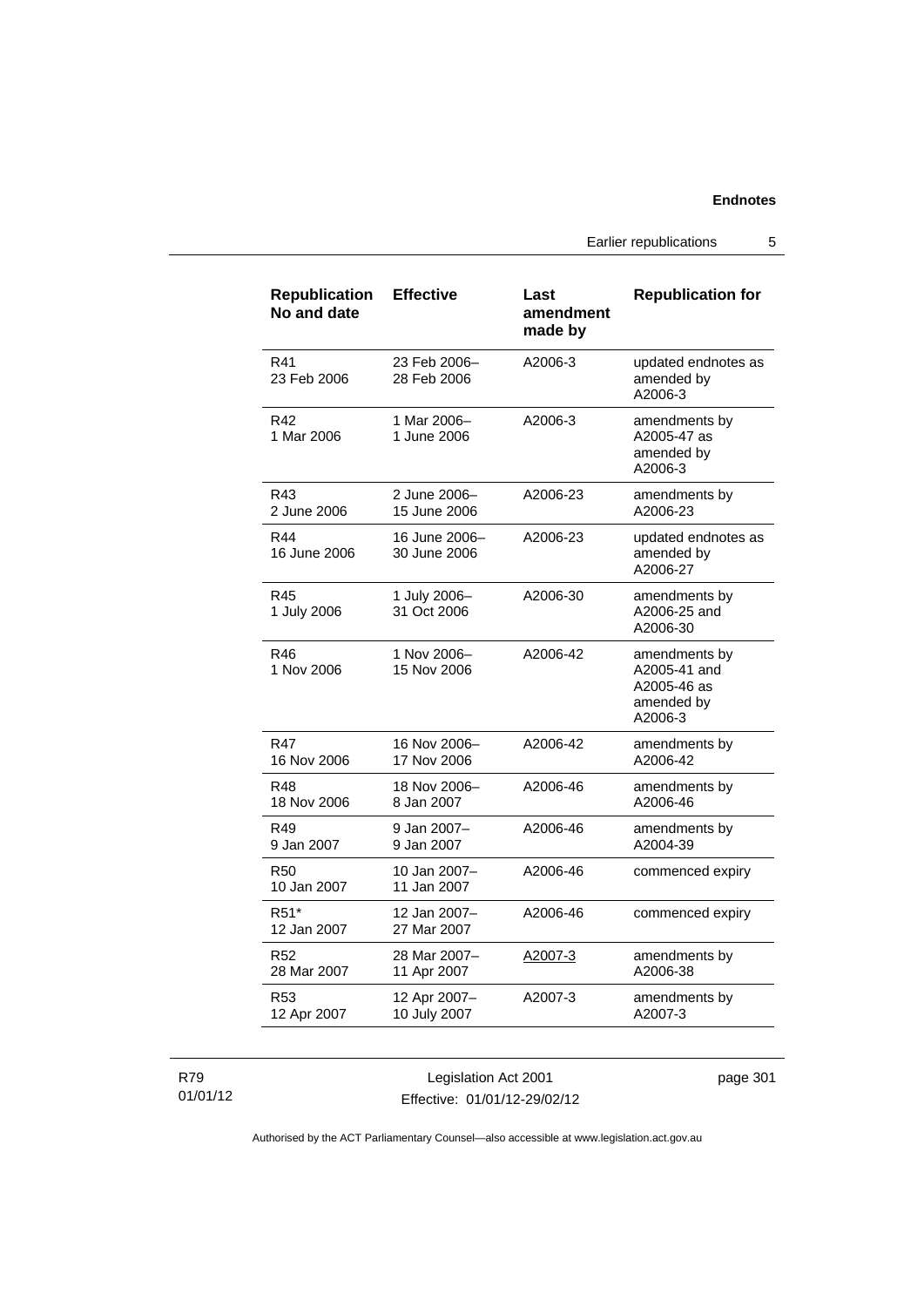| Republication No and date | Effective | Last amendment made by | Republication for |
|---|---|---|---|
| R41 23 Feb 2006 | 23 Feb 2006– 28 Feb 2006 | A2006-3 | updated endnotes as amended by A2006-3 |
| R42 1 Mar 2006 | 1 Mar 2006– 1 June 2006 | A2006-3 | amendments by A2005-47 as amended by A2006-3 |
| R43 2 June 2006 | 2 June 2006– 15 June 2006 | A2006-23 | amendments by A2006-23 |
| R44 16 June 2006 | 16 June 2006– 30 June 2006 | A2006-23 | updated endnotes as amended by A2006-27 |
| R45 1 July 2006 | 1 July 2006– 31 Oct 2006 | A2006-30 | amendments by A2006-25 and A2006-30 |
| R46 1 Nov 2006 | 1 Nov 2006– 15 Nov 2006 | A2006-42 | amendments by A2005-41 and A2005-46 as amended by A2006-3 |
| R47 16 Nov 2006 | 16 Nov 2006– 17 Nov 2006 | A2006-42 | amendments by A2006-42 |
| R48 18 Nov 2006 | 18 Nov 2006– 8 Jan 2007 | A2006-46 | amendments by A2006-46 |
| R49 9 Jan 2007 | 9 Jan 2007– 9 Jan 2007 | A2006-46 | amendments by A2004-39 |
| R50 10 Jan 2007 | 10 Jan 2007– 11 Jan 2007 | A2006-46 | commenced expiry |
| R51* 12 Jan 2007 | 12 Jan 2007– 27 Mar 2007 | A2006-46 | commenced expiry |
| R52 28 Mar 2007 | 28 Mar 2007– 11 Apr 2007 | A2007-3 | amendments by A2006-38 |
| R53 12 Apr 2007 | 12 Apr 2007– 10 July 2007 | A2007-3 | amendments by A2007-3 |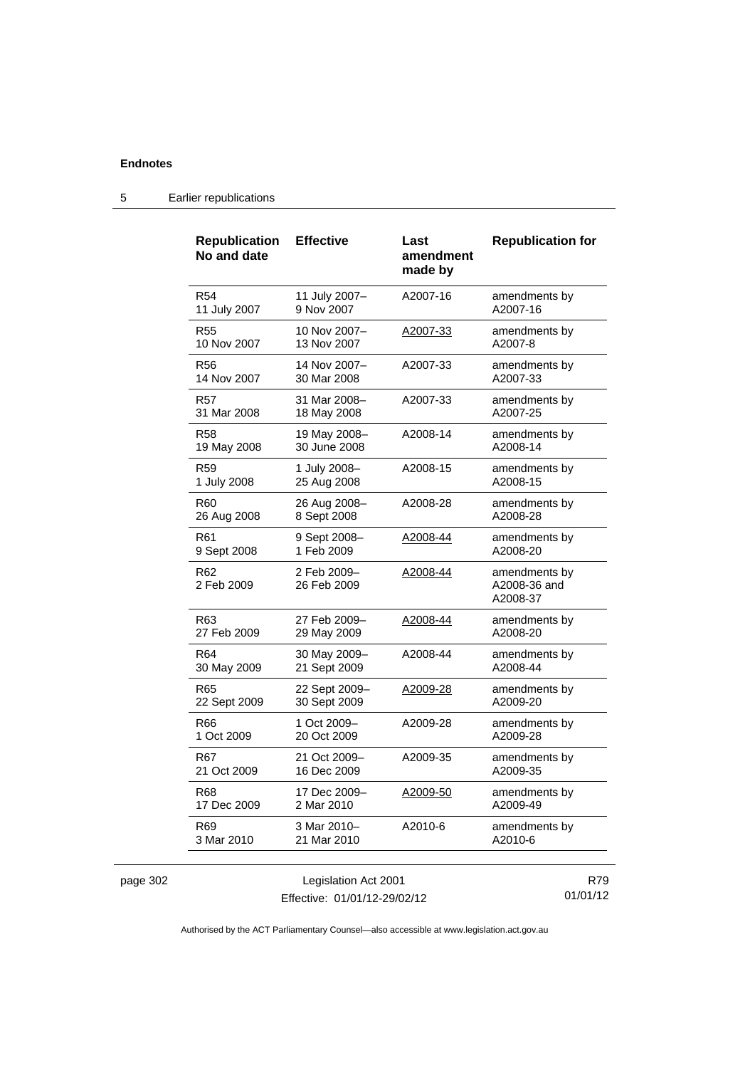| Republication No and date | Effective | Last amendment made by | Republication for |
|---|---|---|---|
| R54 11 July 2007 | 11 July 2007– 9 Nov 2007 | A2007-16 | amendments by A2007-16 |
| R55 10 Nov 2007 | 10 Nov 2007– 13 Nov 2007 | A2007-33 | amendments by A2007-8 |
| R56 14 Nov 2007 | 14 Nov 2007– 30 Mar 2008 | A2007-33 | amendments by A2007-33 |
| R57 31 Mar 2008 | 31 Mar 2008– 18 May 2008 | A2007-33 | amendments by A2007-25 |
| R58 19 May 2008 | 19 May 2008– 30 June 2008 | A2008-14 | amendments by A2008-14 |
| R59 1 July 2008 | 1 July 2008– 25 Aug 2008 | A2008-15 | amendments by A2008-15 |
| R60 26 Aug 2008 | 26 Aug 2008– 8 Sept 2008 | A2008-28 | amendments by A2008-28 |
| R61 9 Sept 2008 | 9 Sept 2008– 1 Feb 2009 | A2008-44 | amendments by A2008-20 |
| R62 2 Feb 2009 | 2 Feb 2009– 26 Feb 2009 | A2008-44 | amendments by A2008-36 and A2008-37 |
| R63 27 Feb 2009 | 27 Feb 2009– 29 May 2009 | A2008-44 | amendments by A2008-20 |
| R64 30 May 2009 | 30 May 2009– 21 Sept 2009 | A2008-44 | amendments by A2008-44 |
| R65 22 Sept 2009 | 22 Sept 2009– 30 Sept 2009 | A2009-28 | amendments by A2009-20 |
| R66 1 Oct 2009 | 1 Oct 2009– 20 Oct 2009 | A2009-28 | amendments by A2009-28 |
| R67 21 Oct 2009 | 21 Oct 2009– 16 Dec 2009 | A2009-35 | amendments by A2009-35 |
| R68 17 Dec 2009 | 17 Dec 2009– 2 Mar 2010 | A2009-50 | amendments by A2009-49 |
| R69 3 Mar 2010 | 3 Mar 2010– 21 Mar 2010 | A2010-6 | amendments by A2010-6 |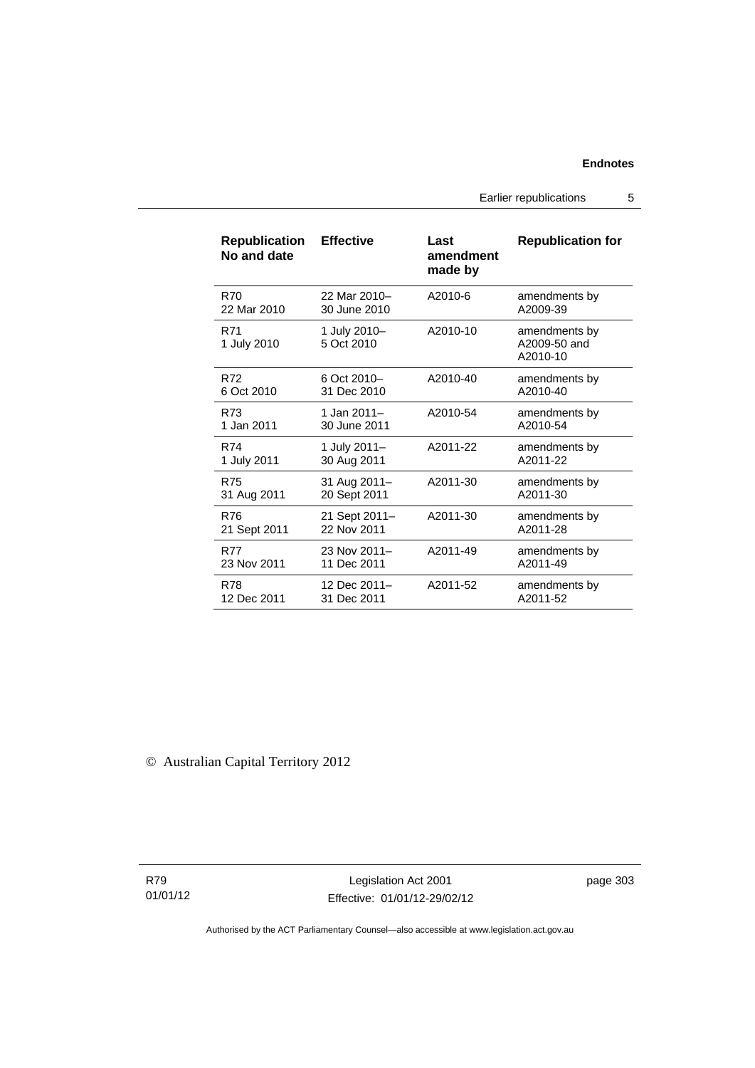| Republication No and date | Effective | Last amendment made by | Republication for |
|---|---|---|---|
| R70<br>22 Mar 2010 | 22 Mar 2010–<br>30 June 2010 | A2010-6 | amendments by A2009-39 |
| R71<br>1 July 2010 | 1 July 2010–<br>5 Oct 2010 | A2010-10 | amendments by A2009-50 and A2010-10 |
| R72<br>6 Oct 2010 | 6 Oct 2010–<br>31 Dec 2010 | A2010-40 | amendments by A2010-40 |
| R73<br>1 Jan 2011 | 1 Jan 2011–<br>30 June 2011 | A2010-54 | amendments by A2010-54 |
| R74<br>1 July 2011 | 1 July 2011–<br>30 Aug 2011 | A2011-22 | amendments by A2011-22 |
| R75<br>31 Aug 2011 | 31 Aug 2011–<br>20 Sept 2011 | A2011-30 | amendments by A2011-30 |
| R76<br>21 Sept 2011 | 21 Sept 2011–<br>22 Nov 2011 | A2011-30 | amendments by A2011-28 |
| R77<br>23 Nov 2011 | 23 Nov 2011–<br>11 Dec 2011 | A2011-49 | amendments by A2011-49 |
| R78<br>12 Dec 2011 | 12 Dec 2011–<br>31 Dec 2011 | A2011-52 | amendments by A2011-52 |

© Australian Capital Territory 2012